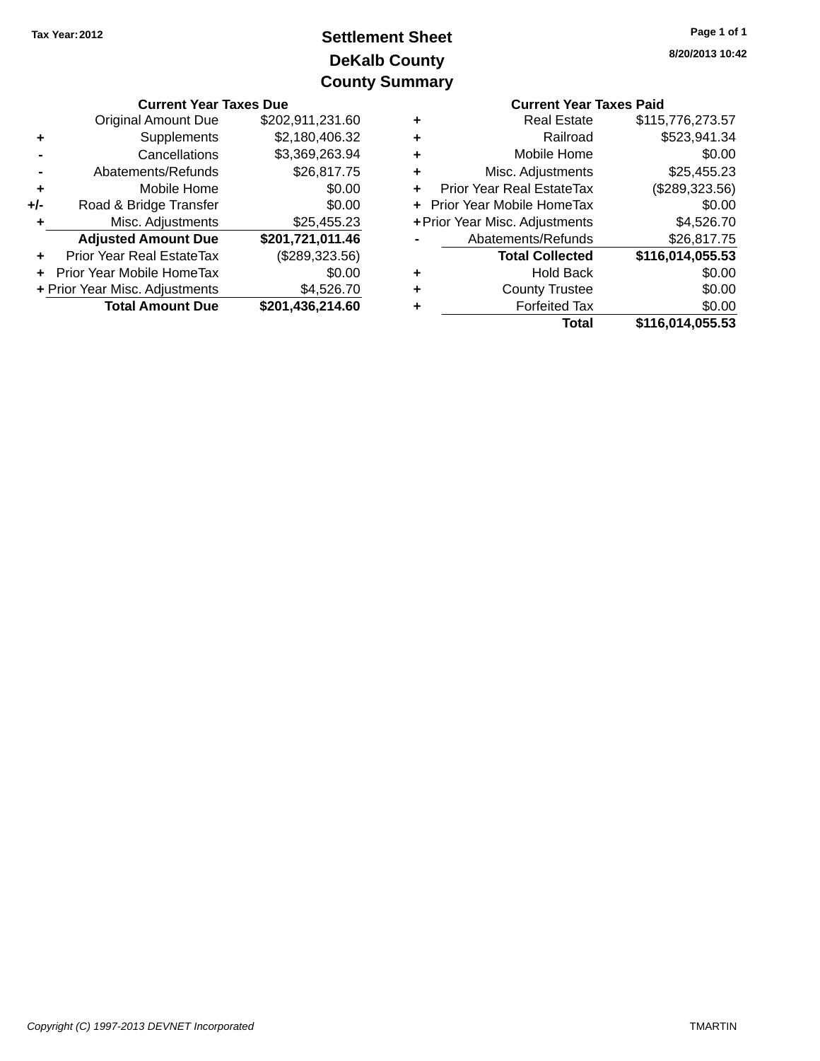Tax Year: 2012

# Settlement Sheet
## DeKalb County
## County Summary

8/20/2013 10:42

### Current Year Taxes Due

| | | |
|---|---|---|
| | Original Amount Due | $202,911,231.60 |
| + | Supplements | $2,180,406.32 |
| - | Cancellations | $3,369,263.94 |
| - | Abatements/Refunds | $26,817.75 |
| + | Mobile Home | $0.00 |
| +/- | Road & Bridge Transfer | $0.00 |
| + | Misc. Adjustments | $25,455.23 |
| | **Adjusted Amount Due** | **$201,721,011.46** |
| + | Prior Year Real EstateTax | ($289,323.56) |
| + | Prior Year Mobile HomeTax | $0.00 |
| + | Prior Year Misc. Adjustments | $4,526.70 |
| | **Total Amount Due** | **$201,436,214.60** |

### Current Year Taxes Paid

| | | |
|---|---|---|
| + | Real Estate | $115,776,273.57 |
| + | Railroad | $523,941.34 |
| + | Mobile Home | $0.00 |
| + | Misc. Adjustments | $25,455.23 |
| + | Prior Year Real EstateTax | ($289,323.56) |
| + | Prior Year Mobile HomeTax | $0.00 |
| + | Prior Year Misc. Adjustments | $4,526.70 |
| - | Abatements/Refunds | $26,817.75 |
| | **Total Collected** | **$116,014,055.53** |
| + | Hold Back | $0.00 |
| + | County Trustee | $0.00 |
| + | Forfeited Tax | $0.00 |
| | **Total** | **$116,014,055.53** |

*Copyright (C) 1997-2013 DEVNET Incorporated*

TMARTIN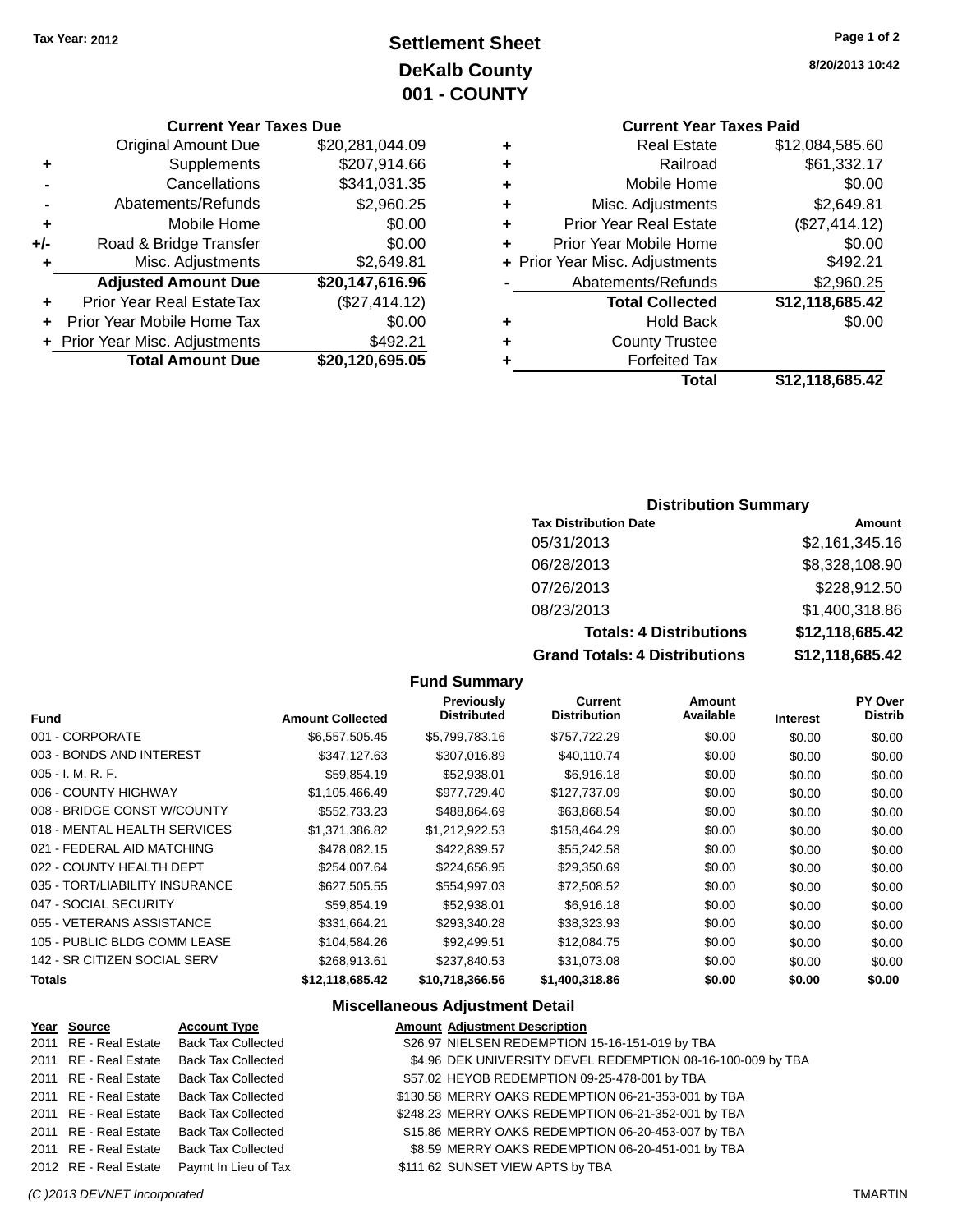**Tax Year: 2012**

# Settlement Sheet
## DeKalb County
## 001 - COUNTY

8/20/2013 10:42

### Current Year Taxes Due

| | | |
|---|---|---|
| | Original Amount Due | $20,281,044.09 |
| + | Supplements | $207,914.66 |
| - | Cancellations | $341,031.35 |
| - | Abatements/Refunds | $2,960.25 |
| + | Mobile Home | $0.00 |
| +/- | Road & Bridge Transfer | $0.00 |
| + | Misc. Adjustments | $2,649.81 |
| | **Adjusted Amount Due** | **$20,147,616.96** |
| + | Prior Year Real EstateTax | ($27,414.12) |
| + | Prior Year Mobile Home Tax | $0.00 |
| + | Prior Year Misc. Adjustments | $492.21 |
| | **Total Amount Due** | **$20,120,695.05** |

### Current Year Taxes Paid

| | | |
|---|---|---|
| + | Real Estate | $12,084,585.60 |
| + | Railroad | $61,332.17 |
| + | Mobile Home | $0.00 |
| + | Misc. Adjustments | $2,649.81 |
| + | Prior Year Real Estate | ($27,414.12) |
| + | Prior Year Mobile Home | $0.00 |
| + | Prior Year Misc. Adjustments | $492.21 |
| - | Abatements/Refunds | $2,960.25 |
| | **Total Collected** | **$12,118,685.42** |
| + | Hold Back | $0.00 |
| + | County Trustee | |
| + | Forfeited Tax | |
| | **Total** | **$12,118,685.42** |

### Distribution Summary

| Tax Distribution Date | Amount |
|---|---|
| 05/31/2013 | $2,161,345.16 |
| 06/28/2013 | $8,328,108.90 |
| 07/26/2013 | $228,912.50 |
| 08/23/2013 | $1,400,318.86 |
| **Totals: 4 Distributions** | **$12,118,685.42** |
| **Grand Totals: 4 Distributions** | **$12,118,685.42** |

### Fund Summary

| Fund | Amount Collected | Previously Distributed | Current Distribution | Amount Available | Interest | PY Over Distrib |
|---|---|---|---|---|---|---|
| 001 - CORPORATE | $6,557,505.45 | $5,799,783.16 | $757,722.29 | $0.00 | $0.00 | $0.00 |
| 003 - BONDS AND INTEREST | $347,127.63 | $307,016.89 | $40,110.74 | $0.00 | $0.00 | $0.00 |
| 005 - I. M. R. F. | $59,854.19 | $52,938.01 | $6,916.18 | $0.00 | $0.00 | $0.00 |
| 006 - COUNTY HIGHWAY | $1,105,466.49 | $977,729.40 | $127,737.09 | $0.00 | $0.00 | $0.00 |
| 008 - BRIDGE CONST W/COUNTY | $552,733.23 | $488,864.69 | $63,868.54 | $0.00 | $0.00 | $0.00 |
| 018 - MENTAL HEALTH SERVICES | $1,371,386.82 | $1,212,922.53 | $158,464.29 | $0.00 | $0.00 | $0.00 |
| 021 - FEDERAL AID MATCHING | $478,082.15 | $422,839.57 | $55,242.58 | $0.00 | $0.00 | $0.00 |
| 022 - COUNTY HEALTH DEPT | $254,007.64 | $224,656.95 | $29,350.69 | $0.00 | $0.00 | $0.00 |
| 035 - TORT/LIABILITY INSURANCE | $627,505.55 | $554,997.03 | $72,508.52 | $0.00 | $0.00 | $0.00 |
| 047 - SOCIAL SECURITY | $59,854.19 | $52,938.01 | $6,916.18 | $0.00 | $0.00 | $0.00 |
| 055 - VETERANS ASSISTANCE | $331,664.21 | $293,340.28 | $38,323.93 | $0.00 | $0.00 | $0.00 |
| 105 - PUBLIC BLDG COMM LEASE | $104,584.26 | $92,499.51 | $12,084.75 | $0.00 | $0.00 | $0.00 |
| 142 - SR CITIZEN SOCIAL SERV | $268,913.61 | $237,840.53 | $31,073.08 | $0.00 | $0.00 | $0.00 |
| **Totals** | **$12,118,685.42** | **$10,718,366.56** | **$1,400,318.86** | **$0.00** | **$0.00** | **$0.00** |

### Miscellaneous Adjustment Detail

| Year | Source | Account Type | Amount | Adjustment Description |
|---|---|---|---|---|
| 2011 | RE - Real Estate | Back Tax Collected | $26.97 | NIELSEN REDEMPTION 15-16-151-019 by TBA |
| 2011 | RE - Real Estate | Back Tax Collected | $4.96 | DEK UNIVERSITY DEVEL REDEMPTION 08-16-100-009 by TBA |
| 2011 | RE - Real Estate | Back Tax Collected | $57.02 | HEYOB REDEMPTION 09-25-478-001 by TBA |
| 2011 | RE - Real Estate | Back Tax Collected | $130.58 | MERRY OAKS REDEMPTION 06-21-353-001 by TBA |
| 2011 | RE - Real Estate | Back Tax Collected | $248.23 | MERRY OAKS REDEMPTION 06-21-352-001 by TBA |
| 2011 | RE - Real Estate | Back Tax Collected | $15.86 | MERRY OAKS REDEMPTION 06-20-453-007 by TBA |
| 2011 | RE - Real Estate | Back Tax Collected | $8.59 | MERRY OAKS REDEMPTION 06-20-451-001 by TBA |
| 2012 | RE - Real Estate | Paymt In Lieu of Tax | $111.62 | SUNSET VIEW APTS by TBA |

*(C )2013 DEVNET Incorporated* TMARTIN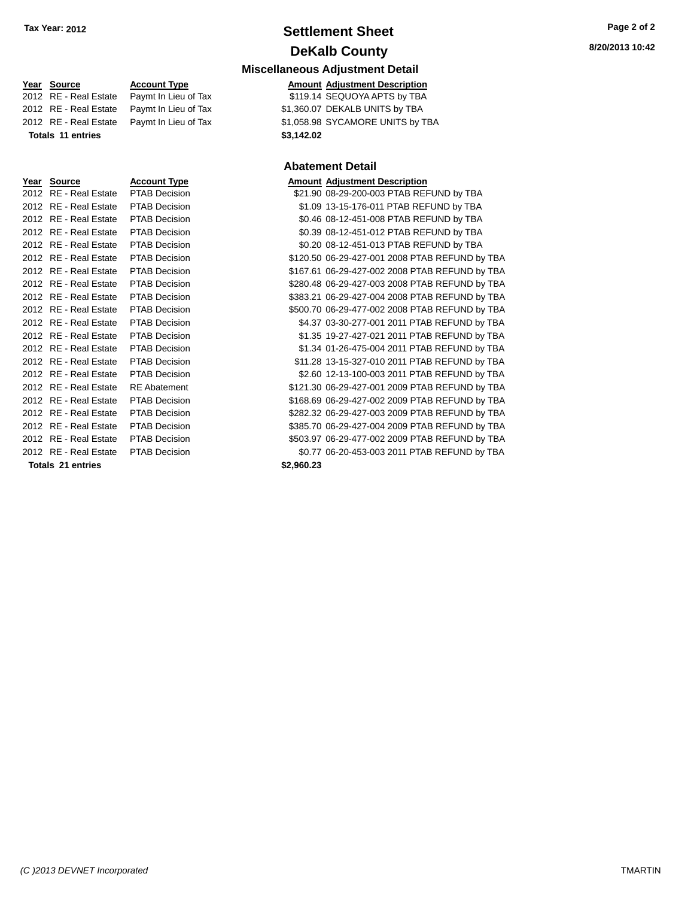# Settlement Sheet

## DeKalb County

**Tax Year: 2012**

### Miscellaneous Adjustment Detail

| Year | Source | Account Type | Amount | Adjustment Description |
|---|---|---|---|---|
| 2012 | RE - Real Estate | Paymt In Lieu of Tax | $119.14 | SEQUOYA APTS by TBA |
| 2012 | RE - Real Estate | Paymt In Lieu of Tax | $1,360.07 | DEKALB UNITS by TBA |
| 2012 | RE - Real Estate | Paymt In Lieu of Tax | $1,058.98 | SYCAMORE UNITS by TBA |
| **Totals** | **11 entries** | | **$3,142.02** | |

### Abatement Detail

| Year | Source | Account Type | Amount | Adjustment Description |
|---|---|---|---|---|
| 2012 | RE - Real Estate | PTAB Decision | $21.90 | 08-29-200-003 PTAB REFUND by TBA |
| 2012 | RE - Real Estate | PTAB Decision | $1.09 | 13-15-176-011 PTAB REFUND by TBA |
| 2012 | RE - Real Estate | PTAB Decision | $0.46 | 08-12-451-008 PTAB REFUND by TBA |
| 2012 | RE - Real Estate | PTAB Decision | $0.39 | 08-12-451-012 PTAB REFUND by TBA |
| 2012 | RE - Real Estate | PTAB Decision | $0.20 | 08-12-451-013 PTAB REFUND by TBA |
| 2012 | RE - Real Estate | PTAB Decision | $120.50 | 06-29-427-001 2008 PTAB REFUND by TBA |
| 2012 | RE - Real Estate | PTAB Decision | $167.61 | 06-29-427-002 2008 PTAB REFUND by TBA |
| 2012 | RE - Real Estate | PTAB Decision | $280.48 | 06-29-427-003 2008 PTAB REFUND by TBA |
| 2012 | RE - Real Estate | PTAB Decision | $383.21 | 06-29-427-004 2008 PTAB REFUND by TBA |
| 2012 | RE - Real Estate | PTAB Decision | $500.70 | 06-29-477-002 2008 PTAB REFUND by TBA |
| 2012 | RE - Real Estate | PTAB Decision | $4.37 | 03-30-277-001 2011 PTAB REFUND by TBA |
| 2012 | RE - Real Estate | PTAB Decision | $1.35 | 19-27-427-021 2011 PTAB REFUND by TBA |
| 2012 | RE - Real Estate | PTAB Decision | $1.34 | 01-26-475-004 2011 PTAB REFUND by TBA |
| 2012 | RE - Real Estate | PTAB Decision | $11.28 | 13-15-327-010 2011 PTAB REFUND by TBA |
| 2012 | RE - Real Estate | PTAB Decision | $2.60 | 12-13-100-003 2011 PTAB REFUND by TBA |
| 2012 | RE - Real Estate | RE Abatement | $121.30 | 06-29-427-001 2009 PTAB REFUND by TBA |
| 2012 | RE - Real Estate | PTAB Decision | $168.69 | 06-29-427-002 2009 PTAB REFUND by TBA |
| 2012 | RE - Real Estate | PTAB Decision | $282.32 | 06-29-427-003 2009 PTAB REFUND by TBA |
| 2012 | RE - Real Estate | PTAB Decision | $385.70 | 06-29-427-004 2009 PTAB REFUND by TBA |
| 2012 | RE - Real Estate | PTAB Decision | $503.97 | 06-29-477-002 2009 PTAB REFUND by TBA |
| 2012 | RE - Real Estate | PTAB Decision | $0.77 | 06-20-453-003 2011 PTAB REFUND by TBA |
| **Totals** | **21 entries** | | **$2,960.23** | |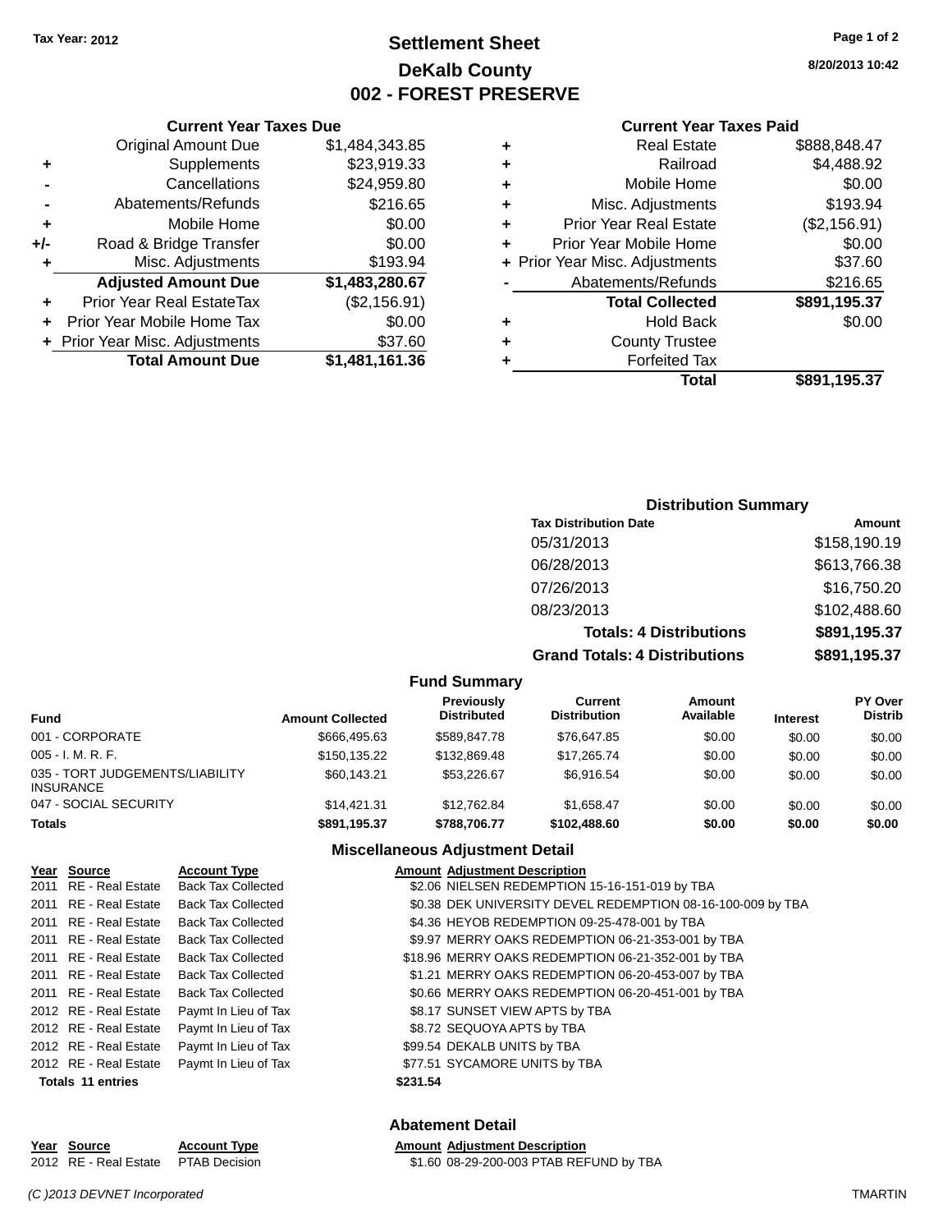**Tax Year: 2012**

# Settlement Sheet
## DeKalb County
## 002 - FOREST PRESERVE

8/20/2013 10:42

### Current Year Taxes Due

| | | |
|---|---|---|
| | Original Amount Due | $1,484,343.85 |
| + | Supplements | $23,919.33 |
| - | Cancellations | $24,959.80 |
| - | Abatements/Refunds | $216.65 |
| + | Mobile Home | $0.00 |
| +/- | Road & Bridge Transfer | $0.00 |
| + | Misc. Adjustments | $193.94 |
| | **Adjusted Amount Due** | **$1,483,280.67** |
| + | Prior Year Real EstateTax | ($2,156.91) |
| + | Prior Year Mobile Home Tax | $0.00 |
| + | Prior Year Misc. Adjustments | $37.60 |
| | **Total Amount Due** | **$1,481,161.36** |

### Current Year Taxes Paid

| | | |
|---|---|---|
| + | Real Estate | $888,848.47 |
| + | Railroad | $4,488.92 |
| + | Mobile Home | $0.00 |
| + | Misc. Adjustments | $193.94 |
| + | Prior Year Real Estate | ($2,156.91) |
| + | Prior Year Mobile Home | $0.00 |
| + | Prior Year Misc. Adjustments | $37.60 |
| - | Abatements/Refunds | $216.65 |
| | **Total Collected** | **$891,195.37** |
| + | Hold Back | $0.00 |
| + | County Trustee | |
| + | Forfeited Tax | |
| | **Total** | **$891,195.37** |

### Distribution Summary

| Tax Distribution Date | Amount |
|---|---|
| 05/31/2013 | $158,190.19 |
| 06/28/2013 | $613,766.38 |
| 07/26/2013 | $16,750.20 |
| 08/23/2013 | $102,488.60 |
| **Totals: 4 Distributions** | **$891,195.37** |
| **Grand Totals: 4 Distributions** | **$891,195.37** |

### Fund Summary

| Fund | Amount Collected | Previously Distributed | Current Distribution | Amount Available | Interest | PY Over Distrib |
|---|---|---|---|---|---|---|
| 001 - CORPORATE | $666,495.63 | $589,847.78 | $76,647.85 | $0.00 | $0.00 | $0.00 |
| 005 - I. M. R. F. | $150,135.22 | $132,869.48 | $17,265.74 | $0.00 | $0.00 | $0.00 |
| 035 - TORT JUDGEMENTS/LIABILITY INSURANCE | $60,143.21 | $53,226.67 | $6,916.54 | $0.00 | $0.00 | $0.00 |
| 047 - SOCIAL SECURITY | $14,421.31 | $12,762.84 | $1,658.47 | $0.00 | $0.00 | $0.00 |
| **Totals** | **$891,195.37** | **$788,706.77** | **$102,488.60** | **$0.00** | **$0.00** | **$0.00** |

### Miscellaneous Adjustment Detail

| Year | Source | Account Type | Amount | Adjustment Description |
|---|---|---|---|---|
| 2011 | RE - Real Estate | Back Tax Collected | $2.06 | NIELSEN REDEMPTION 15-16-151-019 by TBA |
| 2011 | RE - Real Estate | Back Tax Collected | $0.38 | DEK UNIVERSITY DEVEL REDEMPTION 08-16-100-009 by TBA |
| 2011 | RE - Real Estate | Back Tax Collected | $4.36 | HEYOB REDEMPTION 09-25-478-001 by TBA |
| 2011 | RE - Real Estate | Back Tax Collected | $9.97 | MERRY OAKS REDEMPTION 06-21-353-001 by TBA |
| 2011 | RE - Real Estate | Back Tax Collected | $18.96 | MERRY OAKS REDEMPTION 06-21-352-001 by TBA |
| 2011 | RE - Real Estate | Back Tax Collected | $1.21 | MERRY OAKS REDEMPTION 06-20-453-007 by TBA |
| 2011 | RE - Real Estate | Back Tax Collected | $0.66 | MERRY OAKS REDEMPTION 06-20-451-001 by TBA |
| 2012 | RE - Real Estate | Paymt In Lieu of Tax | $8.17 | SUNSET VIEW APTS by TBA |
| 2012 | RE - Real Estate | Paymt In Lieu of Tax | $8.72 | SEQUOYA APTS by TBA |
| 2012 | RE - Real Estate | Paymt In Lieu of Tax | $99.54 | DEKALB UNITS by TBA |
| 2012 | RE - Real Estate | Paymt In Lieu of Tax | $77.51 | SYCAMORE UNITS by TBA |
| **Totals 11 entries** | | | **$231.54** | |

### Abatement Detail

| Year | Source | Account Type | Amount | Adjustment Description |
|---|---|---|---|---|
| 2012 | RE - Real Estate | PTAB Decision | $1.60 | 08-29-200-003 PTAB REFUND by TBA |

(C )2013 DEVNET Incorporated — TMARTIN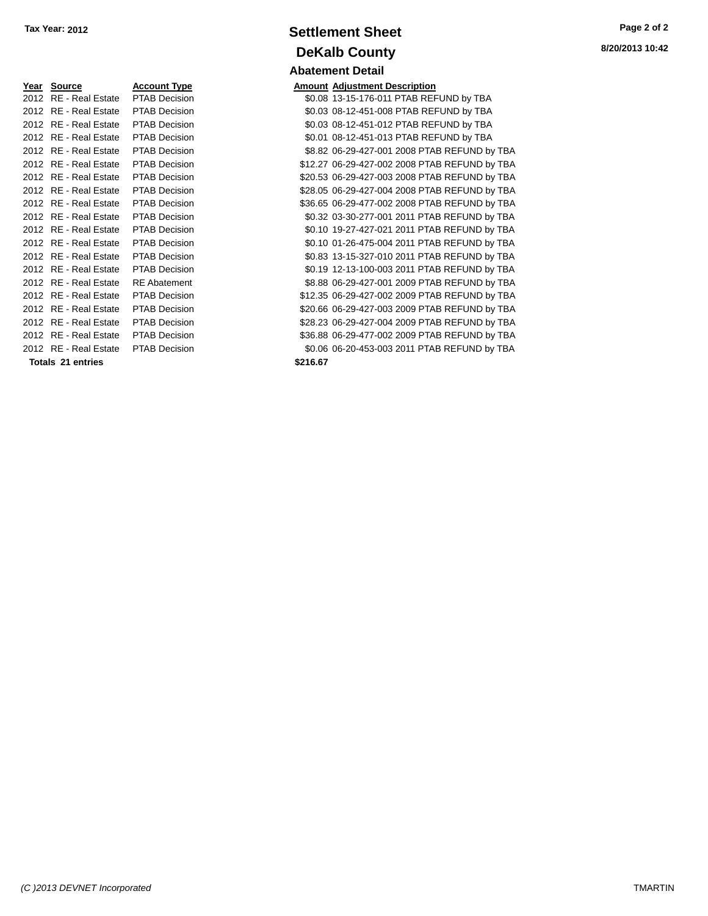Tax Year: 2012

# Settlement Sheet

## DeKalb County

### Abatement Detail

| Year | Source | Account Type | Amount | Adjustment Description |
| --- | --- | --- | --- | --- |
| 2012 | RE - Real Estate | PTAB Decision | $0.08 | 13-15-176-011 PTAB REFUND by TBA |
| 2012 | RE - Real Estate | PTAB Decision | $0.03 | 08-12-451-008 PTAB REFUND by TBA |
| 2012 | RE - Real Estate | PTAB Decision | $0.03 | 08-12-451-012 PTAB REFUND by TBA |
| 2012 | RE - Real Estate | PTAB Decision | $0.01 | 08-12-451-013 PTAB REFUND by TBA |
| 2012 | RE - Real Estate | PTAB Decision | $8.82 | 06-29-427-001 2008 PTAB REFUND by TBA |
| 2012 | RE - Real Estate | PTAB Decision | $12.27 | 06-29-427-002 2008 PTAB REFUND by TBA |
| 2012 | RE - Real Estate | PTAB Decision | $20.53 | 06-29-427-003 2008 PTAB REFUND by TBA |
| 2012 | RE - Real Estate | PTAB Decision | $28.05 | 06-29-427-004 2008 PTAB REFUND by TBA |
| 2012 | RE - Real Estate | PTAB Decision | $36.65 | 06-29-477-002 2008 PTAB REFUND by TBA |
| 2012 | RE - Real Estate | PTAB Decision | $0.32 | 03-30-277-001 2011 PTAB REFUND by TBA |
| 2012 | RE - Real Estate | PTAB Decision | $0.10 | 19-27-427-021 2011 PTAB REFUND by TBA |
| 2012 | RE - Real Estate | PTAB Decision | $0.10 | 01-26-475-004 2011 PTAB REFUND by TBA |
| 2012 | RE - Real Estate | PTAB Decision | $0.83 | 13-15-327-010 2011 PTAB REFUND by TBA |
| 2012 | RE - Real Estate | PTAB Decision | $0.19 | 12-13-100-003 2011 PTAB REFUND by TBA |
| 2012 | RE - Real Estate | RE Abatement | $8.88 | 06-29-427-001 2009 PTAB REFUND by TBA |
| 2012 | RE - Real Estate | PTAB Decision | $12.35 | 06-29-427-002 2009 PTAB REFUND by TBA |
| 2012 | RE - Real Estate | PTAB Decision | $20.66 | 06-29-427-003 2009 PTAB REFUND by TBA |
| 2012 | RE - Real Estate | PTAB Decision | $28.23 | 06-29-427-004 2009 PTAB REFUND by TBA |
| 2012 | RE - Real Estate | PTAB Decision | $36.88 | 06-29-477-002 2009 PTAB REFUND by TBA |
| 2012 | RE - Real Estate | PTAB Decision | $0.06 | 06-20-453-003 2011 PTAB REFUND by TBA |
| **Totals 21 entries** | | | **$216.67** | |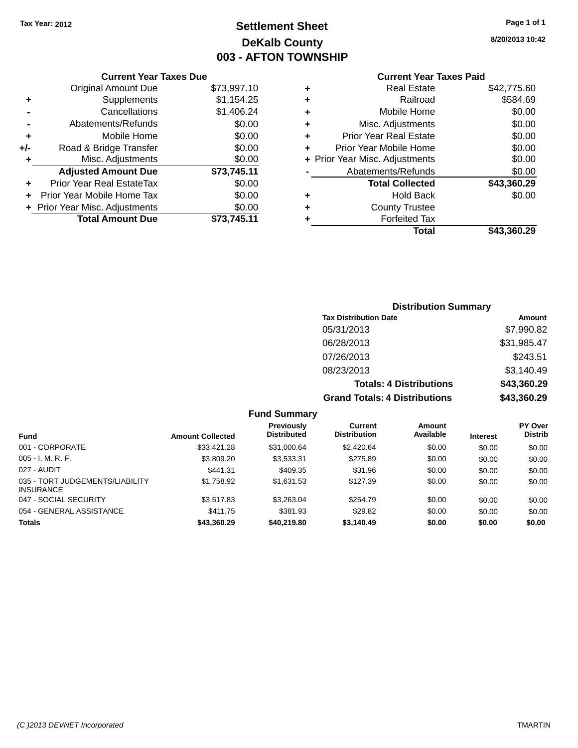Tax Year: 2012

# Settlement Sheet

## DeKalb County

## 003 - AFTON TOWNSHIP

8/20/2013 10:42

**Current Year Taxes Due**

| | | |
|---|---|---|
| | Original Amount Due | $73,997.10 |
| + | Supplements | $1,154.25 |
| - | Cancellations | $1,406.24 |
| - | Abatements/Refunds | $0.00 |
| + | Mobile Home | $0.00 |
| +/- | Road & Bridge Transfer | $0.00 |
| + | Misc. Adjustments | $0.00 |
| | **Adjusted Amount Due** | **$73,745.11** |
| + | Prior Year Real EstateTax | $0.00 |
| + | Prior Year Mobile Home Tax | $0.00 |
| + | Prior Year Misc. Adjustments | $0.00 |
| | **Total Amount Due** | **$73,745.11** |

**Current Year Taxes Paid**

| | | |
|---|---|---|
| + | Real Estate | $42,775.60 |
| + | Railroad | $584.69 |
| + | Mobile Home | $0.00 |
| + | Misc. Adjustments | $0.00 |
| + | Prior Year Real Estate | $0.00 |
| + | Prior Year Mobile Home | $0.00 |
| + | Prior Year Misc. Adjustments | $0.00 |
| - | Abatements/Refunds | $0.00 |
| | **Total Collected** | **$43,360.29** |
| + | Hold Back | $0.00 |
| + | County Trustee | |
| + | Forfeited Tax | |
| | **Total** | **$43,360.29** |

**Distribution Summary**

| Tax Distribution Date | Amount |
|---|---|
| 05/31/2013 | $7,990.82 |
| 06/28/2013 | $31,985.47 |
| 07/26/2013 | $243.51 |
| 08/23/2013 | $3,140.49 |
| **Totals: 4 Distributions** | **$43,360.29** |
| **Grand Totals: 4 Distributions** | **$43,360.29** |

**Fund Summary**

| Fund | Amount Collected | Previously Distributed | Current Distribution | Amount Available | Interest | PY Over Distrib |
|---|---|---|---|---|---|---|
| 001 - CORPORATE | $33,421.28 | $31,000.64 | $2,420.64 | $0.00 | $0.00 | $0.00 |
| 005 - I. M. R. F. | $3,809.20 | $3,533.31 | $275.89 | $0.00 | $0.00 | $0.00 |
| 027 - AUDIT | $441.31 | $409.35 | $31.96 | $0.00 | $0.00 | $0.00 |
| 035 - TORT JUDGEMENTS/LIABILITY INSURANCE | $1,758.92 | $1,631.53 | $127.39 | $0.00 | $0.00 | $0.00 |
| 047 - SOCIAL SECURITY | $3,517.83 | $3,263.04 | $254.79 | $0.00 | $0.00 | $0.00 |
| 054 - GENERAL ASSISTANCE | $411.75 | $381.93 | $29.82 | $0.00 | $0.00 | $0.00 |
| **Totals** | **$43,360.29** | **$40,219.80** | **$3,140.49** | **$0.00** | **$0.00** | **$0.00** |

(C )2013 DEVNET Incorporated TMARTIN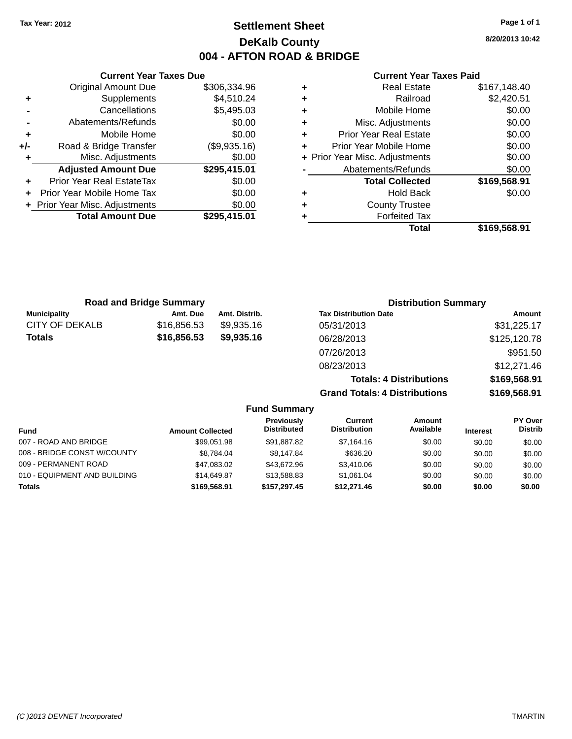Tax Year: 2012

# Settlement Sheet

## DeKalb County

## 004 - AFTON ROAD & BRIDGE

8/20/2013 10:42

### Current Year Taxes Due

| | | |
|---|---|---|
| | Original Amount Due | $306,334.96 |
| + | Supplements | $4,510.24 |
| - | Cancellations | $5,495.03 |
| - | Abatements/Refunds | $0.00 |
| + | Mobile Home | $0.00 |
| +/- | Road & Bridge Transfer | ($9,935.16) |
| + | Misc. Adjustments | $0.00 |
| | **Adjusted Amount Due** | **$295,415.01** |
| + | Prior Year Real EstateTax | $0.00 |
| + | Prior Year Mobile Home Tax | $0.00 |
| + | Prior Year Misc. Adjustments | $0.00 |
| | **Total Amount Due** | **$295,415.01** |

### Current Year Taxes Paid

| | | |
|---|---|---|
| + | Real Estate | $167,148.40 |
| + | Railroad | $2,420.51 |
| + | Mobile Home | $0.00 |
| + | Misc. Adjustments | $0.00 |
| + | Prior Year Real Estate | $0.00 |
| + | Prior Year Mobile Home | $0.00 |
| + | Prior Year Misc. Adjustments | $0.00 |
| - | Abatements/Refunds | $0.00 |
| | **Total Collected** | **$169,568.91** |
| + | Hold Back | $0.00 |
| + | County Trustee | |
| + | Forfeited Tax | |
| | **Total** | **$169,568.91** |

### Road and Bridge Summary

| Municipality | Amt. Due | Amt. Distrib. |
|---|---|---|
| CITY OF DEKALB | $16,856.53 | $9,935.16 |
| **Totals** | **$16,856.53** | **$9,935.16** |

### Distribution Summary

| Tax Distribution Date | Amount |
|---|---|
| 05/31/2013 | $31,225.17 |
| 06/28/2013 | $125,120.78 |
| 07/26/2013 | $951.50 |
| 08/23/2013 | $12,271.46 |
| **Totals: 4 Distributions** | **$169,568.91** |
| **Grand Totals: 4 Distributions** | **$169,568.91** |

### Fund Summary

| Fund | Amount Collected | Previously Distributed | Current Distribution | Amount Available | Interest | PY Over Distrib |
|---|---|---|---|---|---|---|
| 007 - ROAD AND BRIDGE | $99,051.98 | $91,887.82 | $7,164.16 | $0.00 | $0.00 | $0.00 |
| 008 - BRIDGE CONST W/COUNTY | $8,784.04 | $8,147.84 | $636.20 | $0.00 | $0.00 | $0.00 |
| 009 - PERMANENT ROAD | $47,083.02 | $43,672.96 | $3,410.06 | $0.00 | $0.00 | $0.00 |
| 010 - EQUIPMENT AND BUILDING | $14,649.87 | $13,588.83 | $1,061.04 | $0.00 | $0.00 | $0.00 |
| **Totals** | **$169,568.91** | **$157,297.45** | **$12,271.46** | **$0.00** | **$0.00** | **$0.00** |

(C )2013 DEVNET Incorporated TMARTIN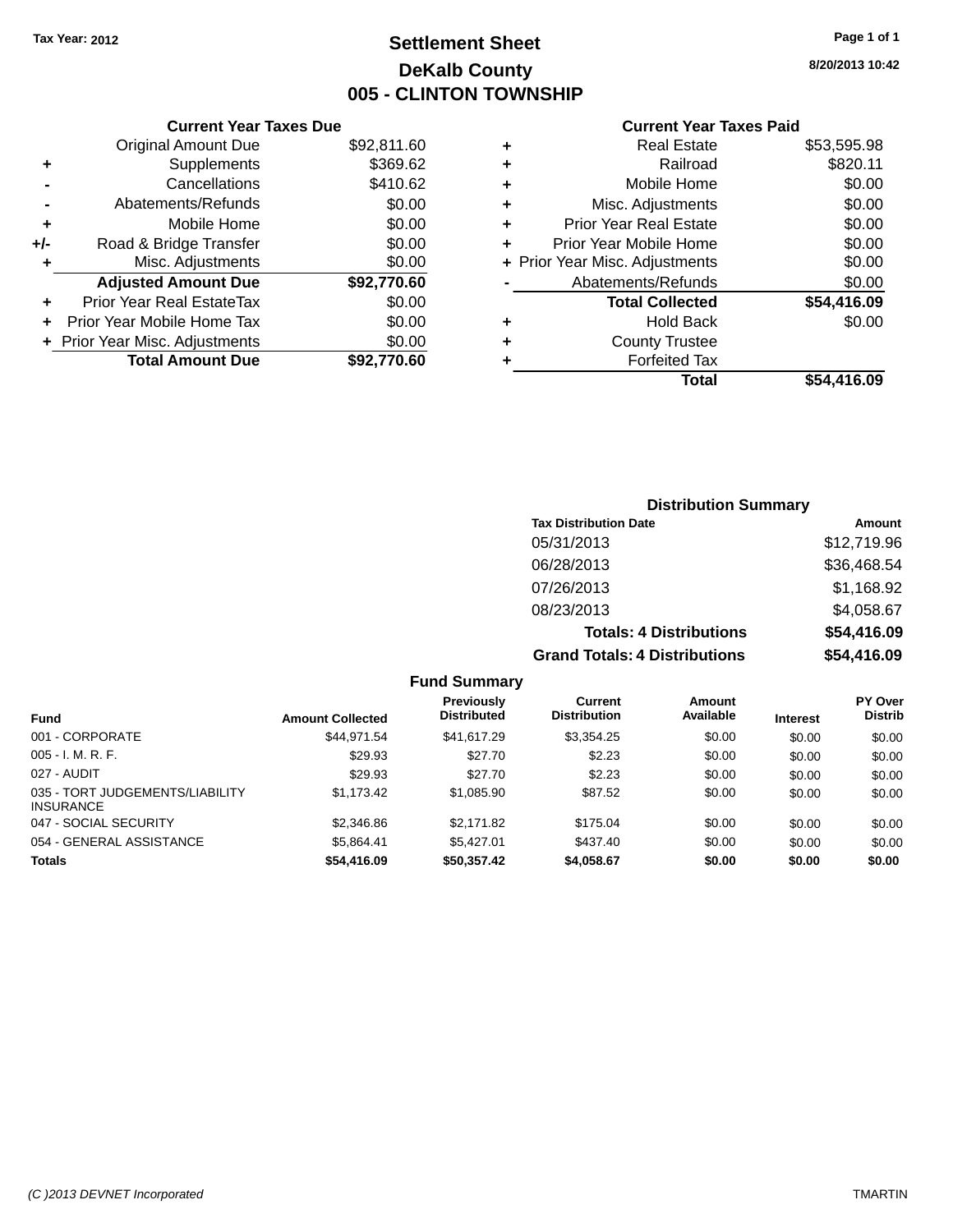Tax Year: 2012

# Settlement Sheet

## DeKalb County

## 005 - CLINTON TOWNSHIP

8/20/2013 10:42

### Current Year Taxes Due

| | | |
|---|---|---|
| | Original Amount Due | $92,811.60 |
| + | Supplements | $369.62 |
| - | Cancellations | $410.62 |
| - | Abatements/Refunds | $0.00 |
| + | Mobile Home | $0.00 |
| +/- | Road & Bridge Transfer | $0.00 |
| + | Misc. Adjustments | $0.00 |
| | **Adjusted Amount Due** | **$92,770.60** |
| + | Prior Year Real EstateTax | $0.00 |
| + | Prior Year Mobile Home Tax | $0.00 |
| + | Prior Year Misc. Adjustments | $0.00 |
| | **Total Amount Due** | **$92,770.60** |

### Current Year Taxes Paid

| | | |
|---|---|---|
| + | Real Estate | $53,595.98 |
| + | Railroad | $820.11 |
| + | Mobile Home | $0.00 |
| + | Misc. Adjustments | $0.00 |
| + | Prior Year Real Estate | $0.00 |
| + | Prior Year Mobile Home | $0.00 |
| + | Prior Year Misc. Adjustments | $0.00 |
| - | Abatements/Refunds | $0.00 |
| | **Total Collected** | **$54,416.09** |
| + | Hold Back | $0.00 |
| + | County Trustee | |
| + | Forfeited Tax | |
| | **Total** | **$54,416.09** |

### Distribution Summary

| Tax Distribution Date | Amount |
|---|---|
| 05/31/2013 | $12,719.96 |
| 06/28/2013 | $36,468.54 |
| 07/26/2013 | $1,168.92 |
| 08/23/2013 | $4,058.67 |
| **Totals: 4 Distributions** | **$54,416.09** |
| **Grand Totals: 4 Distributions** | **$54,416.09** |

### Fund Summary

| Fund | Amount Collected | Previously Distributed | Current Distribution | Amount Available | Interest | PY Over Distrib |
|---|---|---|---|---|---|---|
| 001 - CORPORATE | $44,971.54 | $41,617.29 | $3,354.25 | $0.00 | $0.00 | $0.00 |
| 005 - I. M. R. F. | $29.93 | $27.70 | $2.23 | $0.00 | $0.00 | $0.00 |
| 027 - AUDIT | $29.93 | $27.70 | $2.23 | $0.00 | $0.00 | $0.00 |
| 035 - TORT JUDGEMENTS/LIABILITY INSURANCE | $1,173.42 | $1,085.90 | $87.52 | $0.00 | $0.00 | $0.00 |
| 047 - SOCIAL SECURITY | $2,346.86 | $2,171.82 | $175.04 | $0.00 | $0.00 | $0.00 |
| 054 - GENERAL ASSISTANCE | $5,864.41 | $5,427.01 | $437.40 | $0.00 | $0.00 | $0.00 |
| **Totals** | **$54,416.09** | **$50,357.42** | **$4,058.67** | **$0.00** | **$0.00** | **$0.00** |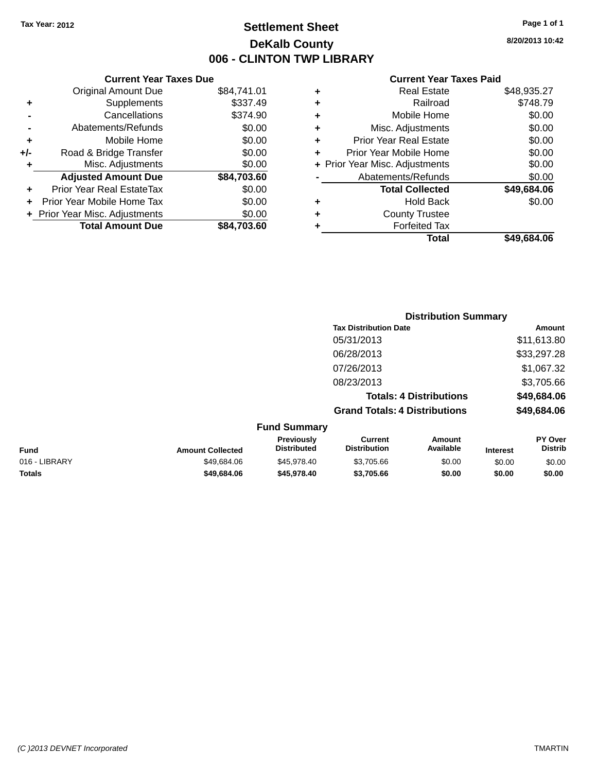Tax Year: 2012

# Settlement Sheet

## DeKalb County

## 006 - CLINTON TWP LIBRARY

8/20/2013 10:42

### Current Year Taxes Due

| | | |
|---|---|---|
| | Original Amount Due | $84,741.01 |
| + | Supplements | $337.49 |
| - | Cancellations | $374.90 |
| - | Abatements/Refunds | $0.00 |
| + | Mobile Home | $0.00 |
| +/- | Road & Bridge Transfer | $0.00 |
| + | Misc. Adjustments | $0.00 |
| | **Adjusted Amount Due** | **$84,703.60** |
| + | Prior Year Real EstateTax | $0.00 |
| + | Prior Year Mobile Home Tax | $0.00 |
| + | Prior Year Misc. Adjustments | $0.00 |
| | **Total Amount Due** | **$84,703.60** |

### Current Year Taxes Paid

| | | |
|---|---|---|
| + | Real Estate | $48,935.27 |
| + | Railroad | $748.79 |
| + | Mobile Home | $0.00 |
| + | Misc. Adjustments | $0.00 |
| + | Prior Year Real Estate | $0.00 |
| + | Prior Year Mobile Home | $0.00 |
| + | Prior Year Misc. Adjustments | $0.00 |
| - | Abatements/Refunds | $0.00 |
| | **Total Collected** | **$49,684.06** |
| + | Hold Back | $0.00 |
| + | County Trustee | |
| + | Forfeited Tax | |
| | **Total** | **$49,684.06** |

### Distribution Summary

| Tax Distribution Date | Amount |
|---|---|
| 05/31/2013 | $11,613.80 |
| 06/28/2013 | $33,297.28 |
| 07/26/2013 | $1,067.32 |
| 08/23/2013 | $3,705.66 |
| **Totals: 4 Distributions** | **$49,684.06** |
| **Grand Totals: 4 Distributions** | **$49,684.06** |

### Fund Summary

| Fund | Amount Collected | Previously Distributed | Current Distribution | Amount Available | Interest | PY Over Distrib |
|---|---|---|---|---|---|---|
| 016 - LIBRARY | $49,684.06 | $45,978.40 | $3,705.66 | $0.00 | $0.00 | $0.00 |
| **Totals** | **$49,684.06** | **$45,978.40** | **$3,705.66** | **$0.00** | **$0.00** | **$0.00** |

(C )2013 DEVNET Incorporated

TMARTIN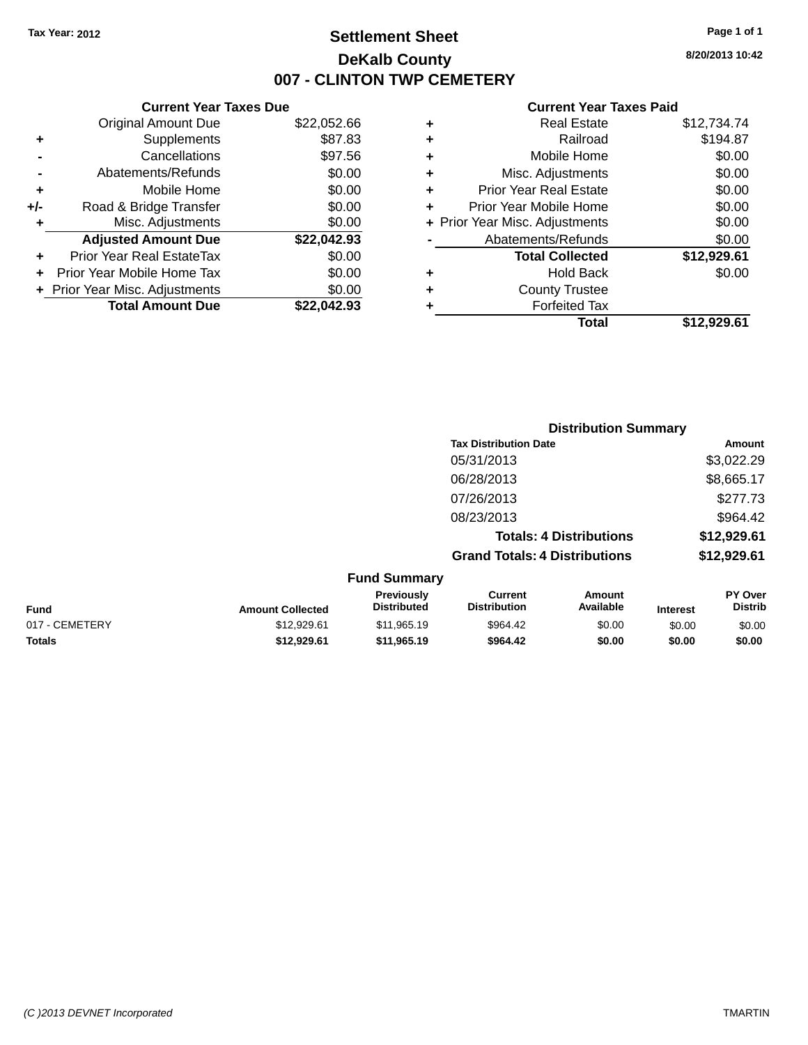Tax Year: 2012

# Settlement Sheet

## DeKalb County

## 007 - CLINTON TWP CEMETERY

8/20/2013 10:42

| | Current Year Taxes Due | |
|---|---|---|
| | Original Amount Due | $22,052.66 |
| + | Supplements | $87.83 |
| - | Cancellations | $97.56 |
| - | Abatements/Refunds | $0.00 |
| + | Mobile Home | $0.00 |
| +/- | Road & Bridge Transfer | $0.00 |
| + | Misc. Adjustments | $0.00 |
| | **Adjusted Amount Due** | **$22,042.93** |
| + | Prior Year Real EstateTax | $0.00 |
| + | Prior Year Mobile Home Tax | $0.00 |
| + | Prior Year Misc. Adjustments | $0.00 |
| | **Total Amount Due** | **$22,042.93** |

| | Current Year Taxes Paid | |
|---|---|---|
| + | Real Estate | $12,734.74 |
| + | Railroad | $194.87 |
| + | Mobile Home | $0.00 |
| + | Misc. Adjustments | $0.00 |
| + | Prior Year Real Estate | $0.00 |
| + | Prior Year Mobile Home | $0.00 |
| + | Prior Year Misc. Adjustments | $0.00 |
| - | Abatements/Refunds | $0.00 |
| | **Total Collected** | **$12,929.61** |
| + | Hold Back | $0.00 |
| + | County Trustee | |
| + | Forfeited Tax | |
| | **Total** | **$12,929.61** |

### Distribution Summary

| Tax Distribution Date | Amount |
|---|---|
| 05/31/2013 | $3,022.29 |
| 06/28/2013 | $8,665.17 |
| 07/26/2013 | $277.73 |
| 08/23/2013 | $964.42 |
| **Totals: 4 Distributions** | **$12,929.61** |
| **Grand Totals: 4 Distributions** | **$12,929.61** |

### Fund Summary

| Fund | Amount Collected | Previously Distributed | Current Distribution | Amount Available | Interest | PY Over Distrib |
|---|---|---|---|---|---|---|
| 017 - CEMETERY | $12,929.61 | $11,965.19 | $964.42 | $0.00 | $0.00 | $0.00 |
| **Totals** | **$12,929.61** | **$11,965.19** | **$964.42** | **$0.00** | **$0.00** | **$0.00** |

(C )2013 DEVNET Incorporated TMARTIN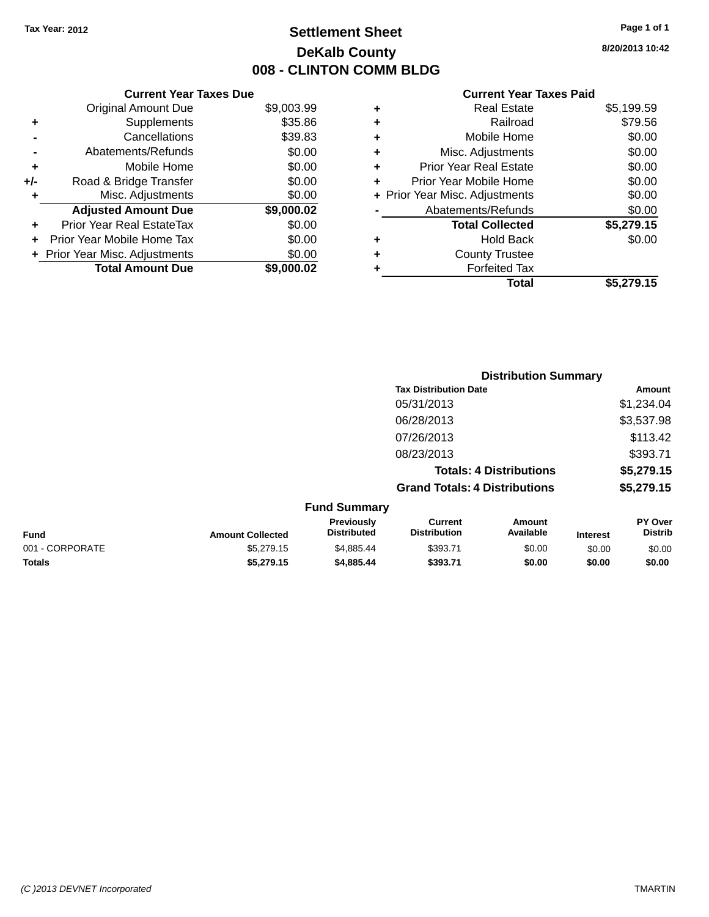Tax Year: 2012

# Settlement Sheet

## DeKalb County

## 008 - CLINTON COMM BLDG

8/20/2013 10:42

### Current Year Taxes Due

| | | Amount |
|---|---|---|
| | Original Amount Due | $9,003.99 |
| + | Supplements | $35.86 |
| - | Cancellations | $39.83 |
| - | Abatements/Refunds | $0.00 |
| + | Mobile Home | $0.00 |
| +/- | Road & Bridge Transfer | $0.00 |
| + | Misc. Adjustments | $0.00 |
| | **Adjusted Amount Due** | **$9,000.02** |
| + | Prior Year Real EstateTax | $0.00 |
| + | Prior Year Mobile Home Tax | $0.00 |
| + | Prior Year Misc. Adjustments | $0.00 |
| | **Total Amount Due** | **$9,000.02** |

### Current Year Taxes Paid

| | | Amount |
|---|---|---|
| + | Real Estate | $5,199.59 |
| + | Railroad | $79.56 |
| + | Mobile Home | $0.00 |
| + | Misc. Adjustments | $0.00 |
| + | Prior Year Real Estate | $0.00 |
| + | Prior Year Mobile Home | $0.00 |
| + | Prior Year Misc. Adjustments | $0.00 |
| - | Abatements/Refunds | $0.00 |
| | **Total Collected** | **$5,279.15** |
| + | Hold Back | $0.00 |
| + | County Trustee | |
| + | Forfeited Tax | |
| | **Total** | **$5,279.15** |

### Distribution Summary

| Tax Distribution Date | Amount |
|---|---|
| 05/31/2013 | $1,234.04 |
| 06/28/2013 | $3,537.98 |
| 07/26/2013 | $113.42 |
| 08/23/2013 | $393.71 |
| **Totals: 4 Distributions** | **$5,279.15** |
| **Grand Totals: 4 Distributions** | **$5,279.15** |

### Fund Summary

| Fund | Amount Collected | Previously Distributed | Current Distribution | Amount Available | Interest | PY Over Distrib |
|---|---|---|---|---|---|---|
| 001 - CORPORATE | $5,279.15 | $4,885.44 | $393.71 | $0.00 | $0.00 | $0.00 |
| **Totals** | **$5,279.15** | **$4,885.44** | **$393.71** | **$0.00** | **$0.00** | **$0.00** |

(C )2013 DEVNET Incorporated TMARTIN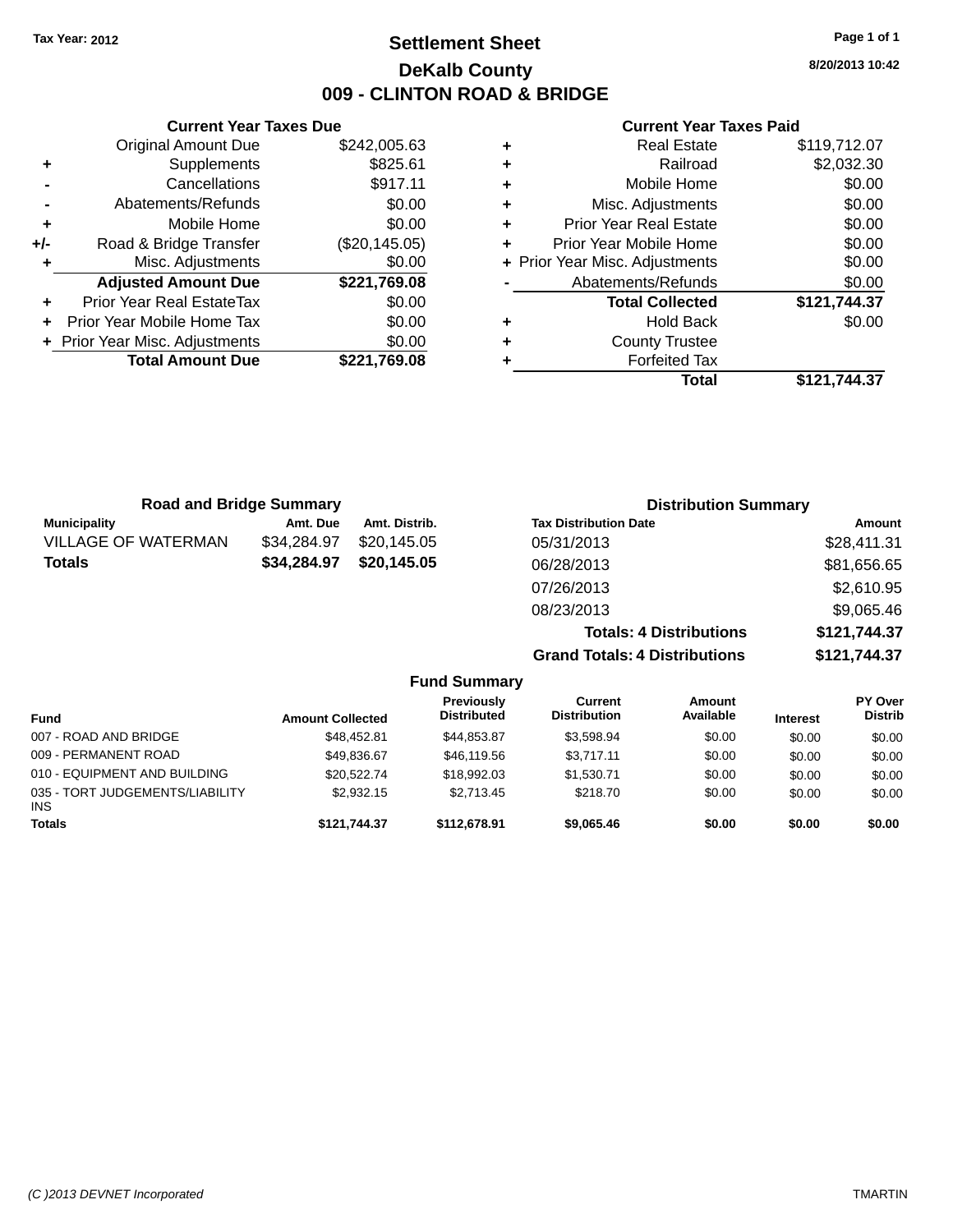Tax Year: 2012

# Settlement Sheet

## DeKalb County

## 009 - CLINTON ROAD & BRIDGE

8/20/2013 10:42

### Current Year Taxes Due

| | | |
|---|---|---|
| | Original Amount Due | $242,005.63 |
| + | Supplements | $825.61 |
| - | Cancellations | $917.11 |
| - | Abatements/Refunds | $0.00 |
| + | Mobile Home | $0.00 |
| +/- | Road & Bridge Transfer | ($20,145.05) |
| + | Misc. Adjustments | $0.00 |
| | **Adjusted Amount Due** | **$221,769.08** |
| + | Prior Year Real EstateTax | $0.00 |
| + | Prior Year Mobile Home Tax | $0.00 |
| + | Prior Year Misc. Adjustments | $0.00 |
| | **Total Amount Due** | **$221,769.08** |

### Current Year Taxes Paid

| | | |
|---|---|---|
| + | Real Estate | $119,712.07 |
| + | Railroad | $2,032.30 |
| + | Mobile Home | $0.00 |
| + | Misc. Adjustments | $0.00 |
| + | Prior Year Real Estate | $0.00 |
| + | Prior Year Mobile Home | $0.00 |
| + | Prior Year Misc. Adjustments | $0.00 |
| - | Abatements/Refunds | $0.00 |
| | **Total Collected** | **$121,744.37** |
| + | Hold Back | $0.00 |
| + | County Trustee | |
| + | Forfeited Tax | |
| | **Total** | **$121,744.37** |

### Road and Bridge Summary

| Municipality | Amt. Due | Amt. Distrib. |
|---|---|---|
| VILLAGE OF WATERMAN | $34,284.97 | $20,145.05 |
| **Totals** | **$34,284.97** | **$20,145.05** |

### Distribution Summary

| Tax Distribution Date | Amount |
|---|---|
| 05/31/2013 | $28,411.31 |
| 06/28/2013 | $81,656.65 |
| 07/26/2013 | $2,610.95 |
| 08/23/2013 | $9,065.46 |
| **Totals: 4 Distributions** | **$121,744.37** |
| **Grand Totals: 4 Distributions** | **$121,744.37** |

### Fund Summary

| Fund | Amount Collected | Previously Distributed | Current Distribution | Amount Available | Interest | PY Over Distrib |
|---|---|---|---|---|---|---|
| 007 - ROAD AND BRIDGE | $48,452.81 | $44,853.87 | $3,598.94 | $0.00 | $0.00 | $0.00 |
| 009 - PERMANENT ROAD | $49,836.67 | $46,119.56 | $3,717.11 | $0.00 | $0.00 | $0.00 |
| 010 - EQUIPMENT AND BUILDING | $20,522.74 | $18,992.03 | $1,530.71 | $0.00 | $0.00 | $0.00 |
| 035 - TORT JUDGEMENTS/LIABILITY INS | $2,932.15 | $2,713.45 | $218.70 | $0.00 | $0.00 | $0.00 |
| **Totals** | **$121,744.37** | **$112,678.91** | **$9,065.46** | **$0.00** | **$0.00** | **$0.00** |

(C )2013 DEVNET Incorporated TMARTIN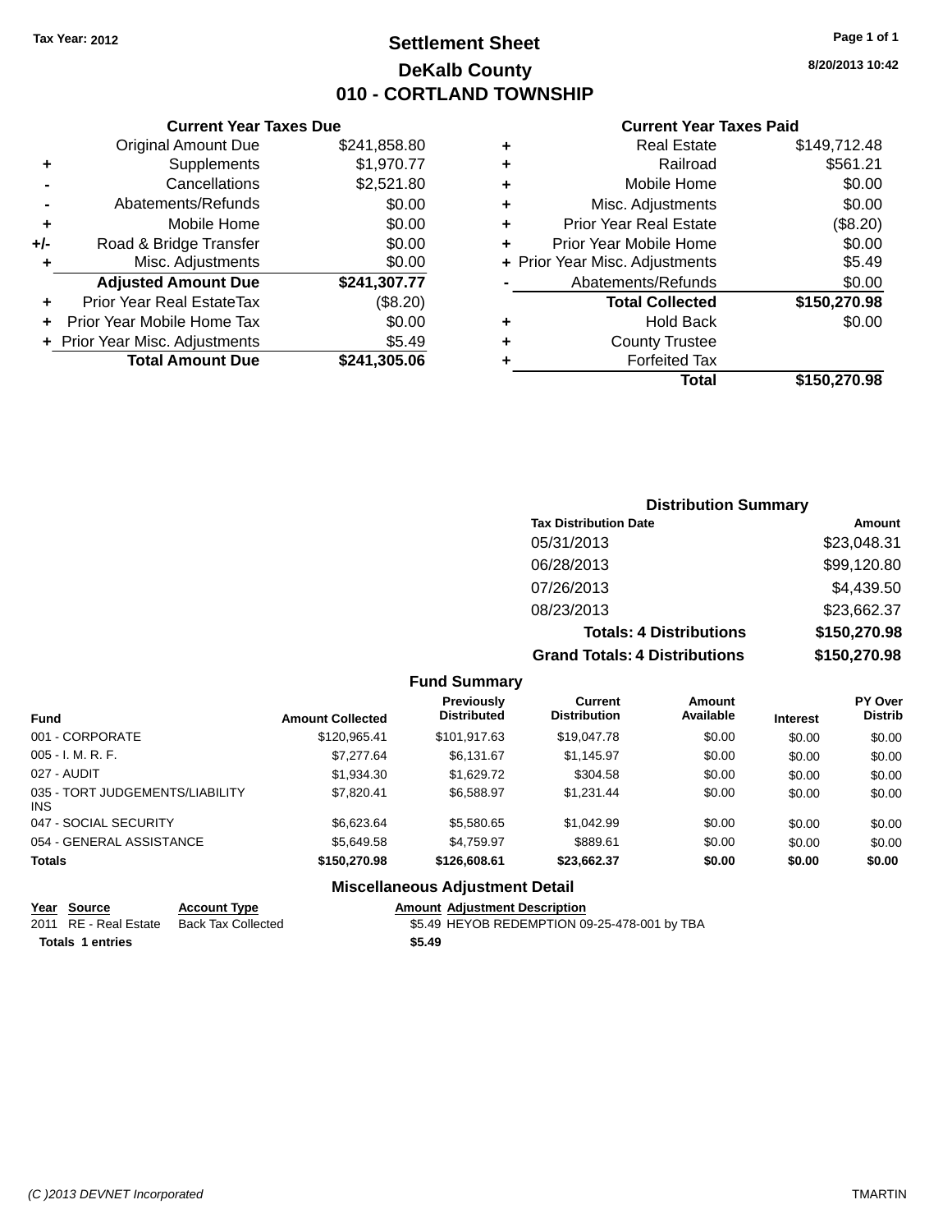Tax Year: 2012

# Settlement Sheet
## DeKalb County
## 010 - CORTLAND TOWNSHIP

8/20/2013 10:42

### Current Year Taxes Due

| | | |
|---|---|---|
| | Original Amount Due | $241,858.80 |
| + | Supplements | $1,970.77 |
| - | Cancellations | $2,521.80 |
| - | Abatements/Refunds | $0.00 |
| + | Mobile Home | $0.00 |
| +/- | Road & Bridge Transfer | $0.00 |
| + | Misc. Adjustments | $0.00 |
| | **Adjusted Amount Due** | **$241,307.77** |
| + | Prior Year Real EstateTax | ($8.20) |
| + | Prior Year Mobile Home Tax | $0.00 |
| + | Prior Year Misc. Adjustments | $5.49 |
| | **Total Amount Due** | **$241,305.06** |

### Current Year Taxes Paid

| | | |
|---|---|---|
| + | Real Estate | $149,712.48 |
| + | Railroad | $561.21 |
| + | Mobile Home | $0.00 |
| + | Misc. Adjustments | $0.00 |
| + | Prior Year Real Estate | ($8.20) |
| + | Prior Year Mobile Home | $0.00 |
| + | Prior Year Misc. Adjustments | $5.49 |
| - | Abatements/Refunds | $0.00 |
| | **Total Collected** | **$150,270.98** |
| + | Hold Back | $0.00 |
| + | County Trustee | |
| + | Forfeited Tax | |
| | **Total** | **$150,270.98** |

### Distribution Summary

| Tax Distribution Date | Amount |
|---|---|
| 05/31/2013 | $23,048.31 |
| 06/28/2013 | $99,120.80 |
| 07/26/2013 | $4,439.50 |
| 08/23/2013 | $23,662.37 |
| **Totals: 4 Distributions** | **$150,270.98** |
| **Grand Totals: 4 Distributions** | **$150,270.98** |

### Fund Summary

| Fund | Amount Collected | Previously Distributed | Current Distribution | Amount Available | Interest | PY Over Distrib |
|---|---|---|---|---|---|---|
| 001 - CORPORATE | $120,965.41 | $101,917.63 | $19,047.78 | $0.00 | $0.00 | $0.00 |
| 005 - I. M. R. F. | $7,277.64 | $6,131.67 | $1,145.97 | $0.00 | $0.00 | $0.00 |
| 027 - AUDIT | $1,934.30 | $1,629.72 | $304.58 | $0.00 | $0.00 | $0.00 |
| 035 - TORT JUDGEMENTS/LIABILITY INS | $7,820.41 | $6,588.97 | $1,231.44 | $0.00 | $0.00 | $0.00 |
| 047 - SOCIAL SECURITY | $6,623.64 | $5,580.65 | $1,042.99 | $0.00 | $0.00 | $0.00 |
| 054 - GENERAL ASSISTANCE | $5,649.58 | $4,759.97 | $889.61 | $0.00 | $0.00 | $0.00 |
| **Totals** | **$150,270.98** | **$126,608.61** | **$23,662.37** | **$0.00** | **$0.00** | **$0.00** |

### Miscellaneous Adjustment Detail

| Year | Source | Account Type | Amount | Adjustment Description |
|---|---|---|---|---|
| 2011 | RE - Real Estate | Back Tax Collected | $5.49 | HEYOB REDEMPTION 09-25-478-001 by TBA |
| **Totals 1 entries** | | | **$5.49** | |

(C )2013 DEVNET Incorporated — TMARTIN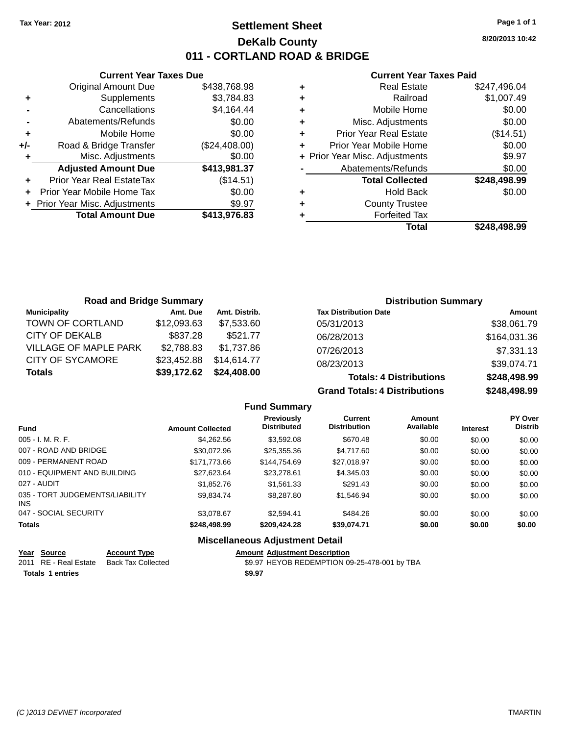Tax Year: 2012

# Settlement Sheet

## DeKalb County

## 011 - CORTLAND ROAD & BRIDGE

8/20/2013 10:42

### Current Year Taxes Due

| | | |
|---|---|---|
| | Original Amount Due | $438,768.98 |
| + | Supplements | $3,784.83 |
| - | Cancellations | $4,164.44 |
| - | Abatements/Refunds | $0.00 |
| + | Mobile Home | $0.00 |
| +/- | Road & Bridge Transfer | ($24,408.00) |
| + | Misc. Adjustments | $0.00 |
| | **Adjusted Amount Due** | **$413,981.37** |
| + | Prior Year Real EstateTax | ($14.51) |
| + | Prior Year Mobile Home Tax | $0.00 |
| + | Prior Year Misc. Adjustments | $9.97 |
| | **Total Amount Due** | **$413,976.83** |

### Current Year Taxes Paid

| | | |
|---|---|---|
| + | Real Estate | $247,496.04 |
| + | Railroad | $1,007.49 |
| + | Mobile Home | $0.00 |
| + | Misc. Adjustments | $0.00 |
| + | Prior Year Real Estate | ($14.51) |
| + | Prior Year Mobile Home | $0.00 |
| + | Prior Year Misc. Adjustments | $9.97 |
| - | Abatements/Refunds | $0.00 |
| | **Total Collected** | **$248,498.99** |
| + | Hold Back | $0.00 |
| + | County Trustee | |
| + | Forfeited Tax | |
| | **Total** | **$248,498.99** |

### Road and Bridge Summary

| Municipality | Amt. Due | Amt. Distrib. |
|---|---|---|
| TOWN OF CORTLAND | $12,093.63 | $7,533.60 |
| CITY OF DEKALB | $837.28 | $521.77 |
| VILLAGE OF MAPLE PARK | $2,788.83 | $1,737.86 |
| CITY OF SYCAMORE | $23,452.88 | $14,614.77 |
| **Totals** | **$39,172.62** | **$24,408.00** |

### Distribution Summary

| Tax Distribution Date | Amount |
|---|---|
| 05/31/2013 | $38,061.79 |
| 06/28/2013 | $164,031.36 |
| 07/26/2013 | $7,331.13 |
| 08/23/2013 | $39,074.71 |
| **Totals: 4 Distributions** | **$248,498.99** |
| **Grand Totals: 4 Distributions** | **$248,498.99** |

### Fund Summary

| Fund | Amount Collected | Previously Distributed | Current Distribution | Amount Available | Interest | PY Over Distrib |
|---|---|---|---|---|---|---|
| 005 - I. M. R. F. | $4,262.56 | $3,592.08 | $670.48 | $0.00 | $0.00 | $0.00 |
| 007 - ROAD AND BRIDGE | $30,072.96 | $25,355.36 | $4,717.60 | $0.00 | $0.00 | $0.00 |
| 009 - PERMANENT ROAD | $171,773.66 | $144,754.69 | $27,018.97 | $0.00 | $0.00 | $0.00 |
| 010 - EQUIPMENT AND BUILDING | $27,623.64 | $23,278.61 | $4,345.03 | $0.00 | $0.00 | $0.00 |
| 027 - AUDIT | $1,852.76 | $1,561.33 | $291.43 | $0.00 | $0.00 | $0.00 |
| 035 - TORT JUDGEMENTS/LIABILITY INS | $9,834.74 | $8,287.80 | $1,546.94 | $0.00 | $0.00 | $0.00 |
| 047 - SOCIAL SECURITY | $3,078.67 | $2,594.41 | $484.26 | $0.00 | $0.00 | $0.00 |
| **Totals** | **$248,498.99** | **$209,424.28** | **$39,074.71** | **$0.00** | **$0.00** | **$0.00** |

### Miscellaneous Adjustment Detail

| Year | Source | Account Type | Amount | Adjustment Description |
|---|---|---|---|---|
| 2011 | RE - Real Estate | Back Tax Collected | $9.97 | HEYOB REDEMPTION 09-25-478-001 by TBA |
| **Totals 1 entries** | | | **$9.97** | |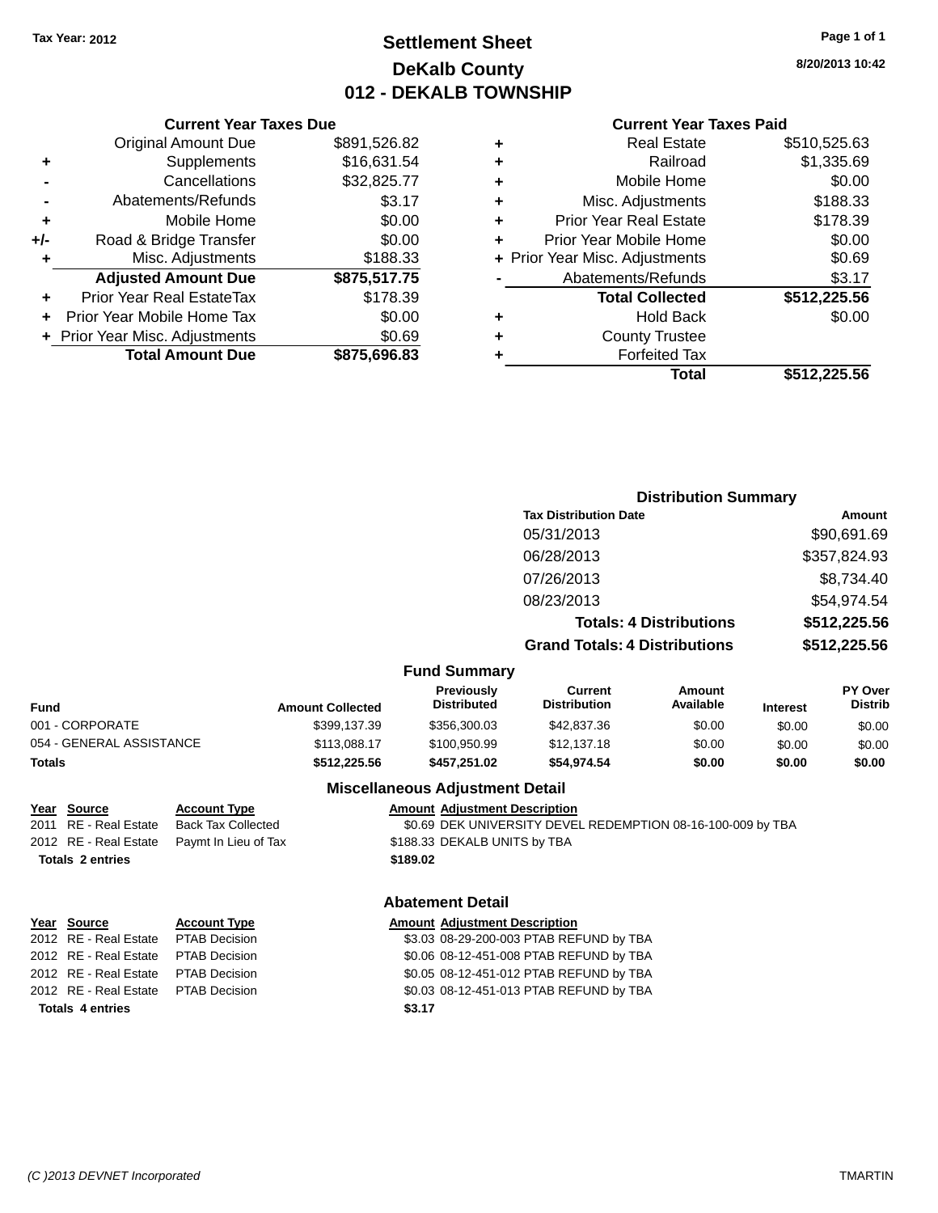Tax Year: 2012

# Settlement Sheet
## DeKalb County
## 012 - DEKALB TOWNSHIP

8/20/2013 10:42

### Current Year Taxes Due

| | | |
|---|---|---|
| | Original Amount Due | $891,526.82 |
| + | Supplements | $16,631.54 |
| - | Cancellations | $32,825.77 |
| - | Abatements/Refunds | $3.17 |
| + | Mobile Home | $0.00 |
| +/- | Road & Bridge Transfer | $0.00 |
| + | Misc. Adjustments | $188.33 |
| | **Adjusted Amount Due** | **$875,517.75** |
| + | Prior Year Real EstateTax | $178.39 |
| + | Prior Year Mobile Home Tax | $0.00 |
| + | Prior Year Misc. Adjustments | $0.69 |
| | **Total Amount Due** | **$875,696.83** |

### Current Year Taxes Paid

| | | |
|---|---|---|
| + | Real Estate | $510,525.63 |
| + | Railroad | $1,335.69 |
| + | Mobile Home | $0.00 |
| + | Misc. Adjustments | $188.33 |
| + | Prior Year Real Estate | $178.39 |
| + | Prior Year Mobile Home | $0.00 |
| + | Prior Year Misc. Adjustments | $0.69 |
| - | Abatements/Refunds | $3.17 |
| | **Total Collected** | **$512,225.56** |
| + | Hold Back | $0.00 |
| + | County Trustee | |
| + | Forfeited Tax | |
| | **Total** | **$512,225.56** |

### Distribution Summary

| Tax Distribution Date | Amount |
|---|---|
| 05/31/2013 | $90,691.69 |
| 06/28/2013 | $357,824.93 |
| 07/26/2013 | $8,734.40 |
| 08/23/2013 | $54,974.54 |
| **Totals: 4 Distributions** | **$512,225.56** |
| **Grand Totals: 4 Distributions** | **$512,225.56** |

### Fund Summary

| Fund | Amount Collected | Previously Distributed | Current Distribution | Amount Available | Interest | PY Over Distrib |
|---|---|---|---|---|---|---|
| 001 - CORPORATE | $399,137.39 | $356,300.03 | $42,837.36 | $0.00 | $0.00 | $0.00 |
| 054 - GENERAL ASSISTANCE | $113,088.17 | $100,950.99 | $12,137.18 | $0.00 | $0.00 | $0.00 |
| **Totals** | **$512,225.56** | **$457,251.02** | **$54,974.54** | **$0.00** | **$0.00** | **$0.00** |

### Miscellaneous Adjustment Detail

| Year | Source | Account Type | Amount | Adjustment Description |
|---|---|---|---|---|
| 2011 | RE - Real Estate | Back Tax Collected | $0.69 | DEK UNIVERSITY DEVEL REDEMPTION 08-16-100-009 by TBA |
| 2012 | RE - Real Estate | Paymt In Lieu of Tax | $188.33 | DEKALB UNITS by TBA |
| **Totals 2 entries** | | | **$189.02** | |

### Abatement Detail

| Year | Source | Account Type | Amount | Adjustment Description |
|---|---|---|---|---|
| 2012 | RE - Real Estate | PTAB Decision | $3.03 | 08-29-200-003 PTAB REFUND by TBA |
| 2012 | RE - Real Estate | PTAB Decision | $0.06 | 08-12-451-008 PTAB REFUND by TBA |
| 2012 | RE - Real Estate | PTAB Decision | $0.05 | 08-12-451-012 PTAB REFUND by TBA |
| 2012 | RE - Real Estate | PTAB Decision | $0.03 | 08-12-451-013 PTAB REFUND by TBA |
| **Totals 4 entries** | | | **$3.17** | |

(C )2013 DEVNET Incorporated TMARTIN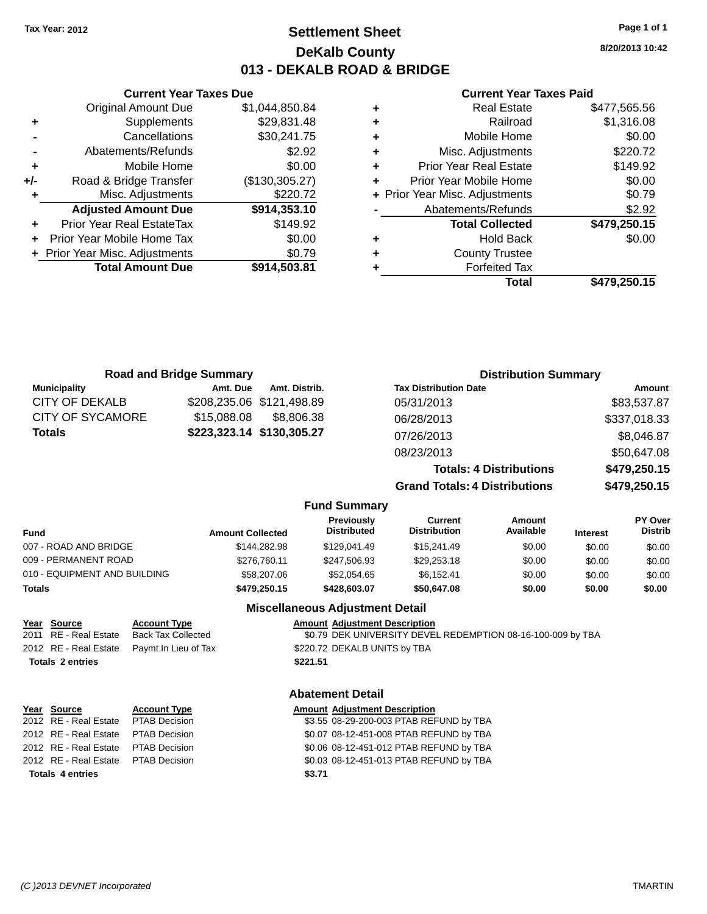Tax Year: 2012

# Settlement Sheet
## DeKalb County
## 013 - DEKALB ROAD & BRIDGE

8/20/2013 10:42

### Current Year Taxes Due

| | | |
|---|---|---|
| | Original Amount Due | $1,044,850.84 |
| + | Supplements | $29,831.48 |
| - | Cancellations | $30,241.75 |
| - | Abatements/Refunds | $2.92 |
| + | Mobile Home | $0.00 |
| +/- | Road & Bridge Transfer | ($130,305.27) |
| + | Misc. Adjustments | $220.72 |
| | **Adjusted Amount Due** | **$914,353.10** |
| + | Prior Year Real EstateTax | $149.92 |
| + | Prior Year Mobile Home Tax | $0.00 |
| + | Prior Year Misc. Adjustments | $0.79 |
| | **Total Amount Due** | **$914,503.81** |

### Current Year Taxes Paid

| | | |
|---|---|---|
| + | Real Estate | $477,565.56 |
| + | Railroad | $1,316.08 |
| + | Mobile Home | $0.00 |
| + | Misc. Adjustments | $220.72 |
| + | Prior Year Real Estate | $149.92 |
| + | Prior Year Mobile Home | $0.00 |
| + | Prior Year Misc. Adjustments | $0.79 |
| - | Abatements/Refunds | $2.92 |
| | **Total Collected** | **$479,250.15** |
| + | Hold Back | $0.00 |
| + | County Trustee | |
| + | Forfeited Tax | |
| | **Total** | **$479,250.15** |

### Road and Bridge Summary

| Municipality | Amt. Due | Amt. Distrib. |
|---|---|---|
| CITY OF DEKALB | $208,235.06 | $121,498.89 |
| CITY OF SYCAMORE | $15,088.08 | $8,806.38 |
| **Totals** | **$223,323.14** | **$130,305.27** |

### Distribution Summary

| Tax Distribution Date | Amount |
|---|---|
| 05/31/2013 | $83,537.87 |
| 06/28/2013 | $337,018.33 |
| 07/26/2013 | $8,046.87 |
| 08/23/2013 | $50,647.08 |
| **Totals: 4 Distributions** | **$479,250.15** |
| **Grand Totals: 4 Distributions** | **$479,250.15** |

### Fund Summary

| Fund | Amount Collected | Previously Distributed | Current Distribution | Amount Available | Interest | PY Over Distrib |
|---|---|---|---|---|---|---|
| 007 - ROAD AND BRIDGE | $144,282.98 | $129,041.49 | $15,241.49 | $0.00 | $0.00 | $0.00 |
| 009 - PERMANENT ROAD | $276,760.11 | $247,506.93 | $29,253.18 | $0.00 | $0.00 | $0.00 |
| 010 - EQUIPMENT AND BUILDING | $58,207.06 | $52,054.65 | $6,152.41 | $0.00 | $0.00 | $0.00 |
| **Totals** | **$479,250.15** | **$428,603.07** | **$50,647.08** | **$0.00** | **$0.00** | **$0.00** |

### Miscellaneous Adjustment Detail

| Year | Source | Account Type | Amount | Adjustment Description |
|---|---|---|---|---|
| 2011 | RE - Real Estate | Back Tax Collected | $0.79 | DEK UNIVERSITY DEVEL REDEMPTION 08-16-100-009 by TBA |
| 2012 | RE - Real Estate | Paymt In Lieu of Tax | $220.72 | DEKALB UNITS by TBA |
| **Totals 2 entries** | | | **$221.51** | |

### Abatement Detail

| Year | Source | Account Type | Amount | Adjustment Description |
|---|---|---|---|---|
| 2012 | RE - Real Estate | PTAB Decision | $3.55 | 08-29-200-003 PTAB REFUND by TBA |
| 2012 | RE - Real Estate | PTAB Decision | $0.07 | 08-12-451-008 PTAB REFUND by TBA |
| 2012 | RE - Real Estate | PTAB Decision | $0.06 | 08-12-451-012 PTAB REFUND by TBA |
| 2012 | RE - Real Estate | PTAB Decision | $0.03 | 08-12-451-013 PTAB REFUND by TBA |
| **Totals 4 entries** | | | **$3.71** | |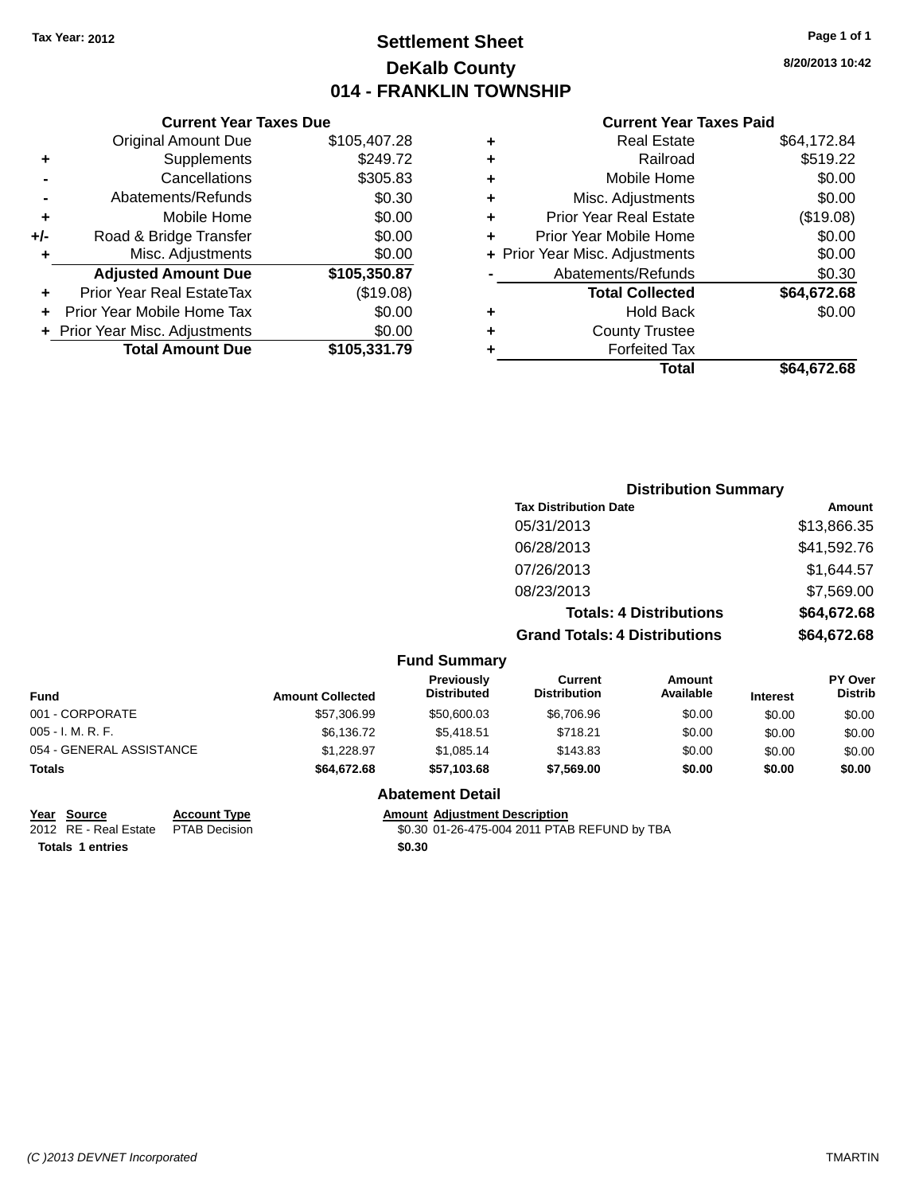Tax Year: 2012

# Settlement Sheet

## DeKalb County

## 014 - FRANKLIN TOWNSHIP

8/20/2013 10:42

### Current Year Taxes Due

| | | |
|---|---|---|
| | Original Amount Due | $105,407.28 |
| + | Supplements | $249.72 |
| - | Cancellations | $305.83 |
| - | Abatements/Refunds | $0.30 |
| + | Mobile Home | $0.00 |
| +/- | Road & Bridge Transfer | $0.00 |
| + | Misc. Adjustments | $0.00 |
| | **Adjusted Amount Due** | **$105,350.87** |
| + | Prior Year Real EstateTax | ($19.08) |
| + | Prior Year Mobile Home Tax | $0.00 |
| + | Prior Year Misc. Adjustments | $0.00 |
| | **Total Amount Due** | **$105,331.79** |

### Current Year Taxes Paid

| | | |
|---|---|---|
| + | Real Estate | $64,172.84 |
| + | Railroad | $519.22 |
| + | Mobile Home | $0.00 |
| + | Misc. Adjustments | $0.00 |
| + | Prior Year Real Estate | ($19.08) |
| + | Prior Year Mobile Home | $0.00 |
| + | Prior Year Misc. Adjustments | $0.00 |
| - | Abatements/Refunds | $0.30 |
| | **Total Collected** | **$64,672.68** |
| + | Hold Back | $0.00 |
| + | County Trustee | |
| + | Forfeited Tax | |
| | **Total** | **$64,672.68** |

### Distribution Summary

| Tax Distribution Date | Amount |
|---|---|
| 05/31/2013 | $13,866.35 |
| 06/28/2013 | $41,592.76 |
| 07/26/2013 | $1,644.57 |
| 08/23/2013 | $7,569.00 |
| **Totals: 4 Distributions** | **$64,672.68** |
| **Grand Totals: 4 Distributions** | **$64,672.68** |

### Fund Summary

| Fund | Amount Collected | Previously Distributed | Current Distribution | Amount Available | Interest | PY Over Distrib |
|---|---|---|---|---|---|---|
| 001 - CORPORATE | $57,306.99 | $50,600.03 | $6,706.96 | $0.00 | $0.00 | $0.00 |
| 005 - I. M. R. F. | $6,136.72 | $5,418.51 | $718.21 | $0.00 | $0.00 | $0.00 |
| 054 - GENERAL ASSISTANCE | $1,228.97 | $1,085.14 | $143.83 | $0.00 | $0.00 | $0.00 |
| **Totals** | **$64,672.68** | **$57,103.68** | **$7,569.00** | **$0.00** | **$0.00** | **$0.00** |

### Abatement Detail

| Year | Source | Account Type | Amount | Adjustment Description |
|---|---|---|---|---|
| 2012 | RE - Real Estate | PTAB Decision | $0.30 | 01-26-475-004 2011 PTAB REFUND by TBA |
| **Totals 1 entries** | | | **$0.30** | |

(C )2013 DEVNET Incorporated TMARTIN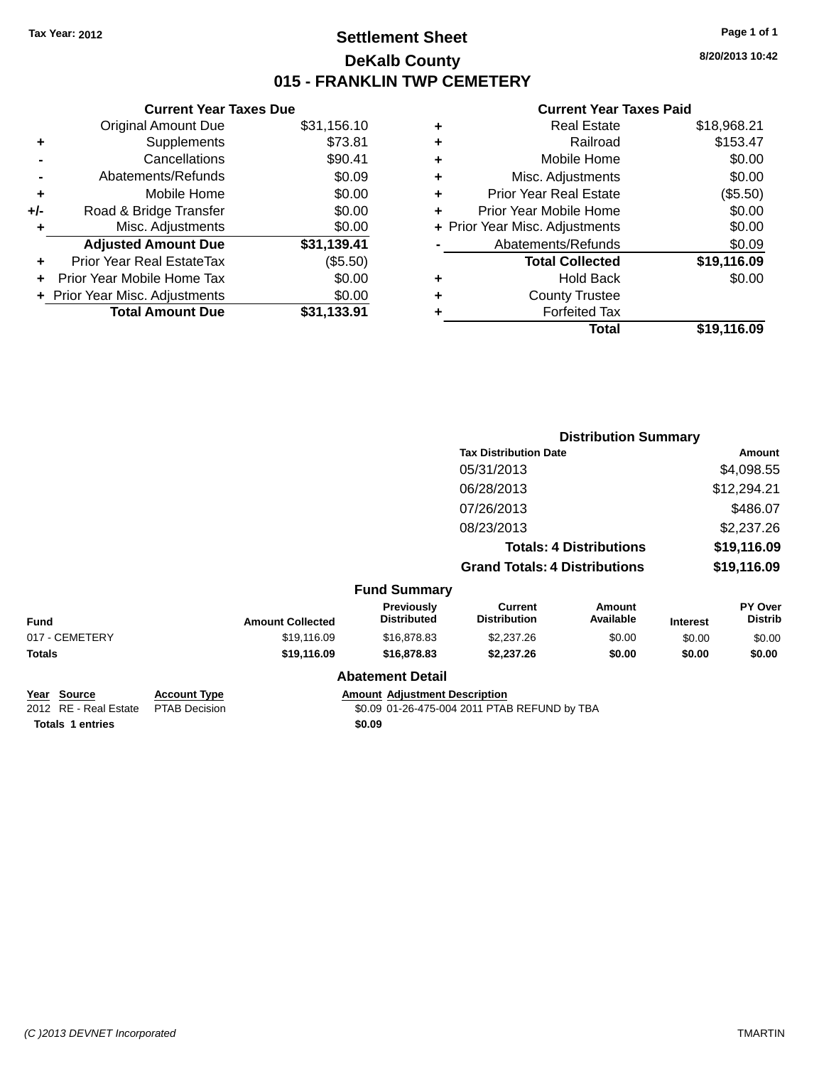Tax Year: 2012

# Settlement Sheet
## DeKalb County
## 015 - FRANKLIN TWP CEMETERY

8/20/2013 10:42

### Current Year Taxes Due

| | | |
|---|---|---|
| | Original Amount Due | $31,156.10 |
| + | Supplements | $73.81 |
| - | Cancellations | $90.41 |
| - | Abatements/Refunds | $0.09 |
| + | Mobile Home | $0.00 |
| +/- | Road & Bridge Transfer | $0.00 |
| + | Misc. Adjustments | $0.00 |
| | **Adjusted Amount Due** | **$31,139.41** |
| + | Prior Year Real EstateTax | ($5.50) |
| + | Prior Year Mobile Home Tax | $0.00 |
| + | Prior Year Misc. Adjustments | $0.00 |
| | **Total Amount Due** | **$31,133.91** |

### Current Year Taxes Paid

| | | |
|---|---|---|
| + | Real Estate | $18,968.21 |
| + | Railroad | $153.47 |
| + | Mobile Home | $0.00 |
| + | Misc. Adjustments | $0.00 |
| + | Prior Year Real Estate | ($5.50) |
| + | Prior Year Mobile Home | $0.00 |
| + | Prior Year Misc. Adjustments | $0.00 |
| - | Abatements/Refunds | $0.09 |
| | **Total Collected** | **$19,116.09** |
| + | Hold Back | $0.00 |
| + | County Trustee | |
| + | Forfeited Tax | |
| | **Total** | **$19,116.09** |

### Distribution Summary

| Tax Distribution Date | Amount |
|---|---|
| 05/31/2013 | $4,098.55 |
| 06/28/2013 | $12,294.21 |
| 07/26/2013 | $486.07 |
| 08/23/2013 | $2,237.26 |
| **Totals: 4 Distributions** | **$19,116.09** |
| **Grand Totals: 4 Distributions** | **$19,116.09** |

### Fund Summary

| Fund | Amount Collected | Previously Distributed | Current Distribution | Amount Available | Interest | PY Over Distrib |
|---|---|---|---|---|---|---|
| 017 - CEMETERY | $19,116.09 | $16,878.83 | $2,237.26 | $0.00 | $0.00 | $0.00 |
| **Totals** | **$19,116.09** | **$16,878.83** | **$2,237.26** | **$0.00** | **$0.00** | **$0.00** |

### Abatement Detail

| Year | Source | Account Type | Amount | Adjustment Description |
|---|---|---|---|---|
| 2012 | RE - Real Estate | PTAB Decision | $0.09 | 01-26-475-004 2011 PTAB REFUND by TBA |
| **Totals 1 entries** | | | **$0.09** | |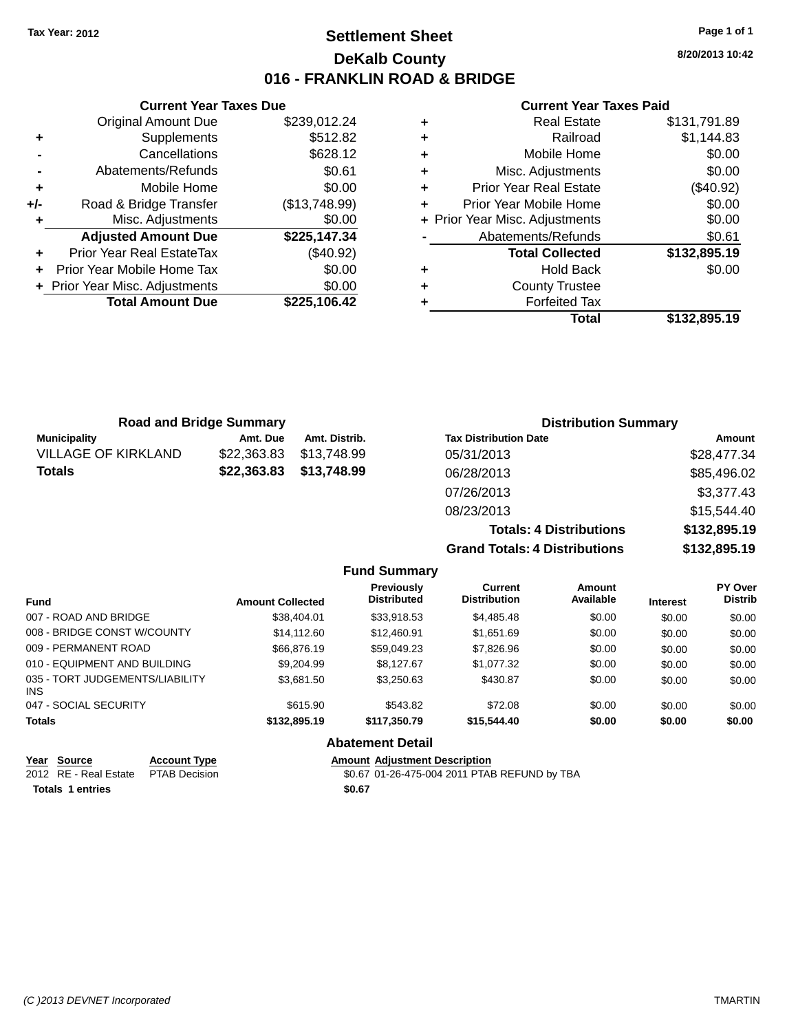Tax Year: 2012

# Settlement Sheet

## DeKalb County

## 016 - FRANKLIN ROAD & BRIDGE

8/20/2013 10:42

### Current Year Taxes Due

| | | |
|---|---|---|
| | Original Amount Due | $239,012.24 |
| + | Supplements | $512.82 |
| - | Cancellations | $628.12 |
| - | Abatements/Refunds | $0.61 |
| + | Mobile Home | $0.00 |
| +/- | Road & Bridge Transfer | ($13,748.99) |
| + | Misc. Adjustments | $0.00 |
| | **Adjusted Amount Due** | **$225,147.34** |
| + | Prior Year Real EstateTax | ($40.92) |
| + | Prior Year Mobile Home Tax | $0.00 |
| + | Prior Year Misc. Adjustments | $0.00 |
| | **Total Amount Due** | **$225,106.42** |

### Current Year Taxes Paid

| | | |
|---|---|---|
| + | Real Estate | $131,791.89 |
| + | Railroad | $1,144.83 |
| + | Mobile Home | $0.00 |
| + | Misc. Adjustments | $0.00 |
| + | Prior Year Real Estate | ($40.92) |
| + | Prior Year Mobile Home | $0.00 |
| + | Prior Year Misc. Adjustments | $0.00 |
| - | Abatements/Refunds | $0.61 |
| | **Total Collected** | **$132,895.19** |
| + | Hold Back | $0.00 |
| + | County Trustee | |
| + | Forfeited Tax | |
| | **Total** | **$132,895.19** |

### Road and Bridge Summary

| Municipality | Amt. Due | Amt. Distrib. |
|---|---|---|
| VILLAGE OF KIRKLAND | $22,363.83 | $13,748.99 |
| **Totals** | **$22,363.83** | **$13,748.99** |

### Distribution Summary

| Tax Distribution Date | Amount |
|---|---|
| 05/31/2013 | $28,477.34 |
| 06/28/2013 | $85,496.02 |
| 07/26/2013 | $3,377.43 |
| 08/23/2013 | $15,544.40 |
| **Totals: 4 Distributions** | **$132,895.19** |
| **Grand Totals: 4 Distributions** | **$132,895.19** |

### Fund Summary

| Fund | Amount Collected | Previously Distributed | Current Distribution | Amount Available | Interest | PY Over Distrib |
|---|---|---|---|---|---|---|
| 007 - ROAD AND BRIDGE | $38,404.01 | $33,918.53 | $4,485.48 | $0.00 | $0.00 | $0.00 |
| 008 - BRIDGE CONST W/COUNTY | $14,112.60 | $12,460.91 | $1,651.69 | $0.00 | $0.00 | $0.00 |
| 009 - PERMANENT ROAD | $66,876.19 | $59,049.23 | $7,826.96 | $0.00 | $0.00 | $0.00 |
| 010 - EQUIPMENT AND BUILDING | $9,204.99 | $8,127.67 | $1,077.32 | $0.00 | $0.00 | $0.00 |
| 035 - TORT JUDGEMENTS/LIABILITY INS | $3,681.50 | $3,250.63 | $430.87 | $0.00 | $0.00 | $0.00 |
| 047 - SOCIAL SECURITY | $615.90 | $543.82 | $72.08 | $0.00 | $0.00 | $0.00 |
| **Totals** | **$132,895.19** | **$117,350.79** | **$15,544.40** | **$0.00** | **$0.00** | **$0.00** |

### Abatement Detail

| Year | Source | Account Type | Amount | Adjustment Description |
|---|---|---|---|---|
| 2012 | RE - Real Estate | PTAB Decision | $0.67 | 01-26-475-004 2011 PTAB REFUND by TBA |
| **Totals 1 entries** | | | **$0.67** | |

(C )2013 DEVNET Incorporated TMARTIN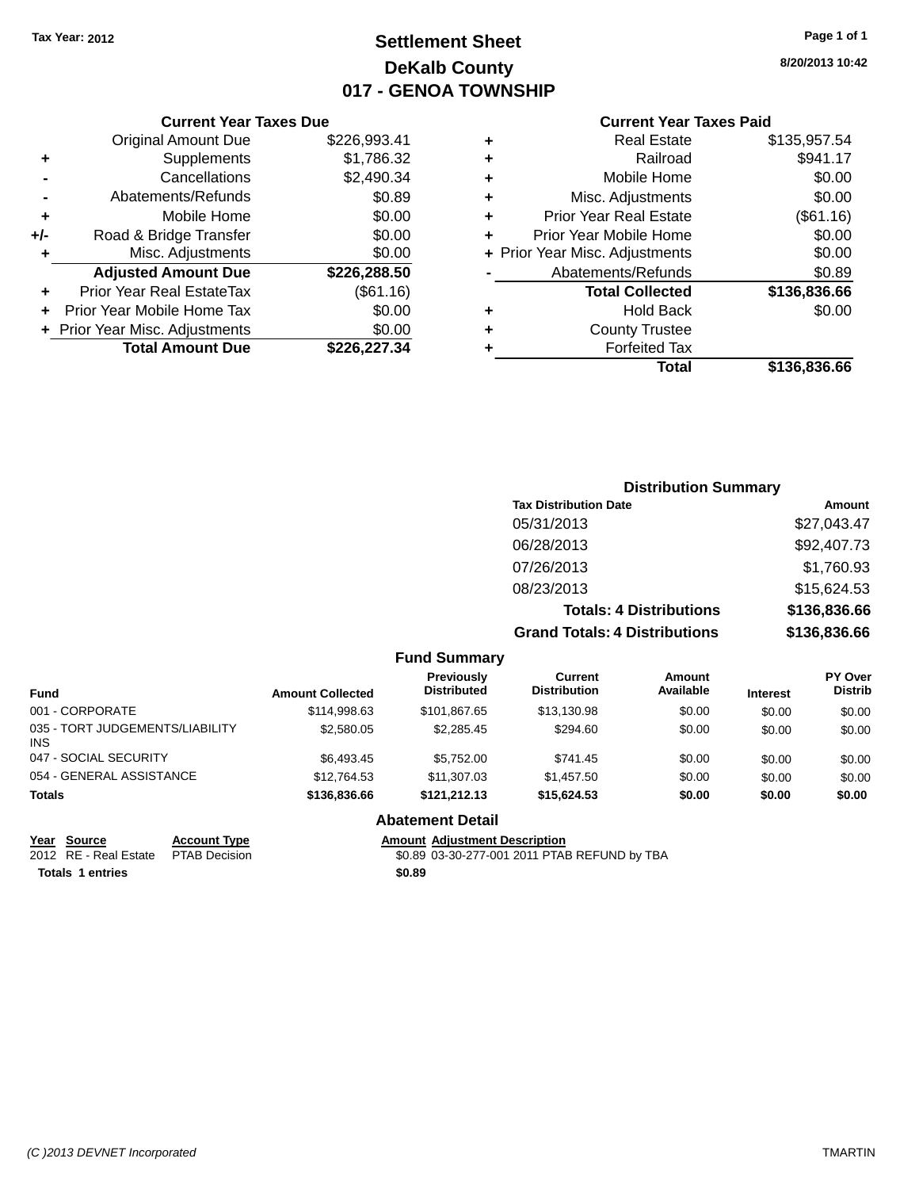Tax Year: 2012

# Settlement Sheet
## DeKalb County
## 017 - GENOA TOWNSHIP

8/20/2013 10:42

### Current Year Taxes Due

| | | |
|---|---|---|
| | Original Amount Due | $226,993.41 |
| + | Supplements | $1,786.32 |
| - | Cancellations | $2,490.34 |
| - | Abatements/Refunds | $0.89 |
| + | Mobile Home | $0.00 |
| +/- | Road & Bridge Transfer | $0.00 |
| + | Misc. Adjustments | $0.00 |
| | **Adjusted Amount Due** | **$226,288.50** |
| + | Prior Year Real EstateTax | ($61.16) |
| + | Prior Year Mobile Home Tax | $0.00 |
| + | Prior Year Misc. Adjustments | $0.00 |
| | **Total Amount Due** | **$226,227.34** |

### Current Year Taxes Paid

| | | |
|---|---|---|
| + | Real Estate | $135,957.54 |
| + | Railroad | $941.17 |
| + | Mobile Home | $0.00 |
| + | Misc. Adjustments | $0.00 |
| + | Prior Year Real Estate | ($61.16) |
| + | Prior Year Mobile Home | $0.00 |
| + | Prior Year Misc. Adjustments | $0.00 |
| - | Abatements/Refunds | $0.89 |
| | **Total Collected** | **$136,836.66** |
| + | Hold Back | $0.00 |
| + | County Trustee | |
| + | Forfeited Tax | |
| | **Total** | **$136,836.66** |

### Distribution Summary

| Tax Distribution Date | Amount |
|---|---|
| 05/31/2013 | $27,043.47 |
| 06/28/2013 | $92,407.73 |
| 07/26/2013 | $1,760.93 |
| 08/23/2013 | $15,624.53 |
| **Totals: 4 Distributions** | **$136,836.66** |
| **Grand Totals: 4 Distributions** | **$136,836.66** |

### Fund Summary

| Fund | Amount Collected | Previously Distributed | Current Distribution | Amount Available | Interest | PY Over Distrib |
|---|---|---|---|---|---|---|
| 001 - CORPORATE | $114,998.63 | $101,867.65 | $13,130.98 | $0.00 | $0.00 | $0.00 |
| 035 - TORT JUDGEMENTS/LIABILITY INS | $2,580.05 | $2,285.45 | $294.60 | $0.00 | $0.00 | $0.00 |
| 047 - SOCIAL SECURITY | $6,493.45 | $5,752.00 | $741.45 | $0.00 | $0.00 | $0.00 |
| 054 - GENERAL ASSISTANCE | $12,764.53 | $11,307.03 | $1,457.50 | $0.00 | $0.00 | $0.00 |
| **Totals** | **$136,836.66** | **$121,212.13** | **$15,624.53** | **$0.00** | **$0.00** | **$0.00** |

### Abatement Detail

| Year | Source | Account Type | Amount | Adjustment Description |
|---|---|---|---|---|
| 2012 | RE - Real Estate | PTAB Decision | $0.89 | 03-30-277-001 2011 PTAB REFUND by TBA |
| **Totals 1 entries** | | | **$0.89** | |

(C )2013 DEVNET Incorporated TMARTIN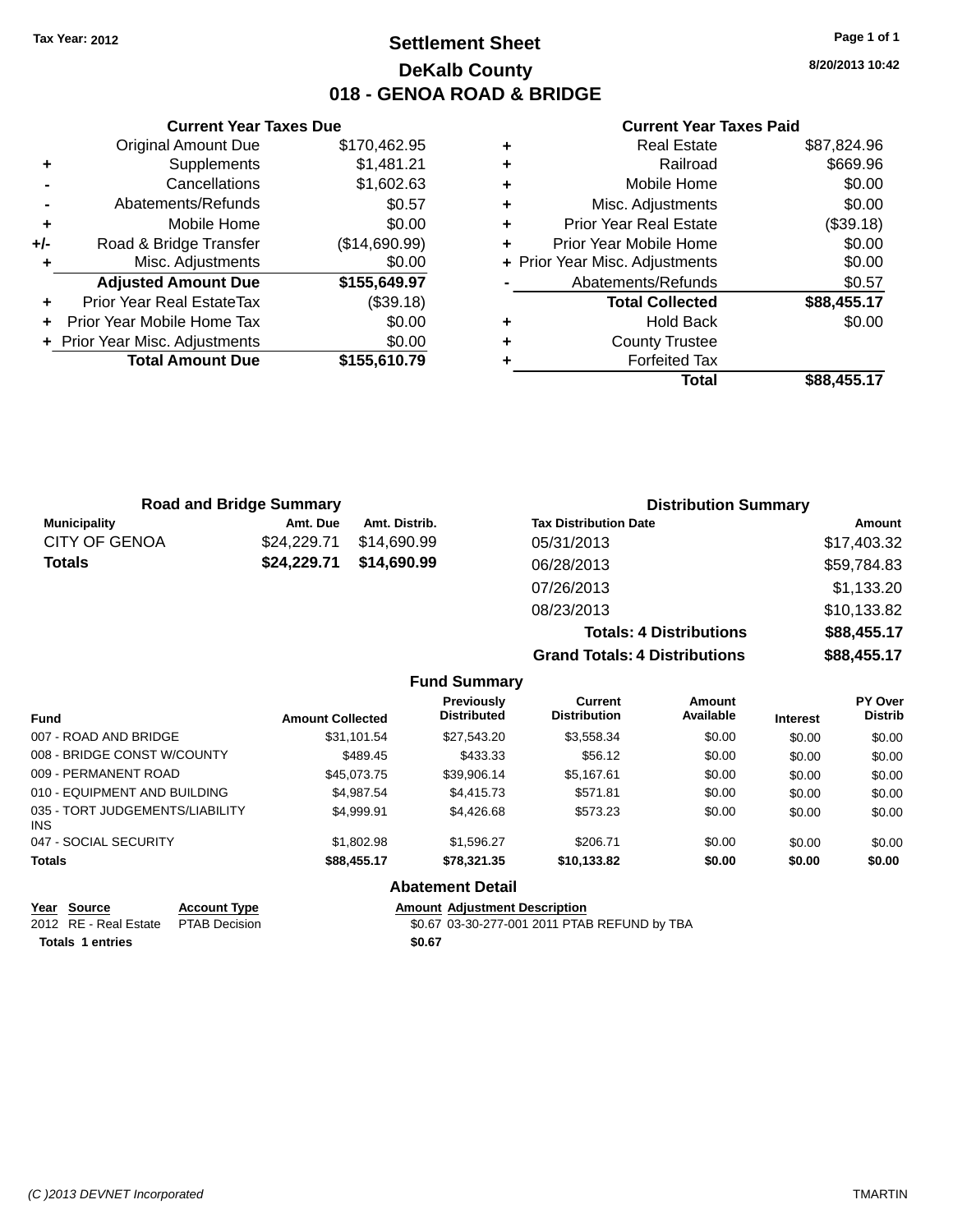Tax Year: 2012

# Settlement Sheet
## DeKalb County
## 018 - GENOA ROAD & BRIDGE

8/20/2013 10:42

### Current Year Taxes Due

| | | |
|---|---|---|
| | Original Amount Due | $170,462.95 |
| + | Supplements | $1,481.21 |
| - | Cancellations | $1,602.63 |
| - | Abatements/Refunds | $0.57 |
| + | Mobile Home | $0.00 |
| +/- | Road & Bridge Transfer | ($14,690.99) |
| + | Misc. Adjustments | $0.00 |
| | **Adjusted Amount Due** | **$155,649.97** |
| + | Prior Year Real EstateTax | ($39.18) |
| + | Prior Year Mobile Home Tax | $0.00 |
| + | Prior Year Misc. Adjustments | $0.00 |
| | **Total Amount Due** | **$155,610.79** |

### Current Year Taxes Paid

| | | |
|---|---|---|
| + | Real Estate | $87,824.96 |
| + | Railroad | $669.96 |
| + | Mobile Home | $0.00 |
| + | Misc. Adjustments | $0.00 |
| + | Prior Year Real Estate | ($39.18) |
| + | Prior Year Mobile Home | $0.00 |
| + | Prior Year Misc. Adjustments | $0.00 |
| - | Abatements/Refunds | $0.57 |
| | **Total Collected** | **$88,455.17** |
| + | Hold Back | $0.00 |
| + | County Trustee | |
| + | Forfeited Tax | |
| | **Total** | **$88,455.17** |

### Road and Bridge Summary

| Municipality | Amt. Due | Amt. Distrib. |
|---|---|---|
| CITY OF GENOA | $24,229.71 | $14,690.99 |
| **Totals** | **$24,229.71** | **$14,690.99** |

### Distribution Summary

| Tax Distribution Date | Amount |
|---|---|
| 05/31/2013 | $17,403.32 |
| 06/28/2013 | $59,784.83 |
| 07/26/2013 | $1,133.20 |
| 08/23/2013 | $10,133.82 |
| **Totals: 4 Distributions** | **$88,455.17** |
| **Grand Totals: 4 Distributions** | **$88,455.17** |

### Fund Summary

| Fund | Amount Collected | Previously Distributed | Current Distribution | Amount Available | Interest | PY Over Distrib |
|---|---|---|---|---|---|---|
| 007 - ROAD AND BRIDGE | $31,101.54 | $27,543.20 | $3,558.34 | $0.00 | $0.00 | $0.00 |
| 008 - BRIDGE CONST W/COUNTY | $489.45 | $433.33 | $56.12 | $0.00 | $0.00 | $0.00 |
| 009 - PERMANENT ROAD | $45,073.75 | $39,906.14 | $5,167.61 | $0.00 | $0.00 | $0.00 |
| 010 - EQUIPMENT AND BUILDING | $4,987.54 | $4,415.73 | $571.81 | $0.00 | $0.00 | $0.00 |
| 035 - TORT JUDGEMENTS/LIABILITY INS | $4,999.91 | $4,426.68 | $573.23 | $0.00 | $0.00 | $0.00 |
| 047 - SOCIAL SECURITY | $1,802.98 | $1,596.27 | $206.71 | $0.00 | $0.00 | $0.00 |
| **Totals** | **$88,455.17** | **$78,321.35** | **$10,133.82** | **$0.00** | **$0.00** | **$0.00** |

### Abatement Detail

| Year | Source | Account Type | Amount | Adjustment Description |
|---|---|---|---|---|
| 2012 | RE - Real Estate | PTAB Decision | $0.67 | 03-30-277-001 2011 PTAB REFUND by TBA |
| **Totals 1 entries** | | | **$0.67** | |

(C )2013 DEVNET Incorporated TMARTIN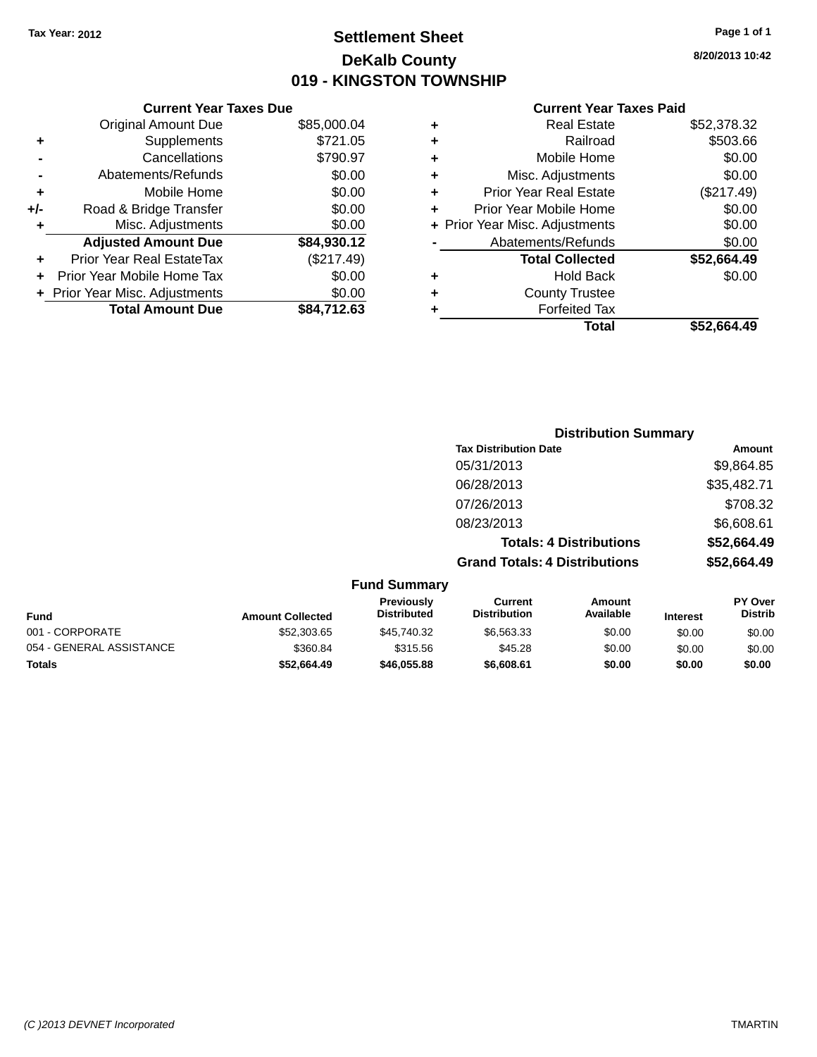Tax Year: 2012

# Settlement Sheet

## DeKalb County

## 019 - KINGSTON TOWNSHIP

8/20/2013 10:42

### Current Year Taxes Due

| | | |
|---|---|---|
| | Original Amount Due | $85,000.04 |
| + | Supplements | $721.05 |
| - | Cancellations | $790.97 |
| - | Abatements/Refunds | $0.00 |
| + | Mobile Home | $0.00 |
| +/- | Road & Bridge Transfer | $0.00 |
| + | Misc. Adjustments | $0.00 |
| | **Adjusted Amount Due** | **$84,930.12** |
| + | Prior Year Real EstateTax | ($217.49) |
| + | Prior Year Mobile Home Tax | $0.00 |
| + | Prior Year Misc. Adjustments | $0.00 |
| | **Total Amount Due** | **$84,712.63** |

### Current Year Taxes Paid

| | | |
|---|---|---|
| + | Real Estate | $52,378.32 |
| + | Railroad | $503.66 |
| + | Mobile Home | $0.00 |
| + | Misc. Adjustments | $0.00 |
| + | Prior Year Real Estate | ($217.49) |
| + | Prior Year Mobile Home | $0.00 |
| + | Prior Year Misc. Adjustments | $0.00 |
| - | Abatements/Refunds | $0.00 |
| | **Total Collected** | **$52,664.49** |
| + | Hold Back | $0.00 |
| + | County Trustee | |
| + | Forfeited Tax | |
| | **Total** | **$52,664.49** |

### Distribution Summary

| Tax Distribution Date | Amount |
|---|---|
| 05/31/2013 | $9,864.85 |
| 06/28/2013 | $35,482.71 |
| 07/26/2013 | $708.32 |
| 08/23/2013 | $6,608.61 |
| **Totals: 4 Distributions** | **$52,664.49** |
| **Grand Totals: 4 Distributions** | **$52,664.49** |

### Fund Summary

| Fund | Amount Collected | Previously Distributed | Current Distribution | Amount Available | Interest | PY Over Distrib |
|---|---|---|---|---|---|---|
| 001 - CORPORATE | $52,303.65 | $45,740.32 | $6,563.33 | $0.00 | $0.00 | $0.00 |
| 054 - GENERAL ASSISTANCE | $360.84 | $315.56 | $45.28 | $0.00 | $0.00 | $0.00 |
| **Totals** | **$52,664.49** | **$46,055.88** | **$6,608.61** | **$0.00** | **$0.00** | **$0.00** |

(C )2013 DEVNET Incorporated

TMARTIN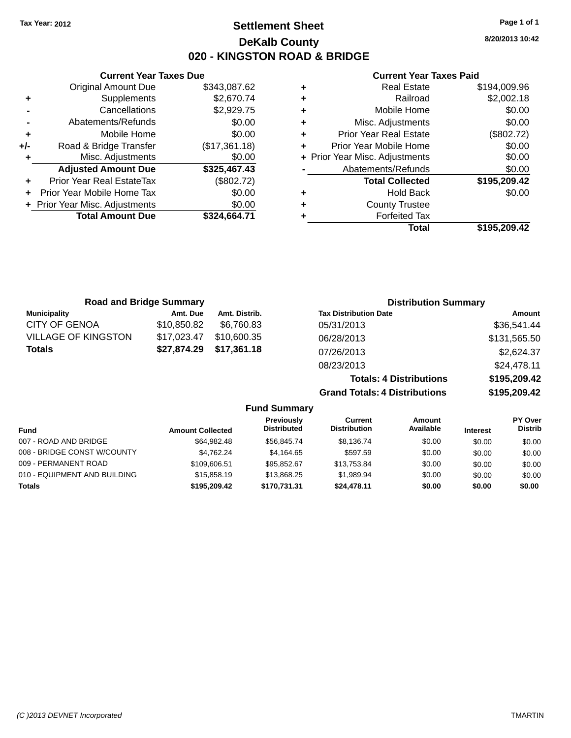Tax Year: 2012

# Settlement Sheet

## DeKalb County

## 020 - KINGSTON ROAD & BRIDGE

8/20/2013 10:42

### Current Year Taxes Due

| | | |
|---|---|---|
| | Original Amount Due | $343,087.62 |
| + | Supplements | $2,670.74 |
| - | Cancellations | $2,929.75 |
| - | Abatements/Refunds | $0.00 |
| + | Mobile Home | $0.00 |
| +/- | Road & Bridge Transfer | ($17,361.18) |
| + | Misc. Adjustments | $0.00 |
| | **Adjusted Amount Due** | **$325,467.43** |
| + | Prior Year Real EstateTax | ($802.72) |
| + | Prior Year Mobile Home Tax | $0.00 |
| + | Prior Year Misc. Adjustments | $0.00 |
| | **Total Amount Due** | **$324,664.71** |

### Current Year Taxes Paid

| | | |
|---|---|---|
| + | Real Estate | $194,009.96 |
| + | Railroad | $2,002.18 |
| + | Mobile Home | $0.00 |
| + | Misc. Adjustments | $0.00 |
| + | Prior Year Real Estate | ($802.72) |
| + | Prior Year Mobile Home | $0.00 |
| + | Prior Year Misc. Adjustments | $0.00 |
| - | Abatements/Refunds | $0.00 |
| | **Total Collected** | **$195,209.42** |
| + | Hold Back | $0.00 |
| + | County Trustee | |
| + | Forfeited Tax | |
| | **Total** | **$195,209.42** |

### Road and Bridge Summary

| Municipality | Amt. Due | Amt. Distrib. |
|---|---|---|
| CITY OF GENOA | $10,850.82 | $6,760.83 |
| VILLAGE OF KINGSTON | $17,023.47 | $10,600.35 |
| **Totals** | **$27,874.29** | **$17,361.18** |

### Distribution Summary

| Tax Distribution Date | Amount |
|---|---|
| 05/31/2013 | $36,541.44 |
| 06/28/2013 | $131,565.50 |
| 07/26/2013 | $2,624.37 |
| 08/23/2013 | $24,478.11 |
| **Totals: 4 Distributions** | **$195,209.42** |
| **Grand Totals: 4 Distributions** | **$195,209.42** |

### Fund Summary

| Fund | Amount Collected | Previously Distributed | Current Distribution | Amount Available | Interest | PY Over Distrib |
|---|---|---|---|---|---|---|
| 007 - ROAD AND BRIDGE | $64,982.48 | $56,845.74 | $8,136.74 | $0.00 | $0.00 | $0.00 |
| 008 - BRIDGE CONST W/COUNTY | $4,762.24 | $4,164.65 | $597.59 | $0.00 | $0.00 | $0.00 |
| 009 - PERMANENT ROAD | $109,606.51 | $95,852.67 | $13,753.84 | $0.00 | $0.00 | $0.00 |
| 010 - EQUIPMENT AND BUILDING | $15,858.19 | $13,868.25 | $1,989.94 | $0.00 | $0.00 | $0.00 |
| **Totals** | **$195,209.42** | **$170,731.31** | **$24,478.11** | **$0.00** | **$0.00** | **$0.00** |

(C )2013 DEVNET Incorporated — TMARTIN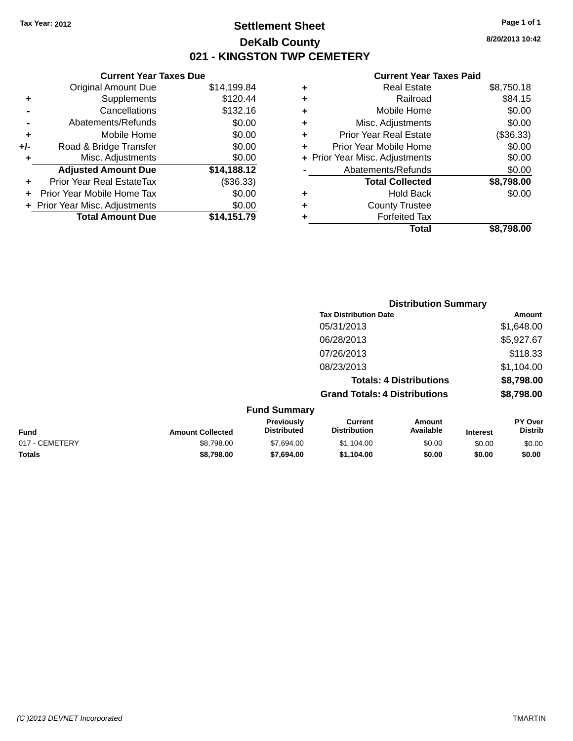Tax Year: 2012

# Settlement Sheet

## DeKalb County

## 021 - KINGSTON TWP CEMETERY

8/20/2013 10:42

### Current Year Taxes Due

| | | |
|---|---|---|
| | Original Amount Due | $14,199.84 |
| + | Supplements | $120.44 |
| - | Cancellations | $132.16 |
| - | Abatements/Refunds | $0.00 |
| + | Mobile Home | $0.00 |
| +/- | Road & Bridge Transfer | $0.00 |
| + | Misc. Adjustments | $0.00 |
| | **Adjusted Amount Due** | **$14,188.12** |
| + | Prior Year Real EstateTax | ($36.33) |
| + | Prior Year Mobile Home Tax | $0.00 |
| + | Prior Year Misc. Adjustments | $0.00 |
| | **Total Amount Due** | **$14,151.79** |

### Current Year Taxes Paid

| | | |
|---|---|---|
| + | Real Estate | $8,750.18 |
| + | Railroad | $84.15 |
| + | Mobile Home | $0.00 |
| + | Misc. Adjustments | $0.00 |
| + | Prior Year Real Estate | ($36.33) |
| + | Prior Year Mobile Home | $0.00 |
| + | Prior Year Misc. Adjustments | $0.00 |
| - | Abatements/Refunds | $0.00 |
| | **Total Collected** | **$8,798.00** |
| + | Hold Back | $0.00 |
| + | County Trustee | |
| + | Forfeited Tax | |
| | **Total** | **$8,798.00** |

### Distribution Summary

| Tax Distribution Date | Amount |
|---|---|
| 05/31/2013 | $1,648.00 |
| 06/28/2013 | $5,927.67 |
| 07/26/2013 | $118.33 |
| 08/23/2013 | $1,104.00 |
| **Totals: 4 Distributions** | **$8,798.00** |
| **Grand Totals: 4 Distributions** | **$8,798.00** |

### Fund Summary

| Fund | Amount Collected | Previously Distributed | Current Distribution | Amount Available | Interest | PY Over Distrib |
|---|---|---|---|---|---|---|
| 017 - CEMETERY | $8,798.00 | $7,694.00 | $1,104.00 | $0.00 | $0.00 | $0.00 |
| **Totals** | **$8,798.00** | **$7,694.00** | **$1,104.00** | **$0.00** | **$0.00** | **$0.00** |

(C )2013 DEVNET Incorporated TMARTIN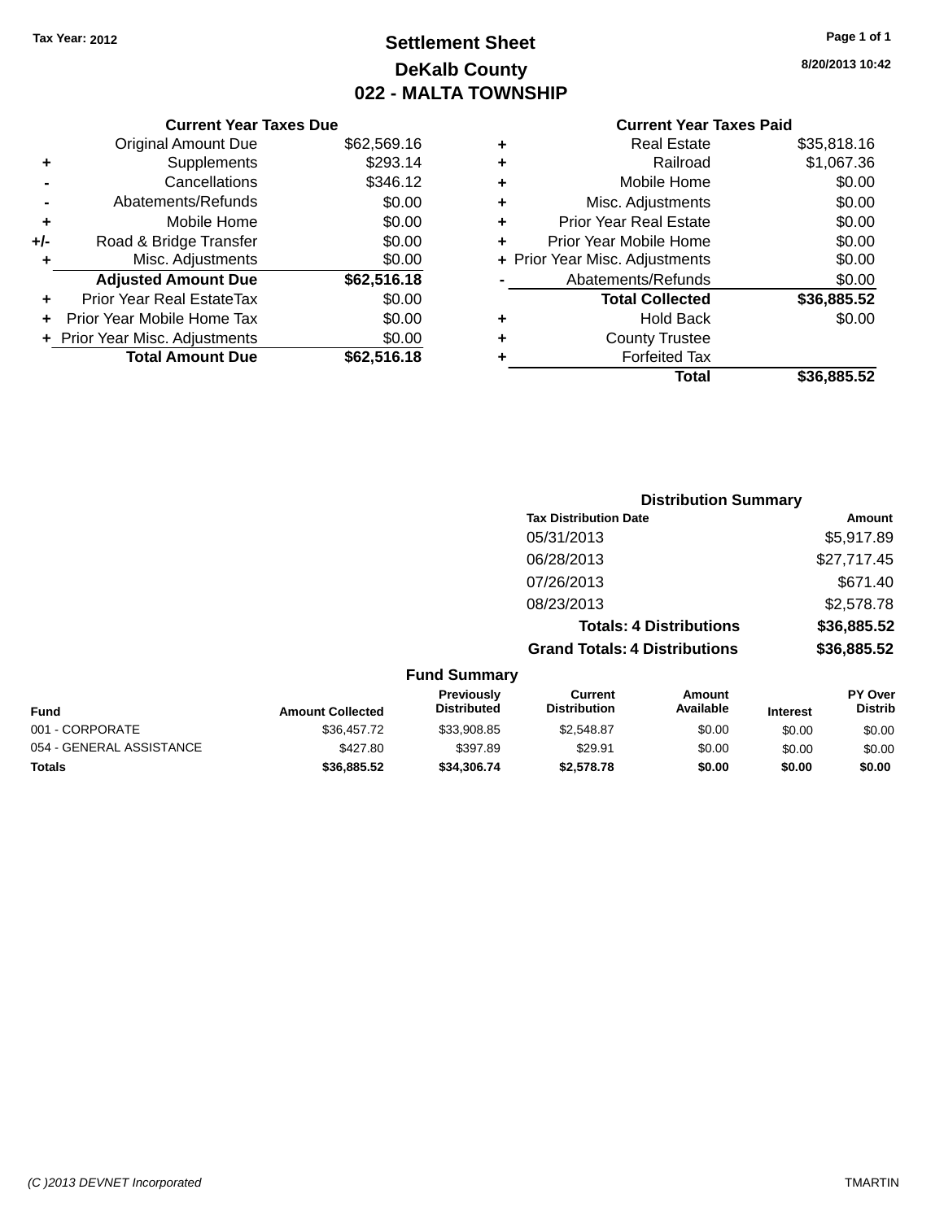Tax Year: 2012

# Settlement Sheet
## DeKalb County
## 022 - MALTA TOWNSHIP

8/20/2013 10:42

### Current Year Taxes Due

| | | |
|---|---|---|
| | Original Amount Due | $62,569.16 |
| + | Supplements | $293.14 |
| - | Cancellations | $346.12 |
| - | Abatements/Refunds | $0.00 |
| + | Mobile Home | $0.00 |
| +/- | Road & Bridge Transfer | $0.00 |
| + | Misc. Adjustments | $0.00 |
| | **Adjusted Amount Due** | **$62,516.18** |
| + | Prior Year Real EstateTax | $0.00 |
| + | Prior Year Mobile Home Tax | $0.00 |
| + | Prior Year Misc. Adjustments | $0.00 |
| | **Total Amount Due** | **$62,516.18** |

### Current Year Taxes Paid

| | | |
|---|---|---|
| + | Real Estate | $35,818.16 |
| + | Railroad | $1,067.36 |
| + | Mobile Home | $0.00 |
| + | Misc. Adjustments | $0.00 |
| + | Prior Year Real Estate | $0.00 |
| + | Prior Year Mobile Home | $0.00 |
| + | Prior Year Misc. Adjustments | $0.00 |
| - | Abatements/Refunds | $0.00 |
| | **Total Collected** | **$36,885.52** |
| + | Hold Back | $0.00 |
| + | County Trustee | |
| + | Forfeited Tax | |
| | **Total** | **$36,885.52** |

### Distribution Summary

| Tax Distribution Date | Amount |
|---|---|
| 05/31/2013 | $5,917.89 |
| 06/28/2013 | $27,717.45 |
| 07/26/2013 | $671.40 |
| 08/23/2013 | $2,578.78 |
| **Totals: 4 Distributions** | **$36,885.52** |
| **Grand Totals: 4 Distributions** | **$36,885.52** |

### Fund Summary

| Fund | Amount Collected | Previously Distributed | Current Distribution | Amount Available | Interest | PY Over Distrib |
|---|---|---|---|---|---|---|
| 001 - CORPORATE | $36,457.72 | $33,908.85 | $2,548.87 | $0.00 | $0.00 | $0.00 |
| 054 - GENERAL ASSISTANCE | $427.80 | $397.89 | $29.91 | $0.00 | $0.00 | $0.00 |
| **Totals** | **$36,885.52** | **$34,306.74** | **$2,578.78** | **$0.00** | **$0.00** | **$0.00** |

(C )2013 DEVNET Incorporated TMARTIN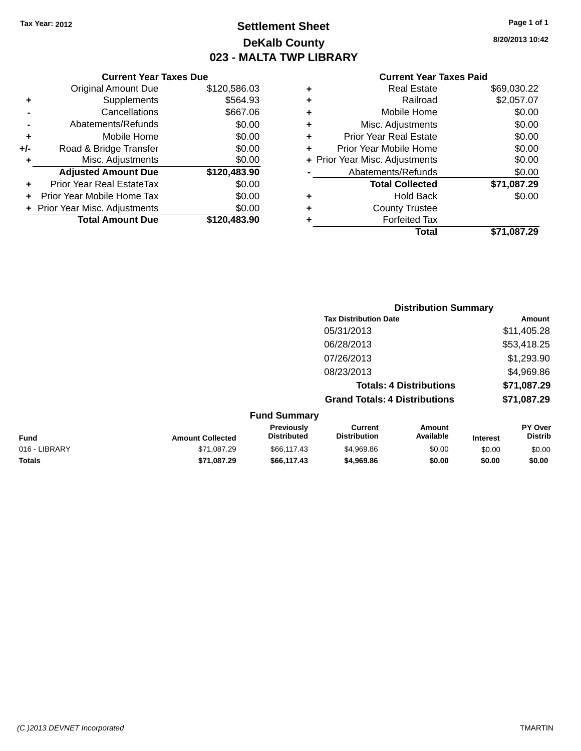Tax Year: 2012

# Settlement Sheet
## DeKalb County
## 023 - MALTA TWP LIBRARY

8/20/2013 10:42

### Current Year Taxes Due

| | | |
|---|---|---|
| | Original Amount Due | $120,586.03 |
| + | Supplements | $564.93 |
| - | Cancellations | $667.06 |
| - | Abatements/Refunds | $0.00 |
| + | Mobile Home | $0.00 |
| +/- | Road & Bridge Transfer | $0.00 |
| + | Misc. Adjustments | $0.00 |
| | **Adjusted Amount Due** | **$120,483.90** |
| + | Prior Year Real EstateTax | $0.00 |
| + | Prior Year Mobile Home Tax | $0.00 |
| + | Prior Year Misc. Adjustments | $0.00 |
| | **Total Amount Due** | **$120,483.90** |

### Current Year Taxes Paid

| | | |
|---|---|---|
| + | Real Estate | $69,030.22 |
| + | Railroad | $2,057.07 |
| + | Mobile Home | $0.00 |
| + | Misc. Adjustments | $0.00 |
| + | Prior Year Real Estate | $0.00 |
| + | Prior Year Mobile Home | $0.00 |
| + | Prior Year Misc. Adjustments | $0.00 |
| - | Abatements/Refunds | $0.00 |
| | **Total Collected** | **$71,087.29** |
| + | Hold Back | $0.00 |
| + | County Trustee | |
| + | Forfeited Tax | |
| | **Total** | **$71,087.29** |

### Distribution Summary

| Tax Distribution Date | Amount |
|---|---|
| 05/31/2013 | $11,405.28 |
| 06/28/2013 | $53,418.25 |
| 07/26/2013 | $1,293.90 |
| 08/23/2013 | $4,969.86 |
| **Totals: 4 Distributions** | **$71,087.29** |
| **Grand Totals: 4 Distributions** | **$71,087.29** |

### Fund Summary

| Fund | Amount Collected | Previously Distributed | Current Distribution | Amount Available | Interest | PY Over Distrib |
|---|---|---|---|---|---|---|
| 016 - LIBRARY | $71,087.29 | $66,117.43 | $4,969.86 | $0.00 | $0.00 | $0.00 |
| **Totals** | **$71,087.29** | **$66,117.43** | **$4,969.86** | **$0.00** | **$0.00** | **$0.00** |

(C )2013 DEVNET Incorporated TMARTIN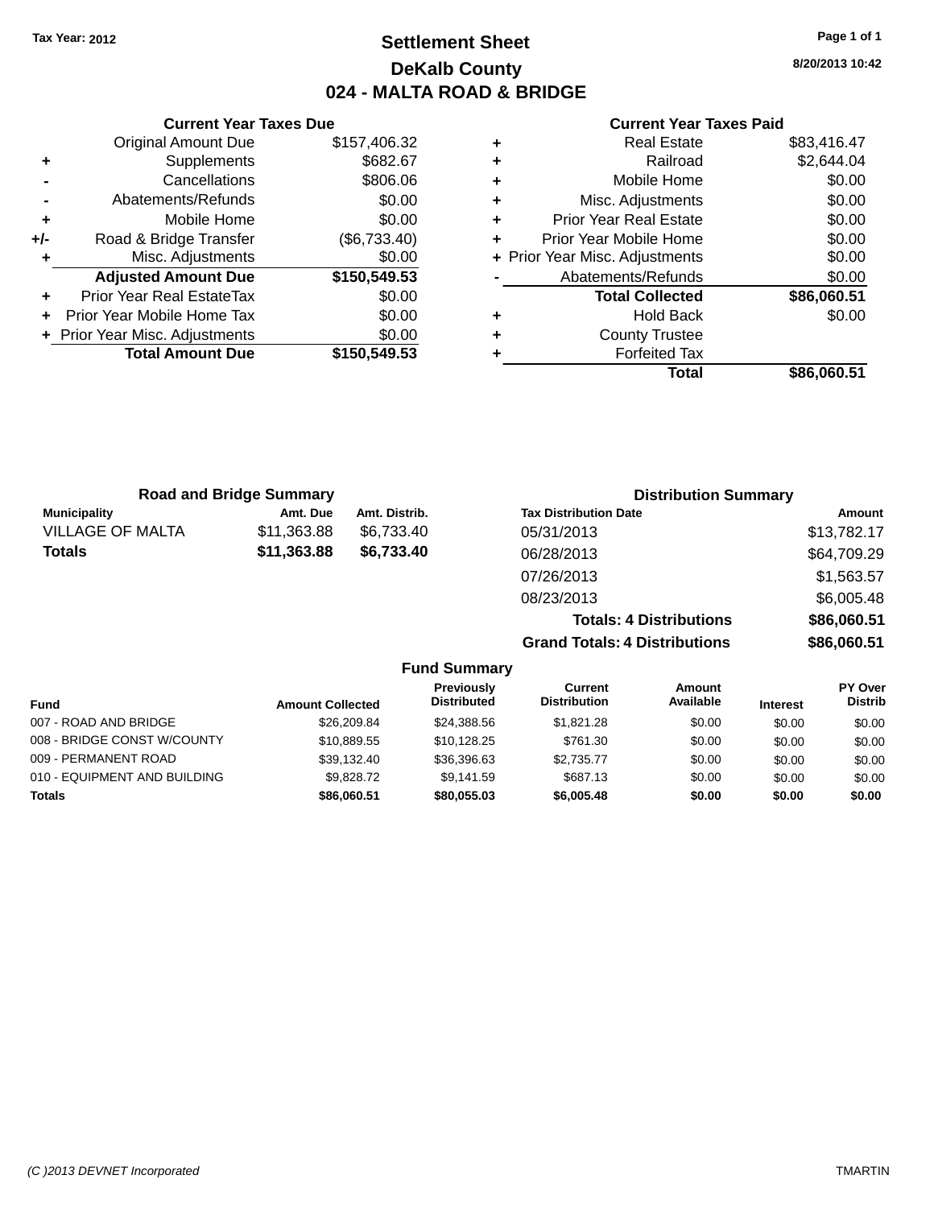Tax Year: 2012

# Settlement Sheet
## DeKalb County
## 024 - MALTA ROAD & BRIDGE

8/20/2013 10:42

### Current Year Taxes Due

| | | |
|---|---|---|
| | Original Amount Due | $157,406.32 |
| + | Supplements | $682.67 |
| - | Cancellations | $806.06 |
| - | Abatements/Refunds | $0.00 |
| + | Mobile Home | $0.00 |
| +/- | Road & Bridge Transfer | ($6,733.40) |
| + | Misc. Adjustments | $0.00 |
| | **Adjusted Amount Due** | **$150,549.53** |
| + | Prior Year Real EstateTax | $0.00 |
| + | Prior Year Mobile Home Tax | $0.00 |
| + | Prior Year Misc. Adjustments | $0.00 |
| | **Total Amount Due** | **$150,549.53** |

### Current Year Taxes Paid

| | | |
|---|---|---|
| + | Real Estate | $83,416.47 |
| + | Railroad | $2,644.04 |
| + | Mobile Home | $0.00 |
| + | Misc. Adjustments | $0.00 |
| + | Prior Year Real Estate | $0.00 |
| + | Prior Year Mobile Home | $0.00 |
| + | Prior Year Misc. Adjustments | $0.00 |
| - | Abatements/Refunds | $0.00 |
| | **Total Collected** | **$86,060.51** |
| + | Hold Back | $0.00 |
| + | County Trustee | |
| + | Forfeited Tax | |
| | **Total** | **$86,060.51** |

### Road and Bridge Summary

| Municipality | Amt. Due | Amt. Distrib. |
|---|---|---|
| VILLAGE OF MALTA | $11,363.88 | $6,733.40 |
| **Totals** | **$11,363.88** | **$6,733.40** |

### Distribution Summary

| Tax Distribution Date | Amount |
|---|---|
| 05/31/2013 | $13,782.17 |
| 06/28/2013 | $64,709.29 |
| 07/26/2013 | $1,563.57 |
| 08/23/2013 | $6,005.48 |
| **Totals: 4 Distributions** | **$86,060.51** |
| **Grand Totals: 4 Distributions** | **$86,060.51** |

### Fund Summary

| Fund | Amount Collected | Previously Distributed | Current Distribution | Amount Available | Interest | PY Over Distrib |
|---|---|---|---|---|---|---|
| 007 - ROAD AND BRIDGE | $26,209.84 | $24,388.56 | $1,821.28 | $0.00 | $0.00 | $0.00 |
| 008 - BRIDGE CONST W/COUNTY | $10,889.55 | $10,128.25 | $761.30 | $0.00 | $0.00 | $0.00 |
| 009 - PERMANENT ROAD | $39,132.40 | $36,396.63 | $2,735.77 | $0.00 | $0.00 | $0.00 |
| 010 - EQUIPMENT AND BUILDING | $9,828.72 | $9,141.59 | $687.13 | $0.00 | $0.00 | $0.00 |
| **Totals** | **$86,060.51** | **$80,055.03** | **$6,005.48** | **$0.00** | **$0.00** | **$0.00** |

(C )2013 DEVNET Incorporated — TMARTIN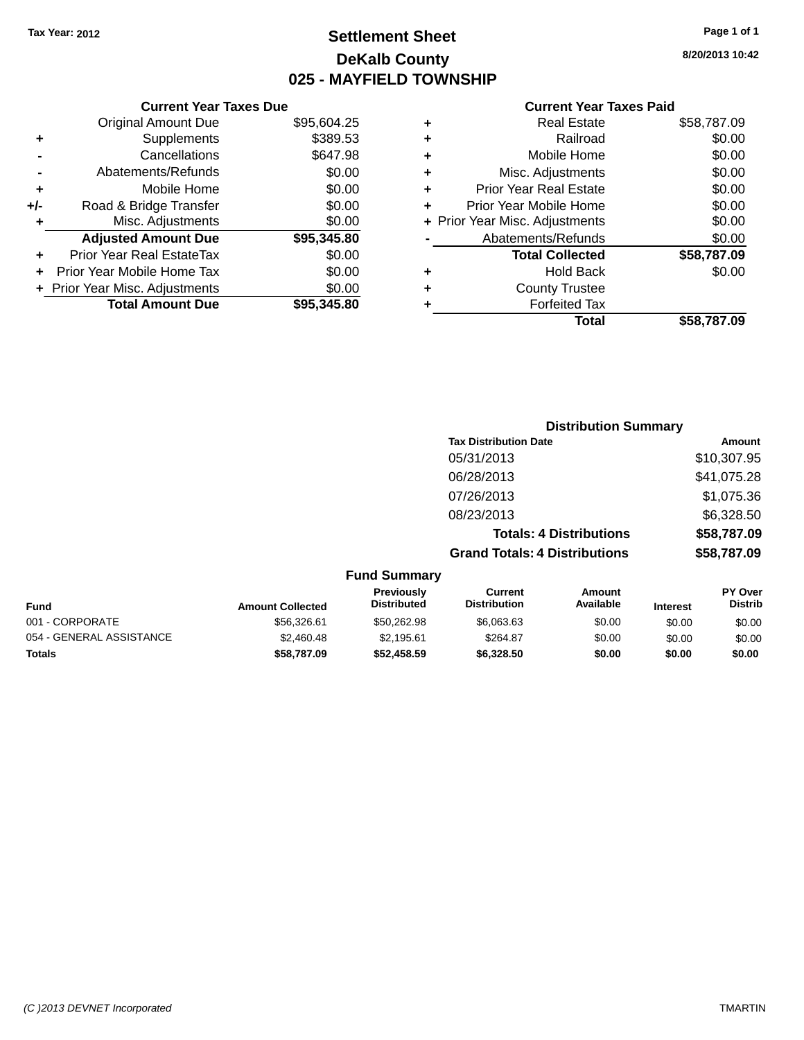Tax Year: 2012

# Settlement Sheet

## DeKalb County

## 025 - MAYFIELD TOWNSHIP

8/20/2013 10:42

### Current Year Taxes Due

| | | |
|---|---|---|
| | Original Amount Due | $95,604.25 |
| + | Supplements | $389.53 |
| - | Cancellations | $647.98 |
| - | Abatements/Refunds | $0.00 |
| + | Mobile Home | $0.00 |
| +/- | Road & Bridge Transfer | $0.00 |
| + | Misc. Adjustments | $0.00 |
| | **Adjusted Amount Due** | **$95,345.80** |
| + | Prior Year Real EstateTax | $0.00 |
| + | Prior Year Mobile Home Tax | $0.00 |
| + | Prior Year Misc. Adjustments | $0.00 |
| | **Total Amount Due** | **$95,345.80** |

### Current Year Taxes Paid

| | | |
|---|---|---|
| + | Real Estate | $58,787.09 |
| + | Railroad | $0.00 |
| + | Mobile Home | $0.00 |
| + | Misc. Adjustments | $0.00 |
| + | Prior Year Real Estate | $0.00 |
| + | Prior Year Mobile Home | $0.00 |
| + | Prior Year Misc. Adjustments | $0.00 |
| - | Abatements/Refunds | $0.00 |
| | **Total Collected** | **$58,787.09** |
| + | Hold Back | $0.00 |
| + | County Trustee | |
| + | Forfeited Tax | |
| | **Total** | **$58,787.09** |

### Distribution Summary

| Tax Distribution Date | Amount |
|---|---|
| 05/31/2013 | $10,307.95 |
| 06/28/2013 | $41,075.28 |
| 07/26/2013 | $1,075.36 |
| 08/23/2013 | $6,328.50 |
| **Totals: 4 Distributions** | **$58,787.09** |
| **Grand Totals: 4 Distributions** | **$58,787.09** |

### Fund Summary

| Fund | Amount Collected | Previously Distributed | Current Distribution | Amount Available | Interest | PY Over Distrib |
|---|---|---|---|---|---|---|
| 001 - CORPORATE | $56,326.61 | $50,262.98 | $6,063.63 | $0.00 | $0.00 | $0.00 |
| 054 - GENERAL ASSISTANCE | $2,460.48 | $2,195.61 | $264.87 | $0.00 | $0.00 | $0.00 |
| **Totals** | **$58,787.09** | **$52,458.59** | **$6,328.50** | **$0.00** | **$0.00** | **$0.00** |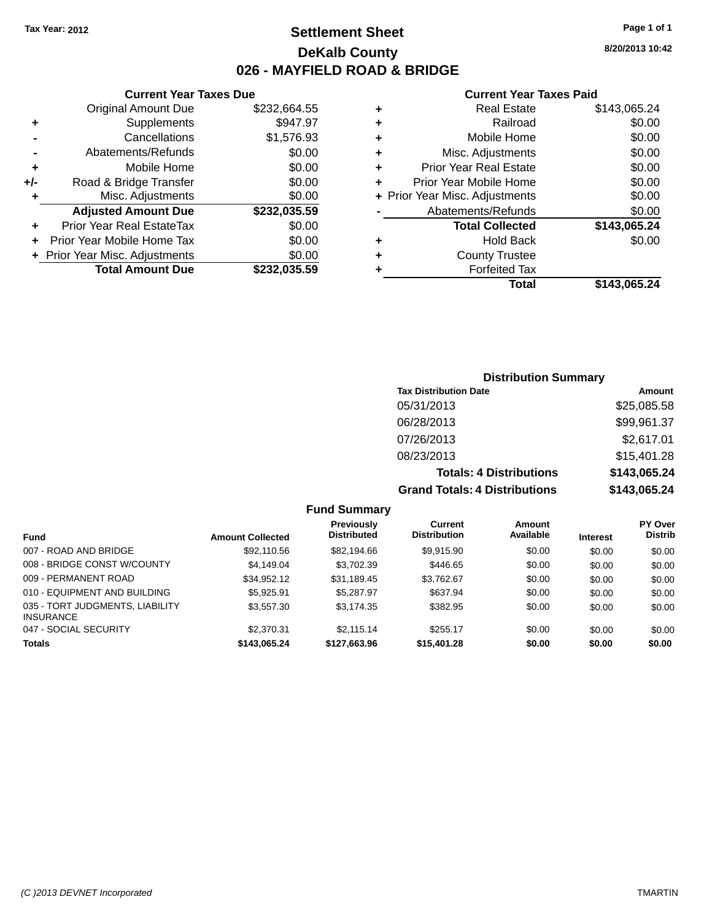Tax Year: 2012

# Settlement Sheet

## DeKalb County

## 026 - MAYFIELD ROAD & BRIDGE

8/20/2013 10:42

### Current Year Taxes Due

| | | |
|---|---|---|
| | Original Amount Due | $232,664.55 |
| + | Supplements | $947.97 |
| - | Cancellations | $1,576.93 |
| - | Abatements/Refunds | $0.00 |
| + | Mobile Home | $0.00 |
| +/- | Road & Bridge Transfer | $0.00 |
| + | Misc. Adjustments | $0.00 |
| | **Adjusted Amount Due** | **$232,035.59** |
| + | Prior Year Real EstateTax | $0.00 |
| + | Prior Year Mobile Home Tax | $0.00 |
| + | Prior Year Misc. Adjustments | $0.00 |
| | **Total Amount Due** | **$232,035.59** |

### Current Year Taxes Paid

| | | |
|---|---|---|
| + | Real Estate | $143,065.24 |
| + | Railroad | $0.00 |
| + | Mobile Home | $0.00 |
| + | Misc. Adjustments | $0.00 |
| + | Prior Year Real Estate | $0.00 |
| + | Prior Year Mobile Home | $0.00 |
| + | Prior Year Misc. Adjustments | $0.00 |
| - | Abatements/Refunds | $0.00 |
| | **Total Collected** | **$143,065.24** |
| + | Hold Back | $0.00 |
| + | County Trustee | |
| + | Forfeited Tax | |
| | **Total** | **$143,065.24** |

### Distribution Summary

| Tax Distribution Date | Amount |
|---|---|
| 05/31/2013 | $25,085.58 |
| 06/28/2013 | $99,961.37 |
| 07/26/2013 | $2,617.01 |
| 08/23/2013 | $15,401.28 |
| **Totals: 4 Distributions** | **$143,065.24** |
| **Grand Totals: 4 Distributions** | **$143,065.24** |

### Fund Summary

| Fund | Amount Collected | Previously Distributed | Current Distribution | Amount Available | Interest | PY Over Distrib |
|---|---|---|---|---|---|---|
| 007 - ROAD AND BRIDGE | $92,110.56 | $82,194.66 | $9,915.90 | $0.00 | $0.00 | $0.00 |
| 008 - BRIDGE CONST W/COUNTY | $4,149.04 | $3,702.39 | $446.65 | $0.00 | $0.00 | $0.00 |
| 009 - PERMANENT ROAD | $34,952.12 | $31,189.45 | $3,762.67 | $0.00 | $0.00 | $0.00 |
| 010 - EQUIPMENT AND BUILDING | $5,925.91 | $5,287.97 | $637.94 | $0.00 | $0.00 | $0.00 |
| 035 - TORT JUDGMENTS, LIABILITY INSURANCE | $3,557.30 | $3,174.35 | $382.95 | $0.00 | $0.00 | $0.00 |
| 047 - SOCIAL SECURITY | $2,370.31 | $2,115.14 | $255.17 | $0.00 | $0.00 | $0.00 |
| **Totals** | **$143,065.24** | **$127,663.96** | **$15,401.28** | **$0.00** | **$0.00** | **$0.00** |

(C )2013 DEVNET Incorporated TMARTIN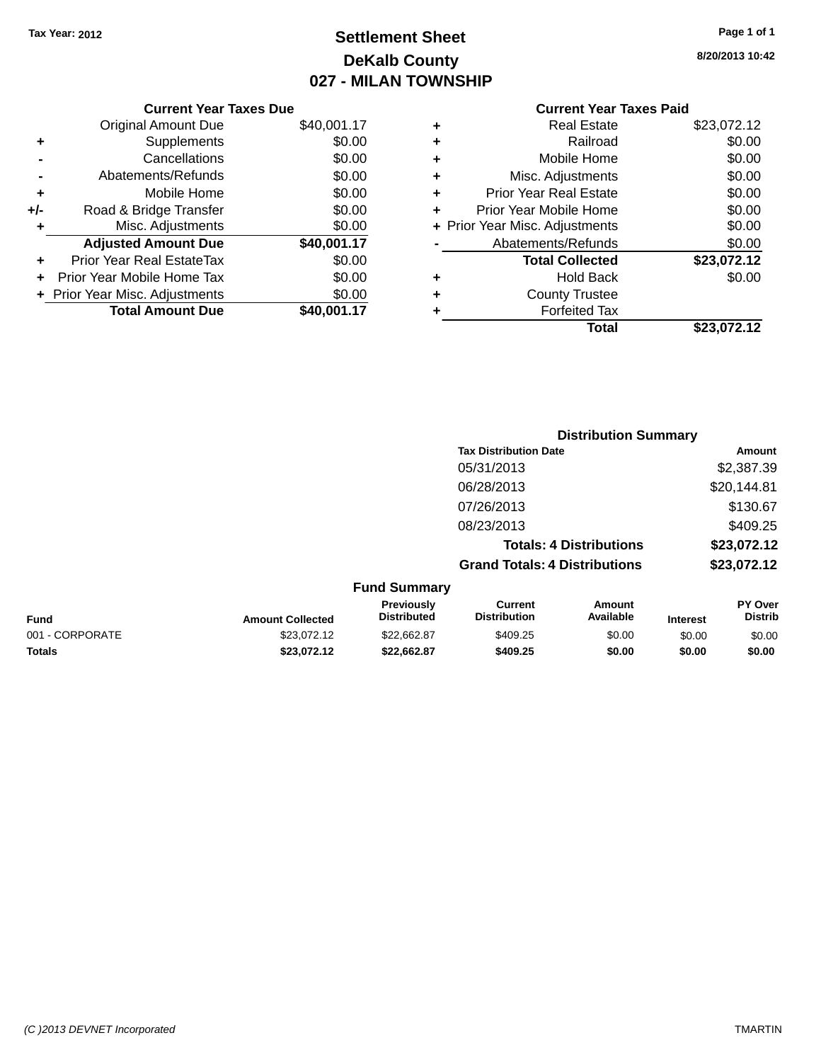Tax Year: 2012

# Settlement Sheet

## DeKalb County

## 027 - MILAN TOWNSHIP

8/20/2013 10:42

### Current Year Taxes Due

| | | |
|---|---|---|
| | Original Amount Due | $40,001.17 |
| + | Supplements | $0.00 |
| - | Cancellations | $0.00 |
| - | Abatements/Refunds | $0.00 |
| + | Mobile Home | $0.00 |
| +/- | Road & Bridge Transfer | $0.00 |
| + | Misc. Adjustments | $0.00 |
| | **Adjusted Amount Due** | **$40,001.17** |
| + | Prior Year Real EstateTax | $0.00 |
| + | Prior Year Mobile Home Tax | $0.00 |
| + | Prior Year Misc. Adjustments | $0.00 |
| | **Total Amount Due** | **$40,001.17** |

### Current Year Taxes Paid

| | | |
|---|---|---|
| + | Real Estate | $23,072.12 |
| + | Railroad | $0.00 |
| + | Mobile Home | $0.00 |
| + | Misc. Adjustments | $0.00 |
| + | Prior Year Real Estate | $0.00 |
| + | Prior Year Mobile Home | $0.00 |
| + | Prior Year Misc. Adjustments | $0.00 |
| - | Abatements/Refunds | $0.00 |
| | **Total Collected** | **$23,072.12** |
| + | Hold Back | $0.00 |
| + | County Trustee | |
| + | Forfeited Tax | |
| | **Total** | **$23,072.12** |

### Distribution Summary

| Tax Distribution Date | Amount |
|---|---|
| 05/31/2013 | $2,387.39 |
| 06/28/2013 | $20,144.81 |
| 07/26/2013 | $130.67 |
| 08/23/2013 | $409.25 |
| **Totals: 4 Distributions** | **$23,072.12** |
| **Grand Totals: 4 Distributions** | **$23,072.12** |

### Fund Summary

| Fund | Amount Collected | Previously Distributed | Current Distribution | Amount Available | Interest | PY Over Distrib |
|---|---|---|---|---|---|---|
| 001 - CORPORATE | $23,072.12 | $22,662.87 | $409.25 | $0.00 | $0.00 | $0.00 |
| **Totals** | **$23,072.12** | **$22,662.87** | **$409.25** | **$0.00** | **$0.00** | **$0.00** |

(C )2013 DEVNET Incorporated TMARTIN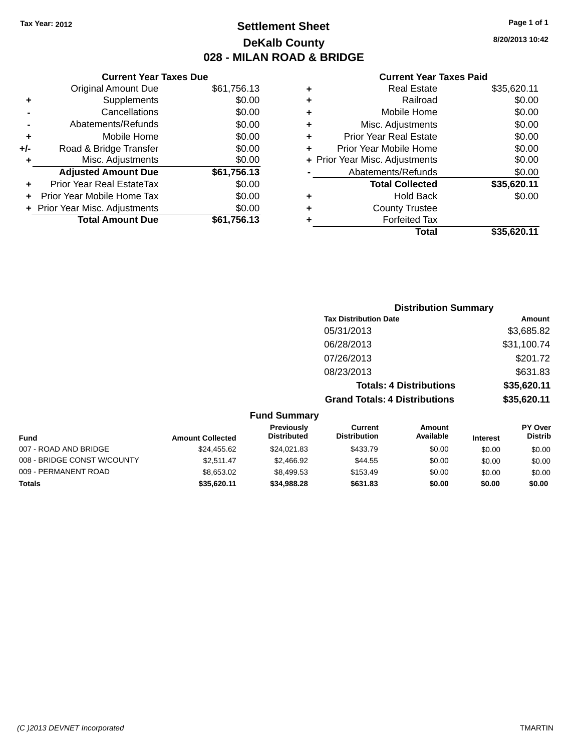Tax Year: 2012

# Settlement Sheet

## DeKalb County

## 028 - MILAN ROAD & BRIDGE

8/20/2013 10:42

### Current Year Taxes Due

| | | |
|---|---|---|
| | Original Amount Due | $61,756.13 |
| + | Supplements | $0.00 |
| - | Cancellations | $0.00 |
| - | Abatements/Refunds | $0.00 |
| + | Mobile Home | $0.00 |
| +/- | Road & Bridge Transfer | $0.00 |
| + | Misc. Adjustments | $0.00 |
| | **Adjusted Amount Due** | **$61,756.13** |
| + | Prior Year Real EstateTax | $0.00 |
| + | Prior Year Mobile Home Tax | $0.00 |
| + | Prior Year Misc. Adjustments | $0.00 |
| | **Total Amount Due** | **$61,756.13** |

### Current Year Taxes Paid

| | | |
|---|---|---|
| + | Real Estate | $35,620.11 |
| + | Railroad | $0.00 |
| + | Mobile Home | $0.00 |
| + | Misc. Adjustments | $0.00 |
| + | Prior Year Real Estate | $0.00 |
| + | Prior Year Mobile Home | $0.00 |
| + | Prior Year Misc. Adjustments | $0.00 |
| - | Abatements/Refunds | $0.00 |
| | **Total Collected** | **$35,620.11** |
| + | Hold Back | $0.00 |
| + | County Trustee | |
| + | Forfeited Tax | |
| | **Total** | **$35,620.11** |

### Distribution Summary

| Tax Distribution Date | Amount |
|---|---|
| 05/31/2013 | $3,685.82 |
| 06/28/2013 | $31,100.74 |
| 07/26/2013 | $201.72 |
| 08/23/2013 | $631.83 |
| **Totals: 4 Distributions** | **$35,620.11** |
| **Grand Totals: 4 Distributions** | **$35,620.11** |

### Fund Summary

| Fund | Amount Collected | Previously Distributed | Current Distribution | Amount Available | Interest | PY Over Distrib |
|---|---|---|---|---|---|---|
| 007 - ROAD AND BRIDGE | $24,455.62 | $24,021.83 | $433.79 | $0.00 | $0.00 | $0.00 |
| 008 - BRIDGE CONST W/COUNTY | $2,511.47 | $2,466.92 | $44.55 | $0.00 | $0.00 | $0.00 |
| 009 - PERMANENT ROAD | $8,653.02 | $8,499.53 | $153.49 | $0.00 | $0.00 | $0.00 |
| **Totals** | **$35,620.11** | **$34,988.28** | **$631.83** | **$0.00** | **$0.00** | **$0.00** |

(C )2013 DEVNET Incorporated

TMARTIN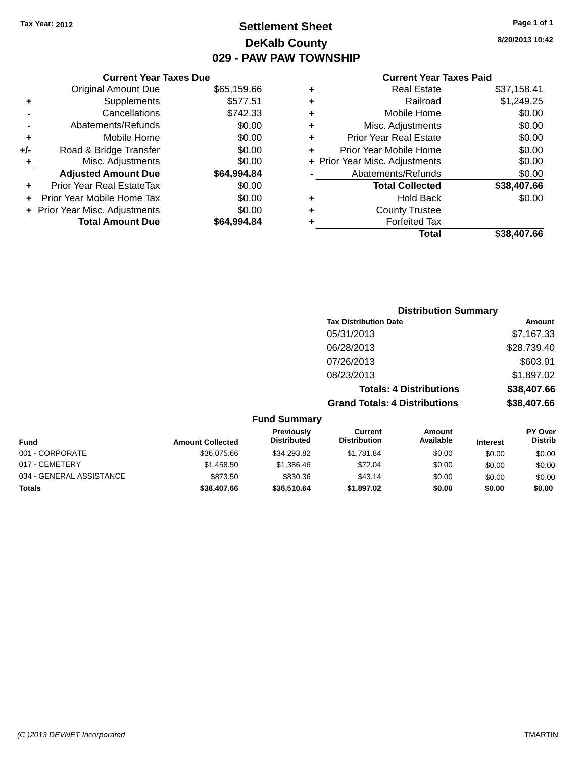Tax Year: 2012

# Settlement Sheet

## DeKalb County

## 029 - PAW PAW TOWNSHIP

8/20/2013 10:42

### Current Year Taxes Due

| | | |
|---|---|---|
| | Original Amount Due | $65,159.66 |
| + | Supplements | $577.51 |
| - | Cancellations | $742.33 |
| - | Abatements/Refunds | $0.00 |
| + | Mobile Home | $0.00 |
| +/- | Road & Bridge Transfer | $0.00 |
| + | Misc. Adjustments | $0.00 |
| | **Adjusted Amount Due** | **$64,994.84** |
| + | Prior Year Real EstateTax | $0.00 |
| + | Prior Year Mobile Home Tax | $0.00 |
| + | Prior Year Misc. Adjustments | $0.00 |
| | **Total Amount Due** | **$64,994.84** |

### Current Year Taxes Paid

| | | |
|---|---|---|
| + | Real Estate | $37,158.41 |
| + | Railroad | $1,249.25 |
| + | Mobile Home | $0.00 |
| + | Misc. Adjustments | $0.00 |
| + | Prior Year Real Estate | $0.00 |
| + | Prior Year Mobile Home | $0.00 |
| + | Prior Year Misc. Adjustments | $0.00 |
| - | Abatements/Refunds | $0.00 |
| | **Total Collected** | **$38,407.66** |
| + | Hold Back | $0.00 |
| + | County Trustee | |
| + | Forfeited Tax | |
| | **Total** | **$38,407.66** |

### Distribution Summary

| Tax Distribution Date | Amount |
|---|---|
| 05/31/2013 | $7,167.33 |
| 06/28/2013 | $28,739.40 |
| 07/26/2013 | $603.91 |
| 08/23/2013 | $1,897.02 |
| **Totals: 4 Distributions** | **$38,407.66** |
| **Grand Totals: 4 Distributions** | **$38,407.66** |

### Fund Summary

| Fund | Amount Collected | Previously Distributed | Current Distribution | Amount Available | Interest | PY Over Distrib |
|---|---|---|---|---|---|---|
| 001 - CORPORATE | $36,075.66 | $34,293.82 | $1,781.84 | $0.00 | $0.00 | $0.00 |
| 017 - CEMETERY | $1,458.50 | $1,386.46 | $72.04 | $0.00 | $0.00 | $0.00 |
| 034 - GENERAL ASSISTANCE | $873.50 | $830.36 | $43.14 | $0.00 | $0.00 | $0.00 |
| **Totals** | **$38,407.66** | **$36,510.64** | **$1,897.02** | **$0.00** | **$0.00** | **$0.00** |

(C )2013 DEVNET Incorporated TMARTIN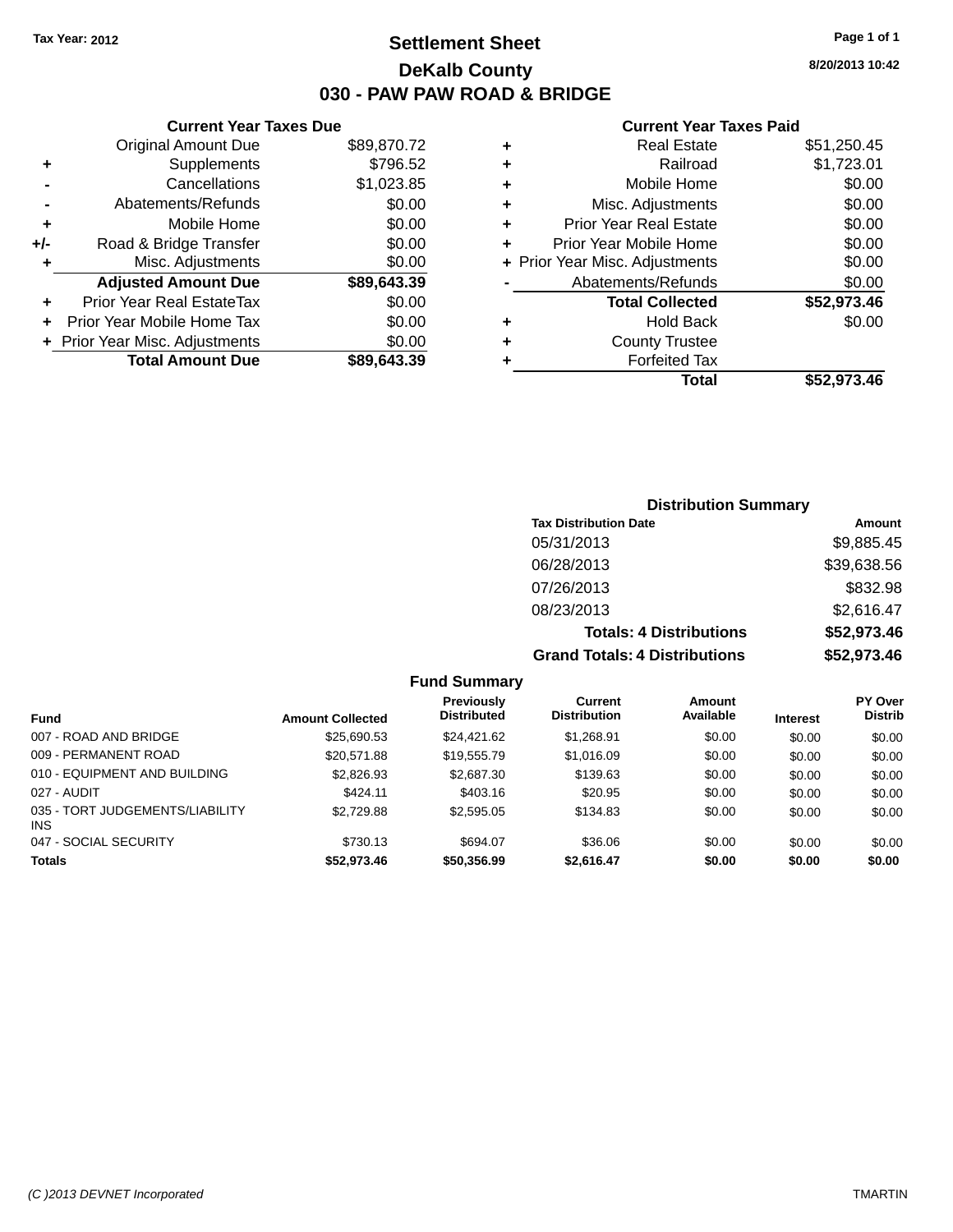Tax Year: 2012

# Settlement Sheet

## DeKalb County

## 030 - PAW PAW ROAD & BRIDGE

8/20/2013 10:42

### Current Year Taxes Due

| | | |
|---|---|---|
| | Original Amount Due | $89,870.72 |
| + | Supplements | $796.52 |
| - | Cancellations | $1,023.85 |
| - | Abatements/Refunds | $0.00 |
| + | Mobile Home | $0.00 |
| +/- | Road & Bridge Transfer | $0.00 |
| + | Misc. Adjustments | $0.00 |
| | **Adjusted Amount Due** | **$89,643.39** |
| + | Prior Year Real EstateTax | $0.00 |
| + | Prior Year Mobile Home Tax | $0.00 |
| + | Prior Year Misc. Adjustments | $0.00 |
| | **Total Amount Due** | **$89,643.39** |

### Current Year Taxes Paid

| | | |
|---|---|---|
| + | Real Estate | $51,250.45 |
| + | Railroad | $1,723.01 |
| + | Mobile Home | $0.00 |
| + | Misc. Adjustments | $0.00 |
| + | Prior Year Real Estate | $0.00 |
| + | Prior Year Mobile Home | $0.00 |
| + | Prior Year Misc. Adjustments | $0.00 |
| - | Abatements/Refunds | $0.00 |
| | **Total Collected** | **$52,973.46** |
| + | Hold Back | $0.00 |
| + | County Trustee | |
| + | Forfeited Tax | |
| | **Total** | **$52,973.46** |

### Distribution Summary

| Tax Distribution Date | Amount |
|---|---|
| 05/31/2013 | $9,885.45 |
| 06/28/2013 | $39,638.56 |
| 07/26/2013 | $832.98 |
| 08/23/2013 | $2,616.47 |
| **Totals: 4 Distributions** | **$52,973.46** |
| **Grand Totals: 4 Distributions** | **$52,973.46** |

### Fund Summary

| Fund | Amount Collected | Previously Distributed | Current Distribution | Amount Available | Interest | PY Over Distrib |
|---|---|---|---|---|---|---|
| 007 - ROAD AND BRIDGE | $25,690.53 | $24,421.62 | $1,268.91 | $0.00 | $0.00 | $0.00 |
| 009 - PERMANENT ROAD | $20,571.88 | $19,555.79 | $1,016.09 | $0.00 | $0.00 | $0.00 |
| 010 - EQUIPMENT AND BUILDING | $2,826.93 | $2,687.30 | $139.63 | $0.00 | $0.00 | $0.00 |
| 027 - AUDIT | $424.11 | $403.16 | $20.95 | $0.00 | $0.00 | $0.00 |
| 035 - TORT JUDGEMENTS/LIABILITY INS | $2,729.88 | $2,595.05 | $134.83 | $0.00 | $0.00 | $0.00 |
| 047 - SOCIAL SECURITY | $730.13 | $694.07 | $36.06 | $0.00 | $0.00 | $0.00 |
| **Totals** | **$52,973.46** | **$50,356.99** | **$2,616.47** | **$0.00** | **$0.00** | **$0.00** |

(C )2013 DEVNET Incorporated TMARTIN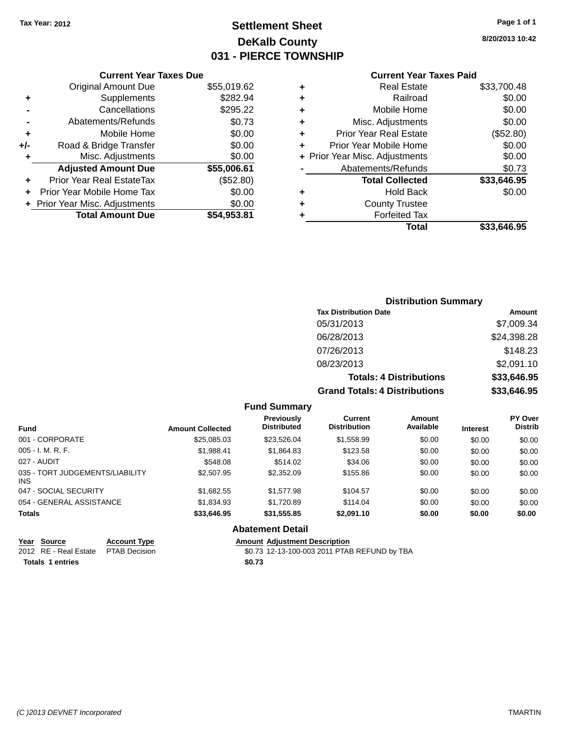Tax Year: 2012

# Settlement Sheet

## DeKalb County

## 031 - PIERCE TOWNSHIP

8/20/2013 10:42

### Current Year Taxes Due

| | | |
|---|---|---|
| | Original Amount Due | $55,019.62 |
| + | Supplements | $282.94 |
| - | Cancellations | $295.22 |
| - | Abatements/Refunds | $0.73 |
| + | Mobile Home | $0.00 |
| +/- | Road & Bridge Transfer | $0.00 |
| + | Misc. Adjustments | $0.00 |
| | **Adjusted Amount Due** | **$55,006.61** |
| + | Prior Year Real EstateTax | ($52.80) |
| + | Prior Year Mobile Home Tax | $0.00 |
| + | Prior Year Misc. Adjustments | $0.00 |
| | **Total Amount Due** | **$54,953.81** |

### Current Year Taxes Paid

| | | |
|---|---|---|
| + | Real Estate | $33,700.48 |
| + | Railroad | $0.00 |
| + | Mobile Home | $0.00 |
| + | Misc. Adjustments | $0.00 |
| + | Prior Year Real Estate | ($52.80) |
| + | Prior Year Mobile Home | $0.00 |
| + | Prior Year Misc. Adjustments | $0.00 |
| - | Abatements/Refunds | $0.73 |
| | **Total Collected** | **$33,646.95** |
| + | Hold Back | $0.00 |
| + | County Trustee | |
| + | Forfeited Tax | |
| | **Total** | **$33,646.95** |

### Distribution Summary

| Tax Distribution Date | Amount |
|---|---|
| 05/31/2013 | $7,009.34 |
| 06/28/2013 | $24,398.28 |
| 07/26/2013 | $148.23 |
| 08/23/2013 | $2,091.10 |
| **Totals: 4 Distributions** | **$33,646.95** |
| **Grand Totals: 4 Distributions** | **$33,646.95** |

### Fund Summary

| Fund | Amount Collected | Previously Distributed | Current Distribution | Amount Available | Interest | PY Over Distrib |
|---|---|---|---|---|---|---|
| 001 - CORPORATE | $25,085.03 | $23,526.04 | $1,558.99 | $0.00 | $0.00 | $0.00 |
| 005 - I. M. R. F. | $1,988.41 | $1,864.83 | $123.58 | $0.00 | $0.00 | $0.00 |
| 027 - AUDIT | $548.08 | $514.02 | $34.06 | $0.00 | $0.00 | $0.00 |
| 035 - TORT JUDGEMENTS/LIABILITY INS | $2,507.95 | $2,352.09 | $155.86 | $0.00 | $0.00 | $0.00 |
| 047 - SOCIAL SECURITY | $1,682.55 | $1,577.98 | $104.57 | $0.00 | $0.00 | $0.00 |
| 054 - GENERAL ASSISTANCE | $1,834.93 | $1,720.89 | $114.04 | $0.00 | $0.00 | $0.00 |
| **Totals** | **$33,646.95** | **$31,555.85** | **$2,091.10** | **$0.00** | **$0.00** | **$0.00** |

### Abatement Detail

| Year | Source | Account Type | Amount | Adjustment Description |
|---|---|---|---|---|
| 2012 | RE - Real Estate | PTAB Decision | $0.73 | 12-13-100-003 2011 PTAB REFUND by TBA |
| **Totals 1 entries** | | | **$0.73** | |

(C )2013 DEVNET Incorporated TMARTIN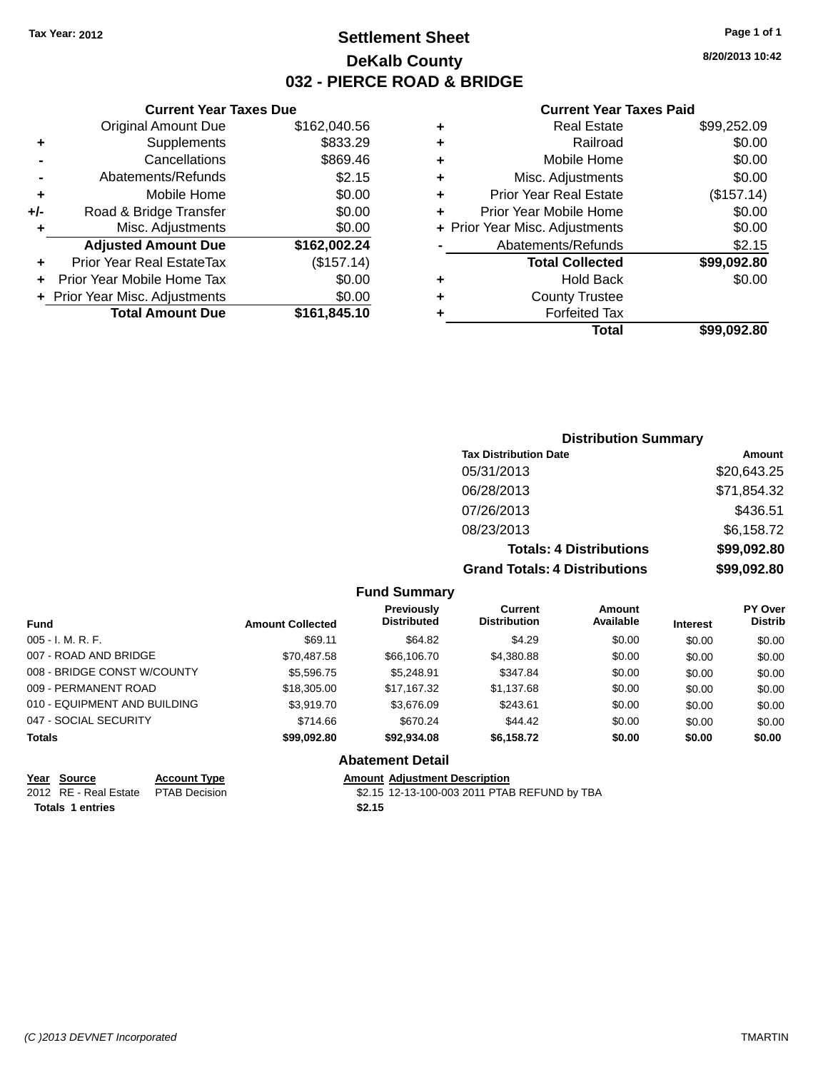Tax Year: 2012

# Settlement Sheet
## DeKalb County
## 032 - PIERCE ROAD & BRIDGE

8/20/2013 10:42

### Current Year Taxes Due

| | | |
|---|---|---|
| | Original Amount Due | $162,040.56 |
| + | Supplements | $833.29 |
| - | Cancellations | $869.46 |
| - | Abatements/Refunds | $2.15 |
| + | Mobile Home | $0.00 |
| +/- | Road & Bridge Transfer | $0.00 |
| + | Misc. Adjustments | $0.00 |
| | **Adjusted Amount Due** | **$162,002.24** |
| + | Prior Year Real EstateTax | ($157.14) |
| + | Prior Year Mobile Home Tax | $0.00 |
| + | Prior Year Misc. Adjustments | $0.00 |
| | **Total Amount Due** | **$161,845.10** |

### Current Year Taxes Paid

| | | |
|---|---|---|
| + | Real Estate | $99,252.09 |
| + | Railroad | $0.00 |
| + | Mobile Home | $0.00 |
| + | Misc. Adjustments | $0.00 |
| + | Prior Year Real Estate | ($157.14) |
| + | Prior Year Mobile Home | $0.00 |
| + | Prior Year Misc. Adjustments | $0.00 |
| - | Abatements/Refunds | $2.15 |
| | **Total Collected** | **$99,092.80** |
| + | Hold Back | $0.00 |
| + | County Trustee | |
| + | Forfeited Tax | |
| | **Total** | **$99,092.80** |

### Distribution Summary

| Tax Distribution Date | Amount |
|---|---|
| 05/31/2013 | $20,643.25 |
| 06/28/2013 | $71,854.32 |
| 07/26/2013 | $436.51 |
| 08/23/2013 | $6,158.72 |
| **Totals: 4 Distributions** | **$99,092.80** |
| **Grand Totals: 4 Distributions** | **$99,092.80** |

### Fund Summary

| Fund | Amount Collected | Previously Distributed | Current Distribution | Amount Available | Interest | PY Over Distrib |
|---|---|---|---|---|---|---|
| 005 - I. M. R. F. | $69.11 | $64.82 | $4.29 | $0.00 | $0.00 | $0.00 |
| 007 - ROAD AND BRIDGE | $70,487.58 | $66,106.70 | $4,380.88 | $0.00 | $0.00 | $0.00 |
| 008 - BRIDGE CONST W/COUNTY | $5,596.75 | $5,248.91 | $347.84 | $0.00 | $0.00 | $0.00 |
| 009 - PERMANENT ROAD | $18,305.00 | $17,167.32 | $1,137.68 | $0.00 | $0.00 | $0.00 |
| 010 - EQUIPMENT AND BUILDING | $3,919.70 | $3,676.09 | $243.61 | $0.00 | $0.00 | $0.00 |
| 047 - SOCIAL SECURITY | $714.66 | $670.24 | $44.42 | $0.00 | $0.00 | $0.00 |
| **Totals** | **$99,092.80** | **$92,934.08** | **$6,158.72** | **$0.00** | **$0.00** | **$0.00** |

### Abatement Detail

| Year | Source | Account Type | Amount | Adjustment Description |
|---|---|---|---|---|
| 2012 | RE - Real Estate | PTAB Decision | $2.15 | 12-13-100-003 2011 PTAB REFUND by TBA |
| **Totals 1 entries** | | | **$2.15** | |

(C )2013 DEVNET Incorporated TMARTIN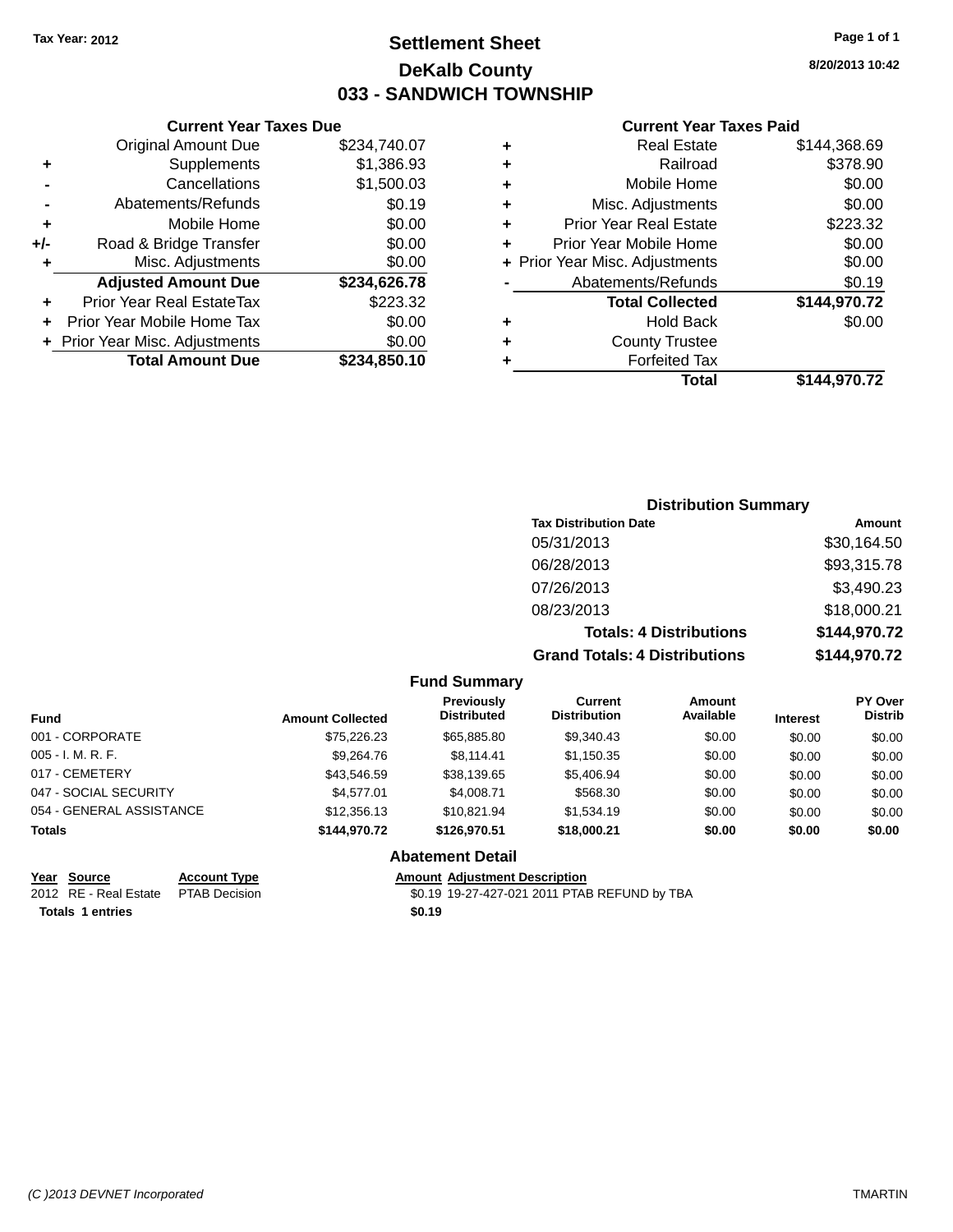Tax Year: 2012

# Settlement Sheet

## DeKalb County

## 033 - SANDWICH TOWNSHIP

8/20/2013 10:42

### Current Year Taxes Due

| | | |
|---|---|---|
| | Original Amount Due | $234,740.07 |
| + | Supplements | $1,386.93 |
| - | Cancellations | $1,500.03 |
| - | Abatements/Refunds | $0.19 |
| + | Mobile Home | $0.00 |
| +/- | Road & Bridge Transfer | $0.00 |
| + | Misc. Adjustments | $0.00 |
| | **Adjusted Amount Due** | **$234,626.78** |
| + | Prior Year Real EstateTax | $223.32 |
| + | Prior Year Mobile Home Tax | $0.00 |
| + | Prior Year Misc. Adjustments | $0.00 |
| | **Total Amount Due** | **$234,850.10** |

### Current Year Taxes Paid

| | | |
|---|---|---|
| + | Real Estate | $144,368.69 |
| + | Railroad | $378.90 |
| + | Mobile Home | $0.00 |
| + | Misc. Adjustments | $0.00 |
| + | Prior Year Real Estate | $223.32 |
| + | Prior Year Mobile Home | $0.00 |
| + | Prior Year Misc. Adjustments | $0.00 |
| - | Abatements/Refunds | $0.19 |
| | **Total Collected** | **$144,970.72** |
| + | Hold Back | $0.00 |
| + | County Trustee | |
| + | Forfeited Tax | |
| | **Total** | **$144,970.72** |

### Distribution Summary

| Tax Distribution Date | Amount |
|---|---|
| 05/31/2013 | $30,164.50 |
| 06/28/2013 | $93,315.78 |
| 07/26/2013 | $3,490.23 |
| 08/23/2013 | $18,000.21 |
| **Totals: 4 Distributions** | **$144,970.72** |
| **Grand Totals: 4 Distributions** | **$144,970.72** |

### Fund Summary

| Fund | Amount Collected | Previously Distributed | Current Distribution | Amount Available | Interest | PY Over Distrib |
|---|---|---|---|---|---|---|
| 001 - CORPORATE | $75,226.23 | $65,885.80 | $9,340.43 | $0.00 | $0.00 | $0.00 |
| 005 - I. M. R. F. | $9,264.76 | $8,114.41 | $1,150.35 | $0.00 | $0.00 | $0.00 |
| 017 - CEMETERY | $43,546.59 | $38,139.65 | $5,406.94 | $0.00 | $0.00 | $0.00 |
| 047 - SOCIAL SECURITY | $4,577.01 | $4,008.71 | $568.30 | $0.00 | $0.00 | $0.00 |
| 054 - GENERAL ASSISTANCE | $12,356.13 | $10,821.94 | $1,534.19 | $0.00 | $0.00 | $0.00 |
| **Totals** | **$144,970.72** | **$126,970.51** | **$18,000.21** | **$0.00** | **$0.00** | **$0.00** |

### Abatement Detail

| Year | Source | Account Type | Amount | Adjustment Description |
|---|---|---|---|---|
| 2012 | RE - Real Estate | PTAB Decision | $0.19 | 19-27-427-021 2011 PTAB REFUND by TBA |
| **Totals 1 entries** | | | **$0.19** | |

(C )2013 DEVNET Incorporated TMARTIN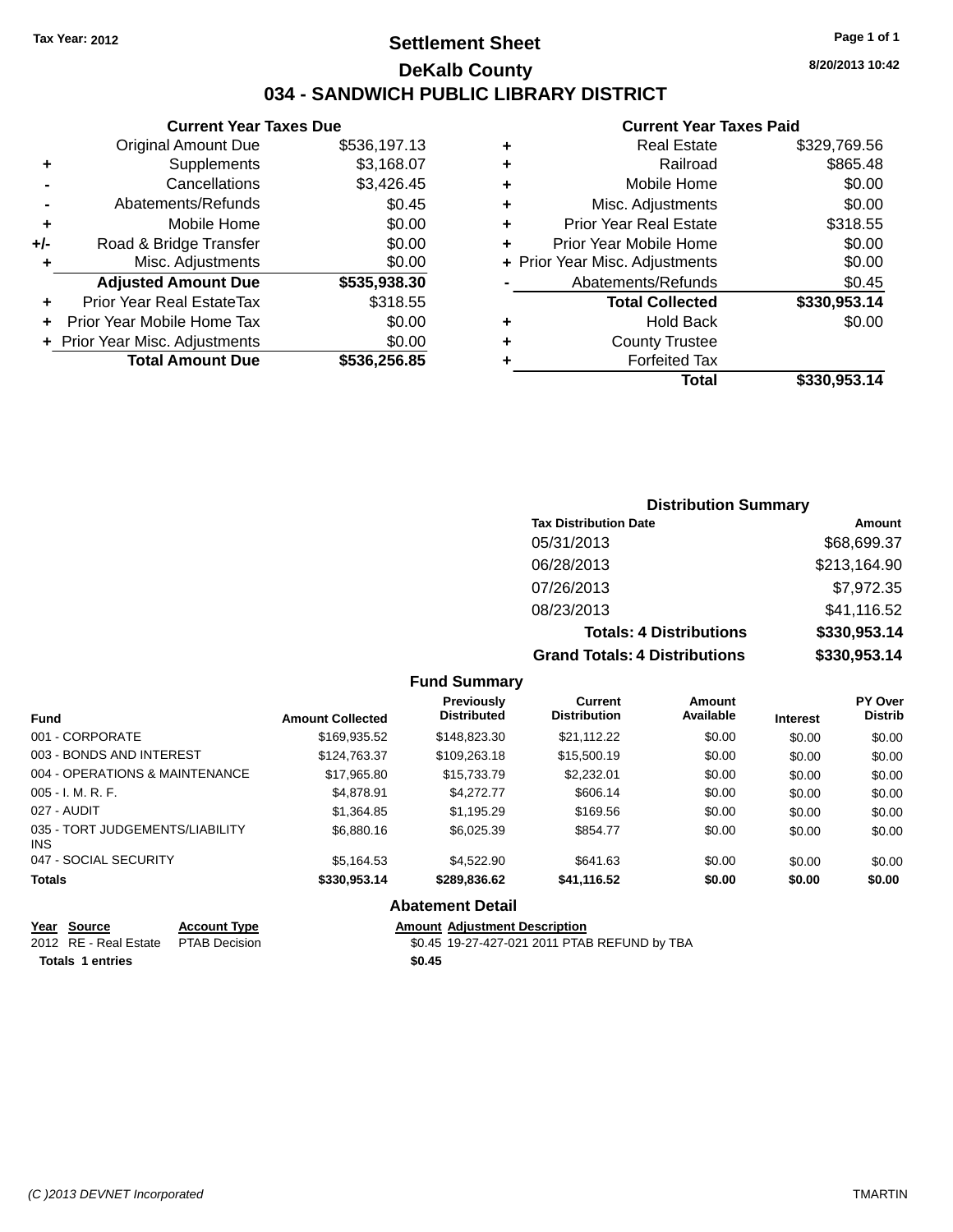Tax Year: 2012

# Settlement Sheet

## DeKalb County

8/20/2013 10:42

## 034 - SANDWICH PUBLIC LIBRARY DISTRICT

### Current Year Taxes Due

| | | |
|---|---|---|
| | Original Amount Due | $536,197.13 |
| + | Supplements | $3,168.07 |
| - | Cancellations | $3,426.45 |
| - | Abatements/Refunds | $0.45 |
| + | Mobile Home | $0.00 |
| +/- | Road & Bridge Transfer | $0.00 |
| + | Misc. Adjustments | $0.00 |
| | **Adjusted Amount Due** | **$535,938.30** |
| + | Prior Year Real EstateTax | $318.55 |
| + | Prior Year Mobile Home Tax | $0.00 |
| + | Prior Year Misc. Adjustments | $0.00 |
| | **Total Amount Due** | **$536,256.85** |

### Current Year Taxes Paid

| | | |
|---|---|---|
| + | Real Estate | $329,769.56 |
| + | Railroad | $865.48 |
| + | Mobile Home | $0.00 |
| + | Misc. Adjustments | $0.00 |
| + | Prior Year Real Estate | $318.55 |
| + | Prior Year Mobile Home | $0.00 |
| + | Prior Year Misc. Adjustments | $0.00 |
| - | Abatements/Refunds | $0.45 |
| | **Total Collected** | **$330,953.14** |
| + | Hold Back | $0.00 |
| + | County Trustee | |
| + | Forfeited Tax | |
| | **Total** | **$330,953.14** |

### Distribution Summary

| Tax Distribution Date | Amount |
|---|---|
| 05/31/2013 | $68,699.37 |
| 06/28/2013 | $213,164.90 |
| 07/26/2013 | $7,972.35 |
| 08/23/2013 | $41,116.52 |
| **Totals: 4 Distributions** | **$330,953.14** |
| **Grand Totals: 4 Distributions** | **$330,953.14** |

### Fund Summary

| Fund | Amount Collected | Previously Distributed | Current Distribution | Amount Available | Interest | PY Over Distrib |
|---|---|---|---|---|---|---|
| 001 - CORPORATE | $169,935.52 | $148,823.30 | $21,112.22 | $0.00 | $0.00 | $0.00 |
| 003 - BONDS AND INTEREST | $124,763.37 | $109,263.18 | $15,500.19 | $0.00 | $0.00 | $0.00 |
| 004 - OPERATIONS & MAINTENANCE | $17,965.80 | $15,733.79 | $2,232.01 | $0.00 | $0.00 | $0.00 |
| 005 - I. M. R. F. | $4,878.91 | $4,272.77 | $606.14 | $0.00 | $0.00 | $0.00 |
| 027 - AUDIT | $1,364.85 | $1,195.29 | $169.56 | $0.00 | $0.00 | $0.00 |
| 035 - TORT JUDGEMENTS/LIABILITY INS | $6,880.16 | $6,025.39 | $854.77 | $0.00 | $0.00 | $0.00 |
| 047 - SOCIAL SECURITY | $5,164.53 | $4,522.90 | $641.63 | $0.00 | $0.00 | $0.00 |
| **Totals** | **$330,953.14** | **$289,836.62** | **$41,116.52** | **$0.00** | **$0.00** | **$0.00** |

### Abatement Detail

| Year | Source | Account Type | Amount | Adjustment Description |
|---|---|---|---|---|
| 2012 | RE - Real Estate | PTAB Decision | $0.45 | 19-27-427-021 2011 PTAB REFUND by TBA |
| **Totals 1 entries** | | | **$0.45** | |

(C )2013 DEVNET Incorporated    TMARTIN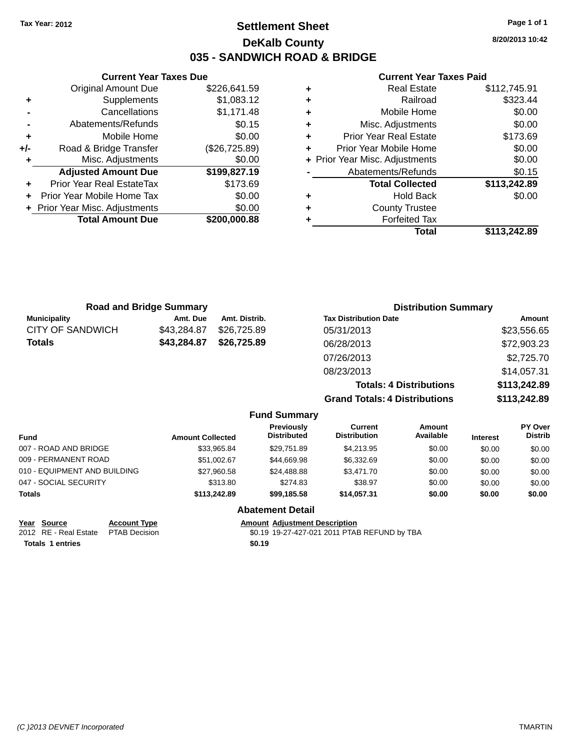Tax Year: 2012

# Settlement Sheet

## DeKalb County

## 035 - SANDWICH ROAD & BRIDGE

8/20/2013 10:42

### Current Year Taxes Due

| | | |
|---|---|---|
| | Original Amount Due | $226,641.59 |
| + | Supplements | $1,083.12 |
| - | Cancellations | $1,171.48 |
| - | Abatements/Refunds | $0.15 |
| + | Mobile Home | $0.00 |
| +/- | Road & Bridge Transfer | ($26,725.89) |
| + | Misc. Adjustments | $0.00 |
| | **Adjusted Amount Due** | **$199,827.19** |
| + | Prior Year Real EstateTax | $173.69 |
| + | Prior Year Mobile Home Tax | $0.00 |
| + | Prior Year Misc. Adjustments | $0.00 |
| | **Total Amount Due** | **$200,000.88** |

### Current Year Taxes Paid

| | | |
|---|---|---|
| + | Real Estate | $112,745.91 |
| + | Railroad | $323.44 |
| + | Mobile Home | $0.00 |
| + | Misc. Adjustments | $0.00 |
| + | Prior Year Real Estate | $173.69 |
| + | Prior Year Mobile Home | $0.00 |
| + | Prior Year Misc. Adjustments | $0.00 |
| - | Abatements/Refunds | $0.15 |
| | **Total Collected** | **$113,242.89** |
| + | Hold Back | $0.00 |
| + | County Trustee | |
| + | Forfeited Tax | |
| | **Total** | **$113,242.89** |

### Road and Bridge Summary

| Municipality | Amt. Due | Amt. Distrib. |
|---|---|---|
| CITY OF SANDWICH | $43,284.87 | $26,725.89 |
| **Totals** | **$43,284.87** | **$26,725.89** |

### Distribution Summary

| Tax Distribution Date | Amount |
|---|---|
| 05/31/2013 | $23,556.65 |
| 06/28/2013 | $72,903.23 |
| 07/26/2013 | $2,725.70 |
| 08/23/2013 | $14,057.31 |
| **Totals: 4 Distributions** | **$113,242.89** |
| **Grand Totals: 4 Distributions** | **$113,242.89** |

### Fund Summary

| Fund | Amount Collected | Previously Distributed | Current Distribution | Amount Available | Interest | PY Over Distrib |
|---|---|---|---|---|---|---|
| 007 - ROAD AND BRIDGE | $33,965.84 | $29,751.89 | $4,213.95 | $0.00 | $0.00 | $0.00 |
| 009 - PERMANENT ROAD | $51,002.67 | $44,669.98 | $6,332.69 | $0.00 | $0.00 | $0.00 |
| 010 - EQUIPMENT AND BUILDING | $27,960.58 | $24,488.88 | $3,471.70 | $0.00 | $0.00 | $0.00 |
| 047 - SOCIAL SECURITY | $313.80 | $274.83 | $38.97 | $0.00 | $0.00 | $0.00 |
| **Totals** | **$113,242.89** | **$99,185.58** | **$14,057.31** | **$0.00** | **$0.00** | **$0.00** |

### Abatement Detail

| Year | Source | Account Type | Amount | Adjustment Description |
|---|---|---|---|---|
| 2012 | RE - Real Estate | PTAB Decision | $0.19 | 19-27-427-021 2011 PTAB REFUND by TBA |
| **Totals** | **1 entries** | | **$0.19** | |

(C )2013 DEVNET Incorporated TMARTIN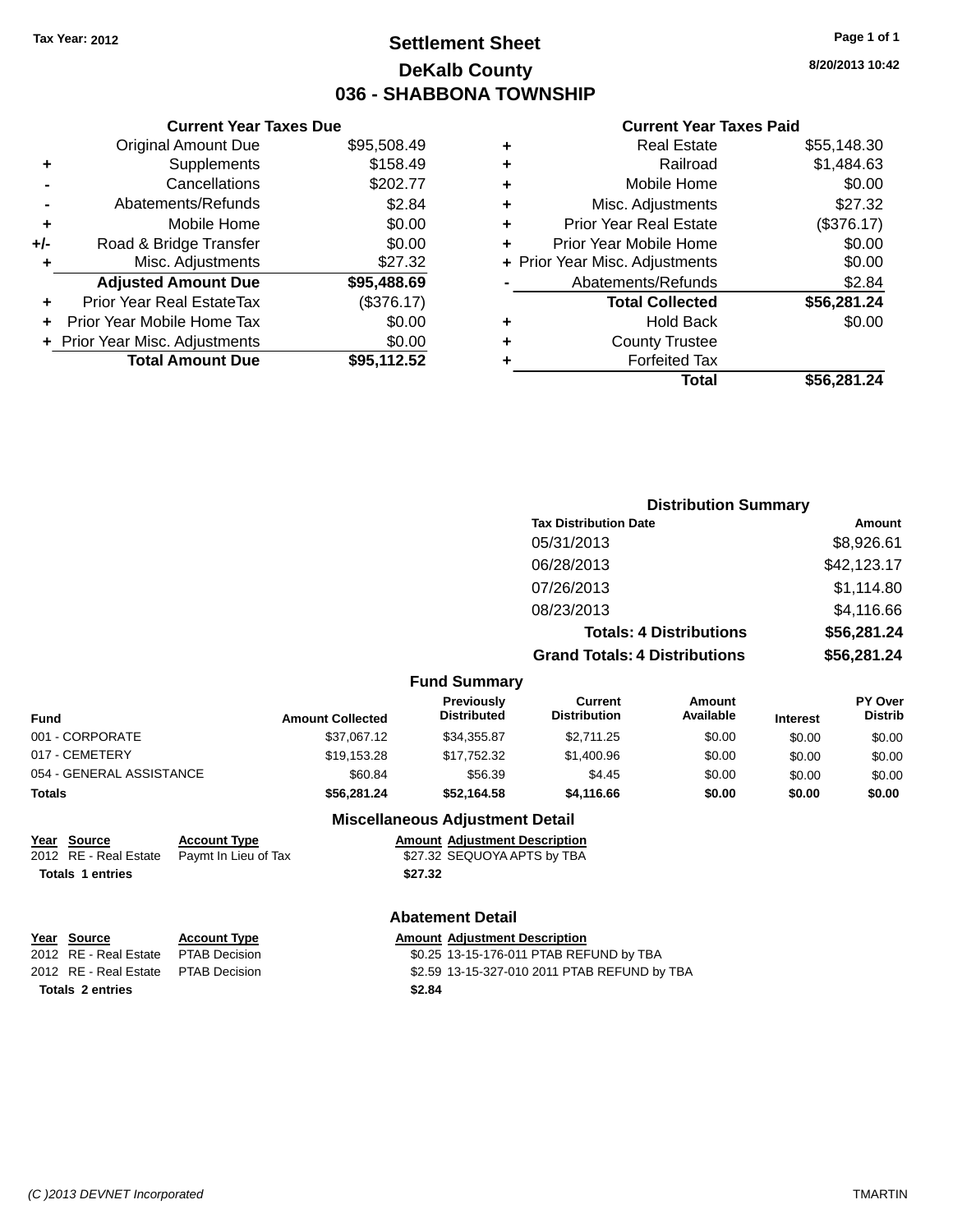Tax Year: 2012

# Settlement Sheet

## DeKalb County

## 036 - SHABBONA TOWNSHIP

8/20/2013 10:42

### Current Year Taxes Due

| | | |
|---|---|---|
| | Original Amount Due | $95,508.49 |
| + | Supplements | $158.49 |
| - | Cancellations | $202.77 |
| - | Abatements/Refunds | $2.84 |
| + | Mobile Home | $0.00 |
| +/- | Road & Bridge Transfer | $0.00 |
| + | Misc. Adjustments | $27.32 |
| | **Adjusted Amount Due** | **$95,488.69** |
| + | Prior Year Real EstateTax | ($376.17) |
| + | Prior Year Mobile Home Tax | $0.00 |
| + | Prior Year Misc. Adjustments | $0.00 |
| | **Total Amount Due** | **$95,112.52** |

### Current Year Taxes Paid

| | | |
|---|---|---|
| + | Real Estate | $55,148.30 |
| + | Railroad | $1,484.63 |
| + | Mobile Home | $0.00 |
| + | Misc. Adjustments | $27.32 |
| + | Prior Year Real Estate | ($376.17) |
| + | Prior Year Mobile Home | $0.00 |
| + | Prior Year Misc. Adjustments | $0.00 |
| - | Abatements/Refunds | $2.84 |
| | **Total Collected** | **$56,281.24** |
| + | Hold Back | $0.00 |
| + | County Trustee | |
| + | Forfeited Tax | |
| | **Total** | **$56,281.24** |

### Distribution Summary

| Tax Distribution Date | Amount |
|---|---|
| 05/31/2013 | $8,926.61 |
| 06/28/2013 | $42,123.17 |
| 07/26/2013 | $1,114.80 |
| 08/23/2013 | $4,116.66 |
| **Totals: 4 Distributions** | **$56,281.24** |
| **Grand Totals: 4 Distributions** | **$56,281.24** |

### Fund Summary

| Fund | Amount Collected | Previously Distributed | Current Distribution | Amount Available | Interest | PY Over Distrib |
|---|---|---|---|---|---|---|
| 001 - CORPORATE | $37,067.12 | $34,355.87 | $2,711.25 | $0.00 | $0.00 | $0.00 |
| 017 - CEMETERY | $19,153.28 | $17,752.32 | $1,400.96 | $0.00 | $0.00 | $0.00 |
| 054 - GENERAL ASSISTANCE | $60.84 | $56.39 | $4.45 | $0.00 | $0.00 | $0.00 |
| **Totals** | **$56,281.24** | **$52,164.58** | **$4,116.66** | **$0.00** | **$0.00** | **$0.00** |

### Miscellaneous Adjustment Detail

| Year | Source | Account Type | Amount | Adjustment Description |
|---|---|---|---|---|
| 2012 | RE - Real Estate | Paymt In Lieu of Tax | $27.32 | SEQUOYA APTS by TBA |
| **Totals 1 entries** | | | **$27.32** | |

### Abatement Detail

| Year | Source | Account Type | Amount | Adjustment Description |
|---|---|---|---|---|
| 2012 | RE - Real Estate | PTAB Decision | $0.25 | 13-15-176-011 PTAB REFUND by TBA |
| 2012 | RE - Real Estate | PTAB Decision | $2.59 | 13-15-327-010 2011 PTAB REFUND by TBA |
| **Totals 2 entries** | | | **$2.84** | |

(C )2013 DEVNET Incorporated TMARTIN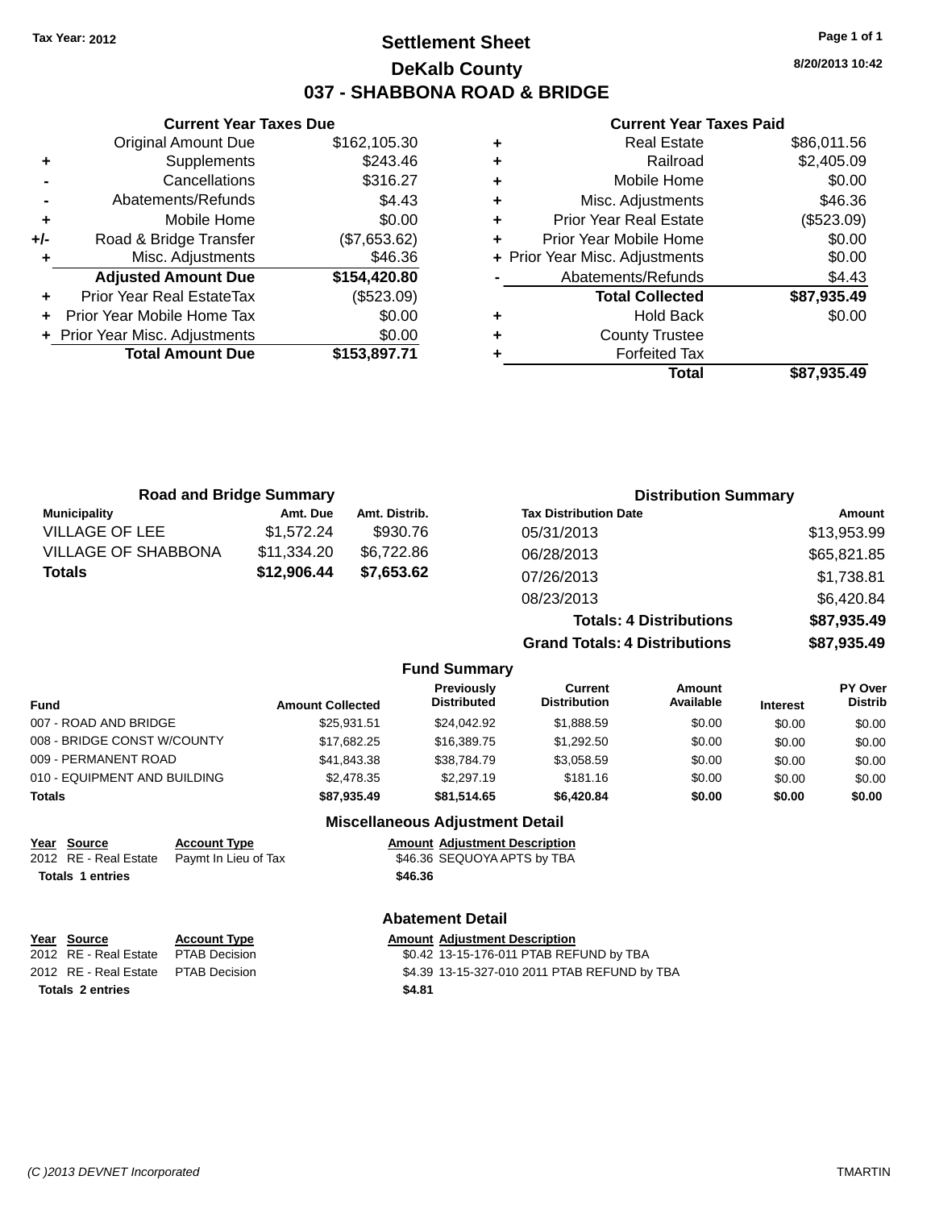Tax Year: 2012

# Settlement Sheet

## DeKalb County

## 037 - SHABBONA ROAD & BRIDGE

8/20/2013 10:42

### Current Year Taxes Due

| | | |
|---|---|---|
| | Original Amount Due | $162,105.30 |
| + | Supplements | $243.46 |
| - | Cancellations | $316.27 |
| - | Abatements/Refunds | $4.43 |
| + | Mobile Home | $0.00 |
| +/- | Road & Bridge Transfer | ($7,653.62) |
| + | Misc. Adjustments | $46.36 |
| | **Adjusted Amount Due** | **$154,420.80** |
| + | Prior Year Real EstateTax | ($523.09) |
| + | Prior Year Mobile Home Tax | $0.00 |
| + | Prior Year Misc. Adjustments | $0.00 |
| | **Total Amount Due** | **$153,897.71** |

### Current Year Taxes Paid

| | | |
|---|---|---|
| + | Real Estate | $86,011.56 |
| + | Railroad | $2,405.09 |
| + | Mobile Home | $0.00 |
| + | Misc. Adjustments | $46.36 |
| + | Prior Year Real Estate | ($523.09) |
| + | Prior Year Mobile Home | $0.00 |
| + | Prior Year Misc. Adjustments | $0.00 |
| - | Abatements/Refunds | $4.43 |
| | **Total Collected** | **$87,935.49** |
| + | Hold Back | $0.00 |
| + | County Trustee | |
| + | Forfeited Tax | |
| | **Total** | **$87,935.49** |

### Road and Bridge Summary

| Municipality | Amt. Due | Amt. Distrib. |
|---|---|---|
| VILLAGE OF LEE | $1,572.24 | $930.76 |
| VILLAGE OF SHABBONA | $11,334.20 | $6,722.86 |
| **Totals** | **$12,906.44** | **$7,653.62** |

### Distribution Summary

| Tax Distribution Date | Amount |
|---|---|
| 05/31/2013 | $13,953.99 |
| 06/28/2013 | $65,821.85 |
| 07/26/2013 | $1,738.81 |
| 08/23/2013 | $6,420.84 |
| **Totals: 4 Distributions** | **$87,935.49** |
| **Grand Totals: 4 Distributions** | **$87,935.49** |

### Fund Summary

| Fund | Amount Collected | Previously Distributed | Current Distribution | Amount Available | Interest | PY Over Distrib |
|---|---|---|---|---|---|---|
| 007 - ROAD AND BRIDGE | $25,931.51 | $24,042.92 | $1,888.59 | $0.00 | $0.00 | $0.00 |
| 008 - BRIDGE CONST W/COUNTY | $17,682.25 | $16,389.75 | $1,292.50 | $0.00 | $0.00 | $0.00 |
| 009 - PERMANENT ROAD | $41,843.38 | $38,784.79 | $3,058.59 | $0.00 | $0.00 | $0.00 |
| 010 - EQUIPMENT AND BUILDING | $2,478.35 | $2,297.19 | $181.16 | $0.00 | $0.00 | $0.00 |
| **Totals** | **$87,935.49** | **$81,514.65** | **$6,420.84** | **$0.00** | **$0.00** | **$0.00** |

### Miscellaneous Adjustment Detail

| Year | Source | Account Type | Amount | Adjustment Description |
|---|---|---|---|---|
| 2012 | RE - Real Estate | Paymt In Lieu of Tax | $46.36 | SEQUOYA APTS by TBA |
| **Totals 1 entries** | | | **$46.36** | |

### Abatement Detail

| Year | Source | Account Type | Amount | Adjustment Description |
|---|---|---|---|---|
| 2012 | RE - Real Estate | PTAB Decision | $0.42 | 13-15-176-011 PTAB REFUND by TBA |
| 2012 | RE - Real Estate | PTAB Decision | $4.39 | 13-15-327-010 2011 PTAB REFUND by TBA |
| **Totals 2 entries** | | | **$4.81** | |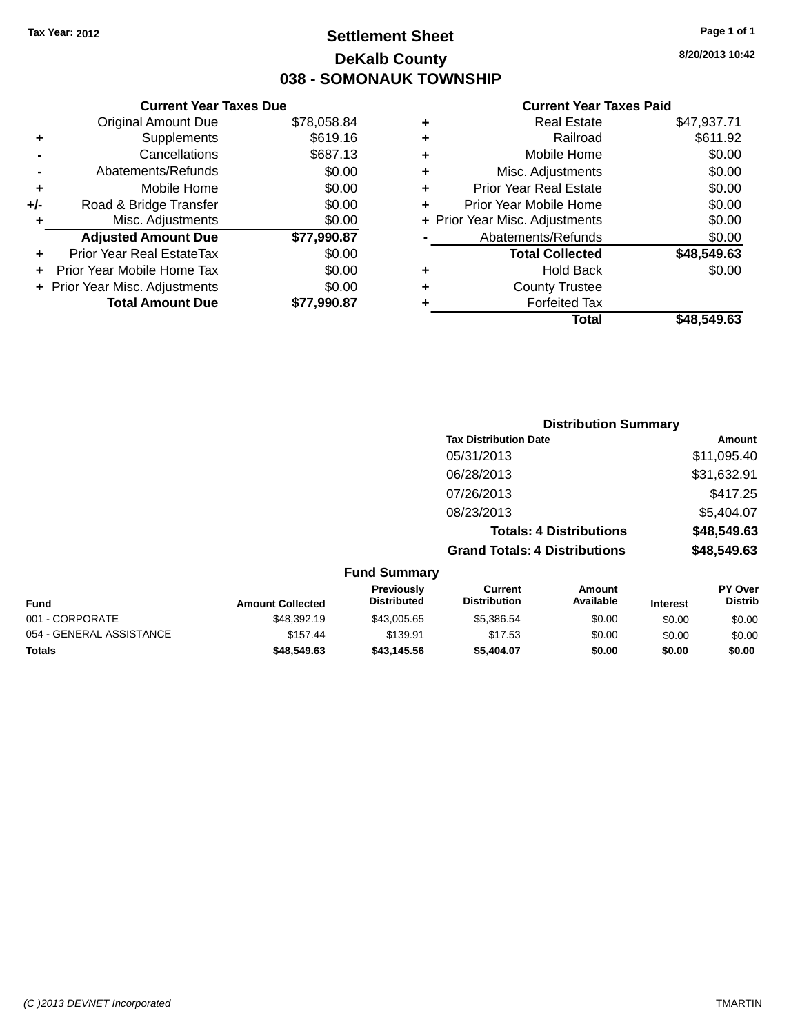Tax Year: 2012

# Settlement Sheet

## DeKalb County

## 038 - SOMONAUK TOWNSHIP

8/20/2013 10:42

### Current Year Taxes Due

| | | |
|---|---|---|
| | Original Amount Due | $78,058.84 |
| + | Supplements | $619.16 |
| - | Cancellations | $687.13 |
| - | Abatements/Refunds | $0.00 |
| + | Mobile Home | $0.00 |
| +/- | Road & Bridge Transfer | $0.00 |
| + | Misc. Adjustments | $0.00 |
| | **Adjusted Amount Due** | **$77,990.87** |
| + | Prior Year Real EstateTax | $0.00 |
| + | Prior Year Mobile Home Tax | $0.00 |
| + | Prior Year Misc. Adjustments | $0.00 |
| | **Total Amount Due** | **$77,990.87** |

### Current Year Taxes Paid

| | | |
|---|---|---|
| + | Real Estate | $47,937.71 |
| + | Railroad | $611.92 |
| + | Mobile Home | $0.00 |
| + | Misc. Adjustments | $0.00 |
| + | Prior Year Real Estate | $0.00 |
| + | Prior Year Mobile Home | $0.00 |
| + | Prior Year Misc. Adjustments | $0.00 |
| - | Abatements/Refunds | $0.00 |
| | **Total Collected** | **$48,549.63** |
| + | Hold Back | $0.00 |
| + | County Trustee | |
| + | Forfeited Tax | |
| | **Total** | **$48,549.63** |

### Distribution Summary

| Tax Distribution Date | Amount |
|---|---|
| 05/31/2013 | $11,095.40 |
| 06/28/2013 | $31,632.91 |
| 07/26/2013 | $417.25 |
| 08/23/2013 | $5,404.07 |
| **Totals: 4 Distributions** | **$48,549.63** |
| **Grand Totals: 4 Distributions** | **$48,549.63** |

### Fund Summary

| Fund | Amount Collected | Previously Distributed | Current Distribution | Amount Available | Interest | PY Over Distrib |
|---|---|---|---|---|---|---|
| 001 - CORPORATE | $48,392.19 | $43,005.65 | $5,386.54 | $0.00 | $0.00 | $0.00 |
| 054 - GENERAL ASSISTANCE | $157.44 | $139.91 | $17.53 | $0.00 | $0.00 | $0.00 |
| **Totals** | **$48,549.63** | **$43,145.56** | **$5,404.07** | **$0.00** | **$0.00** | **$0.00** |

(C )2013 DEVNET Incorporated TMARTIN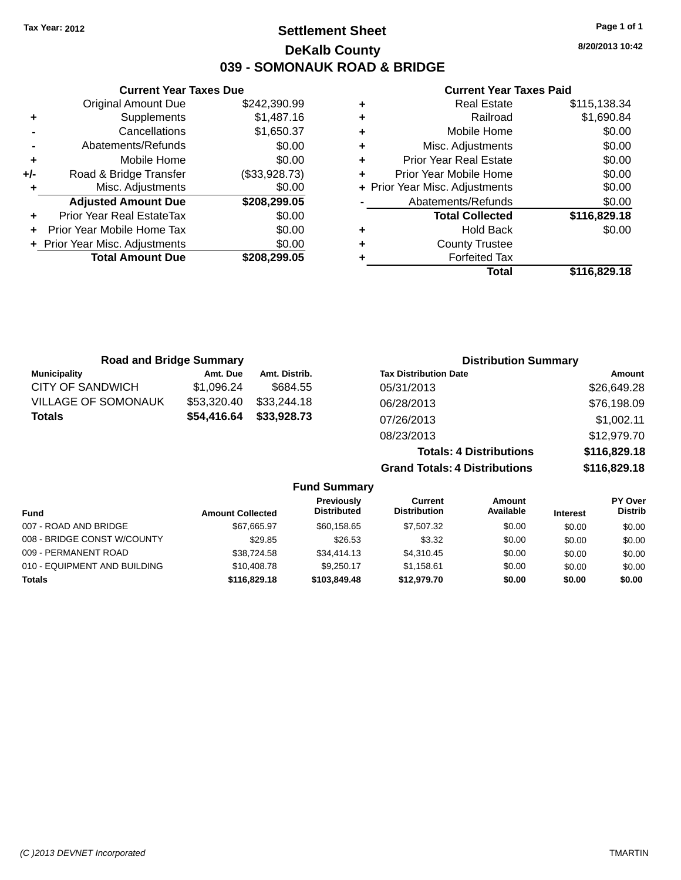Tax Year: 2012

# Settlement Sheet

## DeKalb County

## 039 - SOMONAUK ROAD & BRIDGE

8/20/2013 10:42

**Current Year Taxes Due**

| | | |
|---|---|---|
| | Original Amount Due | $242,390.99 |
| + | Supplements | $1,487.16 |
| - | Cancellations | $1,650.37 |
| - | Abatements/Refunds | $0.00 |
| + | Mobile Home | $0.00 |
| +/- | Road & Bridge Transfer | ($33,928.73) |
| + | Misc. Adjustments | $0.00 |
| | **Adjusted Amount Due** | **$208,299.05** |
| + | Prior Year Real EstateTax | $0.00 |
| + | Prior Year Mobile Home Tax | $0.00 |
| + | Prior Year Misc. Adjustments | $0.00 |
| | **Total Amount Due** | **$208,299.05** |

**Current Year Taxes Paid**

| | | |
|---|---|---|
| + | Real Estate | $115,138.34 |
| + | Railroad | $1,690.84 |
| + | Mobile Home | $0.00 |
| + | Misc. Adjustments | $0.00 |
| + | Prior Year Real Estate | $0.00 |
| + | Prior Year Mobile Home | $0.00 |
| + | Prior Year Misc. Adjustments | $0.00 |
| - | Abatements/Refunds | $0.00 |
| | **Total Collected** | **$116,829.18** |
| + | Hold Back | $0.00 |
| + | County Trustee | |
| + | Forfeited Tax | |
| | **Total** | **$116,829.18** |

**Road and Bridge Summary**

| Municipality | Amt. Due | Amt. Distrib. |
|---|---|---|
| CITY OF SANDWICH | $1,096.24 | $684.55 |
| VILLAGE OF SOMONAUK | $53,320.40 | $33,244.18 |
| **Totals** | **$54,416.64** | **$33,928.73** |

**Distribution Summary**

| Tax Distribution Date | Amount |
|---|---|
| 05/31/2013 | $26,649.28 |
| 06/28/2013 | $76,198.09 |
| 07/26/2013 | $1,002.11 |
| 08/23/2013 | $12,979.70 |
| **Totals: 4 Distributions** | **$116,829.18** |
| **Grand Totals: 4 Distributions** | **$116,829.18** |

**Fund Summary**

| Fund | Amount Collected | Previously Distributed | Current Distribution | Amount Available | Interest | PY Over Distrib |
|---|---|---|---|---|---|---|
| 007 - ROAD AND BRIDGE | $67,665.97 | $60,158.65 | $7,507.32 | $0.00 | $0.00 | $0.00 |
| 008 - BRIDGE CONST W/COUNTY | $29.85 | $26.53 | $3.32 | $0.00 | $0.00 | $0.00 |
| 009 - PERMANENT ROAD | $38,724.58 | $34,414.13 | $4,310.45 | $0.00 | $0.00 | $0.00 |
| 010 - EQUIPMENT AND BUILDING | $10,408.78 | $9,250.17 | $1,158.61 | $0.00 | $0.00 | $0.00 |
| **Totals** | **$116,829.18** | **$103,849.48** | **$12,979.70** | **$0.00** | **$0.00** | **$0.00** |

(C )2013 DEVNET Incorporated TMARTIN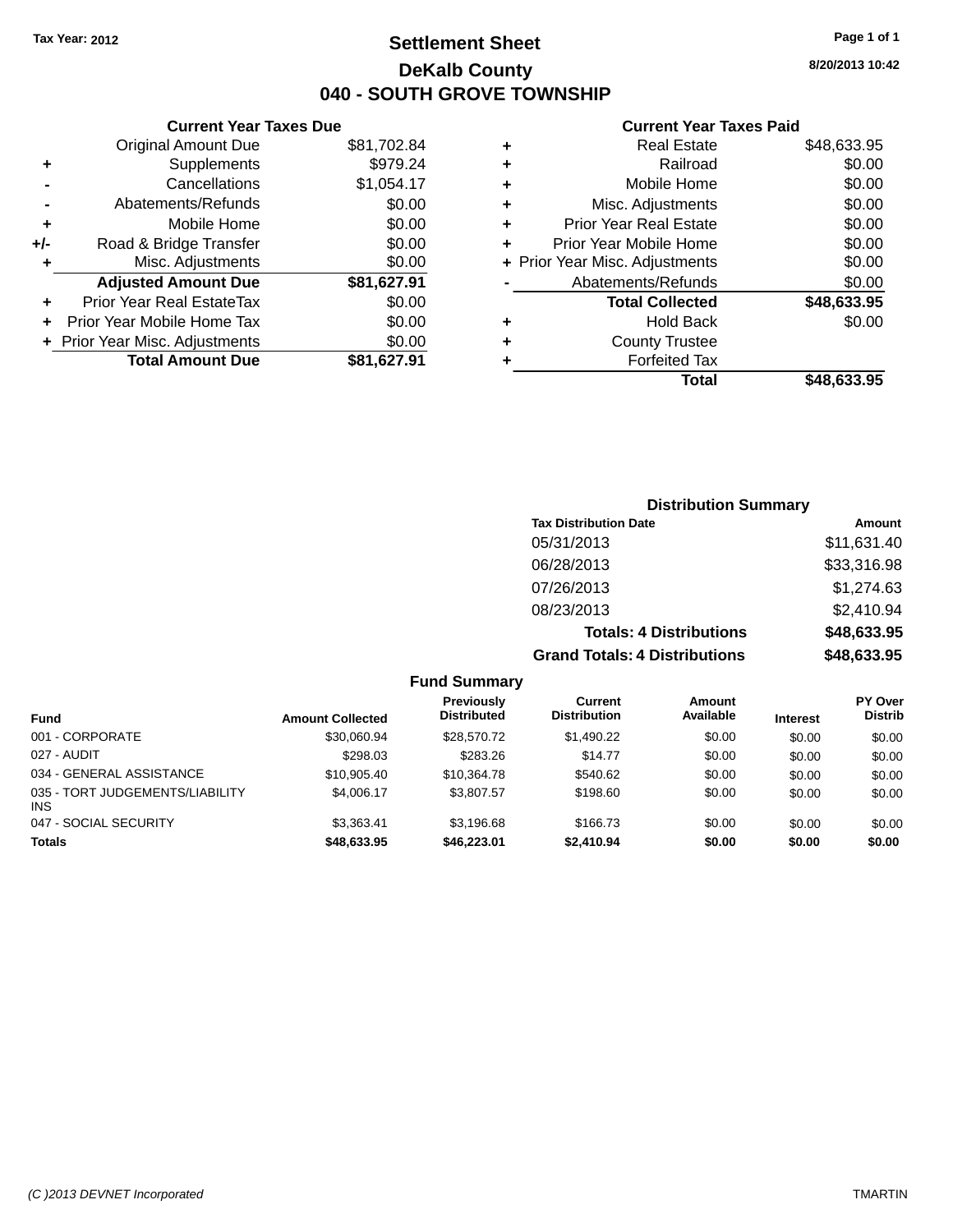Tax Year: 2012

# Settlement Sheet

## DeKalb County

## 040 - SOUTH GROVE TOWNSHIP

8/20/2013 10:42

### Current Year Taxes Due

| | | |
|---|---|---|
| | Original Amount Due | $81,702.84 |
| + | Supplements | $979.24 |
| - | Cancellations | $1,054.17 |
| - | Abatements/Refunds | $0.00 |
| + | Mobile Home | $0.00 |
| +/- | Road & Bridge Transfer | $0.00 |
| + | Misc. Adjustments | $0.00 |
| | **Adjusted Amount Due** | **$81,627.91** |
| + | Prior Year Real EstateTax | $0.00 |
| + | Prior Year Mobile Home Tax | $0.00 |
| + | Prior Year Misc. Adjustments | $0.00 |
| | **Total Amount Due** | **$81,627.91** |

### Current Year Taxes Paid

| | | |
|---|---|---|
| + | Real Estate | $48,633.95 |
| + | Railroad | $0.00 |
| + | Mobile Home | $0.00 |
| + | Misc. Adjustments | $0.00 |
| + | Prior Year Real Estate | $0.00 |
| + | Prior Year Mobile Home | $0.00 |
| + | Prior Year Misc. Adjustments | $0.00 |
| - | Abatements/Refunds | $0.00 |
| | **Total Collected** | **$48,633.95** |
| + | Hold Back | $0.00 |
| + | County Trustee | |
| + | Forfeited Tax | |
| | **Total** | **$48,633.95** |

### Distribution Summary

| Tax Distribution Date | Amount |
|---|---|
| 05/31/2013 | $11,631.40 |
| 06/28/2013 | $33,316.98 |
| 07/26/2013 | $1,274.63 |
| 08/23/2013 | $2,410.94 |
| **Totals: 4 Distributions** | **$48,633.95** |
| **Grand Totals: 4 Distributions** | **$48,633.95** |

### Fund Summary

| Fund | Amount Collected | Previously Distributed | Current Distribution | Amount Available | Interest | PY Over Distrib |
|---|---|---|---|---|---|---|
| 001 - CORPORATE | $30,060.94 | $28,570.72 | $1,490.22 | $0.00 | $0.00 | $0.00 |
| 027 - AUDIT | $298.03 | $283.26 | $14.77 | $0.00 | $0.00 | $0.00 |
| 034 - GENERAL ASSISTANCE | $10,905.40 | $10,364.78 | $540.62 | $0.00 | $0.00 | $0.00 |
| 035 - TORT JUDGEMENTS/LIABILITY INS | $4,006.17 | $3,807.57 | $198.60 | $0.00 | $0.00 | $0.00 |
| 047 - SOCIAL SECURITY | $3,363.41 | $3,196.68 | $166.73 | $0.00 | $0.00 | $0.00 |
| **Totals** | **$48,633.95** | **$46,223.01** | **$2,410.94** | **$0.00** | **$0.00** | **$0.00** |

(C )2013 DEVNET Incorporated TMARTIN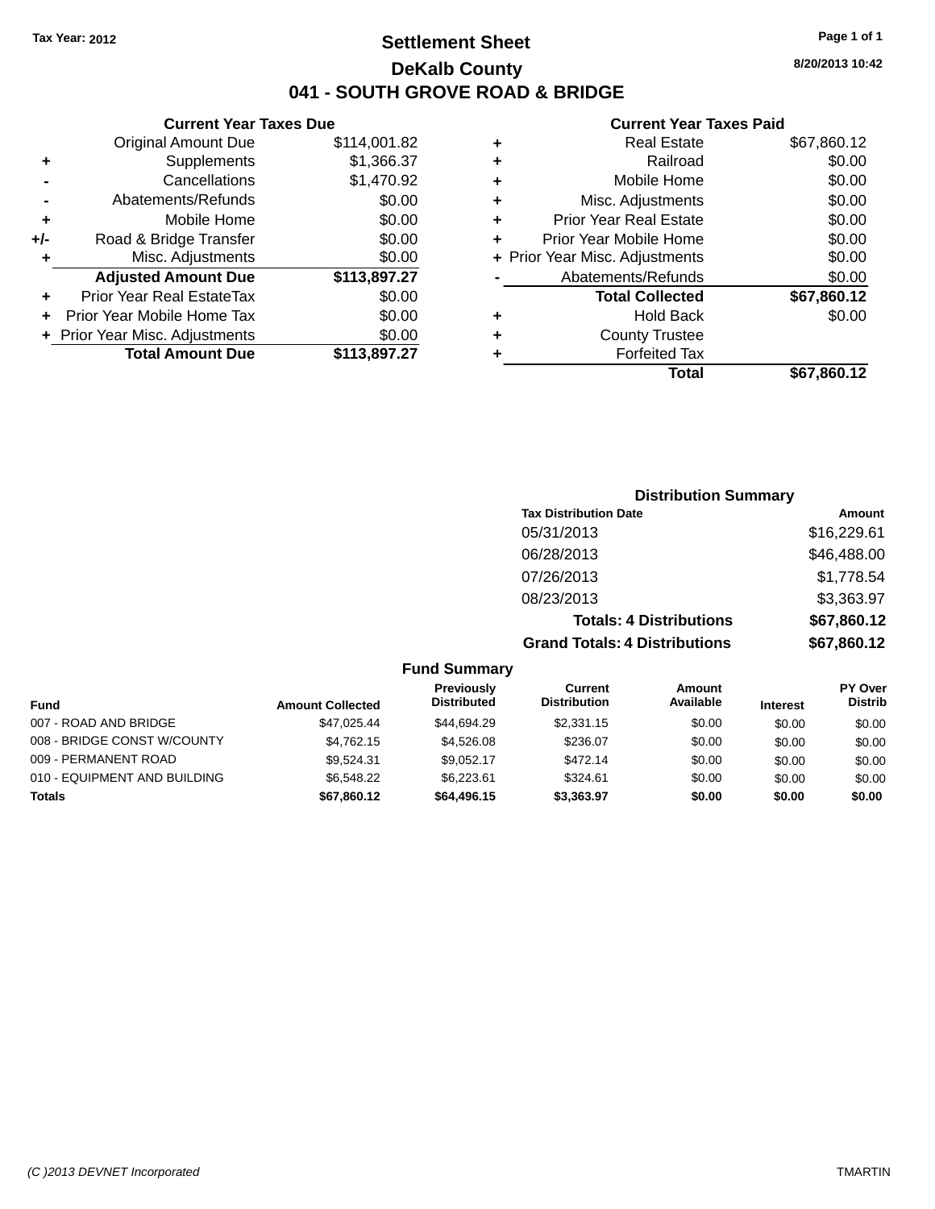Tax Year: 2012

# Settlement Sheet

## DeKalb County

## 041 - SOUTH GROVE ROAD & BRIDGE

8/20/2013 10:42

### Current Year Taxes Due

| | | |
|---|---|---|
| | Original Amount Due | $114,001.82 |
| + | Supplements | $1,366.37 |
| - | Cancellations | $1,470.92 |
| - | Abatements/Refunds | $0.00 |
| + | Mobile Home | $0.00 |
| +/- | Road & Bridge Transfer | $0.00 |
| + | Misc. Adjustments | $0.00 |
| | **Adjusted Amount Due** | **$113,897.27** |
| + | Prior Year Real EstateTax | $0.00 |
| + | Prior Year Mobile Home Tax | $0.00 |
| + | Prior Year Misc. Adjustments | $0.00 |
| | **Total Amount Due** | **$113,897.27** |

### Current Year Taxes Paid

| | | |
|---|---|---|
| + | Real Estate | $67,860.12 |
| + | Railroad | $0.00 |
| + | Mobile Home | $0.00 |
| + | Misc. Adjustments | $0.00 |
| + | Prior Year Real Estate | $0.00 |
| + | Prior Year Mobile Home | $0.00 |
| + | Prior Year Misc. Adjustments | $0.00 |
| - | Abatements/Refunds | $0.00 |
| | **Total Collected** | **$67,860.12** |
| + | Hold Back | $0.00 |
| + | County Trustee | |
| + | Forfeited Tax | |
| | **Total** | **$67,860.12** |

### Distribution Summary

| Tax Distribution Date | Amount |
|---|---|
| 05/31/2013 | $16,229.61 |
| 06/28/2013 | $46,488.00 |
| 07/26/2013 | $1,778.54 |
| 08/23/2013 | $3,363.97 |
| **Totals: 4 Distributions** | **$67,860.12** |
| **Grand Totals: 4 Distributions** | **$67,860.12** |

### Fund Summary

| Fund | Amount Collected | Previously Distributed | Current Distribution | Amount Available | Interest | PY Over Distrib |
|---|---|---|---|---|---|---|
| 007 - ROAD AND BRIDGE | $47,025.44 | $44,694.29 | $2,331.15 | $0.00 | $0.00 | $0.00 |
| 008 - BRIDGE CONST W/COUNTY | $4,762.15 | $4,526.08 | $236.07 | $0.00 | $0.00 | $0.00 |
| 009 - PERMANENT ROAD | $9,524.31 | $9,052.17 | $472.14 | $0.00 | $0.00 | $0.00 |
| 010 - EQUIPMENT AND BUILDING | $6,548.22 | $6,223.61 | $324.61 | $0.00 | $0.00 | $0.00 |
| **Totals** | **$67,860.12** | **$64,496.15** | **$3,363.97** | **$0.00** | **$0.00** | **$0.00** |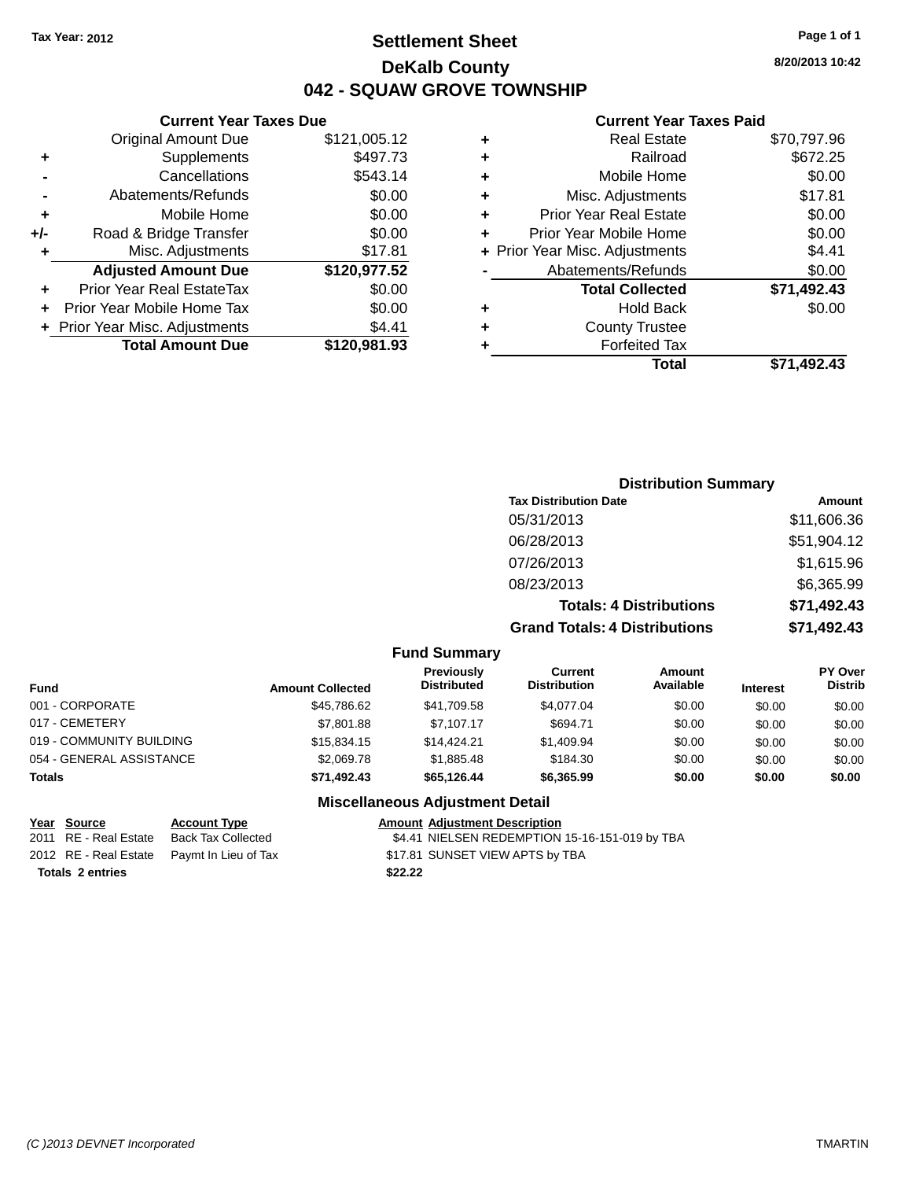**Tax Year: 2012**

# Settlement Sheet

## DeKalb County

## 042 - SQUAW GROVE TOWNSHIP

**8/20/2013 10:42**

### Current Year Taxes Due

| | | |
|---|---|---|
| | Original Amount Due | $121,005.12 |
| + | Supplements | $497.73 |
| - | Cancellations | $543.14 |
| - | Abatements/Refunds | $0.00 |
| + | Mobile Home | $0.00 |
| +/- | Road & Bridge Transfer | $0.00 |
| + | Misc. Adjustments | $17.81 |
| | **Adjusted Amount Due** | **$120,977.52** |
| + | Prior Year Real EstateTax | $0.00 |
| + | Prior Year Mobile Home Tax | $0.00 |
| + | Prior Year Misc. Adjustments | $4.41 |
| | **Total Amount Due** | **$120,981.93** |

### Current Year Taxes Paid

| | | |
|---|---|---|
| + | Real Estate | $70,797.96 |
| + | Railroad | $672.25 |
| + | Mobile Home | $0.00 |
| + | Misc. Adjustments | $17.81 |
| + | Prior Year Real Estate | $0.00 |
| + | Prior Year Mobile Home | $0.00 |
| + | Prior Year Misc. Adjustments | $4.41 |
| - | Abatements/Refunds | $0.00 |
| | **Total Collected** | **$71,492.43** |
| + | Hold Back | $0.00 |
| + | County Trustee | |
| + | Forfeited Tax | |
| | **Total** | **$71,492.43** |

### Distribution Summary

| Tax Distribution Date | Amount |
|---|---|
| 05/31/2013 | $11,606.36 |
| 06/28/2013 | $51,904.12 |
| 07/26/2013 | $1,615.96 |
| 08/23/2013 | $6,365.99 |
| **Totals: 4 Distributions** | **$71,492.43** |
| **Grand Totals: 4 Distributions** | **$71,492.43** |

### Fund Summary

| Fund | Amount Collected | Previously Distributed | Current Distribution | Amount Available | Interest | PY Over Distrib |
|---|---|---|---|---|---|---|
| 001 - CORPORATE | $45,786.62 | $41,709.58 | $4,077.04 | $0.00 | $0.00 | $0.00 |
| 017 - CEMETERY | $7,801.88 | $7,107.17 | $694.71 | $0.00 | $0.00 | $0.00 |
| 019 - COMMUNITY BUILDING | $15,834.15 | $14,424.21 | $1,409.94 | $0.00 | $0.00 | $0.00 |
| 054 - GENERAL ASSISTANCE | $2,069.78 | $1,885.48 | $184.30 | $0.00 | $0.00 | $0.00 |
| **Totals** | **$71,492.43** | **$65,126.44** | **$6,365.99** | **$0.00** | **$0.00** | **$0.00** |

### Miscellaneous Adjustment Detail

| Year | Source | Account Type | Amount | Adjustment Description |
|---|---|---|---|---|
| 2011 | RE - Real Estate | Back Tax Collected | $4.41 | NIELSEN REDEMPTION 15-16-151-019 by TBA |
| 2012 | RE - Real Estate | Paymt In Lieu of Tax | $17.81 | SUNSET VIEW APTS by TBA |
| **Totals 2 entries** | | | **$22.22** | |

(C )2013 DEVNET Incorporated TMARTIN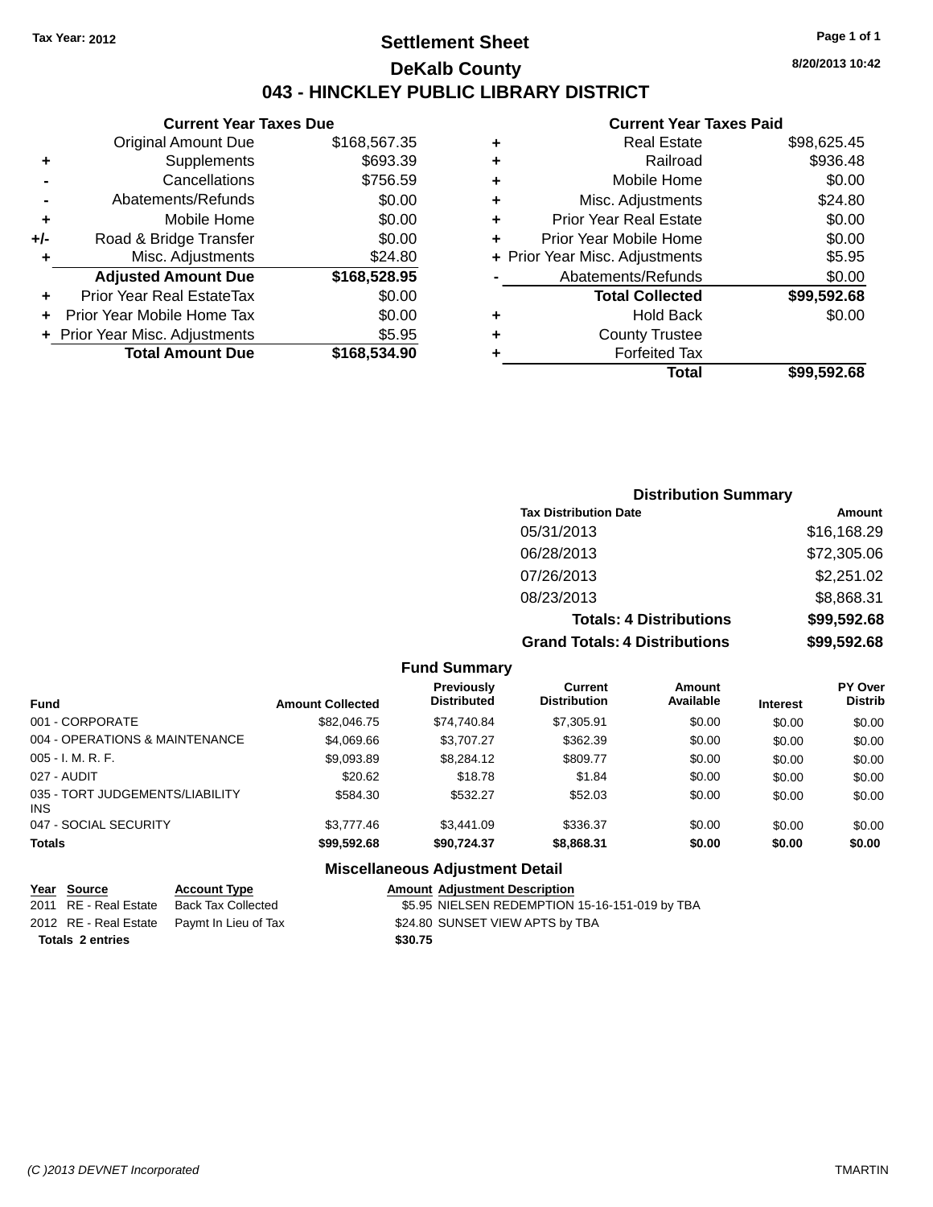Tax Year: 2012

# Settlement Sheet

## DeKalb County

## 043 - HINCKLEY PUBLIC LIBRARY DISTRICT

8/20/2013 10:42

### Current Year Taxes Due

| | | |
|---|---|---|
| | Original Amount Due | $168,567.35 |
| + | Supplements | $693.39 |
| - | Cancellations | $756.59 |
| - | Abatements/Refunds | $0.00 |
| + | Mobile Home | $0.00 |
| +/- | Road & Bridge Transfer | $0.00 |
| + | Misc. Adjustments | $24.80 |
| | **Adjusted Amount Due** | **$168,528.95** |
| + | Prior Year Real EstateTax | $0.00 |
| + | Prior Year Mobile Home Tax | $0.00 |
| + | Prior Year Misc. Adjustments | $5.95 |
| | **Total Amount Due** | **$168,534.90** |

### Current Year Taxes Paid

| | | |
|---|---|---|
| + | Real Estate | $98,625.45 |
| + | Railroad | $936.48 |
| + | Mobile Home | $0.00 |
| + | Misc. Adjustments | $24.80 |
| + | Prior Year Real Estate | $0.00 |
| + | Prior Year Mobile Home | $0.00 |
| + | Prior Year Misc. Adjustments | $5.95 |
| - | Abatements/Refunds | $0.00 |
| | **Total Collected** | **$99,592.68** |
| + | Hold Back | $0.00 |
| + | County Trustee | |
| + | Forfeited Tax | |
| | **Total** | **$99,592.68** |

### Distribution Summary

| Tax Distribution Date | Amount |
|---|---|
| 05/31/2013 | $16,168.29 |
| 06/28/2013 | $72,305.06 |
| 07/26/2013 | $2,251.02 |
| 08/23/2013 | $8,868.31 |
| **Totals: 4 Distributions** | **$99,592.68** |
| **Grand Totals: 4 Distributions** | **$99,592.68** |

### Fund Summary

| Fund | Amount Collected | Previously Distributed | Current Distribution | Amount Available | Interest | PY Over Distrib |
|---|---|---|---|---|---|---|
| 001 - CORPORATE | $82,046.75 | $74,740.84 | $7,305.91 | $0.00 | $0.00 | $0.00 |
| 004 - OPERATIONS & MAINTENANCE | $4,069.66 | $3,707.27 | $362.39 | $0.00 | $0.00 | $0.00 |
| 005 - I. M. R. F. | $9,093.89 | $8,284.12 | $809.77 | $0.00 | $0.00 | $0.00 |
| 027 - AUDIT | $20.62 | $18.78 | $1.84 | $0.00 | $0.00 | $0.00 |
| 035 - TORT JUDGEMENTS/LIABILITY INS | $584.30 | $532.27 | $52.03 | $0.00 | $0.00 | $0.00 |
| 047 - SOCIAL SECURITY | $3,777.46 | $3,441.09 | $336.37 | $0.00 | $0.00 | $0.00 |
| **Totals** | **$99,592.68** | **$90,724.37** | **$8,868.31** | **$0.00** | **$0.00** | **$0.00** |

### Miscellaneous Adjustment Detail

| Year | Source | Account Type | Amount | Adjustment Description |
|---|---|---|---|---|
| 2011 | RE - Real Estate | Back Tax Collected | $5.95 | NIELSEN REDEMPTION 15-16-151-019 by TBA |
| 2012 | RE - Real Estate | Paymt In Lieu of Tax | $24.80 | SUNSET VIEW APTS by TBA |
| **Totals** | **2 entries** | | **$30.75** | |

(C )2013 DEVNET Incorporated TMARTIN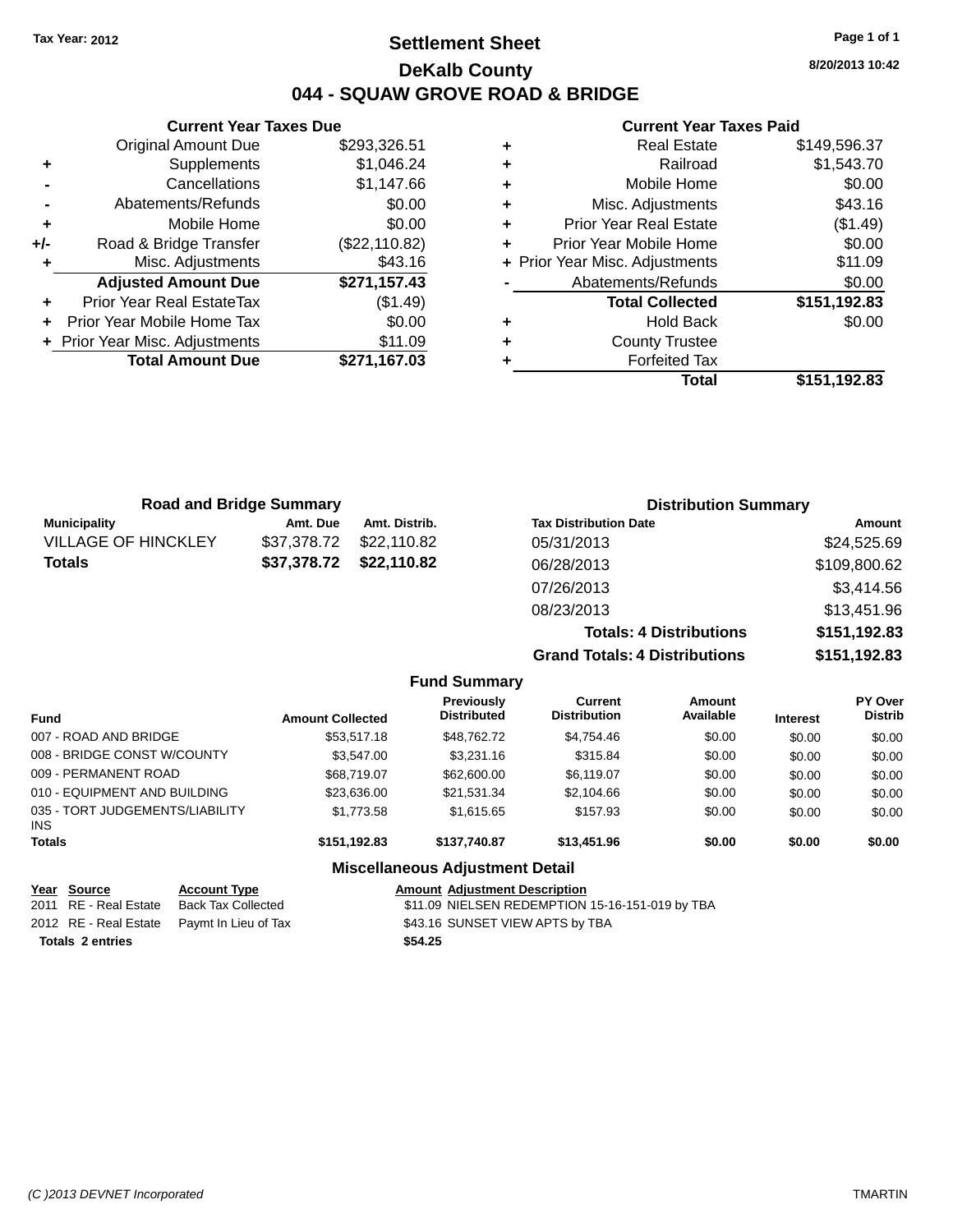Tax Year: 2012

# Settlement Sheet

## DeKalb County

## 044 - SQUAW GROVE ROAD & BRIDGE

8/20/2013 10:42

### Current Year Taxes Due

| | | |
|---|---|---|
| | Original Amount Due | $293,326.51 |
| + | Supplements | $1,046.24 |
| - | Cancellations | $1,147.66 |
| - | Abatements/Refunds | $0.00 |
| + | Mobile Home | $0.00 |
| +/- | Road & Bridge Transfer | ($22,110.82) |
| + | Misc. Adjustments | $43.16 |
| | **Adjusted Amount Due** | **$271,157.43** |
| + | Prior Year Real EstateTax | ($1.49) |
| + | Prior Year Mobile Home Tax | $0.00 |
| + | Prior Year Misc. Adjustments | $11.09 |
| | **Total Amount Due** | **$271,167.03** |

### Current Year Taxes Paid

| | | |
|---|---|---|
| + | Real Estate | $149,596.37 |
| + | Railroad | $1,543.70 |
| + | Mobile Home | $0.00 |
| + | Misc. Adjustments | $43.16 |
| + | Prior Year Real Estate | ($1.49) |
| + | Prior Year Mobile Home | $0.00 |
| + | Prior Year Misc. Adjustments | $11.09 |
| - | Abatements/Refunds | $0.00 |
| | **Total Collected** | **$151,192.83** |
| + | Hold Back | $0.00 |
| + | County Trustee | |
| + | Forfeited Tax | |
| | **Total** | **$151,192.83** |

### Road and Bridge Summary

| Municipality | Amt. Due | Amt. Distrib. |
|---|---|---|
| VILLAGE OF HINCKLEY | $37,378.72 | $22,110.82 |
| **Totals** | **$37,378.72** | **$22,110.82** |

### Distribution Summary

| Tax Distribution Date | Amount |
|---|---|
| 05/31/2013 | $24,525.69 |
| 06/28/2013 | $109,800.62 |
| 07/26/2013 | $3,414.56 |
| 08/23/2013 | $13,451.96 |
| **Totals: 4 Distributions** | **$151,192.83** |
| **Grand Totals: 4 Distributions** | **$151,192.83** |

### Fund Summary

| Fund | Amount Collected | Previously Distributed | Current Distribution | Amount Available | Interest | PY Over Distrib |
|---|---|---|---|---|---|---|
| 007 - ROAD AND BRIDGE | $53,517.18 | $48,762.72 | $4,754.46 | $0.00 | $0.00 | $0.00 |
| 008 - BRIDGE CONST W/COUNTY | $3,547.00 | $3,231.16 | $315.84 | $0.00 | $0.00 | $0.00 |
| 009 - PERMANENT ROAD | $68,719.07 | $62,600.00 | $6,119.07 | $0.00 | $0.00 | $0.00 |
| 010 - EQUIPMENT AND BUILDING | $23,636.00 | $21,531.34 | $2,104.66 | $0.00 | $0.00 | $0.00 |
| 035 - TORT JUDGEMENTS/LIABILITY INS | $1,773.58 | $1,615.65 | $157.93 | $0.00 | $0.00 | $0.00 |
| **Totals** | **$151,192.83** | **$137,740.87** | **$13,451.96** | **$0.00** | **$0.00** | **$0.00** |

### Miscellaneous Adjustment Detail

| Year | Source | Account Type | Amount | Adjustment Description |
|---|---|---|---|---|
| 2011 | RE - Real Estate | Back Tax Collected | $11.09 | NIELSEN REDEMPTION 15-16-151-019 by TBA |
| 2012 | RE - Real Estate | Paymt In Lieu of Tax | $43.16 | SUNSET VIEW APTS by TBA |
| **Totals 2 entries** | | | **$54.25** | |

(C )2013 DEVNET Incorporated TMARTIN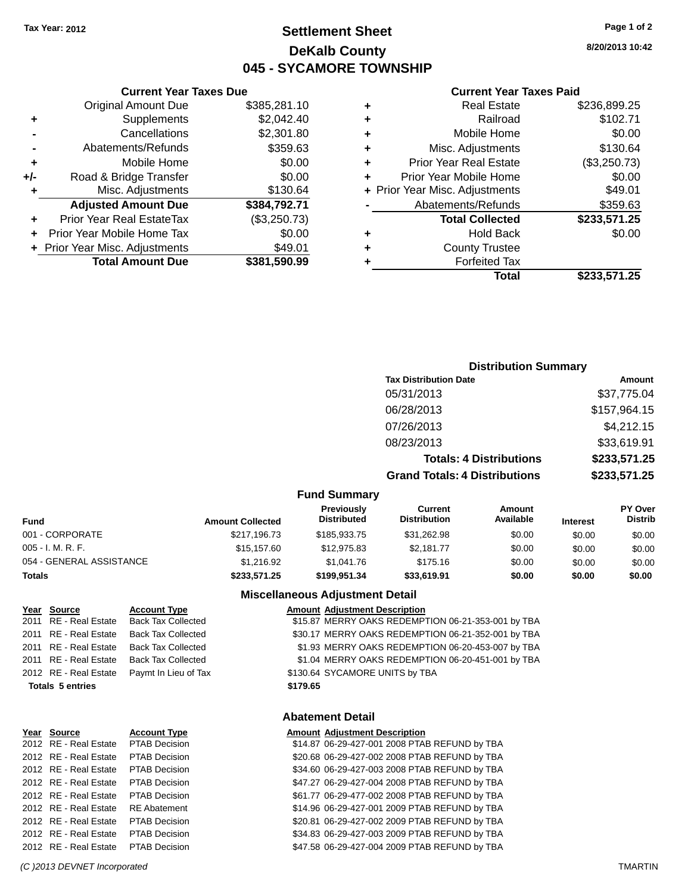Tax Year: 2012

# Settlement Sheet

## DeKalb County

## 045 - SYCAMORE TOWNSHIP

8/20/2013 10:42

### Current Year Taxes Due

| | | |
|---|---|---|
| | Original Amount Due | $385,281.10 |
| + | Supplements | $2,042.40 |
| - | Cancellations | $2,301.80 |
| - | Abatements/Refunds | $359.63 |
| + | Mobile Home | $0.00 |
| +/- | Road & Bridge Transfer | $0.00 |
| + | Misc. Adjustments | $130.64 |
| | **Adjusted Amount Due** | **$384,792.71** |
| + | Prior Year Real EstateTax | ($3,250.73) |
| + | Prior Year Mobile Home Tax | $0.00 |
| + | Prior Year Misc. Adjustments | $49.01 |
| | **Total Amount Due** | **$381,590.99** |

### Current Year Taxes Paid

| | | |
|---|---|---|
| + | Real Estate | $236,899.25 |
| + | Railroad | $102.71 |
| + | Mobile Home | $0.00 |
| + | Misc. Adjustments | $130.64 |
| + | Prior Year Real Estate | ($3,250.73) |
| + | Prior Year Mobile Home | $0.00 |
| + | Prior Year Misc. Adjustments | $49.01 |
| - | Abatements/Refunds | $359.63 |
| | **Total Collected** | **$233,571.25** |
| + | Hold Back | $0.00 |
| + | County Trustee | |
| + | Forfeited Tax | |
| | **Total** | **$233,571.25** |

### Distribution Summary

| Tax Distribution Date | Amount |
|---|---|
| 05/31/2013 | $37,775.04 |
| 06/28/2013 | $157,964.15 |
| 07/26/2013 | $4,212.15 |
| 08/23/2013 | $33,619.91 |
| **Totals: 4 Distributions** | **$233,571.25** |
| **Grand Totals: 4 Distributions** | **$233,571.25** |

### Fund Summary

| Fund | Amount Collected | Previously Distributed | Current Distribution | Amount Available | Interest | PY Over Distrib |
|---|---|---|---|---|---|---|
| 001 - CORPORATE | $217,196.73 | $185,933.75 | $31,262.98 | $0.00 | $0.00 | $0.00 |
| 005 - I. M. R. F. | $15,157.60 | $12,975.83 | $2,181.77 | $0.00 | $0.00 | $0.00 |
| 054 - GENERAL ASSISTANCE | $1,216.92 | $1,041.76 | $175.16 | $0.00 | $0.00 | $0.00 |
| **Totals** | **$233,571.25** | **$199,951.34** | **$33,619.91** | **$0.00** | **$0.00** | **$0.00** |

### Miscellaneous Adjustment Detail

| Year | Source | Account Type | Amount | Adjustment Description |
|---|---|---|---|---|
| 2011 | RE - Real Estate | Back Tax Collected | $15.87 | MERRY OAKS REDEMPTION 06-21-353-001 by TBA |
| 2011 | RE - Real Estate | Back Tax Collected | $30.17 | MERRY OAKS REDEMPTION 06-21-352-001 by TBA |
| 2011 | RE - Real Estate | Back Tax Collected | $1.93 | MERRY OAKS REDEMPTION 06-20-453-007 by TBA |
| 2011 | RE - Real Estate | Back Tax Collected | $1.04 | MERRY OAKS REDEMPTION 06-20-451-001 by TBA |
| 2012 | RE - Real Estate | Paymt In Lieu of Tax | $130.64 | SYCAMORE UNITS by TBA |
| **Totals 5 entries** | | | **$179.65** | |

### Abatement Detail

| Year | Source | Account Type | Amount | Adjustment Description |
|---|---|---|---|---|
| 2012 | RE - Real Estate | PTAB Decision | $14.87 | 06-29-427-001 2008 PTAB REFUND by TBA |
| 2012 | RE - Real Estate | PTAB Decision | $20.68 | 06-29-427-002 2008 PTAB REFUND by TBA |
| 2012 | RE - Real Estate | PTAB Decision | $34.60 | 06-29-427-003 2008 PTAB REFUND by TBA |
| 2012 | RE - Real Estate | PTAB Decision | $47.27 | 06-29-427-004 2008 PTAB REFUND by TBA |
| 2012 | RE - Real Estate | PTAB Decision | $61.77 | 06-29-477-002 2008 PTAB REFUND by TBA |
| 2012 | RE - Real Estate | RE Abatement | $14.96 | 06-29-427-001 2009 PTAB REFUND by TBA |
| 2012 | RE - Real Estate | PTAB Decision | $20.81 | 06-29-427-002 2009 PTAB REFUND by TBA |
| 2012 | RE - Real Estate | PTAB Decision | $34.83 | 06-29-427-003 2009 PTAB REFUND by TBA |
| 2012 | RE - Real Estate | PTAB Decision | $47.58 | 06-29-427-004 2009 PTAB REFUND by TBA |

(C )2013 DEVNET Incorporated TMARTIN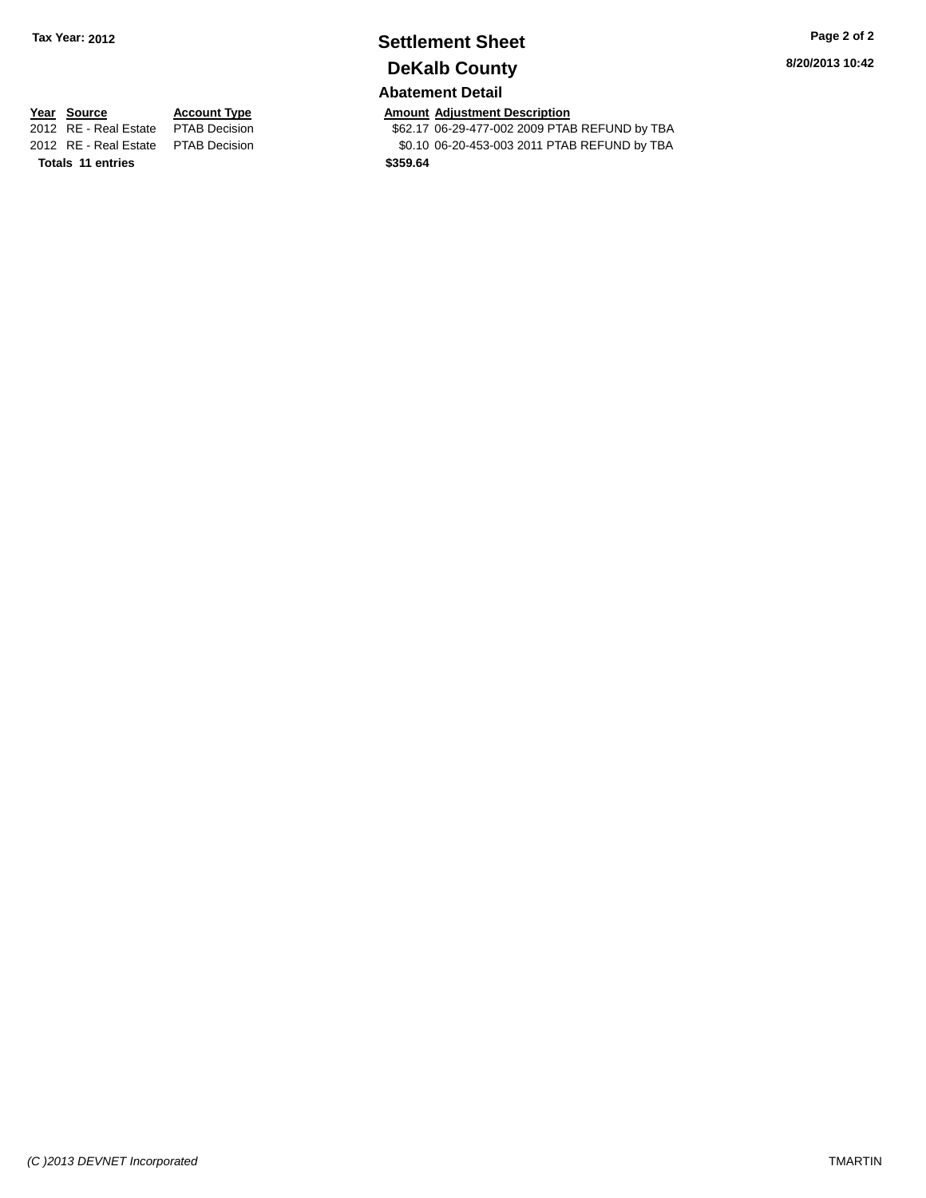Tax Year: 2012

# Settlement Sheet

## DeKalb County

8/20/2013 10:42

### Abatement Detail

| Year | Source | Account Type | Amount | Adjustment Description |
|---|---|---|---|---|
| 2012 | RE - Real Estate | PTAB Decision | $62.17 | 06-29-477-002 2009 PTAB REFUND by TBA |
| 2012 | RE - Real Estate | PTAB Decision | $0.10 | 06-20-453-003 2011 PTAB REFUND by TBA |
| **Totals** | **11 entries** | | **$359.64** | |

*(C )2013 DEVNET Incorporated*

TMARTIN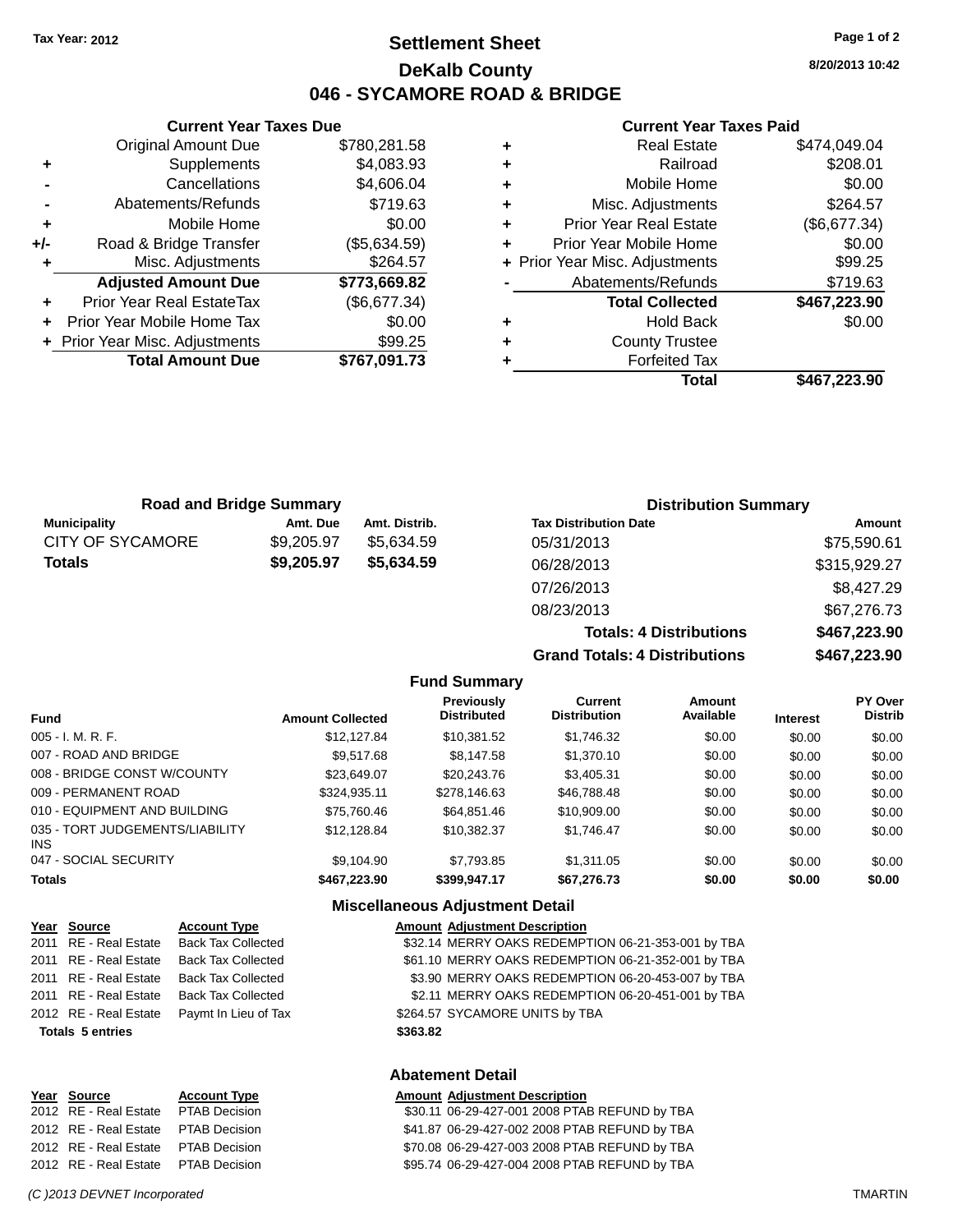Tax Year: 2012

# Settlement Sheet
## DeKalb County
## 046 - SYCAMORE ROAD & BRIDGE

8/20/2013 10:42

### Current Year Taxes Due

| | | |
|---|---|---|
| | Original Amount Due | $780,281.58 |
| + | Supplements | $4,083.93 |
| - | Cancellations | $4,606.04 |
| - | Abatements/Refunds | $719.63 |
| + | Mobile Home | $0.00 |
| +/- | Road & Bridge Transfer | ($5,634.59) |
| + | Misc. Adjustments | $264.57 |
| | **Adjusted Amount Due** | **$773,669.82** |
| + | Prior Year Real EstateTax | ($6,677.34) |
| + | Prior Year Mobile Home Tax | $0.00 |
| + | Prior Year Misc. Adjustments | $99.25 |
| | **Total Amount Due** | **$767,091.73** |

### Current Year Taxes Paid

| | | |
|---|---|---|
| + | Real Estate | $474,049.04 |
| + | Railroad | $208.01 |
| + | Mobile Home | $0.00 |
| + | Misc. Adjustments | $264.57 |
| + | Prior Year Real Estate | ($6,677.34) |
| + | Prior Year Mobile Home | $0.00 |
| + | Prior Year Misc. Adjustments | $99.25 |
| - | Abatements/Refunds | $719.63 |
| | **Total Collected** | **$467,223.90** |
| + | Hold Back | $0.00 |
| + | County Trustee | |
| + | Forfeited Tax | |
| | **Total** | **$467,223.90** |

### Road and Bridge Summary

| Municipality | Amt. Due | Amt. Distrib. |
|---|---|---|
| CITY OF SYCAMORE | $9,205.97 | $5,634.59 |
| **Totals** | **$9,205.97** | **$5,634.59** |

### Distribution Summary

| Tax Distribution Date | Amount |
|---|---|
| 05/31/2013 | $75,590.61 |
| 06/28/2013 | $315,929.27 |
| 07/26/2013 | $8,427.29 |
| 08/23/2013 | $67,276.73 |
| **Totals: 4 Distributions** | **$467,223.90** |
| **Grand Totals: 4 Distributions** | **$467,223.90** |

### Fund Summary

| Fund | Amount Collected | Previously Distributed | Current Distribution | Amount Available | Interest | PY Over Distrib |
|---|---|---|---|---|---|---|
| 005 - I. M. R. F. | $12,127.84 | $10,381.52 | $1,746.32 | $0.00 | $0.00 | $0.00 |
| 007 - ROAD AND BRIDGE | $9,517.68 | $8,147.58 | $1,370.10 | $0.00 | $0.00 | $0.00 |
| 008 - BRIDGE CONST W/COUNTY | $23,649.07 | $20,243.76 | $3,405.31 | $0.00 | $0.00 | $0.00 |
| 009 - PERMANENT ROAD | $324,935.11 | $278,146.63 | $46,788.48 | $0.00 | $0.00 | $0.00 |
| 010 - EQUIPMENT AND BUILDING | $75,760.46 | $64,851.46 | $10,909.00 | $0.00 | $0.00 | $0.00 |
| 035 - TORT JUDGEMENTS/LIABILITY INS | $12,128.84 | $10,382.37 | $1,746.47 | $0.00 | $0.00 | $0.00 |
| 047 - SOCIAL SECURITY | $9,104.90 | $7,793.85 | $1,311.05 | $0.00 | $0.00 | $0.00 |
| **Totals** | **$467,223.90** | **$399,947.17** | **$67,276.73** | **$0.00** | **$0.00** | **$0.00** |

### Miscellaneous Adjustment Detail

| Year | Source | Account Type | Amount | Adjustment Description |
|---|---|---|---|---|
| 2011 | RE - Real Estate | Back Tax Collected | $32.14 | MERRY OAKS REDEMPTION 06-21-353-001 by TBA |
| 2011 | RE - Real Estate | Back Tax Collected | $61.10 | MERRY OAKS REDEMPTION 06-21-352-001 by TBA |
| 2011 | RE - Real Estate | Back Tax Collected | $3.90 | MERRY OAKS REDEMPTION 06-20-453-007 by TBA |
| 2011 | RE - Real Estate | Back Tax Collected | $2.11 | MERRY OAKS REDEMPTION 06-20-451-001 by TBA |
| 2012 | RE - Real Estate | Paymt In Lieu of Tax | $264.57 | SYCAMORE UNITS by TBA |
| **Totals 5 entries** | | | **$363.82** | |

### Abatement Detail

| Year | Source | Account Type | Amount | Adjustment Description |
|---|---|---|---|---|
| 2012 | RE - Real Estate | PTAB Decision | $30.11 | 06-29-427-001 2008 PTAB REFUND by TBA |
| 2012 | RE - Real Estate | PTAB Decision | $41.87 | 06-29-427-002 2008 PTAB REFUND by TBA |
| 2012 | RE - Real Estate | PTAB Decision | $70.08 | 06-29-427-003 2008 PTAB REFUND by TBA |
| 2012 | RE - Real Estate | PTAB Decision | $95.74 | 06-29-427-004 2008 PTAB REFUND by TBA |

(C )2013 DEVNET Incorporated TMARTIN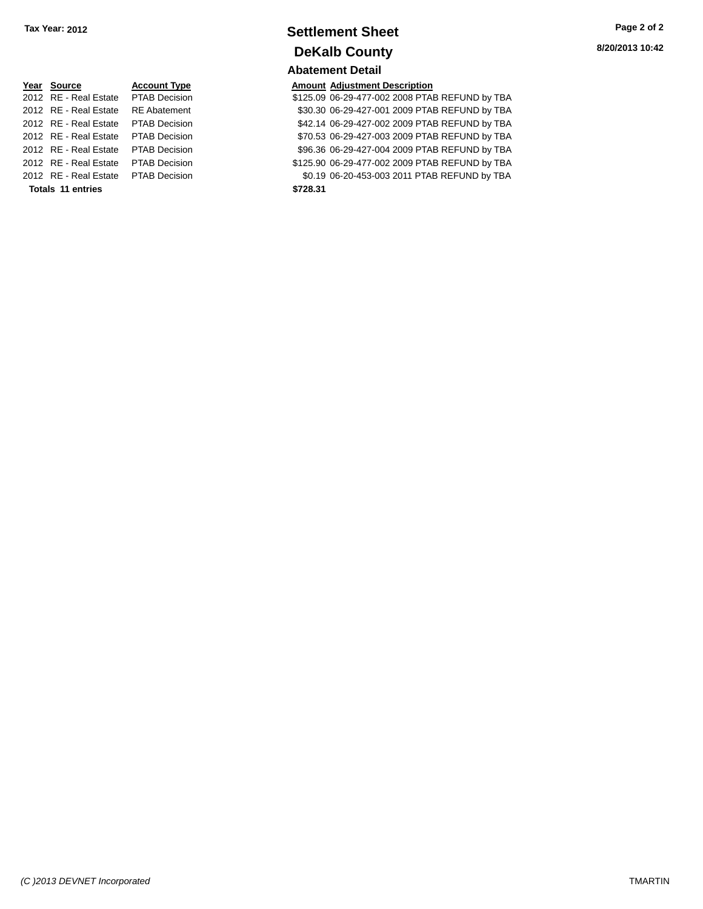**Tax Year: 2012**

# Settlement Sheet

## DeKalb County

**8/20/2013 10:42**

### Abatement Detail

| Year | Source | Account Type | Amount | Adjustment Description |
|---|---|---|---|---|
| 2012 | RE - Real Estate | PTAB Decision | $125.09 | 06-29-477-002 2008 PTAB REFUND by TBA |
| 2012 | RE - Real Estate | RE Abatement | $30.30 | 06-29-427-001 2009 PTAB REFUND by TBA |
| 2012 | RE - Real Estate | PTAB Decision | $42.14 | 06-29-427-002 2009 PTAB REFUND by TBA |
| 2012 | RE - Real Estate | PTAB Decision | $70.53 | 06-29-427-003 2009 PTAB REFUND by TBA |
| 2012 | RE - Real Estate | PTAB Decision | $96.36 | 06-29-427-004 2009 PTAB REFUND by TBA |
| 2012 | RE - Real Estate | PTAB Decision | $125.90 | 06-29-477-002 2009 PTAB REFUND by TBA |
| 2012 | RE - Real Estate | PTAB Decision | $0.19 | 06-20-453-003 2011 PTAB REFUND by TBA |
| **Totals 11 entries** | | | **$728.31** | |

*(C )2013 DEVNET Incorporated* TMARTIN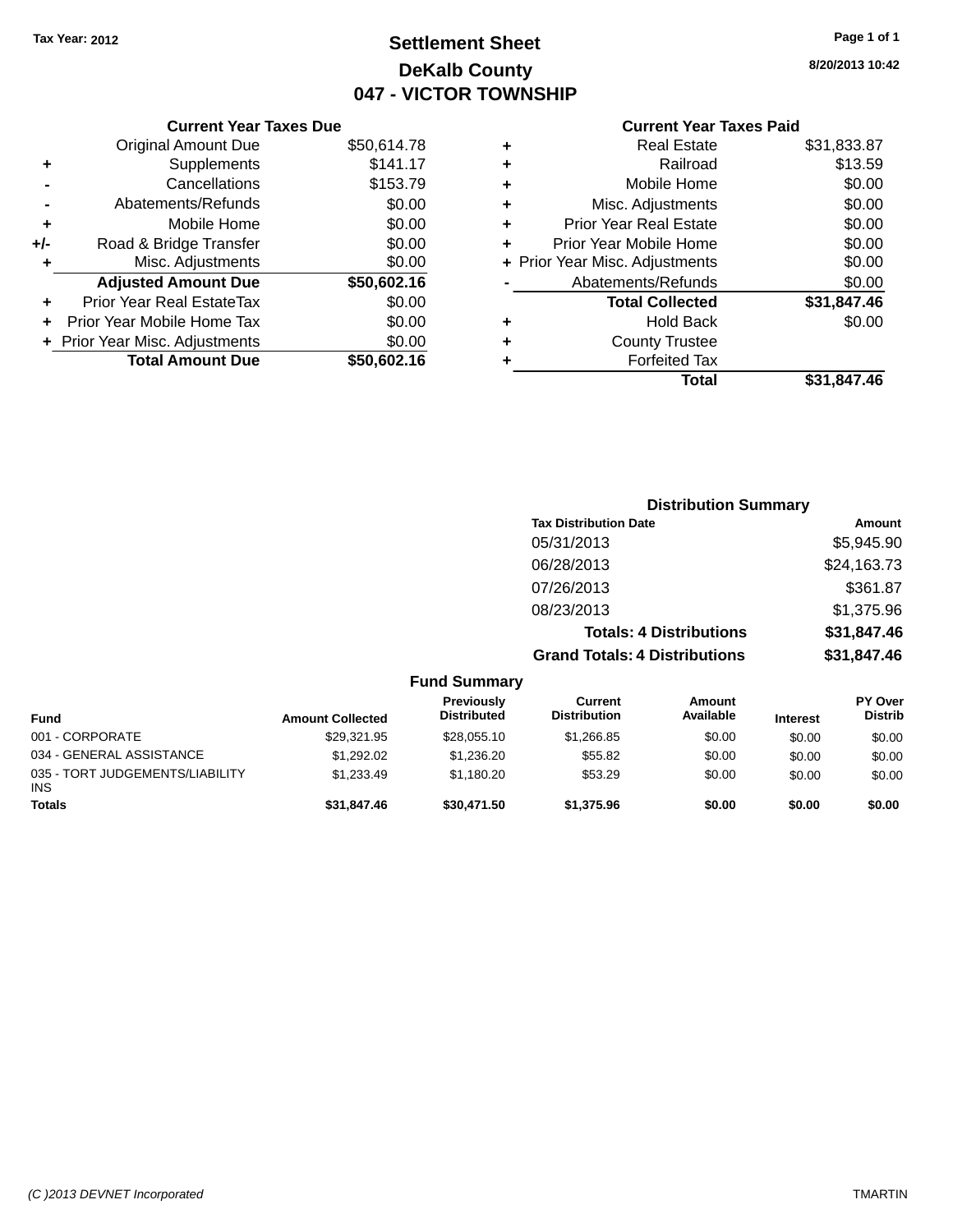Tax Year: 2012

# Settlement Sheet

## DeKalb County

## 047 - VICTOR TOWNSHIP

8/20/2013 10:42

| | Current Year Taxes Due | |
|---|---|---|
| | Original Amount Due | $50,614.78 |
| + | Supplements | $141.17 |
| - | Cancellations | $153.79 |
| - | Abatements/Refunds | $0.00 |
| + | Mobile Home | $0.00 |
| +/- | Road & Bridge Transfer | $0.00 |
| + | Misc. Adjustments | $0.00 |
| | **Adjusted Amount Due** | **$50,602.16** |
| + | Prior Year Real EstateTax | $0.00 |
| + | Prior Year Mobile Home Tax | $0.00 |
| + | Prior Year Misc. Adjustments | $0.00 |
| | **Total Amount Due** | **$50,602.16** |

| | Current Year Taxes Paid | |
|---|---|---|
| + | Real Estate | $31,833.87 |
| + | Railroad | $13.59 |
| + | Mobile Home | $0.00 |
| + | Misc. Adjustments | $0.00 |
| + | Prior Year Real Estate | $0.00 |
| + | Prior Year Mobile Home | $0.00 |
| + | Prior Year Misc. Adjustments | $0.00 |
| - | Abatements/Refunds | $0.00 |
| | **Total Collected** | **$31,847.46** |
| + | Hold Back | $0.00 |
| + | County Trustee | |
| + | Forfeited Tax | |
| | **Total** | **$31,847.46** |

### Distribution Summary

| Tax Distribution Date | Amount |
|---|---|
| 05/31/2013 | $5,945.90 |
| 06/28/2013 | $24,163.73 |
| 07/26/2013 | $361.87 |
| 08/23/2013 | $1,375.96 |
| **Totals: 4 Distributions** | **$31,847.46** |
| **Grand Totals: 4 Distributions** | **$31,847.46** |

### Fund Summary

| Fund | Amount Collected | Previously Distributed | Current Distribution | Amount Available | Interest | PY Over Distrib |
|---|---|---|---|---|---|---|
| 001 - CORPORATE | $29,321.95 | $28,055.10 | $1,266.85 | $0.00 | $0.00 | $0.00 |
| 034 - GENERAL ASSISTANCE | $1,292.02 | $1,236.20 | $55.82 | $0.00 | $0.00 | $0.00 |
| 035 - TORT JUDGEMENTS/LIABILITY INS | $1,233.49 | $1,180.20 | $53.29 | $0.00 | $0.00 | $0.00 |
| **Totals** | **$31,847.46** | **$30,471.50** | **$1,375.96** | **$0.00** | **$0.00** | **$0.00** |

(C )2013 DEVNET Incorporated TMARTIN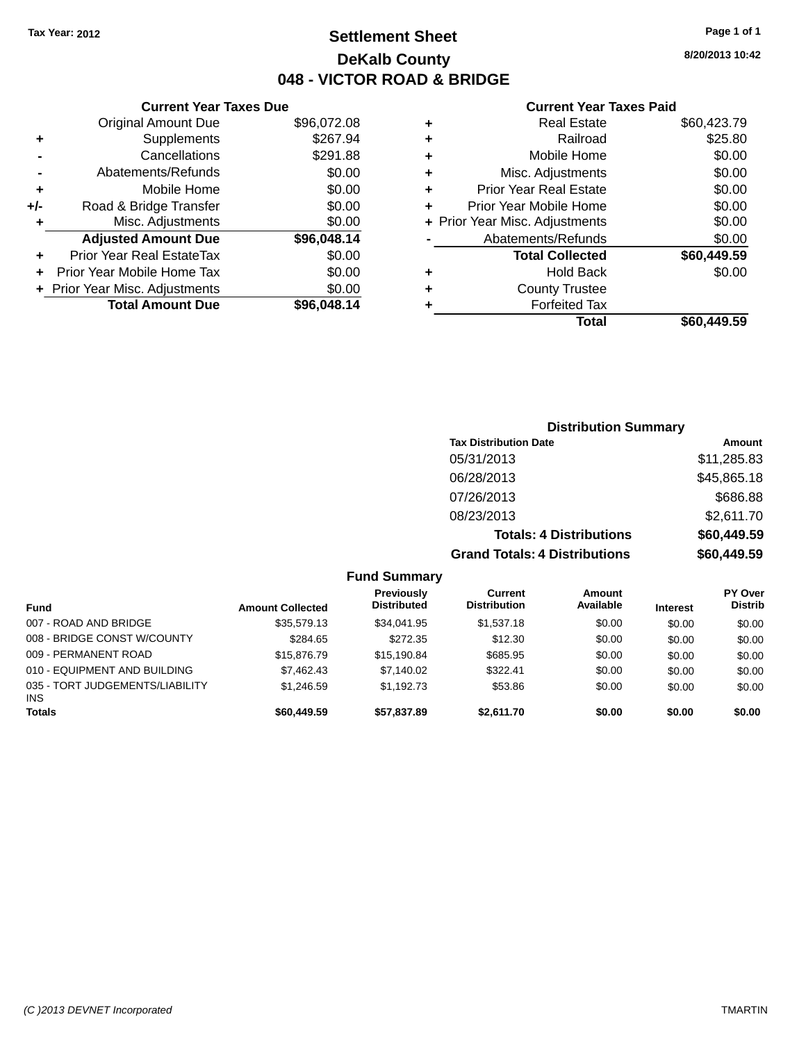Tax Year: 2012

# Settlement Sheet

## DeKalb County

## 048 - VICTOR ROAD & BRIDGE

8/20/2013 10:42

### Current Year Taxes Due

| | | |
|---|---|---|
| | Original Amount Due | $96,072.08 |
| + | Supplements | $267.94 |
| - | Cancellations | $291.88 |
| - | Abatements/Refunds | $0.00 |
| + | Mobile Home | $0.00 |
| +/- | Road & Bridge Transfer | $0.00 |
| + | Misc. Adjustments | $0.00 |
| | **Adjusted Amount Due** | **$96,048.14** |
| + | Prior Year Real EstateTax | $0.00 |
| + | Prior Year Mobile Home Tax | $0.00 |
| + | Prior Year Misc. Adjustments | $0.00 |
| | **Total Amount Due** | **$96,048.14** |

### Current Year Taxes Paid

| | | |
|---|---|---|
| + | Real Estate | $60,423.79 |
| + | Railroad | $25.80 |
| + | Mobile Home | $0.00 |
| + | Misc. Adjustments | $0.00 |
| + | Prior Year Real Estate | $0.00 |
| + | Prior Year Mobile Home | $0.00 |
| + | Prior Year Misc. Adjustments | $0.00 |
| - | Abatements/Refunds | $0.00 |
| | **Total Collected** | **$60,449.59** |
| + | Hold Back | $0.00 |
| + | County Trustee | |
| + | Forfeited Tax | |
| | **Total** | **$60,449.59** |

### Distribution Summary

| Tax Distribution Date | Amount |
|---|---|
| 05/31/2013 | $11,285.83 |
| 06/28/2013 | $45,865.18 |
| 07/26/2013 | $686.88 |
| 08/23/2013 | $2,611.70 |
| **Totals: 4 Distributions** | **$60,449.59** |
| **Grand Totals: 4 Distributions** | **$60,449.59** |

### Fund Summary

| Fund | Amount Collected | Previously Distributed | Current Distribution | Amount Available | Interest | PY Over Distrib |
|---|---|---|---|---|---|---|
| 007 - ROAD AND BRIDGE | $35,579.13 | $34,041.95 | $1,537.18 | $0.00 | $0.00 | $0.00 |
| 008 - BRIDGE CONST W/COUNTY | $284.65 | $272.35 | $12.30 | $0.00 | $0.00 | $0.00 |
| 009 - PERMANENT ROAD | $15,876.79 | $15,190.84 | $685.95 | $0.00 | $0.00 | $0.00 |
| 010 - EQUIPMENT AND BUILDING | $7,462.43 | $7,140.02 | $322.41 | $0.00 | $0.00 | $0.00 |
| 035 - TORT JUDGEMENTS/LIABILITY INS | $1,246.59 | $1,192.73 | $53.86 | $0.00 | $0.00 | $0.00 |
| **Totals** | **$60,449.59** | **$57,837.89** | **$2,611.70** | **$0.00** | **$0.00** | **$0.00** |

(C )2013 DEVNET Incorporated TMARTIN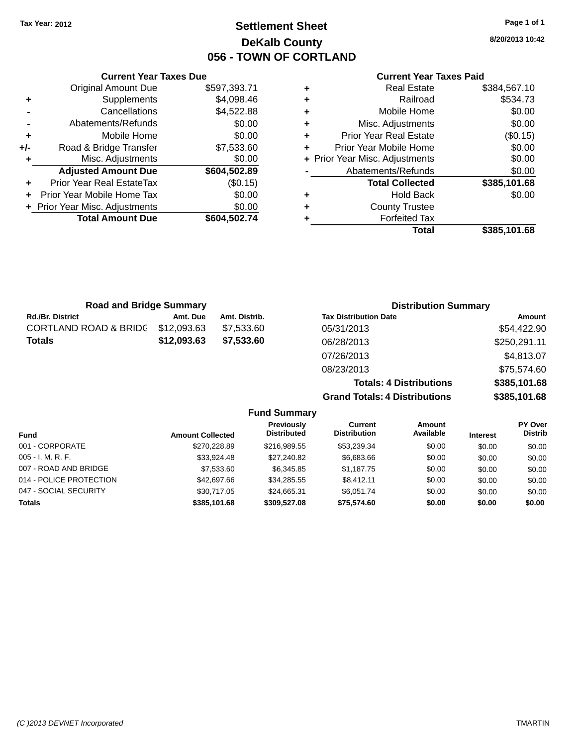Tax Year: 2012

# Settlement Sheet
## DeKalb County
## 056 - TOWN OF CORTLAND

8/20/2013 10:42

### Current Year Taxes Due

| | | |
|---|---|---|
| | Original Amount Due | $597,393.71 |
| + | Supplements | $4,098.46 |
| - | Cancellations | $4,522.88 |
| - | Abatements/Refunds | $0.00 |
| + | Mobile Home | $0.00 |
| +/- | Road & Bridge Transfer | $7,533.60 |
| + | Misc. Adjustments | $0.00 |
| | **Adjusted Amount Due** | **$604,502.89** |
| + | Prior Year Real EstateTax | ($0.15) |
| + | Prior Year Mobile Home Tax | $0.00 |
| + | Prior Year Misc. Adjustments | $0.00 |
| | **Total Amount Due** | **$604,502.74** |

### Current Year Taxes Paid

| | | |
|---|---|---|
| + | Real Estate | $384,567.10 |
| + | Railroad | $534.73 |
| + | Mobile Home | $0.00 |
| + | Misc. Adjustments | $0.00 |
| + | Prior Year Real Estate | ($0.15) |
| + | Prior Year Mobile Home | $0.00 |
| + | Prior Year Misc. Adjustments | $0.00 |
| - | Abatements/Refunds | $0.00 |
| | **Total Collected** | **$385,101.68** |
| + | Hold Back | $0.00 |
| + | County Trustee | |
| + | Forfeited Tax | |
| | **Total** | **$385,101.68** |

### Road and Bridge Summary

| Rd./Br. District | Amt. Due | Amt. Distrib. |
|---|---|---|
| CORTLAND ROAD & BRIDG | $12,093.63 | $7,533.60 |
| **Totals** | **$12,093.63** | **$7,533.60** |

### Distribution Summary

| Tax Distribution Date | Amount |
|---|---|
| 05/31/2013 | $54,422.90 |
| 06/28/2013 | $250,291.11 |
| 07/26/2013 | $4,813.07 |
| 08/23/2013 | $75,574.60 |
| **Totals: 4 Distributions** | **$385,101.68** |
| **Grand Totals: 4 Distributions** | **$385,101.68** |

### Fund Summary

| Fund | Amount Collected | Previously Distributed | Current Distribution | Amount Available | Interest | PY Over Distrib |
|---|---|---|---|---|---|---|
| 001 - CORPORATE | $270,228.89 | $216,989.55 | $53,239.34 | $0.00 | $0.00 | $0.00 |
| 005 - I. M. R. F. | $33,924.48 | $27,240.82 | $6,683.66 | $0.00 | $0.00 | $0.00 |
| 007 - ROAD AND BRIDGE | $7,533.60 | $6,345.85 | $1,187.75 | $0.00 | $0.00 | $0.00 |
| 014 - POLICE PROTECTION | $42,697.66 | $34,285.55 | $8,412.11 | $0.00 | $0.00 | $0.00 |
| 047 - SOCIAL SECURITY | $30,717.05 | $24,665.31 | $6,051.74 | $0.00 | $0.00 | $0.00 |
| **Totals** | **$385,101.68** | **$309,527.08** | **$75,574.60** | **$0.00** | **$0.00** | **$0.00** |

(C )2013 DEVNET Incorporated TMARTIN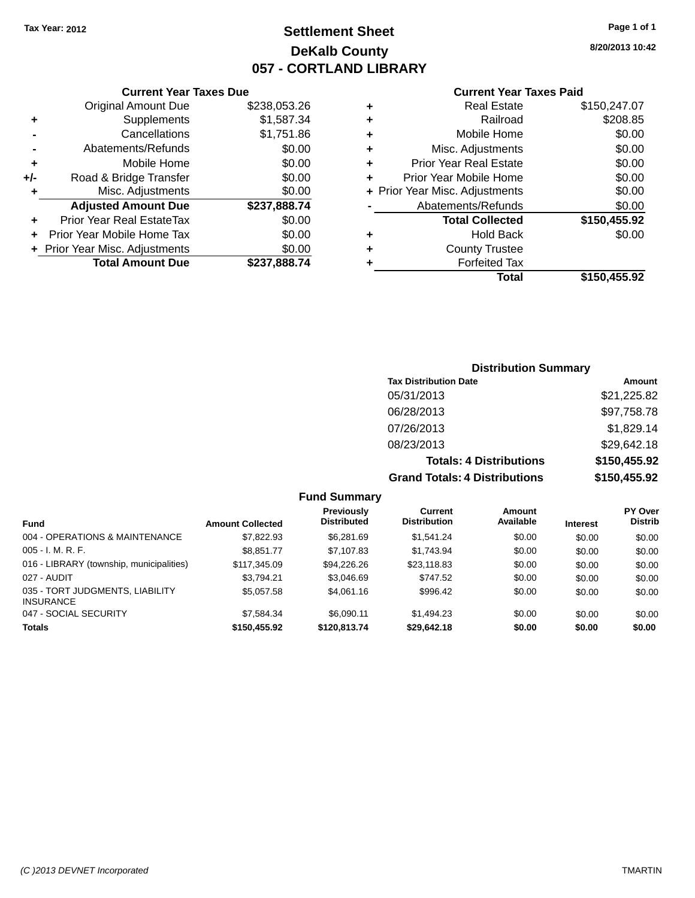Tax Year: 2012

# Settlement Sheet
## DeKalb County
## 057 - CORTLAND LIBRARY

8/20/2013 10:42

### Current Year Taxes Due

| | | |
|---|---|---|
| | Original Amount Due | $238,053.26 |
| + | Supplements | $1,587.34 |
| - | Cancellations | $1,751.86 |
| - | Abatements/Refunds | $0.00 |
| + | Mobile Home | $0.00 |
| +/- | Road & Bridge Transfer | $0.00 |
| + | Misc. Adjustments | $0.00 |
| | **Adjusted Amount Due** | **$237,888.74** |
| + | Prior Year Real EstateTax | $0.00 |
| + | Prior Year Mobile Home Tax | $0.00 |
| + | Prior Year Misc. Adjustments | $0.00 |
| | **Total Amount Due** | **$237,888.74** |

### Current Year Taxes Paid

| | | |
|---|---|---|
| + | Real Estate | $150,247.07 |
| + | Railroad | $208.85 |
| + | Mobile Home | $0.00 |
| + | Misc. Adjustments | $0.00 |
| + | Prior Year Real Estate | $0.00 |
| + | Prior Year Mobile Home | $0.00 |
| + | Prior Year Misc. Adjustments | $0.00 |
| - | Abatements/Refunds | $0.00 |
| | **Total Collected** | **$150,455.92** |
| + | Hold Back | $0.00 |
| + | County Trustee | |
| + | Forfeited Tax | |
| | **Total** | **$150,455.92** |

### Distribution Summary

| Tax Distribution Date | Amount |
|---|---|
| 05/31/2013 | $21,225.82 |
| 06/28/2013 | $97,758.78 |
| 07/26/2013 | $1,829.14 |
| 08/23/2013 | $29,642.18 |
| **Totals: 4 Distributions** | **$150,455.92** |
| **Grand Totals: 4 Distributions** | **$150,455.92** |

### Fund Summary

| Fund | Amount Collected | Previously Distributed | Current Distribution | Amount Available | Interest | PY Over Distrib |
|---|---|---|---|---|---|---|
| 004 - OPERATIONS & MAINTENANCE | $7,822.93 | $6,281.69 | $1,541.24 | $0.00 | $0.00 | $0.00 |
| 005 - I. M. R. F. | $8,851.77 | $7,107.83 | $1,743.94 | $0.00 | $0.00 | $0.00 |
| 016 - LIBRARY (township, municipalities) | $117,345.09 | $94,226.26 | $23,118.83 | $0.00 | $0.00 | $0.00 |
| 027 - AUDIT | $3,794.21 | $3,046.69 | $747.52 | $0.00 | $0.00 | $0.00 |
| 035 - TORT JUDGMENTS, LIABILITY INSURANCE | $5,057.58 | $4,061.16 | $996.42 | $0.00 | $0.00 | $0.00 |
| 047 - SOCIAL SECURITY | $7,584.34 | $6,090.11 | $1,494.23 | $0.00 | $0.00 | $0.00 |
| **Totals** | **$150,455.92** | **$120,813.74** | **$29,642.18** | **$0.00** | **$0.00** | **$0.00** |

(C )2013 DEVNET Incorporated TMARTIN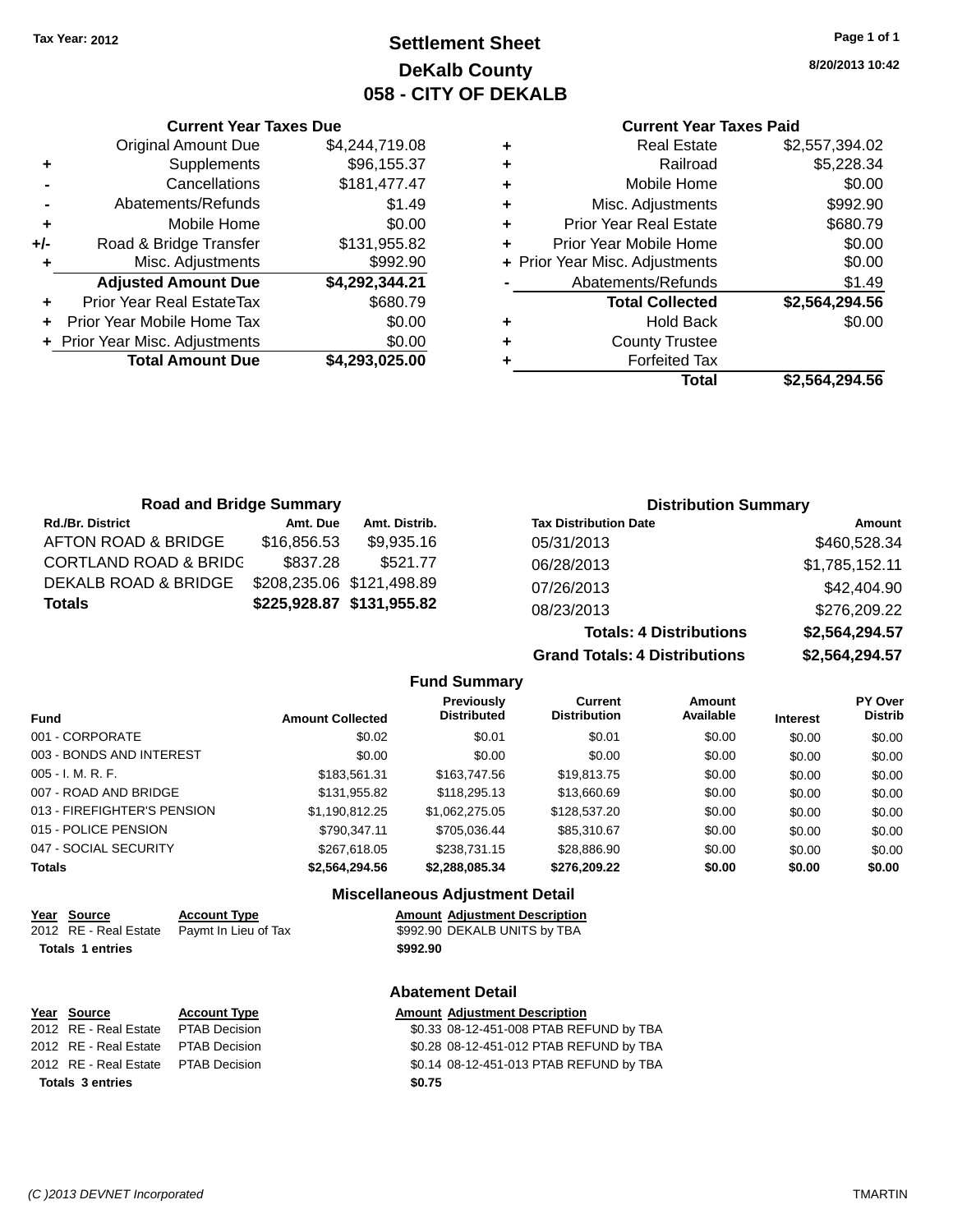Tax Year: 2012

# Settlement Sheet
## DeKalb County
## 058 - CITY OF DEKALB

8/20/2013 10:42

### Current Year Taxes Due

| | | |
|---|---|---|
| | Original Amount Due | $4,244,719.08 |
| + | Supplements | $96,155.37 |
| - | Cancellations | $181,477.47 |
| - | Abatements/Refunds | $1.49 |
| + | Mobile Home | $0.00 |
| +/- | Road & Bridge Transfer | $131,955.82 |
| + | Misc. Adjustments | $992.90 |
| | **Adjusted Amount Due** | **$4,292,344.21** |
| + | Prior Year Real EstateTax | $680.79 |
| + | Prior Year Mobile Home Tax | $0.00 |
| + | Prior Year Misc. Adjustments | $0.00 |
| | **Total Amount Due** | **$4,293,025.00** |

### Current Year Taxes Paid

| | | |
|---|---|---|
| + | Real Estate | $2,557,394.02 |
| + | Railroad | $5,228.34 |
| + | Mobile Home | $0.00 |
| + | Misc. Adjustments | $992.90 |
| + | Prior Year Real Estate | $680.79 |
| + | Prior Year Mobile Home | $0.00 |
| + | Prior Year Misc. Adjustments | $0.00 |
| - | Abatements/Refunds | $1.49 |
| | **Total Collected** | **$2,564,294.56** |
| + | Hold Back | $0.00 |
| + | County Trustee | |
| + | Forfeited Tax | |
| | **Total** | **$2,564,294.56** |

### Road and Bridge Summary

| Rd./Br. District | Amt. Due | Amt. Distrib. |
|---|---|---|
| AFTON ROAD & BRIDGE | $16,856.53 | $9,935.16 |
| CORTLAND ROAD & BRIDG | $837.28 | $521.77 |
| DEKALB ROAD & BRIDGE | $208,235.06 | $121,498.89 |
| **Totals** | **$225,928.87** | **$131,955.82** |

### Distribution Summary

| Tax Distribution Date | Amount |
|---|---|
| 05/31/2013 | $460,528.34 |
| 06/28/2013 | $1,785,152.11 |
| 07/26/2013 | $42,404.90 |
| 08/23/2013 | $276,209.22 |
| **Totals: 4 Distributions** | **$2,564,294.57** |
| **Grand Totals: 4 Distributions** | **$2,564,294.57** |

### Fund Summary

| Fund | Amount Collected | Previously Distributed | Current Distribution | Amount Available | Interest | PY Over Distrib |
|---|---|---|---|---|---|---|
| 001 - CORPORATE | $0.02 | $0.01 | $0.01 | $0.00 | $0.00 | $0.00 |
| 003 - BONDS AND INTEREST | $0.00 | $0.00 | $0.00 | $0.00 | $0.00 | $0.00 |
| 005 - I. M. R. F. | $183,561.31 | $163,747.56 | $19,813.75 | $0.00 | $0.00 | $0.00 |
| 007 - ROAD AND BRIDGE | $131,955.82 | $118,295.13 | $13,660.69 | $0.00 | $0.00 | $0.00 |
| 013 - FIREFIGHTER'S PENSION | $1,190,812.25 | $1,062,275.05 | $128,537.20 | $0.00 | $0.00 | $0.00 |
| 015 - POLICE PENSION | $790,347.11 | $705,036.44 | $85,310.67 | $0.00 | $0.00 | $0.00 |
| 047 - SOCIAL SECURITY | $267,618.05 | $238,731.15 | $28,886.90 | $0.00 | $0.00 | $0.00 |
| **Totals** | **$2,564,294.56** | **$2,288,085.34** | **$276,209.22** | **$0.00** | **$0.00** | **$0.00** |

### Miscellaneous Adjustment Detail

| Year | Source | Account Type | Amount | Adjustment Description |
|---|---|---|---|---|
| 2012 | RE - Real Estate | Paymt In Lieu of Tax | $992.90 | DEKALB UNITS by TBA |
| **Totals** | **1 entries** | | **$992.90** | |

### Abatement Detail

| Year | Source | Account Type | Amount | Adjustment Description |
|---|---|---|---|---|
| 2012 | RE - Real Estate | PTAB Decision | $0.33 | 08-12-451-008 PTAB REFUND by TBA |
| 2012 | RE - Real Estate | PTAB Decision | $0.28 | 08-12-451-012 PTAB REFUND by TBA |
| 2012 | RE - Real Estate | PTAB Decision | $0.14 | 08-12-451-013 PTAB REFUND by TBA |
| **Totals** | **3 entries** | | **$0.75** | |

(C )2013 DEVNET Incorporated — TMARTIN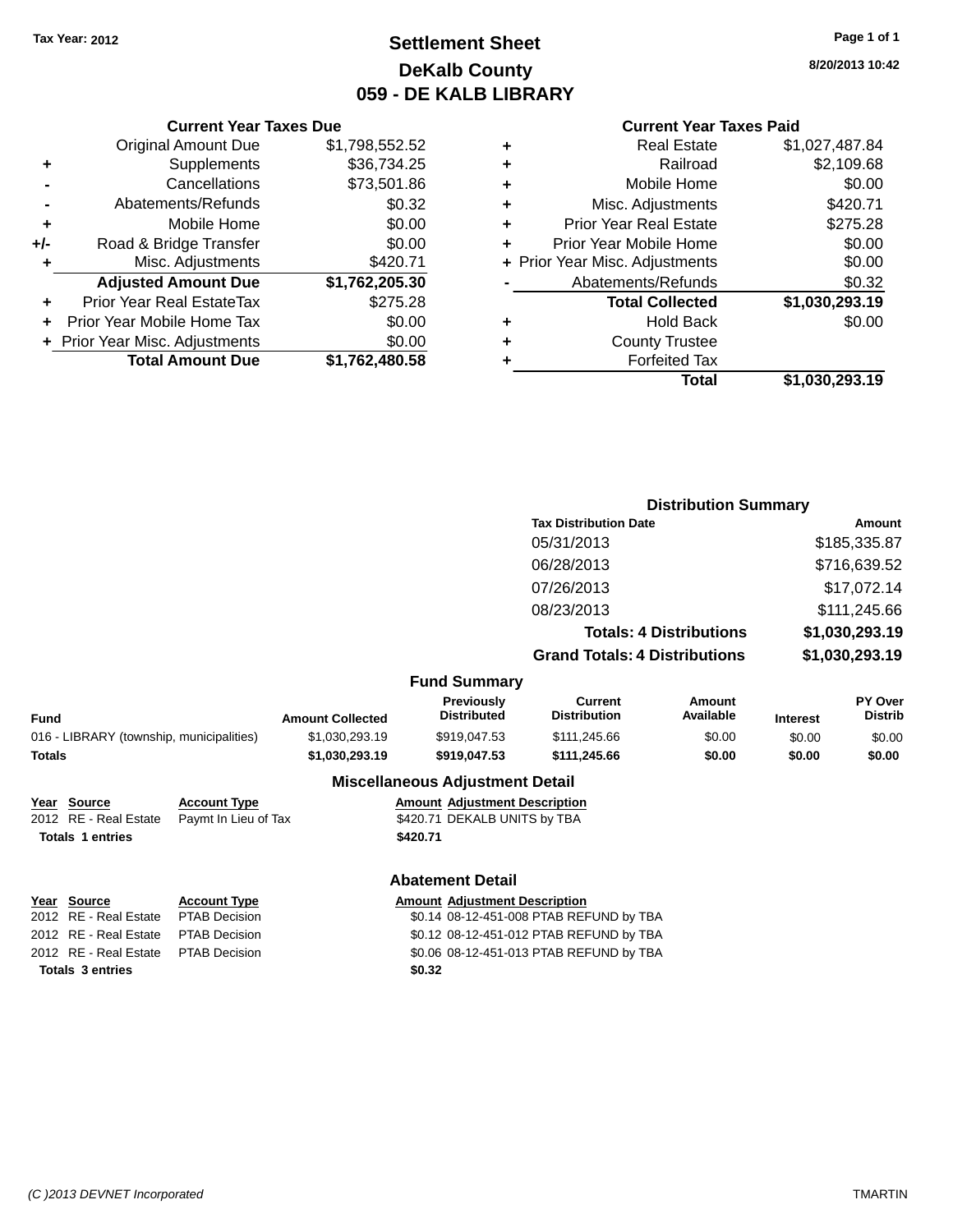Tax Year: 2012

# Settlement Sheet
## DeKalb County
## 059 - DE KALB LIBRARY

8/20/2013 10:42

### Current Year Taxes Due

| | | |
|---|---|---|
| | Original Amount Due | $1,798,552.52 |
| + | Supplements | $36,734.25 |
| - | Cancellations | $73,501.86 |
| - | Abatements/Refunds | $0.32 |
| + | Mobile Home | $0.00 |
| +/- | Road & Bridge Transfer | $0.00 |
| + | Misc. Adjustments | $420.71 |
| | **Adjusted Amount Due** | **$1,762,205.30** |
| + | Prior Year Real EstateTax | $275.28 |
| + | Prior Year Mobile Home Tax | $0.00 |
| + | Prior Year Misc. Adjustments | $0.00 |
| | **Total Amount Due** | **$1,762,480.58** |

### Current Year Taxes Paid

| | | |
|---|---|---|
| + | Real Estate | $1,027,487.84 |
| + | Railroad | $2,109.68 |
| + | Mobile Home | $0.00 |
| + | Misc. Adjustments | $420.71 |
| + | Prior Year Real Estate | $275.28 |
| + | Prior Year Mobile Home | $0.00 |
| + | Prior Year Misc. Adjustments | $0.00 |
| - | Abatements/Refunds | $0.32 |
| | **Total Collected** | **$1,030,293.19** |
| + | Hold Back | $0.00 |
| + | County Trustee | |
| + | Forfeited Tax | |
| | **Total** | **$1,030,293.19** |

### Distribution Summary

| Tax Distribution Date | Amount |
|---|---|
| 05/31/2013 | $185,335.87 |
| 06/28/2013 | $716,639.52 |
| 07/26/2013 | $17,072.14 |
| 08/23/2013 | $111,245.66 |
| **Totals: 4 Distributions** | **$1,030,293.19** |
| **Grand Totals: 4 Distributions** | **$1,030,293.19** |

### Fund Summary

| Fund | Amount Collected | Previously Distributed | Current Distribution | Amount Available | Interest | PY Over Distrib |
|---|---|---|---|---|---|---|
| 016 - LIBRARY (township, municipalities) | $1,030,293.19 | $919,047.53 | $111,245.66 | $0.00 | $0.00 | $0.00 |
| **Totals** | **$1,030,293.19** | **$919,047.53** | **$111,245.66** | **$0.00** | **$0.00** | **$0.00** |

### Miscellaneous Adjustment Detail

| Year | Source | Account Type | Amount | Adjustment Description |
|---|---|---|---|---|
| 2012 | RE - Real Estate | Paymt In Lieu of Tax | $420.71 | DEKALB UNITS by TBA |
| **Totals** | **1 entries** | | **$420.71** | |

### Abatement Detail

| Year | Source | Account Type | Amount | Adjustment Description |
|---|---|---|---|---|
| 2012 | RE - Real Estate | PTAB Decision | $0.14 | 08-12-451-008 PTAB REFUND by TBA |
| 2012 | RE - Real Estate | PTAB Decision | $0.12 | 08-12-451-012 PTAB REFUND by TBA |
| 2012 | RE - Real Estate | PTAB Decision | $0.06 | 08-12-451-013 PTAB REFUND by TBA |
| **Totals** | **3 entries** | | **$0.32** | |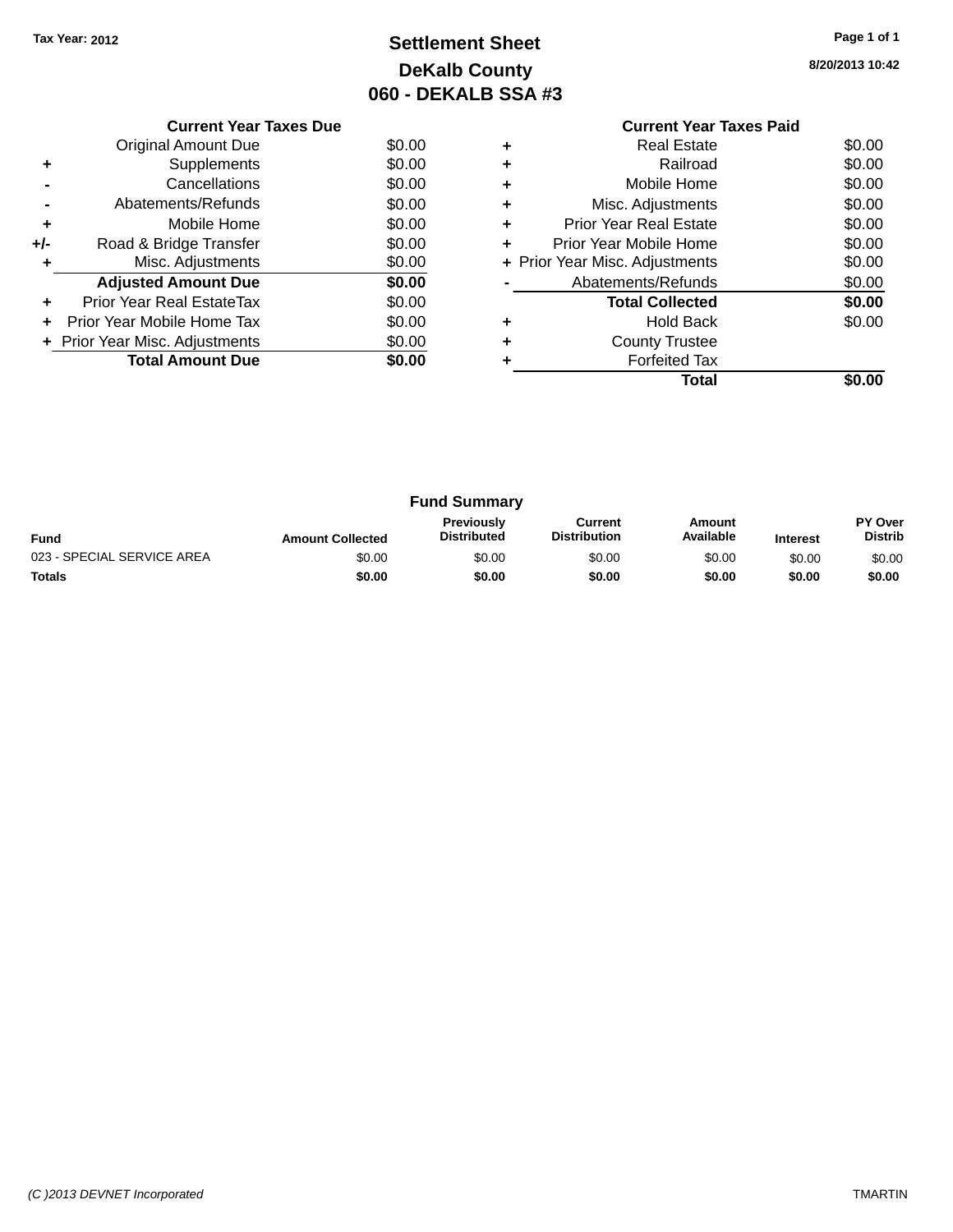Tax Year: 2012

# Settlement Sheet
## DeKalb County
## 060 - DEKALB SSA #3

8/20/2013 10:42

**Current Year Taxes Due**

| | | |
|---|---|---|
| | Original Amount Due | $0.00 |
| + | Supplements | $0.00 |
| - | Cancellations | $0.00 |
| - | Abatements/Refunds | $0.00 |
| + | Mobile Home | $0.00 |
| +/- | Road & Bridge Transfer | $0.00 |
| + | Misc. Adjustments | $0.00 |
| | **Adjusted Amount Due** | **$0.00** |
| + | Prior Year Real EstateTax | $0.00 |
| + | Prior Year Mobile Home Tax | $0.00 |
| + | Prior Year Misc. Adjustments | $0.00 |
| | **Total Amount Due** | **$0.00** |

**Current Year Taxes Paid**

| | | |
|---|---|---|
| + | Real Estate | $0.00 |
| + | Railroad | $0.00 |
| + | Mobile Home | $0.00 |
| + | Misc. Adjustments | $0.00 |
| + | Prior Year Real Estate | $0.00 |
| + | Prior Year Mobile Home | $0.00 |
| + | Prior Year Misc. Adjustments | $0.00 |
| - | Abatements/Refunds | $0.00 |
| | **Total Collected** | **$0.00** |
| + | Hold Back | $0.00 |
| + | County Trustee | |
| + | Forfeited Tax | |
| | **Total** | **$0.00** |

**Fund Summary**

| Fund | Amount Collected | Previously Distributed | Current Distribution | Amount Available | Interest | PY Over Distrib |
|---|---|---|---|---|---|---|
| 023 - SPECIAL SERVICE AREA | $0.00 | $0.00 | $0.00 | $0.00 | $0.00 | $0.00 |
| **Totals** | **$0.00** | **$0.00** | **$0.00** | **$0.00** | **$0.00** | **$0.00** |

(C )2013 DEVNET Incorporated TMARTIN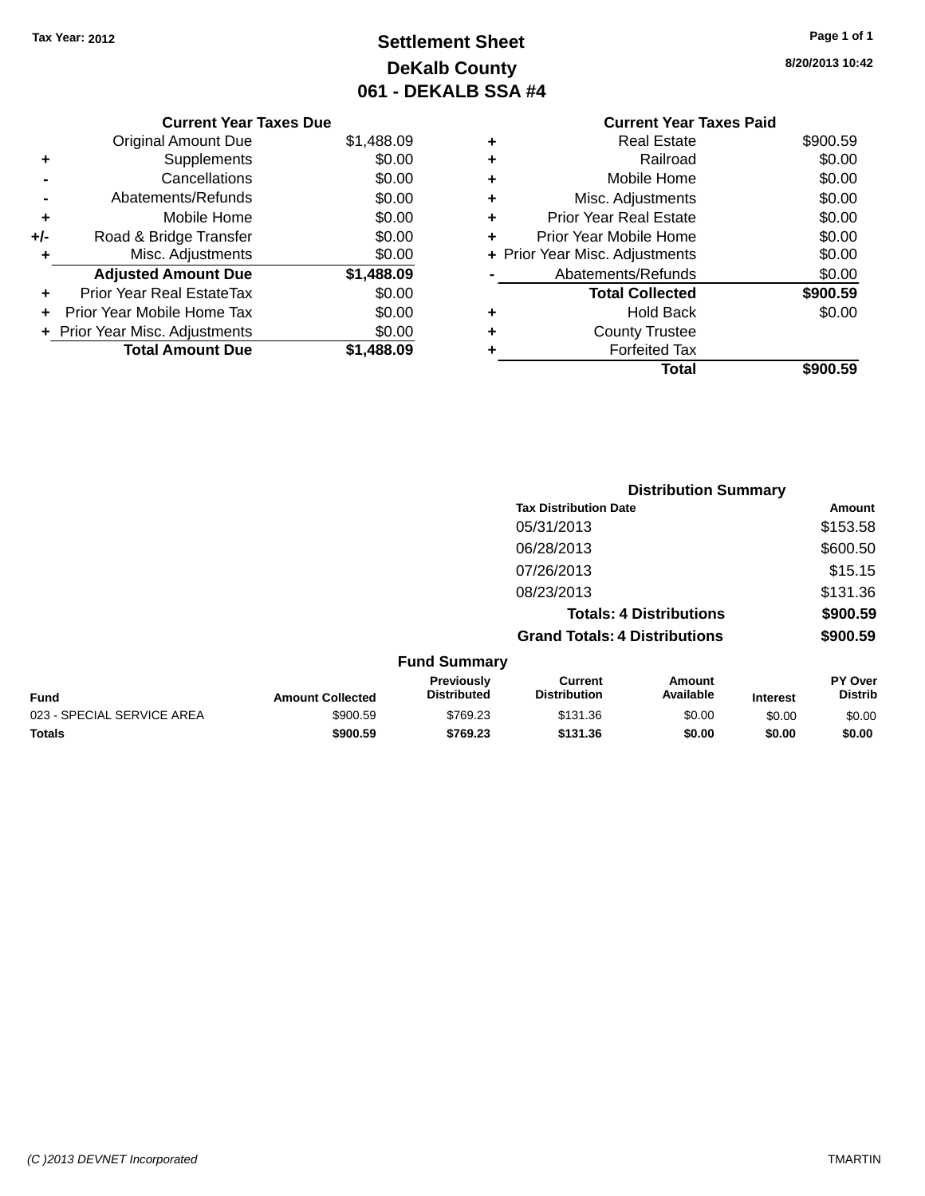Tax Year: 2012

# Settlement Sheet

## DeKalb County

## 061 - DEKALB SSA #4

8/20/2013 10:42

| | Current Year Taxes Due | |
|---|---|---|
| | Original Amount Due | $1,488.09 |
| + | Supplements | $0.00 |
| - | Cancellations | $0.00 |
| - | Abatements/Refunds | $0.00 |
| + | Mobile Home | $0.00 |
| +/- | Road & Bridge Transfer | $0.00 |
| + | Misc. Adjustments | $0.00 |
| | **Adjusted Amount Due** | **$1,488.09** |
| + | Prior Year Real EstateTax | $0.00 |
| + | Prior Year Mobile Home Tax | $0.00 |
| + | Prior Year Misc. Adjustments | $0.00 |
| | **Total Amount Due** | **$1,488.09** |

| | Current Year Taxes Paid | |
|---|---|---|
| + | Real Estate | $900.59 |
| + | Railroad | $0.00 |
| + | Mobile Home | $0.00 |
| + | Misc. Adjustments | $0.00 |
| + | Prior Year Real Estate | $0.00 |
| + | Prior Year Mobile Home | $0.00 |
| + | Prior Year Misc. Adjustments | $0.00 |
| - | Abatements/Refunds | $0.00 |
| | **Total Collected** | **$900.59** |
| + | Hold Back | $0.00 |
| + | County Trustee | |
| + | Forfeited Tax | |
| | **Total** | **$900.59** |

### Distribution Summary

| Tax Distribution Date | Amount |
|---|---|
| 05/31/2013 | $153.58 |
| 06/28/2013 | $600.50 |
| 07/26/2013 | $15.15 |
| 08/23/2013 | $131.36 |
| **Totals: 4 Distributions** | **$900.59** |
| **Grand Totals: 4 Distributions** | **$900.59** |

### Fund Summary

| Fund | Amount Collected | Previously Distributed | Current Distribution | Amount Available | Interest | PY Over Distrib |
|---|---|---|---|---|---|---|
| 023 - SPECIAL SERVICE AREA | $900.59 | $769.23 | $131.36 | $0.00 | $0.00 | $0.00 |
| **Totals** | **$900.59** | **$769.23** | **$131.36** | **$0.00** | **$0.00** | **$0.00** |

(C )2013 DEVNET Incorporated TMARTIN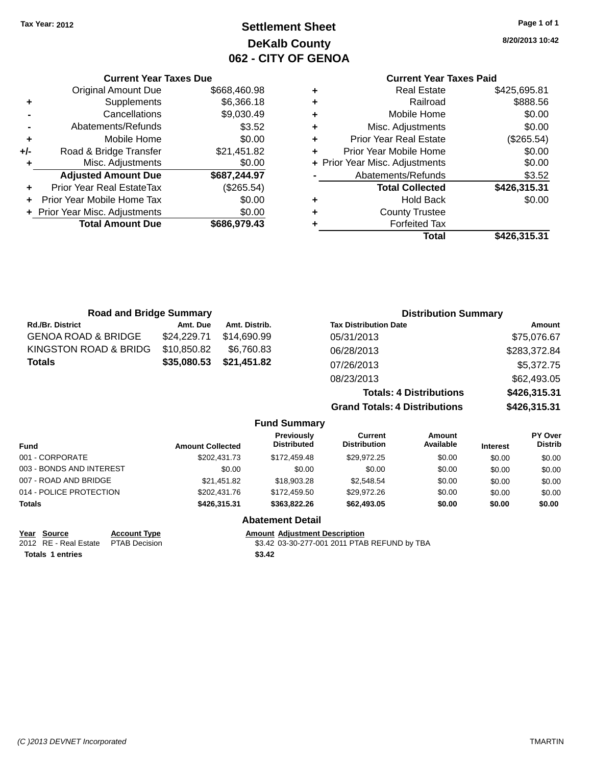Tax Year: 2012

# Settlement Sheet
## DeKalb County
## 062 - CITY OF GENOA

8/20/2013 10:42

### Current Year Taxes Due

| | | |
|---|---|---|
| | Original Amount Due | $668,460.98 |
| + | Supplements | $6,366.18 |
| - | Cancellations | $9,030.49 |
| - | Abatements/Refunds | $3.52 |
| + | Mobile Home | $0.00 |
| +/- | Road & Bridge Transfer | $21,451.82 |
| + | Misc. Adjustments | $0.00 |
| | **Adjusted Amount Due** | **$687,244.97** |
| + | Prior Year Real EstateTax | ($265.54) |
| + | Prior Year Mobile Home Tax | $0.00 |
| + | Prior Year Misc. Adjustments | $0.00 |
| | **Total Amount Due** | **$686,979.43** |

### Current Year Taxes Paid

| | | |
|---|---|---|
| + | Real Estate | $425,695.81 |
| + | Railroad | $888.56 |
| + | Mobile Home | $0.00 |
| + | Misc. Adjustments | $0.00 |
| + | Prior Year Real Estate | ($265.54) |
| + | Prior Year Mobile Home | $0.00 |
| + | Prior Year Misc. Adjustments | $0.00 |
| - | Abatements/Refunds | $3.52 |
| | **Total Collected** | **$426,315.31** |
| + | Hold Back | $0.00 |
| + | County Trustee | |
| + | Forfeited Tax | |
| | **Total** | **$426,315.31** |

### Road and Bridge Summary

| Rd./Br. District | Amt. Due | Amt. Distrib. |
|---|---|---|
| GENOA ROAD & BRIDGE | $24,229.71 | $14,690.99 |
| KINGSTON ROAD & BRIDG | $10,850.82 | $6,760.83 |
| **Totals** | **$35,080.53** | **$21,451.82** |

### Distribution Summary

| Tax Distribution Date | Amount |
|---|---|
| 05/31/2013 | $75,076.67 |
| 06/28/2013 | $283,372.84 |
| 07/26/2013 | $5,372.75 |
| 08/23/2013 | $62,493.05 |
| **Totals: 4 Distributions** | **$426,315.31** |
| **Grand Totals: 4 Distributions** | **$426,315.31** |

### Fund Summary

| Fund | Amount Collected | Previously Distributed | Current Distribution | Amount Available | Interest | PY Over Distrib |
|---|---|---|---|---|---|---|
| 001 - CORPORATE | $202,431.73 | $172,459.48 | $29,972.25 | $0.00 | $0.00 | $0.00 |
| 003 - BONDS AND INTEREST | $0.00 | $0.00 | $0.00 | $0.00 | $0.00 | $0.00 |
| 007 - ROAD AND BRIDGE | $21,451.82 | $18,903.28 | $2,548.54 | $0.00 | $0.00 | $0.00 |
| 014 - POLICE PROTECTION | $202,431.76 | $172,459.50 | $29,972.26 | $0.00 | $0.00 | $0.00 |
| **Totals** | **$426,315.31** | **$363,822.26** | **$62,493.05** | **$0.00** | **$0.00** | **$0.00** |

### Abatement Detail

| Year | Source | Account Type | Amount | Adjustment Description |
|---|---|---|---|---|
| 2012 | RE - Real Estate | PTAB Decision | $3.42 | 03-30-277-001 2011 PTAB REFUND by TBA |
| **Totals 1 entries** | | | **$3.42** | |

(C )2013 DEVNET Incorporated TMARTIN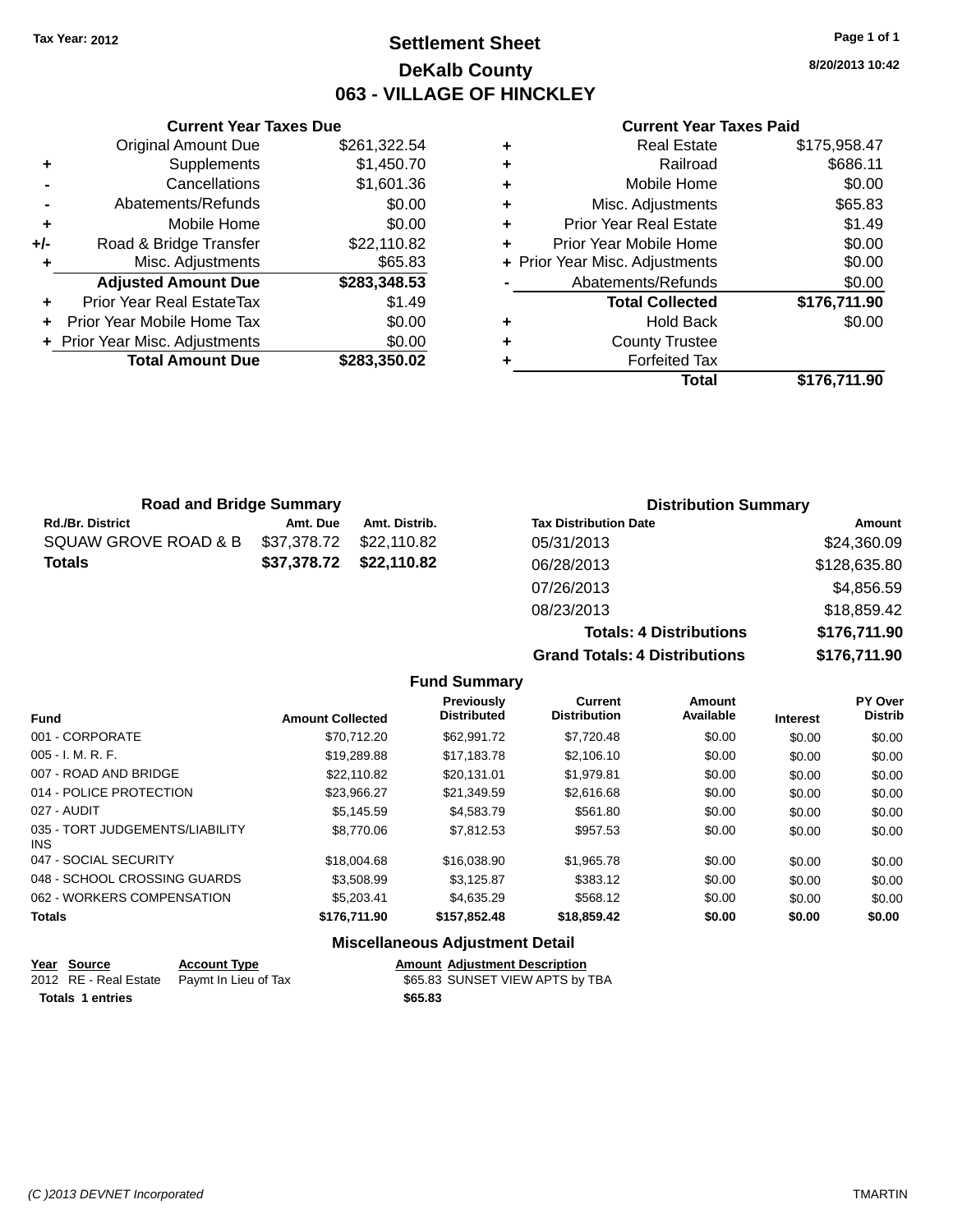Tax Year: 2012

# Settlement Sheet

## DeKalb County

## 063 - VILLAGE OF HINCKLEY

8/20/2013 10:42

### Current Year Taxes Due

| | | |
|---|---|---|
| | Original Amount Due | $261,322.54 |
| + | Supplements | $1,450.70 |
| - | Cancellations | $1,601.36 |
| - | Abatements/Refunds | $0.00 |
| + | Mobile Home | $0.00 |
| +/- | Road & Bridge Transfer | $22,110.82 |
| + | Misc. Adjustments | $65.83 |
| | **Adjusted Amount Due** | **$283,348.53** |
| + | Prior Year Real EstateTax | $1.49 |
| + | Prior Year Mobile Home Tax | $0.00 |
| + | Prior Year Misc. Adjustments | $0.00 |
| | **Total Amount Due** | **$283,350.02** |

### Current Year Taxes Paid

| | | |
|---|---|---|
| + | Real Estate | $175,958.47 |
| + | Railroad | $686.11 |
| + | Mobile Home | $0.00 |
| + | Misc. Adjustments | $65.83 |
| + | Prior Year Real Estate | $1.49 |
| + | Prior Year Mobile Home | $0.00 |
| + | Prior Year Misc. Adjustments | $0.00 |
| - | Abatements/Refunds | $0.00 |
| | **Total Collected** | **$176,711.90** |
| + | Hold Back | $0.00 |
| + | County Trustee | |
| + | Forfeited Tax | |
| | **Total** | **$176,711.90** |

### Road and Bridge Summary

| Rd./Br. District | Amt. Due | Amt. Distrib. |
|---|---|---|
| SQUAW GROVE ROAD & B | $37,378.72 | $22,110.82 |
| **Totals** | **$37,378.72** | **$22,110.82** |

### Distribution Summary

| Tax Distribution Date | Amount |
|---|---|
| 05/31/2013 | $24,360.09 |
| 06/28/2013 | $128,635.80 |
| 07/26/2013 | $4,856.59 |
| 08/23/2013 | $18,859.42 |
| **Totals: 4 Distributions** | **$176,711.90** |
| **Grand Totals: 4 Distributions** | **$176,711.90** |

### Fund Summary

| Fund | Amount Collected | Previously Distributed | Current Distribution | Amount Available | Interest | PY Over Distrib |
|---|---|---|---|---|---|---|
| 001 - CORPORATE | $70,712.20 | $62,991.72 | $7,720.48 | $0.00 | $0.00 | $0.00 |
| 005 - I. M. R. F. | $19,289.88 | $17,183.78 | $2,106.10 | $0.00 | $0.00 | $0.00 |
| 007 - ROAD AND BRIDGE | $22,110.82 | $20,131.01 | $1,979.81 | $0.00 | $0.00 | $0.00 |
| 014 - POLICE PROTECTION | $23,966.27 | $21,349.59 | $2,616.68 | $0.00 | $0.00 | $0.00 |
| 027 - AUDIT | $5,145.59 | $4,583.79 | $561.80 | $0.00 | $0.00 | $0.00 |
| 035 - TORT JUDGEMENTS/LIABILITY INS | $8,770.06 | $7,812.53 | $957.53 | $0.00 | $0.00 | $0.00 |
| 047 - SOCIAL SECURITY | $18,004.68 | $16,038.90 | $1,965.78 | $0.00 | $0.00 | $0.00 |
| 048 - SCHOOL CROSSING GUARDS | $3,508.99 | $3,125.87 | $383.12 | $0.00 | $0.00 | $0.00 |
| 062 - WORKERS COMPENSATION | $5,203.41 | $4,635.29 | $568.12 | $0.00 | $0.00 | $0.00 |
| **Totals** | **$176,711.90** | **$157,852.48** | **$18,859.42** | **$0.00** | **$0.00** | **$0.00** |

### Miscellaneous Adjustment Detail

| Year | Source | Account Type | Amount | Adjustment Description |
|---|---|---|---|---|
| 2012 | RE - Real Estate | Paymt In Lieu of Tax | $65.83 | SUNSET VIEW APTS by TBA |
| **Totals** | **1 entries** | | **$65.83** | |

(C )2013 DEVNET Incorporated TMARTIN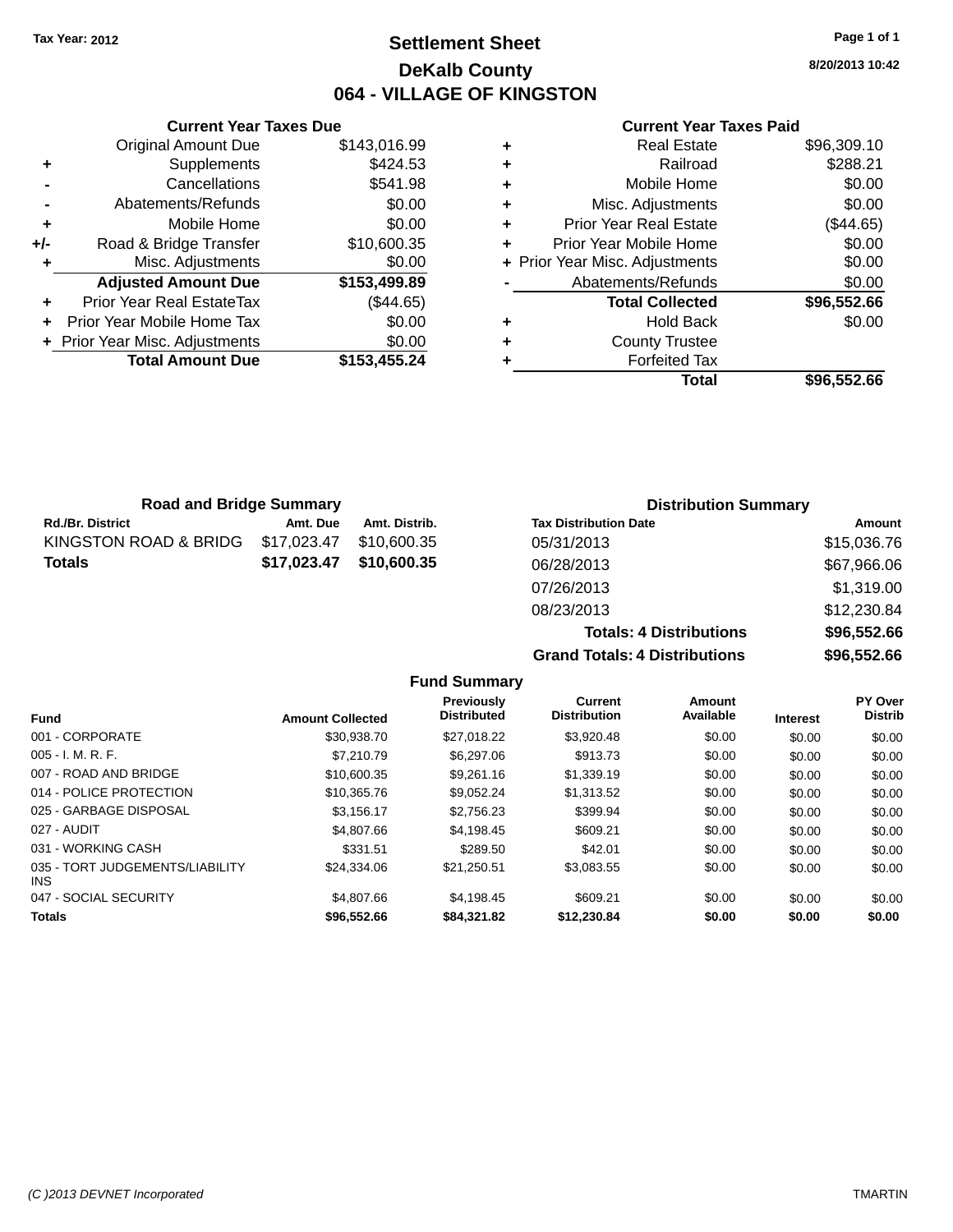Tax Year: 2012

# Settlement Sheet

## DeKalb County

## 064 - VILLAGE OF KINGSTON

8/20/2013 10:42

### Current Year Taxes Due

| | | |
|---|---|---|
| | Original Amount Due | $143,016.99 |
| + | Supplements | $424.53 |
| - | Cancellations | $541.98 |
| - | Abatements/Refunds | $0.00 |
| + | Mobile Home | $0.00 |
| +/- | Road & Bridge Transfer | $10,600.35 |
| + | Misc. Adjustments | $0.00 |
| | **Adjusted Amount Due** | **$153,499.89** |
| + | Prior Year Real EstateTax | ($44.65) |
| + | Prior Year Mobile Home Tax | $0.00 |
| + | Prior Year Misc. Adjustments | $0.00 |
| | **Total Amount Due** | **$153,455.24** |

### Current Year Taxes Paid

| | | |
|---|---|---|
| + | Real Estate | $96,309.10 |
| + | Railroad | $288.21 |
| + | Mobile Home | $0.00 |
| + | Misc. Adjustments | $0.00 |
| + | Prior Year Real Estate | ($44.65) |
| + | Prior Year Mobile Home | $0.00 |
| + | Prior Year Misc. Adjustments | $0.00 |
| - | Abatements/Refunds | $0.00 |
| | **Total Collected** | **$96,552.66** |
| + | Hold Back | $0.00 |
| + | County Trustee | |
| + | Forfeited Tax | |
| | **Total** | **$96,552.66** |

### Road and Bridge Summary

| Rd./Br. District | Amt. Due | Amt. Distrib. |
|---|---|---|
| KINGSTON ROAD & BRIDG | $17,023.47 | $10,600.35 |
| **Totals** | **$17,023.47** | **$10,600.35** |

### Distribution Summary

| Tax Distribution Date | Amount |
|---|---|
| 05/31/2013 | $15,036.76 |
| 06/28/2013 | $67,966.06 |
| 07/26/2013 | $1,319.00 |
| 08/23/2013 | $12,230.84 |
| **Totals: 4 Distributions** | **$96,552.66** |
| **Grand Totals: 4 Distributions** | **$96,552.66** |

### Fund Summary

| Fund | Amount Collected | Previously Distributed | Current Distribution | Amount Available | Interest | PY Over Distrib |
|---|---|---|---|---|---|---|
| 001 - CORPORATE | $30,938.70 | $27,018.22 | $3,920.48 | $0.00 | $0.00 | $0.00 |
| 005 - I. M. R. F. | $7,210.79 | $6,297.06 | $913.73 | $0.00 | $0.00 | $0.00 |
| 007 - ROAD AND BRIDGE | $10,600.35 | $9,261.16 | $1,339.19 | $0.00 | $0.00 | $0.00 |
| 014 - POLICE PROTECTION | $10,365.76 | $9,052.24 | $1,313.52 | $0.00 | $0.00 | $0.00 |
| 025 - GARBAGE DISPOSAL | $3,156.17 | $2,756.23 | $399.94 | $0.00 | $0.00 | $0.00 |
| 027 - AUDIT | $4,807.66 | $4,198.45 | $609.21 | $0.00 | $0.00 | $0.00 |
| 031 - WORKING CASH | $331.51 | $289.50 | $42.01 | $0.00 | $0.00 | $0.00 |
| 035 - TORT JUDGEMENTS/LIABILITY INS | $24,334.06 | $21,250.51 | $3,083.55 | $0.00 | $0.00 | $0.00 |
| 047 - SOCIAL SECURITY | $4,807.66 | $4,198.45 | $609.21 | $0.00 | $0.00 | $0.00 |
| **Totals** | **$96,552.66** | **$84,321.82** | **$12,230.84** | **$0.00** | **$0.00** | **$0.00** |

(C )2013 DEVNET Incorporated TMARTIN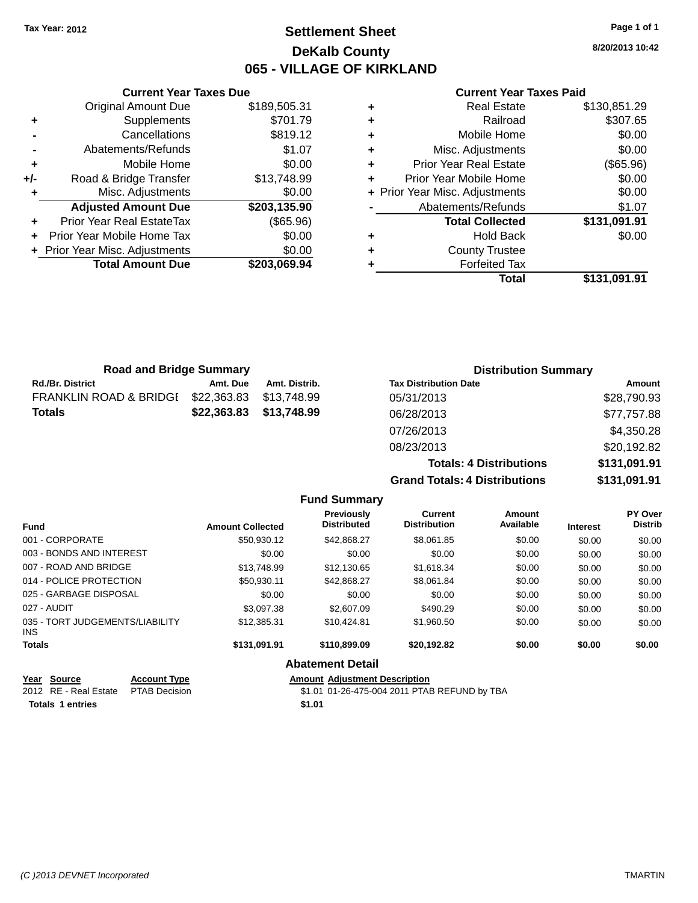Tax Year: 2012

# Settlement Sheet

## DeKalb County

## 065 - VILLAGE OF KIRKLAND

8/20/2013 10:42

### Current Year Taxes Due

| | | |
|---|---|---|
| | Original Amount Due | $189,505.31 |
| + | Supplements | $701.79 |
| - | Cancellations | $819.12 |
| - | Abatements/Refunds | $1.07 |
| + | Mobile Home | $0.00 |
| +/- | Road & Bridge Transfer | $13,748.99 |
| + | Misc. Adjustments | $0.00 |
| | **Adjusted Amount Due** | **$203,135.90** |
| + | Prior Year Real EstateTax | ($65.96) |
| + | Prior Year Mobile Home Tax | $0.00 |
| + | Prior Year Misc. Adjustments | $0.00 |
| | **Total Amount Due** | **$203,069.94** |

### Current Year Taxes Paid

| | | |
|---|---|---|
| + | Real Estate | $130,851.29 |
| + | Railroad | $307.65 |
| + | Mobile Home | $0.00 |
| + | Misc. Adjustments | $0.00 |
| + | Prior Year Real Estate | ($65.96) |
| + | Prior Year Mobile Home | $0.00 |
| + | Prior Year Misc. Adjustments | $0.00 |
| - | Abatements/Refunds | $1.07 |
| | **Total Collected** | **$131,091.91** |
| + | Hold Back | $0.00 |
| + | County Trustee | |
| + | Forfeited Tax | |
| | **Total** | **$131,091.91** |

### Road and Bridge Summary

| Rd./Br. District | Amt. Due | Amt. Distrib. |
|---|---|---|
| FRANKLIN ROAD & BRIDGE | $22,363.83 | $13,748.99 |
| **Totals** | **$22,363.83** | **$13,748.99** |

### Distribution Summary

| Tax Distribution Date | Amount |
|---|---|
| 05/31/2013 | $28,790.93 |
| 06/28/2013 | $77,757.88 |
| 07/26/2013 | $4,350.28 |
| 08/23/2013 | $20,192.82 |
| **Totals: 4 Distributions** | **$131,091.91** |
| **Grand Totals: 4 Distributions** | **$131,091.91** |

### Fund Summary

| Fund | Amount Collected | Previously Distributed | Current Distribution | Amount Available | Interest | PY Over Distrib |
|---|---|---|---|---|---|---|
| 001 - CORPORATE | $50,930.12 | $42,868.27 | $8,061.85 | $0.00 | $0.00 | $0.00 |
| 003 - BONDS AND INTEREST | $0.00 | $0.00 | $0.00 | $0.00 | $0.00 | $0.00 |
| 007 - ROAD AND BRIDGE | $13,748.99 | $12,130.65 | $1,618.34 | $0.00 | $0.00 | $0.00 |
| 014 - POLICE PROTECTION | $50,930.11 | $42,868.27 | $8,061.84 | $0.00 | $0.00 | $0.00 |
| 025 - GARBAGE DISPOSAL | $0.00 | $0.00 | $0.00 | $0.00 | $0.00 | $0.00 |
| 027 - AUDIT | $3,097.38 | $2,607.09 | $490.29 | $0.00 | $0.00 | $0.00 |
| 035 - TORT JUDGEMENTS/LIABILITY INS | $12,385.31 | $10,424.81 | $1,960.50 | $0.00 | $0.00 | $0.00 |
| **Totals** | **$131,091.91** | **$110,899.09** | **$20,192.82** | **$0.00** | **$0.00** | **$0.00** |

### Abatement Detail

| Year | Source | Account Type | Amount | Adjustment Description |
|---|---|---|---|---|
| 2012 | RE - Real Estate | PTAB Decision | $1.01 | 01-26-475-004 2011 PTAB REFUND by TBA |
| **Totals 1 entries** | | | **$1.01** | |

(C )2013 DEVNET Incorporated TMARTIN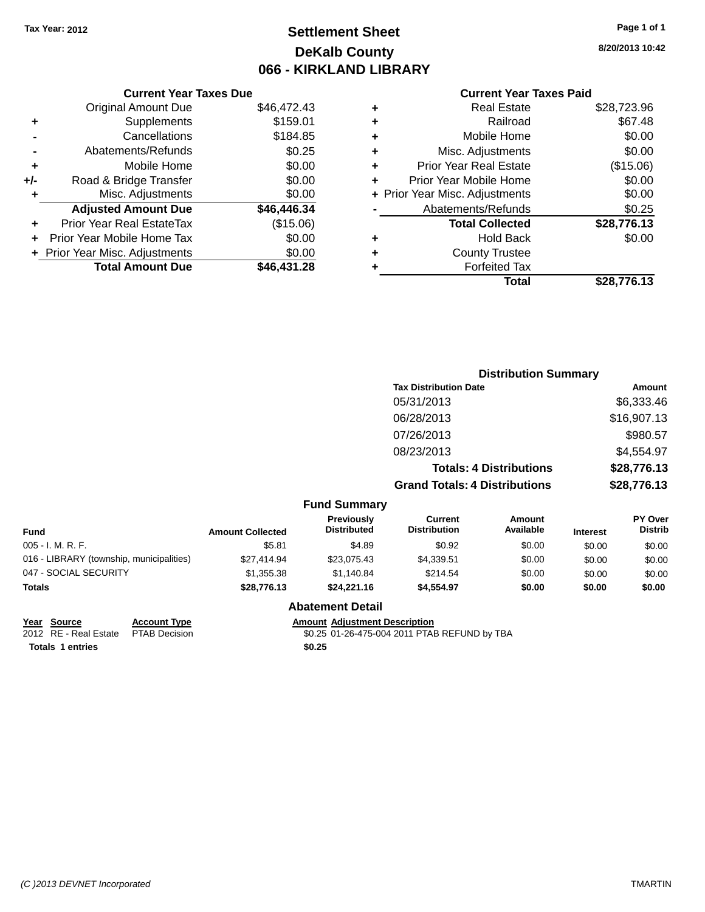Tax Year: 2012

# Settlement Sheet
## DeKalb County
## 066 - KIRKLAND LIBRARY

8/20/2013 10:42

### Current Year Taxes Due

| | | |
|---|---|---|
| | Original Amount Due | $46,472.43 |
| + | Supplements | $159.01 |
| - | Cancellations | $184.85 |
| - | Abatements/Refunds | $0.25 |
| + | Mobile Home | $0.00 |
| +/- | Road & Bridge Transfer | $0.00 |
| + | Misc. Adjustments | $0.00 |
| | **Adjusted Amount Due** | **$46,446.34** |
| + | Prior Year Real EstateTax | ($15.06) |
| + | Prior Year Mobile Home Tax | $0.00 |
| + | Prior Year Misc. Adjustments | $0.00 |
| | **Total Amount Due** | **$46,431.28** |

### Current Year Taxes Paid

| | | |
|---|---|---|
| + | Real Estate | $28,723.96 |
| + | Railroad | $67.48 |
| + | Mobile Home | $0.00 |
| + | Misc. Adjustments | $0.00 |
| + | Prior Year Real Estate | ($15.06) |
| + | Prior Year Mobile Home | $0.00 |
| + | Prior Year Misc. Adjustments | $0.00 |
| - | Abatements/Refunds | $0.25 |
| | **Total Collected** | **$28,776.13** |
| + | Hold Back | $0.00 |
| + | County Trustee | |
| + | Forfeited Tax | |
| | **Total** | **$28,776.13** |

### Distribution Summary

| Tax Distribution Date | Amount |
|---|---|
| 05/31/2013 | $6,333.46 |
| 06/28/2013 | $16,907.13 |
| 07/26/2013 | $980.57 |
| 08/23/2013 | $4,554.97 |
| **Totals: 4 Distributions** | **$28,776.13** |
| **Grand Totals: 4 Distributions** | **$28,776.13** |

### Fund Summary

| Fund | Amount Collected | Previously Distributed | Current Distribution | Amount Available | Interest | PY Over Distrib |
|---|---|---|---|---|---|---|
| 005 - I. M. R. F. | $5.81 | $4.89 | $0.92 | $0.00 | $0.00 | $0.00 |
| 016 - LIBRARY (township, municipalities) | $27,414.94 | $23,075.43 | $4,339.51 | $0.00 | $0.00 | $0.00 |
| 047 - SOCIAL SECURITY | $1,355.38 | $1,140.84 | $214.54 | $0.00 | $0.00 | $0.00 |
| **Totals** | **$28,776.13** | **$24,221.16** | **$4,554.97** | **$0.00** | **$0.00** | **$0.00** |

### Abatement Detail

| Year | Source | Account Type | Amount | Adjustment Description |
|---|---|---|---|---|
| 2012 | RE - Real Estate | PTAB Decision | $0.25 | 01-26-475-004 2011 PTAB REFUND by TBA |
| **Totals 1 entries** | | | **$0.25** | |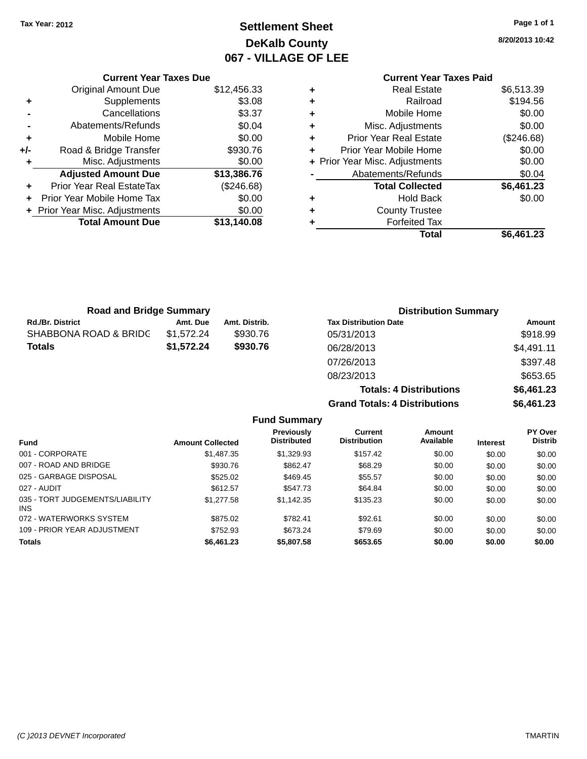Tax Year: 2012

# Settlement Sheet
## DeKalb County
## 067 - VILLAGE OF LEE

8/20/2013 10:42

### Current Year Taxes Due

| | | |
|---|---|---|
| | Original Amount Due | $12,456.33 |
| + | Supplements | $3.08 |
| - | Cancellations | $3.37 |
| - | Abatements/Refunds | $0.04 |
| + | Mobile Home | $0.00 |
| +/- | Road & Bridge Transfer | $930.76 |
| + | Misc. Adjustments | $0.00 |
| | **Adjusted Amount Due** | **$13,386.76** |
| + | Prior Year Real EstateTax | ($246.68) |
| + | Prior Year Mobile Home Tax | $0.00 |
| + | Prior Year Misc. Adjustments | $0.00 |
| | **Total Amount Due** | **$13,140.08** |

### Current Year Taxes Paid

| | | |
|---|---|---|
| + | Real Estate | $6,513.39 |
| + | Railroad | $194.56 |
| + | Mobile Home | $0.00 |
| + | Misc. Adjustments | $0.00 |
| + | Prior Year Real Estate | ($246.68) |
| + | Prior Year Mobile Home | $0.00 |
| + | Prior Year Misc. Adjustments | $0.00 |
| - | Abatements/Refunds | $0.04 |
| | **Total Collected** | **$6,461.23** |
| + | Hold Back | $0.00 |
| + | County Trustee | |
| + | Forfeited Tax | |
| | **Total** | **$6,461.23** |

### Road and Bridge Summary

| Rd./Br. District | Amt. Due | Amt. Distrib. |
|---|---|---|
| SHABBONA ROAD & BRIDG | $1,572.24 | $930.76 |
| **Totals** | **$1,572.24** | **$930.76** |

### Distribution Summary

| Tax Distribution Date | Amount |
|---|---|
| 05/31/2013 | $918.99 |
| 06/28/2013 | $4,491.11 |
| 07/26/2013 | $397.48 |
| 08/23/2013 | $653.65 |
| **Totals: 4 Distributions** | **$6,461.23** |
| **Grand Totals: 4 Distributions** | **$6,461.23** |

### Fund Summary

| Fund | Amount Collected | Previously Distributed | Current Distribution | Amount Available | Interest | PY Over Distrib |
|---|---|---|---|---|---|---|
| 001 - CORPORATE | $1,487.35 | $1,329.93 | $157.42 | $0.00 | $0.00 | $0.00 |
| 007 - ROAD AND BRIDGE | $930.76 | $862.47 | $68.29 | $0.00 | $0.00 | $0.00 |
| 025 - GARBAGE DISPOSAL | $525.02 | $469.45 | $55.57 | $0.00 | $0.00 | $0.00 |
| 027 - AUDIT | $612.57 | $547.73 | $64.84 | $0.00 | $0.00 | $0.00 |
| 035 - TORT JUDGEMENTS/LIABILITY INS | $1,277.58 | $1,142.35 | $135.23 | $0.00 | $0.00 | $0.00 |
| 072 - WATERWORKS SYSTEM | $875.02 | $782.41 | $92.61 | $0.00 | $0.00 | $0.00 |
| 109 - PRIOR YEAR ADJUSTMENT | $752.93 | $673.24 | $79.69 | $0.00 | $0.00 | $0.00 |
| **Totals** | **$6,461.23** | **$5,807.58** | **$653.65** | **$0.00** | **$0.00** | **$0.00** |

(C )2013 DEVNET Incorporated — TMARTIN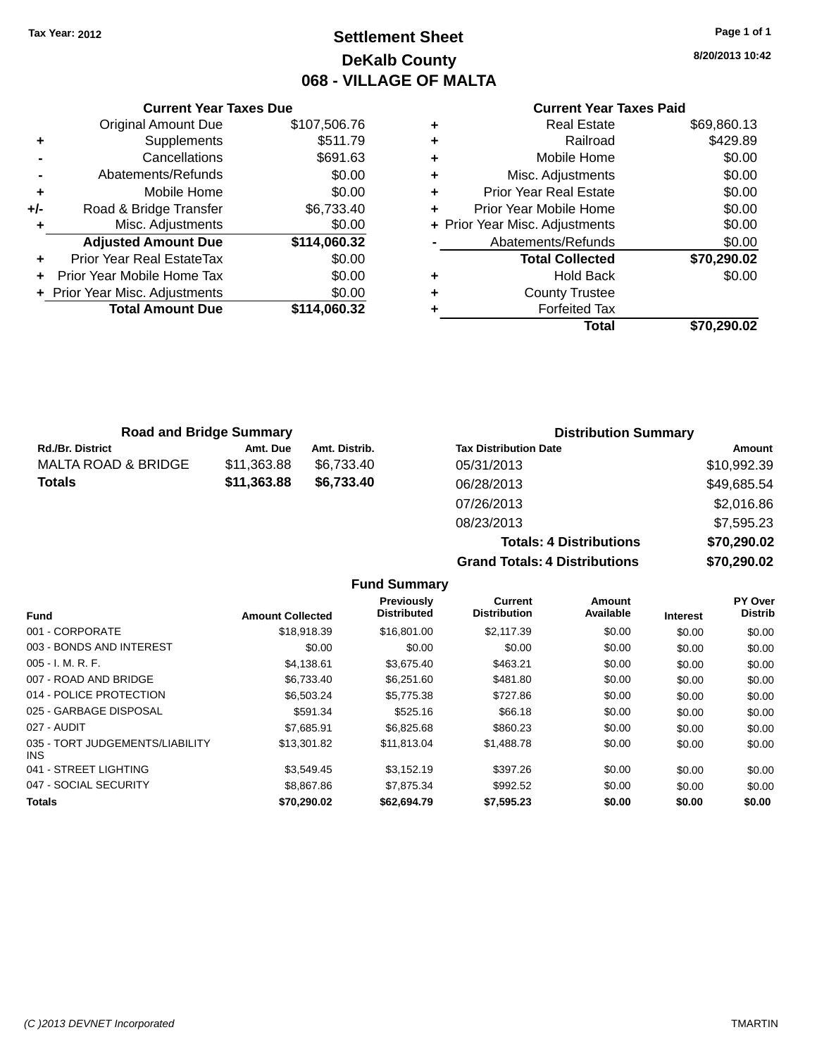Tax Year: 2012

# Settlement Sheet

## DeKalb County

## 068 - VILLAGE OF MALTA

8/20/2013 10:42

### Current Year Taxes Due

| | | |
|---|---|---|
| | Original Amount Due | $107,506.76 |
| + | Supplements | $511.79 |
| - | Cancellations | $691.63 |
| - | Abatements/Refunds | $0.00 |
| + | Mobile Home | $0.00 |
| +/- | Road & Bridge Transfer | $6,733.40 |
| + | Misc. Adjustments | $0.00 |
| | **Adjusted Amount Due** | **$114,060.32** |
| + | Prior Year Real EstateTax | $0.00 |
| + | Prior Year Mobile Home Tax | $0.00 |
| + | Prior Year Misc. Adjustments | $0.00 |
| | **Total Amount Due** | **$114,060.32** |

### Current Year Taxes Paid

| | | |
|---|---|---|
| + | Real Estate | $69,860.13 |
| + | Railroad | $429.89 |
| + | Mobile Home | $0.00 |
| + | Misc. Adjustments | $0.00 |
| + | Prior Year Real Estate | $0.00 |
| + | Prior Year Mobile Home | $0.00 |
| + | Prior Year Misc. Adjustments | $0.00 |
| - | Abatements/Refunds | $0.00 |
| | **Total Collected** | **$70,290.02** |
| + | Hold Back | $0.00 |
| + | County Trustee | |
| + | Forfeited Tax | |
| | **Total** | **$70,290.02** |

### Road and Bridge Summary

| Rd./Br. District | Amt. Due | Amt. Distrib. |
|---|---|---|
| MALTA ROAD & BRIDGE | $11,363.88 | $6,733.40 |
| **Totals** | **$11,363.88** | **$6,733.40** |

### Distribution Summary

| Tax Distribution Date | Amount |
|---|---|
| 05/31/2013 | $10,992.39 |
| 06/28/2013 | $49,685.54 |
| 07/26/2013 | $2,016.86 |
| 08/23/2013 | $7,595.23 |
| **Totals: 4 Distributions** | **$70,290.02** |
| **Grand Totals: 4 Distributions** | **$70,290.02** |

### Fund Summary

| Fund | Amount Collected | Previously Distributed | Current Distribution | Amount Available | Interest | PY Over Distrib |
|---|---|---|---|---|---|---|
| 001 - CORPORATE | $18,918.39 | $16,801.00 | $2,117.39 | $0.00 | $0.00 | $0.00 |
| 003 - BONDS AND INTEREST | $0.00 | $0.00 | $0.00 | $0.00 | $0.00 | $0.00 |
| 005 - I. M. R. F. | $4,138.61 | $3,675.40 | $463.21 | $0.00 | $0.00 | $0.00 |
| 007 - ROAD AND BRIDGE | $6,733.40 | $6,251.60 | $481.80 | $0.00 | $0.00 | $0.00 |
| 014 - POLICE PROTECTION | $6,503.24 | $5,775.38 | $727.86 | $0.00 | $0.00 | $0.00 |
| 025 - GARBAGE DISPOSAL | $591.34 | $525.16 | $66.18 | $0.00 | $0.00 | $0.00 |
| 027 - AUDIT | $7,685.91 | $6,825.68 | $860.23 | $0.00 | $0.00 | $0.00 |
| 035 - TORT JUDGEMENTS/LIABILITY INS | $13,301.82 | $11,813.04 | $1,488.78 | $0.00 | $0.00 | $0.00 |
| 041 - STREET LIGHTING | $3,549.45 | $3,152.19 | $397.26 | $0.00 | $0.00 | $0.00 |
| 047 - SOCIAL SECURITY | $8,867.86 | $7,875.34 | $992.52 | $0.00 | $0.00 | $0.00 |
| **Totals** | **$70,290.02** | **$62,694.79** | **$7,595.23** | **$0.00** | **$0.00** | **$0.00** |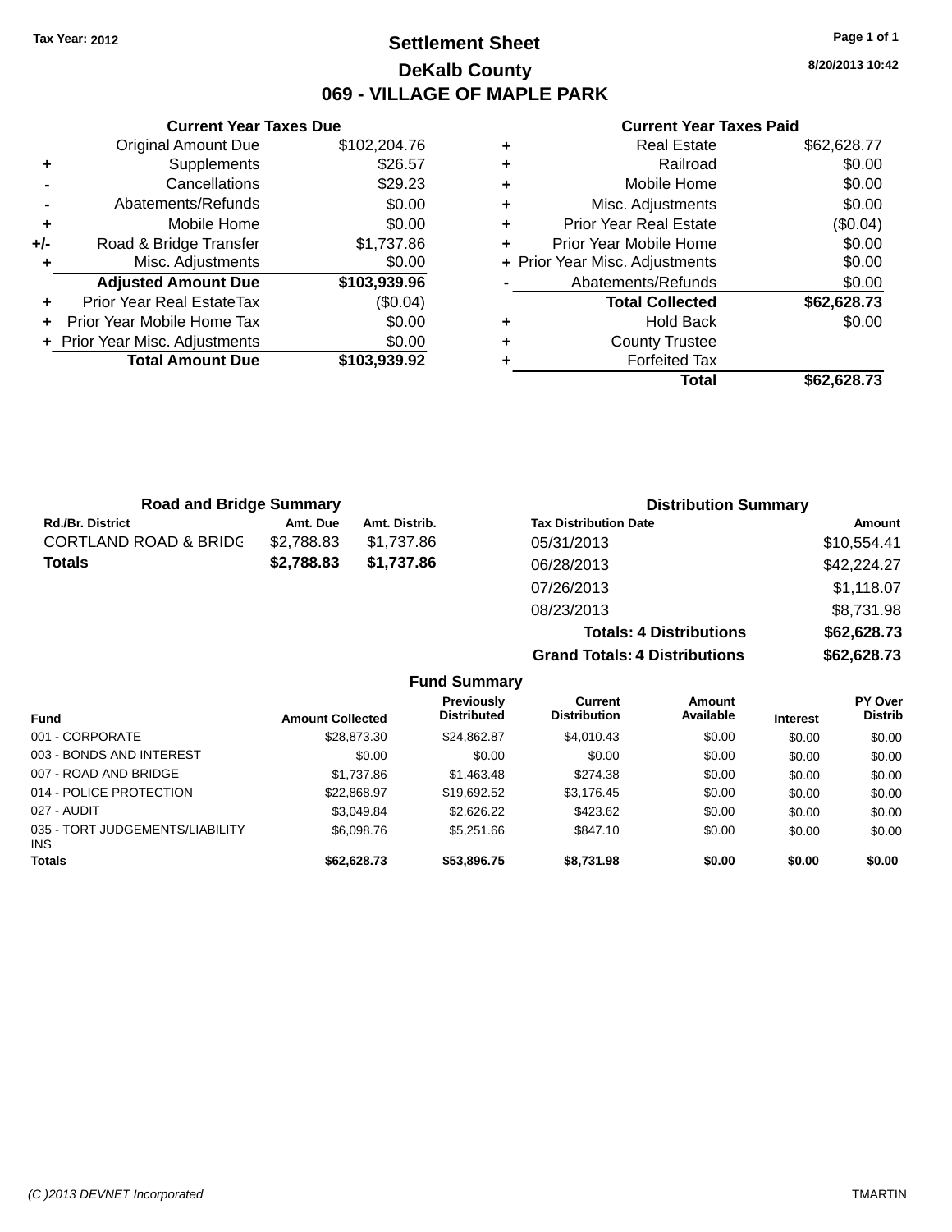Tax Year: 2012

# Settlement Sheet

## DeKalb County

## 069 - VILLAGE OF MAPLE PARK

8/20/2013 10:42

### Current Year Taxes Due

| | | |
|---|---|---|
| | Original Amount Due | $102,204.76 |
| + | Supplements | $26.57 |
| - | Cancellations | $29.23 |
| - | Abatements/Refunds | $0.00 |
| + | Mobile Home | $0.00 |
| +/- | Road & Bridge Transfer | $1,737.86 |
| + | Misc. Adjustments | $0.00 |
| | **Adjusted Amount Due** | **$103,939.96** |
| + | Prior Year Real EstateTax | ($0.04) |
| + | Prior Year Mobile Home Tax | $0.00 |
| + | Prior Year Misc. Adjustments | $0.00 |
| | **Total Amount Due** | **$103,939.92** |

### Current Year Taxes Paid

| | | |
|---|---|---|
| + | Real Estate | $62,628.77 |
| + | Railroad | $0.00 |
| + | Mobile Home | $0.00 |
| + | Misc. Adjustments | $0.00 |
| + | Prior Year Real Estate | ($0.04) |
| + | Prior Year Mobile Home | $0.00 |
| + | Prior Year Misc. Adjustments | $0.00 |
| - | Abatements/Refunds | $0.00 |
| | **Total Collected** | **$62,628.73** |
| + | Hold Back | $0.00 |
| + | County Trustee | |
| + | Forfeited Tax | |
| | **Total** | **$62,628.73** |

### Road and Bridge Summary

| Rd./Br. District | Amt. Due | Amt. Distrib. |
|---|---|---|
| CORTLAND ROAD & BRIDG | $2,788.83 | $1,737.86 |
| **Totals** | **$2,788.83** | **$1,737.86** |

### Distribution Summary

| Tax Distribution Date | Amount |
|---|---|
| 05/31/2013 | $10,554.41 |
| 06/28/2013 | $42,224.27 |
| 07/26/2013 | $1,118.07 |
| 08/23/2013 | $8,731.98 |
| **Totals: 4 Distributions** | **$62,628.73** |
| **Grand Totals: 4 Distributions** | **$62,628.73** |

### Fund Summary

| Fund | Amount Collected | Previously Distributed | Current Distribution | Amount Available | Interest | PY Over Distrib |
|---|---|---|---|---|---|---|
| 001 - CORPORATE | $28,873.30 | $24,862.87 | $4,010.43 | $0.00 | $0.00 | $0.00 |
| 003 - BONDS AND INTEREST | $0.00 | $0.00 | $0.00 | $0.00 | $0.00 | $0.00 |
| 007 - ROAD AND BRIDGE | $1,737.86 | $1,463.48 | $274.38 | $0.00 | $0.00 | $0.00 |
| 014 - POLICE PROTECTION | $22,868.97 | $19,692.52 | $3,176.45 | $0.00 | $0.00 | $0.00 |
| 027 - AUDIT | $3,049.84 | $2,626.22 | $423.62 | $0.00 | $0.00 | $0.00 |
| 035 - TORT JUDGEMENTS/LIABILITY INS | $6,098.76 | $5,251.66 | $847.10 | $0.00 | $0.00 | $0.00 |
| **Totals** | **$62,628.73** | **$53,896.75** | **$8,731.98** | **$0.00** | **$0.00** | **$0.00** |

(C )2013 DEVNET Incorporated — TMARTIN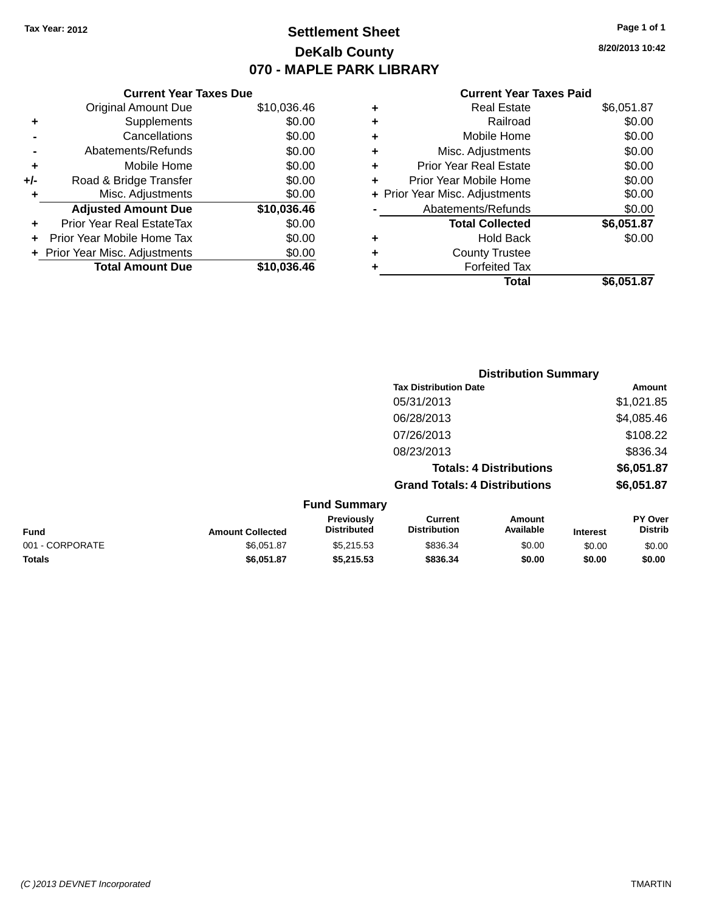Tax Year: 2012

# Settlement Sheet

## DeKalb County

## 070 - MAPLE PARK LIBRARY

8/20/2013 10:42

### Current Year Taxes Due

| | | |
|---|---|---|
| | Original Amount Due | $10,036.46 |
| + | Supplements | $0.00 |
| - | Cancellations | $0.00 |
| - | Abatements/Refunds | $0.00 |
| + | Mobile Home | $0.00 |
| +/- | Road & Bridge Transfer | $0.00 |
| + | Misc. Adjustments | $0.00 |
| | **Adjusted Amount Due** | **$10,036.46** |
| + | Prior Year Real EstateTax | $0.00 |
| + | Prior Year Mobile Home Tax | $0.00 |
| + | Prior Year Misc. Adjustments | $0.00 |
| | **Total Amount Due** | **$10,036.46** |

### Current Year Taxes Paid

| | | |
|---|---|---|
| + | Real Estate | $6,051.87 |
| + | Railroad | $0.00 |
| + | Mobile Home | $0.00 |
| + | Misc. Adjustments | $0.00 |
| + | Prior Year Real Estate | $0.00 |
| + | Prior Year Mobile Home | $0.00 |
| + | Prior Year Misc. Adjustments | $0.00 |
| - | Abatements/Refunds | $0.00 |
| | **Total Collected** | **$6,051.87** |
| + | Hold Back | $0.00 |
| + | County Trustee | |
| + | Forfeited Tax | |
| | **Total** | **$6,051.87** |

### Distribution Summary

| Tax Distribution Date | Amount |
|---|---|
| 05/31/2013 | $1,021.85 |
| 06/28/2013 | $4,085.46 |
| 07/26/2013 | $108.22 |
| 08/23/2013 | $836.34 |
| **Totals: 4 Distributions** | **$6,051.87** |
| **Grand Totals: 4 Distributions** | **$6,051.87** |

### Fund Summary

| Fund | Amount Collected | Previously Distributed | Current Distribution | Amount Available | Interest | PY Over Distrib |
|---|---|---|---|---|---|---|
| 001 - CORPORATE | $6,051.87 | $5,215.53 | $836.34 | $0.00 | $0.00 | $0.00 |
| **Totals** | **$6,051.87** | **$5,215.53** | **$836.34** | **$0.00** | **$0.00** | **$0.00** |

(C )2013 DEVNET Incorporated TMARTIN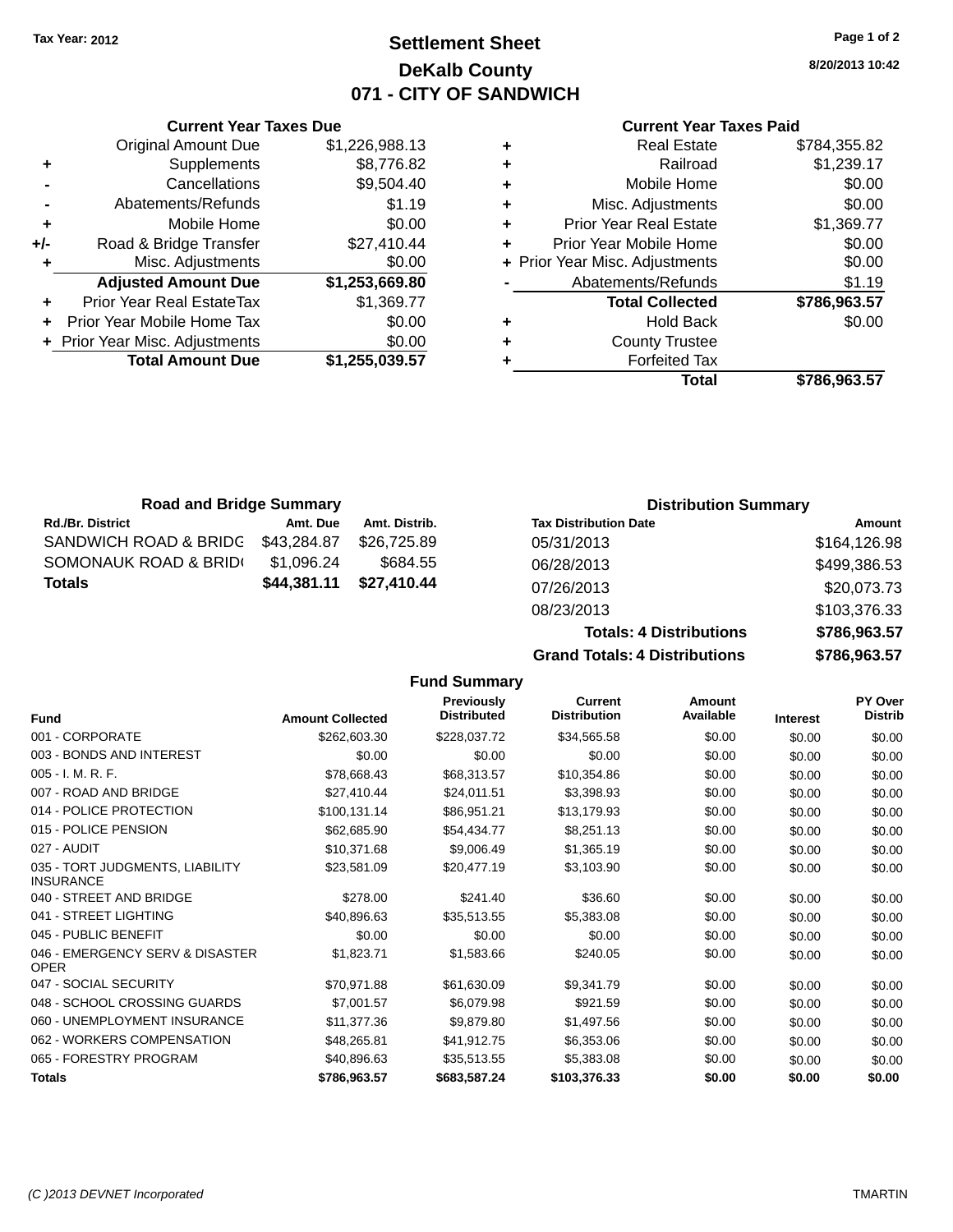Tax Year: 2012

# Settlement Sheet

## DeKalb County

## 071 - CITY OF SANDWICH

8/20/2013 10:42

### Current Year Taxes Due

| | | |
|---|---|---|
| | Original Amount Due | $1,226,988.13 |
| + | Supplements | $8,776.82 |
| - | Cancellations | $9,504.40 |
| - | Abatements/Refunds | $1.19 |
| + | Mobile Home | $0.00 |
| +/- | Road & Bridge Transfer | $27,410.44 |
| + | Misc. Adjustments | $0.00 |
| | **Adjusted Amount Due** | **$1,253,669.80** |
| + | Prior Year Real EstateTax | $1,369.77 |
| + | Prior Year Mobile Home Tax | $0.00 |
| + | Prior Year Misc. Adjustments | $0.00 |
| | **Total Amount Due** | **$1,255,039.57** |

### Current Year Taxes Paid

| | | |
|---|---|---|
| + | Real Estate | $784,355.82 |
| + | Railroad | $1,239.17 |
| + | Mobile Home | $0.00 |
| + | Misc. Adjustments | $0.00 |
| + | Prior Year Real Estate | $1,369.77 |
| + | Prior Year Mobile Home | $0.00 |
| + | Prior Year Misc. Adjustments | $0.00 |
| - | Abatements/Refunds | $1.19 |
| | **Total Collected** | **$786,963.57** |
| + | Hold Back | $0.00 |
| + | County Trustee | |
| + | Forfeited Tax | |
| | **Total** | **$786,963.57** |

### Road and Bridge Summary

| Rd./Br. District | Amt. Due | Amt. Distrib. |
|---|---|---|
| SANDWICH ROAD & BRIDG | $43,284.87 | $26,725.89 |
| SOMONAUK ROAD & BRID( | $1,096.24 | $684.55 |
| **Totals** | **$44,381.11** | **$27,410.44** |

### Distribution Summary

| Tax Distribution Date | Amount |
|---|---|
| 05/31/2013 | $164,126.98 |
| 06/28/2013 | $499,386.53 |
| 07/26/2013 | $20,073.73 |
| 08/23/2013 | $103,376.33 |
| **Totals: 4 Distributions** | **$786,963.57** |
| **Grand Totals: 4 Distributions** | **$786,963.57** |

### Fund Summary

| Fund | Amount Collected | Previously Distributed | Current Distribution | Amount Available | Interest | PY Over Distrib |
|---|---|---|---|---|---|---|
| 001 - CORPORATE | $262,603.30 | $228,037.72 | $34,565.58 | $0.00 | $0.00 | $0.00 |
| 003 - BONDS AND INTEREST | $0.00 | $0.00 | $0.00 | $0.00 | $0.00 | $0.00 |
| 005 - I. M. R. F. | $78,668.43 | $68,313.57 | $10,354.86 | $0.00 | $0.00 | $0.00 |
| 007 - ROAD AND BRIDGE | $27,410.44 | $24,011.51 | $3,398.93 | $0.00 | $0.00 | $0.00 |
| 014 - POLICE PROTECTION | $100,131.14 | $86,951.21 | $13,179.93 | $0.00 | $0.00 | $0.00 |
| 015 - POLICE PENSION | $62,685.90 | $54,434.77 | $8,251.13 | $0.00 | $0.00 | $0.00 |
| 027 - AUDIT | $10,371.68 | $9,006.49 | $1,365.19 | $0.00 | $0.00 | $0.00 |
| 035 - TORT JUDGMENTS, LIABILITY INSURANCE | $23,581.09 | $20,477.19 | $3,103.90 | $0.00 | $0.00 | $0.00 |
| 040 - STREET AND BRIDGE | $278.00 | $241.40 | $36.60 | $0.00 | $0.00 | $0.00 |
| 041 - STREET LIGHTING | $40,896.63 | $35,513.55 | $5,383.08 | $0.00 | $0.00 | $0.00 |
| 045 - PUBLIC BENEFIT | $0.00 | $0.00 | $0.00 | $0.00 | $0.00 | $0.00 |
| 046 - EMERGENCY SERV & DISASTER OPER | $1,823.71 | $1,583.66 | $240.05 | $0.00 | $0.00 | $0.00 |
| 047 - SOCIAL SECURITY | $70,971.88 | $61,630.09 | $9,341.79 | $0.00 | $0.00 | $0.00 |
| 048 - SCHOOL CROSSING GUARDS | $7,001.57 | $6,079.98 | $921.59 | $0.00 | $0.00 | $0.00 |
| 060 - UNEMPLOYMENT INSURANCE | $11,377.36 | $9,879.80 | $1,497.56 | $0.00 | $0.00 | $0.00 |
| 062 - WORKERS COMPENSATION | $48,265.81 | $41,912.75 | $6,353.06 | $0.00 | $0.00 | $0.00 |
| 065 - FORESTRY PROGRAM | $40,896.63 | $35,513.55 | $5,383.08 | $0.00 | $0.00 | $0.00 |
| **Totals** | **$786,963.57** | **$683,587.24** | **$103,376.33** | **$0.00** | **$0.00** | **$0.00** |

(C )2013 DEVNET Incorporated — TMARTIN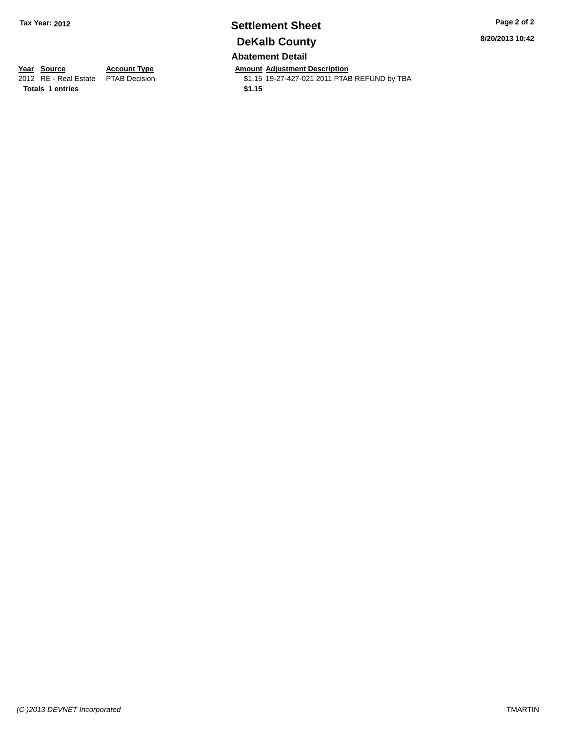## Settlement Sheet

## DeKalb County

Tax Year: 2012

8/20/2013 10:42

### Abatement Detail

| Year | Source | Account Type | Amount | Adjustment Description |
|---|---|---|---|---|
| 2012 | RE - Real Estate | PTAB Decision | $1.15 | 19-27-427-021 2011 PTAB REFUND by TBA |
| **Totals** | **1 entries** | | **$1.15** | |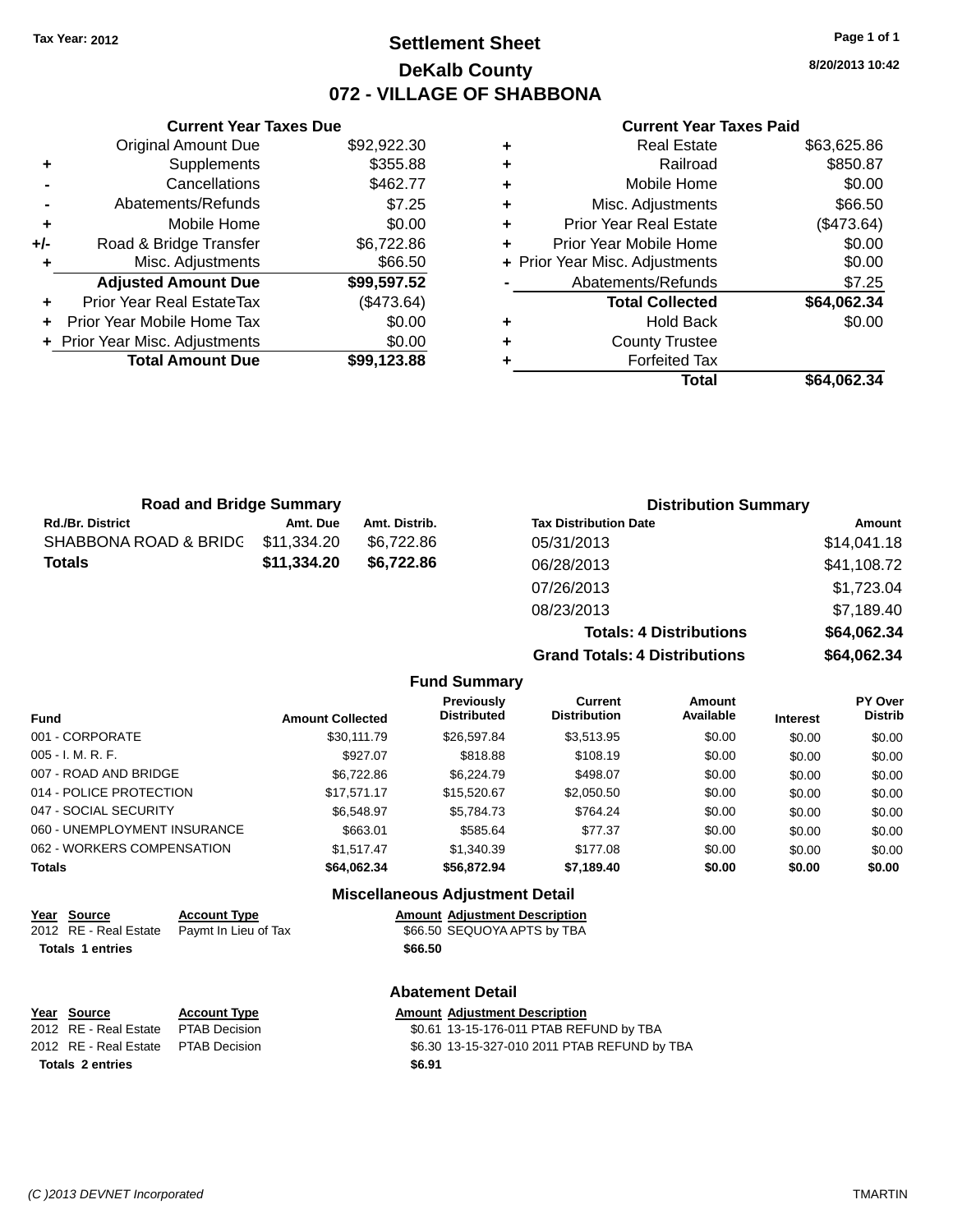Tax Year: 2012

# Settlement Sheet
## DeKalb County
## 072 - VILLAGE OF SHABBONA

8/20/2013 10:42

### Current Year Taxes Due

| | | |
|---|---|---|
| | Original Amount Due | $92,922.30 |
| + | Supplements | $355.88 |
| - | Cancellations | $462.77 |
| - | Abatements/Refunds | $7.25 |
| + | Mobile Home | $0.00 |
| +/- | Road & Bridge Transfer | $6,722.86 |
| + | Misc. Adjustments | $66.50 |
| | **Adjusted Amount Due** | **$99,597.52** |
| + | Prior Year Real EstateTax | ($473.64) |
| + | Prior Year Mobile Home Tax | $0.00 |
| + | Prior Year Misc. Adjustments | $0.00 |
| | **Total Amount Due** | **$99,123.88** |

### Current Year Taxes Paid

| | | |
|---|---|---|
| + | Real Estate | $63,625.86 |
| + | Railroad | $850.87 |
| + | Mobile Home | $0.00 |
| + | Misc. Adjustments | $66.50 |
| + | Prior Year Real Estate | ($473.64) |
| + | Prior Year Mobile Home | $0.00 |
| + | Prior Year Misc. Adjustments | $0.00 |
| - | Abatements/Refunds | $7.25 |
| | **Total Collected** | **$64,062.34** |
| + | Hold Back | $0.00 |
| + | County Trustee | |
| + | Forfeited Tax | |
| | **Total** | **$64,062.34** |

### Road and Bridge Summary

| Rd./Br. District | Amt. Due | Amt. Distrib. |
|---|---|---|
| SHABBONA ROAD & BRIDG | $11,334.20 | $6,722.86 |
| **Totals** | **$11,334.20** | **$6,722.86** |

### Distribution Summary

| Tax Distribution Date | Amount |
|---|---|
| 05/31/2013 | $14,041.18 |
| 06/28/2013 | $41,108.72 |
| 07/26/2013 | $1,723.04 |
| 08/23/2013 | $7,189.40 |
| **Totals: 4 Distributions** | **$64,062.34** |
| **Grand Totals: 4 Distributions** | **$64,062.34** |

### Fund Summary

| Fund | Amount Collected | Previously Distributed | Current Distribution | Amount Available | Interest | PY Over Distrib |
|---|---|---|---|---|---|---|
| 001 - CORPORATE | $30,111.79 | $26,597.84 | $3,513.95 | $0.00 | $0.00 | $0.00 |
| 005 - I. M. R. F. | $927.07 | $818.88 | $108.19 | $0.00 | $0.00 | $0.00 |
| 007 - ROAD AND BRIDGE | $6,722.86 | $6,224.79 | $498.07 | $0.00 | $0.00 | $0.00 |
| 014 - POLICE PROTECTION | $17,571.17 | $15,520.67 | $2,050.50 | $0.00 | $0.00 | $0.00 |
| 047 - SOCIAL SECURITY | $6,548.97 | $5,784.73 | $764.24 | $0.00 | $0.00 | $0.00 |
| 060 - UNEMPLOYMENT INSURANCE | $663.01 | $585.64 | $77.37 | $0.00 | $0.00 | $0.00 |
| 062 - WORKERS COMPENSATION | $1,517.47 | $1,340.39 | $177.08 | $0.00 | $0.00 | $0.00 |
| **Totals** | **$64,062.34** | **$56,872.94** | **$7,189.40** | **$0.00** | **$0.00** | **$0.00** |

### Miscellaneous Adjustment Detail

| Year | Source | Account Type | Amount | Adjustment Description |
|---|---|---|---|---|
| 2012 | RE - Real Estate | Paymt In Lieu of Tax | $66.50 | SEQUOYA APTS by TBA |
| **Totals** | **1 entries** | | **$66.50** | |

### Abatement Detail

| Year | Source | Account Type | Amount | Adjustment Description |
|---|---|---|---|---|
| 2012 | RE - Real Estate | PTAB Decision | $0.61 | 13-15-176-011 PTAB REFUND by TBA |
| 2012 | RE - Real Estate | PTAB Decision | $6.30 | 13-15-327-010 2011 PTAB REFUND by TBA |
| **Totals** | **2 entries** | | **$6.91** | |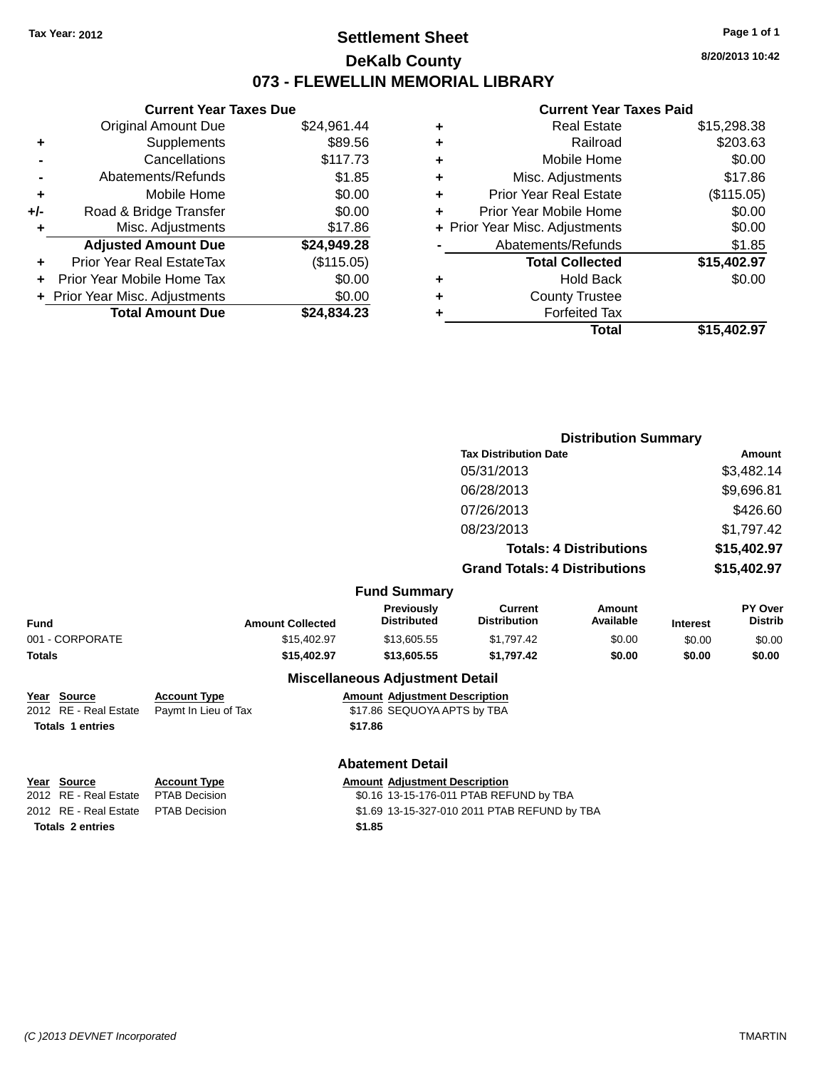Tax Year: 2012

# Settlement Sheet

## DeKalb County

## 073 - FLEWELLIN MEMORIAL LIBRARY

8/20/2013 10:42

### Current Year Taxes Due

| | | |
|---|---|---|
| | Original Amount Due | $24,961.44 |
| + | Supplements | $89.56 |
| - | Cancellations | $117.73 |
| - | Abatements/Refunds | $1.85 |
| + | Mobile Home | $0.00 |
| +/- | Road & Bridge Transfer | $0.00 |
| + | Misc. Adjustments | $17.86 |
| | **Adjusted Amount Due** | **$24,949.28** |
| + | Prior Year Real EstateTax | ($115.05) |
| + | Prior Year Mobile Home Tax | $0.00 |
| + | Prior Year Misc. Adjustments | $0.00 |
| | **Total Amount Due** | **$24,834.23** |

### Current Year Taxes Paid

| | | |
|---|---|---|
| + | Real Estate | $15,298.38 |
| + | Railroad | $203.63 |
| + | Mobile Home | $0.00 |
| + | Misc. Adjustments | $17.86 |
| + | Prior Year Real Estate | ($115.05) |
| + | Prior Year Mobile Home | $0.00 |
| + | Prior Year Misc. Adjustments | $0.00 |
| - | Abatements/Refunds | $1.85 |
| | **Total Collected** | **$15,402.97** |
| + | Hold Back | $0.00 |
| + | County Trustee | |
| + | Forfeited Tax | |
| | **Total** | **$15,402.97** |

### Distribution Summary

| Tax Distribution Date | Amount |
|---|---|
| 05/31/2013 | $3,482.14 |
| 06/28/2013 | $9,696.81 |
| 07/26/2013 | $426.60 |
| 08/23/2013 | $1,797.42 |
| **Totals: 4 Distributions** | **$15,402.97** |
| **Grand Totals: 4 Distributions** | **$15,402.97** |

### Fund Summary

| Fund | Amount Collected | Previously Distributed | Current Distribution | Amount Available | Interest | PY Over Distrib |
|---|---|---|---|---|---|---|
| 001 - CORPORATE | $15,402.97 | $13,605.55 | $1,797.42 | $0.00 | $0.00 | $0.00 |
| **Totals** | **$15,402.97** | **$13,605.55** | **$1,797.42** | **$0.00** | **$0.00** | **$0.00** |

### Miscellaneous Adjustment Detail

| Year | Source | Account Type | Amount | Adjustment Description |
|---|---|---|---|---|
| 2012 | RE - Real Estate | Paymt In Lieu of Tax | $17.86 | SEQUOYA APTS by TBA |
| **Totals 1 entries** | | | **$17.86** | |

### Abatement Detail

| Year | Source | Account Type | Amount | Adjustment Description |
|---|---|---|---|---|
| 2012 | RE - Real Estate | PTAB Decision | $0.16 | 13-15-176-011 PTAB REFUND by TBA |
| 2012 | RE - Real Estate | PTAB Decision | $1.69 | 13-15-327-010 2011 PTAB REFUND by TBA |
| **Totals 2 entries** | | | **$1.85** | |

(C )2013 DEVNET Incorporated TMARTIN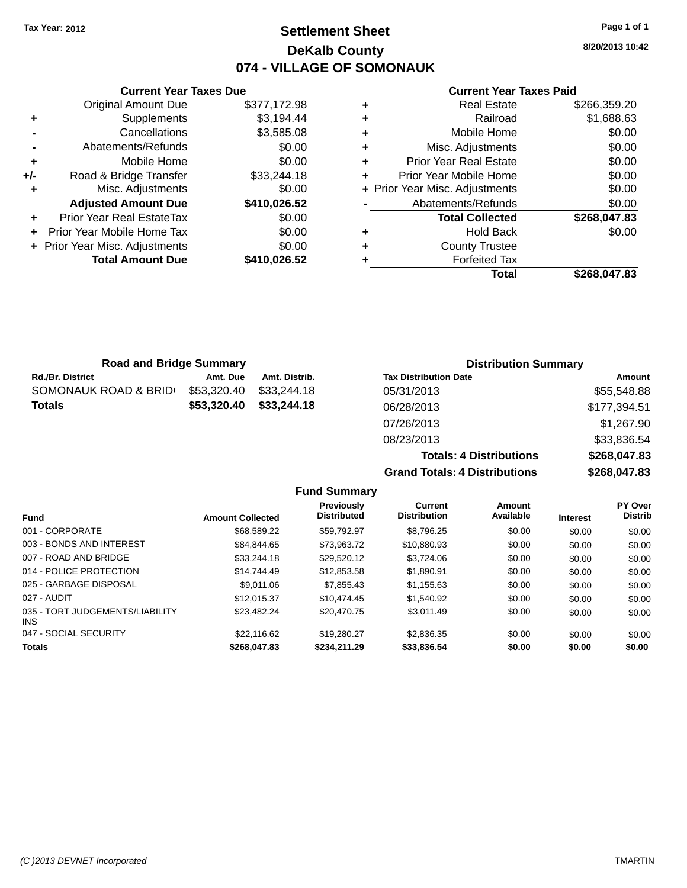Tax Year: 2012

# Settlement Sheet

## DeKalb County

## 074 - VILLAGE OF SOMONAUK

8/20/2013 10:42

### Current Year Taxes Due

| | | |
|---|---|---|
| | Original Amount Due | $377,172.98 |
| + | Supplements | $3,194.44 |
| - | Cancellations | $3,585.08 |
| - | Abatements/Refunds | $0.00 |
| + | Mobile Home | $0.00 |
| +/- | Road & Bridge Transfer | $33,244.18 |
| + | Misc. Adjustments | $0.00 |
| | **Adjusted Amount Due** | **$410,026.52** |
| + | Prior Year Real EstateTax | $0.00 |
| + | Prior Year Mobile Home Tax | $0.00 |
| + | Prior Year Misc. Adjustments | $0.00 |
| | **Total Amount Due** | **$410,026.52** |

### Current Year Taxes Paid

| | | |
|---|---|---|
| + | Real Estate | $266,359.20 |
| + | Railroad | $1,688.63 |
| + | Mobile Home | $0.00 |
| + | Misc. Adjustments | $0.00 |
| + | Prior Year Real Estate | $0.00 |
| + | Prior Year Mobile Home | $0.00 |
| + | Prior Year Misc. Adjustments | $0.00 |
| - | Abatements/Refunds | $0.00 |
| | **Total Collected** | **$268,047.83** |
| + | Hold Back | $0.00 |
| + | County Trustee | |
| + | Forfeited Tax | |
| | **Total** | **$268,047.83** |

### Road and Bridge Summary

| Rd./Br. District | Amt. Due | Amt. Distrib. |
|---|---|---|
| SOMONAUK ROAD & BRID( | $53,320.40 | $33,244.18 |
| **Totals** | **$53,320.40** | **$33,244.18** |

### Distribution Summary

| Tax Distribution Date | Amount |
|---|---|
| 05/31/2013 | $55,548.88 |
| 06/28/2013 | $177,394.51 |
| 07/26/2013 | $1,267.90 |
| 08/23/2013 | $33,836.54 |
| **Totals: 4 Distributions** | **$268,047.83** |
| **Grand Totals: 4 Distributions** | **$268,047.83** |

### Fund Summary

| Fund | Amount Collected | Previously Distributed | Current Distribution | Amount Available | Interest | PY Over Distrib |
|---|---|---|---|---|---|---|
| 001 - CORPORATE | $68,589.22 | $59,792.97 | $8,796.25 | $0.00 | $0.00 | $0.00 |
| 003 - BONDS AND INTEREST | $84,844.65 | $73,963.72 | $10,880.93 | $0.00 | $0.00 | $0.00 |
| 007 - ROAD AND BRIDGE | $33,244.18 | $29,520.12 | $3,724.06 | $0.00 | $0.00 | $0.00 |
| 014 - POLICE PROTECTION | $14,744.49 | $12,853.58 | $1,890.91 | $0.00 | $0.00 | $0.00 |
| 025 - GARBAGE DISPOSAL | $9,011.06 | $7,855.43 | $1,155.63 | $0.00 | $0.00 | $0.00 |
| 027 - AUDIT | $12,015.37 | $10,474.45 | $1,540.92 | $0.00 | $0.00 | $0.00 |
| 035 - TORT JUDGEMENTS/LIABILITY INS | $23,482.24 | $20,470.75 | $3,011.49 | $0.00 | $0.00 | $0.00 |
| 047 - SOCIAL SECURITY | $22,116.62 | $19,280.27 | $2,836.35 | $0.00 | $0.00 | $0.00 |
| **Totals** | **$268,047.83** | **$234,211.29** | **$33,836.54** | **$0.00** | **$0.00** | **$0.00** |

(C )2013 DEVNET Incorporated TMARTIN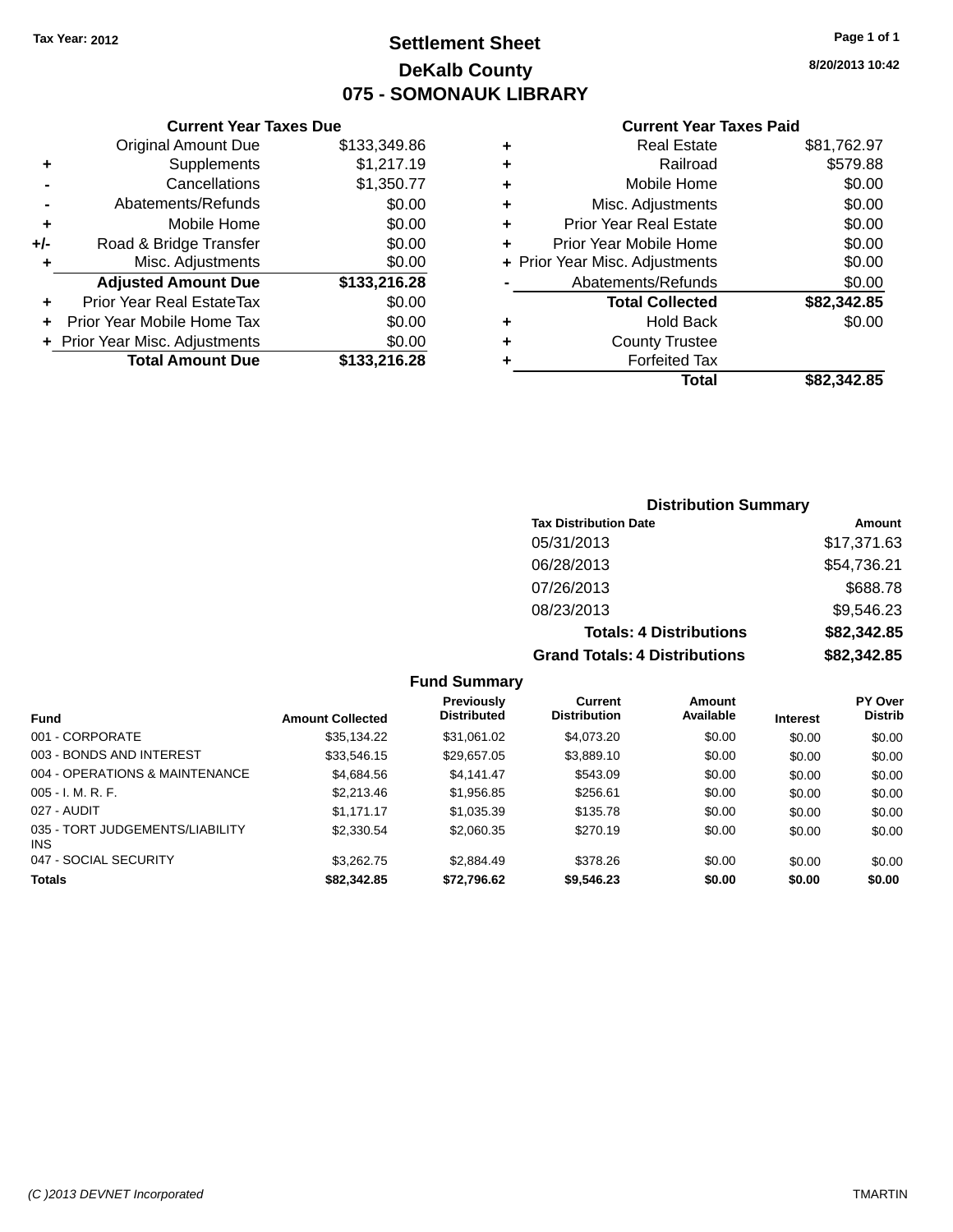Tax Year: 2012

# Settlement Sheet

## DeKalb County

## 075 - SOMONAUK LIBRARY

8/20/2013 10:42

### Current Year Taxes Due

| | | |
|---|---|---|
| | Original Amount Due | $133,349.86 |
| + | Supplements | $1,217.19 |
| - | Cancellations | $1,350.77 |
| - | Abatements/Refunds | $0.00 |
| + | Mobile Home | $0.00 |
| +/- | Road & Bridge Transfer | $0.00 |
| + | Misc. Adjustments | $0.00 |
| | **Adjusted Amount Due** | **$133,216.28** |
| + | Prior Year Real EstateTax | $0.00 |
| + | Prior Year Mobile Home Tax | $0.00 |
| + | Prior Year Misc. Adjustments | $0.00 |
| | **Total Amount Due** | **$133,216.28** |

### Current Year Taxes Paid

| | | |
|---|---|---|
| + | Real Estate | $81,762.97 |
| + | Railroad | $579.88 |
| + | Mobile Home | $0.00 |
| + | Misc. Adjustments | $0.00 |
| + | Prior Year Real Estate | $0.00 |
| + | Prior Year Mobile Home | $0.00 |
| + | Prior Year Misc. Adjustments | $0.00 |
| - | Abatements/Refunds | $0.00 |
| | **Total Collected** | **$82,342.85** |
| + | Hold Back | $0.00 |
| + | County Trustee | |
| + | Forfeited Tax | |
| | **Total** | **$82,342.85** |

### Distribution Summary

| Tax Distribution Date | Amount |
|---|---|
| 05/31/2013 | $17,371.63 |
| 06/28/2013 | $54,736.21 |
| 07/26/2013 | $688.78 |
| 08/23/2013 | $9,546.23 |
| **Totals: 4 Distributions** | **$82,342.85** |
| **Grand Totals: 4 Distributions** | **$82,342.85** |

### Fund Summary

| Fund | Amount Collected | Previously Distributed | Current Distribution | Amount Available | Interest | PY Over Distrib |
|---|---|---|---|---|---|---|
| 001 - CORPORATE | $35,134.22 | $31,061.02 | $4,073.20 | $0.00 | $0.00 | $0.00 |
| 003 - BONDS AND INTEREST | $33,546.15 | $29,657.05 | $3,889.10 | $0.00 | $0.00 | $0.00 |
| 004 - OPERATIONS & MAINTENANCE | $4,684.56 | $4,141.47 | $543.09 | $0.00 | $0.00 | $0.00 |
| 005 - I. M. R. F. | $2,213.46 | $1,956.85 | $256.61 | $0.00 | $0.00 | $0.00 |
| 027 - AUDIT | $1,171.17 | $1,035.39 | $135.78 | $0.00 | $0.00 | $0.00 |
| 035 - TORT JUDGEMENTS/LIABILITY INS | $2,330.54 | $2,060.35 | $270.19 | $0.00 | $0.00 | $0.00 |
| 047 - SOCIAL SECURITY | $3,262.75 | $2,884.49 | $378.26 | $0.00 | $0.00 | $0.00 |
| **Totals** | **$82,342.85** | **$72,796.62** | **$9,546.23** | **$0.00** | **$0.00** | **$0.00** |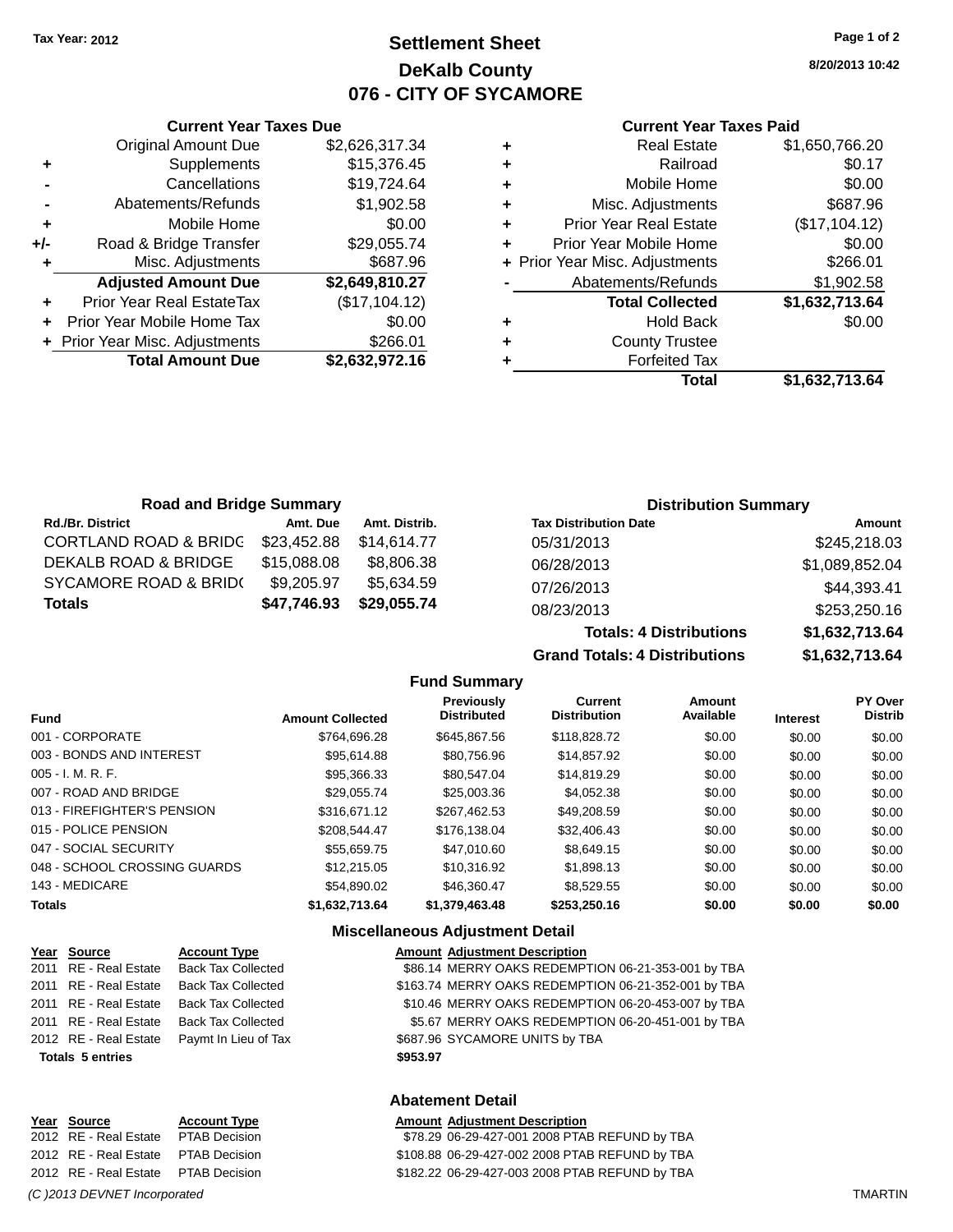Tax Year: 2012

# Settlement Sheet
## DeKalb County
## 076 - CITY OF SYCAMORE

8/20/2013 10:42

### Current Year Taxes Due

| | | |
|---|---|---|
| | Original Amount Due | $2,626,317.34 |
| + | Supplements | $15,376.45 |
| - | Cancellations | $19,724.64 |
| - | Abatements/Refunds | $1,902.58 |
| + | Mobile Home | $0.00 |
| +/- | Road & Bridge Transfer | $29,055.74 |
| + | Misc. Adjustments | $687.96 |
| | **Adjusted Amount Due** | **$2,649,810.27** |
| + | Prior Year Real EstateTax | ($17,104.12) |
| + | Prior Year Mobile Home Tax | $0.00 |
| + | Prior Year Misc. Adjustments | $266.01 |
| | **Total Amount Due** | **$2,632,972.16** |

### Current Year Taxes Paid

| | | |
|---|---|---|
| + | Real Estate | $1,650,766.20 |
| + | Railroad | $0.17 |
| + | Mobile Home | $0.00 |
| + | Misc. Adjustments | $687.96 |
| + | Prior Year Real Estate | ($17,104.12) |
| + | Prior Year Mobile Home | $0.00 |
| + | Prior Year Misc. Adjustments | $266.01 |
| - | Abatements/Refunds | $1,902.58 |
| | **Total Collected** | **$1,632,713.64** |
| + | Hold Back | $0.00 |
| + | County Trustee | |
| + | Forfeited Tax | |
| | **Total** | **$1,632,713.64** |

### Road and Bridge Summary

| Rd./Br. District | Amt. Due | Amt. Distrib. |
|---|---|---|
| CORTLAND ROAD & BRIDG | $23,452.88 | $14,614.77 |
| DEKALB ROAD & BRIDGE | $15,088.08 | $8,806.38 |
| SYCAMORE ROAD & BRID( | $9,205.97 | $5,634.59 |
| **Totals** | **$47,746.93** | **$29,055.74** |

### Distribution Summary

| Tax Distribution Date | Amount |
|---|---|
| 05/31/2013 | $245,218.03 |
| 06/28/2013 | $1,089,852.04 |
| 07/26/2013 | $44,393.41 |
| 08/23/2013 | $253,250.16 |
| **Totals: 4 Distributions** | **$1,632,713.64** |
| **Grand Totals: 4 Distributions** | **$1,632,713.64** |

### Fund Summary

| Fund | Amount Collected | Previously Distributed | Current Distribution | Amount Available | Interest | PY Over Distrib |
|---|---|---|---|---|---|---|
| 001 - CORPORATE | $764,696.28 | $645,867.56 | $118,828.72 | $0.00 | $0.00 | $0.00 |
| 003 - BONDS AND INTEREST | $95,614.88 | $80,756.96 | $14,857.92 | $0.00 | $0.00 | $0.00 |
| 005 - I. M. R. F. | $95,366.33 | $80,547.04 | $14,819.29 | $0.00 | $0.00 | $0.00 |
| 007 - ROAD AND BRIDGE | $29,055.74 | $25,003.36 | $4,052.38 | $0.00 | $0.00 | $0.00 |
| 013 - FIREFIGHTER'S PENSION | $316,671.12 | $267,462.53 | $49,208.59 | $0.00 | $0.00 | $0.00 |
| 015 - POLICE PENSION | $208,544.47 | $176,138.04 | $32,406.43 | $0.00 | $0.00 | $0.00 |
| 047 - SOCIAL SECURITY | $55,659.75 | $47,010.60 | $8,649.15 | $0.00 | $0.00 | $0.00 |
| 048 - SCHOOL CROSSING GUARDS | $12,215.05 | $10,316.92 | $1,898.13 | $0.00 | $0.00 | $0.00 |
| 143 - MEDICARE | $54,890.02 | $46,360.47 | $8,529.55 | $0.00 | $0.00 | $0.00 |
| **Totals** | **$1,632,713.64** | **$1,379,463.48** | **$253,250.16** | **$0.00** | **$0.00** | **$0.00** |

### Miscellaneous Adjustment Detail

| Year | Source | Account Type | Amount | Adjustment Description |
|---|---|---|---|---|
| 2011 | RE - Real Estate | Back Tax Collected | $86.14 | MERRY OAKS REDEMPTION 06-21-353-001 by TBA |
| 2011 | RE - Real Estate | Back Tax Collected | $163.74 | MERRY OAKS REDEMPTION 06-21-352-001 by TBA |
| 2011 | RE - Real Estate | Back Tax Collected | $10.46 | MERRY OAKS REDEMPTION 06-20-453-007 by TBA |
| 2011 | RE - Real Estate | Back Tax Collected | $5.67 | MERRY OAKS REDEMPTION 06-20-451-001 by TBA |
| 2012 | RE - Real Estate | Paymt In Lieu of Tax | $687.96 | SYCAMORE UNITS by TBA |
| **Totals 5 entries** | | | **$953.97** | |

### Abatement Detail

| Year | Source | Account Type | Amount | Adjustment Description |
|---|---|---|---|---|
| 2012 | RE - Real Estate | PTAB Decision | $78.29 | 06-29-427-001 2008 PTAB REFUND by TBA |
| 2012 | RE - Real Estate | PTAB Decision | $108.88 | 06-29-427-002 2008 PTAB REFUND by TBA |
| 2012 | RE - Real Estate | PTAB Decision | $182.22 | 06-29-427-003 2008 PTAB REFUND by TBA |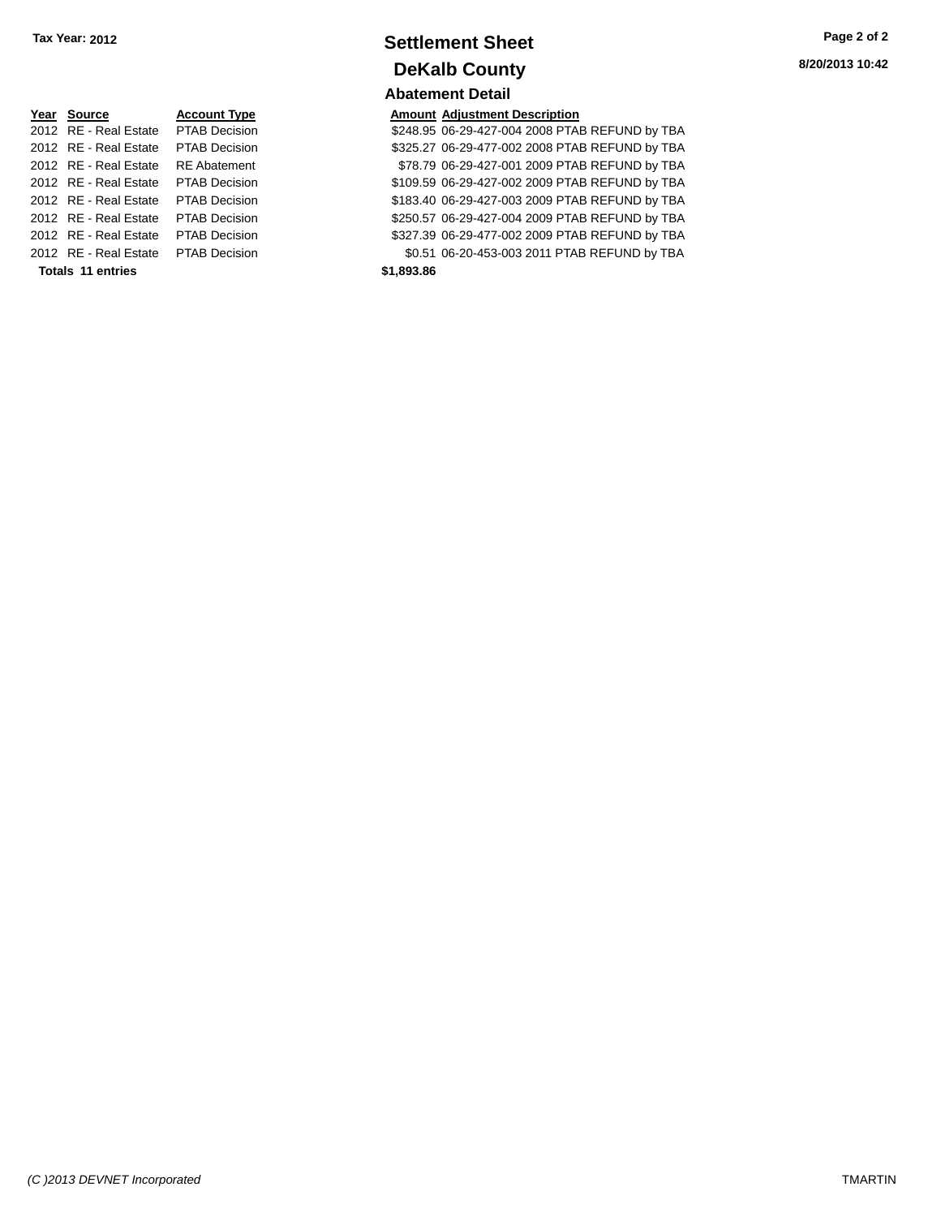Tax Year: 2012

# Settlement Sheet

## DeKalb County

8/20/2013 10:42

### Abatement Detail

| Year | Source | Account Type | Amount | Adjustment Description |
|---|---|---|---|---|
| 2012 | RE - Real Estate | PTAB Decision | $248.95 | 06-29-427-004 2008 PTAB REFUND by TBA |
| 2012 | RE - Real Estate | PTAB Decision | $325.27 | 06-29-477-002 2008 PTAB REFUND by TBA |
| 2012 | RE - Real Estate | RE Abatement | $78.79 | 06-29-427-001 2009 PTAB REFUND by TBA |
| 2012 | RE - Real Estate | PTAB Decision | $109.59 | 06-29-427-002 2009 PTAB REFUND by TBA |
| 2012 | RE - Real Estate | PTAB Decision | $183.40 | 06-29-427-003 2009 PTAB REFUND by TBA |
| 2012 | RE - Real Estate | PTAB Decision | $250.57 | 06-29-427-004 2009 PTAB REFUND by TBA |
| 2012 | RE - Real Estate | PTAB Decision | $327.39 | 06-29-477-002 2009 PTAB REFUND by TBA |
| 2012 | RE - Real Estate | PTAB Decision | $0.51 | 06-20-453-003 2011 PTAB REFUND by TBA |
| **Totals 11 entries** | | | **$1,893.86** | |

*(C )2013 DEVNET Incorporated* TMARTIN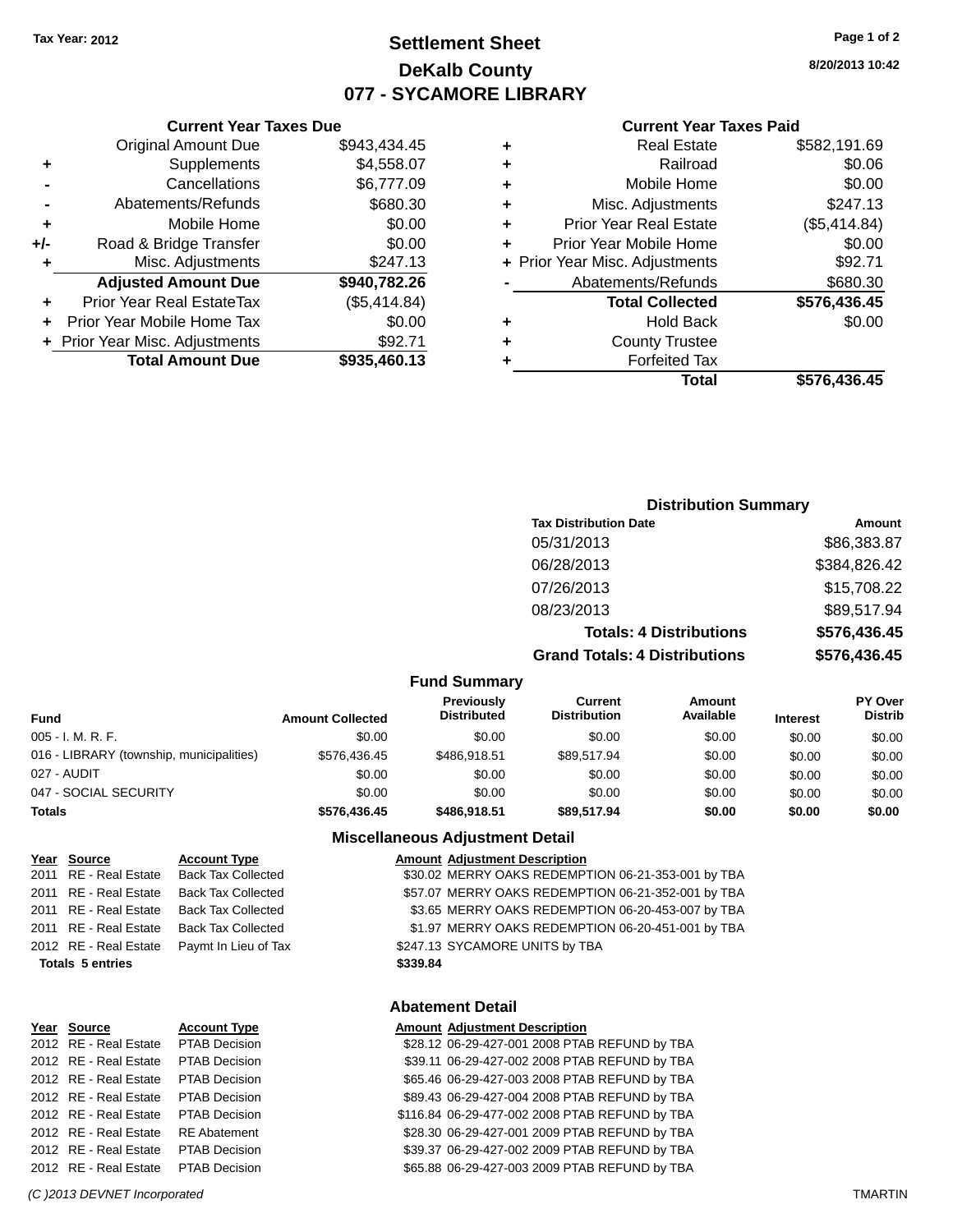Tax Year: 2012

# Settlement Sheet
## DeKalb County
## 077 - SYCAMORE LIBRARY

8/20/2013 10:42

### Current Year Taxes Due

| | | |
|---|---|---|
| | Original Amount Due | $943,434.45 |
| + | Supplements | $4,558.07 |
| - | Cancellations | $6,777.09 |
| - | Abatements/Refunds | $680.30 |
| + | Mobile Home | $0.00 |
| +/- | Road & Bridge Transfer | $0.00 |
| + | Misc. Adjustments | $247.13 |
| | **Adjusted Amount Due** | **$940,782.26** |
| + | Prior Year Real EstateTax | ($5,414.84) |
| + | Prior Year Mobile Home Tax | $0.00 |
| + | Prior Year Misc. Adjustments | $92.71 |
| | **Total Amount Due** | **$935,460.13** |

### Current Year Taxes Paid

| | | |
|---|---|---|
| + | Real Estate | $582,191.69 |
| + | Railroad | $0.06 |
| + | Mobile Home | $0.00 |
| + | Misc. Adjustments | $247.13 |
| + | Prior Year Real Estate | ($5,414.84) |
| + | Prior Year Mobile Home | $0.00 |
| + | Prior Year Misc. Adjustments | $92.71 |
| - | Abatements/Refunds | $680.30 |
| | **Total Collected** | **$576,436.45** |
| + | Hold Back | $0.00 |
| + | County Trustee | |
| + | Forfeited Tax | |
| | **Total** | **$576,436.45** |

### Distribution Summary

| Tax Distribution Date | Amount |
|---|---|
| 05/31/2013 | $86,383.87 |
| 06/28/2013 | $384,826.42 |
| 07/26/2013 | $15,708.22 |
| 08/23/2013 | $89,517.94 |
| **Totals: 4 Distributions** | **$576,436.45** |
| **Grand Totals: 4 Distributions** | **$576,436.45** |

### Fund Summary

| Fund | Amount Collected | Previously Distributed | Current Distribution | Amount Available | Interest | PY Over Distrib |
|---|---|---|---|---|---|---|
| 005 - I. M. R. F. | $0.00 | $0.00 | $0.00 | $0.00 | $0.00 | $0.00 |
| 016 - LIBRARY (township, municipalities) | $576,436.45 | $486,918.51 | $89,517.94 | $0.00 | $0.00 | $0.00 |
| 027 - AUDIT | $0.00 | $0.00 | $0.00 | $0.00 | $0.00 | $0.00 |
| 047 - SOCIAL SECURITY | $0.00 | $0.00 | $0.00 | $0.00 | $0.00 | $0.00 |
| **Totals** | **$576,436.45** | **$486,918.51** | **$89,517.94** | **$0.00** | **$0.00** | **$0.00** |

### Miscellaneous Adjustment Detail

| Year | Source | Account Type | Amount | Adjustment Description |
|---|---|---|---|---|
| 2011 | RE - Real Estate | Back Tax Collected | $30.02 | MERRY OAKS REDEMPTION 06-21-353-001 by TBA |
| 2011 | RE - Real Estate | Back Tax Collected | $57.07 | MERRY OAKS REDEMPTION 06-21-352-001 by TBA |
| 2011 | RE - Real Estate | Back Tax Collected | $3.65 | MERRY OAKS REDEMPTION 06-20-453-007 by TBA |
| 2011 | RE - Real Estate | Back Tax Collected | $1.97 | MERRY OAKS REDEMPTION 06-20-451-001 by TBA |
| 2012 | RE - Real Estate | Paymt In Lieu of Tax | $247.13 | SYCAMORE UNITS by TBA |
| **Totals 5 entries** | | | **$339.84** | |

### Abatement Detail

| Year | Source | Account Type | Amount | Adjustment Description |
|---|---|---|---|---|
| 2012 | RE - Real Estate | PTAB Decision | $28.12 | 06-29-427-001 2008 PTAB REFUND by TBA |
| 2012 | RE - Real Estate | PTAB Decision | $39.11 | 06-29-427-002 2008 PTAB REFUND by TBA |
| 2012 | RE - Real Estate | PTAB Decision | $65.46 | 06-29-427-003 2008 PTAB REFUND by TBA |
| 2012 | RE - Real Estate | PTAB Decision | $89.43 | 06-29-427-004 2008 PTAB REFUND by TBA |
| 2012 | RE - Real Estate | PTAB Decision | $116.84 | 06-29-477-002 2008 PTAB REFUND by TBA |
| 2012 | RE - Real Estate | RE Abatement | $28.30 | 06-29-427-001 2009 PTAB REFUND by TBA |
| 2012 | RE - Real Estate | PTAB Decision | $39.37 | 06-29-427-002 2009 PTAB REFUND by TBA |
| 2012 | RE - Real Estate | PTAB Decision | $65.88 | 06-29-427-003 2009 PTAB REFUND by TBA |

(C )2013 DEVNET Incorporated    TMARTIN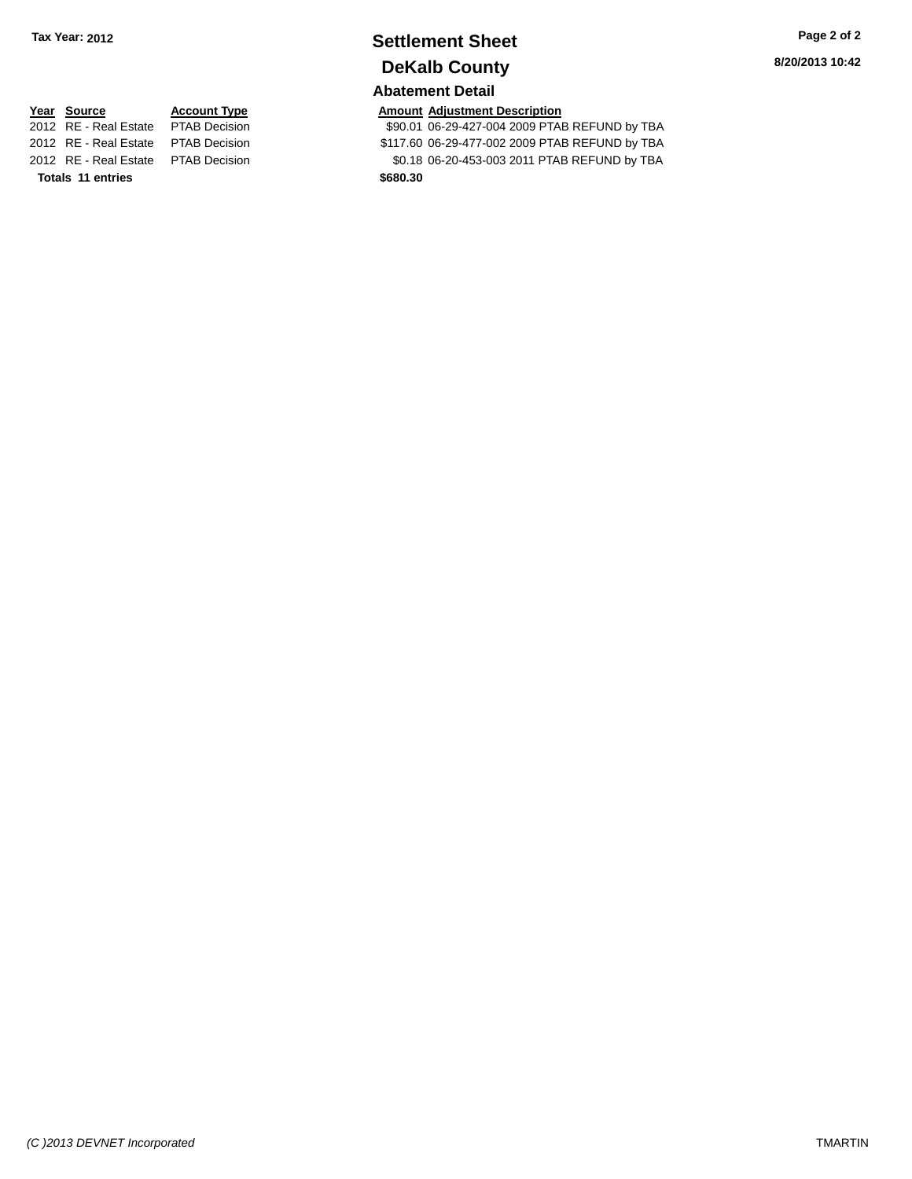**Tax Year: 2012**

# Settlement Sheet

## DeKalb County

8/20/2013 10:42

### Abatement Detail

| Year | Source | Account Type | Amount | Adjustment Description |
|---|---|---|---|---|
| 2012 | RE - Real Estate | PTAB Decision | $90.01 | 06-29-427-004 2009 PTAB REFUND by TBA |
| 2012 | RE - Real Estate | PTAB Decision | $117.60 | 06-29-477-002 2009 PTAB REFUND by TBA |
| 2012 | RE - Real Estate | PTAB Decision | $0.18 | 06-20-453-003 2011 PTAB REFUND by TBA |
| **Totals** | **11 entries** | | **$680.30** | |

*(C )2013 DEVNET Incorporated* TMARTIN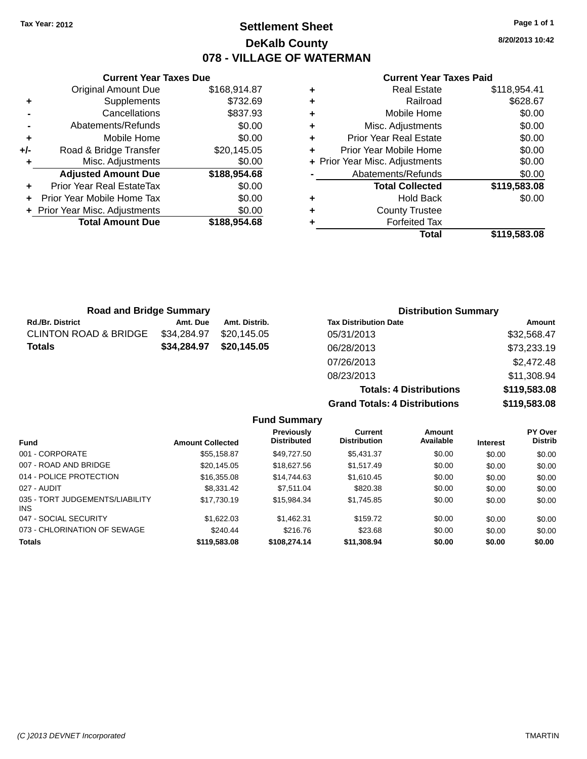Tax Year: 2012

# Settlement Sheet

## DeKalb County

## 078 - VILLAGE OF WATERMAN

8/20/2013 10:42

### Current Year Taxes Due

| | | |
|---|---|---|
| | Original Amount Due | $168,914.87 |
| + | Supplements | $732.69 |
| - | Cancellations | $837.93 |
| - | Abatements/Refunds | $0.00 |
| + | Mobile Home | $0.00 |
| +/- | Road & Bridge Transfer | $20,145.05 |
| + | Misc. Adjustments | $0.00 |
| | **Adjusted Amount Due** | **$188,954.68** |
| + | Prior Year Real EstateTax | $0.00 |
| + | Prior Year Mobile Home Tax | $0.00 |
| + | Prior Year Misc. Adjustments | $0.00 |
| | **Total Amount Due** | **$188,954.68** |

### Current Year Taxes Paid

| | | |
|---|---|---|
| + | Real Estate | $118,954.41 |
| + | Railroad | $628.67 |
| + | Mobile Home | $0.00 |
| + | Misc. Adjustments | $0.00 |
| + | Prior Year Real Estate | $0.00 |
| + | Prior Year Mobile Home | $0.00 |
| + | Prior Year Misc. Adjustments | $0.00 |
| - | Abatements/Refunds | $0.00 |
| | **Total Collected** | **$119,583.08** |
| + | Hold Back | $0.00 |
| + | County Trustee | |
| + | Forfeited Tax | |
| | **Total** | **$119,583.08** |

### Road and Bridge Summary

| Rd./Br. District | Amt. Due | Amt. Distrib. |
|---|---|---|
| CLINTON ROAD & BRIDGE | $34,284.97 | $20,145.05 |
| **Totals** | **$34,284.97** | **$20,145.05** |

### Distribution Summary

| Tax Distribution Date | Amount |
|---|---|
| 05/31/2013 | $32,568.47 |
| 06/28/2013 | $73,233.19 |
| 07/26/2013 | $2,472.48 |
| 08/23/2013 | $11,308.94 |
| **Totals: 4 Distributions** | **$119,583.08** |
| **Grand Totals: 4 Distributions** | **$119,583.08** |

### Fund Summary

| Fund | Amount Collected | Previously Distributed | Current Distribution | Amount Available | Interest | PY Over Distrib |
|---|---|---|---|---|---|---|
| 001 - CORPORATE | $55,158.87 | $49,727.50 | $5,431.37 | $0.00 | $0.00 | $0.00 |
| 007 - ROAD AND BRIDGE | $20,145.05 | $18,627.56 | $1,517.49 | $0.00 | $0.00 | $0.00 |
| 014 - POLICE PROTECTION | $16,355.08 | $14,744.63 | $1,610.45 | $0.00 | $0.00 | $0.00 |
| 027 - AUDIT | $8,331.42 | $7,511.04 | $820.38 | $0.00 | $0.00 | $0.00 |
| 035 - TORT JUDGEMENTS/LIABILITY INS | $17,730.19 | $15,984.34 | $1,745.85 | $0.00 | $0.00 | $0.00 |
| 047 - SOCIAL SECURITY | $1,622.03 | $1,462.31 | $159.72 | $0.00 | $0.00 | $0.00 |
| 073 - CHLORINATION OF SEWAGE | $240.44 | $216.76 | $23.68 | $0.00 | $0.00 | $0.00 |
| **Totals** | **$119,583.08** | **$108,274.14** | **$11,308.94** | **$0.00** | **$0.00** | **$0.00** |

(C )2013 DEVNET Incorporated    TMARTIN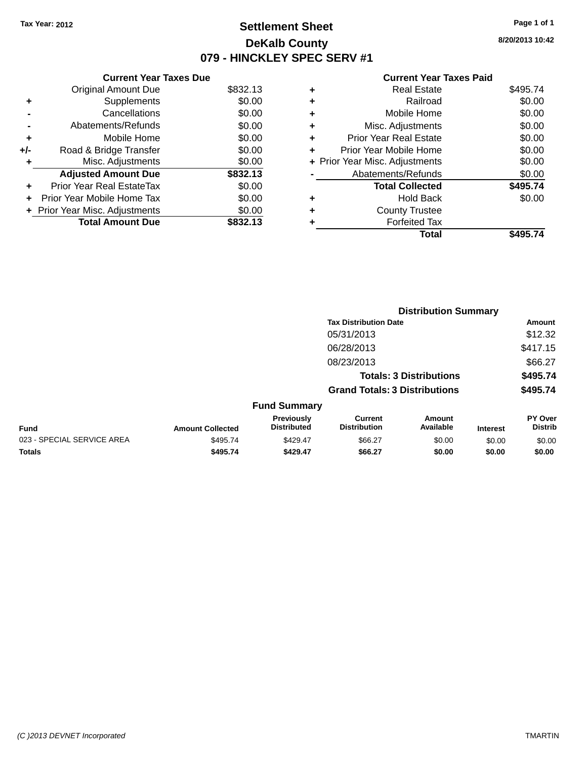Tax Year: 2012

# Settlement Sheet

## DeKalb County

## 079 - HINCKLEY SPEC SERV #1

8/20/2013 10:42

| | Current Year Taxes Due | |
|---|---|---|
| | Original Amount Due | $832.13 |
| + | Supplements | $0.00 |
| - | Cancellations | $0.00 |
| - | Abatements/Refunds | $0.00 |
| + | Mobile Home | $0.00 |
| +/- | Road & Bridge Transfer | $0.00 |
| + | Misc. Adjustments | $0.00 |
| | **Adjusted Amount Due** | **$832.13** |
| + | Prior Year Real EstateTax | $0.00 |
| + | Prior Year Mobile Home Tax | $0.00 |
| + | Prior Year Misc. Adjustments | $0.00 |
| | **Total Amount Due** | **$832.13** |

| | Current Year Taxes Paid | |
|---|---|---|
| + | Real Estate | $495.74 |
| + | Railroad | $0.00 |
| + | Mobile Home | $0.00 |
| + | Misc. Adjustments | $0.00 |
| + | Prior Year Real Estate | $0.00 |
| + | Prior Year Mobile Home | $0.00 |
| + | Prior Year Misc. Adjustments | $0.00 |
| - | Abatements/Refunds | $0.00 |
| | **Total Collected** | **$495.74** |
| + | Hold Back | $0.00 |
| + | County Trustee | |
| + | Forfeited Tax | |
| | **Total** | **$495.74** |

### Distribution Summary

| Tax Distribution Date | Amount |
|---|---|
| 05/31/2013 | $12.32 |
| 06/28/2013 | $417.15 |
| 08/23/2013 | $66.27 |
| **Totals: 3 Distributions** | **$495.74** |
| **Grand Totals: 3 Distributions** | **$495.74** |

### Fund Summary

| Fund | Amount Collected | Previously Distributed | Current Distribution | Amount Available | Interest | PY Over Distrib |
|---|---|---|---|---|---|---|
| 023 - SPECIAL SERVICE AREA | $495.74 | $429.47 | $66.27 | $0.00 | $0.00 | $0.00 |
| **Totals** | **$495.74** | **$429.47** | **$66.27** | **$0.00** | **$0.00** | **$0.00** |

(C )2013 DEVNET Incorporated — TMARTIN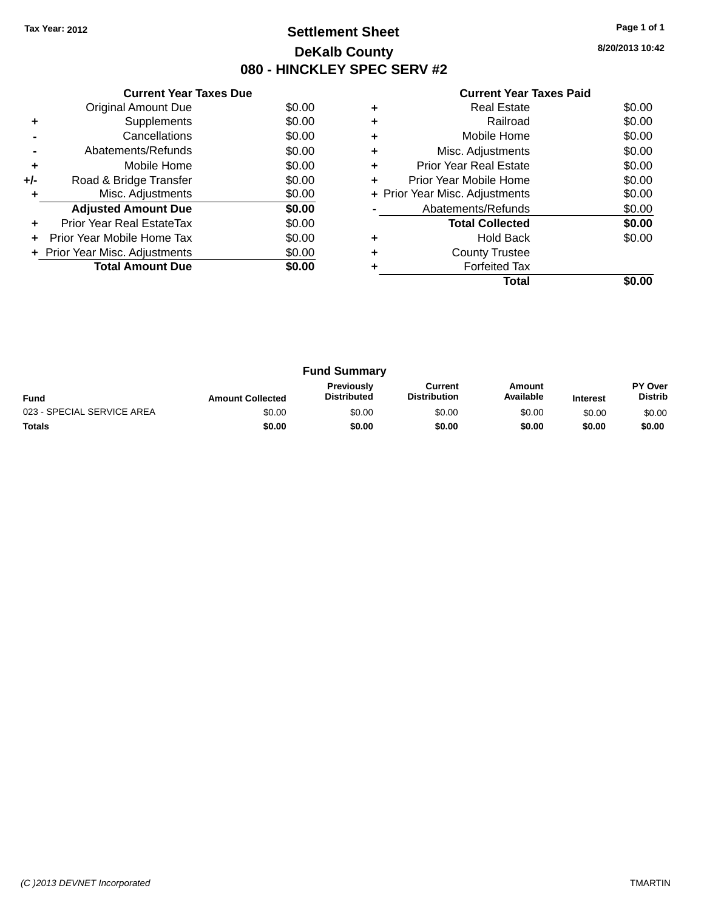Tax Year: 2012

# Settlement Sheet

## DeKalb County

## 080 - HINCKLEY SPEC SERV #2

8/20/2013 10:42

### Current Year Taxes Due

| | | |
|---|---|---|
| | Original Amount Due | $0.00 |
| + | Supplements | $0.00 |
| - | Cancellations | $0.00 |
| - | Abatements/Refunds | $0.00 |
| + | Mobile Home | $0.00 |
| +/- | Road & Bridge Transfer | $0.00 |
| + | Misc. Adjustments | $0.00 |
| | **Adjusted Amount Due** | **$0.00** |
| + | Prior Year Real EstateTax | $0.00 |
| + | Prior Year Mobile Home Tax | $0.00 |
| + | Prior Year Misc. Adjustments | $0.00 |
| | **Total Amount Due** | **$0.00** |

### Current Year Taxes Paid

| | | |
|---|---|---|
| + | Real Estate | $0.00 |
| + | Railroad | $0.00 |
| + | Mobile Home | $0.00 |
| + | Misc. Adjustments | $0.00 |
| + | Prior Year Real Estate | $0.00 |
| + | Prior Year Mobile Home | $0.00 |
| + | Prior Year Misc. Adjustments | $0.00 |
| - | Abatements/Refunds | $0.00 |
| | **Total Collected** | **$0.00** |
| + | Hold Back | $0.00 |
| + | County Trustee | |
| + | Forfeited Tax | |
| | **Total** | **$0.00** |

### Fund Summary

| Fund | Amount Collected | Previously Distributed | Current Distribution | Amount Available | Interest | PY Over Distrib |
|---|---|---|---|---|---|---|
| 023 - SPECIAL SERVICE AREA | $0.00 | $0.00 | $0.00 | $0.00 | $0.00 | $0.00 |
| **Totals** | **$0.00** | **$0.00** | **$0.00** | **$0.00** | **$0.00** | **$0.00** |

(C )2013 DEVNET Incorporated TMARTIN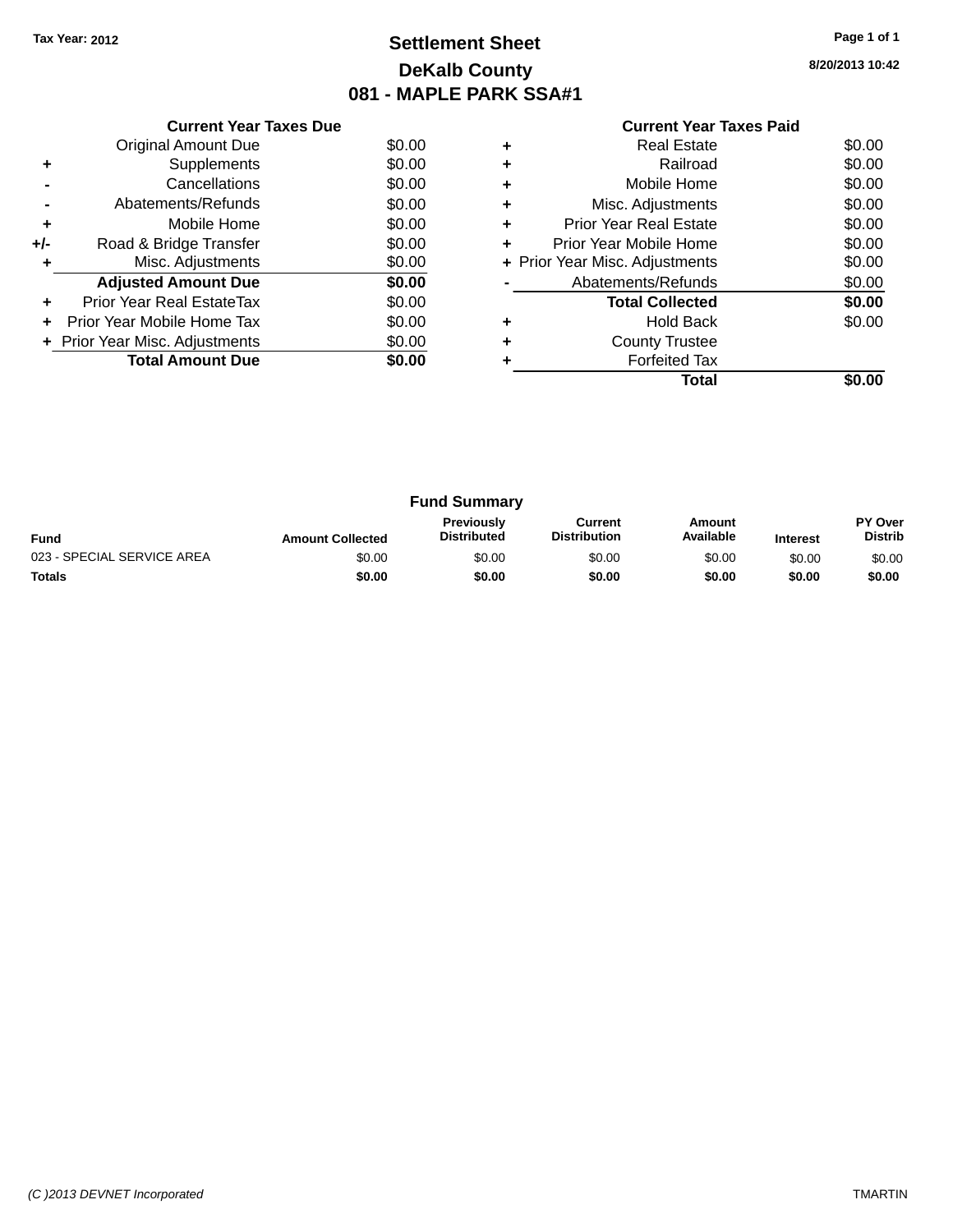Tax Year: 2012

# Settlement Sheet

## DeKalb County

## 081 - MAPLE PARK SSA#1

8/20/2013 10:42

### Current Year Taxes Due

| | | |
|---|---|---|
| | Original Amount Due | $0.00 |
| + | Supplements | $0.00 |
| - | Cancellations | $0.00 |
| - | Abatements/Refunds | $0.00 |
| + | Mobile Home | $0.00 |
| +/- | Road & Bridge Transfer | $0.00 |
| + | Misc. Adjustments | $0.00 |
| | **Adjusted Amount Due** | **$0.00** |
| + | Prior Year Real EstateTax | $0.00 |
| + | Prior Year Mobile Home Tax | $0.00 |
| + | Prior Year Misc. Adjustments | $0.00 |
| | **Total Amount Due** | **$0.00** |

### Current Year Taxes Paid

| | | |
|---|---|---|
| + | Real Estate | $0.00 |
| + | Railroad | $0.00 |
| + | Mobile Home | $0.00 |
| + | Misc. Adjustments | $0.00 |
| + | Prior Year Real Estate | $0.00 |
| + | Prior Year Mobile Home | $0.00 |
| + | Prior Year Misc. Adjustments | $0.00 |
| - | Abatements/Refunds | $0.00 |
| | **Total Collected** | **$0.00** |
| + | Hold Back | $0.00 |
| + | County Trustee | |
| + | Forfeited Tax | |
| | **Total** | **$0.00** |

### Fund Summary

| Fund | Amount Collected | Previously Distributed | Current Distribution | Amount Available | Interest | PY Over Distrib |
|---|---|---|---|---|---|---|
| 023 - SPECIAL SERVICE AREA | $0.00 | $0.00 | $0.00 | $0.00 | $0.00 | $0.00 |
| **Totals** | **$0.00** | **$0.00** | **$0.00** | **$0.00** | **$0.00** | **$0.00** |

(C )2013 DEVNET Incorporated TMARTIN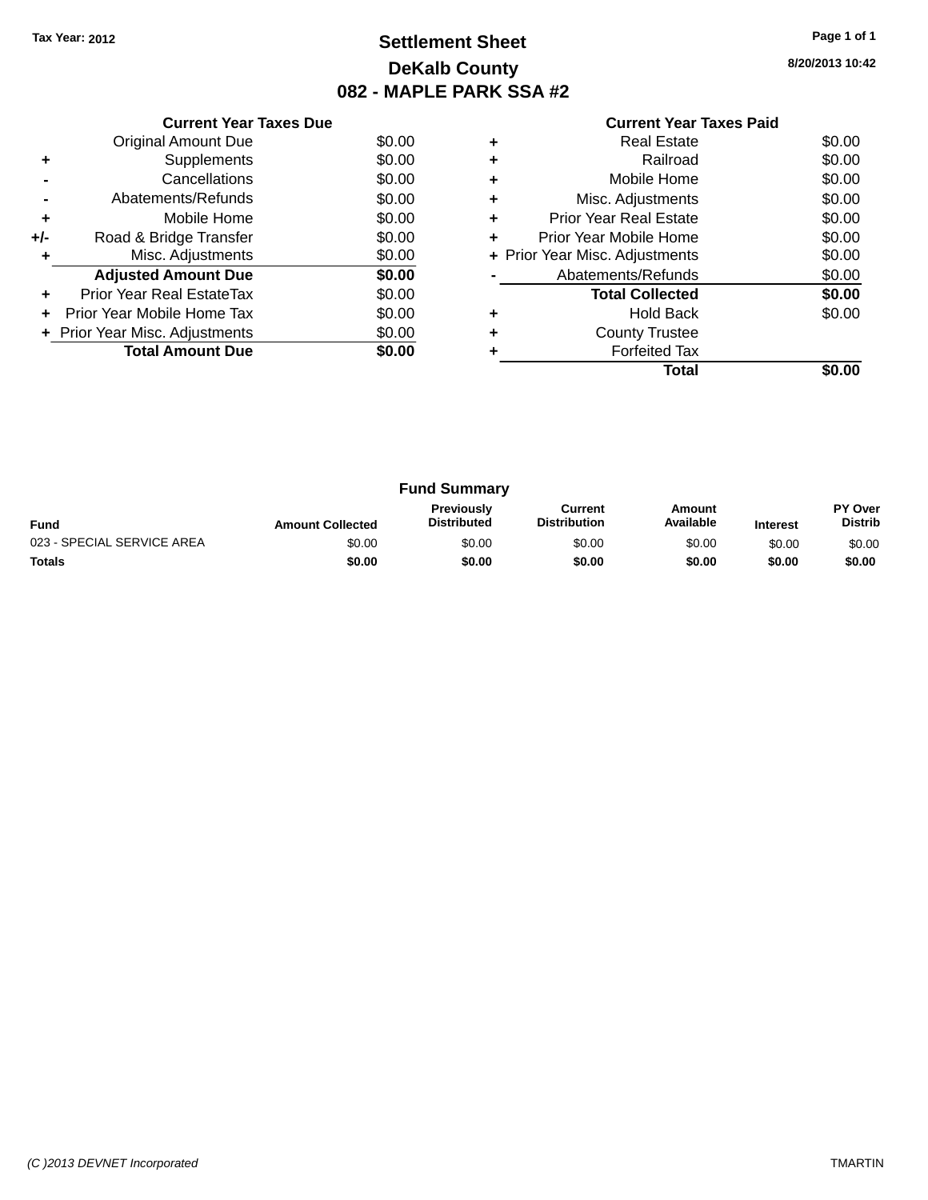Tax Year: 2012

# Settlement Sheet

## DeKalb County

## 082 - MAPLE PARK SSA #2

8/20/2013 10:42

### Current Year Taxes Due

| | | |
|---|---|---|
| | Original Amount Due | $0.00 |
| + | Supplements | $0.00 |
| - | Cancellations | $0.00 |
| - | Abatements/Refunds | $0.00 |
| + | Mobile Home | $0.00 |
| +/- | Road & Bridge Transfer | $0.00 |
| + | Misc. Adjustments | $0.00 |
| | **Adjusted Amount Due** | **$0.00** |
| + | Prior Year Real EstateTax | $0.00 |
| + | Prior Year Mobile Home Tax | $0.00 |
| + | Prior Year Misc. Adjustments | $0.00 |
| | **Total Amount Due** | **$0.00** |

### Current Year Taxes Paid

| | | |
|---|---|---|
| + | Real Estate | $0.00 |
| + | Railroad | $0.00 |
| + | Mobile Home | $0.00 |
| + | Misc. Adjustments | $0.00 |
| + | Prior Year Real Estate | $0.00 |
| + | Prior Year Mobile Home | $0.00 |
| + | Prior Year Misc. Adjustments | $0.00 |
| - | Abatements/Refunds | $0.00 |
| | **Total Collected** | **$0.00** |
| + | Hold Back | $0.00 |
| + | County Trustee | |
| + | Forfeited Tax | |
| | **Total** | **$0.00** |

### Fund Summary

| Fund | Amount Collected | Previously Distributed | Current Distribution | Amount Available | Interest | PY Over Distrib |
|---|---|---|---|---|---|---|
| 023 - SPECIAL SERVICE AREA | $0.00 | $0.00 | $0.00 | $0.00 | $0.00 | $0.00 |
| **Totals** | **$0.00** | **$0.00** | **$0.00** | **$0.00** | **$0.00** | **$0.00** |

(C )2013 DEVNET Incorporated TMARTIN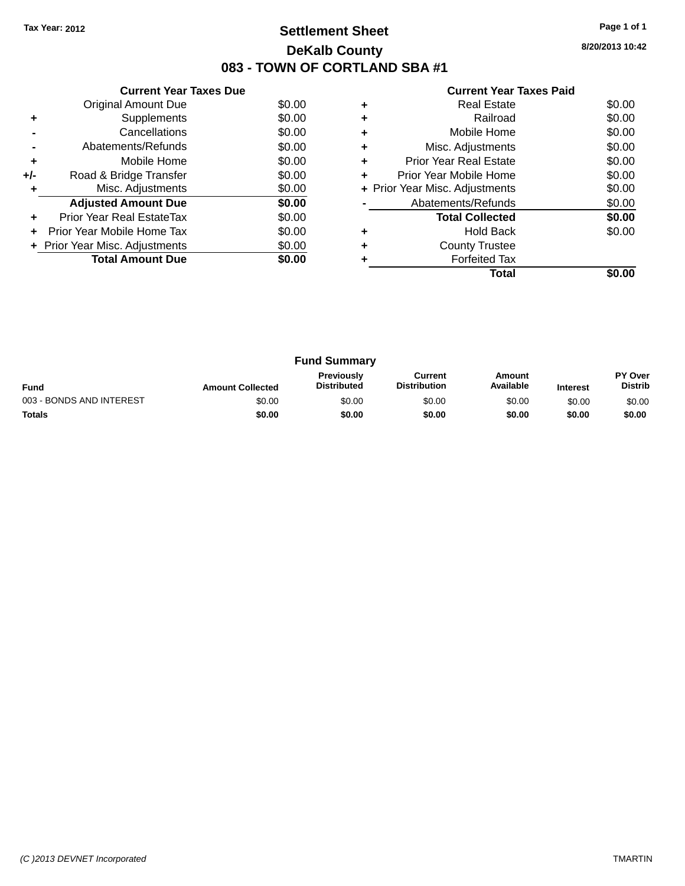Tax Year: 2012

# Settlement Sheet

## DeKalb County

## 083 - TOWN OF CORTLAND SBA #1

8/20/2013 10:42

**Current Year Taxes Due**

| | | |
|---|---|---|
| | Original Amount Due | $0.00 |
| + | Supplements | $0.00 |
| - | Cancellations | $0.00 |
| - | Abatements/Refunds | $0.00 |
| + | Mobile Home | $0.00 |
| +/- | Road & Bridge Transfer | $0.00 |
| + | Misc. Adjustments | $0.00 |
| | **Adjusted Amount Due** | **$0.00** |
| + | Prior Year Real EstateTax | $0.00 |
| + | Prior Year Mobile Home Tax | $0.00 |
| + | Prior Year Misc. Adjustments | $0.00 |
| | **Total Amount Due** | **$0.00** |

**Current Year Taxes Paid**

| | | |
|---|---|---|
| + | Real Estate | $0.00 |
| + | Railroad | $0.00 |
| + | Mobile Home | $0.00 |
| + | Misc. Adjustments | $0.00 |
| + | Prior Year Real Estate | $0.00 |
| + | Prior Year Mobile Home | $0.00 |
| + | Prior Year Misc. Adjustments | $0.00 |
| - | Abatements/Refunds | $0.00 |
| | **Total Collected** | **$0.00** |
| + | Hold Back | $0.00 |
| + | County Trustee | |
| + | Forfeited Tax | |
| | **Total** | **$0.00** |

**Fund Summary**

| Fund | Amount Collected | Previously Distributed | Current Distribution | Amount Available | Interest | PY Over Distrib |
|---|---|---|---|---|---|---|
| 003 - BONDS AND INTEREST | $0.00 | $0.00 | $0.00 | $0.00 | $0.00 | $0.00 |
| **Totals** | **$0.00** | **$0.00** | **$0.00** | **$0.00** | **$0.00** | **$0.00** |

(C )2013 DEVNET Incorporated TMARTIN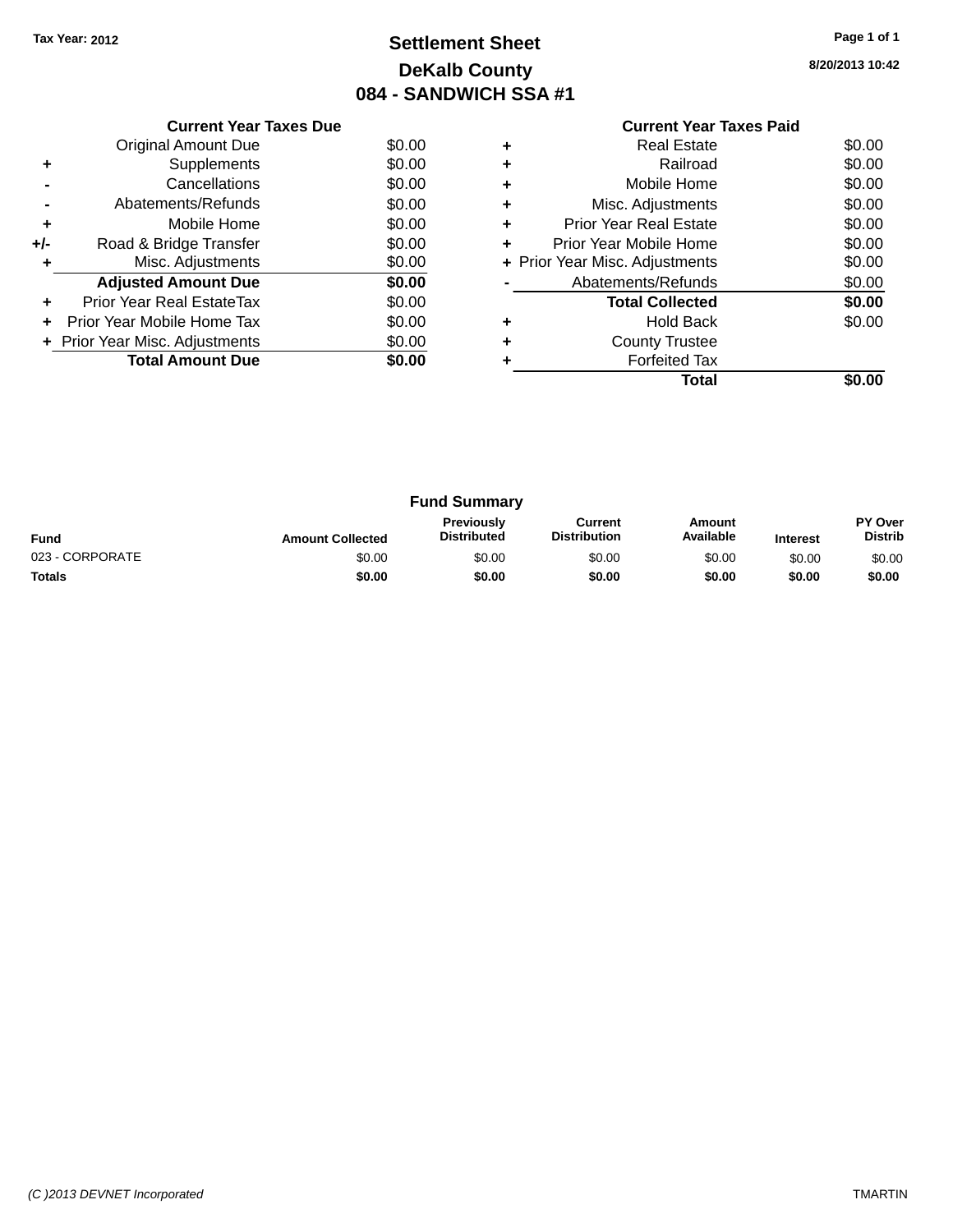Tax Year: 2012

# Settlement Sheet

## DeKalb County

## 084 - SANDWICH SSA #1

8/20/2013 10:42

### Current Year Taxes Due

| | | |
|---|---|---|
| | Original Amount Due | $0.00 |
| + | Supplements | $0.00 |
| - | Cancellations | $0.00 |
| - | Abatements/Refunds | $0.00 |
| + | Mobile Home | $0.00 |
| +/- | Road & Bridge Transfer | $0.00 |
| + | Misc. Adjustments | $0.00 |
| | **Adjusted Amount Due** | **$0.00** |
| + | Prior Year Real EstateTax | $0.00 |
| + | Prior Year Mobile Home Tax | $0.00 |
| + | Prior Year Misc. Adjustments | $0.00 |
| | **Total Amount Due** | **$0.00** |

### Current Year Taxes Paid

| | | |
|---|---|---|
| + | Real Estate | $0.00 |
| + | Railroad | $0.00 |
| + | Mobile Home | $0.00 |
| + | Misc. Adjustments | $0.00 |
| + | Prior Year Real Estate | $0.00 |
| + | Prior Year Mobile Home | $0.00 |
| + | Prior Year Misc. Adjustments | $0.00 |
| - | Abatements/Refunds | $0.00 |
| | **Total Collected** | **$0.00** |
| + | Hold Back | $0.00 |
| + | County Trustee | |
| + | Forfeited Tax | |
| | **Total** | **$0.00** |

### Fund Summary

| Fund | Amount Collected | Previously Distributed | Current Distribution | Amount Available | Interest | PY Over Distrib |
|---|---|---|---|---|---|---|
| 023 - CORPORATE | $0.00 | $0.00 | $0.00 | $0.00 | $0.00 | $0.00 |
| **Totals** | **$0.00** | **$0.00** | **$0.00** | **$0.00** | **$0.00** | **$0.00** |

(C )2013 DEVNET Incorporated TMARTIN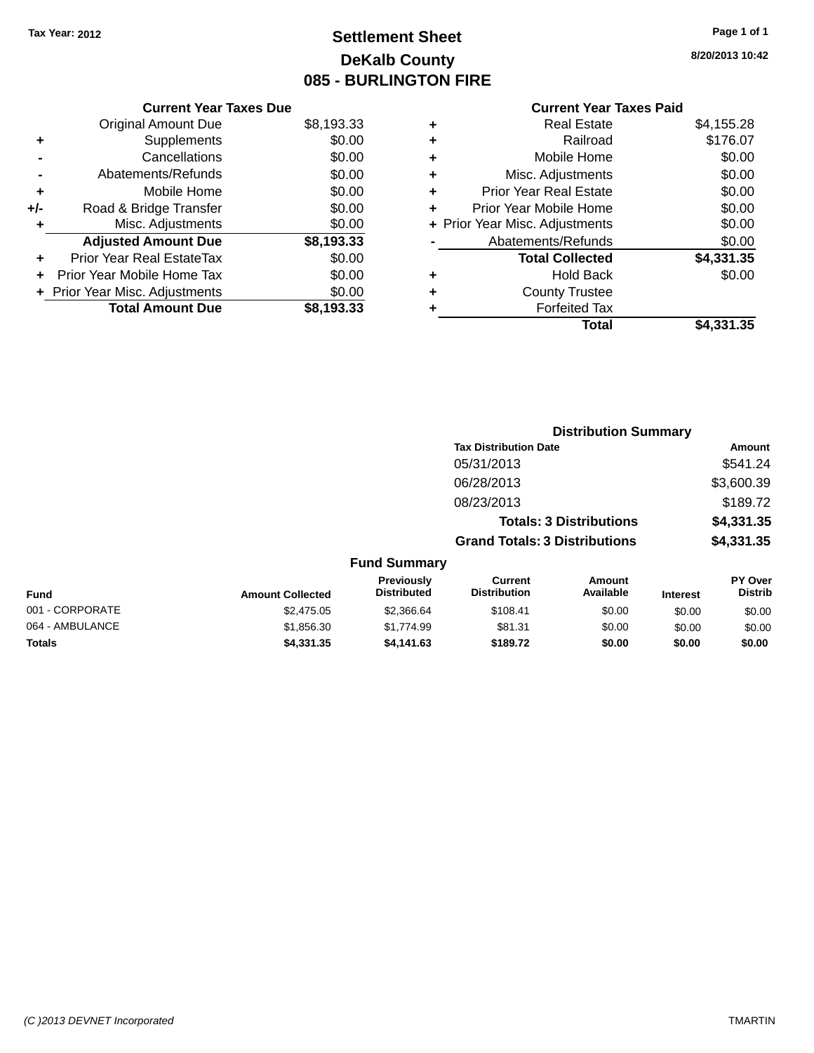Tax Year: 2012

# Settlement Sheet

## DeKalb County

## 085 - BURLINGTON FIRE

8/20/2013 10:42

| | Current Year Taxes Due | |
|---|---|---|
| | Original Amount Due | $8,193.33 |
| + | Supplements | $0.00 |
| - | Cancellations | $0.00 |
| - | Abatements/Refunds | $0.00 |
| + | Mobile Home | $0.00 |
| +/- | Road & Bridge Transfer | $0.00 |
| + | Misc. Adjustments | $0.00 |
| | **Adjusted Amount Due** | **$8,193.33** |
| + | Prior Year Real EstateTax | $0.00 |
| + | Prior Year Mobile Home Tax | $0.00 |
| + | Prior Year Misc. Adjustments | $0.00 |
| | **Total Amount Due** | **$8,193.33** |

| | Current Year Taxes Paid | |
|---|---|---|
| + | Real Estate | $4,155.28 |
| + | Railroad | $176.07 |
| + | Mobile Home | $0.00 |
| + | Misc. Adjustments | $0.00 |
| + | Prior Year Real Estate | $0.00 |
| + | Prior Year Mobile Home | $0.00 |
| + | Prior Year Misc. Adjustments | $0.00 |
| - | Abatements/Refunds | $0.00 |
| | **Total Collected** | **$4,331.35** |
| + | Hold Back | $0.00 |
| + | County Trustee | |
| + | Forfeited Tax | |
| | **Total** | **$4,331.35** |

### Distribution Summary

| Tax Distribution Date | Amount |
|---|---|
| 05/31/2013 | $541.24 |
| 06/28/2013 | $3,600.39 |
| 08/23/2013 | $189.72 |
| **Totals: 3 Distributions** | **$4,331.35** |
| **Grand Totals: 3 Distributions** | **$4,331.35** |

### Fund Summary

| Fund | Amount Collected | Previously Distributed | Current Distribution | Amount Available | Interest | PY Over Distrib |
|---|---|---|---|---|---|---|
| 001 - CORPORATE | $2,475.05 | $2,366.64 | $108.41 | $0.00 | $0.00 | $0.00 |
| 064 - AMBULANCE | $1,856.30 | $1,774.99 | $81.31 | $0.00 | $0.00 | $0.00 |
| **Totals** | **$4,331.35** | **$4,141.63** | **$189.72** | **$0.00** | **$0.00** | **$0.00** |

(C )2013 DEVNET Incorporated TMARTIN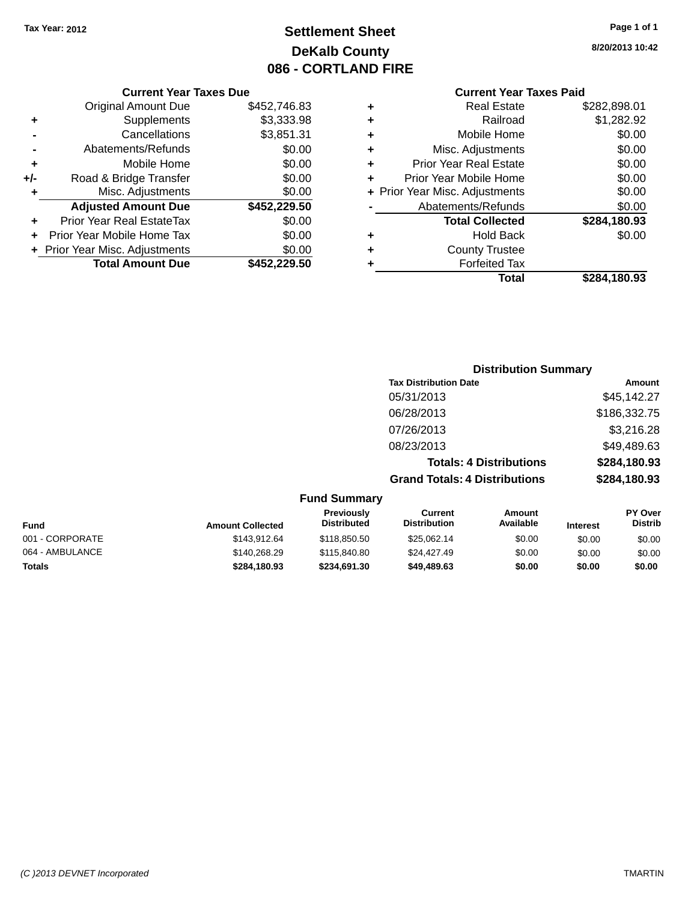Tax Year: 2012

# Settlement Sheet

## DeKalb County

## 086 - CORTLAND FIRE

8/20/2013 10:42

### Current Year Taxes Due

| | | |
|---|---|---|
| | Original Amount Due | $452,746.83 |
| + | Supplements | $3,333.98 |
| - | Cancellations | $3,851.31 |
| - | Abatements/Refunds | $0.00 |
| + | Mobile Home | $0.00 |
| +/- | Road & Bridge Transfer | $0.00 |
| + | Misc. Adjustments | $0.00 |
| | **Adjusted Amount Due** | **$452,229.50** |
| + | Prior Year Real EstateTax | $0.00 |
| + | Prior Year Mobile Home Tax | $0.00 |
| + | Prior Year Misc. Adjustments | $0.00 |
| | **Total Amount Due** | **$452,229.50** |

### Current Year Taxes Paid

| | | |
|---|---|---|
| + | Real Estate | $282,898.01 |
| + | Railroad | $1,282.92 |
| + | Mobile Home | $0.00 |
| + | Misc. Adjustments | $0.00 |
| + | Prior Year Real Estate | $0.00 |
| + | Prior Year Mobile Home | $0.00 |
| + | Prior Year Misc. Adjustments | $0.00 |
| - | Abatements/Refunds | $0.00 |
| | **Total Collected** | **$284,180.93** |
| + | Hold Back | $0.00 |
| + | County Trustee | |
| + | Forfeited Tax | |
| | **Total** | **$284,180.93** |

### Distribution Summary

| Tax Distribution Date | Amount |
|---|---|
| 05/31/2013 | $45,142.27 |
| 06/28/2013 | $186,332.75 |
| 07/26/2013 | $3,216.28 |
| 08/23/2013 | $49,489.63 |
| **Totals: 4 Distributions** | **$284,180.93** |
| **Grand Totals: 4 Distributions** | **$284,180.93** |

### Fund Summary

| Fund | Amount Collected | Previously Distributed | Current Distribution | Amount Available | Interest | PY Over Distrib |
|---|---|---|---|---|---|---|
| 001 - CORPORATE | $143,912.64 | $118,850.50 | $25,062.14 | $0.00 | $0.00 | $0.00 |
| 064 - AMBULANCE | $140,268.29 | $115,840.80 | $24,427.49 | $0.00 | $0.00 | $0.00 |
| **Totals** | **$284,180.93** | **$234,691.30** | **$49,489.63** | **$0.00** | **$0.00** | **$0.00** |

(C )2013 DEVNET Incorporated TMARTIN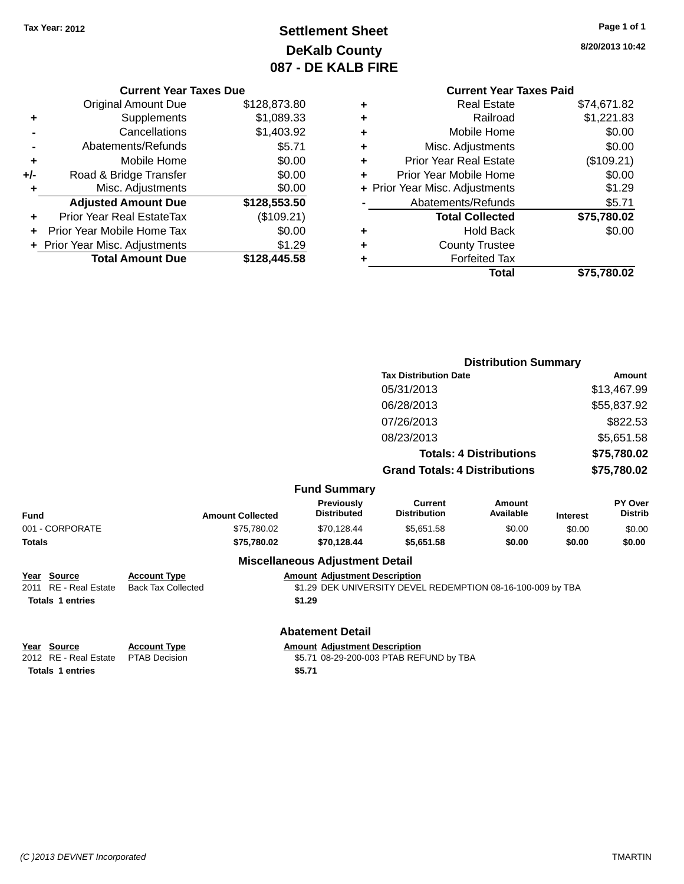Tax Year: 2012

# Settlement Sheet
## DeKalb County
## 087 - DE KALB FIRE

8/20/2013 10:42

### Current Year Taxes Due

| | | |
|---|---|---|
| | Original Amount Due | $128,873.80 |
| + | Supplements | $1,089.33 |
| - | Cancellations | $1,403.92 |
| - | Abatements/Refunds | $5.71 |
| + | Mobile Home | $0.00 |
| +/- | Road & Bridge Transfer | $0.00 |
| + | Misc. Adjustments | $0.00 |
| | **Adjusted Amount Due** | **$128,553.50** |
| + | Prior Year Real EstateTax | ($109.21) |
| + | Prior Year Mobile Home Tax | $0.00 |
| + | Prior Year Misc. Adjustments | $1.29 |
| | **Total Amount Due** | **$128,445.58** |

### Current Year Taxes Paid

| | | |
|---|---|---|
| + | Real Estate | $74,671.82 |
| + | Railroad | $1,221.83 |
| + | Mobile Home | $0.00 |
| + | Misc. Adjustments | $0.00 |
| + | Prior Year Real Estate | ($109.21) |
| + | Prior Year Mobile Home | $0.00 |
| + | Prior Year Misc. Adjustments | $1.29 |
| - | Abatements/Refunds | $5.71 |
| | **Total Collected** | **$75,780.02** |
| + | Hold Back | $0.00 |
| + | County Trustee | |
| + | Forfeited Tax | |
| | **Total** | **$75,780.02** |

### Distribution Summary

| Tax Distribution Date | Amount |
|---|---|
| 05/31/2013 | $13,467.99 |
| 06/28/2013 | $55,837.92 |
| 07/26/2013 | $822.53 |
| 08/23/2013 | $5,651.58 |
| **Totals: 4 Distributions** | **$75,780.02** |
| **Grand Totals: 4 Distributions** | **$75,780.02** |

### Fund Summary

| Fund | Amount Collected | Previously Distributed | Current Distribution | Amount Available | Interest | PY Over Distrib |
|---|---|---|---|---|---|---|
| 001 - CORPORATE | $75,780.02 | $70,128.44 | $5,651.58 | $0.00 | $0.00 | $0.00 |
| **Totals** | **$75,780.02** | **$70,128.44** | **$5,651.58** | **$0.00** | **$0.00** | **$0.00** |

### Miscellaneous Adjustment Detail

| Year | Source | Account Type | Amount | Adjustment Description |
|---|---|---|---|---|
| 2011 | RE - Real Estate | Back Tax Collected | $1.29 | DEK UNIVERSITY DEVEL REDEMPTION 08-16-100-009 by TBA |
| **Totals** | **1 entries** | | **$1.29** | |

### Abatement Detail

| Year | Source | Account Type | Amount | Adjustment Description |
|---|---|---|---|---|
| 2012 | RE - Real Estate | PTAB Decision | $5.71 | 08-29-200-003 PTAB REFUND by TBA |
| **Totals** | **1 entries** | | **$5.71** | |

(C )2013 DEVNET Incorporated TMARTIN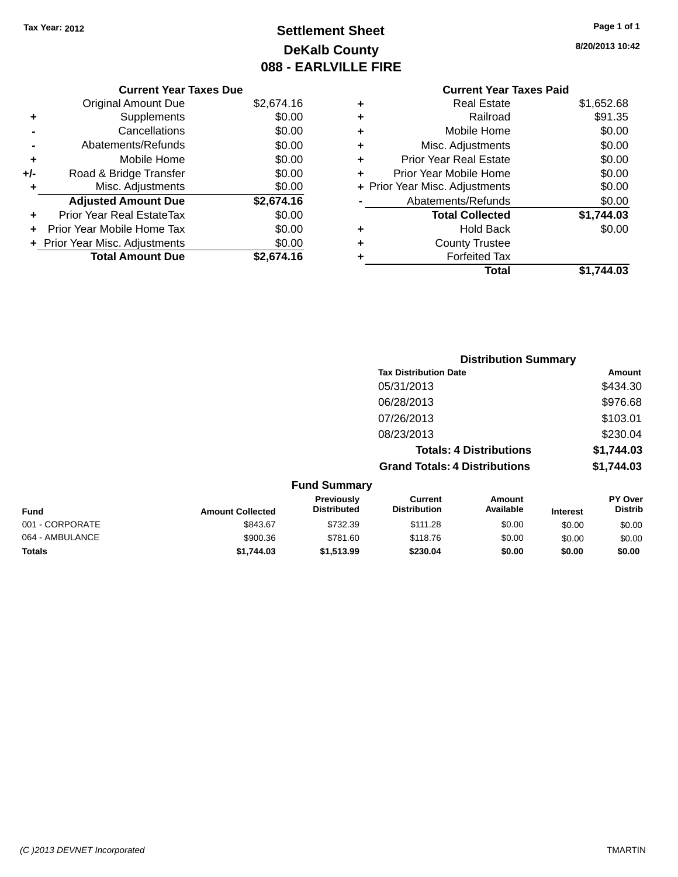Tax Year: 2012

# Settlement Sheet
## DeKalb County
## 088 - EARLVILLE FIRE

8/20/2013 10:42

### Current Year Taxes Due

| | | |
|---|---|---|
| | Original Amount Due | $2,674.16 |
| + | Supplements | $0.00 |
| - | Cancellations | $0.00 |
| - | Abatements/Refunds | $0.00 |
| + | Mobile Home | $0.00 |
| +/- | Road & Bridge Transfer | $0.00 |
| + | Misc. Adjustments | $0.00 |
| | **Adjusted Amount Due** | **$2,674.16** |
| + | Prior Year Real EstateTax | $0.00 |
| + | Prior Year Mobile Home Tax | $0.00 |
| + | Prior Year Misc. Adjustments | $0.00 |
| | **Total Amount Due** | **$2,674.16** |

### Current Year Taxes Paid

| | | |
|---|---|---|
| + | Real Estate | $1,652.68 |
| + | Railroad | $91.35 |
| + | Mobile Home | $0.00 |
| + | Misc. Adjustments | $0.00 |
| + | Prior Year Real Estate | $0.00 |
| + | Prior Year Mobile Home | $0.00 |
| + | Prior Year Misc. Adjustments | $0.00 |
| - | Abatements/Refunds | $0.00 |
| | **Total Collected** | **$1,744.03** |
| + | Hold Back | $0.00 |
| + | County Trustee | |
| + | Forfeited Tax | |
| | **Total** | **$1,744.03** |

### Distribution Summary

| Tax Distribution Date | Amount |
|---|---|
| 05/31/2013 | $434.30 |
| 06/28/2013 | $976.68 |
| 07/26/2013 | $103.01 |
| 08/23/2013 | $230.04 |
| **Totals: 4 Distributions** | **$1,744.03** |
| **Grand Totals: 4 Distributions** | **$1,744.03** |

### Fund Summary

| Fund | Amount Collected | Previously Distributed | Current Distribution | Amount Available | Interest | PY Over Distrib |
|---|---|---|---|---|---|---|
| 001 - CORPORATE | $843.67 | $732.39 | $111.28 | $0.00 | $0.00 | $0.00 |
| 064 - AMBULANCE | $900.36 | $781.60 | $118.76 | $0.00 | $0.00 | $0.00 |
| **Totals** | **$1,744.03** | **$1,513.99** | **$230.04** | **$0.00** | **$0.00** | **$0.00** |

(C )2013 DEVNET Incorporated — TMARTIN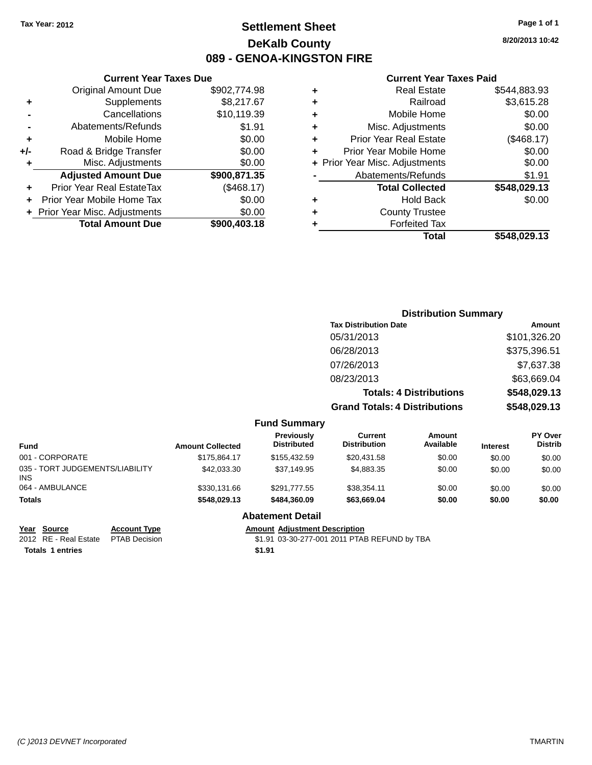Tax Year: 2012

# Settlement Sheet
## DeKalb County
## 089 - GENOA-KINGSTON FIRE

8/20/2013 10:42

### Current Year Taxes Due

| | | |
|---|---|---|
| | Original Amount Due | $902,774.98 |
| + | Supplements | $8,217.67 |
| - | Cancellations | $10,119.39 |
| - | Abatements/Refunds | $1.91 |
| + | Mobile Home | $0.00 |
| +/- | Road & Bridge Transfer | $0.00 |
| + | Misc. Adjustments | $0.00 |
| | **Adjusted Amount Due** | **$900,871.35** |
| + | Prior Year Real EstateTax | ($468.17) |
| + | Prior Year Mobile Home Tax | $0.00 |
| + | Prior Year Misc. Adjustments | $0.00 |
| | **Total Amount Due** | **$900,403.18** |

### Current Year Taxes Paid

| | | |
|---|---|---|
| + | Real Estate | $544,883.93 |
| + | Railroad | $3,615.28 |
| + | Mobile Home | $0.00 |
| + | Misc. Adjustments | $0.00 |
| + | Prior Year Real Estate | ($468.17) |
| + | Prior Year Mobile Home | $0.00 |
| + | Prior Year Misc. Adjustments | $0.00 |
| - | Abatements/Refunds | $1.91 |
| | **Total Collected** | **$548,029.13** |
| + | Hold Back | $0.00 |
| + | County Trustee | |
| + | Forfeited Tax | |
| | **Total** | **$548,029.13** |

### Distribution Summary

| Tax Distribution Date | Amount |
|---|---|
| 05/31/2013 | $101,326.20 |
| 06/28/2013 | $375,396.51 |
| 07/26/2013 | $7,637.38 |
| 08/23/2013 | $63,669.04 |
| **Totals: 4 Distributions** | **$548,029.13** |
| **Grand Totals: 4 Distributions** | **$548,029.13** |

### Fund Summary

| Fund | Amount Collected | Previously Distributed | Current Distribution | Amount Available | Interest | PY Over Distrib |
|---|---|---|---|---|---|---|
| 001 - CORPORATE | $175,864.17 | $155,432.59 | $20,431.58 | $0.00 | $0.00 | $0.00 |
| 035 - TORT JUDGEMENTS/LIABILITY INS | $42,033.30 | $37,149.95 | $4,883.35 | $0.00 | $0.00 | $0.00 |
| 064 - AMBULANCE | $330,131.66 | $291,777.55 | $38,354.11 | $0.00 | $0.00 | $0.00 |
| **Totals** | **$548,029.13** | **$484,360.09** | **$63,669.04** | **$0.00** | **$0.00** | **$0.00** |

### Abatement Detail

| Year | Source | Account Type | Amount | Adjustment Description |
|---|---|---|---|---|
| 2012 | RE - Real Estate | PTAB Decision | $1.91 | 03-30-277-001 2011 PTAB REFUND by TBA |
| **Totals 1 entries** | | | **$1.91** | |

(C )2013 DEVNET Incorporated TMARTIN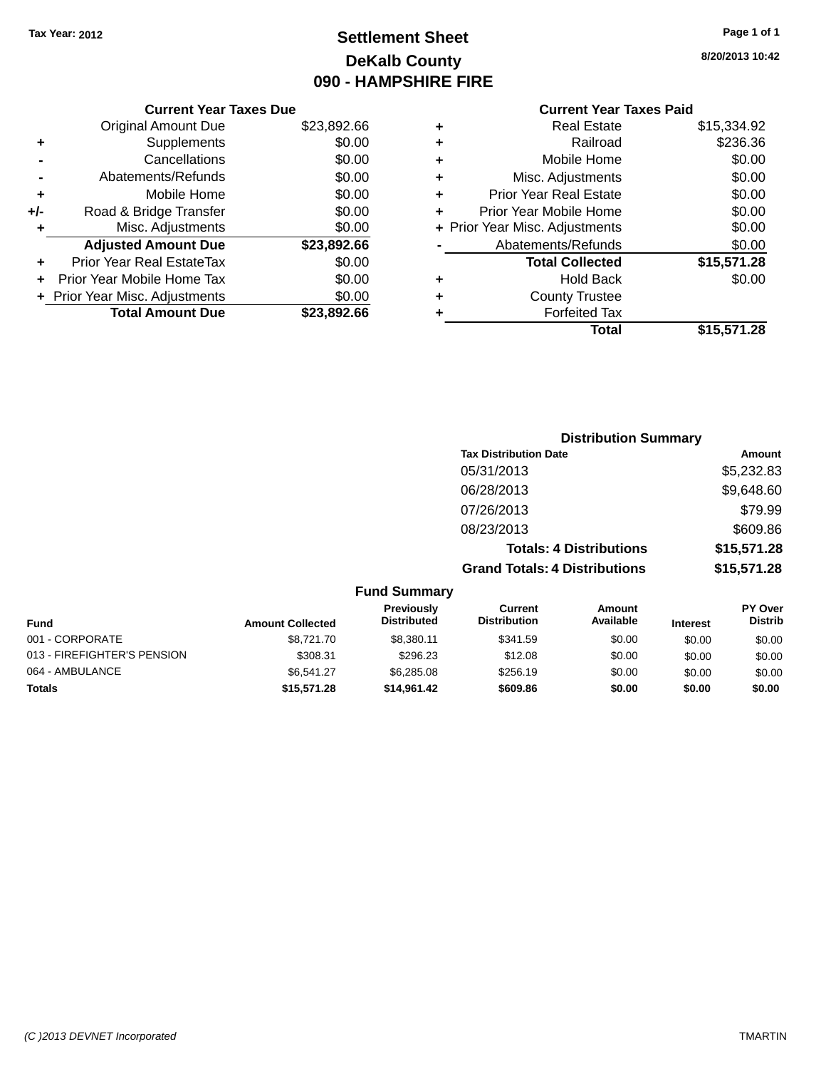Tax Year: 2012

# Settlement Sheet

## DeKalb County

## 090 - HAMPSHIRE FIRE

8/20/2013 10:42

### Current Year Taxes Due

| | | |
|---|---|---|
| | Original Amount Due | $23,892.66 |
| + | Supplements | $0.00 |
| - | Cancellations | $0.00 |
| - | Abatements/Refunds | $0.00 |
| + | Mobile Home | $0.00 |
| +/- | Road & Bridge Transfer | $0.00 |
| + | Misc. Adjustments | $0.00 |
| | **Adjusted Amount Due** | **$23,892.66** |
| + | Prior Year Real EstateTax | $0.00 |
| + | Prior Year Mobile Home Tax | $0.00 |
| + | Prior Year Misc. Adjustments | $0.00 |
| | **Total Amount Due** | **$23,892.66** |

### Current Year Taxes Paid

| | | |
|---|---|---|
| + | Real Estate | $15,334.92 |
| + | Railroad | $236.36 |
| + | Mobile Home | $0.00 |
| + | Misc. Adjustments | $0.00 |
| + | Prior Year Real Estate | $0.00 |
| + | Prior Year Mobile Home | $0.00 |
| + | Prior Year Misc. Adjustments | $0.00 |
| - | Abatements/Refunds | $0.00 |
| | **Total Collected** | **$15,571.28** |
| + | Hold Back | $0.00 |
| + | County Trustee | |
| + | Forfeited Tax | |
| | **Total** | **$15,571.28** |

### Distribution Summary

| Tax Distribution Date | Amount |
|---|---|
| 05/31/2013 | $5,232.83 |
| 06/28/2013 | $9,648.60 |
| 07/26/2013 | $79.99 |
| 08/23/2013 | $609.86 |
| **Totals: 4 Distributions** | **$15,571.28** |
| **Grand Totals: 4 Distributions** | **$15,571.28** |

### Fund Summary

| Fund | Amount Collected | Previously Distributed | Current Distribution | Amount Available | Interest | PY Over Distrib |
|---|---|---|---|---|---|---|
| 001 - CORPORATE | $8,721.70 | $8,380.11 | $341.59 | $0.00 | $0.00 | $0.00 |
| 013 - FIREFIGHTER'S PENSION | $308.31 | $296.23 | $12.08 | $0.00 | $0.00 | $0.00 |
| 064 - AMBULANCE | $6,541.27 | $6,285.08 | $256.19 | $0.00 | $0.00 | $0.00 |
| **Totals** | **$15,571.28** | **$14,961.42** | **$609.86** | **$0.00** | **$0.00** | **$0.00** |

(C )2013 DEVNET Incorporated | TMARTIN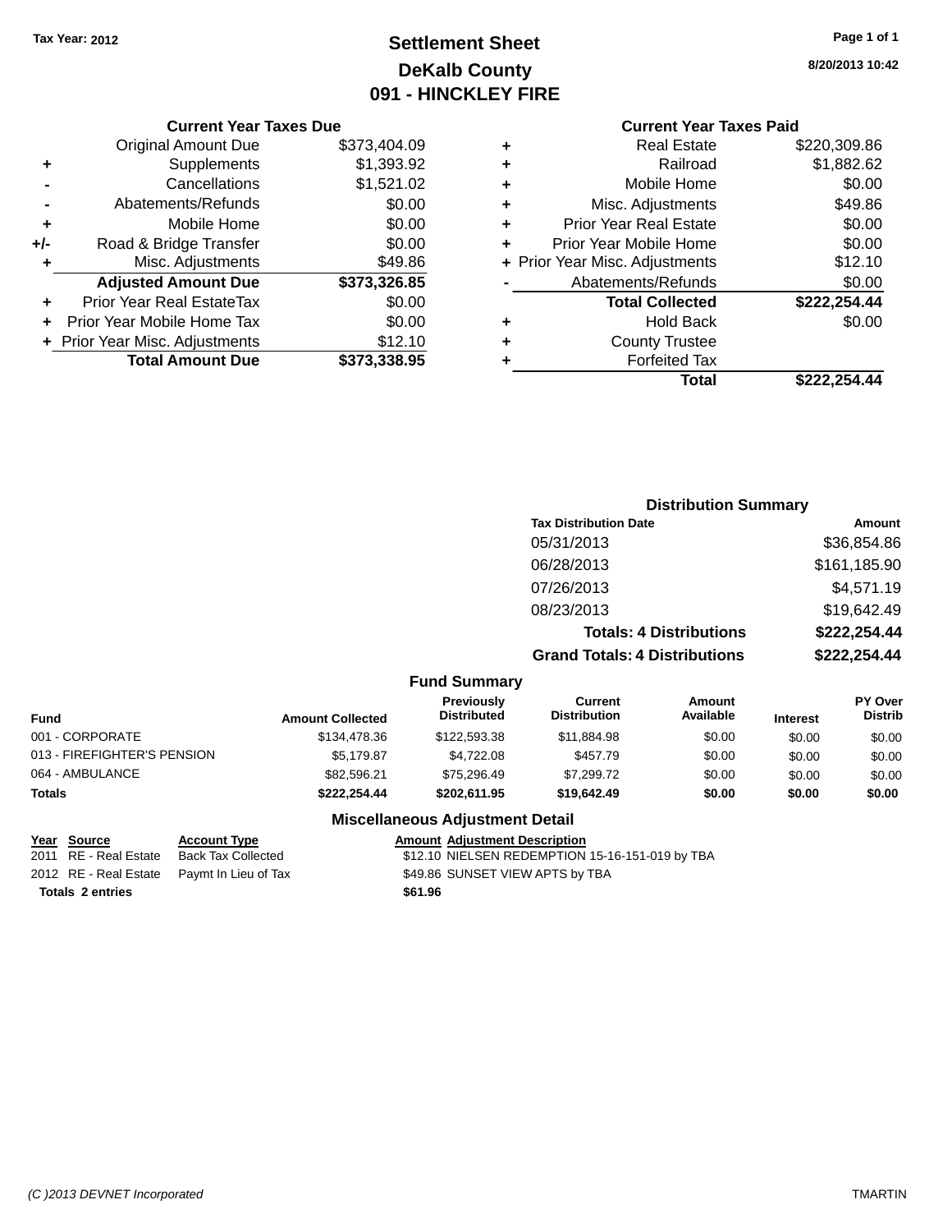Tax Year: 2012

# Settlement Sheet
## DeKalb County
## 091 - HINCKLEY FIRE

8/20/2013 10:42

### Current Year Taxes Due

| | | |
|---|---|---|
| | Original Amount Due | $373,404.09 |
| + | Supplements | $1,393.92 |
| - | Cancellations | $1,521.02 |
| - | Abatements/Refunds | $0.00 |
| + | Mobile Home | $0.00 |
| +/- | Road & Bridge Transfer | $0.00 |
| + | Misc. Adjustments | $49.86 |
| | **Adjusted Amount Due** | **$373,326.85** |
| + | Prior Year Real EstateTax | $0.00 |
| + | Prior Year Mobile Home Tax | $0.00 |
| + | Prior Year Misc. Adjustments | $12.10 |
| | **Total Amount Due** | **$373,338.95** |

### Current Year Taxes Paid

| | | |
|---|---|---|
| + | Real Estate | $220,309.86 |
| + | Railroad | $1,882.62 |
| + | Mobile Home | $0.00 |
| + | Misc. Adjustments | $49.86 |
| + | Prior Year Real Estate | $0.00 |
| + | Prior Year Mobile Home | $0.00 |
| + | Prior Year Misc. Adjustments | $12.10 |
| - | Abatements/Refunds | $0.00 |
| | **Total Collected** | **$222,254.44** |
| + | Hold Back | $0.00 |
| + | County Trustee | |
| + | Forfeited Tax | |
| | **Total** | **$222,254.44** |

### Distribution Summary

| Tax Distribution Date | Amount |
|---|---|
| 05/31/2013 | $36,854.86 |
| 06/28/2013 | $161,185.90 |
| 07/26/2013 | $4,571.19 |
| 08/23/2013 | $19,642.49 |
| **Totals: 4 Distributions** | **$222,254.44** |
| **Grand Totals: 4 Distributions** | **$222,254.44** |

### Fund Summary

| Fund | Amount Collected | Previously Distributed | Current Distribution | Amount Available | Interest | PY Over Distrib |
|---|---|---|---|---|---|---|
| 001 - CORPORATE | $134,478.36 | $122,593.38 | $11,884.98 | $0.00 | $0.00 | $0.00 |
| 013 - FIREFIGHTER'S PENSION | $5,179.87 | $4,722.08 | $457.79 | $0.00 | $0.00 | $0.00 |
| 064 - AMBULANCE | $82,596.21 | $75,296.49 | $7,299.72 | $0.00 | $0.00 | $0.00 |
| **Totals** | **$222,254.44** | **$202,611.95** | **$19,642.49** | **$0.00** | **$0.00** | **$0.00** |

### Miscellaneous Adjustment Detail

| Year | Source | Account Type | Amount | Adjustment Description |
|---|---|---|---|---|
| 2011 | RE - Real Estate | Back Tax Collected | $12.10 | NIELSEN REDEMPTION 15-16-151-019 by TBA |
| 2012 | RE - Real Estate | Paymt In Lieu of Tax | $49.86 | SUNSET VIEW APTS by TBA |
| **Totals** | **2 entries** | | **$61.96** | |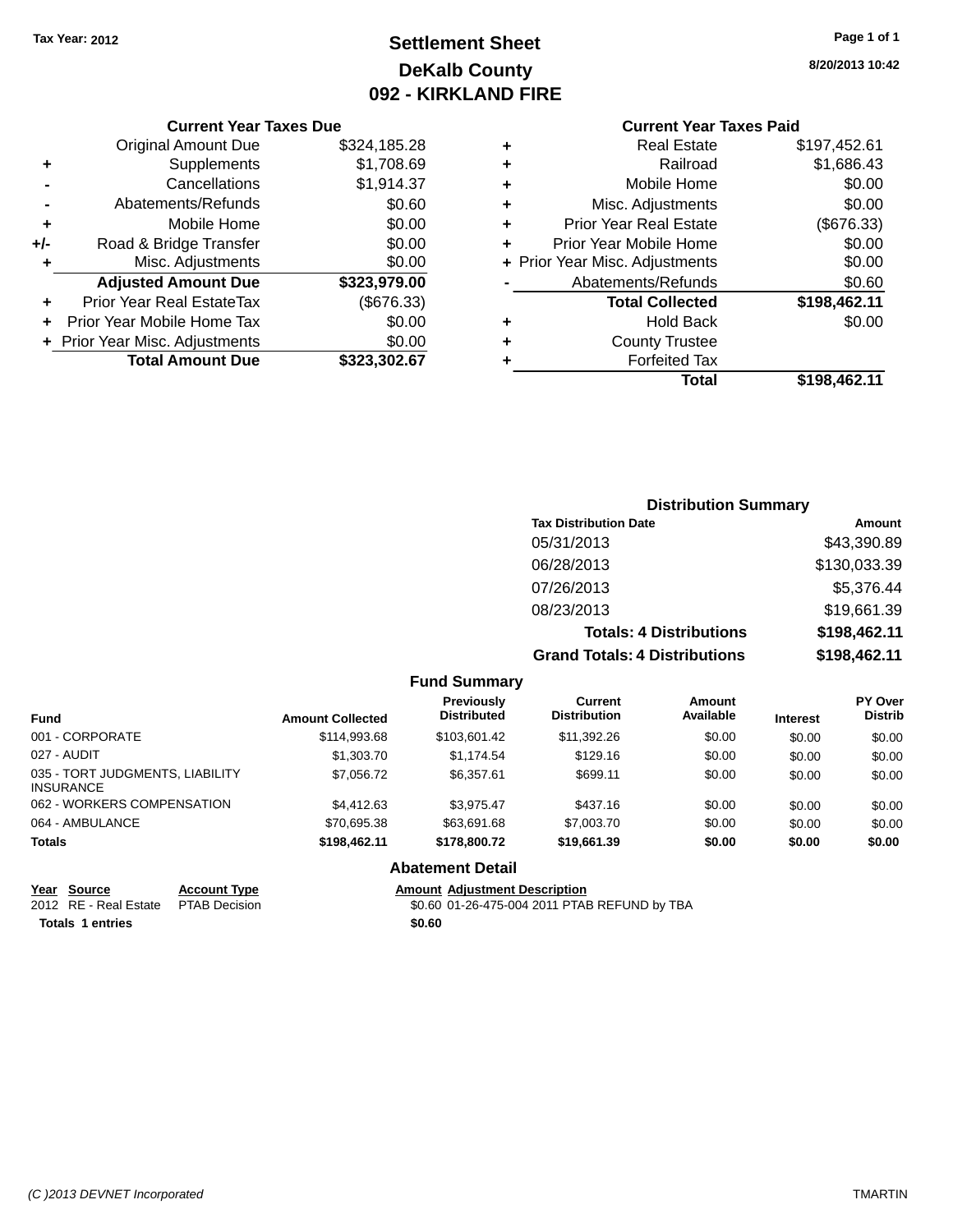Tax Year: 2012

# Settlement Sheet

## DeKalb County

## 092 - KIRKLAND FIRE

8/20/2013 10:42

### Current Year Taxes Due

| | | |
|---|---|---|
| | Original Amount Due | $324,185.28 |
| + | Supplements | $1,708.69 |
| - | Cancellations | $1,914.37 |
| - | Abatements/Refunds | $0.60 |
| + | Mobile Home | $0.00 |
| +/- | Road & Bridge Transfer | $0.00 |
| + | Misc. Adjustments | $0.00 |
| | **Adjusted Amount Due** | **$323,979.00** |
| + | Prior Year Real EstateTax | ($676.33) |
| + | Prior Year Mobile Home Tax | $0.00 |
| + | Prior Year Misc. Adjustments | $0.00 |
| | **Total Amount Due** | **$323,302.67** |

### Current Year Taxes Paid

| | | |
|---|---|---|
| + | Real Estate | $197,452.61 |
| + | Railroad | $1,686.43 |
| + | Mobile Home | $0.00 |
| + | Misc. Adjustments | $0.00 |
| + | Prior Year Real Estate | ($676.33) |
| + | Prior Year Mobile Home | $0.00 |
| + | Prior Year Misc. Adjustments | $0.00 |
| - | Abatements/Refunds | $0.60 |
| | **Total Collected** | **$198,462.11** |
| + | Hold Back | $0.00 |
| + | County Trustee | |
| + | Forfeited Tax | |
| | **Total** | **$198,462.11** |

### Distribution Summary

| Tax Distribution Date | Amount |
|---|---|
| 05/31/2013 | $43,390.89 |
| 06/28/2013 | $130,033.39 |
| 07/26/2013 | $5,376.44 |
| 08/23/2013 | $19,661.39 |
| **Totals: 4 Distributions** | **$198,462.11** |
| **Grand Totals: 4 Distributions** | **$198,462.11** |

### Fund Summary

| Fund | Amount Collected | Previously Distributed | Current Distribution | Amount Available | Interest | PY Over Distrib |
|---|---|---|---|---|---|---|
| 001 - CORPORATE | $114,993.68 | $103,601.42 | $11,392.26 | $0.00 | $0.00 | $0.00 |
| 027 - AUDIT | $1,303.70 | $1,174.54 | $129.16 | $0.00 | $0.00 | $0.00 |
| 035 - TORT JUDGMENTS, LIABILITY INSURANCE | $7,056.72 | $6,357.61 | $699.11 | $0.00 | $0.00 | $0.00 |
| 062 - WORKERS COMPENSATION | $4,412.63 | $3,975.47 | $437.16 | $0.00 | $0.00 | $0.00 |
| 064 - AMBULANCE | $70,695.38 | $63,691.68 | $7,003.70 | $0.00 | $0.00 | $0.00 |
| **Totals** | **$198,462.11** | **$178,800.72** | **$19,661.39** | **$0.00** | **$0.00** | **$0.00** |

### Abatement Detail

| Year | Source | Account Type | Amount | Adjustment Description |
|---|---|---|---|---|
| 2012 | RE - Real Estate | PTAB Decision | $0.60 | 01-26-475-004 2011 PTAB REFUND by TBA |
| **Totals** | **1 entries** | | **$0.60** | |

(C )2013 DEVNET Incorporated

TMARTIN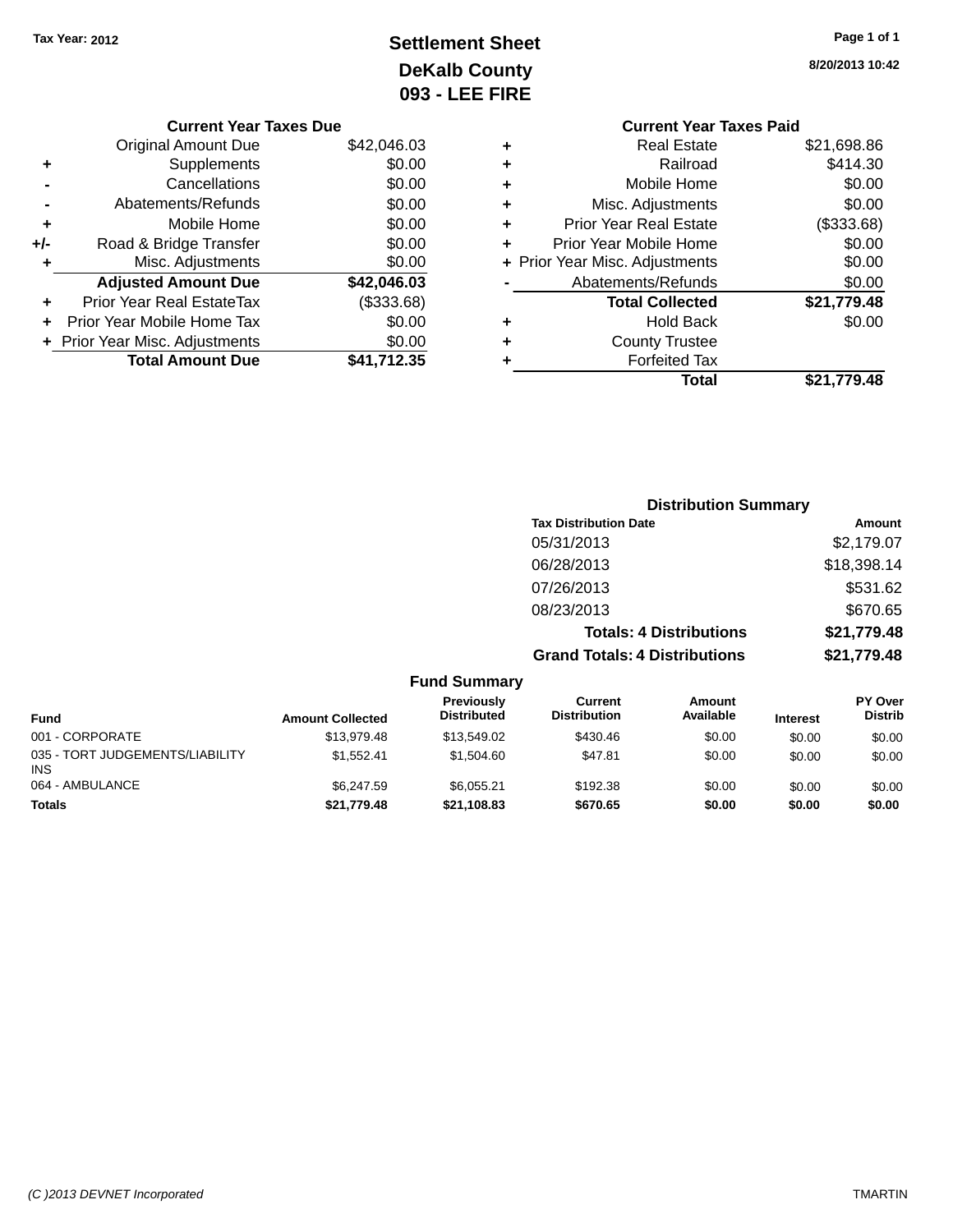Tax Year: 2012

# Settlement Sheet
## DeKalb County
## 093 - LEE FIRE

8/20/2013 10:42

### Current Year Taxes Due

| | | |
|---|---|---|
| | Original Amount Due | $42,046.03 |
| + | Supplements | $0.00 |
| - | Cancellations | $0.00 |
| - | Abatements/Refunds | $0.00 |
| + | Mobile Home | $0.00 |
| +/- | Road & Bridge Transfer | $0.00 |
| + | Misc. Adjustments | $0.00 |
| | **Adjusted Amount Due** | **$42,046.03** |
| + | Prior Year Real EstateTax | ($333.68) |
| + | Prior Year Mobile Home Tax | $0.00 |
| + | Prior Year Misc. Adjustments | $0.00 |
| | **Total Amount Due** | **$41,712.35** |

### Current Year Taxes Paid

| | | |
|---|---|---|
| + | Real Estate | $21,698.86 |
| + | Railroad | $414.30 |
| + | Mobile Home | $0.00 |
| + | Misc. Adjustments | $0.00 |
| + | Prior Year Real Estate | ($333.68) |
| + | Prior Year Mobile Home | $0.00 |
| + | Prior Year Misc. Adjustments | $0.00 |
| - | Abatements/Refunds | $0.00 |
| | **Total Collected** | **$21,779.48** |
| + | Hold Back | $0.00 |
| + | County Trustee | |
| + | Forfeited Tax | |
| | **Total** | **$21,779.48** |

### Distribution Summary

| Tax Distribution Date | Amount |
|---|---|
| 05/31/2013 | $2,179.07 |
| 06/28/2013 | $18,398.14 |
| 07/26/2013 | $531.62 |
| 08/23/2013 | $670.65 |
| **Totals: 4 Distributions** | **$21,779.48** |
| **Grand Totals: 4 Distributions** | **$21,779.48** |

### Fund Summary

| Fund | Amount Collected | Previously Distributed | Current Distribution | Amount Available | Interest | PY Over Distrib |
|---|---|---|---|---|---|---|
| 001 - CORPORATE | $13,979.48 | $13,549.02 | $430.46 | $0.00 | $0.00 | $0.00 |
| 035 - TORT JUDGEMENTS/LIABILITY INS | $1,552.41 | $1,504.60 | $47.81 | $0.00 | $0.00 | $0.00 |
| 064 - AMBULANCE | $6,247.59 | $6,055.21 | $192.38 | $0.00 | $0.00 | $0.00 |
| **Totals** | **$21,779.48** | **$21,108.83** | **$670.65** | **$0.00** | **$0.00** | **$0.00** |

(C )2013 DEVNET Incorporated TMARTIN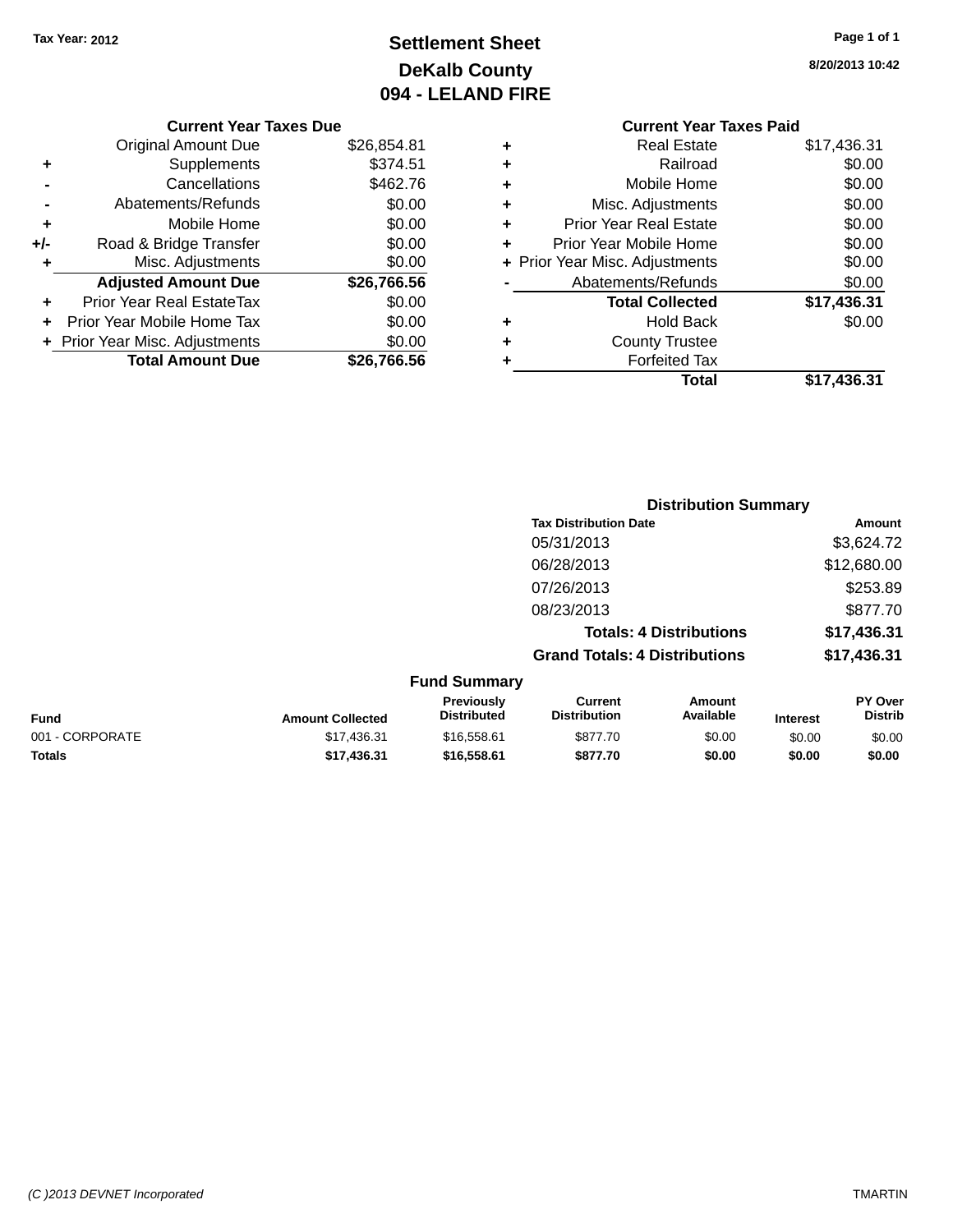Tax Year: 2012

# Settlement Sheet

## DeKalb County

## 094 - LELAND FIRE

8/20/2013 10:42

### Current Year Taxes Due

| | | |
|---|---|---|
| | Original Amount Due | $26,854.81 |
| + | Supplements | $374.51 |
| - | Cancellations | $462.76 |
| - | Abatements/Refunds | $0.00 |
| + | Mobile Home | $0.00 |
| +/- | Road & Bridge Transfer | $0.00 |
| + | Misc. Adjustments | $0.00 |
| | **Adjusted Amount Due** | **$26,766.56** |
| + | Prior Year Real EstateTax | $0.00 |
| + | Prior Year Mobile Home Tax | $0.00 |
| + | Prior Year Misc. Adjustments | $0.00 |
| | **Total Amount Due** | **$26,766.56** |

### Current Year Taxes Paid

| | | |
|---|---|---|
| + | Real Estate | $17,436.31 |
| + | Railroad | $0.00 |
| + | Mobile Home | $0.00 |
| + | Misc. Adjustments | $0.00 |
| + | Prior Year Real Estate | $0.00 |
| + | Prior Year Mobile Home | $0.00 |
| + | Prior Year Misc. Adjustments | $0.00 |
| - | Abatements/Refunds | $0.00 |
| | **Total Collected** | **$17,436.31** |
| + | Hold Back | $0.00 |
| + | County Trustee | |
| + | Forfeited Tax | |
| | **Total** | **$17,436.31** |

### Distribution Summary

| Tax Distribution Date | Amount |
|---|---|
| 05/31/2013 | $3,624.72 |
| 06/28/2013 | $12,680.00 |
| 07/26/2013 | $253.89 |
| 08/23/2013 | $877.70 |
| **Totals: 4 Distributions** | **$17,436.31** |
| **Grand Totals: 4 Distributions** | **$17,436.31** |

### Fund Summary

| Fund | Amount Collected | Previously Distributed | Current Distribution | Amount Available | Interest | PY Over Distrib |
|---|---|---|---|---|---|---|
| 001 - CORPORATE | $17,436.31 | $16,558.61 | $877.70 | $0.00 | $0.00 | $0.00 |
| **Totals** | **$17,436.31** | **$16,558.61** | **$877.70** | **$0.00** | **$0.00** | **$0.00** |

(C )2013 DEVNET Incorporated TMARTIN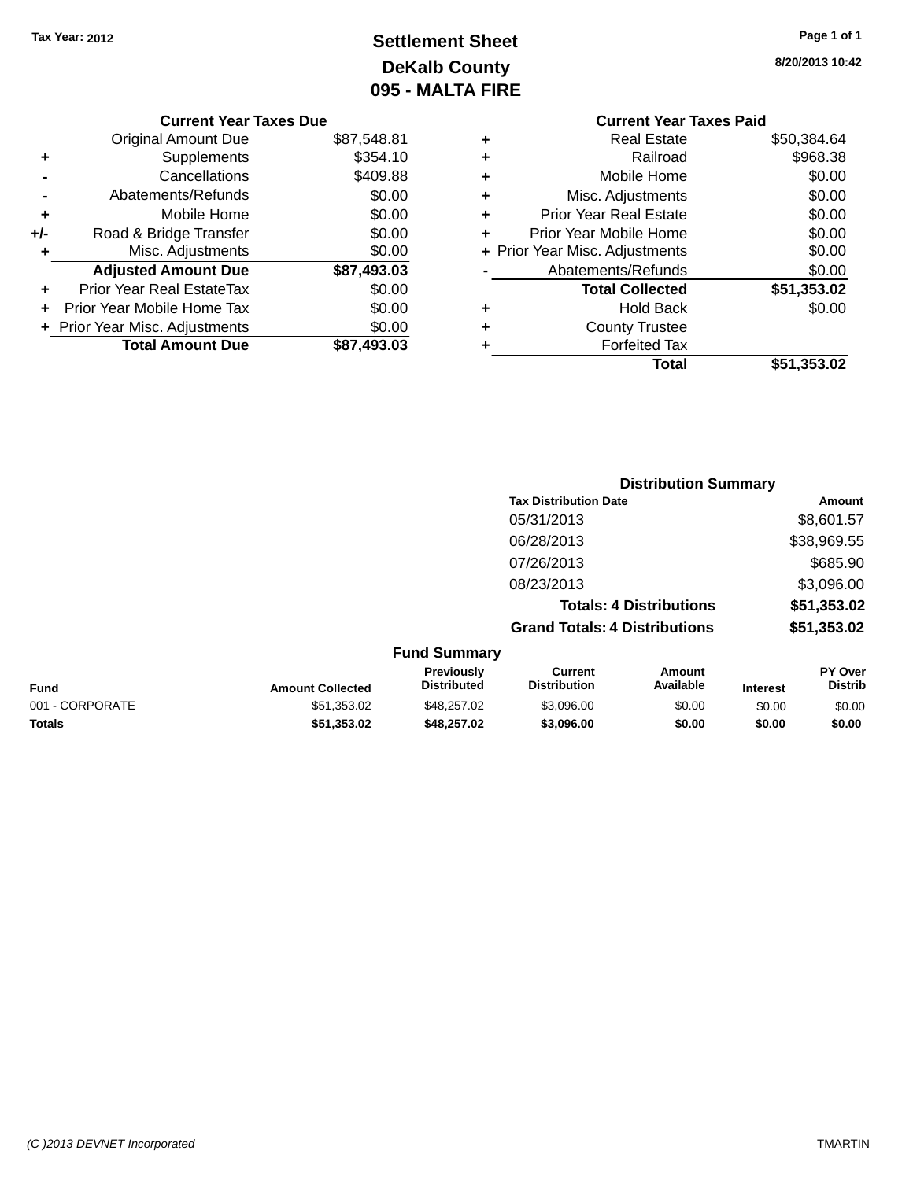Tax Year: 2012

# Settlement Sheet
## DeKalb County
## 095 - MALTA FIRE

8/20/2013 10:42

### Current Year Taxes Due

| | | |
|---|---|---|
| | Original Amount Due | $87,548.81 |
| + | Supplements | $354.10 |
| - | Cancellations | $409.88 |
| - | Abatements/Refunds | $0.00 |
| + | Mobile Home | $0.00 |
| +/- | Road & Bridge Transfer | $0.00 |
| + | Misc. Adjustments | $0.00 |
| | **Adjusted Amount Due** | **$87,493.03** |
| + | Prior Year Real EstateTax | $0.00 |
| + | Prior Year Mobile Home Tax | $0.00 |
| + | Prior Year Misc. Adjustments | $0.00 |
| | **Total Amount Due** | **$87,493.03** |

### Current Year Taxes Paid

| | | |
|---|---|---|
| + | Real Estate | $50,384.64 |
| + | Railroad | $968.38 |
| + | Mobile Home | $0.00 |
| + | Misc. Adjustments | $0.00 |
| + | Prior Year Real Estate | $0.00 |
| + | Prior Year Mobile Home | $0.00 |
| + | Prior Year Misc. Adjustments | $0.00 |
| - | Abatements/Refunds | $0.00 |
| | **Total Collected** | **$51,353.02** |
| + | Hold Back | $0.00 |
| + | County Trustee | |
| + | Forfeited Tax | |
| | **Total** | **$51,353.02** |

### Distribution Summary

| Tax Distribution Date | Amount |
|---|---|
| 05/31/2013 | $8,601.57 |
| 06/28/2013 | $38,969.55 |
| 07/26/2013 | $685.90 |
| 08/23/2013 | $3,096.00 |
| **Totals: 4 Distributions** | **$51,353.02** |
| **Grand Totals: 4 Distributions** | **$51,353.02** |

### Fund Summary

| Fund | Amount Collected | Previously Distributed | Current Distribution | Amount Available | Interest | PY Over Distrib |
|---|---|---|---|---|---|---|
| 001 - CORPORATE | $51,353.02 | $48,257.02 | $3,096.00 | $0.00 | $0.00 | $0.00 |
| **Totals** | **$51,353.02** | **$48,257.02** | **$3,096.00** | **$0.00** | **$0.00** | **$0.00** |

(C )2013 DEVNET Incorporated TMARTIN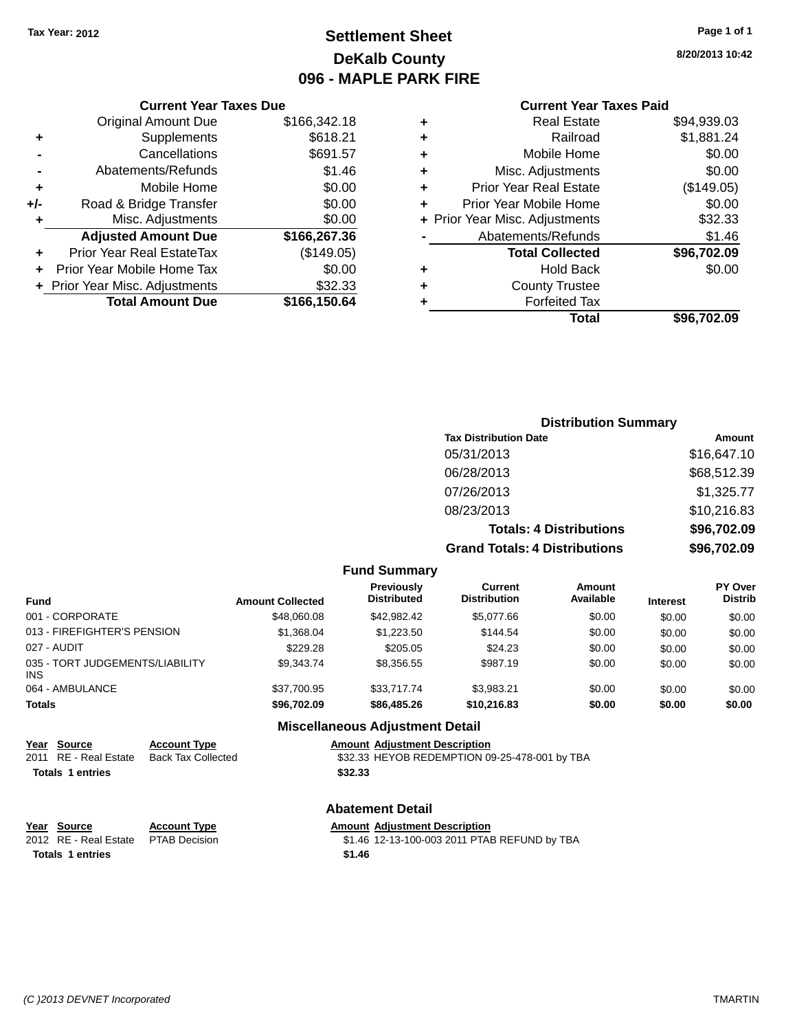Tax Year: 2012

# Settlement Sheet
## DeKalb County
## 096 - MAPLE PARK FIRE

8/20/2013 10:42

### Current Year Taxes Due

| | | |
|---|---|---|
| | Original Amount Due | $166,342.18 |
| + | Supplements | $618.21 |
| - | Cancellations | $691.57 |
| - | Abatements/Refunds | $1.46 |
| + | Mobile Home | $0.00 |
| +/- | Road & Bridge Transfer | $0.00 |
| + | Misc. Adjustments | $0.00 |
| | **Adjusted Amount Due** | **$166,267.36** |
| + | Prior Year Real EstateTax | ($149.05) |
| + | Prior Year Mobile Home Tax | $0.00 |
| + | Prior Year Misc. Adjustments | $32.33 |
| | **Total Amount Due** | **$166,150.64** |

### Current Year Taxes Paid

| | | |
|---|---|---|
| + | Real Estate | $94,939.03 |
| + | Railroad | $1,881.24 |
| + | Mobile Home | $0.00 |
| + | Misc. Adjustments | $0.00 |
| + | Prior Year Real Estate | ($149.05) |
| + | Prior Year Mobile Home | $0.00 |
| + | Prior Year Misc. Adjustments | $32.33 |
| - | Abatements/Refunds | $1.46 |
| | **Total Collected** | **$96,702.09** |
| + | Hold Back | $0.00 |
| + | County Trustee | |
| + | Forfeited Tax | |
| | **Total** | **$96,702.09** |

### Distribution Summary

| Tax Distribution Date | Amount |
|---|---|
| 05/31/2013 | $16,647.10 |
| 06/28/2013 | $68,512.39 |
| 07/26/2013 | $1,325.77 |
| 08/23/2013 | $10,216.83 |
| **Totals: 4 Distributions** | **$96,702.09** |
| **Grand Totals: 4 Distributions** | **$96,702.09** |

### Fund Summary

| Fund | Amount Collected | Previously Distributed | Current Distribution | Amount Available | Interest | PY Over Distrib |
|---|---|---|---|---|---|---|
| 001 - CORPORATE | $48,060.08 | $42,982.42 | $5,077.66 | $0.00 | $0.00 | $0.00 |
| 013 - FIREFIGHTER'S PENSION | $1,368.04 | $1,223.50 | $144.54 | $0.00 | $0.00 | $0.00 |
| 027 - AUDIT | $229.28 | $205.05 | $24.23 | $0.00 | $0.00 | $0.00 |
| 035 - TORT JUDGEMENTS/LIABILITY INS | $9,343.74 | $8,356.55 | $987.19 | $0.00 | $0.00 | $0.00 |
| 064 - AMBULANCE | $37,700.95 | $33,717.74 | $3,983.21 | $0.00 | $0.00 | $0.00 |
| **Totals** | **$96,702.09** | **$86,485.26** | **$10,216.83** | **$0.00** | **$0.00** | **$0.00** |

### Miscellaneous Adjustment Detail

| Year | Source | Account Type | Amount | Adjustment Description |
|---|---|---|---|---|
| 2011 | RE - Real Estate | Back Tax Collected | $32.33 | HEYOB REDEMPTION 09-25-478-001 by TBA |
| **Totals** | **1 entries** | | **$32.33** | |

### Abatement Detail

| Year | Source | Account Type | Amount | Adjustment Description |
|---|---|---|---|---|
| 2012 | RE - Real Estate | PTAB Decision | $1.46 | 12-13-100-003 2011 PTAB REFUND by TBA |
| **Totals** | **1 entries** | | **$1.46** | |

(C )2013 DEVNET Incorporated TMARTIN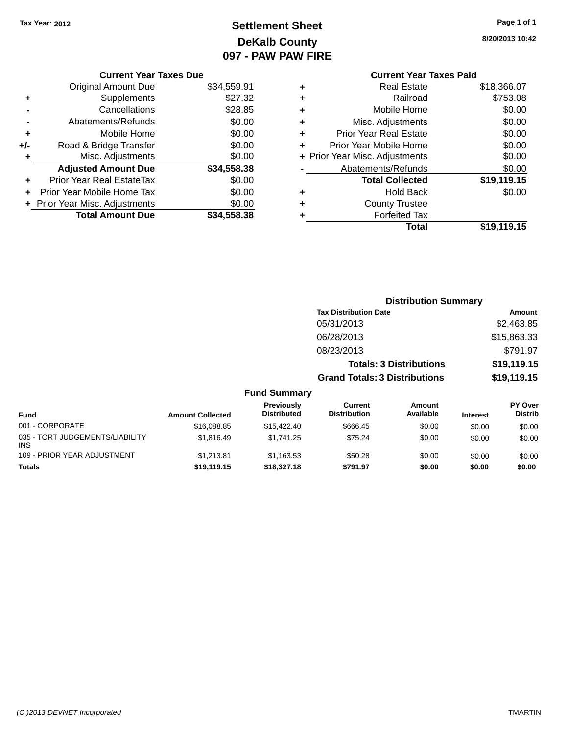Tax Year: 2012

# Settlement Sheet
## DeKalb County
## 097 - PAW PAW FIRE

8/20/2013 10:42

### Current Year Taxes Due

| | | |
|---|---|---|
| | Original Amount Due | $34,559.91 |
| + | Supplements | $27.32 |
| - | Cancellations | $28.85 |
| - | Abatements/Refunds | $0.00 |
| + | Mobile Home | $0.00 |
| +/- | Road & Bridge Transfer | $0.00 |
| + | Misc. Adjustments | $0.00 |
| | **Adjusted Amount Due** | **$34,558.38** |
| + | Prior Year Real EstateTax | $0.00 |
| + | Prior Year Mobile Home Tax | $0.00 |
| + | Prior Year Misc. Adjustments | $0.00 |
| | **Total Amount Due** | **$34,558.38** |

### Current Year Taxes Paid

| | | |
|---|---|---|
| + | Real Estate | $18,366.07 |
| + | Railroad | $753.08 |
| + | Mobile Home | $0.00 |
| + | Misc. Adjustments | $0.00 |
| + | Prior Year Real Estate | $0.00 |
| + | Prior Year Mobile Home | $0.00 |
| + | Prior Year Misc. Adjustments | $0.00 |
| - | Abatements/Refunds | $0.00 |
| | **Total Collected** | **$19,119.15** |
| + | Hold Back | $0.00 |
| + | County Trustee | |
| + | Forfeited Tax | |
| | **Total** | **$19,119.15** |

### Distribution Summary

| Tax Distribution Date | Amount |
|---|---|
| 05/31/2013 | $2,463.85 |
| 06/28/2013 | $15,863.33 |
| 08/23/2013 | $791.97 |
| **Totals: 3 Distributions** | **$19,119.15** |
| **Grand Totals: 3 Distributions** | **$19,119.15** |

### Fund Summary

| Fund | Amount Collected | Previously Distributed | Current Distribution | Amount Available | Interest | PY Over Distrib |
|---|---|---|---|---|---|---|
| 001 - CORPORATE | $16,088.85 | $15,422.40 | $666.45 | $0.00 | $0.00 | $0.00 |
| 035 - TORT JUDGEMENTS/LIABILITY INS | $1,816.49 | $1,741.25 | $75.24 | $0.00 | $0.00 | $0.00 |
| 109 - PRIOR YEAR ADJUSTMENT | $1,213.81 | $1,163.53 | $50.28 | $0.00 | $0.00 | $0.00 |
| **Totals** | **$19,119.15** | **$18,327.18** | **$791.97** | **$0.00** | **$0.00** | **$0.00** |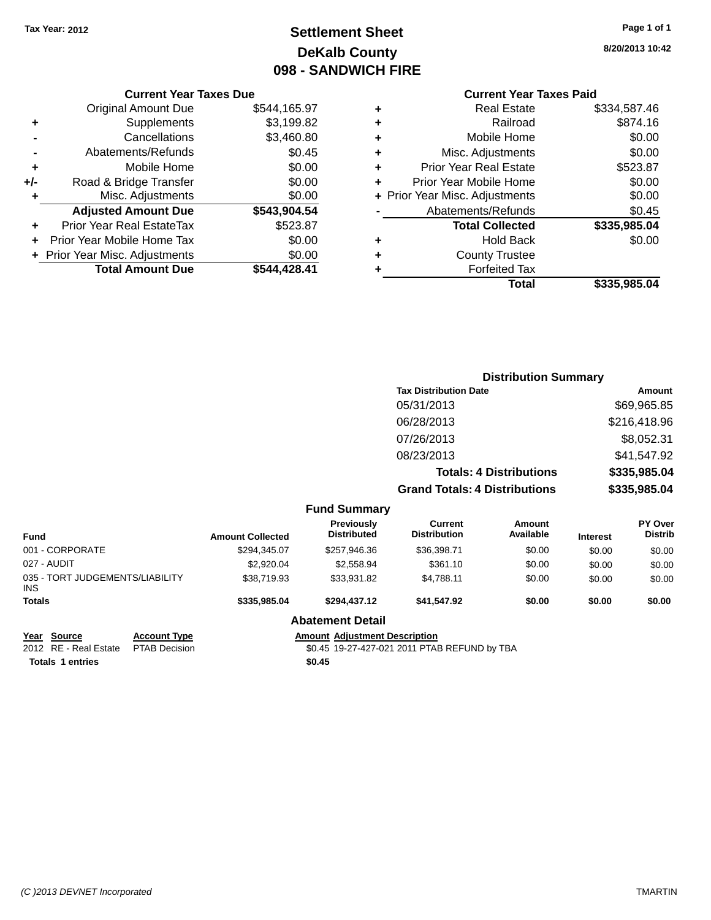Tax Year: 2012

# Settlement Sheet
## DeKalb County
## 098 - SANDWICH FIRE

8/20/2013 10:42

### Current Year Taxes Due

| | | |
|---|---|---|
| | Original Amount Due | $544,165.97 |
| + | Supplements | $3,199.82 |
| - | Cancellations | $3,460.80 |
| - | Abatements/Refunds | $0.45 |
| + | Mobile Home | $0.00 |
| +/- | Road & Bridge Transfer | $0.00 |
| + | Misc. Adjustments | $0.00 |
| | **Adjusted Amount Due** | **$543,904.54** |
| + | Prior Year Real EstateTax | $523.87 |
| + | Prior Year Mobile Home Tax | $0.00 |
| + | Prior Year Misc. Adjustments | $0.00 |
| | **Total Amount Due** | **$544,428.41** |

### Current Year Taxes Paid

| | | |
|---|---|---|
| + | Real Estate | $334,587.46 |
| + | Railroad | $874.16 |
| + | Mobile Home | $0.00 |
| + | Misc. Adjustments | $0.00 |
| + | Prior Year Real Estate | $523.87 |
| + | Prior Year Mobile Home | $0.00 |
| + | Prior Year Misc. Adjustments | $0.00 |
| - | Abatements/Refunds | $0.45 |
| | **Total Collected** | **$335,985.04** |
| + | Hold Back | $0.00 |
| + | County Trustee | |
| + | Forfeited Tax | |
| | **Total** | **$335,985.04** |

### Distribution Summary

| Tax Distribution Date | Amount |
|---|---|
| 05/31/2013 | $69,965.85 |
| 06/28/2013 | $216,418.96 |
| 07/26/2013 | $8,052.31 |
| 08/23/2013 | $41,547.92 |
| **Totals: 4 Distributions** | **$335,985.04** |
| **Grand Totals: 4 Distributions** | **$335,985.04** |

### Fund Summary

| Fund | Amount Collected | Previously Distributed | Current Distribution | Amount Available | Interest | PY Over Distrib |
|---|---|---|---|---|---|---|
| 001 - CORPORATE | $294,345.07 | $257,946.36 | $36,398.71 | $0.00 | $0.00 | $0.00 |
| 027 - AUDIT | $2,920.04 | $2,558.94 | $361.10 | $0.00 | $0.00 | $0.00 |
| 035 - TORT JUDGEMENTS/LIABILITY INS | $38,719.93 | $33,931.82 | $4,788.11 | $0.00 | $0.00 | $0.00 |
| **Totals** | **$335,985.04** | **$294,437.12** | **$41,547.92** | **$0.00** | **$0.00** | **$0.00** |

### Abatement Detail

| Year | Source | Account Type | Amount | Adjustment Description |
|---|---|---|---|---|
| 2012 | RE - Real Estate | PTAB Decision | $0.45 | 19-27-427-021 2011 PTAB REFUND by TBA |
| **Totals 1 entries** | | | **$0.45** | |

(C )2013 DEVNET Incorporated TMARTIN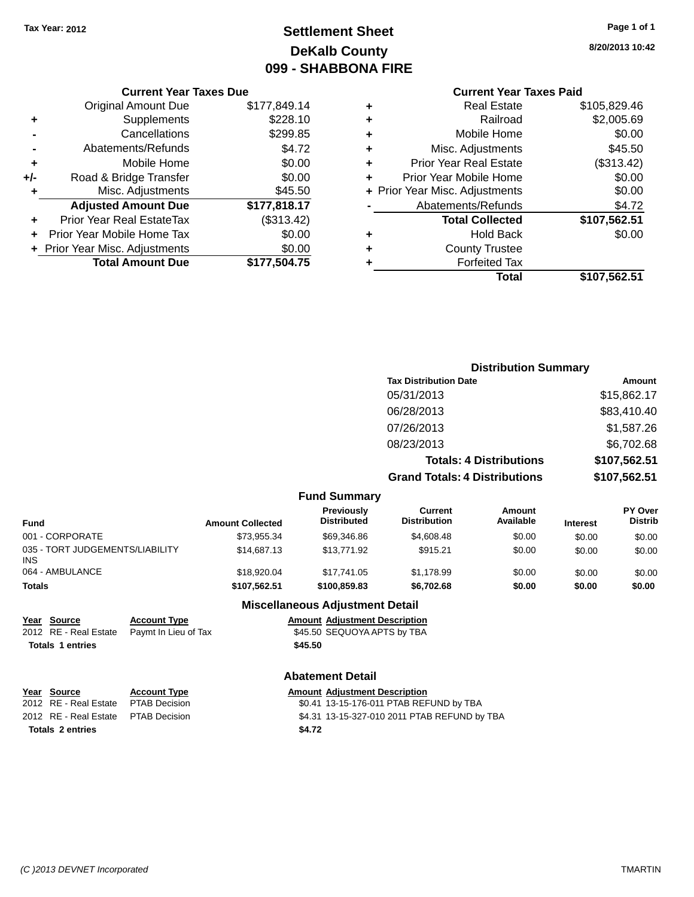Tax Year: 2012

# Settlement Sheet

## DeKalb County

## 099 - SHABBONA FIRE

8/20/2013 10:42

### Current Year Taxes Due

| | | |
|---|---|---|
| | Original Amount Due | $177,849.14 |
| + | Supplements | $228.10 |
| - | Cancellations | $299.85 |
| - | Abatements/Refunds | $4.72 |
| + | Mobile Home | $0.00 |
| +/- | Road & Bridge Transfer | $0.00 |
| + | Misc. Adjustments | $45.50 |
| | **Adjusted Amount Due** | **$177,818.17** |
| + | Prior Year Real EstateTax | ($313.42) |
| + | Prior Year Mobile Home Tax | $0.00 |
| + | Prior Year Misc. Adjustments | $0.00 |
| | **Total Amount Due** | **$177,504.75** |

### Current Year Taxes Paid

| | | |
|---|---|---|
| + | Real Estate | $105,829.46 |
| + | Railroad | $2,005.69 |
| + | Mobile Home | $0.00 |
| + | Misc. Adjustments | $45.50 |
| + | Prior Year Real Estate | ($313.42) |
| + | Prior Year Mobile Home | $0.00 |
| + | Prior Year Misc. Adjustments | $0.00 |
| - | Abatements/Refunds | $4.72 |
| | **Total Collected** | **$107,562.51** |
| + | Hold Back | $0.00 |
| + | County Trustee | |
| + | Forfeited Tax | |
| | **Total** | **$107,562.51** |

### Distribution Summary

| Tax Distribution Date | Amount |
|---|---|
| 05/31/2013 | $15,862.17 |
| 06/28/2013 | $83,410.40 |
| 07/26/2013 | $1,587.26 |
| 08/23/2013 | $6,702.68 |
| **Totals: 4 Distributions** | **$107,562.51** |
| **Grand Totals: 4 Distributions** | **$107,562.51** |

### Fund Summary

| Fund | Amount Collected | Previously Distributed | Current Distribution | Amount Available | Interest | PY Over Distrib |
|---|---|---|---|---|---|---|
| 001 - CORPORATE | $73,955.34 | $69,346.86 | $4,608.48 | $0.00 | $0.00 | $0.00 |
| 035 - TORT JUDGEMENTS/LIABILITY INS | $14,687.13 | $13,771.92 | $915.21 | $0.00 | $0.00 | $0.00 |
| 064 - AMBULANCE | $18,920.04 | $17,741.05 | $1,178.99 | $0.00 | $0.00 | $0.00 |
| **Totals** | **$107,562.51** | **$100,859.83** | **$6,702.68** | **$0.00** | **$0.00** | **$0.00** |

### Miscellaneous Adjustment Detail

| Year | Source | Account Type | Amount | Adjustment Description |
|---|---|---|---|---|
| 2012 | RE - Real Estate | Paymt In Lieu of Tax | $45.50 | SEQUOYA APTS by TBA |
| **Totals 1 entries** | | | **$45.50** | |

### Abatement Detail

| Year | Source | Account Type | Amount | Adjustment Description |
|---|---|---|---|---|
| 2012 | RE - Real Estate | PTAB Decision | $0.41 | 13-15-176-011 PTAB REFUND by TBA |
| 2012 | RE - Real Estate | PTAB Decision | $4.31 | 13-15-327-010 2011 PTAB REFUND by TBA |
| **Totals 2 entries** | | | **$4.72** | |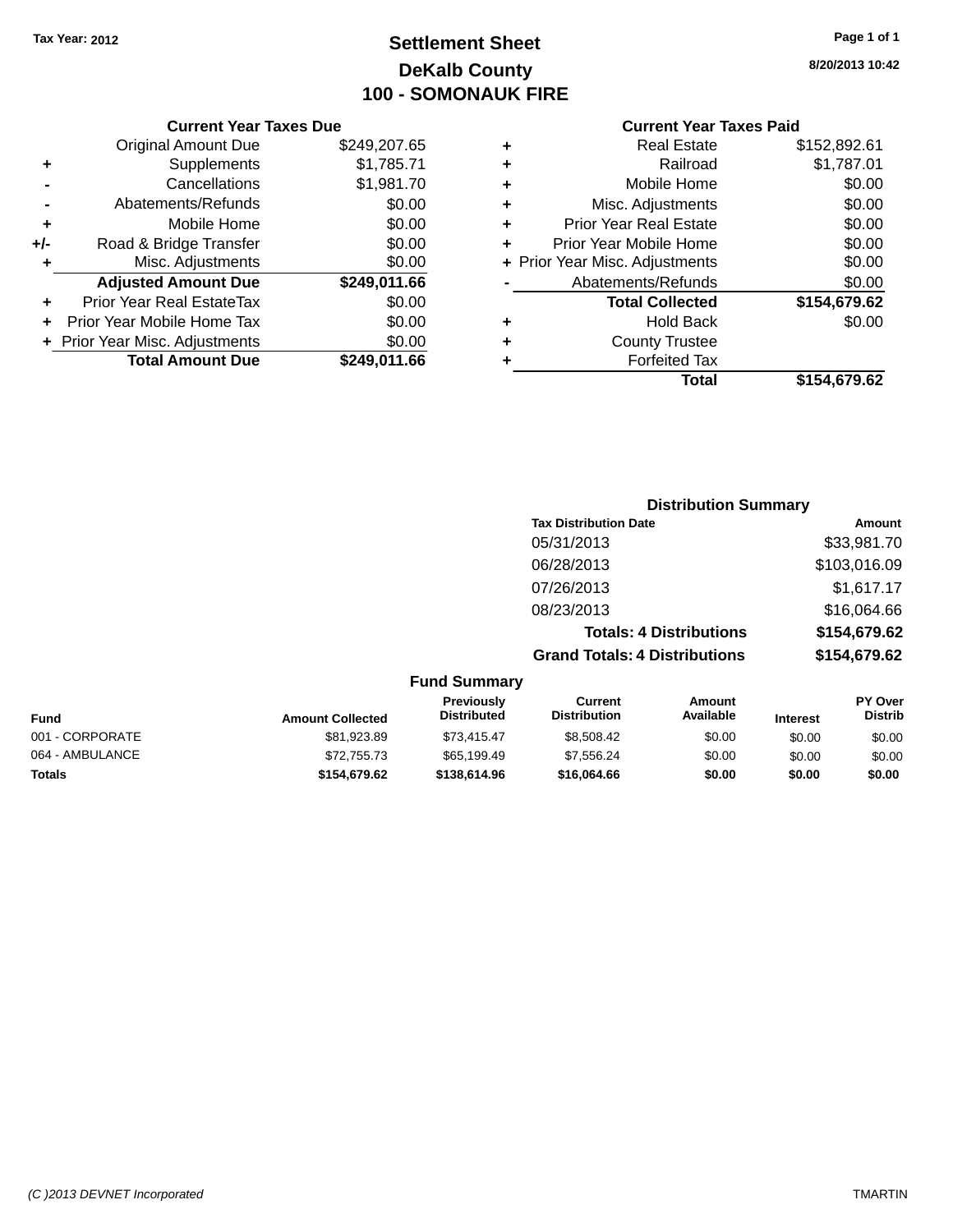Tax Year: 2012

# Settlement Sheet

## DeKalb County

## 100 - SOMONAUK FIRE

8/20/2013 10:42

### Current Year Taxes Due

| | | |
|---|---|---|
| | Original Amount Due | $249,207.65 |
| + | Supplements | $1,785.71 |
| - | Cancellations | $1,981.70 |
| - | Abatements/Refunds | $0.00 |
| + | Mobile Home | $0.00 |
| +/- | Road & Bridge Transfer | $0.00 |
| + | Misc. Adjustments | $0.00 |
| | **Adjusted Amount Due** | **$249,011.66** |
| + | Prior Year Real EstateTax | $0.00 |
| + | Prior Year Mobile Home Tax | $0.00 |
| + | Prior Year Misc. Adjustments | $0.00 |
| | **Total Amount Due** | **$249,011.66** |

### Current Year Taxes Paid

| | | |
|---|---|---|
| + | Real Estate | $152,892.61 |
| + | Railroad | $1,787.01 |
| + | Mobile Home | $0.00 |
| + | Misc. Adjustments | $0.00 |
| + | Prior Year Real Estate | $0.00 |
| + | Prior Year Mobile Home | $0.00 |
| + | Prior Year Misc. Adjustments | $0.00 |
| - | Abatements/Refunds | $0.00 |
| | **Total Collected** | **$154,679.62** |
| + | Hold Back | $0.00 |
| + | County Trustee | |
| + | Forfeited Tax | |
| | **Total** | **$154,679.62** |

### Distribution Summary

| Tax Distribution Date | Amount |
|---|---|
| 05/31/2013 | $33,981.70 |
| 06/28/2013 | $103,016.09 |
| 07/26/2013 | $1,617.17 |
| 08/23/2013 | $16,064.66 |
| **Totals: 4 Distributions** | **$154,679.62** |
| **Grand Totals: 4 Distributions** | **$154,679.62** |

### Fund Summary

| Fund | Amount Collected | Previously Distributed | Current Distribution | Amount Available | Interest | PY Over Distrib |
|---|---|---|---|---|---|---|
| 001 - CORPORATE | $81,923.89 | $73,415.47 | $8,508.42 | $0.00 | $0.00 | $0.00 |
| 064 - AMBULANCE | $72,755.73 | $65,199.49 | $7,556.24 | $0.00 | $0.00 | $0.00 |
| **Totals** | **$154,679.62** | **$138,614.96** | **$16,064.66** | **$0.00** | **$0.00** | **$0.00** |

(C )2013 DEVNET Incorporated TMARTIN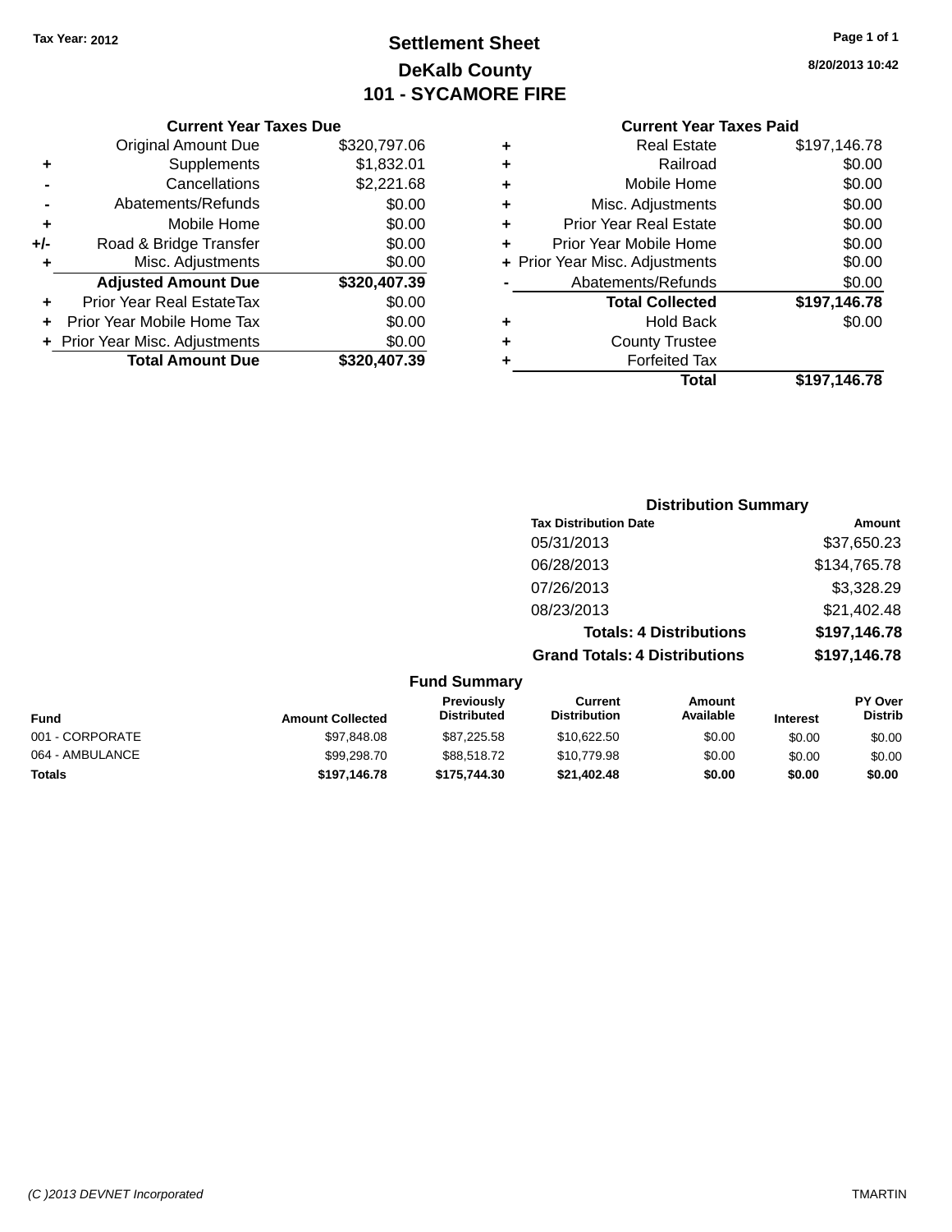Tax Year: 2012

# Settlement Sheet
## DeKalb County
## 101 - SYCAMORE FIRE

8/20/2013 10:42

### Current Year Taxes Due

| | | |
|---|---|---|
| | Original Amount Due | $320,797.06 |
| + | Supplements | $1,832.01 |
| - | Cancellations | $2,221.68 |
| - | Abatements/Refunds | $0.00 |
| + | Mobile Home | $0.00 |
| +/- | Road & Bridge Transfer | $0.00 |
| + | Misc. Adjustments | $0.00 |
| | **Adjusted Amount Due** | **$320,407.39** |
| + | Prior Year Real EstateTax | $0.00 |
| + | Prior Year Mobile Home Tax | $0.00 |
| + | Prior Year Misc. Adjustments | $0.00 |
| | **Total Amount Due** | **$320,407.39** |

### Current Year Taxes Paid

| | | |
|---|---|---|
| + | Real Estate | $197,146.78 |
| + | Railroad | $0.00 |
| + | Mobile Home | $0.00 |
| + | Misc. Adjustments | $0.00 |
| + | Prior Year Real Estate | $0.00 |
| + | Prior Year Mobile Home | $0.00 |
| + | Prior Year Misc. Adjustments | $0.00 |
| - | Abatements/Refunds | $0.00 |
| | **Total Collected** | **$197,146.78** |
| + | Hold Back | $0.00 |
| + | County Trustee | |
| + | Forfeited Tax | |
| | **Total** | **$197,146.78** |

### Distribution Summary

| Tax Distribution Date | Amount |
|---|---|
| 05/31/2013 | $37,650.23 |
| 06/28/2013 | $134,765.78 |
| 07/26/2013 | $3,328.29 |
| 08/23/2013 | $21,402.48 |
| **Totals: 4 Distributions** | **$197,146.78** |
| **Grand Totals: 4 Distributions** | **$197,146.78** |

### Fund Summary

| Fund | Amount Collected | Previously Distributed | Current Distribution | Amount Available | Interest | PY Over Distrib |
|---|---|---|---|---|---|---|
| 001 - CORPORATE | $97,848.08 | $87,225.58 | $10,622.50 | $0.00 | $0.00 | $0.00 |
| 064 - AMBULANCE | $99,298.70 | $88,518.72 | $10,779.98 | $0.00 | $0.00 | $0.00 |
| **Totals** | **$197,146.78** | **$175,744.30** | **$21,402.48** | **$0.00** | **$0.00** | **$0.00** |

(C )2013 DEVNET Incorporated — TMARTIN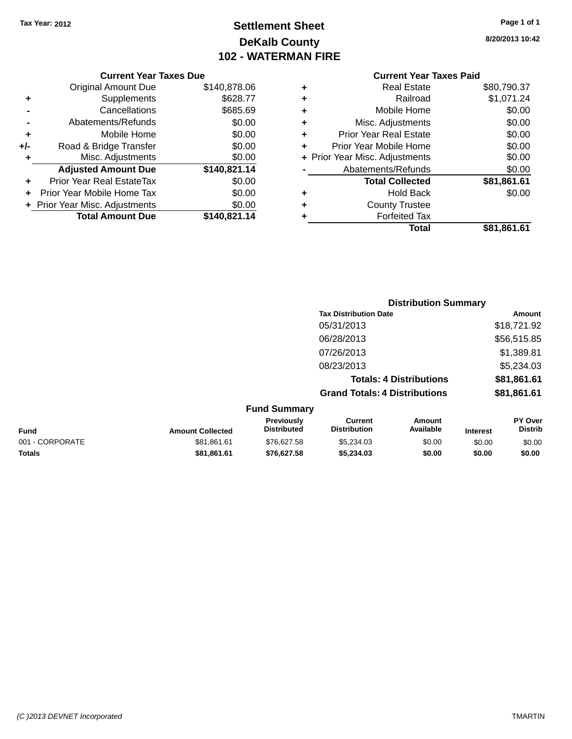Tax Year: 2012

# Settlement Sheet

## DeKalb County

## 102 - WATERMAN FIRE

8/20/2013 10:42

### Current Year Taxes Due

| | | |
|---|---|---|
| | Original Amount Due | $140,878.06 |
| + | Supplements | $628.77 |
| - | Cancellations | $685.69 |
| - | Abatements/Refunds | $0.00 |
| + | Mobile Home | $0.00 |
| +/- | Road & Bridge Transfer | $0.00 |
| + | Misc. Adjustments | $0.00 |
| | **Adjusted Amount Due** | **$140,821.14** |
| + | Prior Year Real EstateTax | $0.00 |
| + | Prior Year Mobile Home Tax | $0.00 |
| + | Prior Year Misc. Adjustments | $0.00 |
| | **Total Amount Due** | **$140,821.14** |

### Current Year Taxes Paid

| | | |
|---|---|---|
| + | Real Estate | $80,790.37 |
| + | Railroad | $1,071.24 |
| + | Mobile Home | $0.00 |
| + | Misc. Adjustments | $0.00 |
| + | Prior Year Real Estate | $0.00 |
| + | Prior Year Mobile Home | $0.00 |
| + | Prior Year Misc. Adjustments | $0.00 |
| - | Abatements/Refunds | $0.00 |
| | **Total Collected** | **$81,861.61** |
| + | Hold Back | $0.00 |
| + | County Trustee | |
| + | Forfeited Tax | |
| | **Total** | **$81,861.61** |

### Distribution Summary

| Tax Distribution Date | Amount |
|---|---|
| 05/31/2013 | $18,721.92 |
| 06/28/2013 | $56,515.85 |
| 07/26/2013 | $1,389.81 |
| 08/23/2013 | $5,234.03 |
| **Totals: 4 Distributions** | **$81,861.61** |
| **Grand Totals: 4 Distributions** | **$81,861.61** |

### Fund Summary

| Fund | Amount Collected | Previously Distributed | Current Distribution | Amount Available | Interest | PY Over Distrib |
|---|---|---|---|---|---|---|
| 001 - CORPORATE | $81,861.61 | $76,627.58 | $5,234.03 | $0.00 | $0.00 | $0.00 |
| **Totals** | **$81,861.61** | **$76,627.58** | **$5,234.03** | **$0.00** | **$0.00** | **$0.00** |

(C )2013 DEVNET Incorporated TMARTIN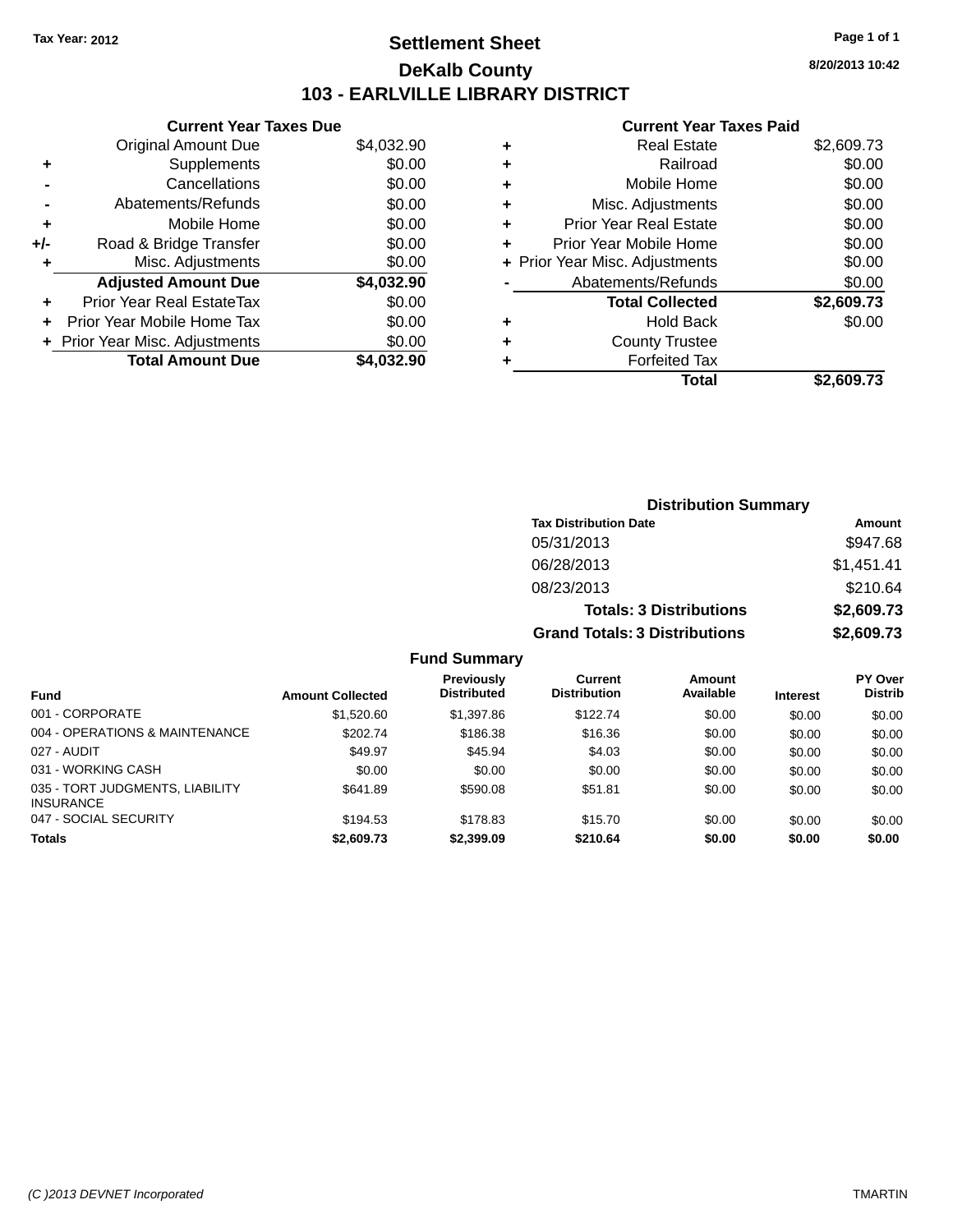Tax Year: 2012

# Settlement Sheet

## DeKalb County

## 103 - EARLVILLE LIBRARY DISTRICT

8/20/2013 10:42

### Current Year Taxes Due

| | | |
|---|---|---|
| | Original Amount Due | $4,032.90 |
| + | Supplements | $0.00 |
| - | Cancellations | $0.00 |
| - | Abatements/Refunds | $0.00 |
| + | Mobile Home | $0.00 |
| +/- | Road & Bridge Transfer | $0.00 |
| + | Misc. Adjustments | $0.00 |
| | **Adjusted Amount Due** | **$4,032.90** |
| + | Prior Year Real EstateTax | $0.00 |
| + | Prior Year Mobile Home Tax | $0.00 |
| + | Prior Year Misc. Adjustments | $0.00 |
| | **Total Amount Due** | **$4,032.90** |

### Current Year Taxes Paid

| | | |
|---|---|---|
| + | Real Estate | $2,609.73 |
| + | Railroad | $0.00 |
| + | Mobile Home | $0.00 |
| + | Misc. Adjustments | $0.00 |
| + | Prior Year Real Estate | $0.00 |
| + | Prior Year Mobile Home | $0.00 |
| + | Prior Year Misc. Adjustments | $0.00 |
| - | Abatements/Refunds | $0.00 |
| | **Total Collected** | **$2,609.73** |
| + | Hold Back | $0.00 |
| + | County Trustee | |
| + | Forfeited Tax | |
| | **Total** | **$2,609.73** |

### Distribution Summary

| Tax Distribution Date | Amount |
|---|---|
| 05/31/2013 | $947.68 |
| 06/28/2013 | $1,451.41 |
| 08/23/2013 | $210.64 |
| **Totals: 3 Distributions** | **$2,609.73** |
| **Grand Totals: 3 Distributions** | **$2,609.73** |

### Fund Summary

| Fund | Amount Collected | Previously Distributed | Current Distribution | Amount Available | Interest | PY Over Distrib |
|---|---|---|---|---|---|---|
| 001 - CORPORATE | $1,520.60 | $1,397.86 | $122.74 | $0.00 | $0.00 | $0.00 |
| 004 - OPERATIONS & MAINTENANCE | $202.74 | $186.38 | $16.36 | $0.00 | $0.00 | $0.00 |
| 027 - AUDIT | $49.97 | $45.94 | $4.03 | $0.00 | $0.00 | $0.00 |
| 031 - WORKING CASH | $0.00 | $0.00 | $0.00 | $0.00 | $0.00 | $0.00 |
| 035 - TORT JUDGMENTS, LIABILITY INSURANCE | $641.89 | $590.08 | $51.81 | $0.00 | $0.00 | $0.00 |
| 047 - SOCIAL SECURITY | $194.53 | $178.83 | $15.70 | $0.00 | $0.00 | $0.00 |
| **Totals** | **$2,609.73** | **$2,399.09** | **$210.64** | **$0.00** | **$0.00** | **$0.00** |

(C )2013 DEVNET Incorporated TMARTIN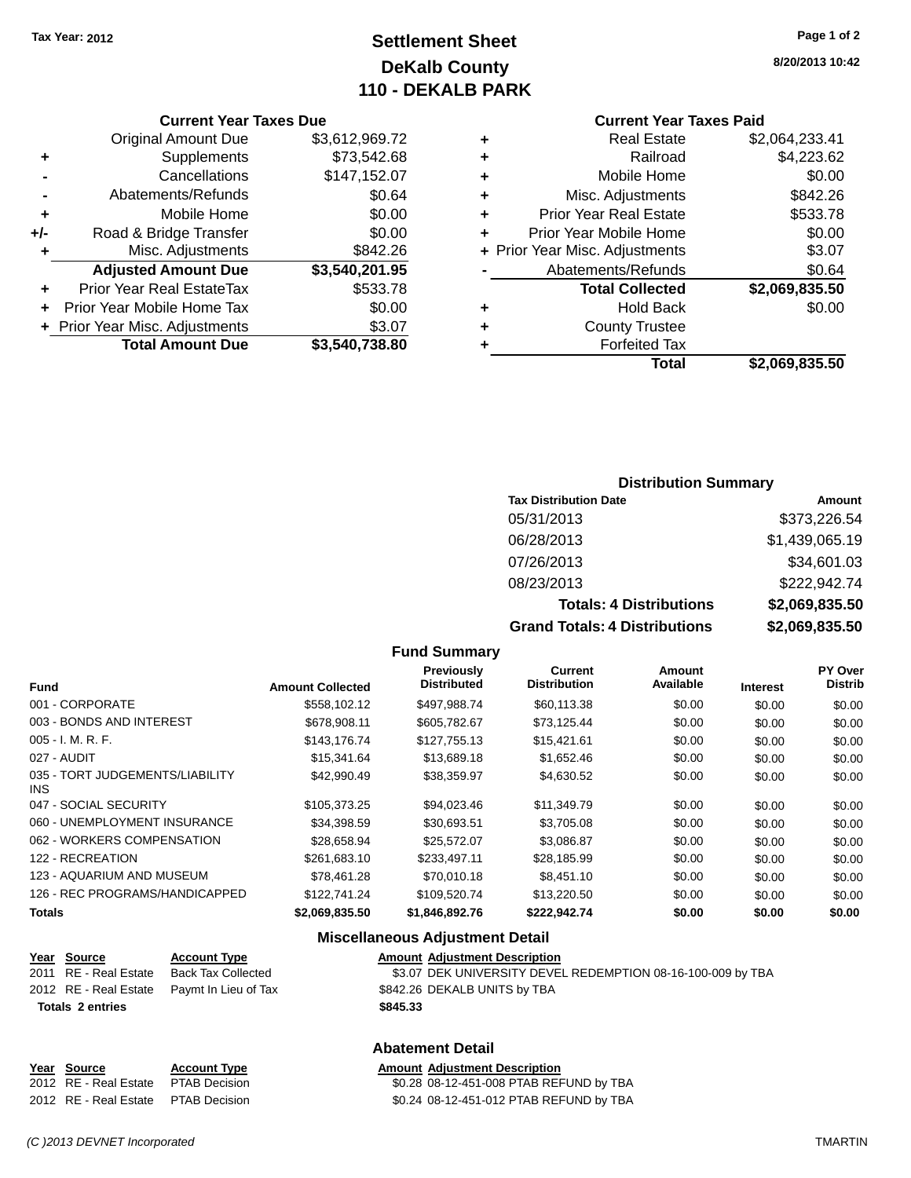Tax Year: 2012

# Settlement Sheet
## DeKalb County
## 110 - DEKALB PARK

8/20/2013 10:42

| | Current Year Taxes Due | |
|---|---|---|
| | Original Amount Due | $3,612,969.72 |
| + | Supplements | $73,542.68 |
| - | Cancellations | $147,152.07 |
| - | Abatements/Refunds | $0.64 |
| + | Mobile Home | $0.00 |
| +/- | Road & Bridge Transfer | $0.00 |
| + | Misc. Adjustments | $842.26 |
| | **Adjusted Amount Due** | **$3,540,201.95** |
| + | Prior Year Real EstateTax | $533.78 |
| + | Prior Year Mobile Home Tax | $0.00 |
| + | Prior Year Misc. Adjustments | $3.07 |
| | **Total Amount Due** | **$3,540,738.80** |

| | Current Year Taxes Paid | |
|---|---|---|
| + | Real Estate | $2,064,233.41 |
| + | Railroad | $4,223.62 |
| + | Mobile Home | $0.00 |
| + | Misc. Adjustments | $842.26 |
| + | Prior Year Real Estate | $533.78 |
| + | Prior Year Mobile Home | $0.00 |
| + | Prior Year Misc. Adjustments | $3.07 |
| - | Abatements/Refunds | $0.64 |
| | **Total Collected** | **$2,069,835.50** |
| + | Hold Back | $0.00 |
| + | County Trustee | |
| + | Forfeited Tax | |
| | **Total** | **$2,069,835.50** |

### Distribution Summary

| Tax Distribution Date | Amount |
|---|---|
| 05/31/2013 | $373,226.54 |
| 06/28/2013 | $1,439,065.19 |
| 07/26/2013 | $34,601.03 |
| 08/23/2013 | $222,942.74 |
| **Totals: 4 Distributions** | **$2,069,835.50** |
| **Grand Totals: 4 Distributions** | **$2,069,835.50** |

### Fund Summary

| Fund | Amount Collected | Previously Distributed | Current Distribution | Amount Available | Interest | PY Over Distrib |
|---|---|---|---|---|---|---|
| 001 - CORPORATE | $558,102.12 | $497,988.74 | $60,113.38 | $0.00 | $0.00 | $0.00 |
| 003 - BONDS AND INTEREST | $678,908.11 | $605,782.67 | $73,125.44 | $0.00 | $0.00 | $0.00 |
| 005 - I. M. R. F. | $143,176.74 | $127,755.13 | $15,421.61 | $0.00 | $0.00 | $0.00 |
| 027 - AUDIT | $15,341.64 | $13,689.18 | $1,652.46 | $0.00 | $0.00 | $0.00 |
| 035 - TORT JUDGEMENTS/LIABILITY INS | $42,990.49 | $38,359.97 | $4,630.52 | $0.00 | $0.00 | $0.00 |
| 047 - SOCIAL SECURITY | $105,373.25 | $94,023.46 | $11,349.79 | $0.00 | $0.00 | $0.00 |
| 060 - UNEMPLOYMENT INSURANCE | $34,398.59 | $30,693.51 | $3,705.08 | $0.00 | $0.00 | $0.00 |
| 062 - WORKERS COMPENSATION | $28,658.94 | $25,572.07 | $3,086.87 | $0.00 | $0.00 | $0.00 |
| 122 - RECREATION | $261,683.10 | $233,497.11 | $28,185.99 | $0.00 | $0.00 | $0.00 |
| 123 - AQUARIUM AND MUSEUM | $78,461.28 | $70,010.18 | $8,451.10 | $0.00 | $0.00 | $0.00 |
| 126 - REC PROGRAMS/HANDICAPPED | $122,741.24 | $109,520.74 | $13,220.50 | $0.00 | $0.00 | $0.00 |
| **Totals** | **$2,069,835.50** | **$1,846,892.76** | **$222,942.74** | **$0.00** | **$0.00** | **$0.00** |

### Miscellaneous Adjustment Detail

| Year | Source | Account Type | Amount | Adjustment Description |
|---|---|---|---|---|
| 2011 | RE - Real Estate | Back Tax Collected | $3.07 | DEK UNIVERSITY DEVEL REDEMPTION 08-16-100-009 by TBA |
| 2012 | RE - Real Estate | Paymt In Lieu of Tax | $842.26 | DEKALB UNITS by TBA |
| **Totals 2 entries** | | | **$845.33** | |

### Abatement Detail

| Year | Source | Account Type | Amount | Adjustment Description |
|---|---|---|---|---|
| 2012 | RE - Real Estate | PTAB Decision | $0.28 | 08-12-451-008 PTAB REFUND by TBA |
| 2012 | RE - Real Estate | PTAB Decision | $0.24 | 08-12-451-012 PTAB REFUND by TBA |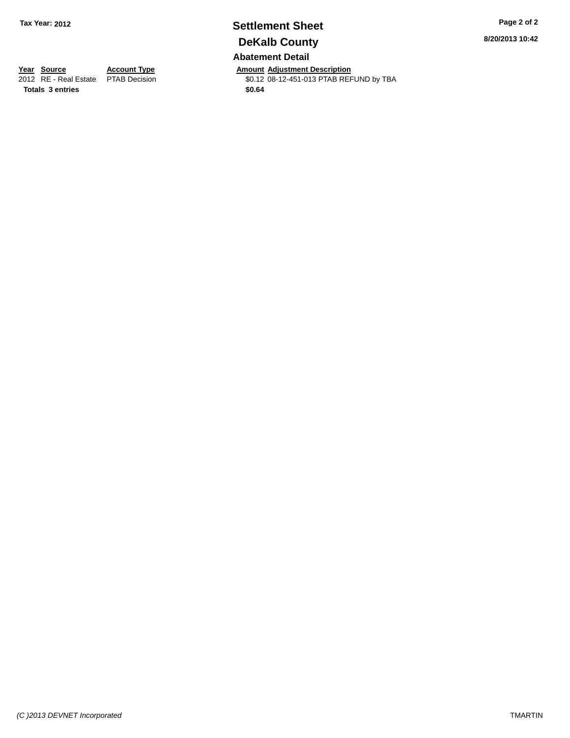**Tax Year: 2012**

# Settlement Sheet

## DeKalb County

**8/20/2013 10:42**

### Abatement Detail

| Year | Source | Account Type | Amount | Adjustment Description |
|---|---|---|---|---|
| 2012 | RE - Real Estate | PTAB Decision | $0.12 | 08-12-451-013 PTAB REFUND by TBA |
| **Totals** | **3 entries** | | **$0.64** | |

*(C )2013 DEVNET Incorporated*

TMARTIN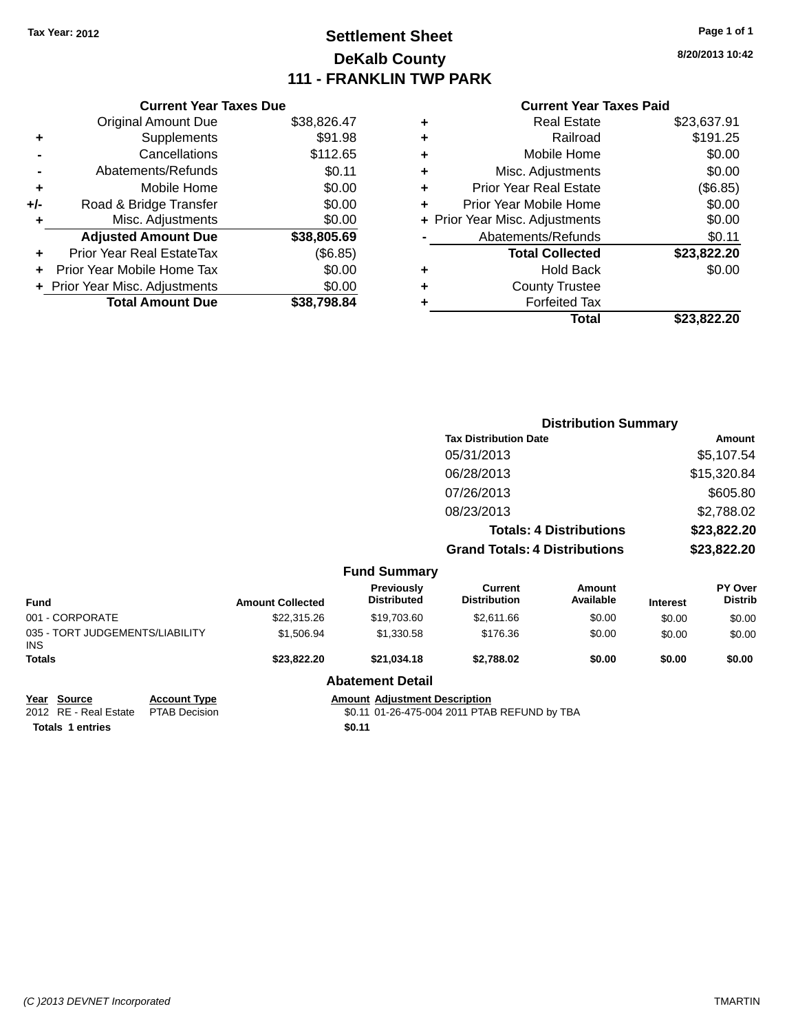Tax Year: 2012

# Settlement Sheet
## DeKalb County
## 111 - FRANKLIN TWP PARK

8/20/2013 10:42

### Current Year Taxes Due

| | | |
|---|---|---|
| | Original Amount Due | $38,826.47 |
| + | Supplements | $91.98 |
| - | Cancellations | $112.65 |
| - | Abatements/Refunds | $0.11 |
| + | Mobile Home | $0.00 |
| +/- | Road & Bridge Transfer | $0.00 |
| + | Misc. Adjustments | $0.00 |
| | **Adjusted Amount Due** | **$38,805.69** |
| + | Prior Year Real EstateTax | ($6.85) |
| + | Prior Year Mobile Home Tax | $0.00 |
| + | Prior Year Misc. Adjustments | $0.00 |
| | **Total Amount Due** | **$38,798.84** |

### Current Year Taxes Paid

| | | |
|---|---|---|
| + | Real Estate | $23,637.91 |
| + | Railroad | $191.25 |
| + | Mobile Home | $0.00 |
| + | Misc. Adjustments | $0.00 |
| + | Prior Year Real Estate | ($6.85) |
| + | Prior Year Mobile Home | $0.00 |
| + | Prior Year Misc. Adjustments | $0.00 |
| - | Abatements/Refunds | $0.11 |
| | **Total Collected** | **$23,822.20** |
| + | Hold Back | $0.00 |
| + | County Trustee | |
| + | Forfeited Tax | |
| | **Total** | **$23,822.20** |

### Distribution Summary

| Tax Distribution Date | Amount |
|---|---|
| 05/31/2013 | $5,107.54 |
| 06/28/2013 | $15,320.84 |
| 07/26/2013 | $605.80 |
| 08/23/2013 | $2,788.02 |
| **Totals: 4 Distributions** | **$23,822.20** |
| **Grand Totals: 4 Distributions** | **$23,822.20** |

### Fund Summary

| Fund | Amount Collected | Previously Distributed | Current Distribution | Amount Available | Interest | PY Over Distrib |
|---|---|---|---|---|---|---|
| 001 - CORPORATE | $22,315.26 | $19,703.60 | $2,611.66 | $0.00 | $0.00 | $0.00 |
| 035 - TORT JUDGEMENTS/LIABILITY INS | $1,506.94 | $1,330.58 | $176.36 | $0.00 | $0.00 | $0.00 |
| **Totals** | **$23,822.20** | **$21,034.18** | **$2,788.02** | **$0.00** | **$0.00** | **$0.00** |

### Abatement Detail

| Year | Source | Account Type | Amount | Adjustment Description |
|---|---|---|---|---|
| 2012 | RE - Real Estate | PTAB Decision | $0.11 | 01-26-475-004 2011 PTAB REFUND by TBA |
| **Totals** | **1 entries** | | **$0.11** | |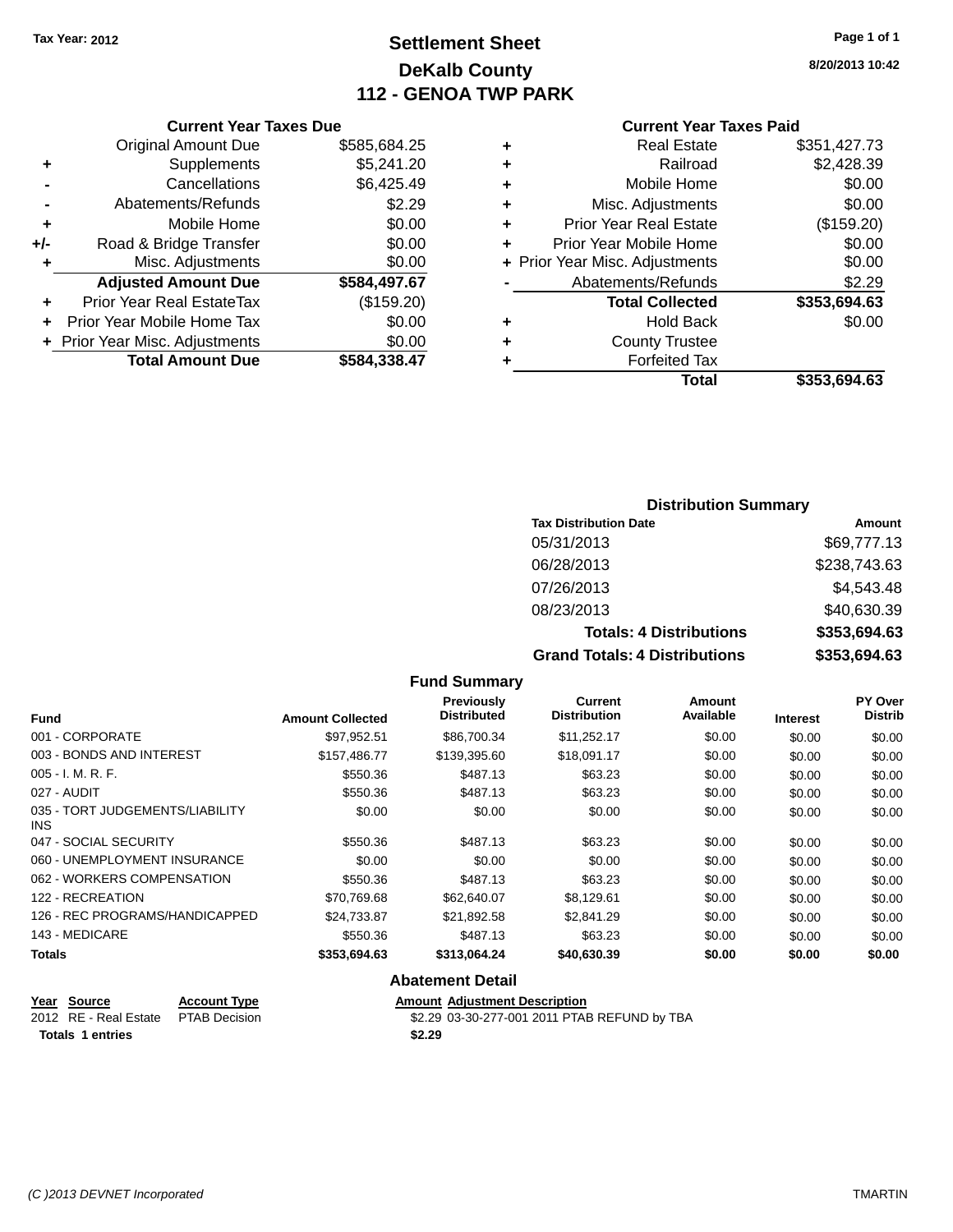Tax Year: 2012

# Settlement Sheet
## DeKalb County
## 112 - GENOA TWP PARK

8/20/2013 10:42

### Current Year Taxes Due

| | | |
|---|---|---|
| | Original Amount Due | $585,684.25 |
| + | Supplements | $5,241.20 |
| - | Cancellations | $6,425.49 |
| - | Abatements/Refunds | $2.29 |
| + | Mobile Home | $0.00 |
| +/- | Road & Bridge Transfer | $0.00 |
| + | Misc. Adjustments | $0.00 |
| | **Adjusted Amount Due** | **$584,497.67** |
| + | Prior Year Real EstateTax | ($159.20) |
| + | Prior Year Mobile Home Tax | $0.00 |
| + | Prior Year Misc. Adjustments | $0.00 |
| | **Total Amount Due** | **$584,338.47** |

### Current Year Taxes Paid

| | | |
|---|---|---|
| + | Real Estate | $351,427.73 |
| + | Railroad | $2,428.39 |
| + | Mobile Home | $0.00 |
| + | Misc. Adjustments | $0.00 |
| + | Prior Year Real Estate | ($159.20) |
| + | Prior Year Mobile Home | $0.00 |
| + | Prior Year Misc. Adjustments | $0.00 |
| - | Abatements/Refunds | $2.29 |
| | **Total Collected** | **$353,694.63** |
| + | Hold Back | $0.00 |
| + | County Trustee | |
| + | Forfeited Tax | |
| | **Total** | **$353,694.63** |

### Distribution Summary

| Tax Distribution Date | Amount |
|---|---|
| 05/31/2013 | $69,777.13 |
| 06/28/2013 | $238,743.63 |
| 07/26/2013 | $4,543.48 |
| 08/23/2013 | $40,630.39 |
| **Totals: 4 Distributions** | **$353,694.63** |
| **Grand Totals: 4 Distributions** | **$353,694.63** |

### Fund Summary

| Fund | Amount Collected | Previously Distributed | Current Distribution | Amount Available | Interest | PY Over Distrib |
|---|---|---|---|---|---|---|
| 001 - CORPORATE | $97,952.51 | $86,700.34 | $11,252.17 | $0.00 | $0.00 | $0.00 |
| 003 - BONDS AND INTEREST | $157,486.77 | $139,395.60 | $18,091.17 | $0.00 | $0.00 | $0.00 |
| 005 - I. M. R. F. | $550.36 | $487.13 | $63.23 | $0.00 | $0.00 | $0.00 |
| 027 - AUDIT | $550.36 | $487.13 | $63.23 | $0.00 | $0.00 | $0.00 |
| 035 - TORT JUDGEMENTS/LIABILITY INS | $0.00 | $0.00 | $0.00 | $0.00 | $0.00 | $0.00 |
| 047 - SOCIAL SECURITY | $550.36 | $487.13 | $63.23 | $0.00 | $0.00 | $0.00 |
| 060 - UNEMPLOYMENT INSURANCE | $0.00 | $0.00 | $0.00 | $0.00 | $0.00 | $0.00 |
| 062 - WORKERS COMPENSATION | $550.36 | $487.13 | $63.23 | $0.00 | $0.00 | $0.00 |
| 122 - RECREATION | $70,769.68 | $62,640.07 | $8,129.61 | $0.00 | $0.00 | $0.00 |
| 126 - REC PROGRAMS/HANDICAPPED | $24,733.87 | $21,892.58 | $2,841.29 | $0.00 | $0.00 | $0.00 |
| 143 - MEDICARE | $550.36 | $487.13 | $63.23 | $0.00 | $0.00 | $0.00 |
| **Totals** | **$353,694.63** | **$313,064.24** | **$40,630.39** | **$0.00** | **$0.00** | **$0.00** |

### Abatement Detail

| Year | Source | Account Type | Amount | Adjustment Description |
|---|---|---|---|---|
| 2012 | RE - Real Estate | PTAB Decision | $2.29 | 03-30-277-001 2011 PTAB REFUND by TBA |
| **Totals 1 entries** | | | **$2.29** | |

(C )2013 DEVNET Incorporated TMARTIN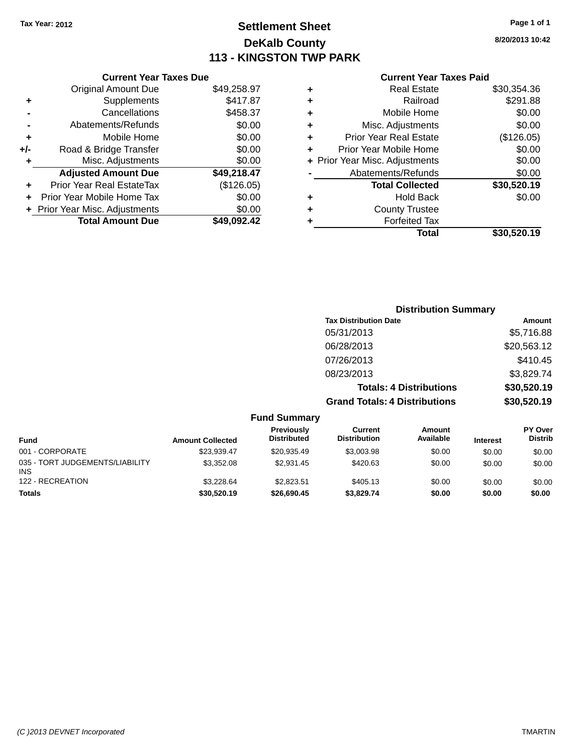Tax Year: 2012

# Settlement Sheet

## DeKalb County

## 113 - KINGSTON TWP PARK

8/20/2013 10:42

### Current Year Taxes Due

| | | |
|---|---|---|
| | Original Amount Due | $49,258.97 |
| + | Supplements | $417.87 |
| - | Cancellations | $458.37 |
| - | Abatements/Refunds | $0.00 |
| + | Mobile Home | $0.00 |
| +/- | Road & Bridge Transfer | $0.00 |
| + | Misc. Adjustments | $0.00 |
| | **Adjusted Amount Due** | **$49,218.47** |
| + | Prior Year Real EstateTax | ($126.05) |
| + | Prior Year Mobile Home Tax | $0.00 |
| + | Prior Year Misc. Adjustments | $0.00 |
| | **Total Amount Due** | **$49,092.42** |

### Current Year Taxes Paid

| | | |
|---|---|---|
| + | Real Estate | $30,354.36 |
| + | Railroad | $291.88 |
| + | Mobile Home | $0.00 |
| + | Misc. Adjustments | $0.00 |
| + | Prior Year Real Estate | ($126.05) |
| + | Prior Year Mobile Home | $0.00 |
| + | Prior Year Misc. Adjustments | $0.00 |
| - | Abatements/Refunds | $0.00 |
| | **Total Collected** | **$30,520.19** |
| + | Hold Back | $0.00 |
| + | County Trustee | |
| + | Forfeited Tax | |
| | **Total** | **$30,520.19** |

### Distribution Summary

| Tax Distribution Date | Amount |
|---|---|
| 05/31/2013 | $5,716.88 |
| 06/28/2013 | $20,563.12 |
| 07/26/2013 | $410.45 |
| 08/23/2013 | $3,829.74 |
| **Totals: 4 Distributions** | **$30,520.19** |
| **Grand Totals: 4 Distributions** | **$30,520.19** |

### Fund Summary

| Fund | Amount Collected | Previously Distributed | Current Distribution | Amount Available | Interest | PY Over Distrib |
|---|---|---|---|---|---|---|
| 001 - CORPORATE | $23,939.47 | $20,935.49 | $3,003.98 | $0.00 | $0.00 | $0.00 |
| 035 - TORT JUDGEMENTS/LIABILITY INS | $3,352.08 | $2,931.45 | $420.63 | $0.00 | $0.00 | $0.00 |
| 122 - RECREATION | $3,228.64 | $2,823.51 | $405.13 | $0.00 | $0.00 | $0.00 |
| **Totals** | **$30,520.19** | **$26,690.45** | **$3,829.74** | **$0.00** | **$0.00** | **$0.00** |

(C )2013 DEVNET Incorporated TMARTIN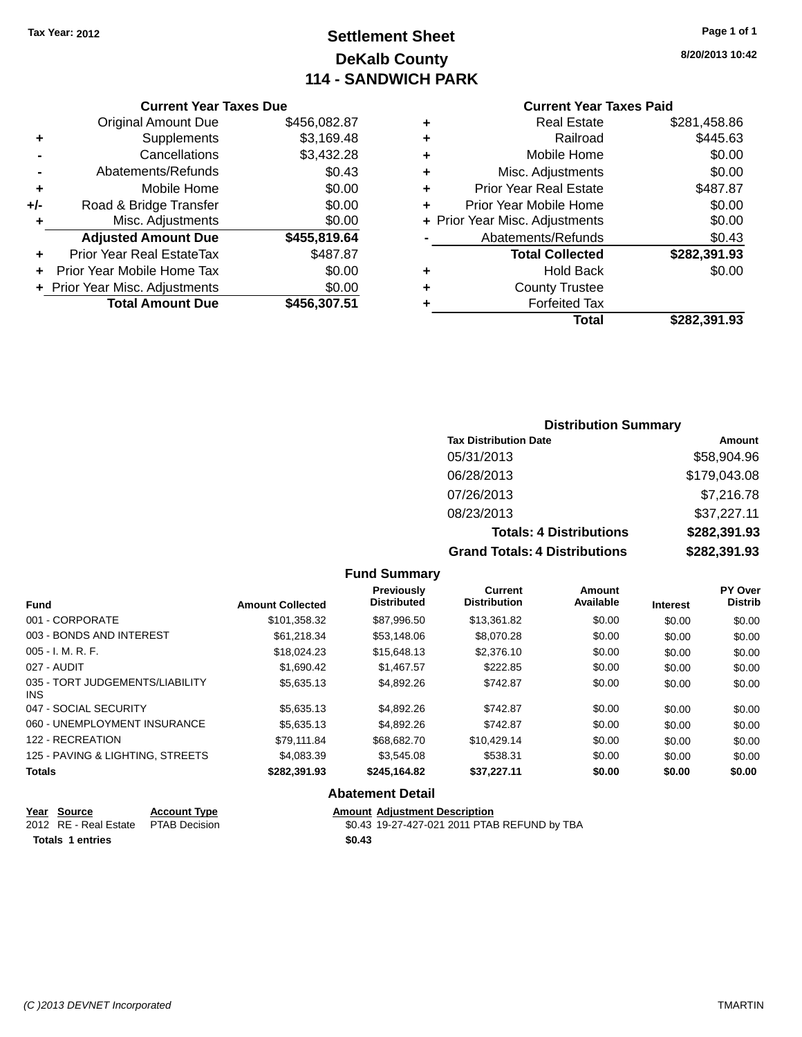Tax Year: 2012

# Settlement Sheet
## DeKalb County
## 114 - SANDWICH PARK

8/20/2013 10:42

### Current Year Taxes Due

| | | |
|---|---|---|
| | Original Amount Due | $456,082.87 |
| + | Supplements | $3,169.48 |
| - | Cancellations | $3,432.28 |
| - | Abatements/Refunds | $0.43 |
| + | Mobile Home | $0.00 |
| +/- | Road & Bridge Transfer | $0.00 |
| + | Misc. Adjustments | $0.00 |
| | **Adjusted Amount Due** | **$455,819.64** |
| + | Prior Year Real EstateTax | $487.87 |
| + | Prior Year Mobile Home Tax | $0.00 |
| + | Prior Year Misc. Adjustments | $0.00 |
| | **Total Amount Due** | **$456,307.51** |

### Current Year Taxes Paid

| | | |
|---|---|---|
| + | Real Estate | $281,458.86 |
| + | Railroad | $445.63 |
| + | Mobile Home | $0.00 |
| + | Misc. Adjustments | $0.00 |
| + | Prior Year Real Estate | $487.87 |
| + | Prior Year Mobile Home | $0.00 |
| + | Prior Year Misc. Adjustments | $0.00 |
| - | Abatements/Refunds | $0.43 |
| | **Total Collected** | **$282,391.93** |
| + | Hold Back | $0.00 |
| + | County Trustee | |
| + | Forfeited Tax | |
| | **Total** | **$282,391.93** |

### Distribution Summary

| Tax Distribution Date | Amount |
|---|---|
| 05/31/2013 | $58,904.96 |
| 06/28/2013 | $179,043.08 |
| 07/26/2013 | $7,216.78 |
| 08/23/2013 | $37,227.11 |
| **Totals: 4 Distributions** | **$282,391.93** |
| **Grand Totals: 4 Distributions** | **$282,391.93** |

### Fund Summary

| Fund | Amount Collected | Previously Distributed | Current Distribution | Amount Available | Interest | PY Over Distrib |
|---|---|---|---|---|---|---|
| 001 - CORPORATE | $101,358.32 | $87,996.50 | $13,361.82 | $0.00 | $0.00 | $0.00 |
| 003 - BONDS AND INTEREST | $61,218.34 | $53,148.06 | $8,070.28 | $0.00 | $0.00 | $0.00 |
| 005 - I. M. R. F. | $18,024.23 | $15,648.13 | $2,376.10 | $0.00 | $0.00 | $0.00 |
| 027 - AUDIT | $1,690.42 | $1,467.57 | $222.85 | $0.00 | $0.00 | $0.00 |
| 035 - TORT JUDGEMENTS/LIABILITY INS | $5,635.13 | $4,892.26 | $742.87 | $0.00 | $0.00 | $0.00 |
| 047 - SOCIAL SECURITY | $5,635.13 | $4,892.26 | $742.87 | $0.00 | $0.00 | $0.00 |
| 060 - UNEMPLOYMENT INSURANCE | $5,635.13 | $4,892.26 | $742.87 | $0.00 | $0.00 | $0.00 |
| 122 - RECREATION | $79,111.84 | $68,682.70 | $10,429.14 | $0.00 | $0.00 | $0.00 |
| 125 - PAVING & LIGHTING, STREETS | $4,083.39 | $3,545.08 | $538.31 | $0.00 | $0.00 | $0.00 |
| **Totals** | **$282,391.93** | **$245,164.82** | **$37,227.11** | **$0.00** | **$0.00** | **$0.00** |

### Abatement Detail

| Year | Source | Account Type | Amount | Adjustment Description |
|---|---|---|---|---|
| 2012 | RE - Real Estate | PTAB Decision | $0.43 | 19-27-427-021 2011 PTAB REFUND by TBA |
| **Totals** | **1 entries** | | **$0.43** | |

(C )2013 DEVNET Incorporated — TMARTIN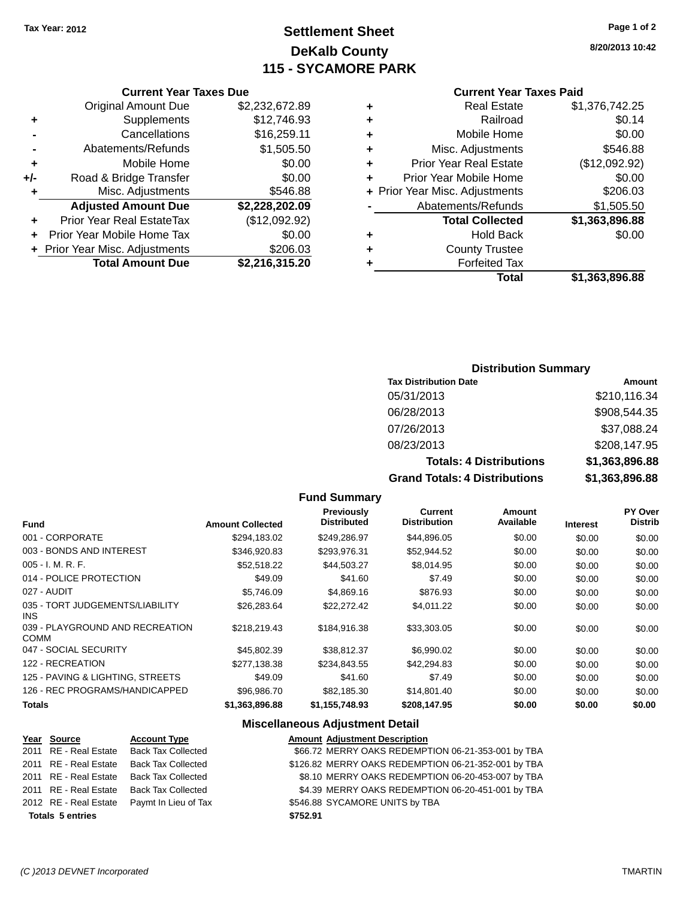Tax Year: 2012

# Settlement Sheet
## DeKalb County
## 115 - SYCAMORE PARK

8/20/2013 10:42

### Current Year Taxes Due

| | | |
|---|---|---|
| | Original Amount Due | $2,232,672.89 |
| + | Supplements | $12,746.93 |
| - | Cancellations | $16,259.11 |
| - | Abatements/Refunds | $1,505.50 |
| + | Mobile Home | $0.00 |
| +/- | Road & Bridge Transfer | $0.00 |
| + | Misc. Adjustments | $546.88 |
| | **Adjusted Amount Due** | **$2,228,202.09** |
| + | Prior Year Real EstateTax | ($12,092.92) |
| + | Prior Year Mobile Home Tax | $0.00 |
| + | Prior Year Misc. Adjustments | $206.03 |
| | **Total Amount Due** | **$2,216,315.20** |

### Current Year Taxes Paid

| | | |
|---|---|---|
| + | Real Estate | $1,376,742.25 |
| + | Railroad | $0.14 |
| + | Mobile Home | $0.00 |
| + | Misc. Adjustments | $546.88 |
| + | Prior Year Real Estate | ($12,092.92) |
| + | Prior Year Mobile Home | $0.00 |
| + | Prior Year Misc. Adjustments | $206.03 |
| - | Abatements/Refunds | $1,505.50 |
| | **Total Collected** | **$1,363,896.88** |
| + | Hold Back | $0.00 |
| + | County Trustee | |
| + | Forfeited Tax | |
| | **Total** | **$1,363,896.88** |

### Distribution Summary

| Tax Distribution Date | Amount |
|---|---|
| 05/31/2013 | $210,116.34 |
| 06/28/2013 | $908,544.35 |
| 07/26/2013 | $37,088.24 |
| 08/23/2013 | $208,147.95 |
| **Totals: 4 Distributions** | **$1,363,896.88** |
| **Grand Totals: 4 Distributions** | **$1,363,896.88** |

### Fund Summary

| Fund | Amount Collected | Previously Distributed | Current Distribution | Amount Available | Interest | PY Over Distrib |
|---|---|---|---|---|---|---|
| 001 - CORPORATE | $294,183.02 | $249,286.97 | $44,896.05 | $0.00 | $0.00 | $0.00 |
| 003 - BONDS AND INTEREST | $346,920.83 | $293,976.31 | $52,944.52 | $0.00 | $0.00 | $0.00 |
| 005 - I. M. R. F. | $52,518.22 | $44,503.27 | $8,014.95 | $0.00 | $0.00 | $0.00 |
| 014 - POLICE PROTECTION | $49.09 | $41.60 | $7.49 | $0.00 | $0.00 | $0.00 |
| 027 - AUDIT | $5,746.09 | $4,869.16 | $876.93 | $0.00 | $0.00 | $0.00 |
| 035 - TORT JUDGEMENTS/LIABILITY INS | $26,283.64 | $22,272.42 | $4,011.22 | $0.00 | $0.00 | $0.00 |
| 039 - PLAYGROUND AND RECREATION COMM | $218,219.43 | $184,916.38 | $33,303.05 | $0.00 | $0.00 | $0.00 |
| 047 - SOCIAL SECURITY | $45,802.39 | $38,812.37 | $6,990.02 | $0.00 | $0.00 | $0.00 |
| 122 - RECREATION | $277,138.38 | $234,843.55 | $42,294.83 | $0.00 | $0.00 | $0.00 |
| 125 - PAVING & LIGHTING, STREETS | $49.09 | $41.60 | $7.49 | $0.00 | $0.00 | $0.00 |
| 126 - REC PROGRAMS/HANDICAPPED | $96,986.70 | $82,185.30 | $14,801.40 | $0.00 | $0.00 | $0.00 |
| **Totals** | **$1,363,896.88** | **$1,155,748.93** | **$208,147.95** | **$0.00** | **$0.00** | **$0.00** |

### Miscellaneous Adjustment Detail

| Year | Source | Account Type | Amount | Adjustment Description |
|---|---|---|---|---|
| 2011 | RE - Real Estate | Back Tax Collected | $66.72 | MERRY OAKS REDEMPTION 06-21-353-001 by TBA |
| 2011 | RE - Real Estate | Back Tax Collected | $126.82 | MERRY OAKS REDEMPTION 06-21-352-001 by TBA |
| 2011 | RE - Real Estate | Back Tax Collected | $8.10 | MERRY OAKS REDEMPTION 06-20-453-007 by TBA |
| 2011 | RE - Real Estate | Back Tax Collected | $4.39 | MERRY OAKS REDEMPTION 06-20-451-001 by TBA |
| 2012 | RE - Real Estate | Paymt In Lieu of Tax | $546.88 | SYCAMORE UNITS by TBA |
| **Totals 5 entries** | | | **$752.91** | |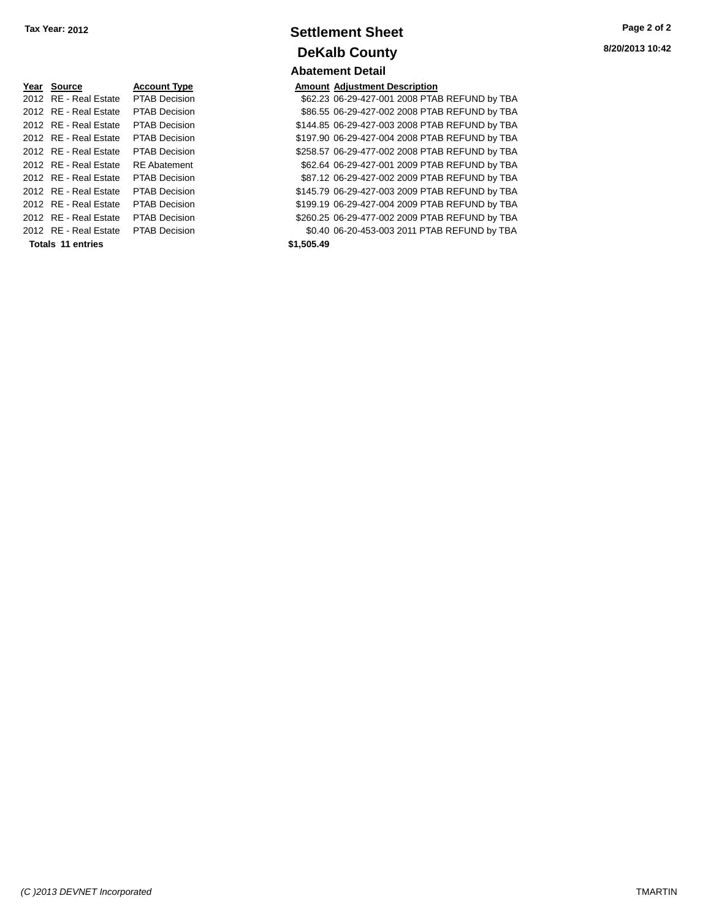**Tax Year: 2012**

# Settlement Sheet

## DeKalb County

8/20/2013 10:42

### Abatement Detail

| Year | Source | Account Type | Amount | Adjustment Description |
|---|---|---|---|---|
| 2012 | RE - Real Estate | PTAB Decision | $62.23 | 06-29-427-001 2008 PTAB REFUND by TBA |
| 2012 | RE - Real Estate | PTAB Decision | $86.55 | 06-29-427-002 2008 PTAB REFUND by TBA |
| 2012 | RE - Real Estate | PTAB Decision | $144.85 | 06-29-427-003 2008 PTAB REFUND by TBA |
| 2012 | RE - Real Estate | PTAB Decision | $197.90 | 06-29-427-004 2008 PTAB REFUND by TBA |
| 2012 | RE - Real Estate | PTAB Decision | $258.57 | 06-29-477-002 2008 PTAB REFUND by TBA |
| 2012 | RE - Real Estate | RE Abatement | $62.64 | 06-29-427-001 2009 PTAB REFUND by TBA |
| 2012 | RE - Real Estate | PTAB Decision | $87.12 | 06-29-427-002 2009 PTAB REFUND by TBA |
| 2012 | RE - Real Estate | PTAB Decision | $145.79 | 06-29-427-003 2009 PTAB REFUND by TBA |
| 2012 | RE - Real Estate | PTAB Decision | $199.19 | 06-29-427-004 2009 PTAB REFUND by TBA |
| 2012 | RE - Real Estate | PTAB Decision | $260.25 | 06-29-477-002 2009 PTAB REFUND by TBA |
| 2012 | RE - Real Estate | PTAB Decision | $0.40 | 06-20-453-003 2011 PTAB REFUND by TBA |
| **Totals 11 entries** | | | **$1,505.49** | |

(C )2013 DEVNET Incorporated

TMARTIN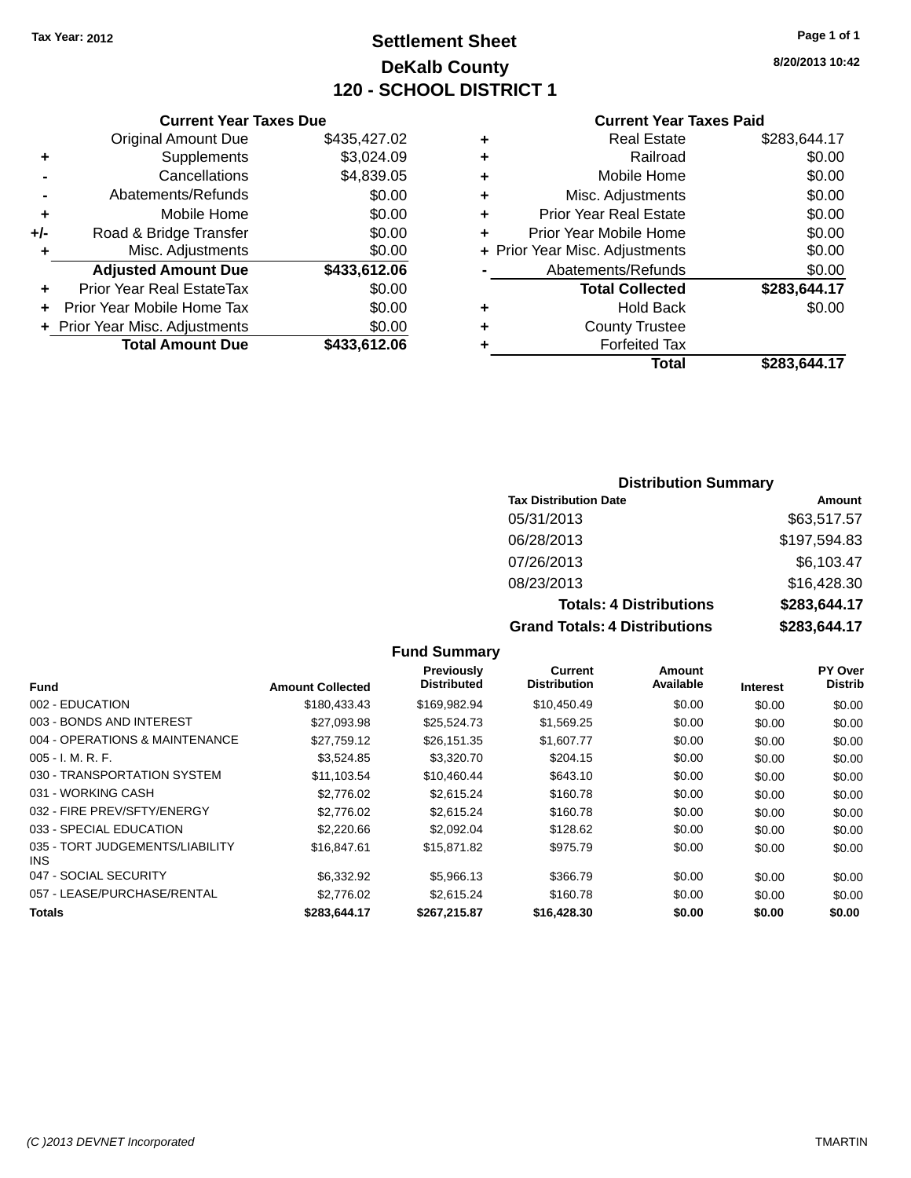Tax Year: 2012

# Settlement Sheet
## DeKalb County
## 120 - SCHOOL DISTRICT 1

8/20/2013 10:42

### Current Year Taxes Due

| | | |
|---|---|---|
| | Original Amount Due | $435,427.02 |
| + | Supplements | $3,024.09 |
| - | Cancellations | $4,839.05 |
| - | Abatements/Refunds | $0.00 |
| + | Mobile Home | $0.00 |
| +/- | Road & Bridge Transfer | $0.00 |
| + | Misc. Adjustments | $0.00 |
| | **Adjusted Amount Due** | **$433,612.06** |
| + | Prior Year Real EstateTax | $0.00 |
| + | Prior Year Mobile Home Tax | $0.00 |
| + | Prior Year Misc. Adjustments | $0.00 |
| | **Total Amount Due** | **$433,612.06** |

### Current Year Taxes Paid

| | | |
|---|---|---|
| + | Real Estate | $283,644.17 |
| + | Railroad | $0.00 |
| + | Mobile Home | $0.00 |
| + | Misc. Adjustments | $0.00 |
| + | Prior Year Real Estate | $0.00 |
| + | Prior Year Mobile Home | $0.00 |
| + | Prior Year Misc. Adjustments | $0.00 |
| - | Abatements/Refunds | $0.00 |
| | **Total Collected** | **$283,644.17** |
| + | Hold Back | $0.00 |
| + | County Trustee | |
| + | Forfeited Tax | |
| | **Total** | **$283,644.17** |

### Distribution Summary

| Tax Distribution Date | Amount |
|---|---|
| 05/31/2013 | $63,517.57 |
| 06/28/2013 | $197,594.83 |
| 07/26/2013 | $6,103.47 |
| 08/23/2013 | $16,428.30 |
| **Totals: 4 Distributions** | **$283,644.17** |
| **Grand Totals: 4 Distributions** | **$283,644.17** |

### Fund Summary

| Fund | Amount Collected | Previously Distributed | Current Distribution | Amount Available | Interest | PY Over Distrib |
|---|---|---|---|---|---|---|
| 002 - EDUCATION | $180,433.43 | $169,982.94 | $10,450.49 | $0.00 | $0.00 | $0.00 |
| 003 - BONDS AND INTEREST | $27,093.98 | $25,524.73 | $1,569.25 | $0.00 | $0.00 | $0.00 |
| 004 - OPERATIONS & MAINTENANCE | $27,759.12 | $26,151.35 | $1,607.77 | $0.00 | $0.00 | $0.00 |
| 005 - I. M. R. F. | $3,524.85 | $3,320.70 | $204.15 | $0.00 | $0.00 | $0.00 |
| 030 - TRANSPORTATION SYSTEM | $11,103.54 | $10,460.44 | $643.10 | $0.00 | $0.00 | $0.00 |
| 031 - WORKING CASH | $2,776.02 | $2,615.24 | $160.78 | $0.00 | $0.00 | $0.00 |
| 032 - FIRE PREV/SFTY/ENERGY | $2,776.02 | $2,615.24 | $160.78 | $0.00 | $0.00 | $0.00 |
| 033 - SPECIAL EDUCATION | $2,220.66 | $2,092.04 | $128.62 | $0.00 | $0.00 | $0.00 |
| 035 - TORT JUDGEMENTS/LIABILITY INS | $16,847.61 | $15,871.82 | $975.79 | $0.00 | $0.00 | $0.00 |
| 047 - SOCIAL SECURITY | $6,332.92 | $5,966.13 | $366.79 | $0.00 | $0.00 | $0.00 |
| 057 - LEASE/PURCHASE/RENTAL | $2,776.02 | $2,615.24 | $160.78 | $0.00 | $0.00 | $0.00 |
| **Totals** | **$283,644.17** | **$267,215.87** | **$16,428.30** | **$0.00** | **$0.00** | **$0.00** |

(C )2013 DEVNET Incorporated — TMARTIN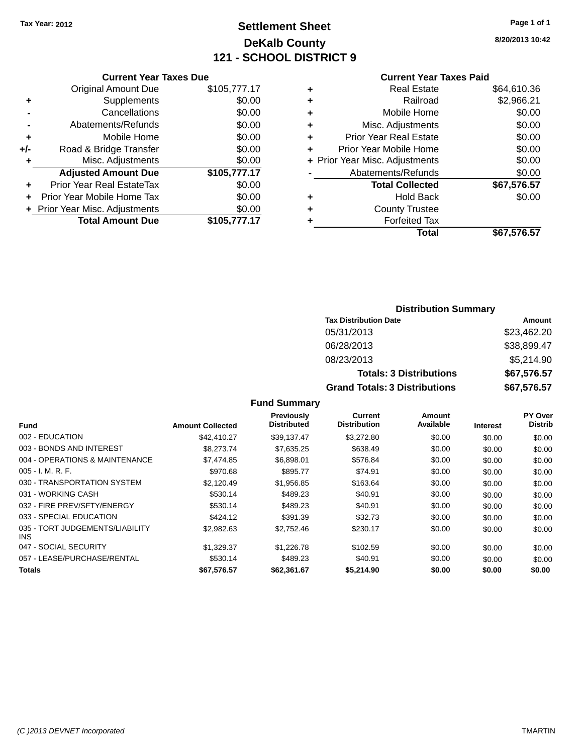Tax Year: 2012

# Settlement Sheet
## DeKalb County
## 121 - SCHOOL DISTRICT 9

8/20/2013 10:42

### Current Year Taxes Due

| | | |
|---|---|---|
| | Original Amount Due | $105,777.17 |
| + | Supplements | $0.00 |
| - | Cancellations | $0.00 |
| - | Abatements/Refunds | $0.00 |
| + | Mobile Home | $0.00 |
| +/- | Road & Bridge Transfer | $0.00 |
| + | Misc. Adjustments | $0.00 |
| | **Adjusted Amount Due** | **$105,777.17** |
| + | Prior Year Real EstateTax | $0.00 |
| + | Prior Year Mobile Home Tax | $0.00 |
| + | Prior Year Misc. Adjustments | $0.00 |
| | **Total Amount Due** | **$105,777.17** |

### Current Year Taxes Paid

| | | |
|---|---|---|
| + | Real Estate | $64,610.36 |
| + | Railroad | $2,966.21 |
| + | Mobile Home | $0.00 |
| + | Misc. Adjustments | $0.00 |
| + | Prior Year Real Estate | $0.00 |
| + | Prior Year Mobile Home | $0.00 |
| + | Prior Year Misc. Adjustments | $0.00 |
| - | Abatements/Refunds | $0.00 |
| | **Total Collected** | **$67,576.57** |
| + | Hold Back | $0.00 |
| + | County Trustee | |
| + | Forfeited Tax | |
| | **Total** | **$67,576.57** |

### Distribution Summary

| Tax Distribution Date | Amount |
|---|---|
| 05/31/2013 | $23,462.20 |
| 06/28/2013 | $38,899.47 |
| 08/23/2013 | $5,214.90 |
| **Totals: 3 Distributions** | **$67,576.57** |
| **Grand Totals: 3 Distributions** | **$67,576.57** |

### Fund Summary

| Fund | Amount Collected | Previously Distributed | Current Distribution | Amount Available | Interest | PY Over Distrib |
|---|---|---|---|---|---|---|
| 002 - EDUCATION | $42,410.27 | $39,137.47 | $3,272.80 | $0.00 | $0.00 | $0.00 |
| 003 - BONDS AND INTEREST | $8,273.74 | $7,635.25 | $638.49 | $0.00 | $0.00 | $0.00 |
| 004 - OPERATIONS & MAINTENANCE | $7,474.85 | $6,898.01 | $576.84 | $0.00 | $0.00 | $0.00 |
| 005 - I. M. R. F. | $970.68 | $895.77 | $74.91 | $0.00 | $0.00 | $0.00 |
| 030 - TRANSPORTATION SYSTEM | $2,120.49 | $1,956.85 | $163.64 | $0.00 | $0.00 | $0.00 |
| 031 - WORKING CASH | $530.14 | $489.23 | $40.91 | $0.00 | $0.00 | $0.00 |
| 032 - FIRE PREV/SFTY/ENERGY | $530.14 | $489.23 | $40.91 | $0.00 | $0.00 | $0.00 |
| 033 - SPECIAL EDUCATION | $424.12 | $391.39 | $32.73 | $0.00 | $0.00 | $0.00 |
| 035 - TORT JUDGEMENTS/LIABILITY INS | $2,982.63 | $2,752.46 | $230.17 | $0.00 | $0.00 | $0.00 |
| 047 - SOCIAL SECURITY | $1,329.37 | $1,226.78 | $102.59 | $0.00 | $0.00 | $0.00 |
| 057 - LEASE/PURCHASE/RENTAL | $530.14 | $489.23 | $40.91 | $0.00 | $0.00 | $0.00 |
| **Totals** | **$67,576.57** | **$62,361.67** | **$5,214.90** | **$0.00** | **$0.00** | **$0.00** |

(C )2013 DEVNET Incorporated TMARTIN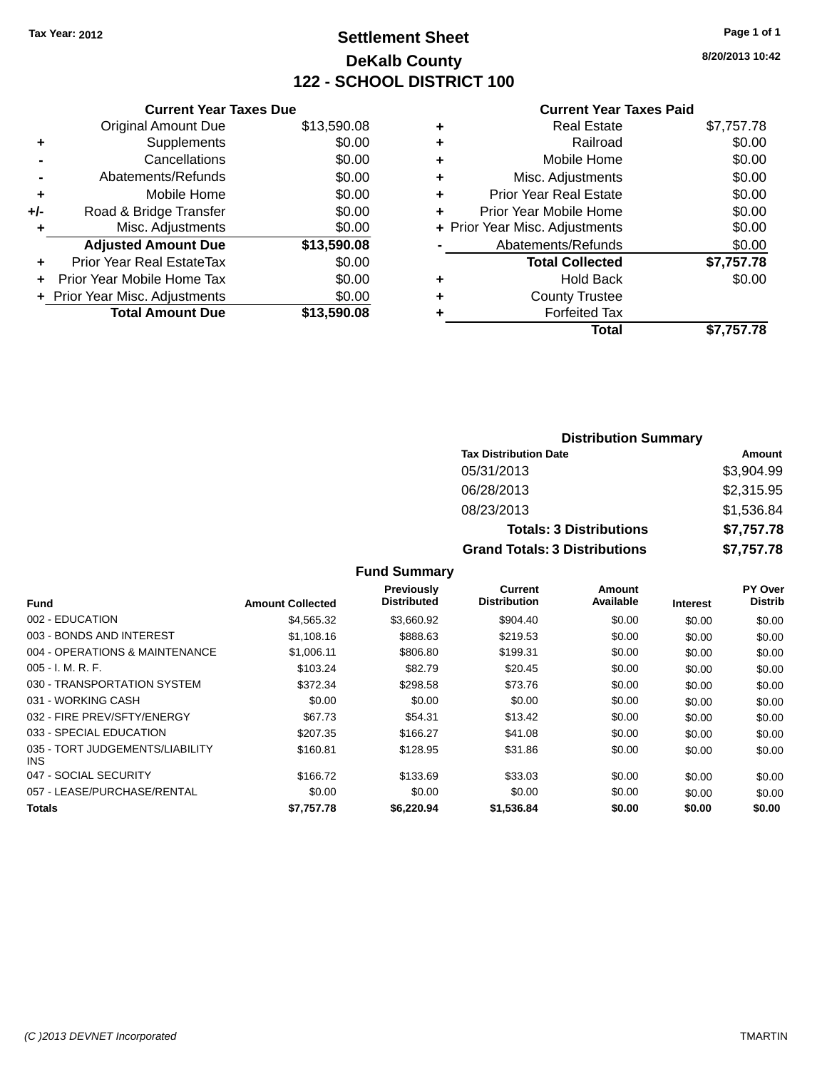Tax Year: 2012

# Settlement Sheet
## DeKalb County
## 122 - SCHOOL DISTRICT 100

8/20/2013 10:42

### Current Year Taxes Due

| | | |
|---|---|---|
| | Original Amount Due | $13,590.08 |
| + | Supplements | $0.00 |
| - | Cancellations | $0.00 |
| - | Abatements/Refunds | $0.00 |
| + | Mobile Home | $0.00 |
| +/- | Road & Bridge Transfer | $0.00 |
| + | Misc. Adjustments | $0.00 |
| | **Adjusted Amount Due** | **$13,590.08** |
| + | Prior Year Real EstateTax | $0.00 |
| + | Prior Year Mobile Home Tax | $0.00 |
| + | Prior Year Misc. Adjustments | $0.00 |
| | **Total Amount Due** | **$13,590.08** |

### Current Year Taxes Paid

| | | |
|---|---|---|
| + | Real Estate | $7,757.78 |
| + | Railroad | $0.00 |
| + | Mobile Home | $0.00 |
| + | Misc. Adjustments | $0.00 |
| + | Prior Year Real Estate | $0.00 |
| + | Prior Year Mobile Home | $0.00 |
| + | Prior Year Misc. Adjustments | $0.00 |
| - | Abatements/Refunds | $0.00 |
| | **Total Collected** | **$7,757.78** |
| + | Hold Back | $0.00 |
| + | County Trustee | |
| + | Forfeited Tax | |
| | **Total** | **$7,757.78** |

### Distribution Summary

| Tax Distribution Date | Amount |
|---|---|
| 05/31/2013 | $3,904.99 |
| 06/28/2013 | $2,315.95 |
| 08/23/2013 | $1,536.84 |
| **Totals: 3 Distributions** | **$7,757.78** |
| **Grand Totals: 3 Distributions** | **$7,757.78** |

### Fund Summary

| Fund | Amount Collected | Previously Distributed | Current Distribution | Amount Available | Interest | PY Over Distrib |
|---|---|---|---|---|---|---|
| 002 - EDUCATION | $4,565.32 | $3,660.92 | $904.40 | $0.00 | $0.00 | $0.00 |
| 003 - BONDS AND INTEREST | $1,108.16 | $888.63 | $219.53 | $0.00 | $0.00 | $0.00 |
| 004 - OPERATIONS & MAINTENANCE | $1,006.11 | $806.80 | $199.31 | $0.00 | $0.00 | $0.00 |
| 005 - I. M. R. F. | $103.24 | $82.79 | $20.45 | $0.00 | $0.00 | $0.00 |
| 030 - TRANSPORTATION SYSTEM | $372.34 | $298.58 | $73.76 | $0.00 | $0.00 | $0.00 |
| 031 - WORKING CASH | $0.00 | $0.00 | $0.00 | $0.00 | $0.00 | $0.00 |
| 032 - FIRE PREV/SFTY/ENERGY | $67.73 | $54.31 | $13.42 | $0.00 | $0.00 | $0.00 |
| 033 - SPECIAL EDUCATION | $207.35 | $166.27 | $41.08 | $0.00 | $0.00 | $0.00 |
| 035 - TORT JUDGEMENTS/LIABILITY INS | $160.81 | $128.95 | $31.86 | $0.00 | $0.00 | $0.00 |
| 047 - SOCIAL SECURITY | $166.72 | $133.69 | $33.03 | $0.00 | $0.00 | $0.00 |
| 057 - LEASE/PURCHASE/RENTAL | $0.00 | $0.00 | $0.00 | $0.00 | $0.00 | $0.00 |
| **Totals** | **$7,757.78** | **$6,220.94** | **$1,536.84** | **$0.00** | **$0.00** | **$0.00** |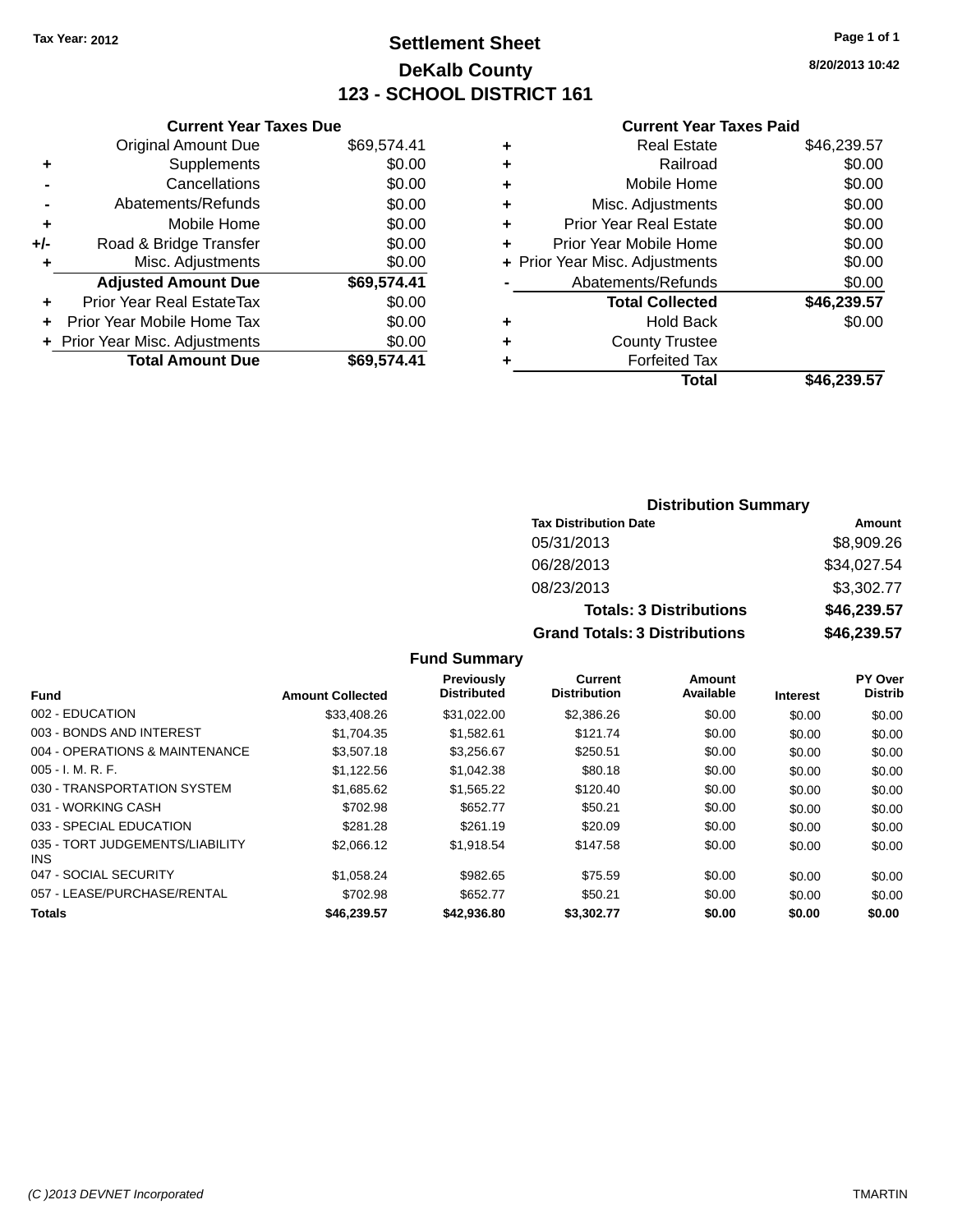Tax Year: 2012

# Settlement Sheet

## DeKalb County

## 123 - SCHOOL DISTRICT 161

8/20/2013 10:42

### Current Year Taxes Due

| | | |
|---|---|---|
| | Original Amount Due | $69,574.41 |
| + | Supplements | $0.00 |
| - | Cancellations | $0.00 |
| - | Abatements/Refunds | $0.00 |
| + | Mobile Home | $0.00 |
| +/- | Road & Bridge Transfer | $0.00 |
| + | Misc. Adjustments | $0.00 |
| | **Adjusted Amount Due** | **$69,574.41** |
| + | Prior Year Real EstateTax | $0.00 |
| + | Prior Year Mobile Home Tax | $0.00 |
| + | Prior Year Misc. Adjustments | $0.00 |
| | **Total Amount Due** | **$69,574.41** |

### Current Year Taxes Paid

| | | |
|---|---|---|
| + | Real Estate | $46,239.57 |
| + | Railroad | $0.00 |
| + | Mobile Home | $0.00 |
| + | Misc. Adjustments | $0.00 |
| + | Prior Year Real Estate | $0.00 |
| + | Prior Year Mobile Home | $0.00 |
| + | Prior Year Misc. Adjustments | $0.00 |
| - | Abatements/Refunds | $0.00 |
| | **Total Collected** | **$46,239.57** |
| + | Hold Back | $0.00 |
| + | County Trustee | |
| + | Forfeited Tax | |
| | **Total** | **$46,239.57** |

### Distribution Summary

| Tax Distribution Date | Amount |
|---|---|
| 05/31/2013 | $8,909.26 |
| 06/28/2013 | $34,027.54 |
| 08/23/2013 | $3,302.77 |
| **Totals: 3 Distributions** | **$46,239.57** |
| **Grand Totals: 3 Distributions** | **$46,239.57** |

### Fund Summary

| Fund | Amount Collected | Previously Distributed | Current Distribution | Amount Available | Interest | PY Over Distrib |
|---|---|---|---|---|---|---|
| 002 - EDUCATION | $33,408.26 | $31,022.00 | $2,386.26 | $0.00 | $0.00 | $0.00 |
| 003 - BONDS AND INTEREST | $1,704.35 | $1,582.61 | $121.74 | $0.00 | $0.00 | $0.00 |
| 004 - OPERATIONS & MAINTENANCE | $3,507.18 | $3,256.67 | $250.51 | $0.00 | $0.00 | $0.00 |
| 005 - I. M. R. F. | $1,122.56 | $1,042.38 | $80.18 | $0.00 | $0.00 | $0.00 |
| 030 - TRANSPORTATION SYSTEM | $1,685.62 | $1,565.22 | $120.40 | $0.00 | $0.00 | $0.00 |
| 031 - WORKING CASH | $702.98 | $652.77 | $50.21 | $0.00 | $0.00 | $0.00 |
| 033 - SPECIAL EDUCATION | $281.28 | $261.19 | $20.09 | $0.00 | $0.00 | $0.00 |
| 035 - TORT JUDGEMENTS/LIABILITY INS | $2,066.12 | $1,918.54 | $147.58 | $0.00 | $0.00 | $0.00 |
| 047 - SOCIAL SECURITY | $1,058.24 | $982.65 | $75.59 | $0.00 | $0.00 | $0.00 |
| 057 - LEASE/PURCHASE/RENTAL | $702.98 | $652.77 | $50.21 | $0.00 | $0.00 | $0.00 |
| **Totals** | **$46,239.57** | **$42,936.80** | **$3,302.77** | **$0.00** | **$0.00** | **$0.00** |

(C )2013 DEVNET Incorporated TMARTIN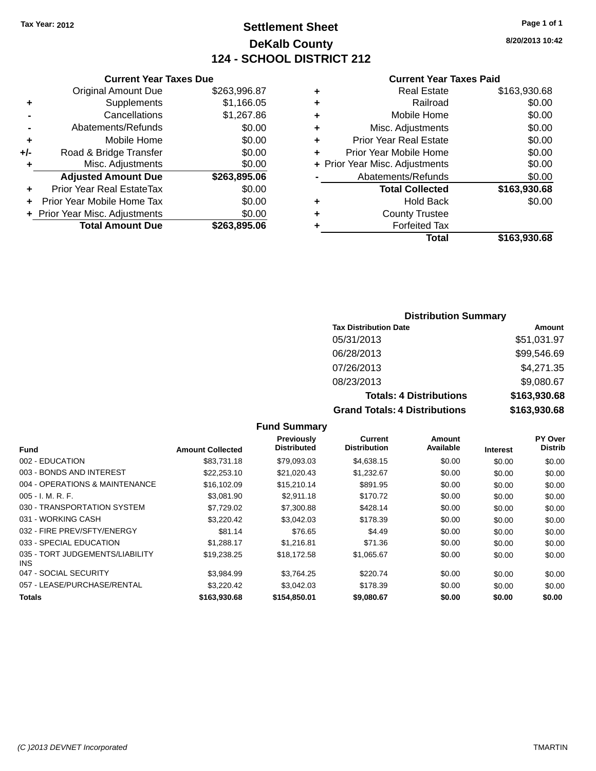Tax Year: 2012

# Settlement Sheet

## DeKalb County

## 124 - SCHOOL DISTRICT 212

8/20/2013 10:42

### Current Year Taxes Due

| | | |
|---|---|---|
| | Original Amount Due | $263,996.87 |
| + | Supplements | $1,166.05 |
| - | Cancellations | $1,267.86 |
| - | Abatements/Refunds | $0.00 |
| + | Mobile Home | $0.00 |
| +/- | Road & Bridge Transfer | $0.00 |
| + | Misc. Adjustments | $0.00 |
| | **Adjusted Amount Due** | **$263,895.06** |
| + | Prior Year Real EstateTax | $0.00 |
| + | Prior Year Mobile Home Tax | $0.00 |
| + | Prior Year Misc. Adjustments | $0.00 |
| | **Total Amount Due** | **$263,895.06** |

### Current Year Taxes Paid

| | | |
|---|---|---|
| + | Real Estate | $163,930.68 |
| + | Railroad | $0.00 |
| + | Mobile Home | $0.00 |
| + | Misc. Adjustments | $0.00 |
| + | Prior Year Real Estate | $0.00 |
| + | Prior Year Mobile Home | $0.00 |
| + | Prior Year Misc. Adjustments | $0.00 |
| - | Abatements/Refunds | $0.00 |
| | **Total Collected** | **$163,930.68** |
| + | Hold Back | $0.00 |
| + | County Trustee | |
| + | Forfeited Tax | |
| | **Total** | **$163,930.68** |

### Distribution Summary

| Tax Distribution Date | Amount |
|---|---|
| 05/31/2013 | $51,031.97 |
| 06/28/2013 | $99,546.69 |
| 07/26/2013 | $4,271.35 |
| 08/23/2013 | $9,080.67 |
| **Totals: 4 Distributions** | **$163,930.68** |
| **Grand Totals: 4 Distributions** | **$163,930.68** |

### Fund Summary

| Fund | Amount Collected | Previously Distributed | Current Distribution | Amount Available | Interest | PY Over Distrib |
|---|---|---|---|---|---|---|
| 002 - EDUCATION | $83,731.18 | $79,093.03 | $4,638.15 | $0.00 | $0.00 | $0.00 |
| 003 - BONDS AND INTEREST | $22,253.10 | $21,020.43 | $1,232.67 | $0.00 | $0.00 | $0.00 |
| 004 - OPERATIONS & MAINTENANCE | $16,102.09 | $15,210.14 | $891.95 | $0.00 | $0.00 | $0.00 |
| 005 - I. M. R. F. | $3,081.90 | $2,911.18 | $170.72 | $0.00 | $0.00 | $0.00 |
| 030 - TRANSPORTATION SYSTEM | $7,729.02 | $7,300.88 | $428.14 | $0.00 | $0.00 | $0.00 |
| 031 - WORKING CASH | $3,220.42 | $3,042.03 | $178.39 | $0.00 | $0.00 | $0.00 |
| 032 - FIRE PREV/SFTY/ENERGY | $81.14 | $76.65 | $4.49 | $0.00 | $0.00 | $0.00 |
| 033 - SPECIAL EDUCATION | $1,288.17 | $1,216.81 | $71.36 | $0.00 | $0.00 | $0.00 |
| 035 - TORT JUDGEMENTS/LIABILITY INS | $19,238.25 | $18,172.58 | $1,065.67 | $0.00 | $0.00 | $0.00 |
| 047 - SOCIAL SECURITY | $3,984.99 | $3,764.25 | $220.74 | $0.00 | $0.00 | $0.00 |
| 057 - LEASE/PURCHASE/RENTAL | $3,220.42 | $3,042.03 | $178.39 | $0.00 | $0.00 | $0.00 |
| **Totals** | **$163,930.68** | **$154,850.01** | **$9,080.67** | **$0.00** | **$0.00** | **$0.00** |

(C )2013 DEVNET Incorporated TMARTIN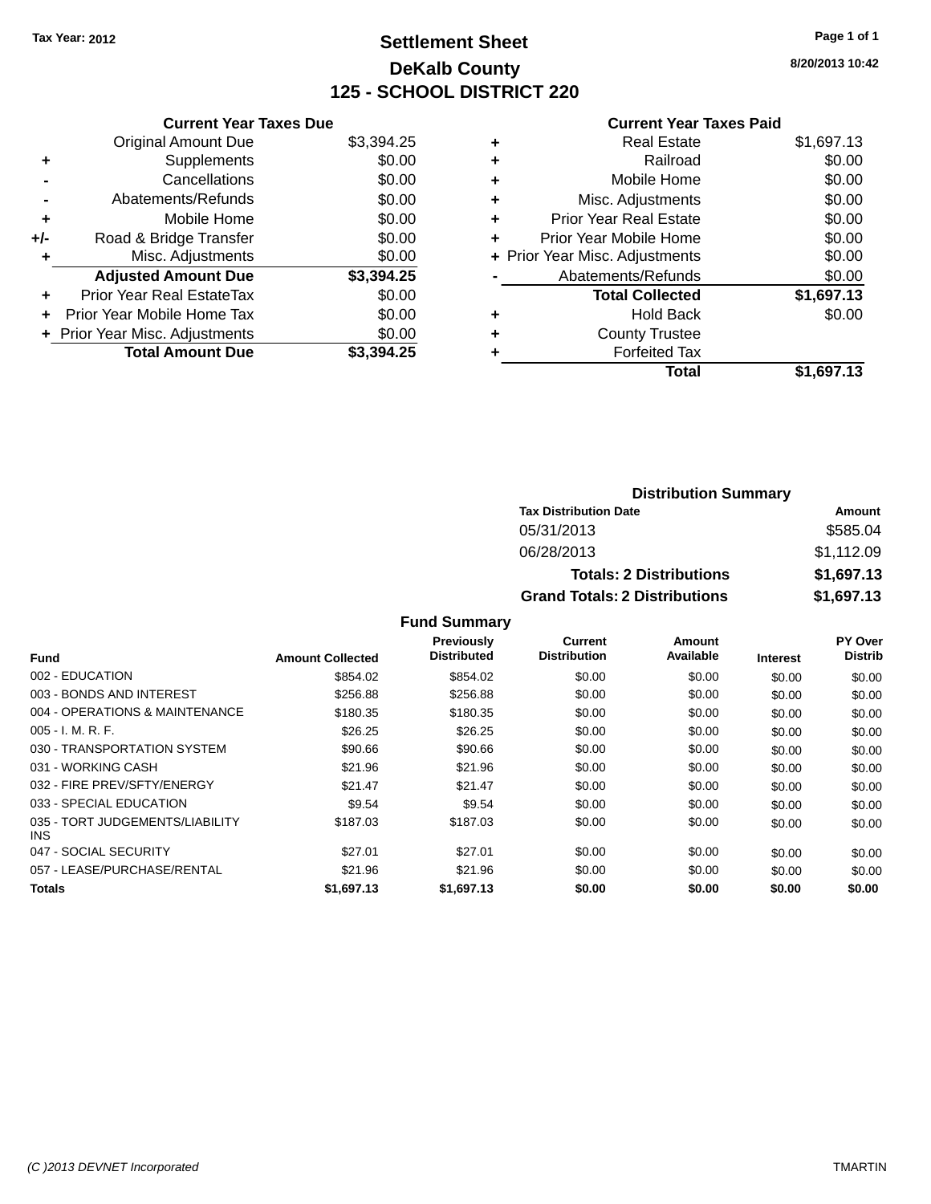Tax Year: 2012

# Settlement Sheet

## DeKalb County

## 125 - SCHOOL DISTRICT 220

8/20/2013 10:42

### Current Year Taxes Due

| | | |
|---|---|---|
| | Original Amount Due | $3,394.25 |
| + | Supplements | $0.00 |
| - | Cancellations | $0.00 |
| - | Abatements/Refunds | $0.00 |
| + | Mobile Home | $0.00 |
| +/- | Road & Bridge Transfer | $0.00 |
| + | Misc. Adjustments | $0.00 |
| | **Adjusted Amount Due** | **$3,394.25** |
| + | Prior Year Real EstateTax | $0.00 |
| + | Prior Year Mobile Home Tax | $0.00 |
| + | Prior Year Misc. Adjustments | $0.00 |
| | **Total Amount Due** | **$3,394.25** |

### Current Year Taxes Paid

| | | |
|---|---|---|
| + | Real Estate | $1,697.13 |
| + | Railroad | $0.00 |
| + | Mobile Home | $0.00 |
| + | Misc. Adjustments | $0.00 |
| + | Prior Year Real Estate | $0.00 |
| + | Prior Year Mobile Home | $0.00 |
| + | Prior Year Misc. Adjustments | $0.00 |
| - | Abatements/Refunds | $0.00 |
| | **Total Collected** | **$1,697.13** |
| + | Hold Back | $0.00 |
| + | County Trustee | |
| + | Forfeited Tax | |
| | **Total** | **$1,697.13** |

### Distribution Summary

| Tax Distribution Date | Amount |
|---|---|
| 05/31/2013 | $585.04 |
| 06/28/2013 | $1,112.09 |
| **Totals: 2 Distributions** | **$1,697.13** |
| **Grand Totals: 2 Distributions** | **$1,697.13** |

### Fund Summary

| Fund | Amount Collected | Previously Distributed | Current Distribution | Amount Available | Interest | PY Over Distrib |
|---|---|---|---|---|---|---|
| 002 - EDUCATION | $854.02 | $854.02 | $0.00 | $0.00 | $0.00 | $0.00 |
| 003 - BONDS AND INTEREST | $256.88 | $256.88 | $0.00 | $0.00 | $0.00 | $0.00 |
| 004 - OPERATIONS & MAINTENANCE | $180.35 | $180.35 | $0.00 | $0.00 | $0.00 | $0.00 |
| 005 - I. M. R. F. | $26.25 | $26.25 | $0.00 | $0.00 | $0.00 | $0.00 |
| 030 - TRANSPORTATION SYSTEM | $90.66 | $90.66 | $0.00 | $0.00 | $0.00 | $0.00 |
| 031 - WORKING CASH | $21.96 | $21.96 | $0.00 | $0.00 | $0.00 | $0.00 |
| 032 - FIRE PREV/SFTY/ENERGY | $21.47 | $21.47 | $0.00 | $0.00 | $0.00 | $0.00 |
| 033 - SPECIAL EDUCATION | $9.54 | $9.54 | $0.00 | $0.00 | $0.00 | $0.00 |
| 035 - TORT JUDGEMENTS/LIABILITY INS | $187.03 | $187.03 | $0.00 | $0.00 | $0.00 | $0.00 |
| 047 - SOCIAL SECURITY | $27.01 | $27.01 | $0.00 | $0.00 | $0.00 | $0.00 |
| 057 - LEASE/PURCHASE/RENTAL | $21.96 | $21.96 | $0.00 | $0.00 | $0.00 | $0.00 |
| **Totals** | **$1,697.13** | **$1,697.13** | **$0.00** | **$0.00** | **$0.00** | **$0.00** |

(C )2013 DEVNET Incorporated TMARTIN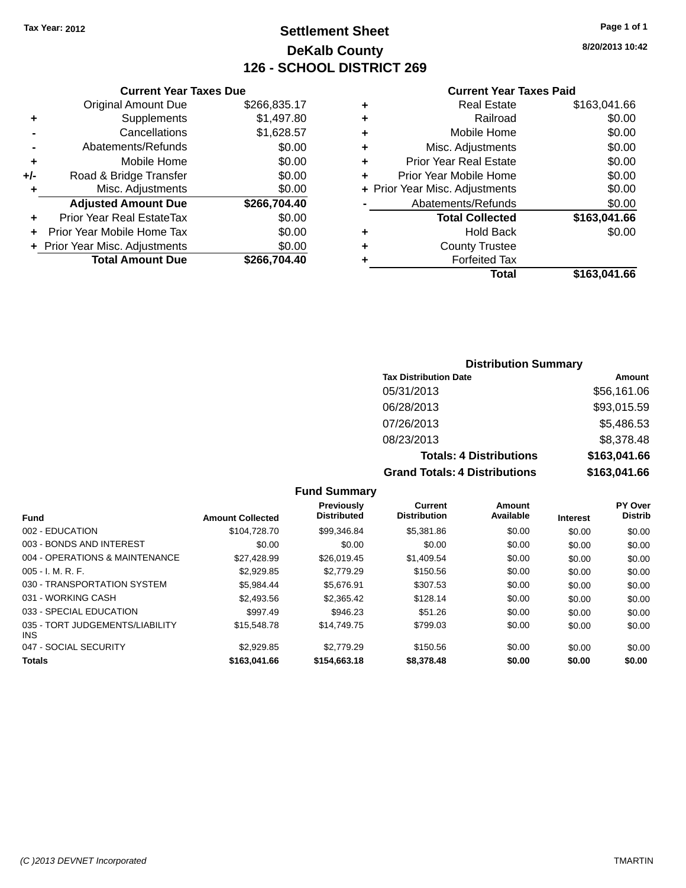Tax Year: 2012

# Settlement Sheet

## DeKalb County

## 126 - SCHOOL DISTRICT 269

8/20/2013 10:42

### Current Year Taxes Due

| | | |
|---|---|---|
| | Original Amount Due | $266,835.17 |
| + | Supplements | $1,497.80 |
| - | Cancellations | $1,628.57 |
| - | Abatements/Refunds | $0.00 |
| + | Mobile Home | $0.00 |
| +/- | Road & Bridge Transfer | $0.00 |
| + | Misc. Adjustments | $0.00 |
| | **Adjusted Amount Due** | **$266,704.40** |
| + | Prior Year Real EstateTax | $0.00 |
| + | Prior Year Mobile Home Tax | $0.00 |
| + | Prior Year Misc. Adjustments | $0.00 |
| | **Total Amount Due** | **$266,704.40** |

### Current Year Taxes Paid

| | | |
|---|---|---|
| + | Real Estate | $163,041.66 |
| + | Railroad | $0.00 |
| + | Mobile Home | $0.00 |
| + | Misc. Adjustments | $0.00 |
| + | Prior Year Real Estate | $0.00 |
| + | Prior Year Mobile Home | $0.00 |
| + | Prior Year Misc. Adjustments | $0.00 |
| - | Abatements/Refunds | $0.00 |
| | **Total Collected** | **$163,041.66** |
| + | Hold Back | $0.00 |
| + | County Trustee | |
| + | Forfeited Tax | |
| | **Total** | **$163,041.66** |

### Distribution Summary

| Tax Distribution Date | Amount |
|---|---|
| 05/31/2013 | $56,161.06 |
| 06/28/2013 | $93,015.59 |
| 07/26/2013 | $5,486.53 |
| 08/23/2013 | $8,378.48 |
| **Totals: 4 Distributions** | **$163,041.66** |
| **Grand Totals: 4 Distributions** | **$163,041.66** |

### Fund Summary

| Fund | Amount Collected | Previously Distributed | Current Distribution | Amount Available | Interest | PY Over Distrib |
|---|---|---|---|---|---|---|
| 002 - EDUCATION | $104,728.70 | $99,346.84 | $5,381.86 | $0.00 | $0.00 | $0.00 |
| 003 - BONDS AND INTEREST | $0.00 | $0.00 | $0.00 | $0.00 | $0.00 | $0.00 |
| 004 - OPERATIONS & MAINTENANCE | $27,428.99 | $26,019.45 | $1,409.54 | $0.00 | $0.00 | $0.00 |
| 005 - I. M. R. F. | $2,929.85 | $2,779.29 | $150.56 | $0.00 | $0.00 | $0.00 |
| 030 - TRANSPORTATION SYSTEM | $5,984.44 | $5,676.91 | $307.53 | $0.00 | $0.00 | $0.00 |
| 031 - WORKING CASH | $2,493.56 | $2,365.42 | $128.14 | $0.00 | $0.00 | $0.00 |
| 033 - SPECIAL EDUCATION | $997.49 | $946.23 | $51.26 | $0.00 | $0.00 | $0.00 |
| 035 - TORT JUDGEMENTS/LIABILITY INS | $15,548.78 | $14,749.75 | $799.03 | $0.00 | $0.00 | $0.00 |
| 047 - SOCIAL SECURITY | $2,929.85 | $2,779.29 | $150.56 | $0.00 | $0.00 | $0.00 |
| **Totals** | **$163,041.66** | **$154,663.18** | **$8,378.48** | **$0.00** | **$0.00** | **$0.00** |

(C )2013 DEVNET Incorporated TMARTIN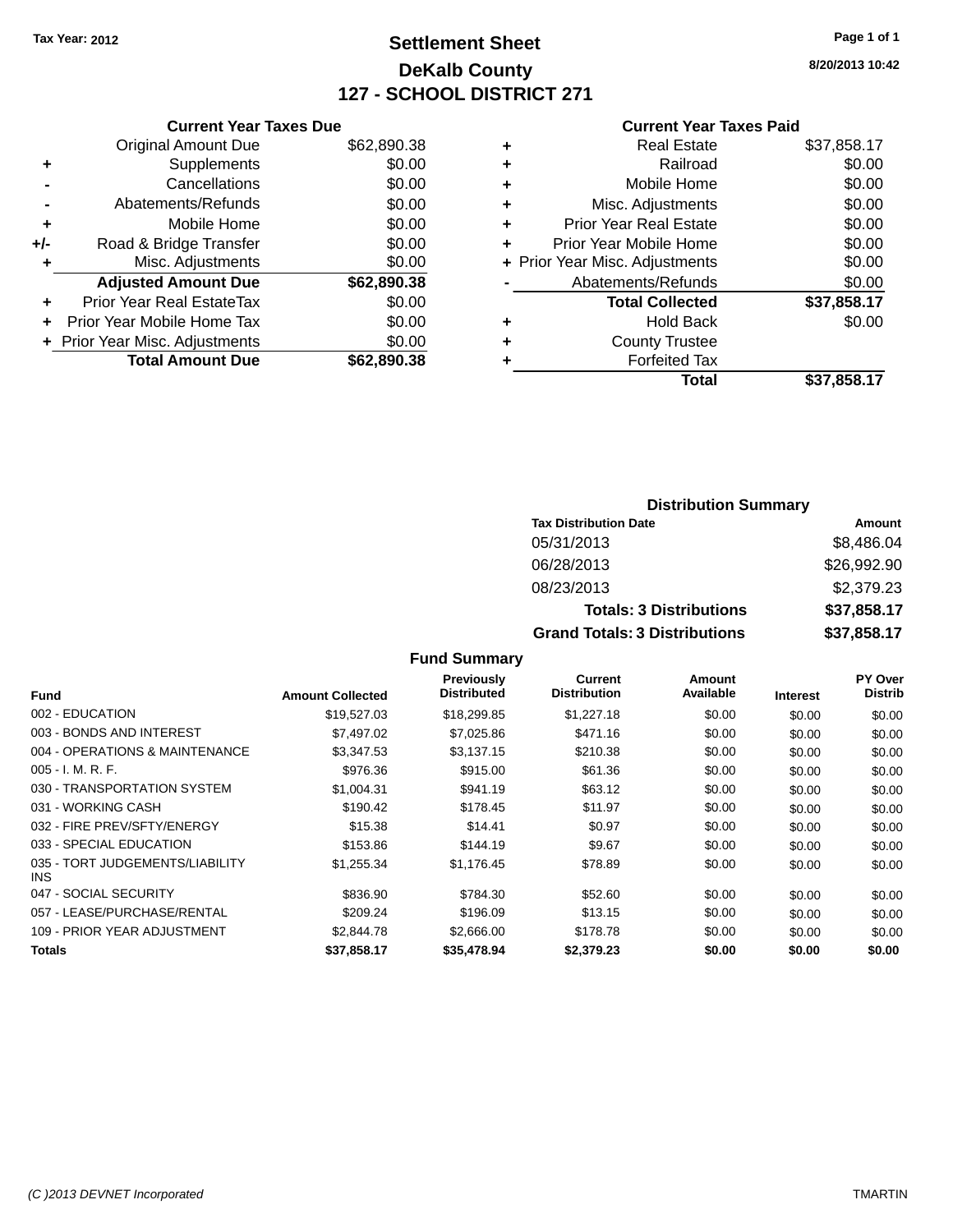Tax Year: 2012

# Settlement Sheet
## DeKalb County
## 127 - SCHOOL DISTRICT 271

8/20/2013 10:42

### Current Year Taxes Due

| | | |
|---|---|---|
| | Original Amount Due | $62,890.38 |
| + | Supplements | $0.00 |
| - | Cancellations | $0.00 |
| - | Abatements/Refunds | $0.00 |
| + | Mobile Home | $0.00 |
| +/- | Road & Bridge Transfer | $0.00 |
| + | Misc. Adjustments | $0.00 |
| | **Adjusted Amount Due** | **$62,890.38** |
| + | Prior Year Real EstateTax | $0.00 |
| + | Prior Year Mobile Home Tax | $0.00 |
| + | Prior Year Misc. Adjustments | $0.00 |
| | **Total Amount Due** | **$62,890.38** |

### Current Year Taxes Paid

| | | |
|---|---|---|
| + | Real Estate | $37,858.17 |
| + | Railroad | $0.00 |
| + | Mobile Home | $0.00 |
| + | Misc. Adjustments | $0.00 |
| + | Prior Year Real Estate | $0.00 |
| + | Prior Year Mobile Home | $0.00 |
| + | Prior Year Misc. Adjustments | $0.00 |
| - | Abatements/Refunds | $0.00 |
| | **Total Collected** | **$37,858.17** |
| + | Hold Back | $0.00 |
| + | County Trustee | |
| + | Forfeited Tax | |
| | **Total** | **$37,858.17** |

### Distribution Summary

| Tax Distribution Date | Amount |
|---|---|
| 05/31/2013 | $8,486.04 |
| 06/28/2013 | $26,992.90 |
| 08/23/2013 | $2,379.23 |
| **Totals: 3 Distributions** | **$37,858.17** |
| **Grand Totals: 3 Distributions** | **$37,858.17** |

### Fund Summary

| Fund | Amount Collected | Previously Distributed | Current Distribution | Amount Available | Interest | PY Over Distrib |
|---|---|---|---|---|---|---|
| 002 - EDUCATION | $19,527.03 | $18,299.85 | $1,227.18 | $0.00 | $0.00 | $0.00 |
| 003 - BONDS AND INTEREST | $7,497.02 | $7,025.86 | $471.16 | $0.00 | $0.00 | $0.00 |
| 004 - OPERATIONS & MAINTENANCE | $3,347.53 | $3,137.15 | $210.38 | $0.00 | $0.00 | $0.00 |
| 005 - I. M. R. F. | $976.36 | $915.00 | $61.36 | $0.00 | $0.00 | $0.00 |
| 030 - TRANSPORTATION SYSTEM | $1,004.31 | $941.19 | $63.12 | $0.00 | $0.00 | $0.00 |
| 031 - WORKING CASH | $190.42 | $178.45 | $11.97 | $0.00 | $0.00 | $0.00 |
| 032 - FIRE PREV/SFTY/ENERGY | $15.38 | $14.41 | $0.97 | $0.00 | $0.00 | $0.00 |
| 033 - SPECIAL EDUCATION | $153.86 | $144.19 | $9.67 | $0.00 | $0.00 | $0.00 |
| 035 - TORT JUDGEMENTS/LIABILITY INS | $1,255.34 | $1,176.45 | $78.89 | $0.00 | $0.00 | $0.00 |
| 047 - SOCIAL SECURITY | $836.90 | $784.30 | $52.60 | $0.00 | $0.00 | $0.00 |
| 057 - LEASE/PURCHASE/RENTAL | $209.24 | $196.09 | $13.15 | $0.00 | $0.00 | $0.00 |
| 109 - PRIOR YEAR ADJUSTMENT | $2,844.78 | $2,666.00 | $178.78 | $0.00 | $0.00 | $0.00 |
| **Totals** | **$37,858.17** | **$35,478.94** | **$2,379.23** | **$0.00** | **$0.00** | **$0.00** |

(C )2013 DEVNET Incorporated — TMARTIN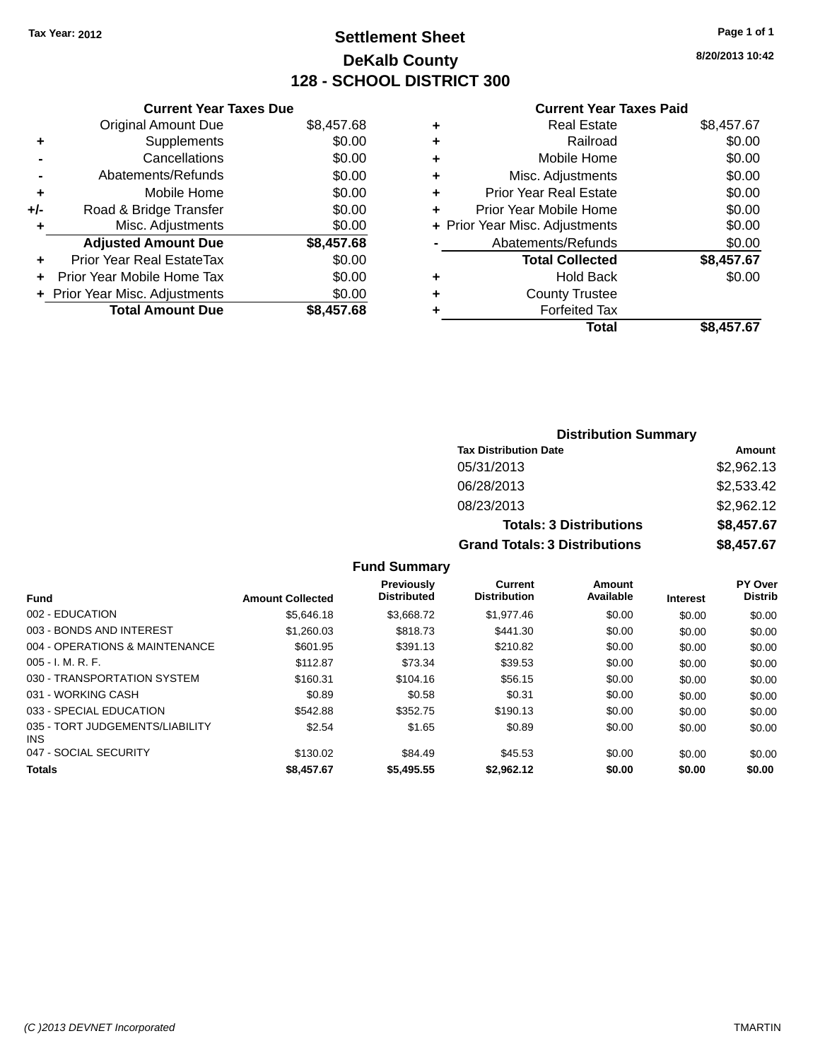Tax Year: 2012

# Settlement Sheet

## DeKalb County

## 128 - SCHOOL DISTRICT 300

8/20/2013 10:42

| | Current Year Taxes Due | |
|---|---|---|
| | Original Amount Due | $8,457.68 |
| + | Supplements | $0.00 |
| - | Cancellations | $0.00 |
| - | Abatements/Refunds | $0.00 |
| + | Mobile Home | $0.00 |
| +/- | Road & Bridge Transfer | $0.00 |
| + | Misc. Adjustments | $0.00 |
| | **Adjusted Amount Due** | **$8,457.68** |
| + | Prior Year Real EstateTax | $0.00 |
| + | Prior Year Mobile Home Tax | $0.00 |
| + | Prior Year Misc. Adjustments | $0.00 |
| | **Total Amount Due** | **$8,457.68** |

| | Current Year Taxes Paid | |
|---|---|---|
| + | Real Estate | $8,457.67 |
| + | Railroad | $0.00 |
| + | Mobile Home | $0.00 |
| + | Misc. Adjustments | $0.00 |
| + | Prior Year Real Estate | $0.00 |
| + | Prior Year Mobile Home | $0.00 |
| + | Prior Year Misc. Adjustments | $0.00 |
| - | Abatements/Refunds | $0.00 |
| | **Total Collected** | **$8,457.67** |
| + | Hold Back | $0.00 |
| + | County Trustee | |
| + | Forfeited Tax | |
| | **Total** | **$8,457.67** |

### Distribution Summary

| Tax Distribution Date | Amount |
|---|---|
| 05/31/2013 | $2,962.13 |
| 06/28/2013 | $2,533.42 |
| 08/23/2013 | $2,962.12 |
| **Totals: 3 Distributions** | **$8,457.67** |
| **Grand Totals: 3 Distributions** | **$8,457.67** |

### Fund Summary

| Fund | Amount Collected | Previously Distributed | Current Distribution | Amount Available | Interest | PY Over Distrib |
|---|---|---|---|---|---|---|
| 002 - EDUCATION | $5,646.18 | $3,668.72 | $1,977.46 | $0.00 | $0.00 | $0.00 |
| 003 - BONDS AND INTEREST | $1,260.03 | $818.73 | $441.30 | $0.00 | $0.00 | $0.00 |
| 004 - OPERATIONS & MAINTENANCE | $601.95 | $391.13 | $210.82 | $0.00 | $0.00 | $0.00 |
| 005 - I. M. R. F. | $112.87 | $73.34 | $39.53 | $0.00 | $0.00 | $0.00 |
| 030 - TRANSPORTATION SYSTEM | $160.31 | $104.16 | $56.15 | $0.00 | $0.00 | $0.00 |
| 031 - WORKING CASH | $0.89 | $0.58 | $0.31 | $0.00 | $0.00 | $0.00 |
| 033 - SPECIAL EDUCATION | $542.88 | $352.75 | $190.13 | $0.00 | $0.00 | $0.00 |
| 035 - TORT JUDGEMENTS/LIABILITY INS | $2.54 | $1.65 | $0.89 | $0.00 | $0.00 | $0.00 |
| 047 - SOCIAL SECURITY | $130.02 | $84.49 | $45.53 | $0.00 | $0.00 | $0.00 |
| **Totals** | **$8,457.67** | **$5,495.55** | **$2,962.12** | **$0.00** | **$0.00** | **$0.00** |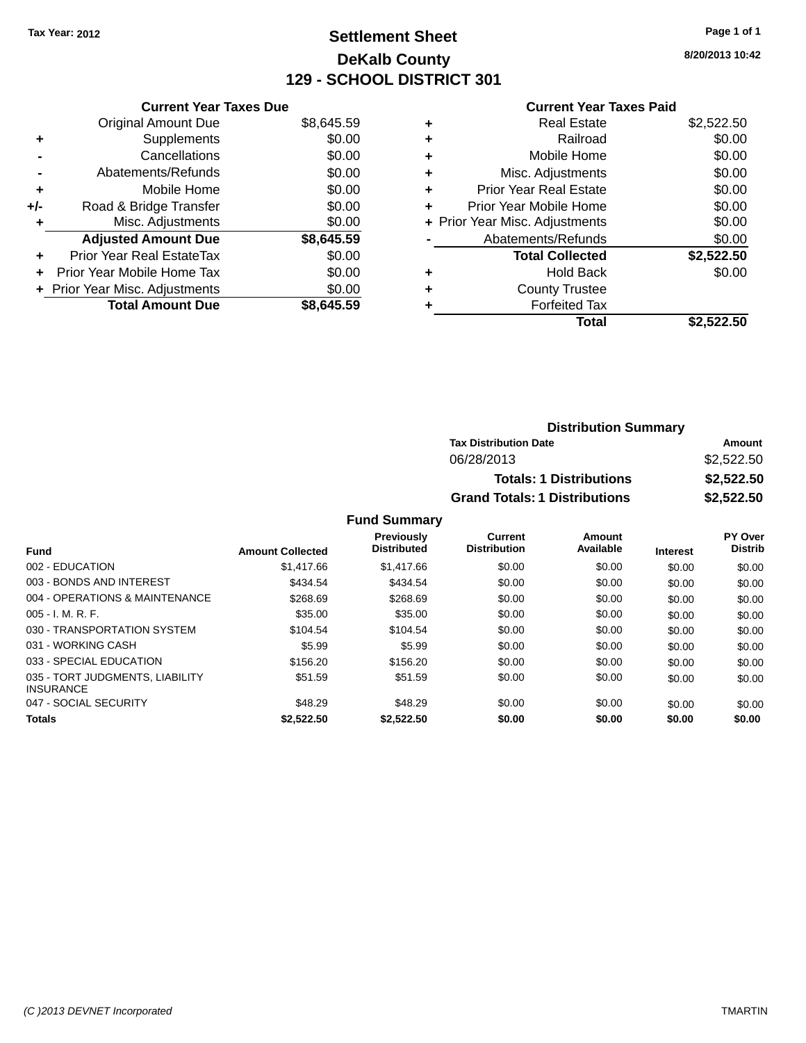Tax Year: 2012

# Settlement Sheet

## DeKalb County

## 129 - SCHOOL DISTRICT 301

8/20/2013 10:42

### Current Year Taxes Due

| | | |
|---|---|---|
| | Original Amount Due | $8,645.59 |
| + | Supplements | $0.00 |
| - | Cancellations | $0.00 |
| - | Abatements/Refunds | $0.00 |
| + | Mobile Home | $0.00 |
| +/- | Road & Bridge Transfer | $0.00 |
| + | Misc. Adjustments | $0.00 |
| | **Adjusted Amount Due** | **$8,645.59** |
| + | Prior Year Real EstateTax | $0.00 |
| + | Prior Year Mobile Home Tax | $0.00 |
| + | Prior Year Misc. Adjustments | $0.00 |
| | **Total Amount Due** | **$8,645.59** |

### Current Year Taxes Paid

| | | |
|---|---|---|
| + | Real Estate | $2,522.50 |
| + | Railroad | $0.00 |
| + | Mobile Home | $0.00 |
| + | Misc. Adjustments | $0.00 |
| + | Prior Year Real Estate | $0.00 |
| + | Prior Year Mobile Home | $0.00 |
| + | Prior Year Misc. Adjustments | $0.00 |
| - | Abatements/Refunds | $0.00 |
| | **Total Collected** | **$2,522.50** |
| + | Hold Back | $0.00 |
| + | County Trustee | |
| + | Forfeited Tax | |
| | **Total** | **$2,522.50** |

### Distribution Summary

| Tax Distribution Date | Amount |
|---|---|
| 06/28/2013 | $2,522.50 |
| **Totals: 1 Distributions** | **$2,522.50** |
| **Grand Totals: 1 Distributions** | **$2,522.50** |

### Fund Summary

| Fund | Amount Collected | Previously Distributed | Current Distribution | Amount Available | Interest | PY Over Distrib |
|---|---|---|---|---|---|---|
| 002 - EDUCATION | $1,417.66 | $1,417.66 | $0.00 | $0.00 | $0.00 | $0.00 |
| 003 - BONDS AND INTEREST | $434.54 | $434.54 | $0.00 | $0.00 | $0.00 | $0.00 |
| 004 - OPERATIONS & MAINTENANCE | $268.69 | $268.69 | $0.00 | $0.00 | $0.00 | $0.00 |
| 005 - I. M. R. F. | $35.00 | $35.00 | $0.00 | $0.00 | $0.00 | $0.00 |
| 030 - TRANSPORTATION SYSTEM | $104.54 | $104.54 | $0.00 | $0.00 | $0.00 | $0.00 |
| 031 - WORKING CASH | $5.99 | $5.99 | $0.00 | $0.00 | $0.00 | $0.00 |
| 033 - SPECIAL EDUCATION | $156.20 | $156.20 | $0.00 | $0.00 | $0.00 | $0.00 |
| 035 - TORT JUDGMENTS, LIABILITY INSURANCE | $51.59 | $51.59 | $0.00 | $0.00 | $0.00 | $0.00 |
| 047 - SOCIAL SECURITY | $48.29 | $48.29 | $0.00 | $0.00 | $0.00 | $0.00 |
| **Totals** | **$2,522.50** | **$2,522.50** | **$0.00** | **$0.00** | **$0.00** | **$0.00** |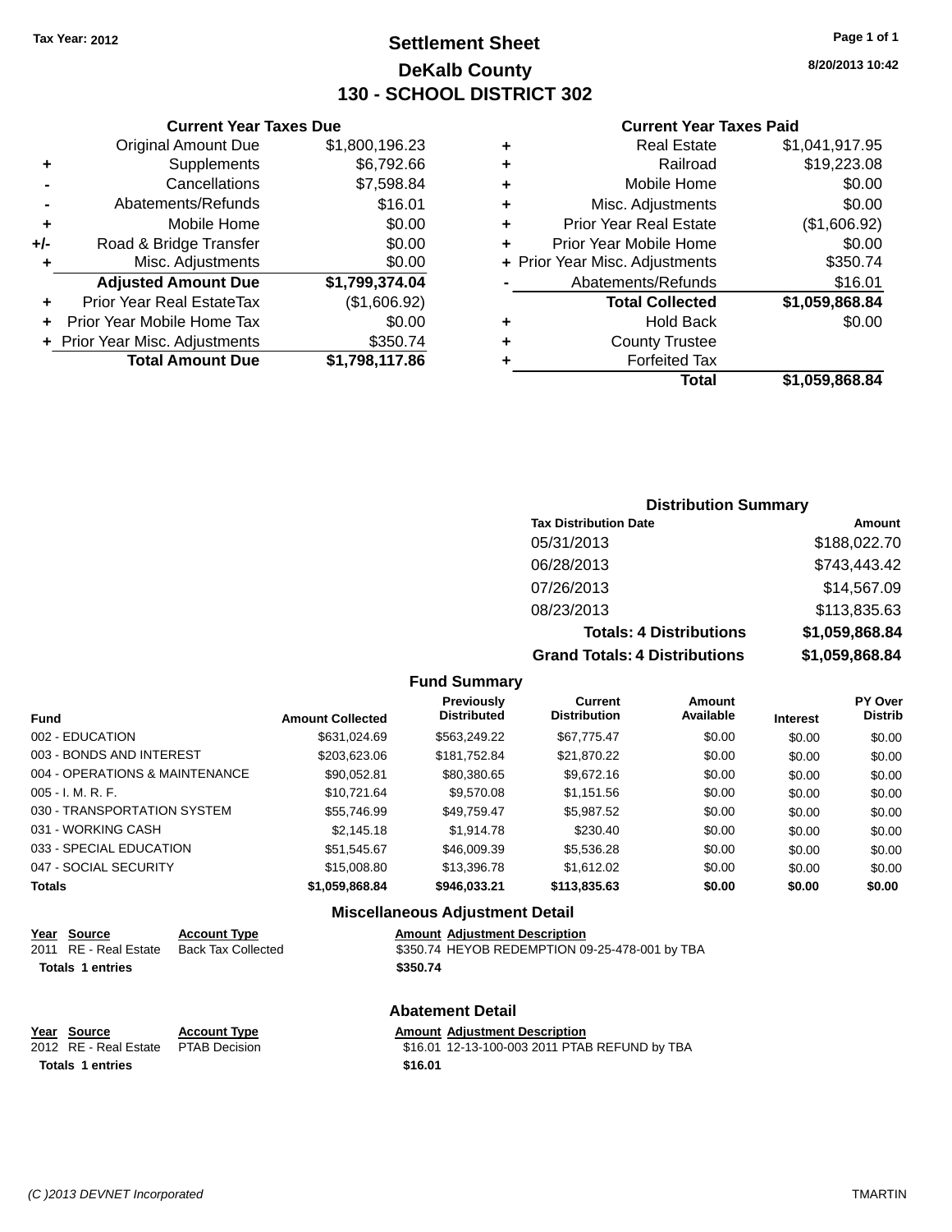Tax Year: 2012

# Settlement Sheet
## DeKalb County
## 130 - SCHOOL DISTRICT 302

8/20/2013 10:42

### Current Year Taxes Due

| | | |
|---|---|---|
| | Original Amount Due | $1,800,196.23 |
| + | Supplements | $6,792.66 |
| - | Cancellations | $7,598.84 |
| - | Abatements/Refunds | $16.01 |
| + | Mobile Home | $0.00 |
| +/- | Road & Bridge Transfer | $0.00 |
| + | Misc. Adjustments | $0.00 |
| | **Adjusted Amount Due** | **$1,799,374.04** |
| + | Prior Year Real EstateTax | ($1,606.92) |
| + | Prior Year Mobile Home Tax | $0.00 |
| + | Prior Year Misc. Adjustments | $350.74 |
| | **Total Amount Due** | **$1,798,117.86** |

### Current Year Taxes Paid

| | | |
|---|---|---|
| + | Real Estate | $1,041,917.95 |
| + | Railroad | $19,223.08 |
| + | Mobile Home | $0.00 |
| + | Misc. Adjustments | $0.00 |
| + | Prior Year Real Estate | ($1,606.92) |
| + | Prior Year Mobile Home | $0.00 |
| + | Prior Year Misc. Adjustments | $350.74 |
| - | Abatements/Refunds | $16.01 |
| | **Total Collected** | **$1,059,868.84** |
| + | Hold Back | $0.00 |
| + | County Trustee | |
| + | Forfeited Tax | |
| | **Total** | **$1,059,868.84** |

### Distribution Summary

| Tax Distribution Date | Amount |
|---|---|
| 05/31/2013 | $188,022.70 |
| 06/28/2013 | $743,443.42 |
| 07/26/2013 | $14,567.09 |
| 08/23/2013 | $113,835.63 |
| **Totals: 4 Distributions** | **$1,059,868.84** |
| **Grand Totals: 4 Distributions** | **$1,059,868.84** |

### Fund Summary

| Fund | Amount Collected | Previously Distributed | Current Distribution | Amount Available | Interest | PY Over Distrib |
|---|---|---|---|---|---|---|
| 002 - EDUCATION | $631,024.69 | $563,249.22 | $67,775.47 | $0.00 | $0.00 | $0.00 |
| 003 - BONDS AND INTEREST | $203,623.06 | $181,752.84 | $21,870.22 | $0.00 | $0.00 | $0.00 |
| 004 - OPERATIONS & MAINTENANCE | $90,052.81 | $80,380.65 | $9,672.16 | $0.00 | $0.00 | $0.00 |
| 005 - I. M. R. F. | $10,721.64 | $9,570.08 | $1,151.56 | $0.00 | $0.00 | $0.00 |
| 030 - TRANSPORTATION SYSTEM | $55,746.99 | $49,759.47 | $5,987.52 | $0.00 | $0.00 | $0.00 |
| 031 - WORKING CASH | $2,145.18 | $1,914.78 | $230.40 | $0.00 | $0.00 | $0.00 |
| 033 - SPECIAL EDUCATION | $51,545.67 | $46,009.39 | $5,536.28 | $0.00 | $0.00 | $0.00 |
| 047 - SOCIAL SECURITY | $15,008.80 | $13,396.78 | $1,612.02 | $0.00 | $0.00 | $0.00 |
| **Totals** | **$1,059,868.84** | **$946,033.21** | **$113,835.63** | **$0.00** | **$0.00** | **$0.00** |

### Miscellaneous Adjustment Detail

| Year | Source | Account Type | Amount | Adjustment Description |
|---|---|---|---|---|
| 2011 | RE - Real Estate | Back Tax Collected | $350.74 | HEYOB REDEMPTION 09-25-478-001 by TBA |
| **Totals 1 entries** | | | **$350.74** | |

### Abatement Detail

| Year | Source | Account Type | Amount | Adjustment Description |
|---|---|---|---|---|
| 2012 | RE - Real Estate | PTAB Decision | $16.01 | 12-13-100-003 2011 PTAB REFUND by TBA |
| **Totals 1 entries** | | | **$16.01** | |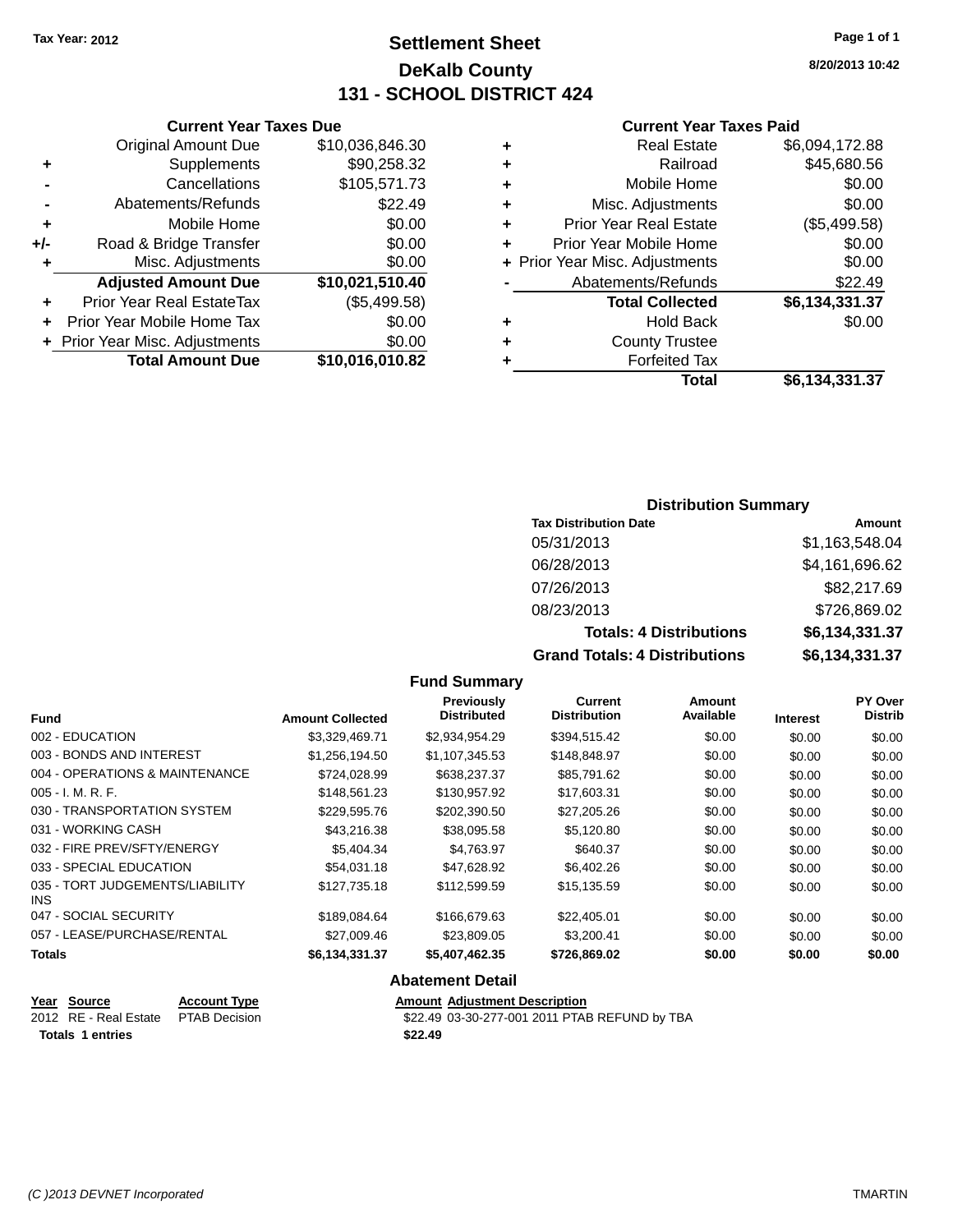Tax Year: 2012

# Settlement Sheet
## DeKalb County
## 131 - SCHOOL DISTRICT 424

8/20/2013 10:42

### Current Year Taxes Due

| | | |
|---|---|---|
| | Original Amount Due | $10,036,846.30 |
| + | Supplements | $90,258.32 |
| - | Cancellations | $105,571.73 |
| - | Abatements/Refunds | $22.49 |
| + | Mobile Home | $0.00 |
| +/- | Road & Bridge Transfer | $0.00 |
| + | Misc. Adjustments | $0.00 |
| | **Adjusted Amount Due** | **$10,021,510.40** |
| + | Prior Year Real EstateTax | ($5,499.58) |
| + | Prior Year Mobile Home Tax | $0.00 |
| + | Prior Year Misc. Adjustments | $0.00 |
| | **Total Amount Due** | **$10,016,010.82** |

### Current Year Taxes Paid

| | | |
|---|---|---|
| + | Real Estate | $6,094,172.88 |
| + | Railroad | $45,680.56 |
| + | Mobile Home | $0.00 |
| + | Misc. Adjustments | $0.00 |
| + | Prior Year Real Estate | ($5,499.58) |
| + | Prior Year Mobile Home | $0.00 |
| + | Prior Year Misc. Adjustments | $0.00 |
| - | Abatements/Refunds | $22.49 |
| | **Total Collected** | **$6,134,331.37** |
| + | Hold Back | $0.00 |
| + | County Trustee | |
| + | Forfeited Tax | |
| | **Total** | **$6,134,331.37** |

### Distribution Summary

| Tax Distribution Date | Amount |
|---|---|
| 05/31/2013 | $1,163,548.04 |
| 06/28/2013 | $4,161,696.62 |
| 07/26/2013 | $82,217.69 |
| 08/23/2013 | $726,869.02 |
| **Totals: 4 Distributions** | **$6,134,331.37** |
| **Grand Totals: 4 Distributions** | **$6,134,331.37** |

### Fund Summary

| Fund | Amount Collected | Previously Distributed | Current Distribution | Amount Available | Interest | PY Over Distrib |
|---|---|---|---|---|---|---|
| 002 - EDUCATION | $3,329,469.71 | $2,934,954.29 | $394,515.42 | $0.00 | $0.00 | $0.00 |
| 003 - BONDS AND INTEREST | $1,256,194.50 | $1,107,345.53 | $148,848.97 | $0.00 | $0.00 | $0.00 |
| 004 - OPERATIONS & MAINTENANCE | $724,028.99 | $638,237.37 | $85,791.62 | $0.00 | $0.00 | $0.00 |
| 005 - I. M. R. F. | $148,561.23 | $130,957.92 | $17,603.31 | $0.00 | $0.00 | $0.00 |
| 030 - TRANSPORTATION SYSTEM | $229,595.76 | $202,390.50 | $27,205.26 | $0.00 | $0.00 | $0.00 |
| 031 - WORKING CASH | $43,216.38 | $38,095.58 | $5,120.80 | $0.00 | $0.00 | $0.00 |
| 032 - FIRE PREV/SFTY/ENERGY | $5,404.34 | $4,763.97 | $640.37 | $0.00 | $0.00 | $0.00 |
| 033 - SPECIAL EDUCATION | $54,031.18 | $47,628.92 | $6,402.26 | $0.00 | $0.00 | $0.00 |
| 035 - TORT JUDGEMENTS/LIABILITY INS | $127,735.18 | $112,599.59 | $15,135.59 | $0.00 | $0.00 | $0.00 |
| 047 - SOCIAL SECURITY | $189,084.64 | $166,679.63 | $22,405.01 | $0.00 | $0.00 | $0.00 |
| 057 - LEASE/PURCHASE/RENTAL | $27,009.46 | $23,809.05 | $3,200.41 | $0.00 | $0.00 | $0.00 |
| **Totals** | **$6,134,331.37** | **$5,407,462.35** | **$726,869.02** | **$0.00** | **$0.00** | **$0.00** |

### Abatement Detail

| Year | Source | Account Type | Amount | Adjustment Description |
|---|---|---|---|---|
| 2012 | RE - Real Estate | PTAB Decision | $22.49 | 03-30-277-001 2011 PTAB REFUND by TBA |
| **Totals 1 entries** | | | **$22.49** | |

(C )2013 DEVNET Incorporated

TMARTIN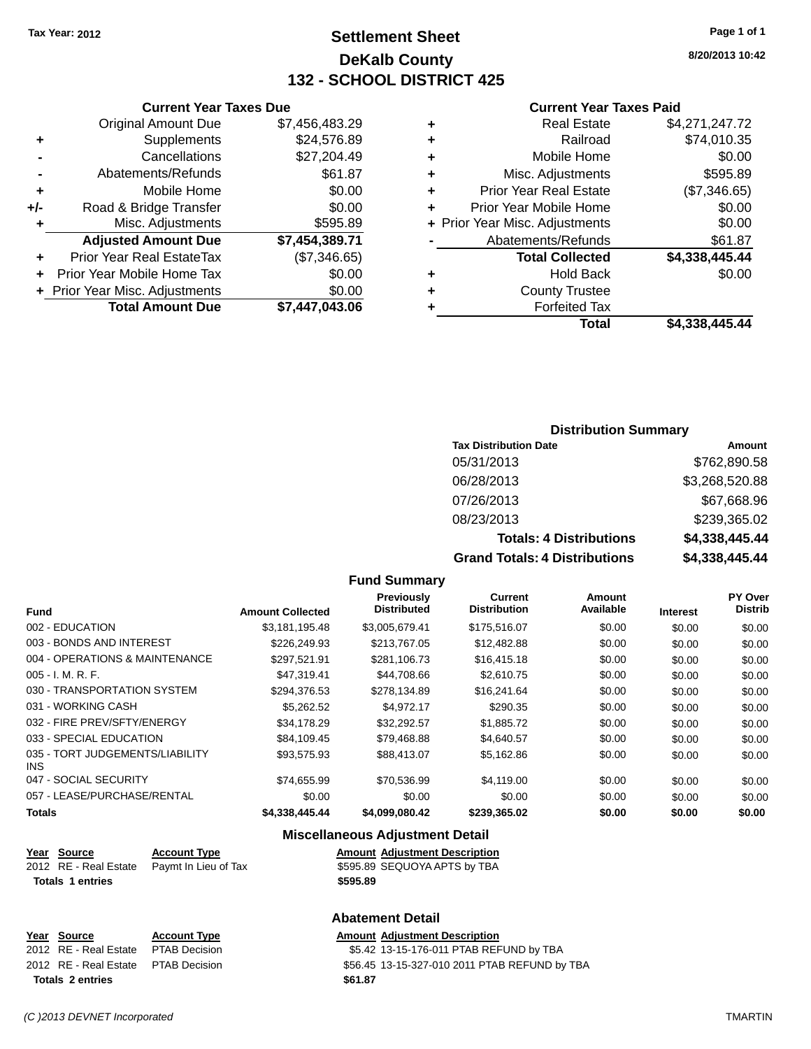Tax Year: 2012

# Settlement Sheet
## DeKalb County
## 132 - SCHOOL DISTRICT 425

8/20/2013 10:42

### Current Year Taxes Due

| | | |
|---|---|---|
| | Original Amount Due | $7,456,483.29 |
| + | Supplements | $24,576.89 |
| - | Cancellations | $27,204.49 |
| - | Abatements/Refunds | $61.87 |
| + | Mobile Home | $0.00 |
| +/- | Road & Bridge Transfer | $0.00 |
| + | Misc. Adjustments | $595.89 |
| | **Adjusted Amount Due** | **$7,454,389.71** |
| + | Prior Year Real EstateTax | ($7,346.65) |
| + | Prior Year Mobile Home Tax | $0.00 |
| + | Prior Year Misc. Adjustments | $0.00 |
| | **Total Amount Due** | **$7,447,043.06** |

### Current Year Taxes Paid

| | | |
|---|---|---|
| + | Real Estate | $4,271,247.72 |
| + | Railroad | $74,010.35 |
| + | Mobile Home | $0.00 |
| + | Misc. Adjustments | $595.89 |
| + | Prior Year Real Estate | ($7,346.65) |
| + | Prior Year Mobile Home | $0.00 |
| + | Prior Year Misc. Adjustments | $0.00 |
| - | Abatements/Refunds | $61.87 |
| | **Total Collected** | **$4,338,445.44** |
| + | Hold Back | $0.00 |
| + | County Trustee | |
| + | Forfeited Tax | |
| | **Total** | **$4,338,445.44** |

### Distribution Summary

| Tax Distribution Date | Amount |
|---|---|
| 05/31/2013 | $762,890.58 |
| 06/28/2013 | $3,268,520.88 |
| 07/26/2013 | $67,668.96 |
| 08/23/2013 | $239,365.02 |
| **Totals: 4 Distributions** | **$4,338,445.44** |
| **Grand Totals: 4 Distributions** | **$4,338,445.44** |

### Fund Summary

| Fund | Amount Collected | Previously Distributed | Current Distribution | Amount Available | Interest | PY Over Distrib |
|---|---|---|---|---|---|---|
| 002 - EDUCATION | $3,181,195.48 | $3,005,679.41 | $175,516.07 | $0.00 | $0.00 | $0.00 |
| 003 - BONDS AND INTEREST | $226,249.93 | $213,767.05 | $12,482.88 | $0.00 | $0.00 | $0.00 |
| 004 - OPERATIONS & MAINTENANCE | $297,521.91 | $281,106.73 | $16,415.18 | $0.00 | $0.00 | $0.00 |
| 005 - I. M. R. F. | $47,319.41 | $44,708.66 | $2,610.75 | $0.00 | $0.00 | $0.00 |
| 030 - TRANSPORTATION SYSTEM | $294,376.53 | $278,134.89 | $16,241.64 | $0.00 | $0.00 | $0.00 |
| 031 - WORKING CASH | $5,262.52 | $4,972.17 | $290.35 | $0.00 | $0.00 | $0.00 |
| 032 - FIRE PREV/SFTY/ENERGY | $34,178.29 | $32,292.57 | $1,885.72 | $0.00 | $0.00 | $0.00 |
| 033 - SPECIAL EDUCATION | $84,109.45 | $79,468.88 | $4,640.57 | $0.00 | $0.00 | $0.00 |
| 035 - TORT JUDGEMENTS/LIABILITY INS | $93,575.93 | $88,413.07 | $5,162.86 | $0.00 | $0.00 | $0.00 |
| 047 - SOCIAL SECURITY | $74,655.99 | $70,536.99 | $4,119.00 | $0.00 | $0.00 | $0.00 |
| 057 - LEASE/PURCHASE/RENTAL | $0.00 | $0.00 | $0.00 | $0.00 | $0.00 | $0.00 |
| **Totals** | **$4,338,445.44** | **$4,099,080.42** | **$239,365.02** | **$0.00** | **$0.00** | **$0.00** |

### Miscellaneous Adjustment Detail

| Year | Source | Account Type | Amount | Adjustment Description |
|---|---|---|---|---|
| 2012 | RE - Real Estate | Paymt In Lieu of Tax | $595.89 | SEQUOYA APTS by TBA |
| **Totals 1 entries** | | | **$595.89** | |

### Abatement Detail

| Year | Source | Account Type | Amount | Adjustment Description |
|---|---|---|---|---|
| 2012 | RE - Real Estate | PTAB Decision | $5.42 | 13-15-176-011 PTAB REFUND by TBA |
| 2012 | RE - Real Estate | PTAB Decision | $56.45 | 13-15-327-010 2011 PTAB REFUND by TBA |
| **Totals 2 entries** | | | **$61.87** | |

(C )2013 DEVNET Incorporated — TMARTIN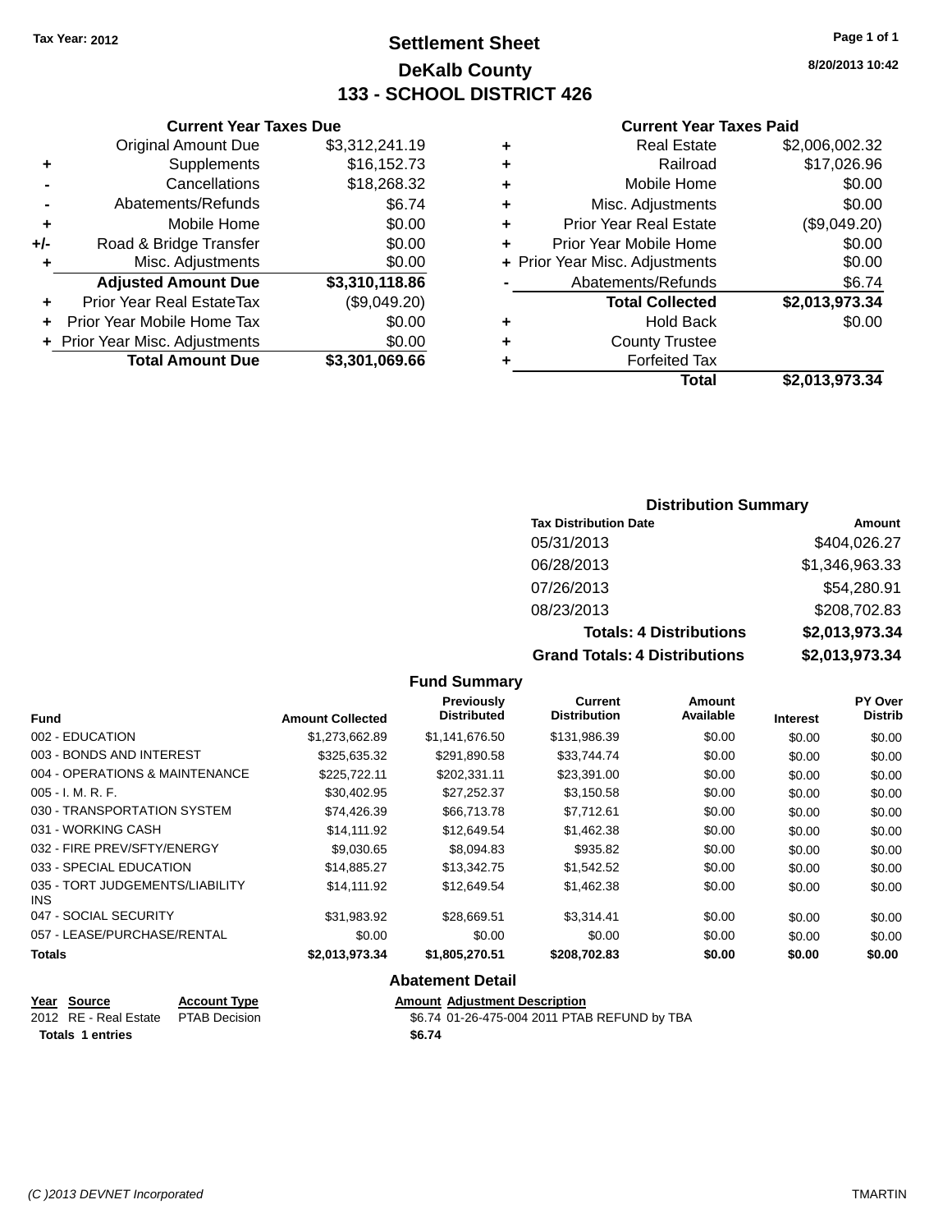Tax Year: 2012

# Settlement Sheet
## DeKalb County
## 133 - SCHOOL DISTRICT 426

8/20/2013 10:42

### Current Year Taxes Due

| | | |
|---|---|---|
| | Original Amount Due | $3,312,241.19 |
| + | Supplements | $16,152.73 |
| - | Cancellations | $18,268.32 |
| - | Abatements/Refunds | $6.74 |
| + | Mobile Home | $0.00 |
| +/- | Road & Bridge Transfer | $0.00 |
| + | Misc. Adjustments | $0.00 |
| | **Adjusted Amount Due** | **$3,310,118.86** |
| + | Prior Year Real EstateTax | ($9,049.20) |
| + | Prior Year Mobile Home Tax | $0.00 |
| + | Prior Year Misc. Adjustments | $0.00 |
| | **Total Amount Due** | **$3,301,069.66** |

### Current Year Taxes Paid

| | | |
|---|---|---|
| + | Real Estate | $2,006,002.32 |
| + | Railroad | $17,026.96 |
| + | Mobile Home | $0.00 |
| + | Misc. Adjustments | $0.00 |
| + | Prior Year Real Estate | ($9,049.20) |
| + | Prior Year Mobile Home | $0.00 |
| + | Prior Year Misc. Adjustments | $0.00 |
| - | Abatements/Refunds | $6.74 |
| | **Total Collected** | **$2,013,973.34** |
| + | Hold Back | $0.00 |
| + | County Trustee | |
| + | Forfeited Tax | |
| | **Total** | **$2,013,973.34** |

### Distribution Summary

| Tax Distribution Date | Amount |
|---|---|
| 05/31/2013 | $404,026.27 |
| 06/28/2013 | $1,346,963.33 |
| 07/26/2013 | $54,280.91 |
| 08/23/2013 | $208,702.83 |
| **Totals: 4 Distributions** | **$2,013,973.34** |
| **Grand Totals: 4 Distributions** | **$2,013,973.34** |

### Fund Summary

| Fund | Amount Collected | Previously Distributed | Current Distribution | Amount Available | Interest | PY Over Distrib |
|---|---|---|---|---|---|---|
| 002 - EDUCATION | $1,273,662.89 | $1,141,676.50 | $131,986.39 | $0.00 | $0.00 | $0.00 |
| 003 - BONDS AND INTEREST | $325,635.32 | $291,890.58 | $33,744.74 | $0.00 | $0.00 | $0.00 |
| 004 - OPERATIONS & MAINTENANCE | $225,722.11 | $202,331.11 | $23,391.00 | $0.00 | $0.00 | $0.00 |
| 005 - I. M. R. F. | $30,402.95 | $27,252.37 | $3,150.58 | $0.00 | $0.00 | $0.00 |
| 030 - TRANSPORTATION SYSTEM | $74,426.39 | $66,713.78 | $7,712.61 | $0.00 | $0.00 | $0.00 |
| 031 - WORKING CASH | $14,111.92 | $12,649.54 | $1,462.38 | $0.00 | $0.00 | $0.00 |
| 032 - FIRE PREV/SFTY/ENERGY | $9,030.65 | $8,094.83 | $935.82 | $0.00 | $0.00 | $0.00 |
| 033 - SPECIAL EDUCATION | $14,885.27 | $13,342.75 | $1,542.52 | $0.00 | $0.00 | $0.00 |
| 035 - TORT JUDGEMENTS/LIABILITY INS | $14,111.92 | $12,649.54 | $1,462.38 | $0.00 | $0.00 | $0.00 |
| 047 - SOCIAL SECURITY | $31,983.92 | $28,669.51 | $3,314.41 | $0.00 | $0.00 | $0.00 |
| 057 - LEASE/PURCHASE/RENTAL | $0.00 | $0.00 | $0.00 | $0.00 | $0.00 | $0.00 |
| **Totals** | **$2,013,973.34** | **$1,805,270.51** | **$208,702.83** | **$0.00** | **$0.00** | **$0.00** |

### Abatement Detail

| Year | Source | Account Type | Amount | Adjustment Description |
|---|---|---|---|---|
| 2012 | RE - Real Estate | PTAB Decision | $6.74 | 01-26-475-004 2011 PTAB REFUND by TBA |
| **Totals 1 entries** | | | **$6.74** | |

(C )2013 DEVNET Incorporated TMARTIN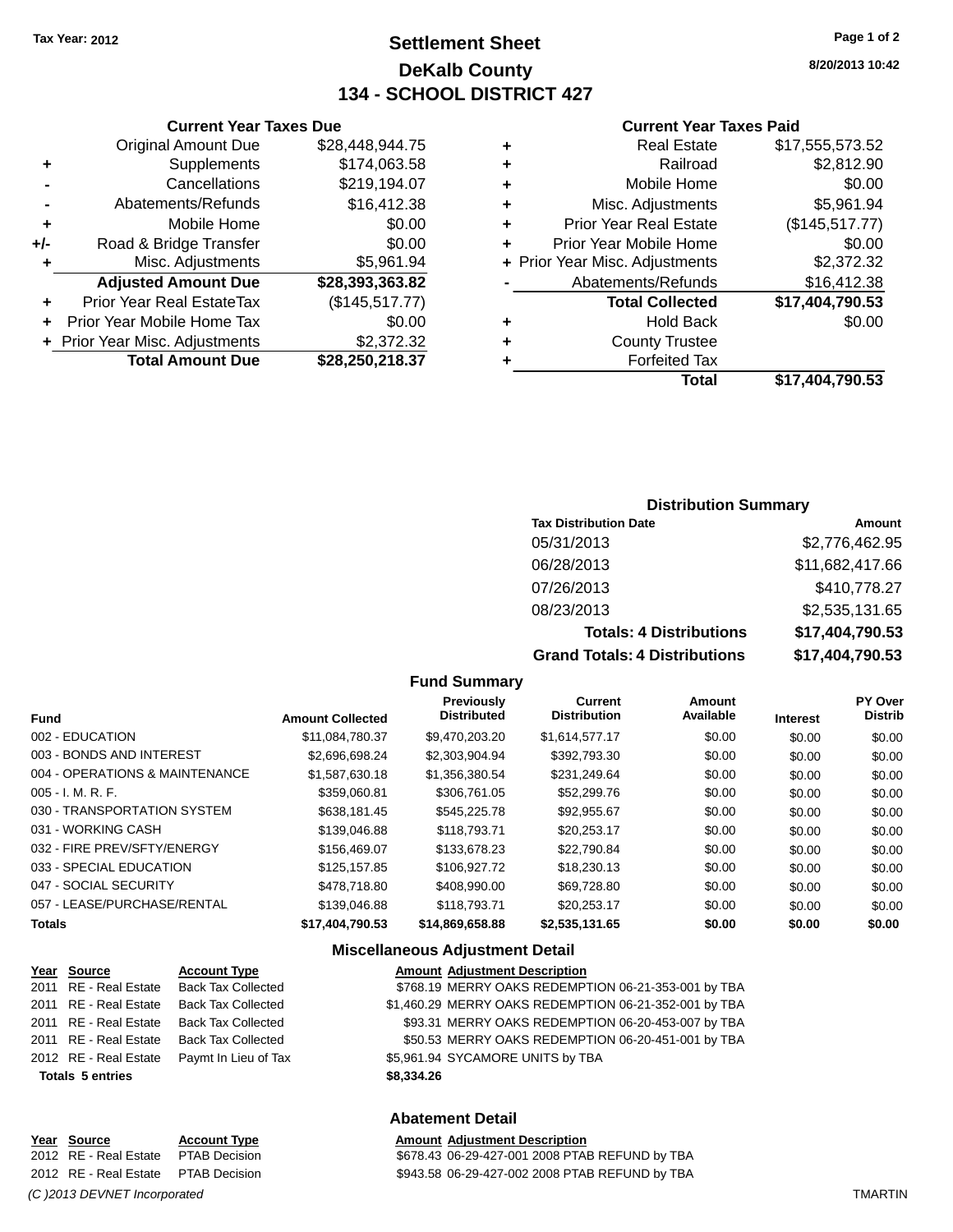Tax Year: 2012

# Settlement Sheet
## DeKalb County
## 134 - SCHOOL DISTRICT 427

8/20/2013 10:42

### Current Year Taxes Due

| | | |
|---|---|---|
| | Original Amount Due | $28,448,944.75 |
| + | Supplements | $174,063.58 |
| - | Cancellations | $219,194.07 |
| - | Abatements/Refunds | $16,412.38 |
| + | Mobile Home | $0.00 |
| +/- | Road & Bridge Transfer | $0.00 |
| + | Misc. Adjustments | $5,961.94 |
| | **Adjusted Amount Due** | **$28,393,363.82** |
| + | Prior Year Real EstateTax | ($145,517.77) |
| + | Prior Year Mobile Home Tax | $0.00 |
| + | Prior Year Misc. Adjustments | $2,372.32 |
| | **Total Amount Due** | **$28,250,218.37** |

### Current Year Taxes Paid

| | | |
|---|---|---|
| + | Real Estate | $17,555,573.52 |
| + | Railroad | $2,812.90 |
| + | Mobile Home | $0.00 |
| + | Misc. Adjustments | $5,961.94 |
| + | Prior Year Real Estate | ($145,517.77) |
| + | Prior Year Mobile Home | $0.00 |
| + | Prior Year Misc. Adjustments | $2,372.32 |
| - | Abatements/Refunds | $16,412.38 |
| | **Total Collected** | **$17,404,790.53** |
| + | Hold Back | $0.00 |
| + | County Trustee | |
| + | Forfeited Tax | |
| | **Total** | **$17,404,790.53** |

### Distribution Summary

| Tax Distribution Date | Amount |
|---|---|
| 05/31/2013 | $2,776,462.95 |
| 06/28/2013 | $11,682,417.66 |
| 07/26/2013 | $410,778.27 |
| 08/23/2013 | $2,535,131.65 |
| **Totals: 4 Distributions** | **$17,404,790.53** |
| **Grand Totals: 4 Distributions** | **$17,404,790.53** |

### Fund Summary

| Fund | Amount Collected | Previously Distributed | Current Distribution | Amount Available | Interest | PY Over Distrib |
|---|---|---|---|---|---|---|
| 002 - EDUCATION | $11,084,780.37 | $9,470,203.20 | $1,614,577.17 | $0.00 | $0.00 | $0.00 |
| 003 - BONDS AND INTEREST | $2,696,698.24 | $2,303,904.94 | $392,793.30 | $0.00 | $0.00 | $0.00 |
| 004 - OPERATIONS & MAINTENANCE | $1,587,630.18 | $1,356,380.54 | $231,249.64 | $0.00 | $0.00 | $0.00 |
| 005 - I. M. R. F. | $359,060.81 | $306,761.05 | $52,299.76 | $0.00 | $0.00 | $0.00 |
| 030 - TRANSPORTATION SYSTEM | $638,181.45 | $545,225.78 | $92,955.67 | $0.00 | $0.00 | $0.00 |
| 031 - WORKING CASH | $139,046.88 | $118,793.71 | $20,253.17 | $0.00 | $0.00 | $0.00 |
| 032 - FIRE PREV/SFTY/ENERGY | $156,469.07 | $133,678.23 | $22,790.84 | $0.00 | $0.00 | $0.00 |
| 033 - SPECIAL EDUCATION | $125,157.85 | $106,927.72 | $18,230.13 | $0.00 | $0.00 | $0.00 |
| 047 - SOCIAL SECURITY | $478,718.80 | $408,990.00 | $69,728.80 | $0.00 | $0.00 | $0.00 |
| 057 - LEASE/PURCHASE/RENTAL | $139,046.88 | $118,793.71 | $20,253.17 | $0.00 | $0.00 | $0.00 |
| **Totals** | **$17,404,790.53** | **$14,869,658.88** | **$2,535,131.65** | **$0.00** | **$0.00** | **$0.00** |

### Miscellaneous Adjustment Detail

| Year | Source | Account Type | Amount | Adjustment Description |
|---|---|---|---|---|
| 2011 | RE - Real Estate | Back Tax Collected | $768.19 | MERRY OAKS REDEMPTION 06-21-353-001 by TBA |
| 2011 | RE - Real Estate | Back Tax Collected | $1,460.29 | MERRY OAKS REDEMPTION 06-21-352-001 by TBA |
| 2011 | RE - Real Estate | Back Tax Collected | $93.31 | MERRY OAKS REDEMPTION 06-20-453-007 by TBA |
| 2011 | RE - Real Estate | Back Tax Collected | $50.53 | MERRY OAKS REDEMPTION 06-20-451-001 by TBA |
| 2012 | RE - Real Estate | Paymt In Lieu of Tax | $5,961.94 | SYCAMORE UNITS by TBA |
| **Totals 5 entries** | | | **$8,334.26** | |

### Abatement Detail

| Year | Source | Account Type | Amount | Adjustment Description |
|---|---|---|---|---|
| 2012 | RE - Real Estate | PTAB Decision | $678.43 | 06-29-427-001 2008 PTAB REFUND by TBA |
| 2012 | RE - Real Estate | PTAB Decision | $943.58 | 06-29-427-002 2008 PTAB REFUND by TBA |

*(C )2013 DEVNET Incorporated* TMARTIN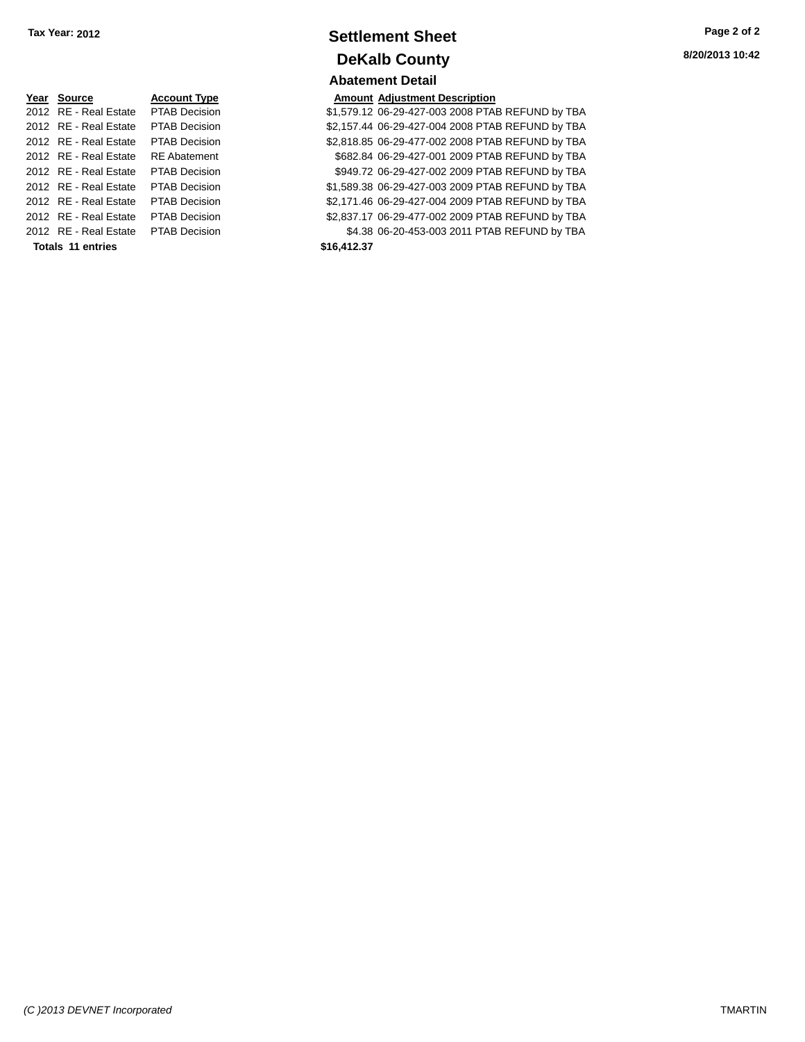Tax Year: 2012

# Settlement Sheet

## DeKalb County

8/20/2013 10:42

### Abatement Detail

| Year | Source | Account Type | Amount | Adjustment Description |
|---|---|---|---|---|
| 2012 | RE - Real Estate | PTAB Decision | $1,579.12 | 06-29-427-003 2008 PTAB REFUND by TBA |
| 2012 | RE - Real Estate | PTAB Decision | $2,157.44 | 06-29-427-004 2008 PTAB REFUND by TBA |
| 2012 | RE - Real Estate | PTAB Decision | $2,818.85 | 06-29-477-002 2008 PTAB REFUND by TBA |
| 2012 | RE - Real Estate | RE Abatement | $682.84 | 06-29-427-001 2009 PTAB REFUND by TBA |
| 2012 | RE - Real Estate | PTAB Decision | $949.72 | 06-29-427-002 2009 PTAB REFUND by TBA |
| 2012 | RE - Real Estate | PTAB Decision | $1,589.38 | 06-29-427-003 2009 PTAB REFUND by TBA |
| 2012 | RE - Real Estate | PTAB Decision | $2,171.46 | 06-29-427-004 2009 PTAB REFUND by TBA |
| 2012 | RE - Real Estate | PTAB Decision | $2,837.17 | 06-29-477-002 2009 PTAB REFUND by TBA |
| 2012 | RE - Real Estate | PTAB Decision | $4.38 | 06-20-453-003 2011 PTAB REFUND by TBA |
| **Totals** | **11 entries** | | **$16,412.37** | |

*(C )2013 DEVNET Incorporated* TMARTIN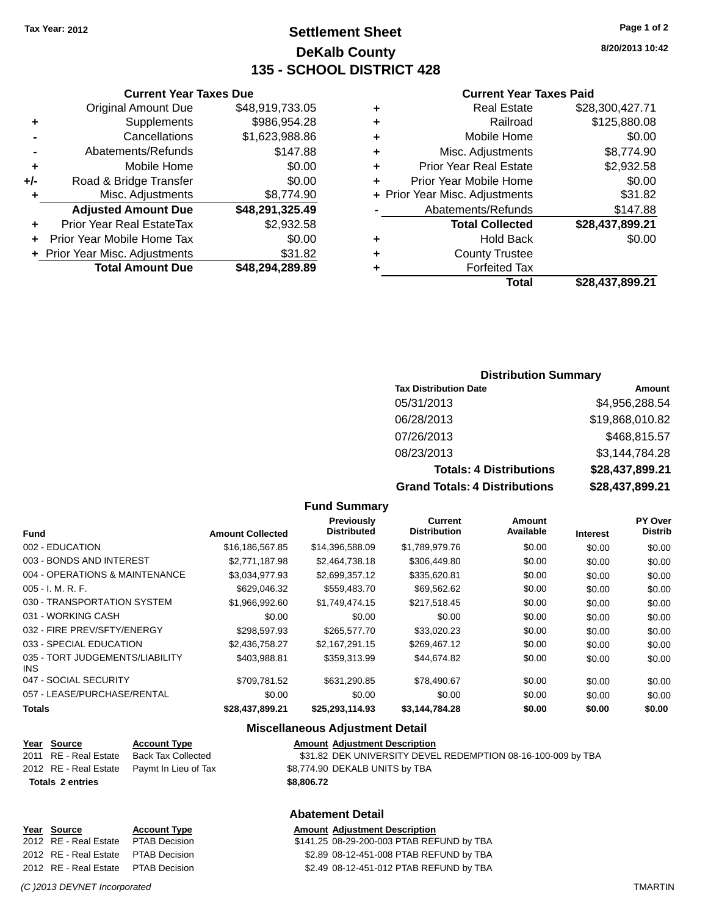Tax Year: 2012

# Settlement Sheet

## DeKalb County

## 135 - SCHOOL DISTRICT 428

8/20/2013 10:42

### Current Year Taxes Due

| | | |
|---|---|---|
| | Original Amount Due | $48,919,733.05 |
| + | Supplements | $986,954.28 |
| - | Cancellations | $1,623,988.86 |
| - | Abatements/Refunds | $147.88 |
| + | Mobile Home | $0.00 |
| +/- | Road & Bridge Transfer | $0.00 |
| + | Misc. Adjustments | $8,774.90 |
| | **Adjusted Amount Due** | **$48,291,325.49** |
| + | Prior Year Real EstateTax | $2,932.58 |
| + | Prior Year Mobile Home Tax | $0.00 |
| + | Prior Year Misc. Adjustments | $31.82 |
| | **Total Amount Due** | **$48,294,289.89** |

### Current Year Taxes Paid

| | | |
|---|---|---|
| + | Real Estate | $28,300,427.71 |
| + | Railroad | $125,880.08 |
| + | Mobile Home | $0.00 |
| + | Misc. Adjustments | $8,774.90 |
| + | Prior Year Real Estate | $2,932.58 |
| + | Prior Year Mobile Home | $0.00 |
| + | Prior Year Misc. Adjustments | $31.82 |
| - | Abatements/Refunds | $147.88 |
| | **Total Collected** | **$28,437,899.21** |
| + | Hold Back | $0.00 |
| + | County Trustee | |
| + | Forfeited Tax | |
| | **Total** | **$28,437,899.21** |

### Distribution Summary

| Tax Distribution Date | Amount |
|---|---|
| 05/31/2013 | $4,956,288.54 |
| 06/28/2013 | $19,868,010.82 |
| 07/26/2013 | $468,815.57 |
| 08/23/2013 | $3,144,784.28 |
| **Totals: 4 Distributions** | **$28,437,899.21** |
| **Grand Totals: 4 Distributions** | **$28,437,899.21** |

### Fund Summary

| Fund | Amount Collected | Previously Distributed | Current Distribution | Amount Available | Interest | PY Over Distrib |
|---|---|---|---|---|---|---|
| 002 - EDUCATION | $16,186,567.85 | $14,396,588.09 | $1,789,979.76 | $0.00 | $0.00 | $0.00 |
| 003 - BONDS AND INTEREST | $2,771,187.98 | $2,464,738.18 | $306,449.80 | $0.00 | $0.00 | $0.00 |
| 004 - OPERATIONS & MAINTENANCE | $3,034,977.93 | $2,699,357.12 | $335,620.81 | $0.00 | $0.00 | $0.00 |
| 005 - I. M. R. F. | $629,046.32 | $559,483.70 | $69,562.62 | $0.00 | $0.00 | $0.00 |
| 030 - TRANSPORTATION SYSTEM | $1,966,992.60 | $1,749,474.15 | $217,518.45 | $0.00 | $0.00 | $0.00 |
| 031 - WORKING CASH | $0.00 | $0.00 | $0.00 | $0.00 | $0.00 | $0.00 |
| 032 - FIRE PREV/SFTY/ENERGY | $298,597.93 | $265,577.70 | $33,020.23 | $0.00 | $0.00 | $0.00 |
| 033 - SPECIAL EDUCATION | $2,436,758.27 | $2,167,291.15 | $269,467.12 | $0.00 | $0.00 | $0.00 |
| 035 - TORT JUDGEMENTS/LIABILITY INS | $403,988.81 | $359,313.99 | $44,674.82 | $0.00 | $0.00 | $0.00 |
| 047 - SOCIAL SECURITY | $709,781.52 | $631,290.85 | $78,490.67 | $0.00 | $0.00 | $0.00 |
| 057 - LEASE/PURCHASE/RENTAL | $0.00 | $0.00 | $0.00 | $0.00 | $0.00 | $0.00 |
| **Totals** | **$28,437,899.21** | **$25,293,114.93** | **$3,144,784.28** | **$0.00** | **$0.00** | **$0.00** |

### Miscellaneous Adjustment Detail

| Year | Source | Account Type | Amount | Adjustment Description |
|---|---|---|---|---|
| 2011 | RE - Real Estate | Back Tax Collected | $31.82 | DEK UNIVERSITY DEVEL REDEMPTION 08-16-100-009 by TBA |
| 2012 | RE - Real Estate | Paymt In Lieu of Tax | $8,774.90 | DEKALB UNITS by TBA |
| **Totals 2 entries** | | | **$8,806.72** | |

### Abatement Detail

| Year | Source | Account Type | Amount | Adjustment Description |
|---|---|---|---|---|
| 2012 | RE - Real Estate | PTAB Decision | $141.25 | 08-29-200-003 PTAB REFUND by TBA |
| 2012 | RE - Real Estate | PTAB Decision | $2.89 | 08-12-451-008 PTAB REFUND by TBA |
| 2012 | RE - Real Estate | PTAB Decision | $2.49 | 08-12-451-012 PTAB REFUND by TBA |

(C )2013 DEVNET Incorporated TMARTIN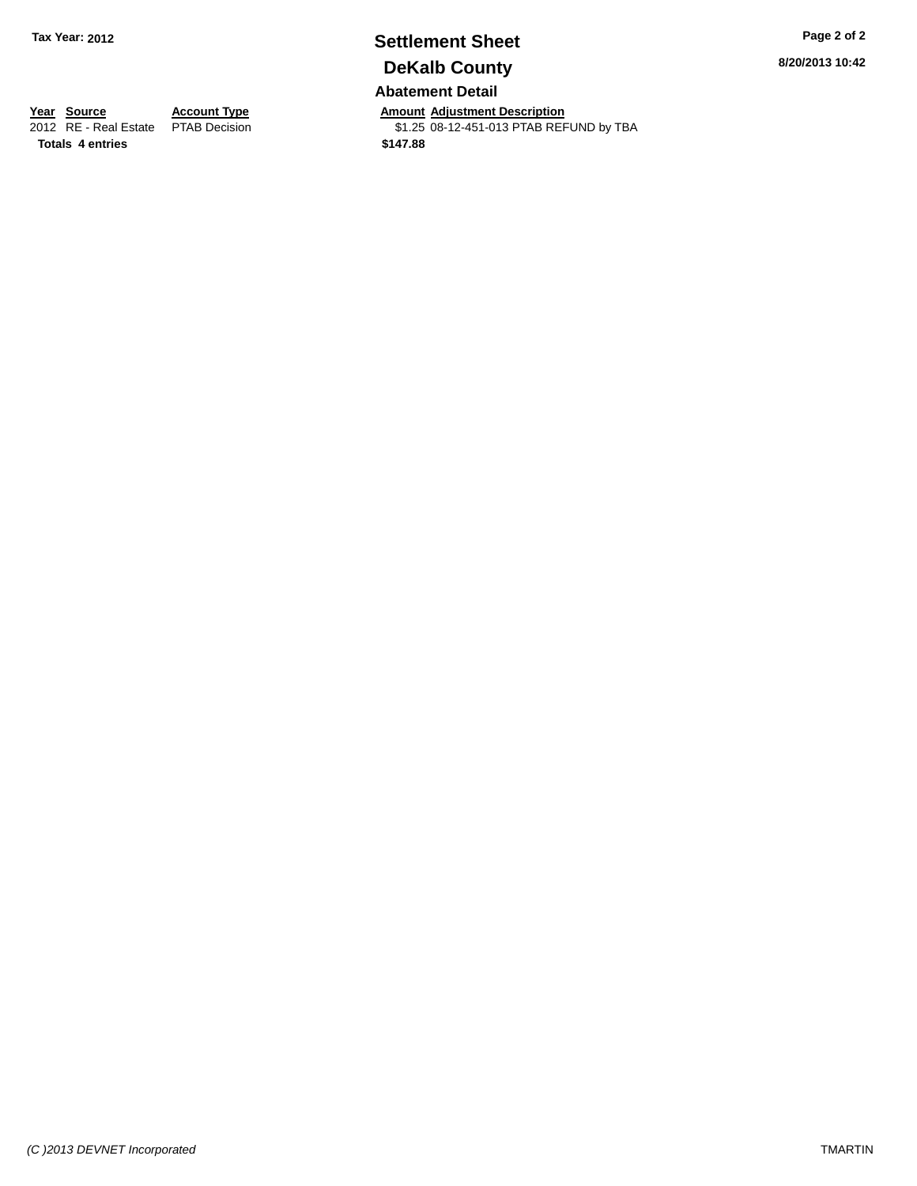**Tax Year: 2012**

# Settlement Sheet

## DeKalb County

### Abatement Detail

| Year | Source | Account Type | Amount | Adjustment Description |
|---|---|---|---|---|
| 2012 | RE - Real Estate | PTAB Decision | $1.25 | 08-12-451-013 PTAB REFUND by TBA |
| **Totals** | **4 entries** | | **$147.88** | |

**8/20/2013 10:42**

*(C )2013 DEVNET Incorporated*

TMARTIN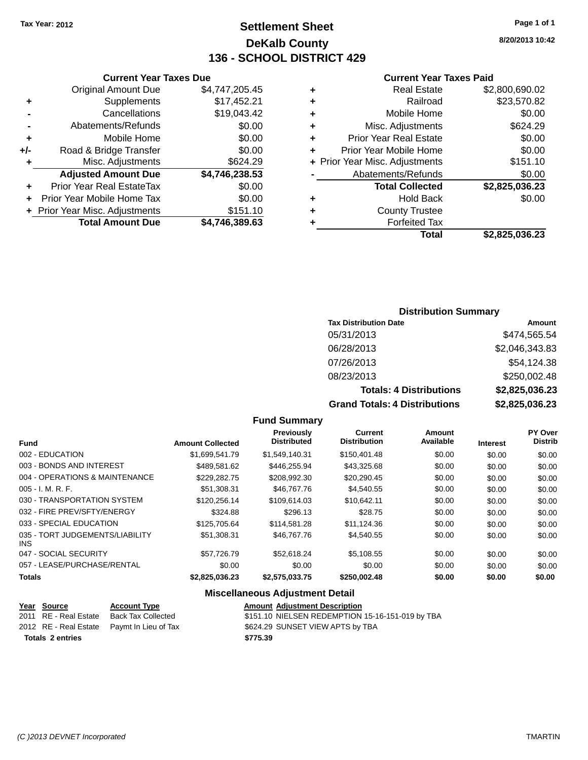Tax Year: 2012

# Settlement Sheet

## DeKalb County

## 136 - SCHOOL DISTRICT 429

8/20/2013 10:42

### Current Year Taxes Due

| | | |
|---|---|---|
| | Original Amount Due | $4,747,205.45 |
| + | Supplements | $17,452.21 |
| - | Cancellations | $19,043.42 |
| - | Abatements/Refunds | $0.00 |
| + | Mobile Home | $0.00 |
| +/- | Road & Bridge Transfer | $0.00 |
| + | Misc. Adjustments | $624.29 |
| | **Adjusted Amount Due** | **$4,746,238.53** |
| + | Prior Year Real EstateTax | $0.00 |
| + | Prior Year Mobile Home Tax | $0.00 |
| + | Prior Year Misc. Adjustments | $151.10 |
| | **Total Amount Due** | **$4,746,389.63** |

### Current Year Taxes Paid

| | | |
|---|---|---|
| + | Real Estate | $2,800,690.02 |
| + | Railroad | $23,570.82 |
| + | Mobile Home | $0.00 |
| + | Misc. Adjustments | $624.29 |
| + | Prior Year Real Estate | $0.00 |
| + | Prior Year Mobile Home | $0.00 |
| + | Prior Year Misc. Adjustments | $151.10 |
| - | Abatements/Refunds | $0.00 |
| | **Total Collected** | **$2,825,036.23** |
| + | Hold Back | $0.00 |
| + | County Trustee | |
| + | Forfeited Tax | |
| | **Total** | **$2,825,036.23** |

### Distribution Summary

| Tax Distribution Date | Amount |
|---|---|
| 05/31/2013 | $474,565.54 |
| 06/28/2013 | $2,046,343.83 |
| 07/26/2013 | $54,124.38 |
| 08/23/2013 | $250,002.48 |
| **Totals: 4 Distributions** | **$2,825,036.23** |
| **Grand Totals: 4 Distributions** | **$2,825,036.23** |

### Fund Summary

| Fund | Amount Collected | Previously Distributed | Current Distribution | Amount Available | Interest | PY Over Distrib |
|---|---|---|---|---|---|---|
| 002 - EDUCATION | $1,699,541.79 | $1,549,140.31 | $150,401.48 | $0.00 | $0.00 | $0.00 |
| 003 - BONDS AND INTEREST | $489,581.62 | $446,255.94 | $43,325.68 | $0.00 | $0.00 | $0.00 |
| 004 - OPERATIONS & MAINTENANCE | $229,282.75 | $208,992.30 | $20,290.45 | $0.00 | $0.00 | $0.00 |
| 005 - I. M. R. F. | $51,308.31 | $46,767.76 | $4,540.55 | $0.00 | $0.00 | $0.00 |
| 030 - TRANSPORTATION SYSTEM | $120,256.14 | $109,614.03 | $10,642.11 | $0.00 | $0.00 | $0.00 |
| 032 - FIRE PREV/SFTY/ENERGY | $324.88 | $296.13 | $28.75 | $0.00 | $0.00 | $0.00 |
| 033 - SPECIAL EDUCATION | $125,705.64 | $114,581.28 | $11,124.36 | $0.00 | $0.00 | $0.00 |
| 035 - TORT JUDGEMENTS/LIABILITY INS | $51,308.31 | $46,767.76 | $4,540.55 | $0.00 | $0.00 | $0.00 |
| 047 - SOCIAL SECURITY | $57,726.79 | $52,618.24 | $5,108.55 | $0.00 | $0.00 | $0.00 |
| 057 - LEASE/PURCHASE/RENTAL | $0.00 | $0.00 | $0.00 | $0.00 | $0.00 | $0.00 |
| **Totals** | **$2,825,036.23** | **$2,575,033.75** | **$250,002.48** | **$0.00** | **$0.00** | **$0.00** |

### Miscellaneous Adjustment Detail

| Year | Source | Account Type | Amount | Adjustment Description |
|---|---|---|---|---|
| 2011 | RE - Real Estate | Back Tax Collected | $151.10 | NIELSEN REDEMPTION 15-16-151-019 by TBA |
| 2012 | RE - Real Estate | Paymt In Lieu of Tax | $624.29 | SUNSET VIEW APTS by TBA |
| **Totals 2 entries** | | | **$775.39** | |

(C )2013 DEVNET Incorporated — TMARTIN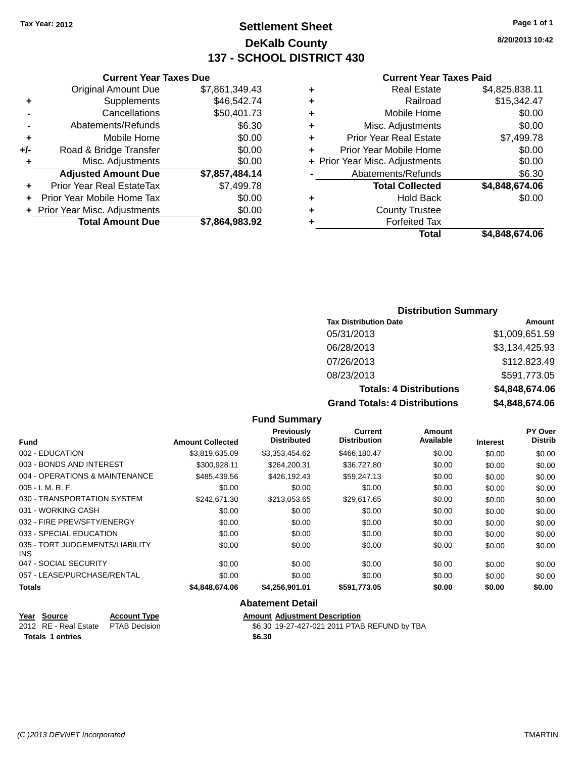Tax Year: 2012

# Settlement Sheet

## DeKalb County

## 137 - SCHOOL DISTRICT 430

8/20/2013 10:42

### Current Year Taxes Due

| | | |
|---|---|---|
| | Original Amount Due | $7,861,349.43 |
| + | Supplements | $46,542.74 |
| - | Cancellations | $50,401.73 |
| - | Abatements/Refunds | $6.30 |
| + | Mobile Home | $0.00 |
| +/- | Road & Bridge Transfer | $0.00 |
| + | Misc. Adjustments | $0.00 |
| | **Adjusted Amount Due** | **$7,857,484.14** |
| + | Prior Year Real EstateTax | $7,499.78 |
| + | Prior Year Mobile Home Tax | $0.00 |
| + | Prior Year Misc. Adjustments | $0.00 |
| | **Total Amount Due** | **$7,864,983.92** |

### Current Year Taxes Paid

| | | |
|---|---|---|
| + | Real Estate | $4,825,838.11 |
| + | Railroad | $15,342.47 |
| + | Mobile Home | $0.00 |
| + | Misc. Adjustments | $0.00 |
| + | Prior Year Real Estate | $7,499.78 |
| + | Prior Year Mobile Home | $0.00 |
| + | Prior Year Misc. Adjustments | $0.00 |
| - | Abatements/Refunds | $6.30 |
| | **Total Collected** | **$4,848,674.06** |
| + | Hold Back | $0.00 |
| + | County Trustee | |
| + | Forfeited Tax | |
| | **Total** | **$4,848,674.06** |

### Distribution Summary

| Tax Distribution Date | Amount |
|---|---|
| 05/31/2013 | $1,009,651.59 |
| 06/28/2013 | $3,134,425.93 |
| 07/26/2013 | $112,823.49 |
| 08/23/2013 | $591,773.05 |
| **Totals: 4 Distributions** | **$4,848,674.06** |
| **Grand Totals: 4 Distributions** | **$4,848,674.06** |

### Fund Summary

| Fund | Amount Collected | Previously Distributed | Current Distribution | Amount Available | Interest | PY Over Distrib |
|---|---|---|---|---|---|---|
| 002 - EDUCATION | $3,819,635.09 | $3,353,454.62 | $466,180.47 | $0.00 | $0.00 | $0.00 |
| 003 - BONDS AND INTEREST | $300,928.11 | $264,200.31 | $36,727.80 | $0.00 | $0.00 | $0.00 |
| 004 - OPERATIONS & MAINTENANCE | $485,439.56 | $426,192.43 | $59,247.13 | $0.00 | $0.00 | $0.00 |
| 005 - I. M. R. F. | $0.00 | $0.00 | $0.00 | $0.00 | $0.00 | $0.00 |
| 030 - TRANSPORTATION SYSTEM | $242,671.30 | $213,053.65 | $29,617.65 | $0.00 | $0.00 | $0.00 |
| 031 - WORKING CASH | $0.00 | $0.00 | $0.00 | $0.00 | $0.00 | $0.00 |
| 032 - FIRE PREV/SFTY/ENERGY | $0.00 | $0.00 | $0.00 | $0.00 | $0.00 | $0.00 |
| 033 - SPECIAL EDUCATION | $0.00 | $0.00 | $0.00 | $0.00 | $0.00 | $0.00 |
| 035 - TORT JUDGEMENTS/LIABILITY INS | $0.00 | $0.00 | $0.00 | $0.00 | $0.00 | $0.00 |
| 047 - SOCIAL SECURITY | $0.00 | $0.00 | $0.00 | $0.00 | $0.00 | $0.00 |
| 057 - LEASE/PURCHASE/RENTAL | $0.00 | $0.00 | $0.00 | $0.00 | $0.00 | $0.00 |
| **Totals** | **$4,848,674.06** | **$4,256,901.01** | **$591,773.05** | **$0.00** | **$0.00** | **$0.00** |

### Abatement Detail

| Year | Source | Account Type | Amount | Adjustment Description |
|---|---|---|---|---|
| 2012 | RE - Real Estate | PTAB Decision | $6.30 | 19-27-427-021 2011 PTAB REFUND by TBA |
| **Totals 1 entries** | | | **$6.30** | |

(C )2013 DEVNET Incorporated

TMARTIN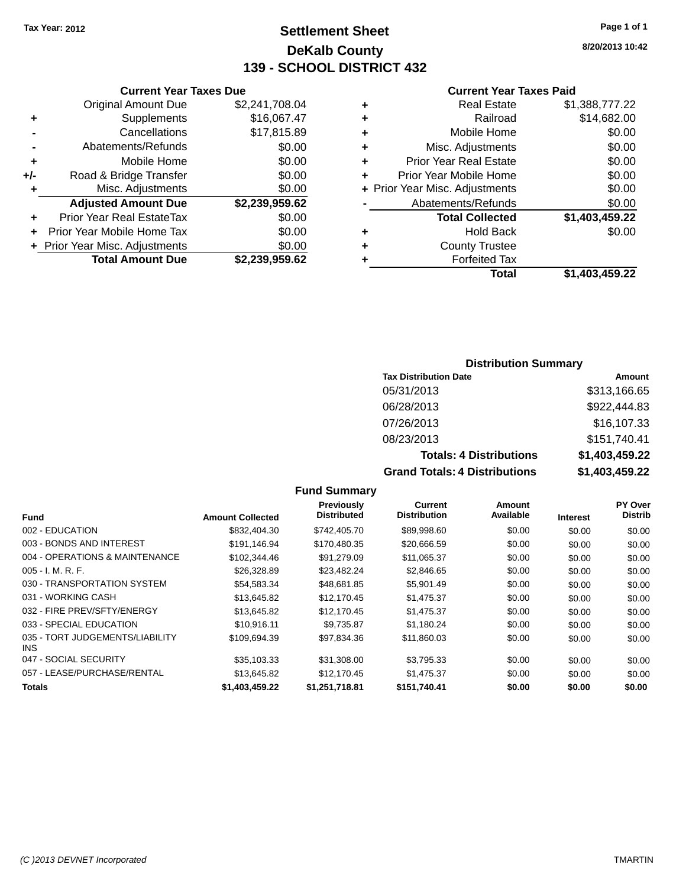Tax Year: 2012

# Settlement Sheet

## DeKalb County

## 139 - SCHOOL DISTRICT 432

8/20/2013 10:42

### Current Year Taxes Due

| | | |
|---|---|---|
| | Original Amount Due | $2,241,708.04 |
| + | Supplements | $16,067.47 |
| - | Cancellations | $17,815.89 |
| - | Abatements/Refunds | $0.00 |
| + | Mobile Home | $0.00 |
| +/- | Road & Bridge Transfer | $0.00 |
| + | Misc. Adjustments | $0.00 |
| | **Adjusted Amount Due** | **$2,239,959.62** |
| + | Prior Year Real EstateTax | $0.00 |
| + | Prior Year Mobile Home Tax | $0.00 |
| + | Prior Year Misc. Adjustments | $0.00 |
| | **Total Amount Due** | **$2,239,959.62** |

### Current Year Taxes Paid

| | | |
|---|---|---|
| + | Real Estate | $1,388,777.22 |
| + | Railroad | $14,682.00 |
| + | Mobile Home | $0.00 |
| + | Misc. Adjustments | $0.00 |
| + | Prior Year Real Estate | $0.00 |
| + | Prior Year Mobile Home | $0.00 |
| + | Prior Year Misc. Adjustments | $0.00 |
| - | Abatements/Refunds | $0.00 |
| | **Total Collected** | **$1,403,459.22** |
| + | Hold Back | $0.00 |
| + | County Trustee | |
| + | Forfeited Tax | |
| | **Total** | **$1,403,459.22** |

### Distribution Summary

| Tax Distribution Date | Amount |
|---|---|
| 05/31/2013 | $313,166.65 |
| 06/28/2013 | $922,444.83 |
| 07/26/2013 | $16,107.33 |
| 08/23/2013 | $151,740.41 |
| **Totals: 4 Distributions** | **$1,403,459.22** |
| **Grand Totals: 4 Distributions** | **$1,403,459.22** |

### Fund Summary

| Fund | Amount Collected | Previously Distributed | Current Distribution | Amount Available | Interest | PY Over Distrib |
|---|---|---|---|---|---|---|
| 002 - EDUCATION | $832,404.30 | $742,405.70 | $89,998.60 | $0.00 | $0.00 | $0.00 |
| 003 - BONDS AND INTEREST | $191,146.94 | $170,480.35 | $20,666.59 | $0.00 | $0.00 | $0.00 |
| 004 - OPERATIONS & MAINTENANCE | $102,344.46 | $91,279.09 | $11,065.37 | $0.00 | $0.00 | $0.00 |
| 005 - I. M. R. F. | $26,328.89 | $23,482.24 | $2,846.65 | $0.00 | $0.00 | $0.00 |
| 030 - TRANSPORTATION SYSTEM | $54,583.34 | $48,681.85 | $5,901.49 | $0.00 | $0.00 | $0.00 |
| 031 - WORKING CASH | $13,645.82 | $12,170.45 | $1,475.37 | $0.00 | $0.00 | $0.00 |
| 032 - FIRE PREV/SFTY/ENERGY | $13,645.82 | $12,170.45 | $1,475.37 | $0.00 | $0.00 | $0.00 |
| 033 - SPECIAL EDUCATION | $10,916.11 | $9,735.87 | $1,180.24 | $0.00 | $0.00 | $0.00 |
| 035 - TORT JUDGEMENTS/LIABILITY INS | $109,694.39 | $97,834.36 | $11,860.03 | $0.00 | $0.00 | $0.00 |
| 047 - SOCIAL SECURITY | $35,103.33 | $31,308.00 | $3,795.33 | $0.00 | $0.00 | $0.00 |
| 057 - LEASE/PURCHASE/RENTAL | $13,645.82 | $12,170.45 | $1,475.37 | $0.00 | $0.00 | $0.00 |
| **Totals** | **$1,403,459.22** | **$1,251,718.81** | **$151,740.41** | **$0.00** | **$0.00** | **$0.00** |

(C )2013 DEVNET Incorporated TMARTIN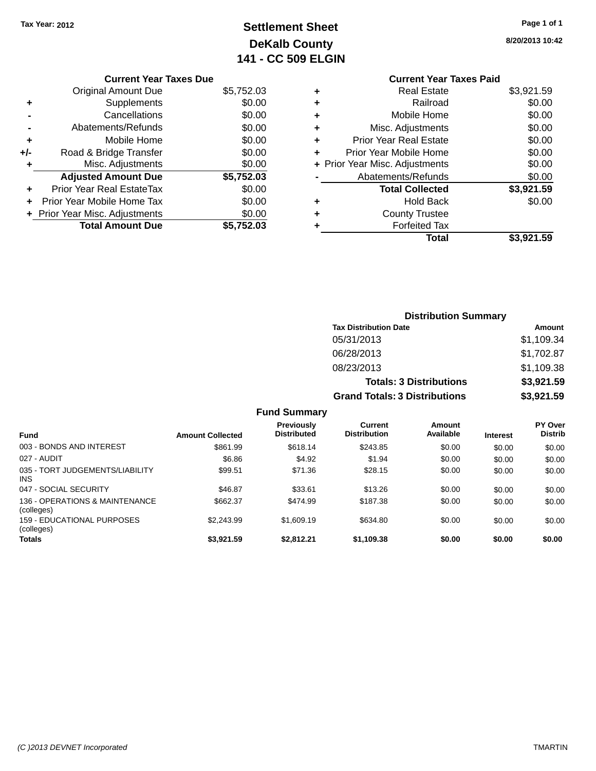Tax Year: 2012

# Settlement Sheet
## DeKalb County
## 141 - CC 509 ELGIN

8/20/2013 10:42

### Current Year Taxes Due

| | | |
|---|---|---|
| | Original Amount Due | $5,752.03 |
| + | Supplements | $0.00 |
| - | Cancellations | $0.00 |
| - | Abatements/Refunds | $0.00 |
| + | Mobile Home | $0.00 |
| +/- | Road & Bridge Transfer | $0.00 |
| + | Misc. Adjustments | $0.00 |
| | **Adjusted Amount Due** | **$5,752.03** |
| + | Prior Year Real EstateTax | $0.00 |
| + | Prior Year Mobile Home Tax | $0.00 |
| + | Prior Year Misc. Adjustments | $0.00 |
| | **Total Amount Due** | **$5,752.03** |

### Current Year Taxes Paid

| | | |
|---|---|---|
| + | Real Estate | $3,921.59 |
| + | Railroad | $0.00 |
| + | Mobile Home | $0.00 |
| + | Misc. Adjustments | $0.00 |
| + | Prior Year Real Estate | $0.00 |
| + | Prior Year Mobile Home | $0.00 |
| + | Prior Year Misc. Adjustments | $0.00 |
| - | Abatements/Refunds | $0.00 |
| | **Total Collected** | **$3,921.59** |
| + | Hold Back | $0.00 |
| + | County Trustee | |
| + | Forfeited Tax | |
| | **Total** | **$3,921.59** |

### Distribution Summary

| Tax Distribution Date | Amount |
|---|---|
| 05/31/2013 | $1,109.34 |
| 06/28/2013 | $1,702.87 |
| 08/23/2013 | $1,109.38 |
| **Totals: 3 Distributions** | **$3,921.59** |
| **Grand Totals: 3 Distributions** | **$3,921.59** |

### Fund Summary

| Fund | Amount Collected | Previously Distributed | Current Distribution | Amount Available | Interest | PY Over Distrib |
|---|---|---|---|---|---|---|
| 003 - BONDS AND INTEREST | $861.99 | $618.14 | $243.85 | $0.00 | $0.00 | $0.00 |
| 027 - AUDIT | $6.86 | $4.92 | $1.94 | $0.00 | $0.00 | $0.00 |
| 035 - TORT JUDGEMENTS/LIABILITY INS | $99.51 | $71.36 | $28.15 | $0.00 | $0.00 | $0.00 |
| 047 - SOCIAL SECURITY | $46.87 | $33.61 | $13.26 | $0.00 | $0.00 | $0.00 |
| 136 - OPERATIONS & MAINTENANCE (colleges) | $662.37 | $474.99 | $187.38 | $0.00 | $0.00 | $0.00 |
| 159 - EDUCATIONAL PURPOSES (colleges) | $2,243.99 | $1,609.19 | $634.80 | $0.00 | $0.00 | $0.00 |
| **Totals** | **$3,921.59** | **$2,812.21** | **$1,109.38** | **$0.00** | **$0.00** | **$0.00** |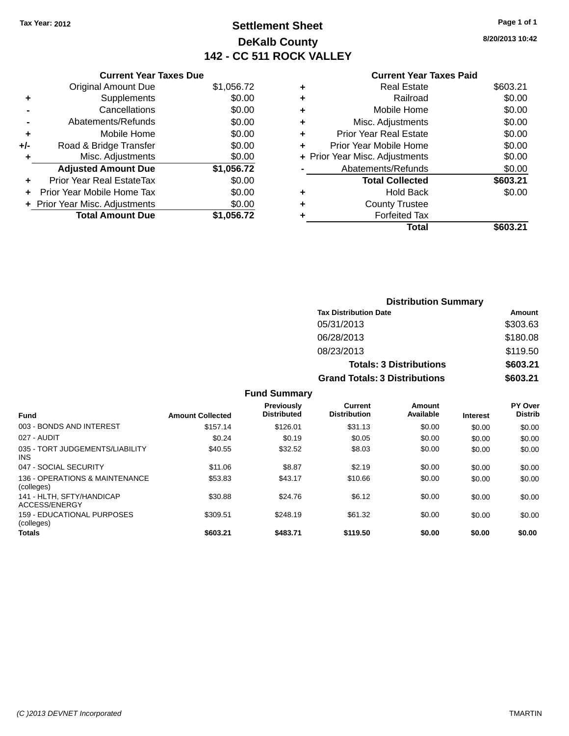Tax Year: 2012

# Settlement Sheet

## DeKalb County

## 142 - CC 511 ROCK VALLEY

8/20/2013 10:42

### Current Year Taxes Due

| | | |
|---|---|---|
| | Original Amount Due | $1,056.72 |
| + | Supplements | $0.00 |
| - | Cancellations | $0.00 |
| - | Abatements/Refunds | $0.00 |
| + | Mobile Home | $0.00 |
| +/- | Road & Bridge Transfer | $0.00 |
| + | Misc. Adjustments | $0.00 |
| | **Adjusted Amount Due** | **$1,056.72** |
| + | Prior Year Real EstateTax | $0.00 |
| + | Prior Year Mobile Home Tax | $0.00 |
| + | Prior Year Misc. Adjustments | $0.00 |
| | **Total Amount Due** | **$1,056.72** |

### Current Year Taxes Paid

| | | |
|---|---|---|
| + | Real Estate | $603.21 |
| + | Railroad | $0.00 |
| + | Mobile Home | $0.00 |
| + | Misc. Adjustments | $0.00 |
| + | Prior Year Real Estate | $0.00 |
| + | Prior Year Mobile Home | $0.00 |
| + | Prior Year Misc. Adjustments | $0.00 |
| - | Abatements/Refunds | $0.00 |
| | **Total Collected** | **$603.21** |
| + | Hold Back | $0.00 |
| + | County Trustee | |
| + | Forfeited Tax | |
| | **Total** | **$603.21** |

### Distribution Summary

| Tax Distribution Date | Amount |
|---|---|
| 05/31/2013 | $303.63 |
| 06/28/2013 | $180.08 |
| 08/23/2013 | $119.50 |
| **Totals: 3 Distributions** | **$603.21** |
| **Grand Totals: 3 Distributions** | **$603.21** |

### Fund Summary

| Fund | Amount Collected | Previously Distributed | Current Distribution | Amount Available | Interest | PY Over Distrib |
|---|---|---|---|---|---|---|
| 003 - BONDS AND INTEREST | $157.14 | $126.01 | $31.13 | $0.00 | $0.00 | $0.00 |
| 027 - AUDIT | $0.24 | $0.19 | $0.05 | $0.00 | $0.00 | $0.00 |
| 035 - TORT JUDGEMENTS/LIABILITY INS | $40.55 | $32.52 | $8.03 | $0.00 | $0.00 | $0.00 |
| 047 - SOCIAL SECURITY | $11.06 | $8.87 | $2.19 | $0.00 | $0.00 | $0.00 |
| 136 - OPERATIONS & MAINTENANCE (colleges) | $53.83 | $43.17 | $10.66 | $0.00 | $0.00 | $0.00 |
| 141 - HLTH, SFTY/HANDICAP ACCESS/ENERGY | $30.88 | $24.76 | $6.12 | $0.00 | $0.00 | $0.00 |
| 159 - EDUCATIONAL PURPOSES (colleges) | $309.51 | $248.19 | $61.32 | $0.00 | $0.00 | $0.00 |
| **Totals** | **$603.21** | **$483.71** | **$119.50** | **$0.00** | **$0.00** | **$0.00** |

(C )2013 DEVNET Incorporated — TMARTIN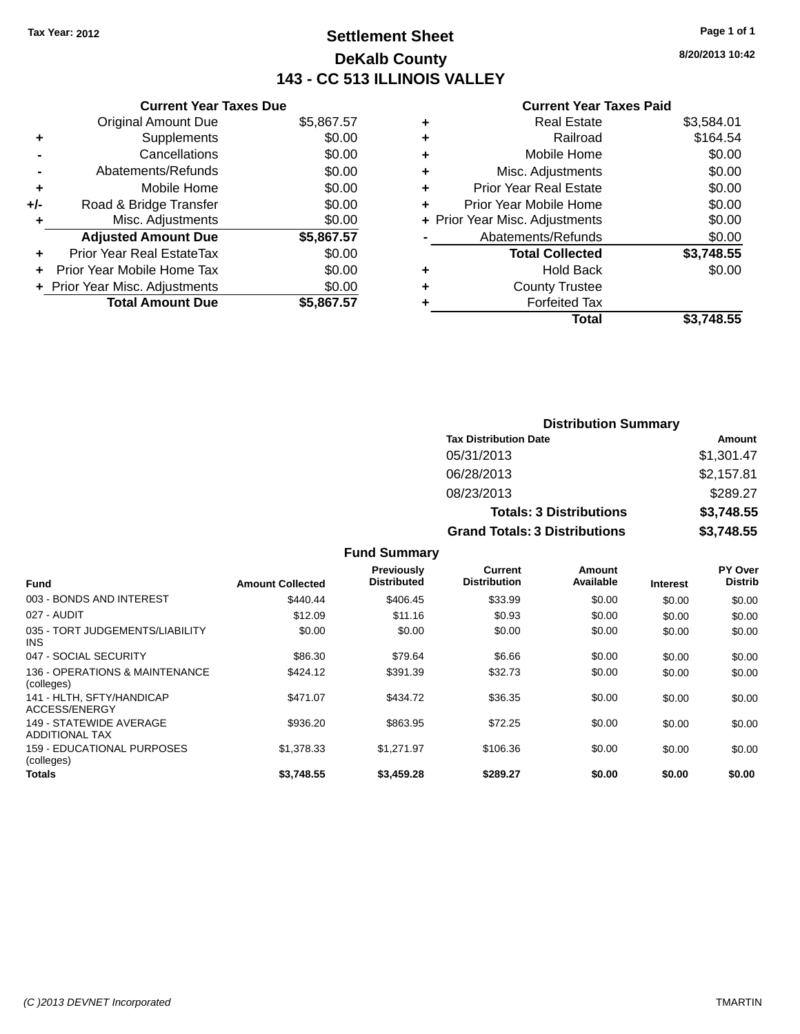Tax Year: 2012

# Settlement Sheet

## DeKalb County

## 143 - CC 513 ILLINOIS VALLEY

8/20/2013 10:42

### Current Year Taxes Due

| | | |
|---|---|---|
| | Original Amount Due | $5,867.57 |
| + | Supplements | $0.00 |
| - | Cancellations | $0.00 |
| - | Abatements/Refunds | $0.00 |
| + | Mobile Home | $0.00 |
| +/- | Road & Bridge Transfer | $0.00 |
| + | Misc. Adjustments | $0.00 |
| | **Adjusted Amount Due** | **$5,867.57** |
| + | Prior Year Real EstateTax | $0.00 |
| + | Prior Year Mobile Home Tax | $0.00 |
| + | Prior Year Misc. Adjustments | $0.00 |
| | **Total Amount Due** | **$5,867.57** |

### Current Year Taxes Paid

| | | |
|---|---|---|
| + | Real Estate | $3,584.01 |
| + | Railroad | $164.54 |
| + | Mobile Home | $0.00 |
| + | Misc. Adjustments | $0.00 |
| + | Prior Year Real Estate | $0.00 |
| + | Prior Year Mobile Home | $0.00 |
| + | Prior Year Misc. Adjustments | $0.00 |
| - | Abatements/Refunds | $0.00 |
| | **Total Collected** | **$3,748.55** |
| + | Hold Back | $0.00 |
| + | County Trustee | |
| + | Forfeited Tax | |
| | **Total** | **$3,748.55** |

### Distribution Summary

| Tax Distribution Date | Amount |
|---|---|
| 05/31/2013 | $1,301.47 |
| 06/28/2013 | $2,157.81 |
| 08/23/2013 | $289.27 |
| **Totals: 3 Distributions** | **$3,748.55** |
| **Grand Totals: 3 Distributions** | **$3,748.55** |

### Fund Summary

| Fund | Amount Collected | Previously Distributed | Current Distribution | Amount Available | Interest | PY Over Distrib |
|---|---|---|---|---|---|---|
| 003 - BONDS AND INTEREST | $440.44 | $406.45 | $33.99 | $0.00 | $0.00 | $0.00 |
| 027 - AUDIT | $12.09 | $11.16 | $0.93 | $0.00 | $0.00 | $0.00 |
| 035 - TORT JUDGEMENTS/LIABILITY INS | $0.00 | $0.00 | $0.00 | $0.00 | $0.00 | $0.00 |
| 047 - SOCIAL SECURITY | $86.30 | $79.64 | $6.66 | $0.00 | $0.00 | $0.00 |
| 136 - OPERATIONS & MAINTENANCE (colleges) | $424.12 | $391.39 | $32.73 | $0.00 | $0.00 | $0.00 |
| 141 - HLTH, SFTY/HANDICAP ACCESS/ENERGY | $471.07 | $434.72 | $36.35 | $0.00 | $0.00 | $0.00 |
| 149 - STATEWIDE AVERAGE ADDITIONAL TAX | $936.20 | $863.95 | $72.25 | $0.00 | $0.00 | $0.00 |
| 159 - EDUCATIONAL PURPOSES (colleges) | $1,378.33 | $1,271.97 | $106.36 | $0.00 | $0.00 | $0.00 |
| **Totals** | **$3,748.55** | **$3,459.28** | **$289.27** | **$0.00** | **$0.00** | **$0.00** |

(C )2013 DEVNET Incorporated TMARTIN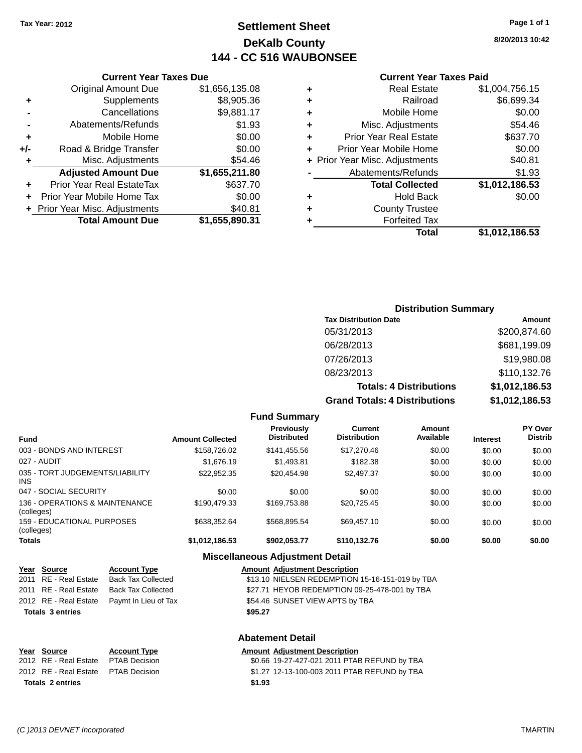Tax Year: 2012

# Settlement Sheet
## DeKalb County
## 144 - CC 516 WAUBONSEE

8/20/2013 10:42

### Current Year Taxes Due

| | | |
|---|---|---|
| | Original Amount Due | $1,656,135.08 |
| + | Supplements | $8,905.36 |
| - | Cancellations | $9,881.17 |
| - | Abatements/Refunds | $1.93 |
| + | Mobile Home | $0.00 |
| +/- | Road & Bridge Transfer | $0.00 |
| + | Misc. Adjustments | $54.46 |
| | **Adjusted Amount Due** | **$1,655,211.80** |
| + | Prior Year Real EstateTax | $637.70 |
| + | Prior Year Mobile Home Tax | $0.00 |
| + | Prior Year Misc. Adjustments | $40.81 |
| | **Total Amount Due** | **$1,655,890.31** |

### Current Year Taxes Paid

| | | |
|---|---|---|
| + | Real Estate | $1,004,756.15 |
| + | Railroad | $6,699.34 |
| + | Mobile Home | $0.00 |
| + | Misc. Adjustments | $54.46 |
| + | Prior Year Real Estate | $637.70 |
| + | Prior Year Mobile Home | $0.00 |
| + | Prior Year Misc. Adjustments | $40.81 |
| - | Abatements/Refunds | $1.93 |
| | **Total Collected** | **$1,012,186.53** |
| + | Hold Back | $0.00 |
| + | County Trustee | |
| + | Forfeited Tax | |
| | **Total** | **$1,012,186.53** |

### Distribution Summary

| Tax Distribution Date | Amount |
|---|---|
| 05/31/2013 | $200,874.60 |
| 06/28/2013 | $681,199.09 |
| 07/26/2013 | $19,980.08 |
| 08/23/2013 | $110,132.76 |
| **Totals: 4 Distributions** | **$1,012,186.53** |
| **Grand Totals: 4 Distributions** | **$1,012,186.53** |

### Fund Summary

| Fund | Amount Collected | Previously Distributed | Current Distribution | Amount Available | Interest | PY Over Distrib |
|---|---|---|---|---|---|---|
| 003 - BONDS AND INTEREST | $158,726.02 | $141,455.56 | $17,270.46 | $0.00 | $0.00 | $0.00 |
| 027 - AUDIT | $1,676.19 | $1,493.81 | $182.38 | $0.00 | $0.00 | $0.00 |
| 035 - TORT JUDGEMENTS/LIABILITY INS | $22,952.35 | $20,454.98 | $2,497.37 | $0.00 | $0.00 | $0.00 |
| 047 - SOCIAL SECURITY | $0.00 | $0.00 | $0.00 | $0.00 | $0.00 | $0.00 |
| 136 - OPERATIONS & MAINTENANCE (colleges) | $190,479.33 | $169,753.88 | $20,725.45 | $0.00 | $0.00 | $0.00 |
| 159 - EDUCATIONAL PURPOSES (colleges) | $638,352.64 | $568,895.54 | $69,457.10 | $0.00 | $0.00 | $0.00 |
| **Totals** | **$1,012,186.53** | **$902,053.77** | **$110,132.76** | **$0.00** | **$0.00** | **$0.00** |

### Miscellaneous Adjustment Detail

| Year | Source | Account Type | Amount | Adjustment Description |
|---|---|---|---|---|
| 2011 | RE - Real Estate | Back Tax Collected | $13.10 | NIELSEN REDEMPTION 15-16-151-019 by TBA |
| 2011 | RE - Real Estate | Back Tax Collected | $27.71 | HEYOB REDEMPTION 09-25-478-001 by TBA |
| 2012 | RE - Real Estate | Paymt In Lieu of Tax | $54.46 | SUNSET VIEW APTS by TBA |
| **Totals 3 entries** | | | **$95.27** | |

### Abatement Detail

| Year | Source | Account Type | Amount | Adjustment Description |
|---|---|---|---|---|
| 2012 | RE - Real Estate | PTAB Decision | $0.66 | 19-27-427-021 2011 PTAB REFUND by TBA |
| 2012 | RE - Real Estate | PTAB Decision | $1.27 | 12-13-100-003 2011 PTAB REFUND by TBA |
| **Totals 2 entries** | | | **$1.93** | |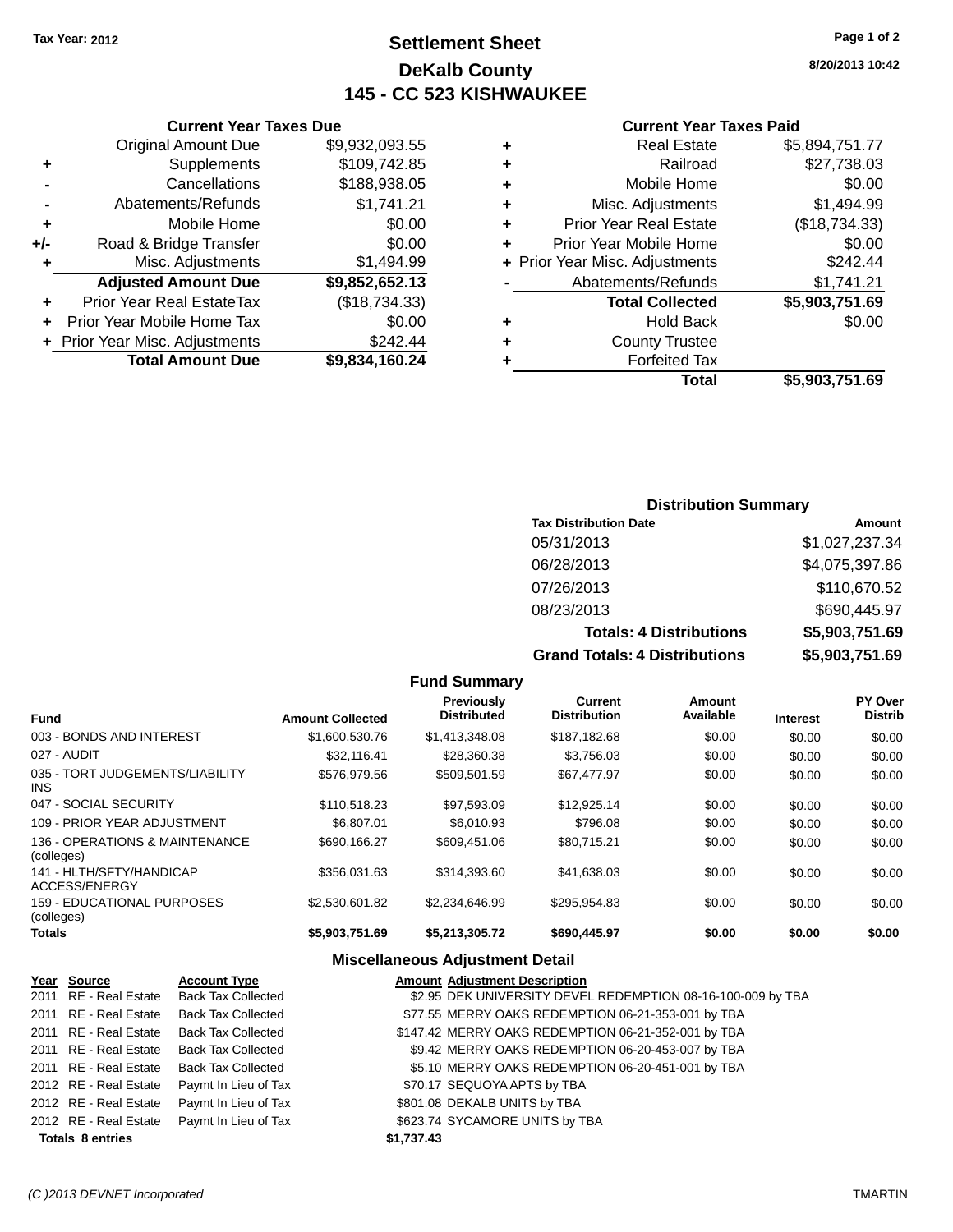Tax Year: 2012

# Settlement Sheet
## DeKalb County
## 145 - CC 523 KISHWAUKEE

8/20/2013 10:42

### Current Year Taxes Due

| | | |
|---|---|---|
| | Original Amount Due | $9,932,093.55 |
| + | Supplements | $109,742.85 |
| - | Cancellations | $188,938.05 |
| - | Abatements/Refunds | $1,741.21 |
| + | Mobile Home | $0.00 |
| +/- | Road & Bridge Transfer | $0.00 |
| + | Misc. Adjustments | $1,494.99 |
| | **Adjusted Amount Due** | **$9,852,652.13** |
| + | Prior Year Real EstateTax | ($18,734.33) |
| + | Prior Year Mobile Home Tax | $0.00 |
| + | Prior Year Misc. Adjustments | $242.44 |
| | **Total Amount Due** | **$9,834,160.24** |

### Current Year Taxes Paid

| | | |
|---|---|---|
| + | Real Estate | $5,894,751.77 |
| + | Railroad | $27,738.03 |
| + | Mobile Home | $0.00 |
| + | Misc. Adjustments | $1,494.99 |
| + | Prior Year Real Estate | ($18,734.33) |
| + | Prior Year Mobile Home | $0.00 |
| + | Prior Year Misc. Adjustments | $242.44 |
| - | Abatements/Refunds | $1,741.21 |
| | **Total Collected** | **$5,903,751.69** |
| + | Hold Back | $0.00 |
| + | County Trustee | |
| + | Forfeited Tax | |
| | **Total** | **$5,903,751.69** |

### Distribution Summary

| Tax Distribution Date | Amount |
|---|---|
| 05/31/2013 | $1,027,237.34 |
| 06/28/2013 | $4,075,397.86 |
| 07/26/2013 | $110,670.52 |
| 08/23/2013 | $690,445.97 |
| **Totals: 4 Distributions** | **$5,903,751.69** |
| **Grand Totals: 4 Distributions** | **$5,903,751.69** |

### Fund Summary

| Fund | Amount Collected | Previously Distributed | Current Distribution | Amount Available | Interest | PY Over Distrib |
|---|---|---|---|---|---|---|
| 003 - BONDS AND INTEREST | $1,600,530.76 | $1,413,348.08 | $187,182.68 | $0.00 | $0.00 | $0.00 |
| 027 - AUDIT | $32,116.41 | $28,360.38 | $3,756.03 | $0.00 | $0.00 | $0.00 |
| 035 - TORT JUDGEMENTS/LIABILITY INS | $576,979.56 | $509,501.59 | $67,477.97 | $0.00 | $0.00 | $0.00 |
| 047 - SOCIAL SECURITY | $110,518.23 | $97,593.09 | $12,925.14 | $0.00 | $0.00 | $0.00 |
| 109 - PRIOR YEAR ADJUSTMENT | $6,807.01 | $6,010.93 | $796.08 | $0.00 | $0.00 | $0.00 |
| 136 - OPERATIONS & MAINTENANCE (colleges) | $690,166.27 | $609,451.06 | $80,715.21 | $0.00 | $0.00 | $0.00 |
| 141 - HLTH/SFTY/HANDICAP ACCESS/ENERGY | $356,031.63 | $314,393.60 | $41,638.03 | $0.00 | $0.00 | $0.00 |
| 159 - EDUCATIONAL PURPOSES (colleges) | $2,530,601.82 | $2,234,646.99 | $295,954.83 | $0.00 | $0.00 | $0.00 |
| **Totals** | **$5,903,751.69** | **$5,213,305.72** | **$690,445.97** | **$0.00** | **$0.00** | **$0.00** |

### Miscellaneous Adjustment Detail

| Year | Source | Account Type | Amount | Adjustment Description |
|---|---|---|---|---|
| 2011 | RE - Real Estate | Back Tax Collected | $2.95 | DEK UNIVERSITY DEVEL REDEMPTION 08-16-100-009 by TBA |
| 2011 | RE - Real Estate | Back Tax Collected | $77.55 | MERRY OAKS REDEMPTION 06-21-353-001 by TBA |
| 2011 | RE - Real Estate | Back Tax Collected | $147.42 | MERRY OAKS REDEMPTION 06-21-352-001 by TBA |
| 2011 | RE - Real Estate | Back Tax Collected | $9.42 | MERRY OAKS REDEMPTION 06-20-453-007 by TBA |
| 2011 | RE - Real Estate | Back Tax Collected | $5.10 | MERRY OAKS REDEMPTION 06-20-451-001 by TBA |
| 2012 | RE - Real Estate | Paymt In Lieu of Tax | $70.17 | SEQUOYA APTS by TBA |
| 2012 | RE - Real Estate | Paymt In Lieu of Tax | $801.08 | DEKALB UNITS by TBA |
| 2012 | RE - Real Estate | Paymt In Lieu of Tax | $623.74 | SYCAMORE UNITS by TBA |
| **Totals 8 entries** | | | **$1,737.43** | |

(C )2013 DEVNET Incorporated TMARTIN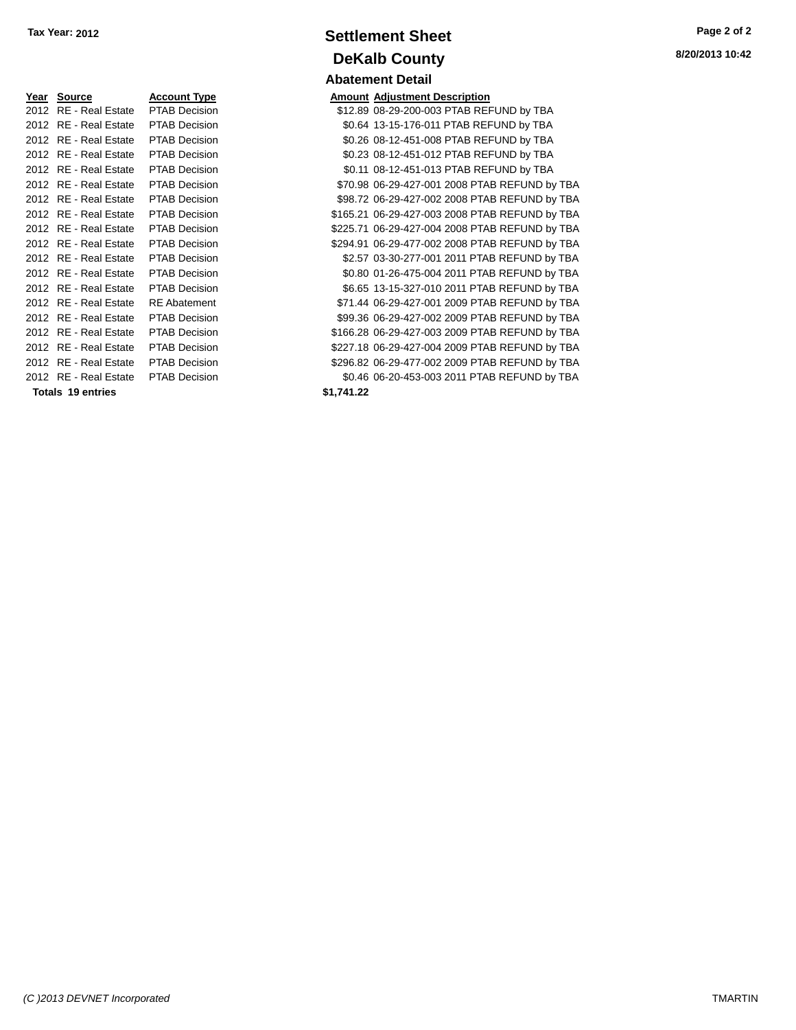Tax Year: 2012

# Settlement Sheet

## DeKalb County

### Abatement Detail

8/20/2013 10:42

| Year | Source | Account Type | Amount | Adjustment Description |
|---|---|---|---|---|
| 2012 | RE - Real Estate | PTAB Decision | $12.89 | 08-29-200-003 PTAB REFUND by TBA |
| 2012 | RE - Real Estate | PTAB Decision | $0.64 | 13-15-176-011 PTAB REFUND by TBA |
| 2012 | RE - Real Estate | PTAB Decision | $0.26 | 08-12-451-008 PTAB REFUND by TBA |
| 2012 | RE - Real Estate | PTAB Decision | $0.23 | 08-12-451-012 PTAB REFUND by TBA |
| 2012 | RE - Real Estate | PTAB Decision | $0.11 | 08-12-451-013 PTAB REFUND by TBA |
| 2012 | RE - Real Estate | PTAB Decision | $70.98 | 06-29-427-001 2008 PTAB REFUND by TBA |
| 2012 | RE - Real Estate | PTAB Decision | $98.72 | 06-29-427-002 2008 PTAB REFUND by TBA |
| 2012 | RE - Real Estate | PTAB Decision | $165.21 | 06-29-427-003 2008 PTAB REFUND by TBA |
| 2012 | RE - Real Estate | PTAB Decision | $225.71 | 06-29-427-004 2008 PTAB REFUND by TBA |
| 2012 | RE - Real Estate | PTAB Decision | $294.91 | 06-29-477-002 2008 PTAB REFUND by TBA |
| 2012 | RE - Real Estate | PTAB Decision | $2.57 | 03-30-277-001 2011 PTAB REFUND by TBA |
| 2012 | RE - Real Estate | PTAB Decision | $0.80 | 01-26-475-004 2011 PTAB REFUND by TBA |
| 2012 | RE - Real Estate | PTAB Decision | $6.65 | 13-15-327-010 2011 PTAB REFUND by TBA |
| 2012 | RE - Real Estate | RE Abatement | $71.44 | 06-29-427-001 2009 PTAB REFUND by TBA |
| 2012 | RE - Real Estate | PTAB Decision | $99.36 | 06-29-427-002 2009 PTAB REFUND by TBA |
| 2012 | RE - Real Estate | PTAB Decision | $166.28 | 06-29-427-003 2009 PTAB REFUND by TBA |
| 2012 | RE - Real Estate | PTAB Decision | $227.18 | 06-29-427-004 2009 PTAB REFUND by TBA |
| 2012 | RE - Real Estate | PTAB Decision | $296.82 | 06-29-477-002 2009 PTAB REFUND by TBA |
| 2012 | RE - Real Estate | PTAB Decision | $0.46 | 06-20-453-003 2011 PTAB REFUND by TBA |
| **Totals 19 entries** | | | **$1,741.22** | |

(C )2013 DEVNET Incorporated

TMARTIN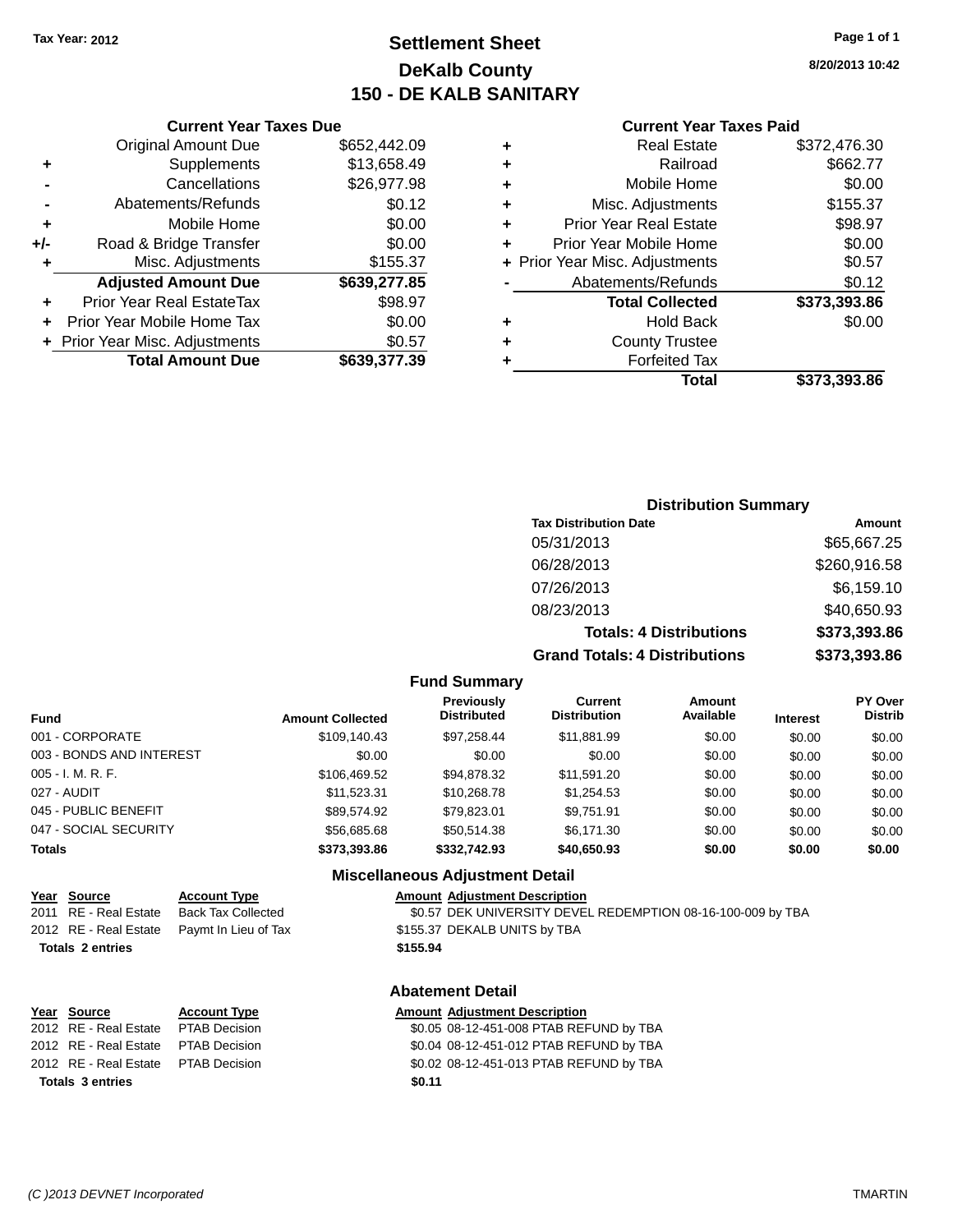Tax Year: 2012

# Settlement Sheet
## DeKalb County
## 150 - DE KALB SANITARY

8/20/2013 10:42

### Current Year Taxes Due

| | | |
|---|---|---|
| | Original Amount Due | $652,442.09 |
| + | Supplements | $13,658.49 |
| - | Cancellations | $26,977.98 |
| - | Abatements/Refunds | $0.12 |
| + | Mobile Home | $0.00 |
| +/- | Road & Bridge Transfer | $0.00 |
| + | Misc. Adjustments | $155.37 |
| | **Adjusted Amount Due** | **$639,277.85** |
| + | Prior Year Real EstateTax | $98.97 |
| + | Prior Year Mobile Home Tax | $0.00 |
| + | Prior Year Misc. Adjustments | $0.57 |
| | **Total Amount Due** | **$639,377.39** |

### Current Year Taxes Paid

| | | |
|---|---|---|
| + | Real Estate | $372,476.30 |
| + | Railroad | $662.77 |
| + | Mobile Home | $0.00 |
| + | Misc. Adjustments | $155.37 |
| + | Prior Year Real Estate | $98.97 |
| + | Prior Year Mobile Home | $0.00 |
| + | Prior Year Misc. Adjustments | $0.57 |
| - | Abatements/Refunds | $0.12 |
| | **Total Collected** | **$373,393.86** |
| + | Hold Back | $0.00 |
| + | County Trustee | |
| + | Forfeited Tax | |
| | **Total** | **$373,393.86** |

### Distribution Summary

| Tax Distribution Date | Amount |
|---|---|
| 05/31/2013 | $65,667.25 |
| 06/28/2013 | $260,916.58 |
| 07/26/2013 | $6,159.10 |
| 08/23/2013 | $40,650.93 |
| **Totals: 4 Distributions** | **$373,393.86** |
| **Grand Totals: 4 Distributions** | **$373,393.86** |

### Fund Summary

| Fund | Amount Collected | Previously Distributed | Current Distribution | Amount Available | Interest | PY Over Distrib |
|---|---|---|---|---|---|---|
| 001 - CORPORATE | $109,140.43 | $97,258.44 | $11,881.99 | $0.00 | $0.00 | $0.00 |
| 003 - BONDS AND INTEREST | $0.00 | $0.00 | $0.00 | $0.00 | $0.00 | $0.00 |
| 005 - I. M. R. F. | $106,469.52 | $94,878.32 | $11,591.20 | $0.00 | $0.00 | $0.00 |
| 027 - AUDIT | $11,523.31 | $10,268.78 | $1,254.53 | $0.00 | $0.00 | $0.00 |
| 045 - PUBLIC BENEFIT | $89,574.92 | $79,823.01 | $9,751.91 | $0.00 | $0.00 | $0.00 |
| 047 - SOCIAL SECURITY | $56,685.68 | $50,514.38 | $6,171.30 | $0.00 | $0.00 | $0.00 |
| **Totals** | **$373,393.86** | **$332,742.93** | **$40,650.93** | **$0.00** | **$0.00** | **$0.00** |

### Miscellaneous Adjustment Detail

| Year | Source | Account Type | Amount | Adjustment Description |
|---|---|---|---|---|
| 2011 | RE - Real Estate | Back Tax Collected | $0.57 | DEK UNIVERSITY DEVEL REDEMPTION 08-16-100-009 by TBA |
| 2012 | RE - Real Estate | Paymt In Lieu of Tax | $155.37 | DEKALB UNITS by TBA |
| **Totals 2 entries** | | | **$155.94** | |

### Abatement Detail

| Year | Source | Account Type | Amount | Adjustment Description |
|---|---|---|---|---|
| 2012 | RE - Real Estate | PTAB Decision | $0.05 | 08-12-451-008 PTAB REFUND by TBA |
| 2012 | RE - Real Estate | PTAB Decision | $0.04 | 08-12-451-012 PTAB REFUND by TBA |
| 2012 | RE - Real Estate | PTAB Decision | $0.02 | 08-12-451-013 PTAB REFUND by TBA |
| **Totals 3 entries** | | | **$0.11** | |

(C )2013 DEVNET Incorporated TMARTIN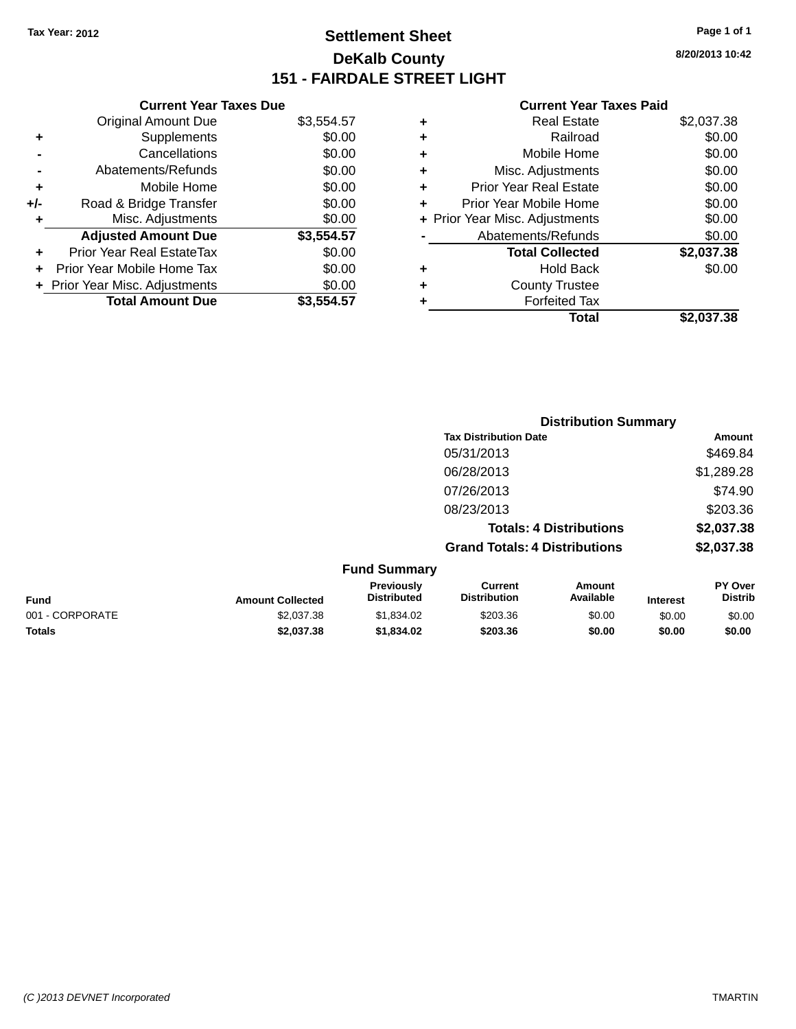Tax Year: 2012

# Settlement Sheet

## DeKalb County

## 151 - FAIRDALE STREET LIGHT

8/20/2013 10:42

| | Current Year Taxes Due | |
|---|---|---|
| | Original Amount Due | $3,554.57 |
| + | Supplements | $0.00 |
| - | Cancellations | $0.00 |
| - | Abatements/Refunds | $0.00 |
| + | Mobile Home | $0.00 |
| +/- | Road & Bridge Transfer | $0.00 |
| + | Misc. Adjustments | $0.00 |
| | **Adjusted Amount Due** | **$3,554.57** |
| + | Prior Year Real EstateTax | $0.00 |
| + | Prior Year Mobile Home Tax | $0.00 |
| + | Prior Year Misc. Adjustments | $0.00 |
| | **Total Amount Due** | **$3,554.57** |

| | Current Year Taxes Paid | |
|---|---|---|
| + | Real Estate | $2,037.38 |
| + | Railroad | $0.00 |
| + | Mobile Home | $0.00 |
| + | Misc. Adjustments | $0.00 |
| + | Prior Year Real Estate | $0.00 |
| + | Prior Year Mobile Home | $0.00 |
| + | Prior Year Misc. Adjustments | $0.00 |
| - | Abatements/Refunds | $0.00 |
| | **Total Collected** | **$2,037.38** |
| + | Hold Back | $0.00 |
| + | County Trustee | |
| + | Forfeited Tax | |
| | **Total** | **$2,037.38** |

### Distribution Summary

| Tax Distribution Date | Amount |
|---|---|
| 05/31/2013 | $469.84 |
| 06/28/2013 | $1,289.28 |
| 07/26/2013 | $74.90 |
| 08/23/2013 | $203.36 |
| **Totals: 4 Distributions** | **$2,037.38** |
| **Grand Totals: 4 Distributions** | **$2,037.38** |

### Fund Summary

| Fund | Amount Collected | Previously Distributed | Current Distribution | Amount Available | Interest | PY Over Distrib |
|---|---|---|---|---|---|---|
| 001 - CORPORATE | $2,037.38 | $1,834.02 | $203.36 | $0.00 | $0.00 | $0.00 |
| **Totals** | **$2,037.38** | **$1,834.02** | **$203.36** | **$0.00** | **$0.00** | **$0.00** |

(C )2013 DEVNET Incorporated TMARTIN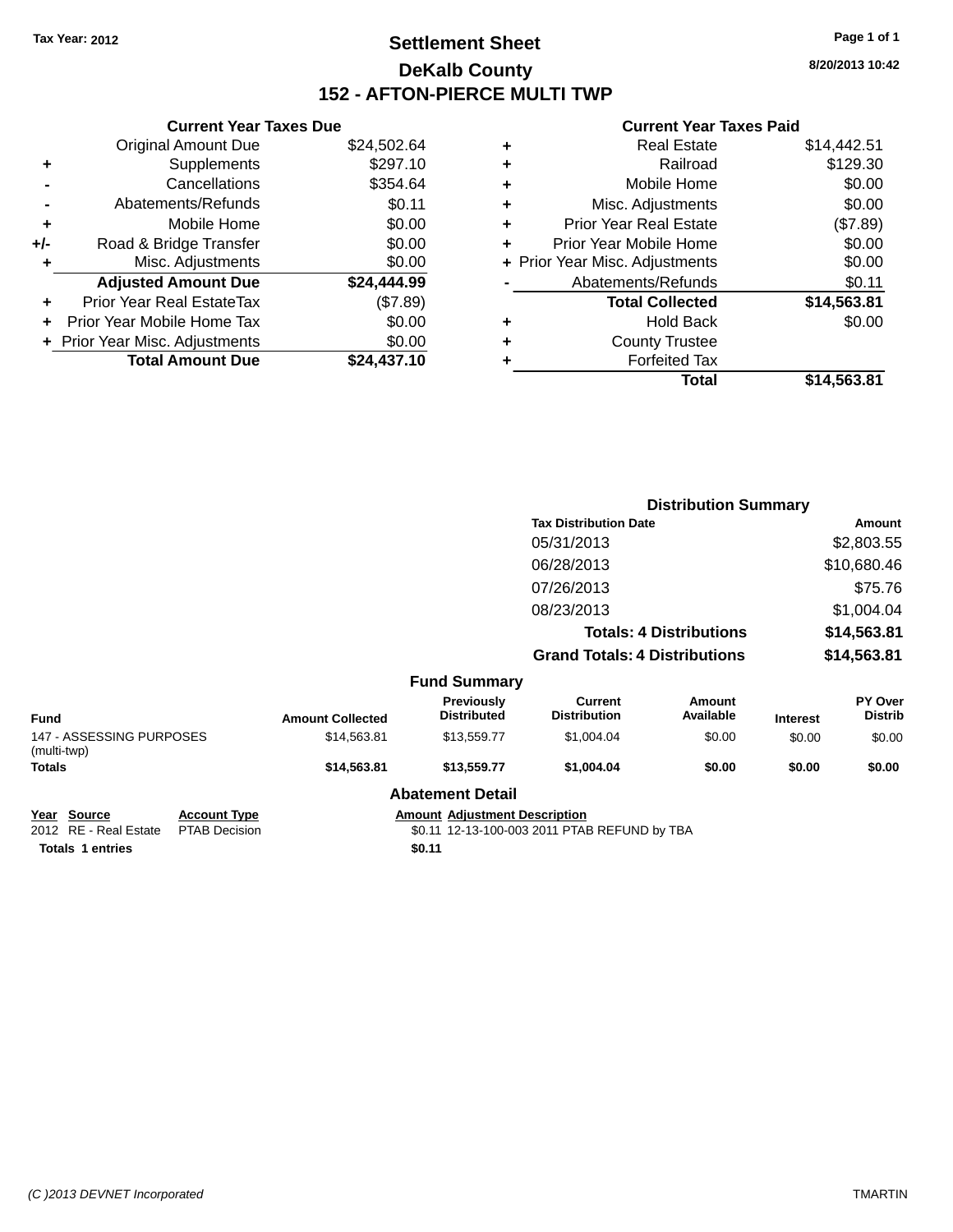Tax Year: 2012

# Settlement Sheet

## DeKalb County

## 152 - AFTON-PIERCE MULTI TWP

8/20/2013 10:42

### Current Year Taxes Due

| | | |
|---|---|---|
| | Original Amount Due | $24,502.64 |
| + | Supplements | $297.10 |
| - | Cancellations | $354.64 |
| - | Abatements/Refunds | $0.11 |
| + | Mobile Home | $0.00 |
| +/- | Road & Bridge Transfer | $0.00 |
| + | Misc. Adjustments | $0.00 |
| | **Adjusted Amount Due** | **$24,444.99** |
| + | Prior Year Real EstateTax | ($7.89) |
| + | Prior Year Mobile Home Tax | $0.00 |
| + | Prior Year Misc. Adjustments | $0.00 |
| | **Total Amount Due** | **$24,437.10** |

### Current Year Taxes Paid

| | | |
|---|---|---|
| + | Real Estate | $14,442.51 |
| + | Railroad | $129.30 |
| + | Mobile Home | $0.00 |
| + | Misc. Adjustments | $0.00 |
| + | Prior Year Real Estate | ($7.89) |
| + | Prior Year Mobile Home | $0.00 |
| + | Prior Year Misc. Adjustments | $0.00 |
| - | Abatements/Refunds | $0.11 |
| | **Total Collected** | **$14,563.81** |
| + | Hold Back | $0.00 |
| + | County Trustee | |
| + | Forfeited Tax | |
| | **Total** | **$14,563.81** |

### Distribution Summary

| Tax Distribution Date | Amount |
|---|---|
| 05/31/2013 | $2,803.55 |
| 06/28/2013 | $10,680.46 |
| 07/26/2013 | $75.76 |
| 08/23/2013 | $1,004.04 |
| **Totals: 4 Distributions** | **$14,563.81** |
| **Grand Totals: 4 Distributions** | **$14,563.81** |

### Fund Summary

| Fund | Amount Collected | Previously Distributed | Current Distribution | Amount Available | Interest | PY Over Distrib |
|---|---|---|---|---|---|---|
| 147 - ASSESSING PURPOSES (multi-twp) | $14,563.81 | $13,559.77 | $1,004.04 | $0.00 | $0.00 | $0.00 |
| **Totals** | **$14,563.81** | **$13,559.77** | **$1,004.04** | **$0.00** | **$0.00** | **$0.00** |

### Abatement Detail

| Year | Source | Account Type | Amount | Adjustment Description |
|---|---|---|---|---|
| 2012 | RE - Real Estate | PTAB Decision | $0.11 | 12-13-100-003 2011 PTAB REFUND by TBA |
| **Totals** | **1 entries** | | **$0.11** | |

(C )2013 DEVNET Incorporated TMARTIN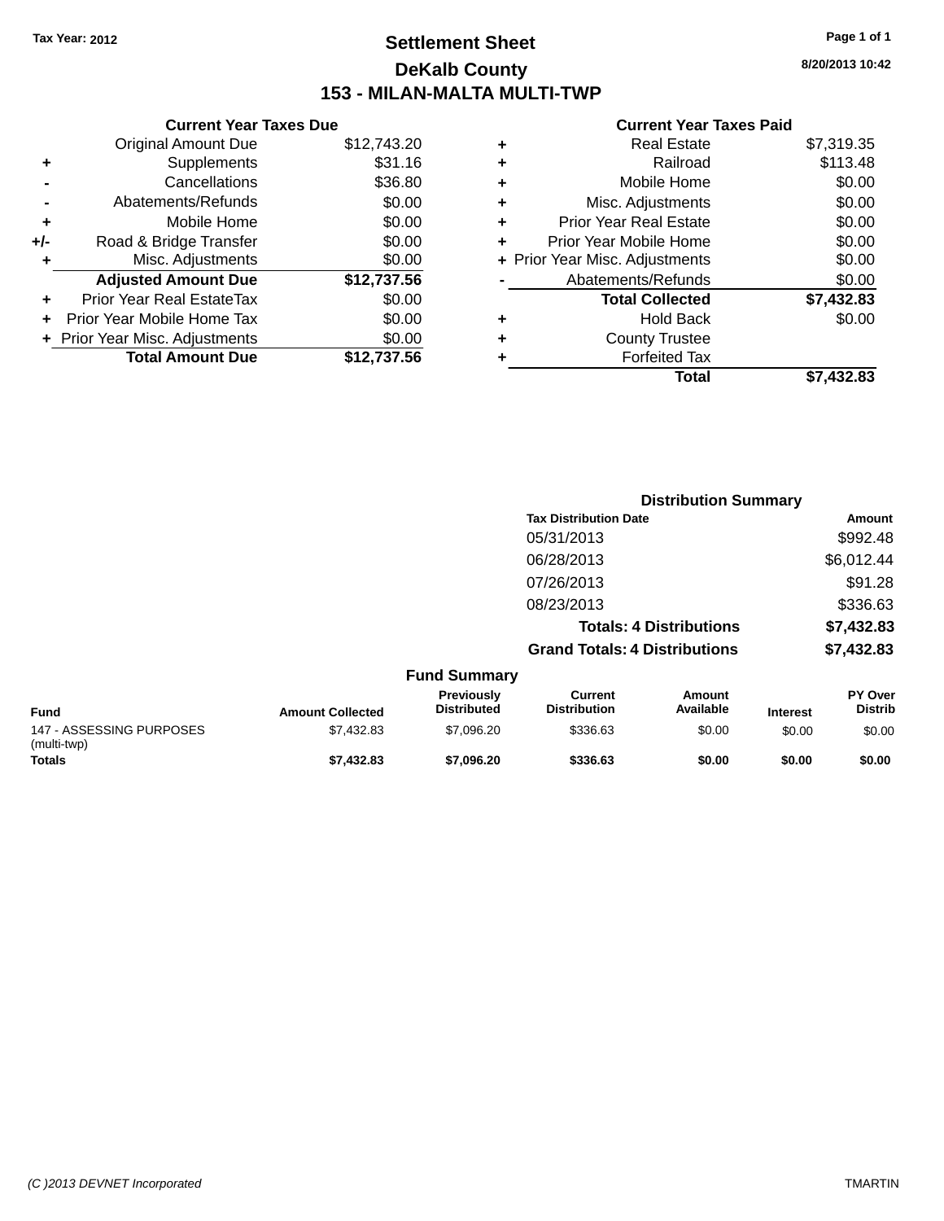Tax Year: 2012

# Settlement Sheet

## DeKalb County

## 153 - MILAN-MALTA MULTI-TWP

8/20/2013 10:42

### Current Year Taxes Due

| | | |
|---|---|---|
| | Original Amount Due | $12,743.20 |
| + | Supplements | $31.16 |
| - | Cancellations | $36.80 |
| - | Abatements/Refunds | $0.00 |
| + | Mobile Home | $0.00 |
| +/- | Road & Bridge Transfer | $0.00 |
| + | Misc. Adjustments | $0.00 |
| | **Adjusted Amount Due** | **$12,737.56** |
| + | Prior Year Real EstateTax | $0.00 |
| + | Prior Year Mobile Home Tax | $0.00 |
| + | Prior Year Misc. Adjustments | $0.00 |
| | **Total Amount Due** | **$12,737.56** |

### Current Year Taxes Paid

| | | |
|---|---|---|
| + | Real Estate | $7,319.35 |
| + | Railroad | $113.48 |
| + | Mobile Home | $0.00 |
| + | Misc. Adjustments | $0.00 |
| + | Prior Year Real Estate | $0.00 |
| + | Prior Year Mobile Home | $0.00 |
| + | Prior Year Misc. Adjustments | $0.00 |
| - | Abatements/Refunds | $0.00 |
| | **Total Collected** | **$7,432.83** |
| + | Hold Back | $0.00 |
| + | County Trustee | |
| + | Forfeited Tax | |
| | **Total** | **$7,432.83** |

### Distribution Summary

| Tax Distribution Date | Amount |
|---|---|
| 05/31/2013 | $992.48 |
| 06/28/2013 | $6,012.44 |
| 07/26/2013 | $91.28 |
| 08/23/2013 | $336.63 |
| **Totals: 4 Distributions** | **$7,432.83** |
| **Grand Totals: 4 Distributions** | **$7,432.83** |

### Fund Summary

| Fund | Amount Collected | Previously Distributed | Current Distribution | Amount Available | Interest | PY Over Distrib |
|---|---|---|---|---|---|---|
| 147 - ASSESSING PURPOSES (multi-twp) | $7,432.83 | $7,096.20 | $336.63 | $0.00 | $0.00 | $0.00 |
| **Totals** | **$7,432.83** | **$7,096.20** | **$336.63** | **$0.00** | **$0.00** | **$0.00** |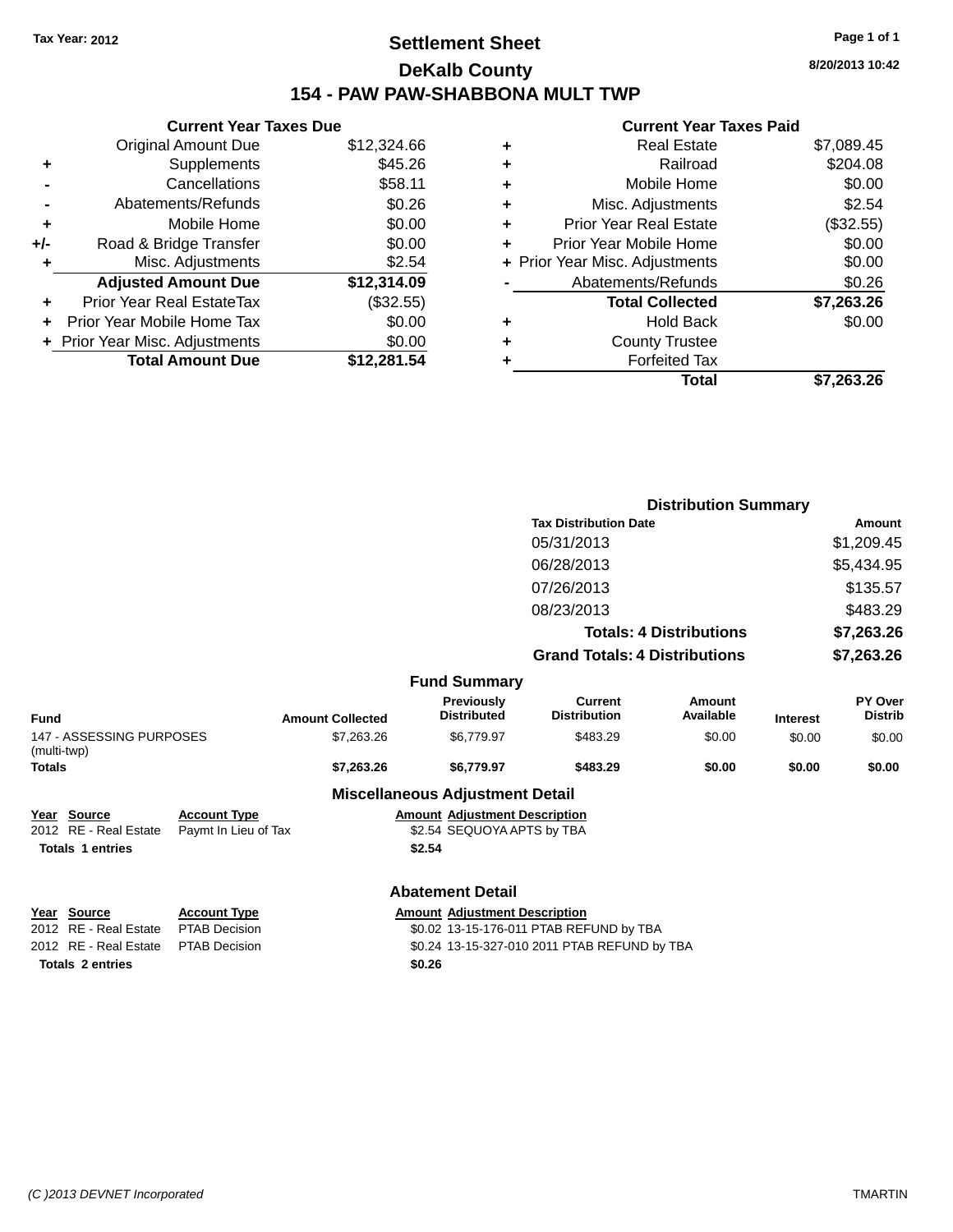Tax Year: 2012

# Settlement Sheet

## DeKalb County

## 154 - PAW PAW-SHABBONA MULT TWP

8/20/2013 10:42

### Current Year Taxes Due

| | | |
|---|---|---|
| | Original Amount Due | $12,324.66 |
| + | Supplements | $45.26 |
| - | Cancellations | $58.11 |
| - | Abatements/Refunds | $0.26 |
| + | Mobile Home | $0.00 |
| +/- | Road & Bridge Transfer | $0.00 |
| + | Misc. Adjustments | $2.54 |
| | **Adjusted Amount Due** | **$12,314.09** |
| + | Prior Year Real EstateTax | ($32.55) |
| + | Prior Year Mobile Home Tax | $0.00 |
| + | Prior Year Misc. Adjustments | $0.00 |
| | **Total Amount Due** | **$12,281.54** |

### Current Year Taxes Paid

| | | |
|---|---|---|
| + | Real Estate | $7,089.45 |
| + | Railroad | $204.08 |
| + | Mobile Home | $0.00 |
| + | Misc. Adjustments | $2.54 |
| + | Prior Year Real Estate | ($32.55) |
| + | Prior Year Mobile Home | $0.00 |
| + | Prior Year Misc. Adjustments | $0.00 |
| - | Abatements/Refunds | $0.26 |
| | **Total Collected** | **$7,263.26** |
| + | Hold Back | $0.00 |
| + | County Trustee | |
| + | Forfeited Tax | |
| | **Total** | **$7,263.26** |

### Distribution Summary

| Tax Distribution Date | Amount |
|---|---|
| 05/31/2013 | $1,209.45 |
| 06/28/2013 | $5,434.95 |
| 07/26/2013 | $135.57 |
| 08/23/2013 | $483.29 |
| **Totals: 4 Distributions** | **$7,263.26** |
| **Grand Totals: 4 Distributions** | **$7,263.26** |

### Fund Summary

| Fund | Amount Collected | Previously Distributed | Current Distribution | Amount Available | Interest | PY Over Distrib |
|---|---|---|---|---|---|---|
| 147 - ASSESSING PURPOSES (multi-twp) | $7,263.26 | $6,779.97 | $483.29 | $0.00 | $0.00 | $0.00 |
| **Totals** | **$7,263.26** | **$6,779.97** | **$483.29** | **$0.00** | **$0.00** | **$0.00** |

### Miscellaneous Adjustment Detail

| Year | Source | Account Type | Amount | Adjustment Description |
|---|---|---|---|---|
| 2012 | RE - Real Estate | Paymt In Lieu of Tax | $2.54 | SEQUOYA APTS by TBA |
| **Totals 1 entries** | | | **$2.54** | |

### Abatement Detail

| Year | Source | Account Type | Amount | Adjustment Description |
|---|---|---|---|---|
| 2012 | RE - Real Estate | PTAB Decision | $0.02 | 13-15-176-011 PTAB REFUND by TBA |
| 2012 | RE - Real Estate | PTAB Decision | $0.24 | 13-15-327-010 2011 PTAB REFUND by TBA |
| **Totals 2 entries** | | | **$0.26** | |

(C )2013 DEVNET Incorporated

TMARTIN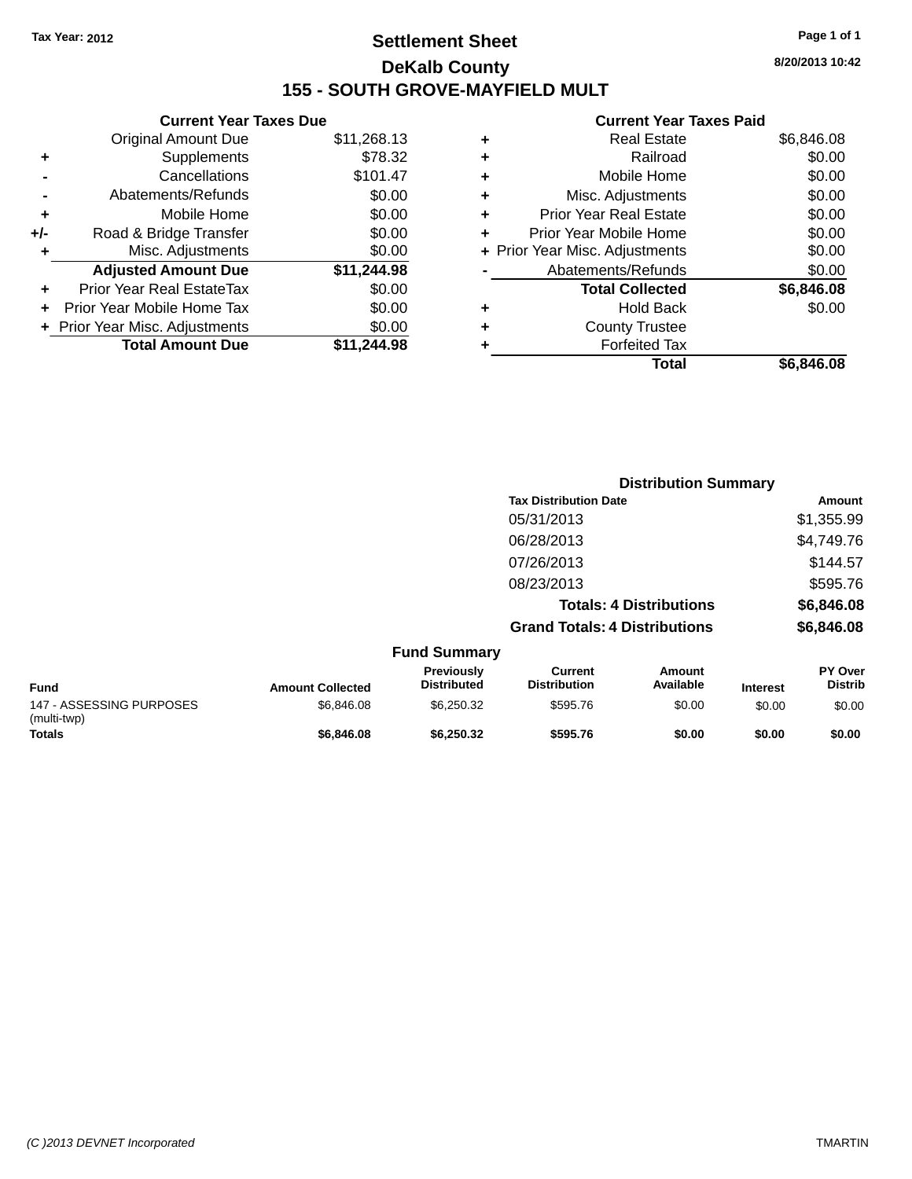Tax Year: 2012

# Settlement Sheet

## DeKalb County

## 155 - SOUTH GROVE-MAYFIELD MULT

8/20/2013 10:42

| | Current Year Taxes Due | |
|---|---|---|
| | Original Amount Due | $11,268.13 |
| + | Supplements | $78.32 |
| - | Cancellations | $101.47 |
| - | Abatements/Refunds | $0.00 |
| + | Mobile Home | $0.00 |
| +/- | Road & Bridge Transfer | $0.00 |
| + | Misc. Adjustments | $0.00 |
| | **Adjusted Amount Due** | **$11,244.98** |
| + | Prior Year Real EstateTax | $0.00 |
| + | Prior Year Mobile Home Tax | $0.00 |
| + | Prior Year Misc. Adjustments | $0.00 |
| | **Total Amount Due** | **$11,244.98** |

| | Current Year Taxes Paid | |
|---|---|---|
| + | Real Estate | $6,846.08 |
| + | Railroad | $0.00 |
| + | Mobile Home | $0.00 |
| + | Misc. Adjustments | $0.00 |
| + | Prior Year Real Estate | $0.00 |
| + | Prior Year Mobile Home | $0.00 |
| + | Prior Year Misc. Adjustments | $0.00 |
| - | Abatements/Refunds | $0.00 |
| | **Total Collected** | **$6,846.08** |
| + | Hold Back | $0.00 |
| + | County Trustee | |
| + | Forfeited Tax | |
| | **Total** | **$6,846.08** |

### Distribution Summary

| Tax Distribution Date | Amount |
|---|---|
| 05/31/2013 | $1,355.99 |
| 06/28/2013 | $4,749.76 |
| 07/26/2013 | $144.57 |
| 08/23/2013 | $595.76 |
| **Totals: 4 Distributions** | **$6,846.08** |
| **Grand Totals: 4 Distributions** | **$6,846.08** |

### Fund Summary

| Fund | Amount Collected | Previously Distributed | Current Distribution | Amount Available | Interest | PY Over Distrib |
|---|---|---|---|---|---|---|
| 147 - ASSESSING PURPOSES (multi-twp) | $6,846.08 | $6,250.32 | $595.76 | $0.00 | $0.00 | $0.00 |
| **Totals** | **$6,846.08** | **$6,250.32** | **$595.76** | **$0.00** | **$0.00** | **$0.00** |

(C )2013 DEVNET Incorporated — TMARTIN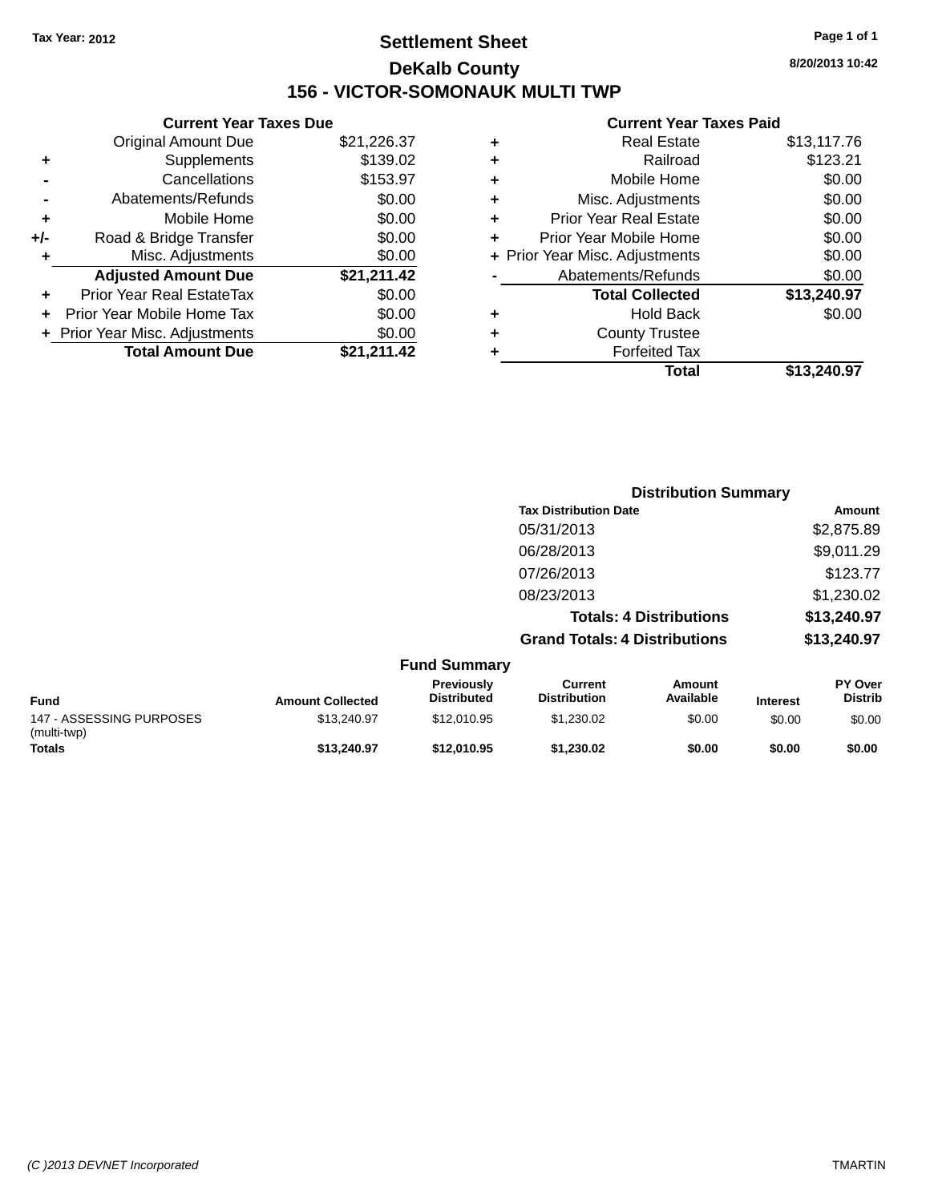Tax Year: 2012

# Settlement Sheet

## DeKalb County

## 156 - VICTOR-SOMONAUK MULTI TWP

8/20/2013 10:42

**Current Year Taxes Due**

| | | |
|---|---|---|
| | Original Amount Due | $21,226.37 |
| + | Supplements | $139.02 |
| - | Cancellations | $153.97 |
| - | Abatements/Refunds | $0.00 |
| + | Mobile Home | $0.00 |
| +/- | Road & Bridge Transfer | $0.00 |
| + | Misc. Adjustments | $0.00 |
| | **Adjusted Amount Due** | **$21,211.42** |
| + | Prior Year Real EstateTax | $0.00 |
| + | Prior Year Mobile Home Tax | $0.00 |
| + | Prior Year Misc. Adjustments | $0.00 |
| | **Total Amount Due** | **$21,211.42** |

**Current Year Taxes Paid**

| | | |
|---|---|---|
| + | Real Estate | $13,117.76 |
| + | Railroad | $123.21 |
| + | Mobile Home | $0.00 |
| + | Misc. Adjustments | $0.00 |
| + | Prior Year Real Estate | $0.00 |
| + | Prior Year Mobile Home | $0.00 |
| + | Prior Year Misc. Adjustments | $0.00 |
| - | Abatements/Refunds | $0.00 |
| | **Total Collected** | **$13,240.97** |
| + | Hold Back | $0.00 |
| + | County Trustee | |
| + | Forfeited Tax | |
| | **Total** | **$13,240.97** |

**Distribution Summary**

| Tax Distribution Date | Amount |
|---|---|
| 05/31/2013 | $2,875.89 |
| 06/28/2013 | $9,011.29 |
| 07/26/2013 | $123.77 |
| 08/23/2013 | $1,230.02 |
| **Totals: 4 Distributions** | **$13,240.97** |
| **Grand Totals: 4 Distributions** | **$13,240.97** |

**Fund Summary**

| Fund | Amount Collected | Previously Distributed | Current Distribution | Amount Available | Interest | PY Over Distrib |
|---|---|---|---|---|---|---|
| 147 - ASSESSING PURPOSES (multi-twp) | $13,240.97 | $12,010.95 | $1,230.02 | $0.00 | $0.00 | $0.00 |
| **Totals** | **$13,240.97** | **$12,010.95** | **$1,230.02** | **$0.00** | **$0.00** | **$0.00** |

(C )2013 DEVNET Incorporated TMARTIN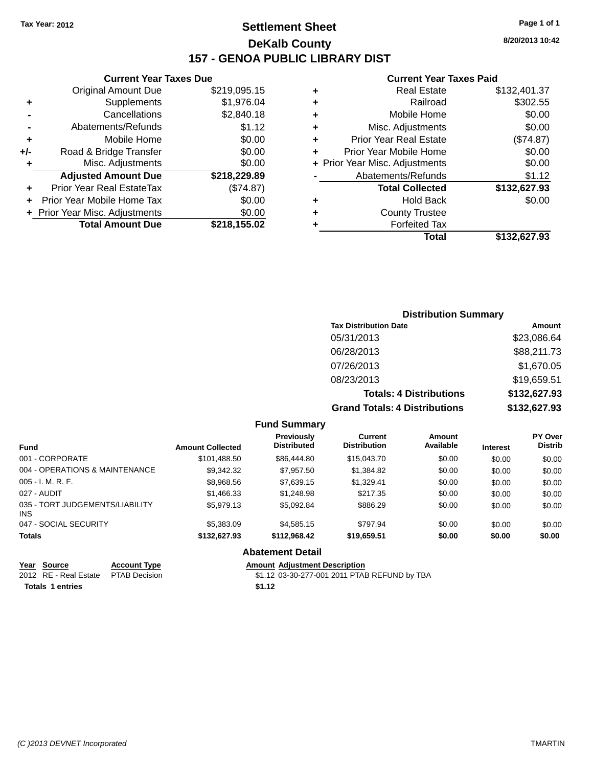Tax Year: 2012

# Settlement Sheet

## DeKalb County

## 157 - GENOA PUBLIC LIBRARY DIST

8/20/2013 10:42

### Current Year Taxes Due

| | | |
|---|---|---|
| | Original Amount Due | $219,095.15 |
| + | Supplements | $1,976.04 |
| - | Cancellations | $2,840.18 |
| - | Abatements/Refunds | $1.12 |
| + | Mobile Home | $0.00 |
| +/- | Road & Bridge Transfer | $0.00 |
| + | Misc. Adjustments | $0.00 |
| | **Adjusted Amount Due** | **$218,229.89** |
| + | Prior Year Real EstateTax | ($74.87) |
| + | Prior Year Mobile Home Tax | $0.00 |
| + | Prior Year Misc. Adjustments | $0.00 |
| | **Total Amount Due** | **$218,155.02** |

### Current Year Taxes Paid

| | | |
|---|---|---|
| + | Real Estate | $132,401.37 |
| + | Railroad | $302.55 |
| + | Mobile Home | $0.00 |
| + | Misc. Adjustments | $0.00 |
| + | Prior Year Real Estate | ($74.87) |
| + | Prior Year Mobile Home | $0.00 |
| + | Prior Year Misc. Adjustments | $0.00 |
| - | Abatements/Refunds | $1.12 |
| | **Total Collected** | **$132,627.93** |
| + | Hold Back | $0.00 |
| + | County Trustee | |
| + | Forfeited Tax | |
| | **Total** | **$132,627.93** |

### Distribution Summary

| Tax Distribution Date | Amount |
|---|---|
| 05/31/2013 | $23,086.64 |
| 06/28/2013 | $88,211.73 |
| 07/26/2013 | $1,670.05 |
| 08/23/2013 | $19,659.51 |
| **Totals: 4 Distributions** | **$132,627.93** |
| **Grand Totals: 4 Distributions** | **$132,627.93** |

### Fund Summary

| Fund | Amount Collected | Previously Distributed | Current Distribution | Amount Available | Interest | PY Over Distrib |
|---|---|---|---|---|---|---|
| 001 - CORPORATE | $101,488.50 | $86,444.80 | $15,043.70 | $0.00 | $0.00 | $0.00 |
| 004 - OPERATIONS & MAINTENANCE | $9,342.32 | $7,957.50 | $1,384.82 | $0.00 | $0.00 | $0.00 |
| 005 - I. M. R. F. | $8,968.56 | $7,639.15 | $1,329.41 | $0.00 | $0.00 | $0.00 |
| 027 - AUDIT | $1,466.33 | $1,248.98 | $217.35 | $0.00 | $0.00 | $0.00 |
| 035 - TORT JUDGEMENTS/LIABILITY INS | $5,979.13 | $5,092.84 | $886.29 | $0.00 | $0.00 | $0.00 |
| 047 - SOCIAL SECURITY | $5,383.09 | $4,585.15 | $797.94 | $0.00 | $0.00 | $0.00 |
| **Totals** | **$132,627.93** | **$112,968.42** | **$19,659.51** | **$0.00** | **$0.00** | **$0.00** |

### Abatement Detail

| Year | Source | Account Type | Amount | Adjustment Description |
|---|---|---|---|---|
| 2012 | RE - Real Estate | PTAB Decision | $1.12 | 03-30-277-001 2011 PTAB REFUND by TBA |
| **Totals** | **1 entries** | | **$1.12** | |

(C )2013 DEVNET Incorporated TMARTIN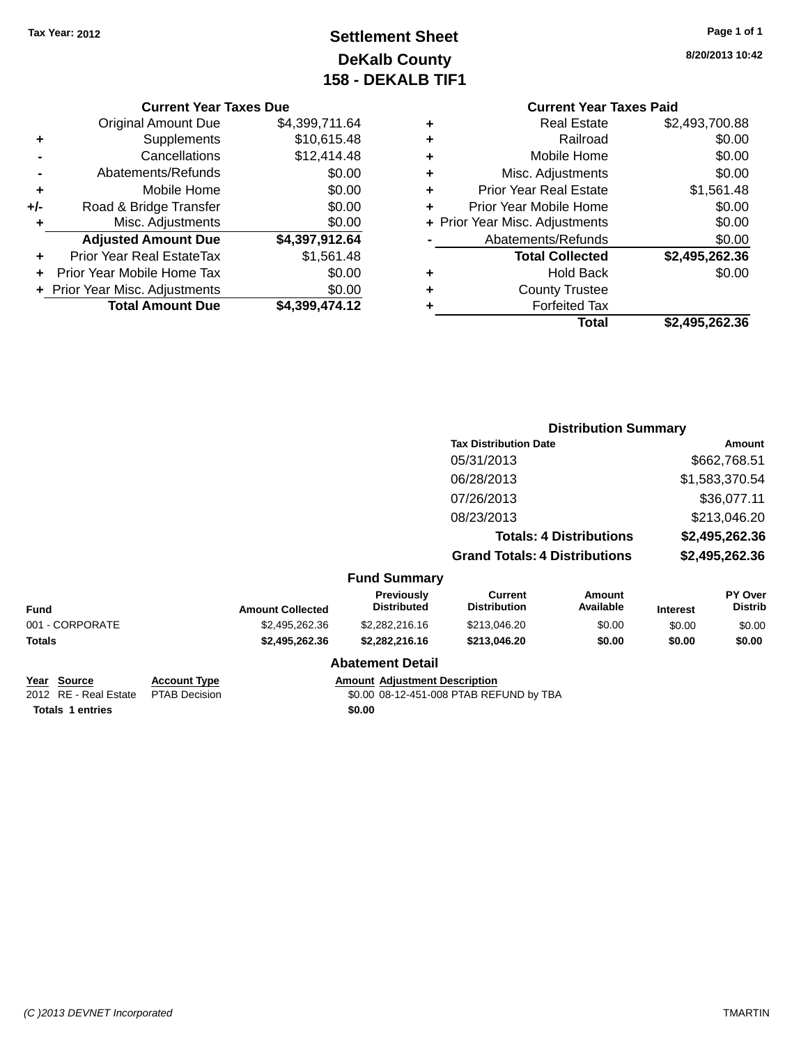Tax Year: 2012

# Settlement Sheet
## DeKalb County
## 158 - DEKALB TIF1

8/20/2013 10:42

**Current Year Taxes Due**

| | | |
|---|---|---|
| | Original Amount Due | $4,399,711.64 |
| + | Supplements | $10,615.48 |
| - | Cancellations | $12,414.48 |
| - | Abatements/Refunds | $0.00 |
| + | Mobile Home | $0.00 |
| +/- | Road & Bridge Transfer | $0.00 |
| + | Misc. Adjustments | $0.00 |
| | **Adjusted Amount Due** | **$4,397,912.64** |
| + | Prior Year Real EstateTax | $1,561.48 |
| + | Prior Year Mobile Home Tax | $0.00 |
| + | Prior Year Misc. Adjustments | $0.00 |
| | **Total Amount Due** | **$4,399,474.12** |

**Current Year Taxes Paid**

| | | |
|---|---|---|
| + | Real Estate | $2,493,700.88 |
| + | Railroad | $0.00 |
| + | Mobile Home | $0.00 |
| + | Misc. Adjustments | $0.00 |
| + | Prior Year Real Estate | $1,561.48 |
| + | Prior Year Mobile Home | $0.00 |
| + | Prior Year Misc. Adjustments | $0.00 |
| - | Abatements/Refunds | $0.00 |
| | **Total Collected** | **$2,495,262.36** |
| + | Hold Back | $0.00 |
| + | County Trustee | |
| + | Forfeited Tax | |
| | **Total** | **$2,495,262.36** |

**Distribution Summary**

| Tax Distribution Date | Amount |
|---|---|
| 05/31/2013 | $662,768.51 |
| 06/28/2013 | $1,583,370.54 |
| 07/26/2013 | $36,077.11 |
| 08/23/2013 | $213,046.20 |
| **Totals: 4 Distributions** | **$2,495,262.36** |
| **Grand Totals: 4 Distributions** | **$2,495,262.36** |

**Fund Summary**

| Fund | Amount Collected | Previously Distributed | Current Distribution | Amount Available | Interest | PY Over Distrib |
|---|---|---|---|---|---|---|
| 001 - CORPORATE | $2,495,262.36 | $2,282,216.16 | $213,046.20 | $0.00 | $0.00 | $0.00 |
| **Totals** | **$2,495,262.36** | **$2,282,216.16** | **$213,046.20** | **$0.00** | **$0.00** | **$0.00** |

**Abatement Detail**

| Year | Source | Account Type | Amount | Adjustment Description |
|---|---|---|---|---|
| 2012 | RE - Real Estate | PTAB Decision | $0.00 | 08-12-451-008 PTAB REFUND by TBA |
| **Totals** | **1 entries** | | **$0.00** | |

(C )2013 DEVNET Incorporated TMARTIN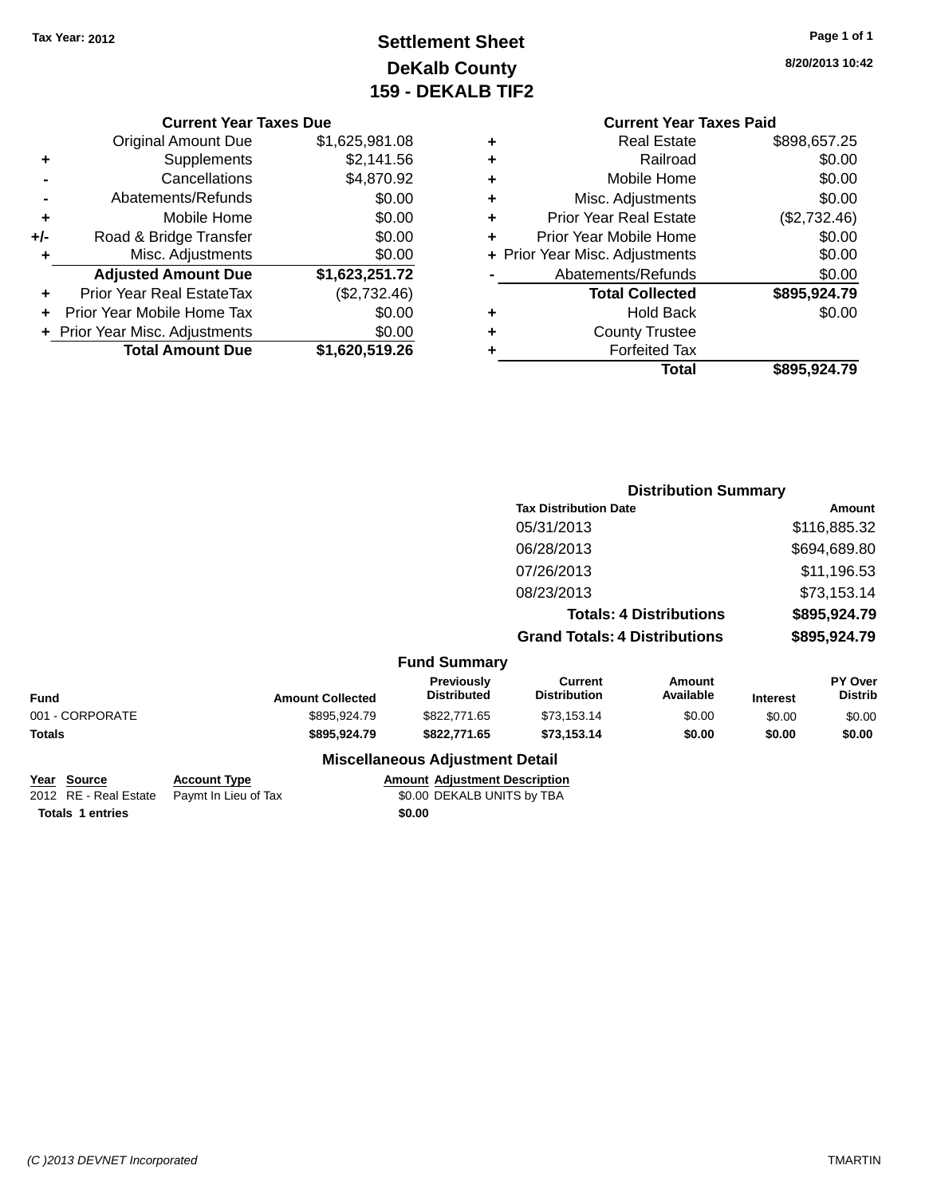Tax Year: 2012

# Settlement Sheet
## DeKalb County
## 159 - DEKALB TIF2

8/20/2013 10:42

### Current Year Taxes Due

| | | |
|---|---|---|
| | Original Amount Due | $1,625,981.08 |
| + | Supplements | $2,141.56 |
| - | Cancellations | $4,870.92 |
| - | Abatements/Refunds | $0.00 |
| + | Mobile Home | $0.00 |
| +/- | Road & Bridge Transfer | $0.00 |
| + | Misc. Adjustments | $0.00 |
| | **Adjusted Amount Due** | **$1,623,251.72** |
| + | Prior Year Real EstateTax | ($2,732.46) |
| + | Prior Year Mobile Home Tax | $0.00 |
| + | Prior Year Misc. Adjustments | $0.00 |
| | **Total Amount Due** | **$1,620,519.26** |

### Current Year Taxes Paid

| | | |
|---|---|---|
| + | Real Estate | $898,657.25 |
| + | Railroad | $0.00 |
| + | Mobile Home | $0.00 |
| + | Misc. Adjustments | $0.00 |
| + | Prior Year Real Estate | ($2,732.46) |
| + | Prior Year Mobile Home | $0.00 |
| + | Prior Year Misc. Adjustments | $0.00 |
| - | Abatements/Refunds | $0.00 |
| | **Total Collected** | **$895,924.79** |
| + | Hold Back | $0.00 |
| + | County Trustee | |
| + | Forfeited Tax | |
| | **Total** | **$895,924.79** |

### Distribution Summary

| Tax Distribution Date | Amount |
|---|---|
| 05/31/2013 | $116,885.32 |
| 06/28/2013 | $694,689.80 |
| 07/26/2013 | $11,196.53 |
| 08/23/2013 | $73,153.14 |
| **Totals: 4 Distributions** | **$895,924.79** |
| **Grand Totals: 4 Distributions** | **$895,924.79** |

### Fund Summary

| Fund | Amount Collected | Previously Distributed | Current Distribution | Amount Available | Interest | PY Over Distrib |
|---|---|---|---|---|---|---|
| 001 - CORPORATE | $895,924.79 | $822,771.65 | $73,153.14 | $0.00 | $0.00 | $0.00 |
| **Totals** | **$895,924.79** | **$822,771.65** | **$73,153.14** | **$0.00** | **$0.00** | **$0.00** |

### Miscellaneous Adjustment Detail

| Year | Source | Account Type | Amount | Adjustment Description |
|---|---|---|---|---|
| 2012 | RE - Real Estate | Paymt In Lieu of Tax | $0.00 | DEKALB UNITS by TBA |
| **Totals** | **1 entries** | | **$0.00** | |

(C )2013 DEVNET Incorporated TMARTIN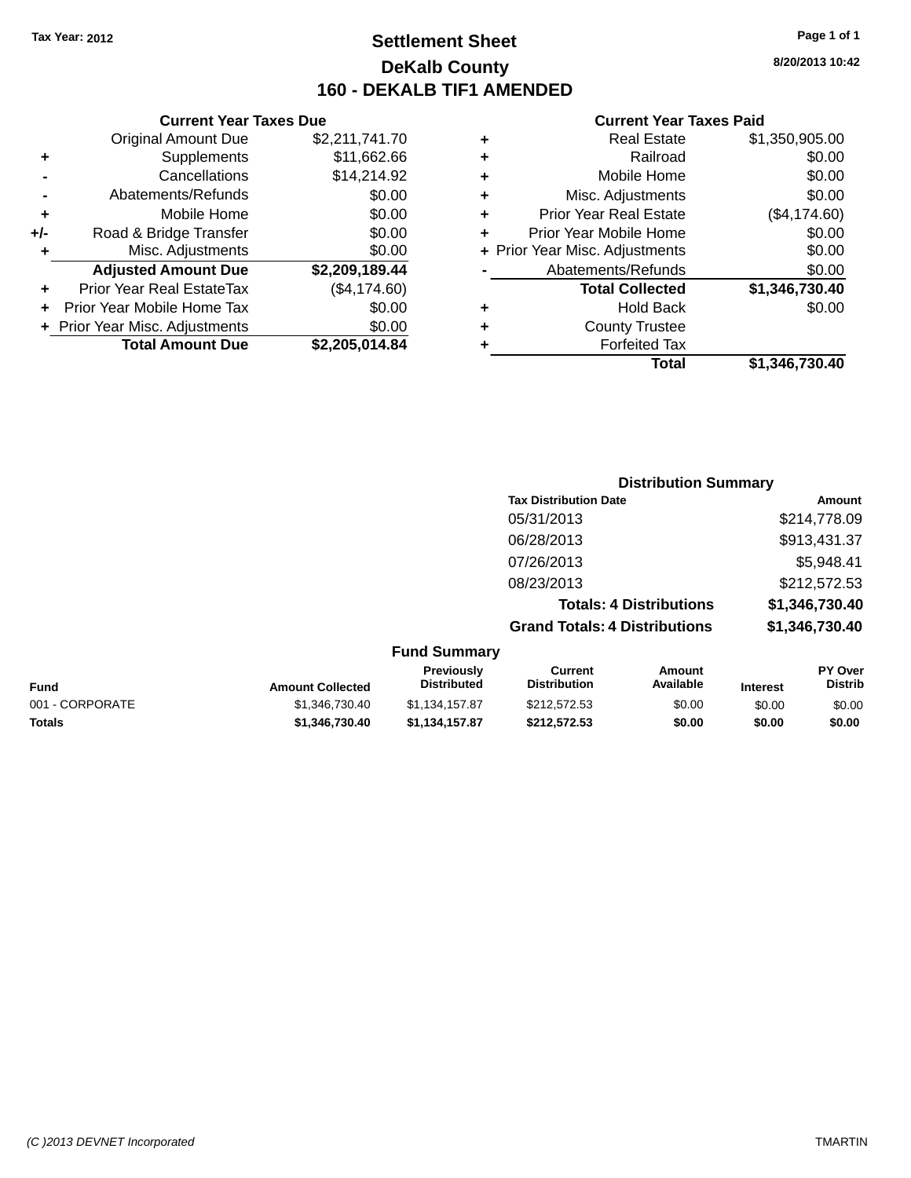Tax Year: 2012

# Settlement Sheet

## DeKalb County

## 160 - DEKALB TIF1 AMENDED

8/20/2013 10:42

### Current Year Taxes Due

| | | |
|---|---|---|
| | Original Amount Due | $2,211,741.70 |
| + | Supplements | $11,662.66 |
| - | Cancellations | $14,214.92 |
| - | Abatements/Refunds | $0.00 |
| + | Mobile Home | $0.00 |
| +/- | Road & Bridge Transfer | $0.00 |
| + | Misc. Adjustments | $0.00 |
| | **Adjusted Amount Due** | **$2,209,189.44** |
| + | Prior Year Real EstateTax | ($4,174.60) |
| + | Prior Year Mobile Home Tax | $0.00 |
| + | Prior Year Misc. Adjustments | $0.00 |
| | **Total Amount Due** | **$2,205,014.84** |

### Current Year Taxes Paid

| | | |
|---|---|---|
| + | Real Estate | $1,350,905.00 |
| + | Railroad | $0.00 |
| + | Mobile Home | $0.00 |
| + | Misc. Adjustments | $0.00 |
| + | Prior Year Real Estate | ($4,174.60) |
| + | Prior Year Mobile Home | $0.00 |
| + | Prior Year Misc. Adjustments | $0.00 |
| - | Abatements/Refunds | $0.00 |
| | **Total Collected** | **$1,346,730.40** |
| + | Hold Back | $0.00 |
| + | County Trustee | |
| + | Forfeited Tax | |
| | **Total** | **$1,346,730.40** |

### Distribution Summary

| Tax Distribution Date | Amount |
|---|---|
| 05/31/2013 | $214,778.09 |
| 06/28/2013 | $913,431.37 |
| 07/26/2013 | $5,948.41 |
| 08/23/2013 | $212,572.53 |
| **Totals: 4 Distributions** | **$1,346,730.40** |
| **Grand Totals: 4 Distributions** | **$1,346,730.40** |

### Fund Summary

| Fund | Amount Collected | Previously Distributed | Current Distribution | Amount Available | Interest | PY Over Distrib |
|---|---|---|---|---|---|---|
| 001 - CORPORATE | $1,346,730.40 | $1,134,157.87 | $212,572.53 | $0.00 | $0.00 | $0.00 |
| **Totals** | **$1,346,730.40** | **$1,134,157.87** | **$212,572.53** | **$0.00** | **$0.00** | **$0.00** |

(C )2013 DEVNET Incorporated TMARTIN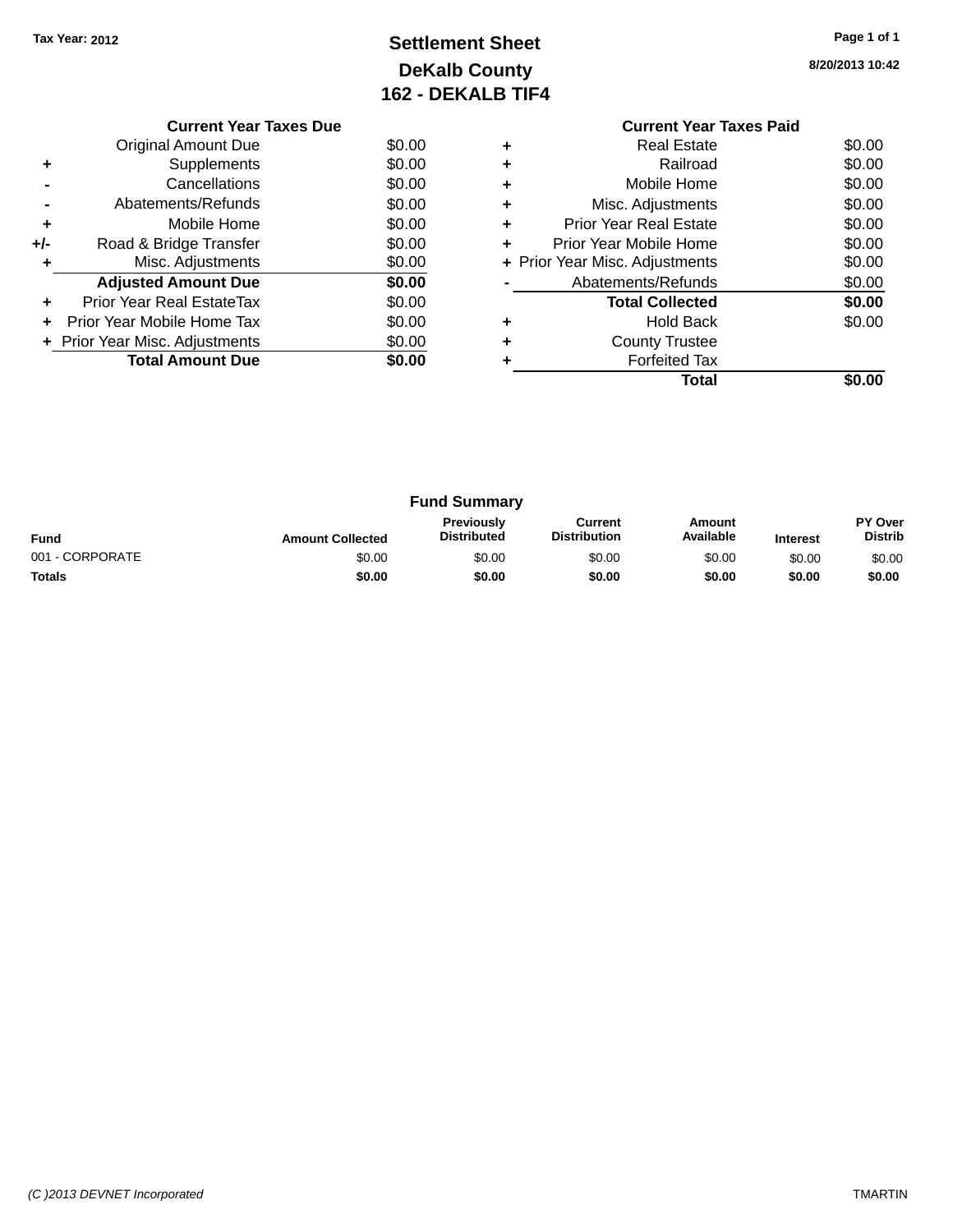Tax Year: 2012

# Settlement Sheet

## DeKalb County

## 162 - DEKALB TIF4

8/20/2013 10:42

### Current Year Taxes Due

| | | |
|---|---|---|
| | Original Amount Due | $0.00 |
| + | Supplements | $0.00 |
| - | Cancellations | $0.00 |
| - | Abatements/Refunds | $0.00 |
| + | Mobile Home | $0.00 |
| +/- | Road & Bridge Transfer | $0.00 |
| + | Misc. Adjustments | $0.00 |
| | **Adjusted Amount Due** | **$0.00** |
| + | Prior Year Real EstateTax | $0.00 |
| + | Prior Year Mobile Home Tax | $0.00 |
| + | Prior Year Misc. Adjustments | $0.00 |
| | **Total Amount Due** | **$0.00** |

### Current Year Taxes Paid

| | | |
|---|---|---|
| + | Real Estate | $0.00 |
| + | Railroad | $0.00 |
| + | Mobile Home | $0.00 |
| + | Misc. Adjustments | $0.00 |
| + | Prior Year Real Estate | $0.00 |
| + | Prior Year Mobile Home | $0.00 |
| + | Prior Year Misc. Adjustments | $0.00 |
| - | Abatements/Refunds | $0.00 |
| | **Total Collected** | **$0.00** |
| + | Hold Back | $0.00 |
| + | County Trustee | |
| + | Forfeited Tax | |
| | **Total** | **$0.00** |

### Fund Summary

| Fund | Amount Collected | Previously Distributed | Current Distribution | Amount Available | Interest | PY Over Distrib |
|---|---|---|---|---|---|---|
| 001 - CORPORATE | $0.00 | $0.00 | $0.00 | $0.00 | $0.00 | $0.00 |
| **Totals** | **$0.00** | **$0.00** | **$0.00** | **$0.00** | **$0.00** | **$0.00** |

*(C )2013 DEVNET Incorporated* TMARTIN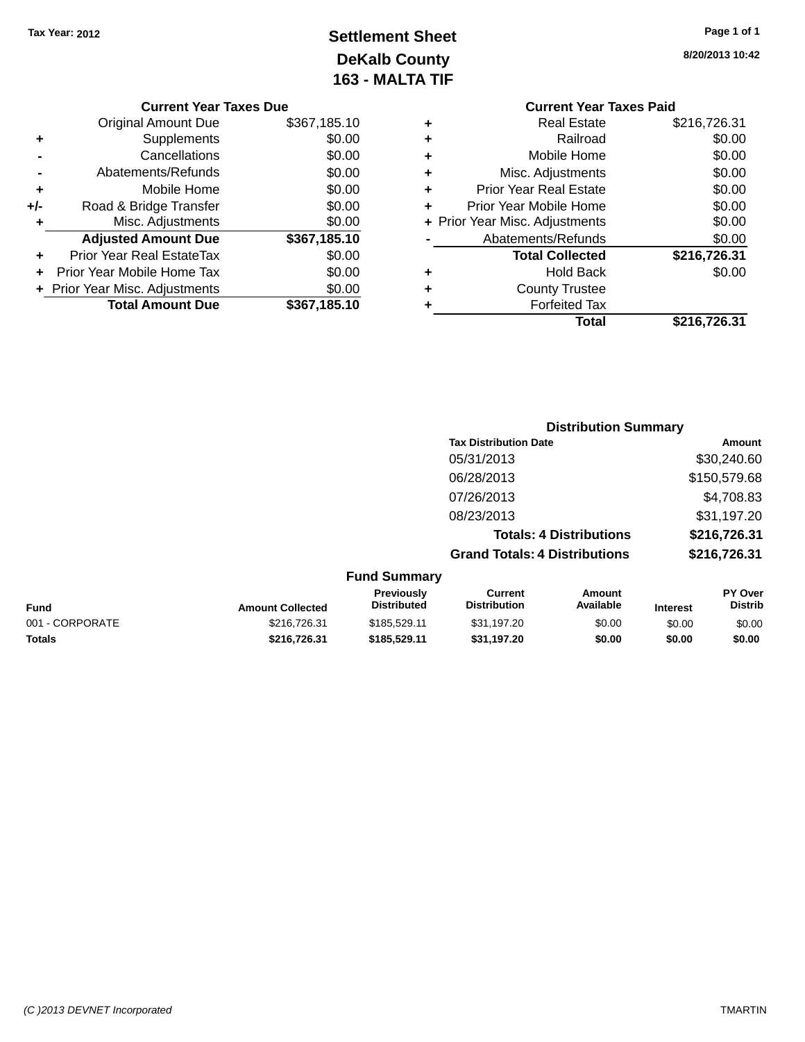Tax Year: 2012

# Settlement Sheet
## DeKalb County
## 163 - MALTA TIF

8/20/2013 10:42

### Current Year Taxes Due

| | | |
|---|---|---|
| | Original Amount Due | $367,185.10 |
| + | Supplements | $0.00 |
| - | Cancellations | $0.00 |
| - | Abatements/Refunds | $0.00 |
| + | Mobile Home | $0.00 |
| +/- | Road & Bridge Transfer | $0.00 |
| + | Misc. Adjustments | $0.00 |
| | **Adjusted Amount Due** | **$367,185.10** |
| + | Prior Year Real EstateTax | $0.00 |
| + | Prior Year Mobile Home Tax | $0.00 |
| + | Prior Year Misc. Adjustments | $0.00 |
| | **Total Amount Due** | **$367,185.10** |

### Current Year Taxes Paid

| | | |
|---|---|---|
| + | Real Estate | $216,726.31 |
| + | Railroad | $0.00 |
| + | Mobile Home | $0.00 |
| + | Misc. Adjustments | $0.00 |
| + | Prior Year Real Estate | $0.00 |
| + | Prior Year Mobile Home | $0.00 |
| + | Prior Year Misc. Adjustments | $0.00 |
| - | Abatements/Refunds | $0.00 |
| | **Total Collected** | **$216,726.31** |
| + | Hold Back | $0.00 |
| + | County Trustee | |
| + | Forfeited Tax | |
| | **Total** | **$216,726.31** |

### Distribution Summary

| Tax Distribution Date | Amount |
|---|---|
| 05/31/2013 | $30,240.60 |
| 06/28/2013 | $150,579.68 |
| 07/26/2013 | $4,708.83 |
| 08/23/2013 | $31,197.20 |
| **Totals: 4 Distributions** | **$216,726.31** |
| **Grand Totals: 4 Distributions** | **$216,726.31** |

### Fund Summary

| Fund | Amount Collected | Previously Distributed | Current Distribution | Amount Available | Interest | PY Over Distrib |
|---|---|---|---|---|---|---|
| 001 - CORPORATE | $216,726.31 | $185,529.11 | $31,197.20 | $0.00 | $0.00 | $0.00 |
| **Totals** | **$216,726.31** | **$185,529.11** | **$31,197.20** | **$0.00** | **$0.00** | **$0.00** |

(C )2013 DEVNET Incorporated TMARTIN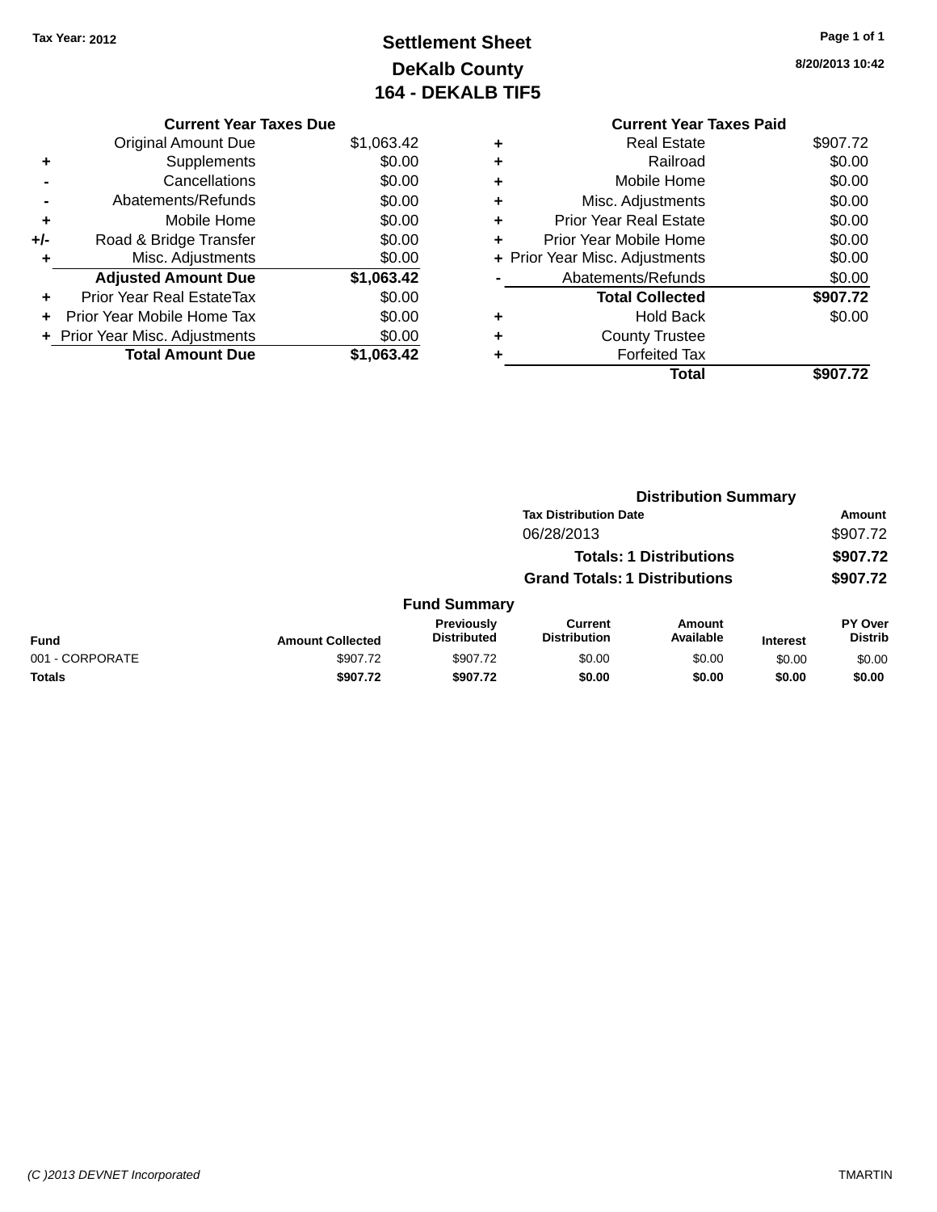Tax Year: 2012

# Settlement Sheet
## DeKalb County
## 164 - DEKALB TIF5

8/20/2013 10:42

### Current Year Taxes Due

| | | |
|---|---|---|
| | Original Amount Due | $1,063.42 |
| + | Supplements | $0.00 |
| - | Cancellations | $0.00 |
| - | Abatements/Refunds | $0.00 |
| + | Mobile Home | $0.00 |
| +/- | Road & Bridge Transfer | $0.00 |
| + | Misc. Adjustments | $0.00 |
| | **Adjusted Amount Due** | **$1,063.42** |
| + | Prior Year Real EstateTax | $0.00 |
| + | Prior Year Mobile Home Tax | $0.00 |
| + | Prior Year Misc. Adjustments | $0.00 |
| | **Total Amount Due** | **$1,063.42** |

### Current Year Taxes Paid

| | | |
|---|---|---|
| + | Real Estate | $907.72 |
| + | Railroad | $0.00 |
| + | Mobile Home | $0.00 |
| + | Misc. Adjustments | $0.00 |
| + | Prior Year Real Estate | $0.00 |
| + | Prior Year Mobile Home | $0.00 |
| + | Prior Year Misc. Adjustments | $0.00 |
| - | Abatements/Refunds | $0.00 |
| | **Total Collected** | **$907.72** |
| + | Hold Back | $0.00 |
| + | County Trustee | |
| + | Forfeited Tax | |
| | **Total** | **$907.72** |

### Distribution Summary

| Tax Distribution Date | Amount |
|---|---|
| 06/28/2013 | $907.72 |
| **Totals: 1 Distributions** | **$907.72** |
| **Grand Totals: 1 Distributions** | **$907.72** |

### Fund Summary

| Fund | Amount Collected | Previously Distributed | Current Distribution | Amount Available | Interest | PY Over Distrib |
|---|---|---|---|---|---|---|
| 001 - CORPORATE | $907.72 | $907.72 | $0.00 | $0.00 | $0.00 | $0.00 |
| **Totals** | **$907.72** | **$907.72** | **$0.00** | **$0.00** | **$0.00** | **$0.00** |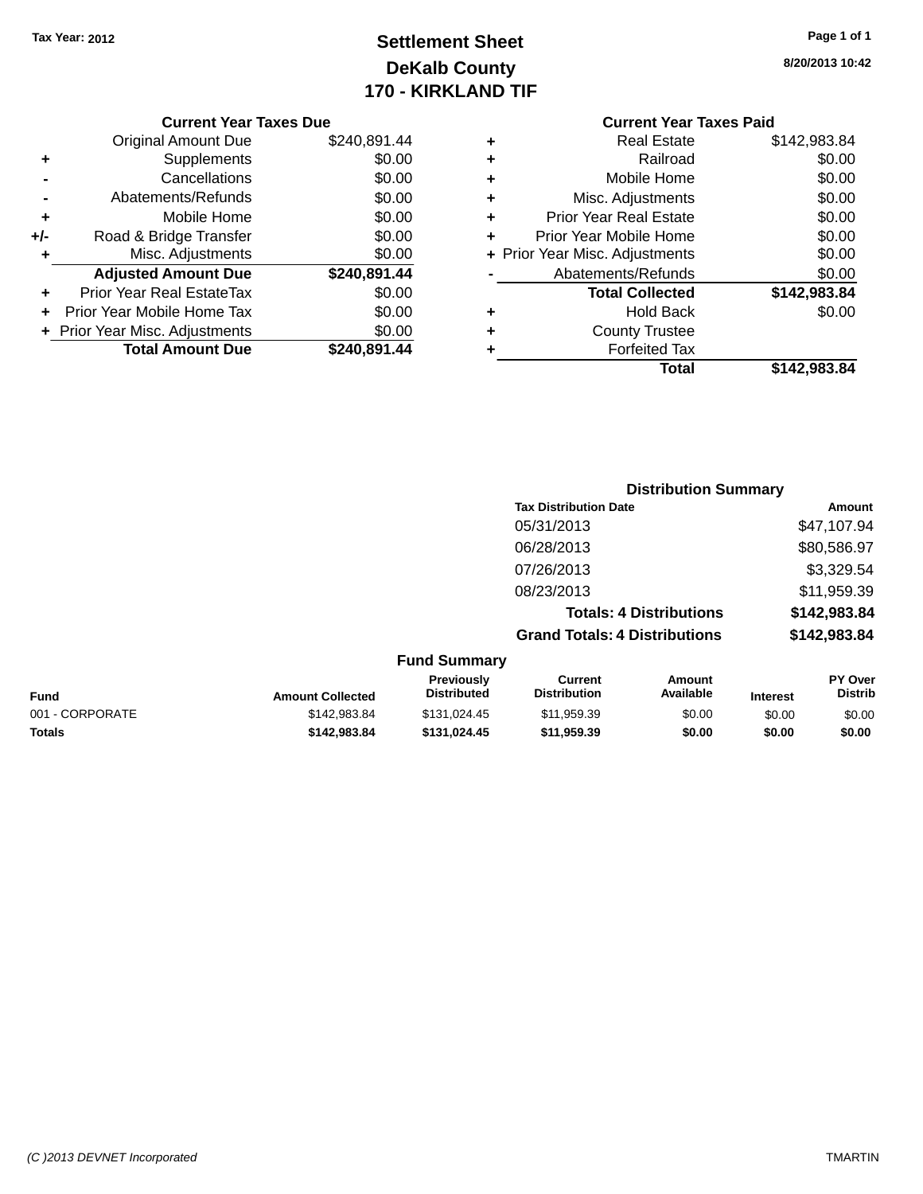Tax Year: 2012

# Settlement Sheet
## DeKalb County
## 170 - KIRKLAND TIF

8/20/2013 10:42

### Current Year Taxes Due

| | | |
|---|---|---|
| | Original Amount Due | $240,891.44 |
| + | Supplements | $0.00 |
| - | Cancellations | $0.00 |
| - | Abatements/Refunds | $0.00 |
| + | Mobile Home | $0.00 |
| +/- | Road & Bridge Transfer | $0.00 |
| + | Misc. Adjustments | $0.00 |
| | **Adjusted Amount Due** | **$240,891.44** |
| + | Prior Year Real EstateTax | $0.00 |
| + | Prior Year Mobile Home Tax | $0.00 |
| + | Prior Year Misc. Adjustments | $0.00 |
| | **Total Amount Due** | **$240,891.44** |

### Current Year Taxes Paid

| | | |
|---|---|---|
| + | Real Estate | $142,983.84 |
| + | Railroad | $0.00 |
| + | Mobile Home | $0.00 |
| + | Misc. Adjustments | $0.00 |
| + | Prior Year Real Estate | $0.00 |
| + | Prior Year Mobile Home | $0.00 |
| + | Prior Year Misc. Adjustments | $0.00 |
| - | Abatements/Refunds | $0.00 |
| | **Total Collected** | **$142,983.84** |
| + | Hold Back | $0.00 |
| + | County Trustee | |
| + | Forfeited Tax | |
| | **Total** | **$142,983.84** |

### Distribution Summary

| Tax Distribution Date | Amount |
|---|---|
| 05/31/2013 | $47,107.94 |
| 06/28/2013 | $80,586.97 |
| 07/26/2013 | $3,329.54 |
| 08/23/2013 | $11,959.39 |
| **Totals: 4 Distributions** | **$142,983.84** |
| **Grand Totals: 4 Distributions** | **$142,983.84** |

### Fund Summary

| Fund | Amount Collected | Previously Distributed | Current Distribution | Amount Available | Interest | PY Over Distrib |
|---|---|---|---|---|---|---|
| 001 - CORPORATE | $142,983.84 | $131,024.45 | $11,959.39 | $0.00 | $0.00 | $0.00 |
| **Totals** | **$142,983.84** | **$131,024.45** | **$11,959.39** | **$0.00** | **$0.00** | **$0.00** |

(C )2013 DEVNET Incorporated — TMARTIN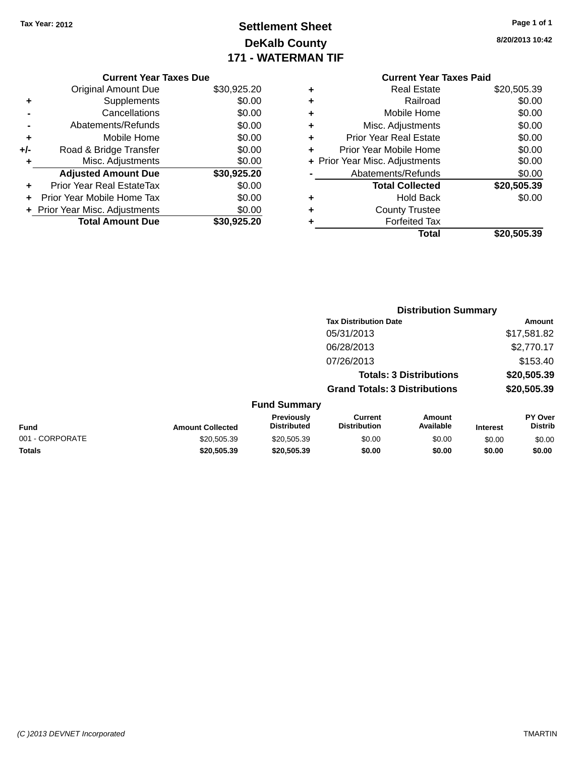Tax Year: 2012

# Settlement Sheet
## DeKalb County
## 171 - WATERMAN TIF

8/20/2013 10:42

### Current Year Taxes Due

| | | |
|---|---|---|
| | Original Amount Due | $30,925.20 |
| + | Supplements | $0.00 |
| - | Cancellations | $0.00 |
| - | Abatements/Refunds | $0.00 |
| + | Mobile Home | $0.00 |
| +/- | Road & Bridge Transfer | $0.00 |
| + | Misc. Adjustments | $0.00 |
| | **Adjusted Amount Due** | **$30,925.20** |
| + | Prior Year Real EstateTax | $0.00 |
| + | Prior Year Mobile Home Tax | $0.00 |
| + | Prior Year Misc. Adjustments | $0.00 |
| | **Total Amount Due** | **$30,925.20** |

### Current Year Taxes Paid

| | | |
|---|---|---|
| + | Real Estate | $20,505.39 |
| + | Railroad | $0.00 |
| + | Mobile Home | $0.00 |
| + | Misc. Adjustments | $0.00 |
| + | Prior Year Real Estate | $0.00 |
| + | Prior Year Mobile Home | $0.00 |
| + | Prior Year Misc. Adjustments | $0.00 |
| - | Abatements/Refunds | $0.00 |
| | **Total Collected** | **$20,505.39** |
| + | Hold Back | $0.00 |
| + | County Trustee | |
| + | Forfeited Tax | |
| | **Total** | **$20,505.39** |

### Distribution Summary

| Tax Distribution Date | Amount |
|---|---|
| 05/31/2013 | $17,581.82 |
| 06/28/2013 | $2,770.17 |
| 07/26/2013 | $153.40 |
| **Totals: 3 Distributions** | **$20,505.39** |
| **Grand Totals: 3 Distributions** | **$20,505.39** |

### Fund Summary

| Fund | Amount Collected | Previously Distributed | Current Distribution | Amount Available | Interest | PY Over Distrib |
|---|---|---|---|---|---|---|
| 001 - CORPORATE | $20,505.39 | $20,505.39 | $0.00 | $0.00 | $0.00 | $0.00 |
| **Totals** | **$20,505.39** | **$20,505.39** | **$0.00** | **$0.00** | **$0.00** | **$0.00** |

(C )2013 DEVNET Incorporated TMARTIN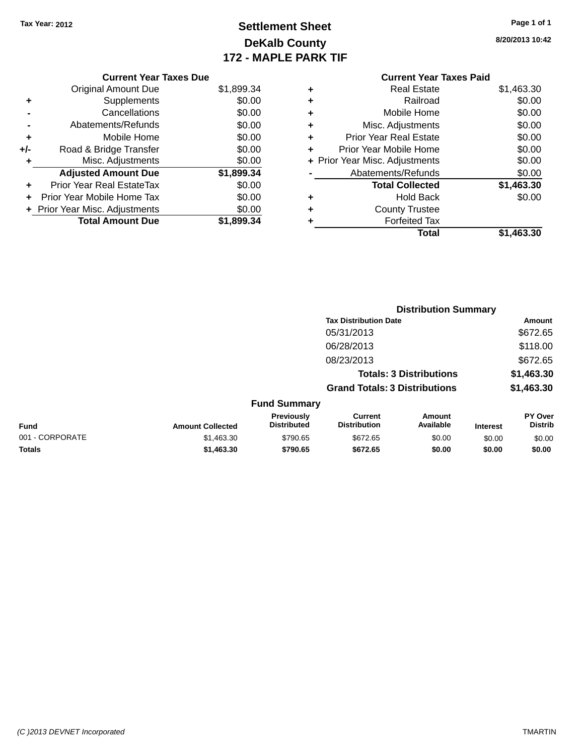Tax Year: 2012

# Settlement Sheet

## DeKalb County

## 172 - MAPLE PARK TIF

8/20/2013 10:42

| | Current Year Taxes Due | |
|---|---|---|
| | Original Amount Due | $1,899.34 |
| + | Supplements | $0.00 |
| - | Cancellations | $0.00 |
| - | Abatements/Refunds | $0.00 |
| + | Mobile Home | $0.00 |
| +/- | Road & Bridge Transfer | $0.00 |
| + | Misc. Adjustments | $0.00 |
| | **Adjusted Amount Due** | **$1,899.34** |
| + | Prior Year Real EstateTax | $0.00 |
| + | Prior Year Mobile Home Tax | $0.00 |
| + | Prior Year Misc. Adjustments | $0.00 |
| | **Total Amount Due** | **$1,899.34** |

| | Current Year Taxes Paid | |
|---|---|---|
| + | Real Estate | $1,463.30 |
| + | Railroad | $0.00 |
| + | Mobile Home | $0.00 |
| + | Misc. Adjustments | $0.00 |
| + | Prior Year Real Estate | $0.00 |
| + | Prior Year Mobile Home | $0.00 |
| + | Prior Year Misc. Adjustments | $0.00 |
| - | Abatements/Refunds | $0.00 |
| | **Total Collected** | **$1,463.30** |
| + | Hold Back | $0.00 |
| + | County Trustee | |
| + | Forfeited Tax | |
| | **Total** | **$1,463.30** |

### Distribution Summary

| Tax Distribution Date | Amount |
|---|---|
| 05/31/2013 | $672.65 |
| 06/28/2013 | $118.00 |
| 08/23/2013 | $672.65 |
| **Totals: 3 Distributions** | **$1,463.30** |
| **Grand Totals: 3 Distributions** | **$1,463.30** |

### Fund Summary

| Fund | Amount Collected | Previously Distributed | Current Distribution | Amount Available | Interest | PY Over Distrib |
|---|---|---|---|---|---|---|
| 001 - CORPORATE | $1,463.30 | $790.65 | $672.65 | $0.00 | $0.00 | $0.00 |
| **Totals** | **$1,463.30** | **$790.65** | **$672.65** | **$0.00** | **$0.00** | **$0.00** |

(C )2013 DEVNET Incorporated TMARTIN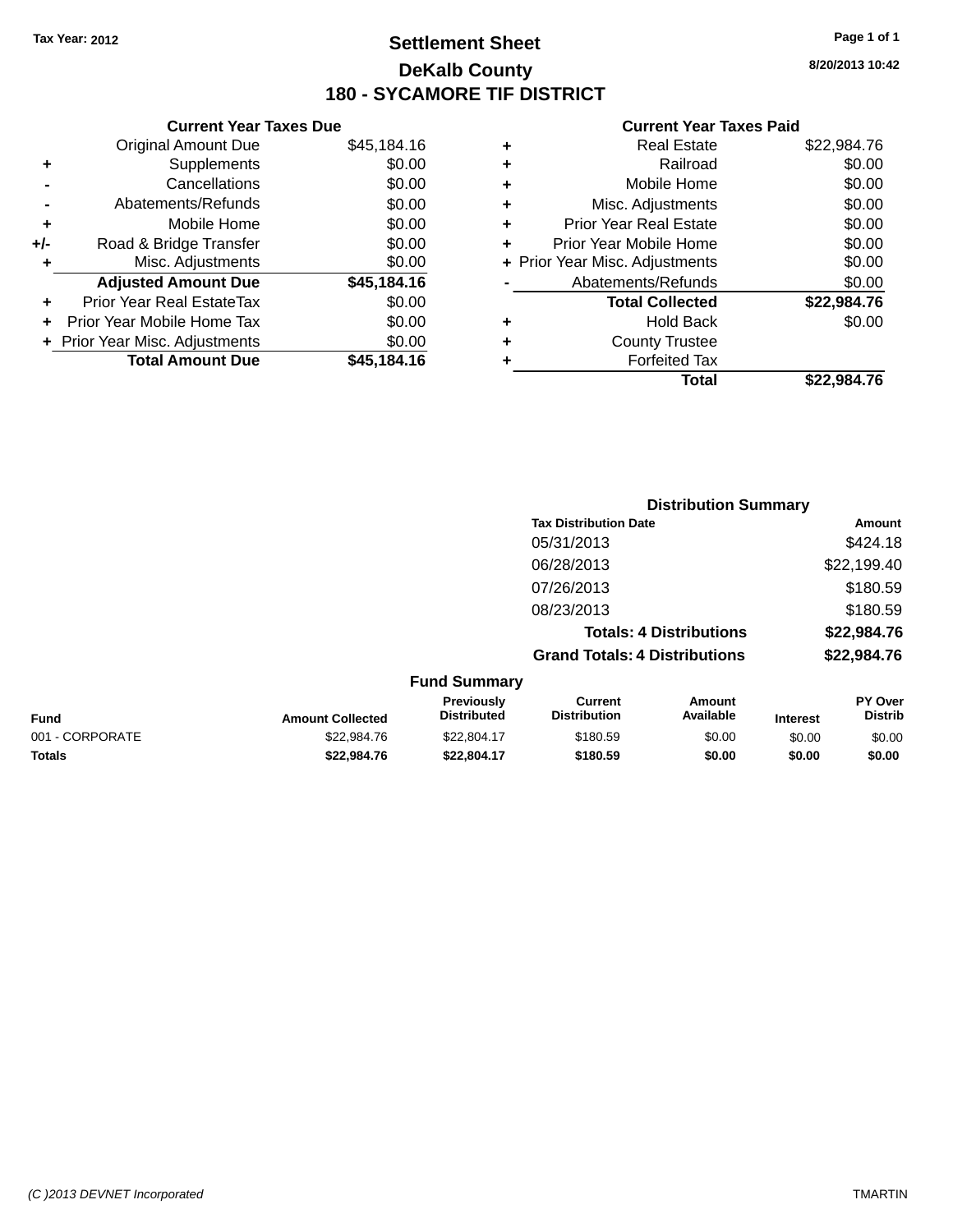Tax Year: 2012

# Settlement Sheet

## DeKalb County

## 180 - SYCAMORE TIF DISTRICT

8/20/2013 10:42

### Current Year Taxes Due

| | | |
|---|---|---|
| | Original Amount Due | $45,184.16 |
| + | Supplements | $0.00 |
| - | Cancellations | $0.00 |
| - | Abatements/Refunds | $0.00 |
| + | Mobile Home | $0.00 |
| +/- | Road & Bridge Transfer | $0.00 |
| + | Misc. Adjustments | $0.00 |
| | **Adjusted Amount Due** | **$45,184.16** |
| + | Prior Year Real EstateTax | $0.00 |
| + | Prior Year Mobile Home Tax | $0.00 |
| + | Prior Year Misc. Adjustments | $0.00 |
| | **Total Amount Due** | **$45,184.16** |

### Current Year Taxes Paid

| | | |
|---|---|---|
| + | Real Estate | $22,984.76 |
| + | Railroad | $0.00 |
| + | Mobile Home | $0.00 |
| + | Misc. Adjustments | $0.00 |
| + | Prior Year Real Estate | $0.00 |
| + | Prior Year Mobile Home | $0.00 |
| + | Prior Year Misc. Adjustments | $0.00 |
| - | Abatements/Refunds | $0.00 |
| | **Total Collected** | **$22,984.76** |
| + | Hold Back | $0.00 |
| + | County Trustee | |
| + | Forfeited Tax | |
| | **Total** | **$22,984.76** |

### Distribution Summary

| Tax Distribution Date | Amount |
|---|---|
| 05/31/2013 | $424.18 |
| 06/28/2013 | $22,199.40 |
| 07/26/2013 | $180.59 |
| 08/23/2013 | $180.59 |
| **Totals: 4 Distributions** | **$22,984.76** |
| **Grand Totals: 4 Distributions** | **$22,984.76** |

### Fund Summary

| Fund | Amount Collected | Previously Distributed | Current Distribution | Amount Available | Interest | PY Over Distrib |
|---|---|---|---|---|---|---|
| 001 - CORPORATE | $22,984.76 | $22,804.17 | $180.59 | $0.00 | $0.00 | $0.00 |
| **Totals** | **$22,984.76** | **$22,804.17** | **$180.59** | **$0.00** | **$0.00** | **$0.00** |

(C )2013 DEVNET Incorporated — TMARTIN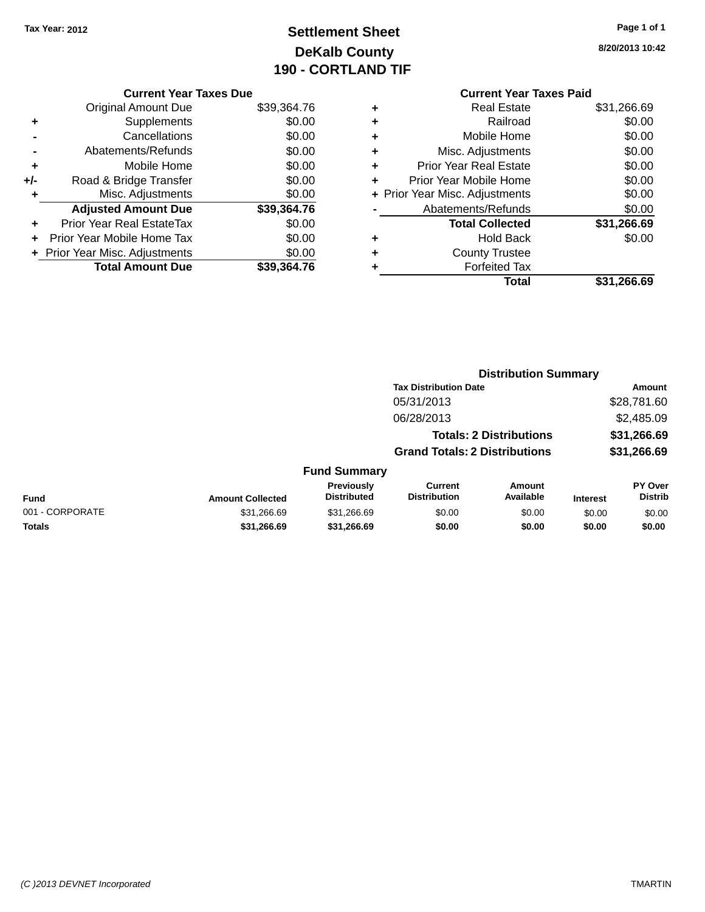Tax Year: 2012

# Settlement Sheet

## DeKalb County

## 190 - CORTLAND TIF

8/20/2013 10:42

### Current Year Taxes Due

| | | |
|---|---|---|
| | Original Amount Due | $39,364.76 |
| + | Supplements | $0.00 |
| - | Cancellations | $0.00 |
| - | Abatements/Refunds | $0.00 |
| + | Mobile Home | $0.00 |
| +/- | Road & Bridge Transfer | $0.00 |
| + | Misc. Adjustments | $0.00 |
| | **Adjusted Amount Due** | **$39,364.76** |
| + | Prior Year Real EstateTax | $0.00 |
| + | Prior Year Mobile Home Tax | $0.00 |
| + | Prior Year Misc. Adjustments | $0.00 |
| | **Total Amount Due** | **$39,364.76** |

### Current Year Taxes Paid

| | | |
|---|---|---|
| + | Real Estate | $31,266.69 |
| + | Railroad | $0.00 |
| + | Mobile Home | $0.00 |
| + | Misc. Adjustments | $0.00 |
| + | Prior Year Real Estate | $0.00 |
| + | Prior Year Mobile Home | $0.00 |
| + | Prior Year Misc. Adjustments | $0.00 |
| - | Abatements/Refunds | $0.00 |
| | **Total Collected** | **$31,266.69** |
| + | Hold Back | $0.00 |
| + | County Trustee | |
| + | Forfeited Tax | |
| | **Total** | **$31,266.69** |

### Distribution Summary

| Tax Distribution Date | Amount |
|---|---|
| 05/31/2013 | $28,781.60 |
| 06/28/2013 | $2,485.09 |
| **Totals: 2 Distributions** | **$31,266.69** |
| **Grand Totals: 2 Distributions** | **$31,266.69** |

### Fund Summary

| Fund | Amount Collected | Previously Distributed | Current Distribution | Amount Available | Interest | PY Over Distrib |
|---|---|---|---|---|---|---|
| 001 - CORPORATE | $31,266.69 | $31,266.69 | $0.00 | $0.00 | $0.00 | $0.00 |
| **Totals** | **$31,266.69** | **$31,266.69** | **$0.00** | **$0.00** | **$0.00** | **$0.00** |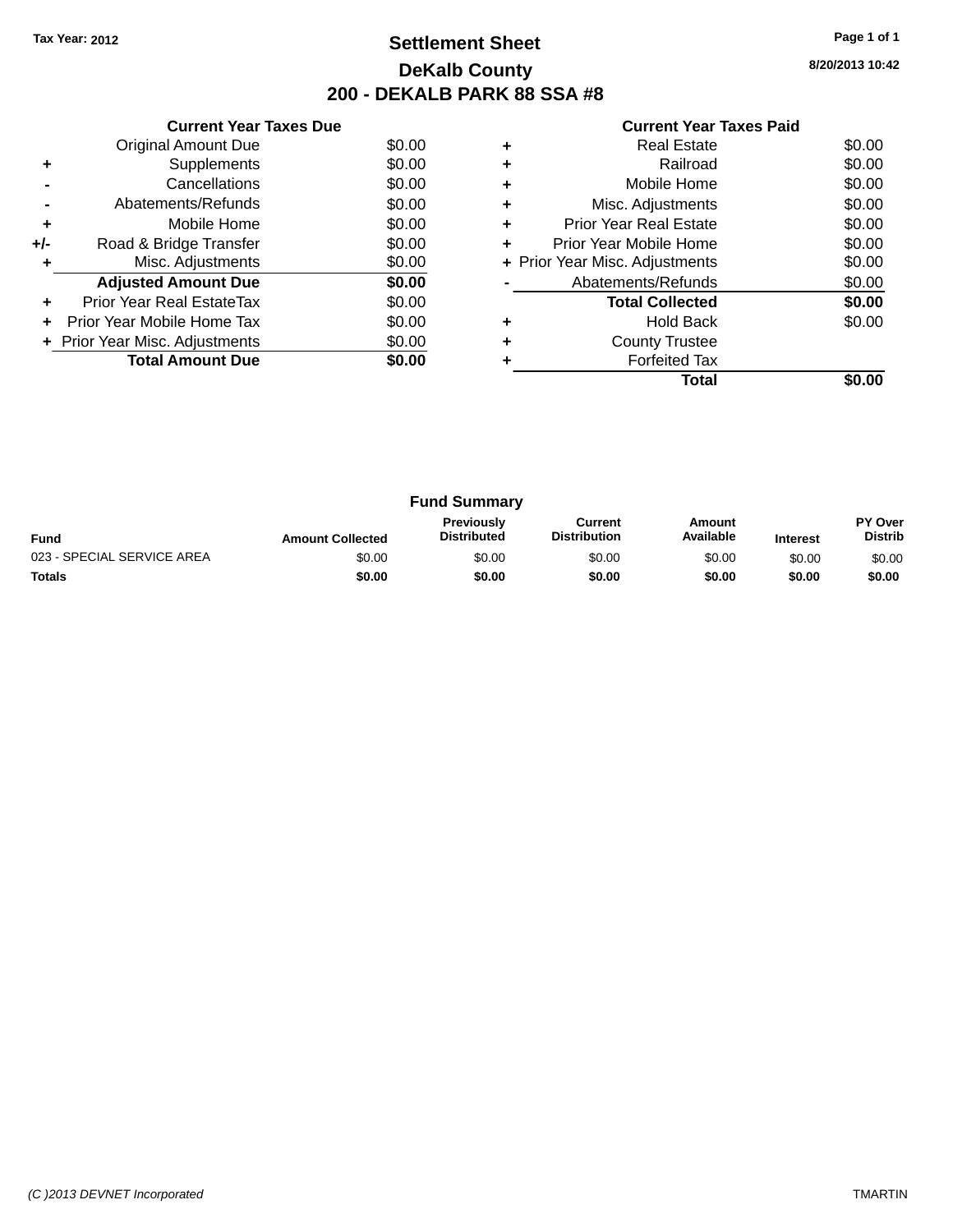Tax Year: 2012

# Settlement Sheet

## DeKalb County

## 200 - DEKALB PARK 88 SSA #8

8/20/2013 10:42

**Current Year Taxes Due**

| | | |
|---|---|---|
| | Original Amount Due | $0.00 |
| + | Supplements | $0.00 |
| - | Cancellations | $0.00 |
| - | Abatements/Refunds | $0.00 |
| + | Mobile Home | $0.00 |
| +/- | Road & Bridge Transfer | $0.00 |
| + | Misc. Adjustments | $0.00 |
| | **Adjusted Amount Due** | **$0.00** |
| + | Prior Year Real EstateTax | $0.00 |
| + | Prior Year Mobile Home Tax | $0.00 |
| + | Prior Year Misc. Adjustments | $0.00 |
| | **Total Amount Due** | **$0.00** |

**Current Year Taxes Paid**

| | | |
|---|---|---|
| + | Real Estate | $0.00 |
| + | Railroad | $0.00 |
| + | Mobile Home | $0.00 |
| + | Misc. Adjustments | $0.00 |
| + | Prior Year Real Estate | $0.00 |
| + | Prior Year Mobile Home | $0.00 |
| + | Prior Year Misc. Adjustments | $0.00 |
| - | Abatements/Refunds | $0.00 |
| | **Total Collected** | **$0.00** |
| + | Hold Back | $0.00 |
| + | County Trustee | |
| + | Forfeited Tax | |
| | **Total** | **$0.00** |

**Fund Summary**

| Fund | Amount Collected | Previously Distributed | Current Distribution | Amount Available | Interest | PY Over Distrib |
|---|---|---|---|---|---|---|
| 023 - SPECIAL SERVICE AREA | $0.00 | $0.00 | $0.00 | $0.00 | $0.00 | $0.00 |
| **Totals** | **$0.00** | **$0.00** | **$0.00** | **$0.00** | **$0.00** | **$0.00** |

(C )2013 DEVNET Incorporated TMARTIN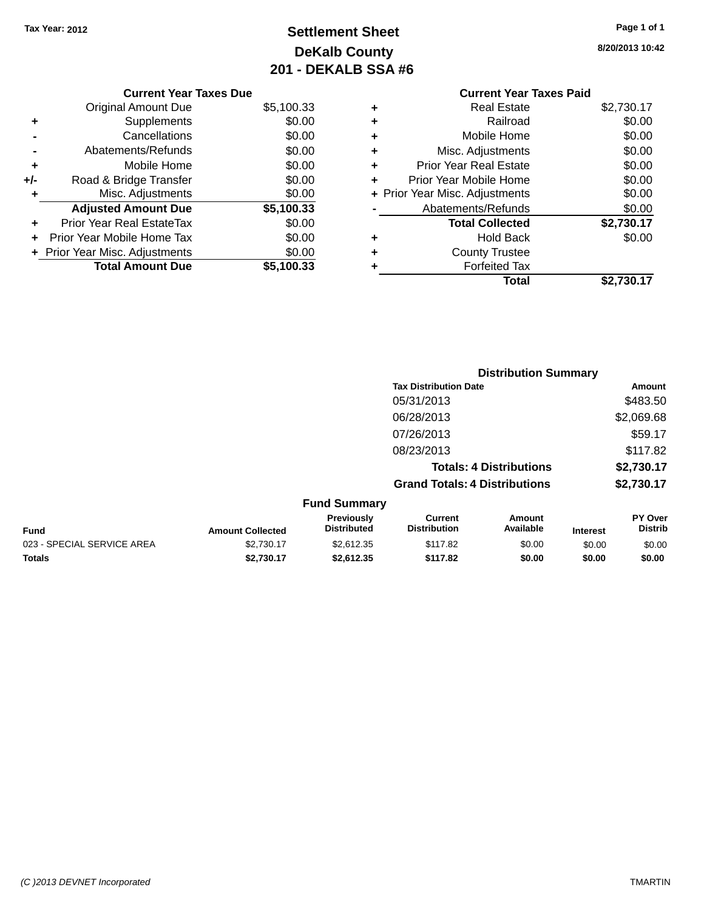Tax Year: 2012

# Settlement Sheet
## DeKalb County
## 201 - DEKALB SSA #6

8/20/2013 10:42

| | Current Year Taxes Due | |
|---|---|---|
| | Original Amount Due | $5,100.33 |
| + | Supplements | $0.00 |
| - | Cancellations | $0.00 |
| - | Abatements/Refunds | $0.00 |
| + | Mobile Home | $0.00 |
| +/- | Road & Bridge Transfer | $0.00 |
| + | Misc. Adjustments | $0.00 |
| | **Adjusted Amount Due** | **$5,100.33** |
| + | Prior Year Real EstateTax | $0.00 |
| + | Prior Year Mobile Home Tax | $0.00 |
| + | Prior Year Misc. Adjustments | $0.00 |
| | **Total Amount Due** | **$5,100.33** |

| | Current Year Taxes Paid | |
|---|---|---|
| + | Real Estate | $2,730.17 |
| + | Railroad | $0.00 |
| + | Mobile Home | $0.00 |
| + | Misc. Adjustments | $0.00 |
| + | Prior Year Real Estate | $0.00 |
| + | Prior Year Mobile Home | $0.00 |
| + | Prior Year Misc. Adjustments | $0.00 |
| - | Abatements/Refunds | $0.00 |
| | **Total Collected** | **$2,730.17** |
| + | Hold Back | $0.00 |
| + | County Trustee | |
| + | Forfeited Tax | |
| | **Total** | **$2,730.17** |

### Distribution Summary

| Tax Distribution Date | Amount |
|---|---|
| 05/31/2013 | $483.50 |
| 06/28/2013 | $2,069.68 |
| 07/26/2013 | $59.17 |
| 08/23/2013 | $117.82 |
| **Totals: 4 Distributions** | **$2,730.17** |
| **Grand Totals: 4 Distributions** | **$2,730.17** |

### Fund Summary

| Fund | Amount Collected | Previously Distributed | Current Distribution | Amount Available | Interest | PY Over Distrib |
|---|---|---|---|---|---|---|
| 023 - SPECIAL SERVICE AREA | $2,730.17 | $2,612.35 | $117.82 | $0.00 | $0.00 | $0.00 |
| **Totals** | **$2,730.17** | **$2,612.35** | **$117.82** | **$0.00** | **$0.00** | **$0.00** |

(C )2013 DEVNET Incorporated TMARTIN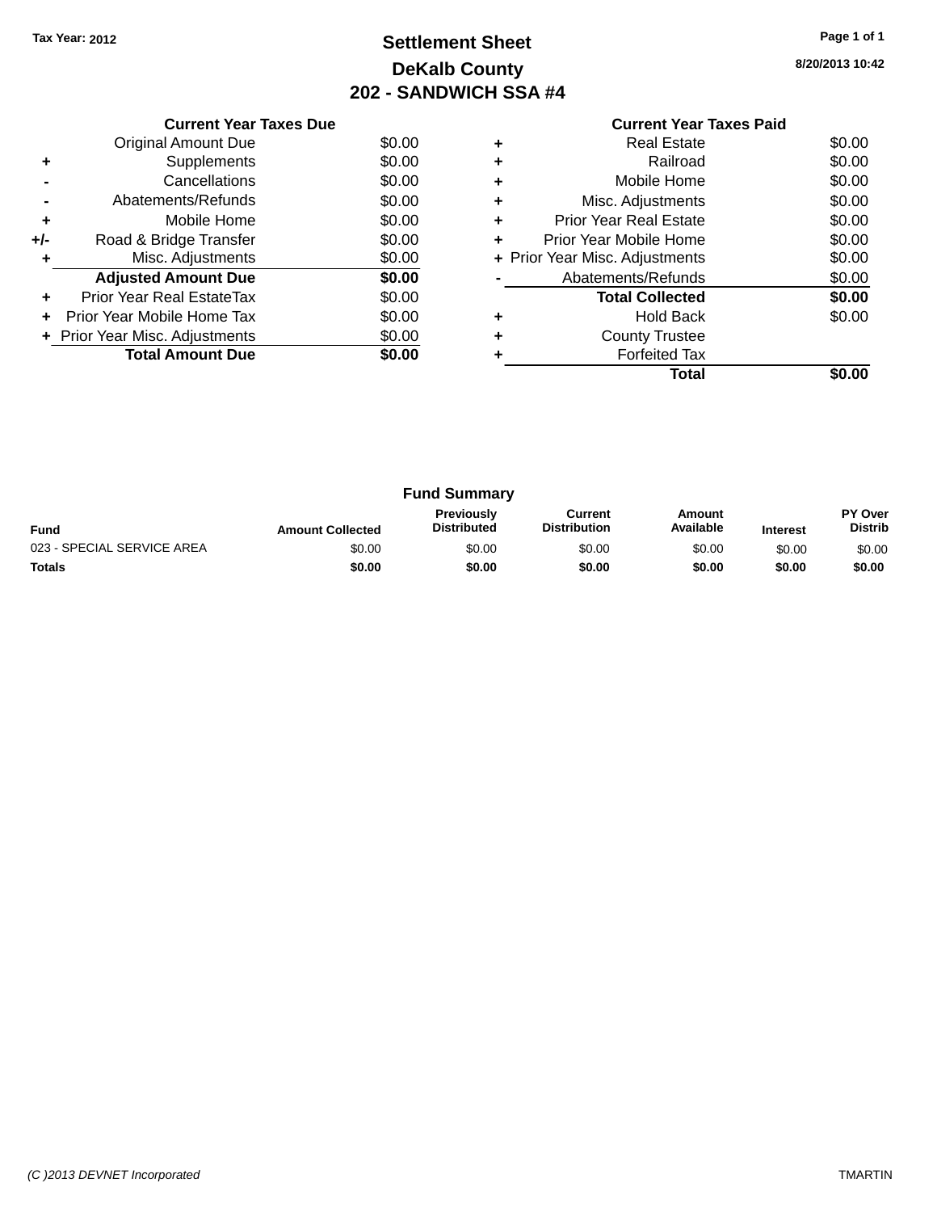Tax Year: 2012

# Settlement Sheet
## DeKalb County
## 202 - SANDWICH SSA #4

8/20/2013 10:42

### Current Year Taxes Due

| | | |
|---|---|---|
| | Original Amount Due | $0.00 |
| + | Supplements | $0.00 |
| - | Cancellations | $0.00 |
| - | Abatements/Refunds | $0.00 |
| + | Mobile Home | $0.00 |
| +/- | Road & Bridge Transfer | $0.00 |
| + | Misc. Adjustments | $0.00 |
| | **Adjusted Amount Due** | **$0.00** |
| + | Prior Year Real EstateTax | $0.00 |
| + | Prior Year Mobile Home Tax | $0.00 |
| + | Prior Year Misc. Adjustments | $0.00 |
| | **Total Amount Due** | **$0.00** |

### Current Year Taxes Paid

| | | |
|---|---|---|
| + | Real Estate | $0.00 |
| + | Railroad | $0.00 |
| + | Mobile Home | $0.00 |
| + | Misc. Adjustments | $0.00 |
| + | Prior Year Real Estate | $0.00 |
| + | Prior Year Mobile Home | $0.00 |
| + | Prior Year Misc. Adjustments | $0.00 |
| - | Abatements/Refunds | $0.00 |
| | **Total Collected** | **$0.00** |
| + | Hold Back | $0.00 |
| + | County Trustee | |
| + | Forfeited Tax | |
| | **Total** | **$0.00** |

### Fund Summary

| Fund | Amount Collected | Previously Distributed | Current Distribution | Amount Available | Interest | PY Over Distrib |
|---|---|---|---|---|---|---|
| 023 - SPECIAL SERVICE AREA | $0.00 | $0.00 | $0.00 | $0.00 | $0.00 | $0.00 |
| **Totals** | **$0.00** | **$0.00** | **$0.00** | **$0.00** | **$0.00** | **$0.00** |

(C )2013 DEVNET Incorporated TMARTIN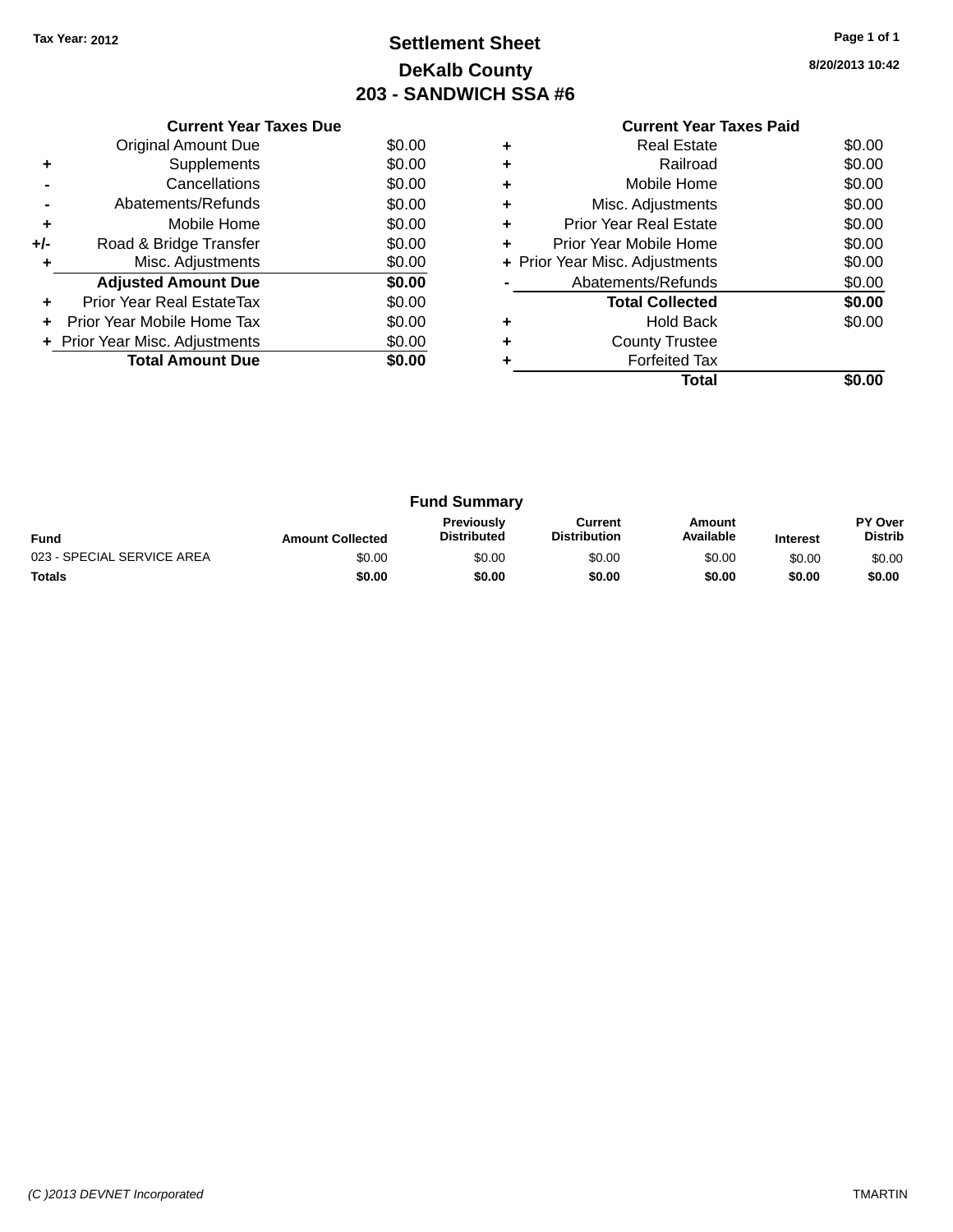Tax Year: 2012

# Settlement Sheet

## DeKalb County

## 203 - SANDWICH SSA #6

8/20/2013 10:42

### Current Year Taxes Due

| | | |
|---|---|---|
| | Original Amount Due | $0.00 |
| + | Supplements | $0.00 |
| - | Cancellations | $0.00 |
| - | Abatements/Refunds | $0.00 |
| + | Mobile Home | $0.00 |
| +/- | Road & Bridge Transfer | $0.00 |
| + | Misc. Adjustments | $0.00 |
| | **Adjusted Amount Due** | **$0.00** |
| + | Prior Year Real EstateTax | $0.00 |
| + | Prior Year Mobile Home Tax | $0.00 |
| + | Prior Year Misc. Adjustments | $0.00 |
| | **Total Amount Due** | **$0.00** |

### Current Year Taxes Paid

| | | |
|---|---|---|
| + | Real Estate | $0.00 |
| + | Railroad | $0.00 |
| + | Mobile Home | $0.00 |
| + | Misc. Adjustments | $0.00 |
| + | Prior Year Real Estate | $0.00 |
| + | Prior Year Mobile Home | $0.00 |
| + | Prior Year Misc. Adjustments | $0.00 |
| - | Abatements/Refunds | $0.00 |
| | **Total Collected** | **$0.00** |
| + | Hold Back | $0.00 |
| + | County Trustee | |
| + | Forfeited Tax | |
| | **Total** | **$0.00** |

### Fund Summary

| Fund | Amount Collected | Previously Distributed | Current Distribution | Amount Available | Interest | PY Over Distrib |
|---|---|---|---|---|---|---|
| 023 - SPECIAL SERVICE AREA | $0.00 | $0.00 | $0.00 | $0.00 | $0.00 | $0.00 |
| **Totals** | **$0.00** | **$0.00** | **$0.00** | **$0.00** | **$0.00** | **$0.00** |

(C )2013 DEVNET Incorporated TMARTIN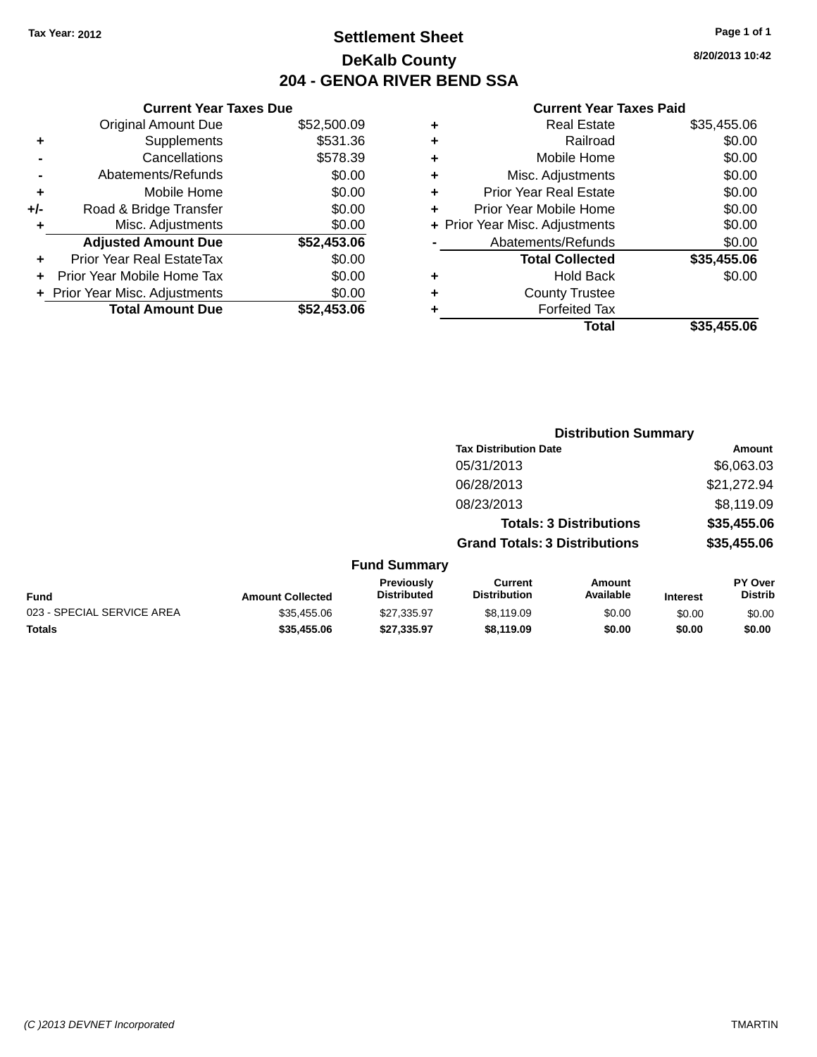Tax Year: 2012

# Settlement Sheet

## DeKalb County

## 204 - GENOA RIVER BEND SSA

8/20/2013 10:42

**Current Year Taxes Due**

| | | |
|---|---|---|
| | Original Amount Due | $52,500.09 |
| + | Supplements | $531.36 |
| - | Cancellations | $578.39 |
| - | Abatements/Refunds | $0.00 |
| + | Mobile Home | $0.00 |
| +/- | Road & Bridge Transfer | $0.00 |
| + | Misc. Adjustments | $0.00 |
| | **Adjusted Amount Due** | **$52,453.06** |
| + | Prior Year Real EstateTax | $0.00 |
| + | Prior Year Mobile Home Tax | $0.00 |
| + | Prior Year Misc. Adjustments | $0.00 |
| | **Total Amount Due** | **$52,453.06** |

**Current Year Taxes Paid**

| | | |
|---|---|---|
| + | Real Estate | $35,455.06 |
| + | Railroad | $0.00 |
| + | Mobile Home | $0.00 |
| + | Misc. Adjustments | $0.00 |
| + | Prior Year Real Estate | $0.00 |
| + | Prior Year Mobile Home | $0.00 |
| + | Prior Year Misc. Adjustments | $0.00 |
| - | Abatements/Refunds | $0.00 |
| | **Total Collected** | **$35,455.06** |
| + | Hold Back | $0.00 |
| + | County Trustee | |
| + | Forfeited Tax | |
| | **Total** | **$35,455.06** |

**Distribution Summary**

| Tax Distribution Date | Amount |
|---|---|
| 05/31/2013 | $6,063.03 |
| 06/28/2013 | $21,272.94 |
| 08/23/2013 | $8,119.09 |
| **Totals: 3 Distributions** | **$35,455.06** |
| **Grand Totals: 3 Distributions** | **$35,455.06** |

**Fund Summary**

| Fund | Amount Collected | Previously Distributed | Current Distribution | Amount Available | Interest | PY Over Distrib |
|---|---|---|---|---|---|---|
| 023 - SPECIAL SERVICE AREA | $35,455.06 | $27,335.97 | $8,119.09 | $0.00 | $0.00 | $0.00 |
| **Totals** | **$35,455.06** | **$27,335.97** | **$8,119.09** | **$0.00** | **$0.00** | **$0.00** |

(C )2013 DEVNET Incorporated TMARTIN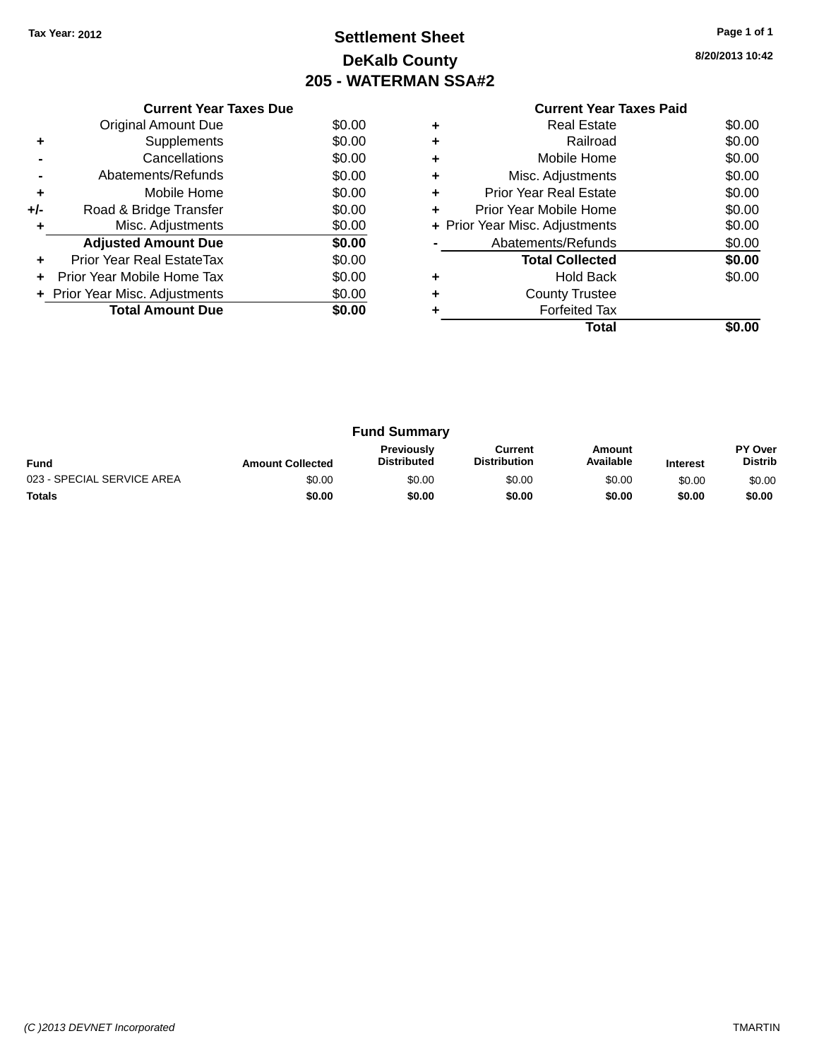Tax Year: 2012

# Settlement Sheet

## DeKalb County

## 205 - WATERMAN SSA#2

8/20/2013 10:42

| | Current Year Taxes Due | |
|---|---|---|
| | Original Amount Due | $0.00 |
| + | Supplements | $0.00 |
| - | Cancellations | $0.00 |
| - | Abatements/Refunds | $0.00 |
| + | Mobile Home | $0.00 |
| +/- | Road & Bridge Transfer | $0.00 |
| + | Misc. Adjustments | $0.00 |
| | **Adjusted Amount Due** | **$0.00** |
| + | Prior Year Real EstateTax | $0.00 |
| + | Prior Year Mobile Home Tax | $0.00 |
| + | Prior Year Misc. Adjustments | $0.00 |
| | **Total Amount Due** | **$0.00** |

| | Current Year Taxes Paid | |
|---|---|---|
| + | Real Estate | $0.00 |
| + | Railroad | $0.00 |
| + | Mobile Home | $0.00 |
| + | Misc. Adjustments | $0.00 |
| + | Prior Year Real Estate | $0.00 |
| + | Prior Year Mobile Home | $0.00 |
| + | Prior Year Misc. Adjustments | $0.00 |
| - | Abatements/Refunds | $0.00 |
| | **Total Collected** | **$0.00** |
| + | Hold Back | $0.00 |
| + | County Trustee | |
| + | Forfeited Tax | |
| | **Total** | **$0.00** |

### Fund Summary

| Fund | Amount Collected | Previously Distributed | Current Distribution | Amount Available | Interest | PY Over Distrib |
|---|---|---|---|---|---|---|
| 023 - SPECIAL SERVICE AREA | $0.00 | $0.00 | $0.00 | $0.00 | $0.00 | $0.00 |
| **Totals** | **$0.00** | **$0.00** | **$0.00** | **$0.00** | **$0.00** | **$0.00** |

(C )2013 DEVNET Incorporated TMARTIN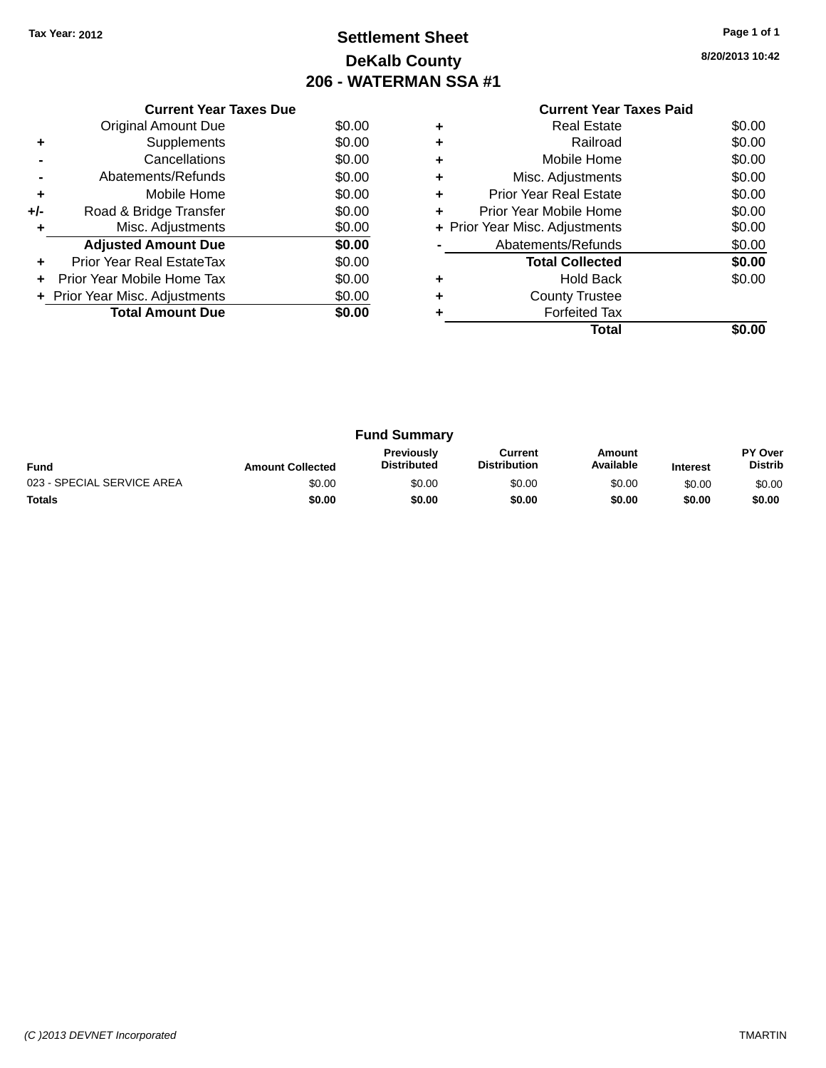Tax Year: 2012

# Settlement Sheet
## DeKalb County
## 206 - WATERMAN SSA #1

8/20/2013 10:42

### Current Year Taxes Due

| | | |
|---|---|---|
| | Original Amount Due | $0.00 |
| + | Supplements | $0.00 |
| - | Cancellations | $0.00 |
| - | Abatements/Refunds | $0.00 |
| + | Mobile Home | $0.00 |
| +/- | Road & Bridge Transfer | $0.00 |
| + | Misc. Adjustments | $0.00 |
| | **Adjusted Amount Due** | **$0.00** |
| + | Prior Year Real EstateTax | $0.00 |
| + | Prior Year Mobile Home Tax | $0.00 |
| + | Prior Year Misc. Adjustments | $0.00 |
| | **Total Amount Due** | **$0.00** |

### Current Year Taxes Paid

| | | |
|---|---|---|
| + | Real Estate | $0.00 |
| + | Railroad | $0.00 |
| + | Mobile Home | $0.00 |
| + | Misc. Adjustments | $0.00 |
| + | Prior Year Real Estate | $0.00 |
| + | Prior Year Mobile Home | $0.00 |
| + | Prior Year Misc. Adjustments | $0.00 |
| - | Abatements/Refunds | $0.00 |
| | **Total Collected** | **$0.00** |
| + | Hold Back | $0.00 |
| + | County Trustee | |
| + | Forfeited Tax | |
| | **Total** | **$0.00** |

### Fund Summary

| Fund | Amount Collected | Previously Distributed | Current Distribution | Amount Available | Interest | PY Over Distrib |
|---|---|---|---|---|---|---|
| 023 - SPECIAL SERVICE AREA | $0.00 | $0.00 | $0.00 | $0.00 | $0.00 | $0.00 |
| **Totals** | **$0.00** | **$0.00** | **$0.00** | **$0.00** | **$0.00** | **$0.00** |

(C )2013 DEVNET Incorporated TMARTIN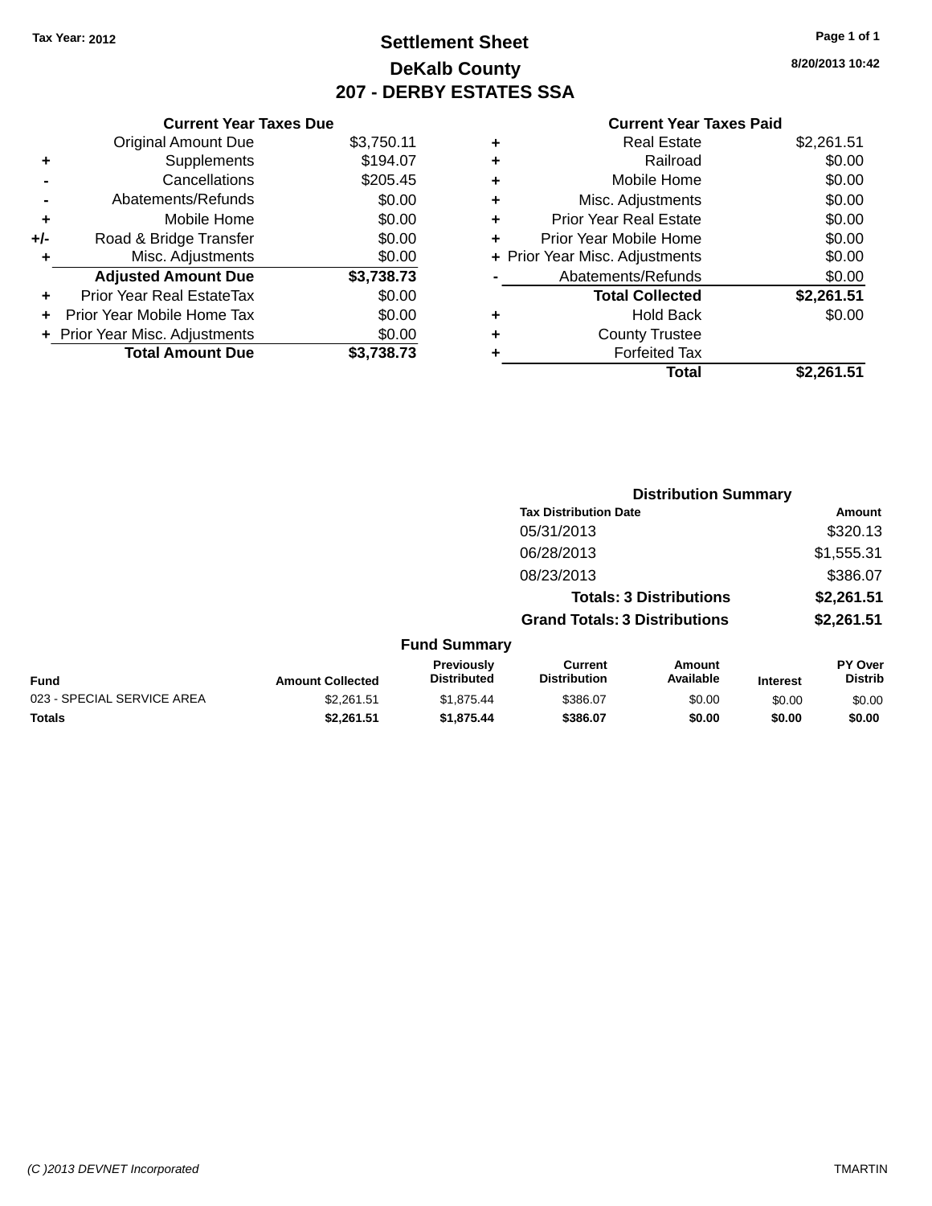Tax Year: 2012

# Settlement Sheet

## DeKalb County

## 207 - DERBY ESTATES SSA

8/20/2013 10:42

### Current Year Taxes Due

| | | |
|---|---|---|
| | Original Amount Due | $3,750.11 |
| + | Supplements | $194.07 |
| - | Cancellations | $205.45 |
| - | Abatements/Refunds | $0.00 |
| + | Mobile Home | $0.00 |
| +/- | Road & Bridge Transfer | $0.00 |
| + | Misc. Adjustments | $0.00 |
| | **Adjusted Amount Due** | **$3,738.73** |
| + | Prior Year Real EstateTax | $0.00 |
| + | Prior Year Mobile Home Tax | $0.00 |
| + | Prior Year Misc. Adjustments | $0.00 |
| | **Total Amount Due** | **$3,738.73** |

### Current Year Taxes Paid

| | | |
|---|---|---|
| + | Real Estate | $2,261.51 |
| + | Railroad | $0.00 |
| + | Mobile Home | $0.00 |
| + | Misc. Adjustments | $0.00 |
| + | Prior Year Real Estate | $0.00 |
| + | Prior Year Mobile Home | $0.00 |
| + | Prior Year Misc. Adjustments | $0.00 |
| - | Abatements/Refunds | $0.00 |
| | **Total Collected** | **$2,261.51** |
| + | Hold Back | $0.00 |
| + | County Trustee | |
| + | Forfeited Tax | |
| | **Total** | **$2,261.51** |

### Distribution Summary

| Tax Distribution Date | Amount |
|---|---|
| 05/31/2013 | $320.13 |
| 06/28/2013 | $1,555.31 |
| 08/23/2013 | $386.07 |
| **Totals: 3 Distributions** | **$2,261.51** |
| **Grand Totals: 3 Distributions** | **$2,261.51** |

### Fund Summary

| Fund | Amount Collected | Previously Distributed | Current Distribution | Amount Available | Interest | PY Over Distrib |
|---|---|---|---|---|---|---|
| 023 - SPECIAL SERVICE AREA | $2,261.51 | $1,875.44 | $386.07 | $0.00 | $0.00 | $0.00 |
| **Totals** | **$2,261.51** | **$1,875.44** | **$386.07** | **$0.00** | **$0.00** | **$0.00** |

(C )2013 DEVNET Incorporated TMARTIN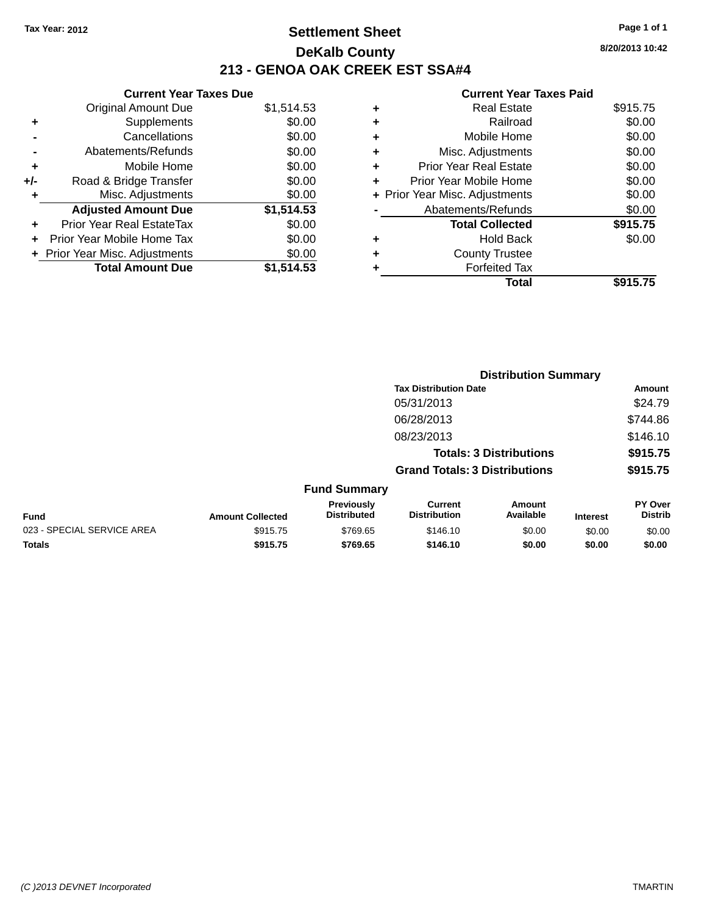Tax Year: 2012

# Settlement Sheet

## DeKalb County

## 213 - GENOA OAK CREEK EST SSA#4

8/20/2013 10:42

### Current Year Taxes Due

| | | |
|---|---|---|
| | Original Amount Due | $1,514.53 |
| + | Supplements | $0.00 |
| - | Cancellations | $0.00 |
| - | Abatements/Refunds | $0.00 |
| + | Mobile Home | $0.00 |
| +/- | Road & Bridge Transfer | $0.00 |
| + | Misc. Adjustments | $0.00 |
| | **Adjusted Amount Due** | **$1,514.53** |
| + | Prior Year Real EstateTax | $0.00 |
| + | Prior Year Mobile Home Tax | $0.00 |
| + | Prior Year Misc. Adjustments | $0.00 |
| | **Total Amount Due** | **$1,514.53** |

### Current Year Taxes Paid

| | | |
|---|---|---|
| + | Real Estate | $915.75 |
| + | Railroad | $0.00 |
| + | Mobile Home | $0.00 |
| + | Misc. Adjustments | $0.00 |
| + | Prior Year Real Estate | $0.00 |
| + | Prior Year Mobile Home | $0.00 |
| + | Prior Year Misc. Adjustments | $0.00 |
| - | Abatements/Refunds | $0.00 |
| | **Total Collected** | **$915.75** |
| + | Hold Back | $0.00 |
| + | County Trustee | |
| + | Forfeited Tax | |
| | **Total** | **$915.75** |

### Distribution Summary

| Tax Distribution Date | Amount |
|---|---|
| 05/31/2013 | $24.79 |
| 06/28/2013 | $744.86 |
| 08/23/2013 | $146.10 |
| **Totals: 3 Distributions** | **$915.75** |
| **Grand Totals: 3 Distributions** | **$915.75** |

### Fund Summary

| Fund | Amount Collected | Previously Distributed | Current Distribution | Amount Available | Interest | PY Over Distrib |
|---|---|---|---|---|---|---|
| 023 - SPECIAL SERVICE AREA | $915.75 | $769.65 | $146.10 | $0.00 | $0.00 | $0.00 |
| **Totals** | **$915.75** | **$769.65** | **$146.10** | **$0.00** | **$0.00** | **$0.00** |

(C )2013 DEVNET Incorporated

TMARTIN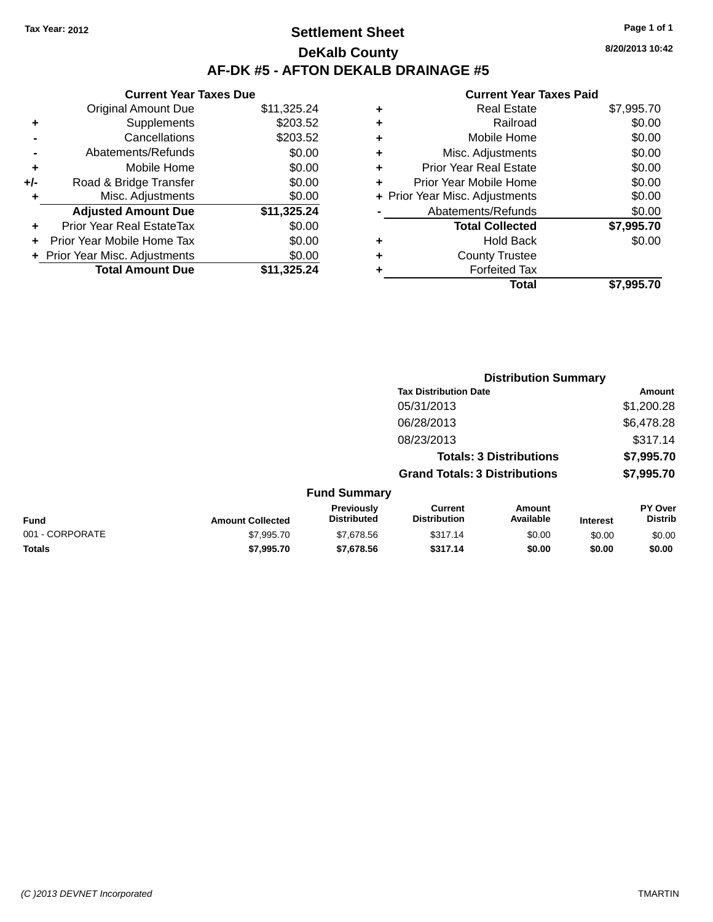Tax Year: 2012

# Settlement Sheet

## DeKalb County

## AF-DK #5 - AFTON DEKALB DRAINAGE #5

8/20/2013 10:42

### Current Year Taxes Due

| | | |
|---|---|---|
| | Original Amount Due | $11,325.24 |
| + | Supplements | $203.52 |
| - | Cancellations | $203.52 |
| - | Abatements/Refunds | $0.00 |
| + | Mobile Home | $0.00 |
| +/- | Road & Bridge Transfer | $0.00 |
| + | Misc. Adjustments | $0.00 |
| | **Adjusted Amount Due** | **$11,325.24** |
| + | Prior Year Real EstateTax | $0.00 |
| + | Prior Year Mobile Home Tax | $0.00 |
| + | Prior Year Misc. Adjustments | $0.00 |
| | **Total Amount Due** | **$11,325.24** |

### Current Year Taxes Paid

| | | |
|---|---|---|
| + | Real Estate | $7,995.70 |
| + | Railroad | $0.00 |
| + | Mobile Home | $0.00 |
| + | Misc. Adjustments | $0.00 |
| + | Prior Year Real Estate | $0.00 |
| + | Prior Year Mobile Home | $0.00 |
| + | Prior Year Misc. Adjustments | $0.00 |
| - | Abatements/Refunds | $0.00 |
| | **Total Collected** | **$7,995.70** |
| + | Hold Back | $0.00 |
| + | County Trustee | |
| + | Forfeited Tax | |
| | **Total** | **$7,995.70** |

### Distribution Summary

| Tax Distribution Date | Amount |
|---|---|
| 05/31/2013 | $1,200.28 |
| 06/28/2013 | $6,478.28 |
| 08/23/2013 | $317.14 |
| **Totals: 3 Distributions** | **$7,995.70** |
| **Grand Totals: 3 Distributions** | **$7,995.70** |

### Fund Summary

| Fund | Amount Collected | Previously Distributed | Current Distribution | Amount Available | Interest | PY Over Distrib |
|---|---|---|---|---|---|---|
| 001 - CORPORATE | $7,995.70 | $7,678.56 | $317.14 | $0.00 | $0.00 | $0.00 |
| **Totals** | **$7,995.70** | **$7,678.56** | **$317.14** | **$0.00** | **$0.00** | **$0.00** |

(C )2013 DEVNET Incorporated TMARTIN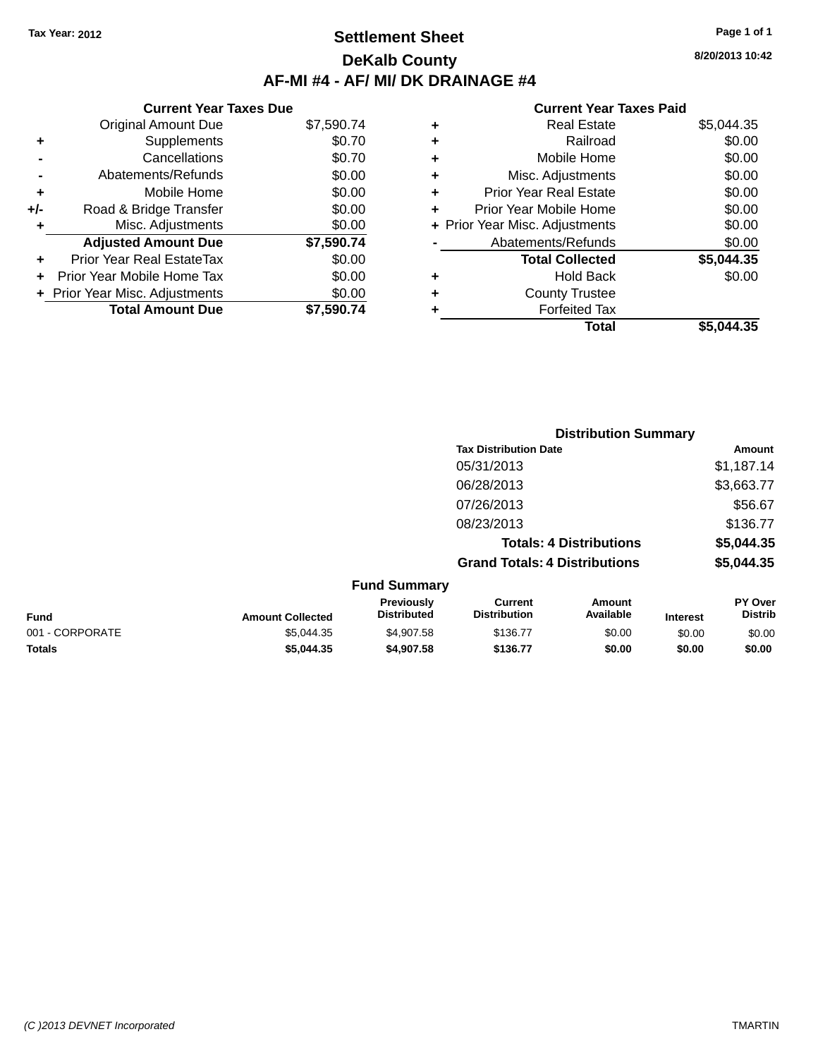Tax Year: 2012

# Settlement Sheet

## DeKalb County

## AF-MI #4 - AF/ MI/ DK DRAINAGE #4

8/20/2013 10:42

### Current Year Taxes Due

| | | |
|---|---|---|
| | Original Amount Due | $7,590.74 |
| + | Supplements | $0.70 |
| - | Cancellations | $0.70 |
| - | Abatements/Refunds | $0.00 |
| + | Mobile Home | $0.00 |
| +/- | Road & Bridge Transfer | $0.00 |
| + | Misc. Adjustments | $0.00 |
| | **Adjusted Amount Due** | **$7,590.74** |
| + | Prior Year Real EstateTax | $0.00 |
| + | Prior Year Mobile Home Tax | $0.00 |
| + | Prior Year Misc. Adjustments | $0.00 |
| | **Total Amount Due** | **$7,590.74** |

### Current Year Taxes Paid

| | | |
|---|---|---|
| + | Real Estate | $5,044.35 |
| + | Railroad | $0.00 |
| + | Mobile Home | $0.00 |
| + | Misc. Adjustments | $0.00 |
| + | Prior Year Real Estate | $0.00 |
| + | Prior Year Mobile Home | $0.00 |
| + | Prior Year Misc. Adjustments | $0.00 |
| - | Abatements/Refunds | $0.00 |
| | **Total Collected** | **$5,044.35** |
| + | Hold Back | $0.00 |
| + | County Trustee | |
| + | Forfeited Tax | |
| | **Total** | **$5,044.35** |

### Distribution Summary

| Tax Distribution Date | Amount |
|---|---|
| 05/31/2013 | $1,187.14 |
| 06/28/2013 | $3,663.77 |
| 07/26/2013 | $56.67 |
| 08/23/2013 | $136.77 |
| **Totals: 4 Distributions** | **$5,044.35** |
| **Grand Totals: 4 Distributions** | **$5,044.35** |

### Fund Summary

| Fund | Amount Collected | Previously Distributed | Current Distribution | Amount Available | Interest | PY Over Distrib |
|---|---|---|---|---|---|---|
| 001 - CORPORATE | $5,044.35 | $4,907.58 | $136.77 | $0.00 | $0.00 | $0.00 |
| **Totals** | **$5,044.35** | **$4,907.58** | **$136.77** | **$0.00** | **$0.00** | **$0.00** |

(C )2013 DEVNET Incorporated — TMARTIN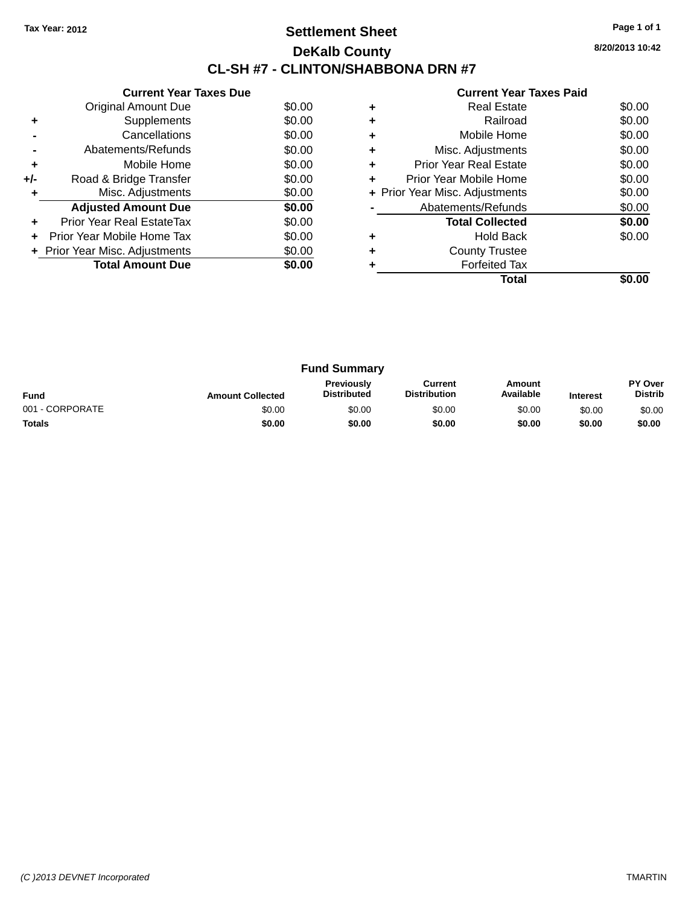Tax Year: 2012

# Settlement Sheet

## DeKalb County

## CL-SH #7 - CLINTON/SHABBONA DRN #7

8/20/2013 10:42

| | Current Year Taxes Due | |
|---|---|---|
| | Original Amount Due | $0.00 |
| + | Supplements | $0.00 |
| - | Cancellations | $0.00 |
| - | Abatements/Refunds | $0.00 |
| + | Mobile Home | $0.00 |
| +/- | Road & Bridge Transfer | $0.00 |
| + | Misc. Adjustments | $0.00 |
| | **Adjusted Amount Due** | **$0.00** |
| + | Prior Year Real EstateTax | $0.00 |
| + | Prior Year Mobile Home Tax | $0.00 |
| + | Prior Year Misc. Adjustments | $0.00 |
| | **Total Amount Due** | **$0.00** |

| | Current Year Taxes Paid | |
|---|---|---|
| + | Real Estate | $0.00 |
| + | Railroad | $0.00 |
| + | Mobile Home | $0.00 |
| + | Misc. Adjustments | $0.00 |
| + | Prior Year Real Estate | $0.00 |
| + | Prior Year Mobile Home | $0.00 |
| + | Prior Year Misc. Adjustments | $0.00 |
| - | Abatements/Refunds | $0.00 |
| | **Total Collected** | **$0.00** |
| + | Hold Back | $0.00 |
| + | County Trustee | |
| + | Forfeited Tax | |
| | **Total** | **$0.00** |

### Fund Summary

| Fund | Amount Collected | Previously Distributed | Current Distribution | Amount Available | Interest | PY Over Distrib |
|---|---|---|---|---|---|---|
| 001 - CORPORATE | $0.00 | $0.00 | $0.00 | $0.00 | $0.00 | $0.00 |
| **Totals** | **$0.00** | **$0.00** | **$0.00** | **$0.00** | **$0.00** | **$0.00** |

(C )2013 DEVNET Incorporated TMARTIN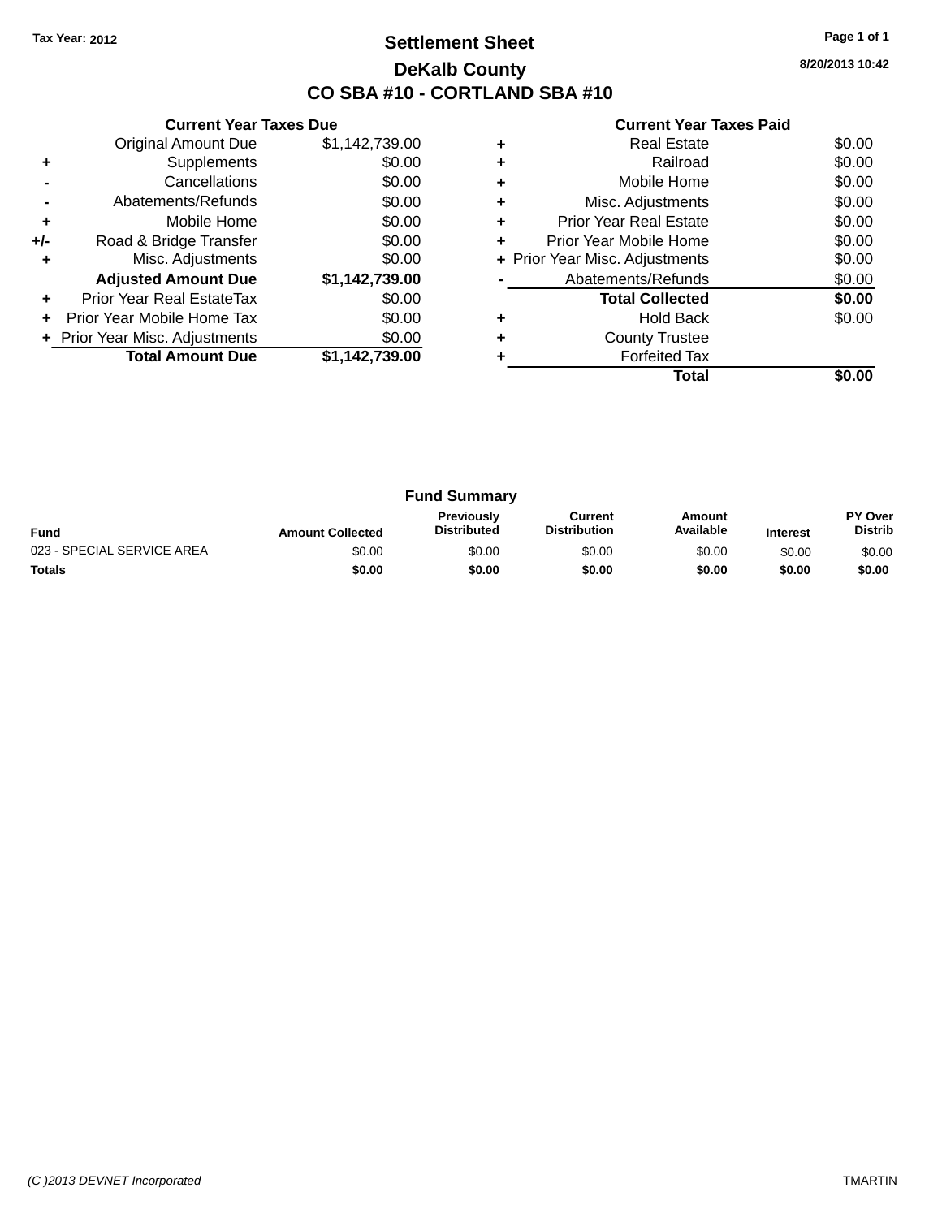Tax Year: 2012

# Settlement Sheet

## DeKalb County

## CO SBA #10 - CORTLAND SBA #10

8/20/2013 10:42

### Current Year Taxes Due

| | | |
|---|---|---|
| | Original Amount Due | $1,142,739.00 |
| + | Supplements | $0.00 |
| - | Cancellations | $0.00 |
| - | Abatements/Refunds | $0.00 |
| + | Mobile Home | $0.00 |
| +/- | Road & Bridge Transfer | $0.00 |
| + | Misc. Adjustments | $0.00 |
| | **Adjusted Amount Due** | **$1,142,739.00** |
| + | Prior Year Real EstateTax | $0.00 |
| + | Prior Year Mobile Home Tax | $0.00 |
| + | Prior Year Misc. Adjustments | $0.00 |
| | **Total Amount Due** | **$1,142,739.00** |

### Current Year Taxes Paid

| | | |
|---|---|---|
| + | Real Estate | $0.00 |
| + | Railroad | $0.00 |
| + | Mobile Home | $0.00 |
| + | Misc. Adjustments | $0.00 |
| + | Prior Year Real Estate | $0.00 |
| + | Prior Year Mobile Home | $0.00 |
| + | Prior Year Misc. Adjustments | $0.00 |
| - | Abatements/Refunds | $0.00 |
| | **Total Collected** | **$0.00** |
| + | Hold Back | $0.00 |
| + | County Trustee | |
| + | Forfeited Tax | |
| | **Total** | **$0.00** |

### Fund Summary

| Fund | Amount Collected | Previously Distributed | Current Distribution | Amount Available | Interest | PY Over Distrib |
|---|---|---|---|---|---|---|
| 023 - SPECIAL SERVICE AREA | $0.00 | $0.00 | $0.00 | $0.00 | $0.00 | $0.00 |
| **Totals** | **$0.00** | **$0.00** | **$0.00** | **$0.00** | **$0.00** | **$0.00** |

(C )2013 DEVNET Incorporated

TMARTIN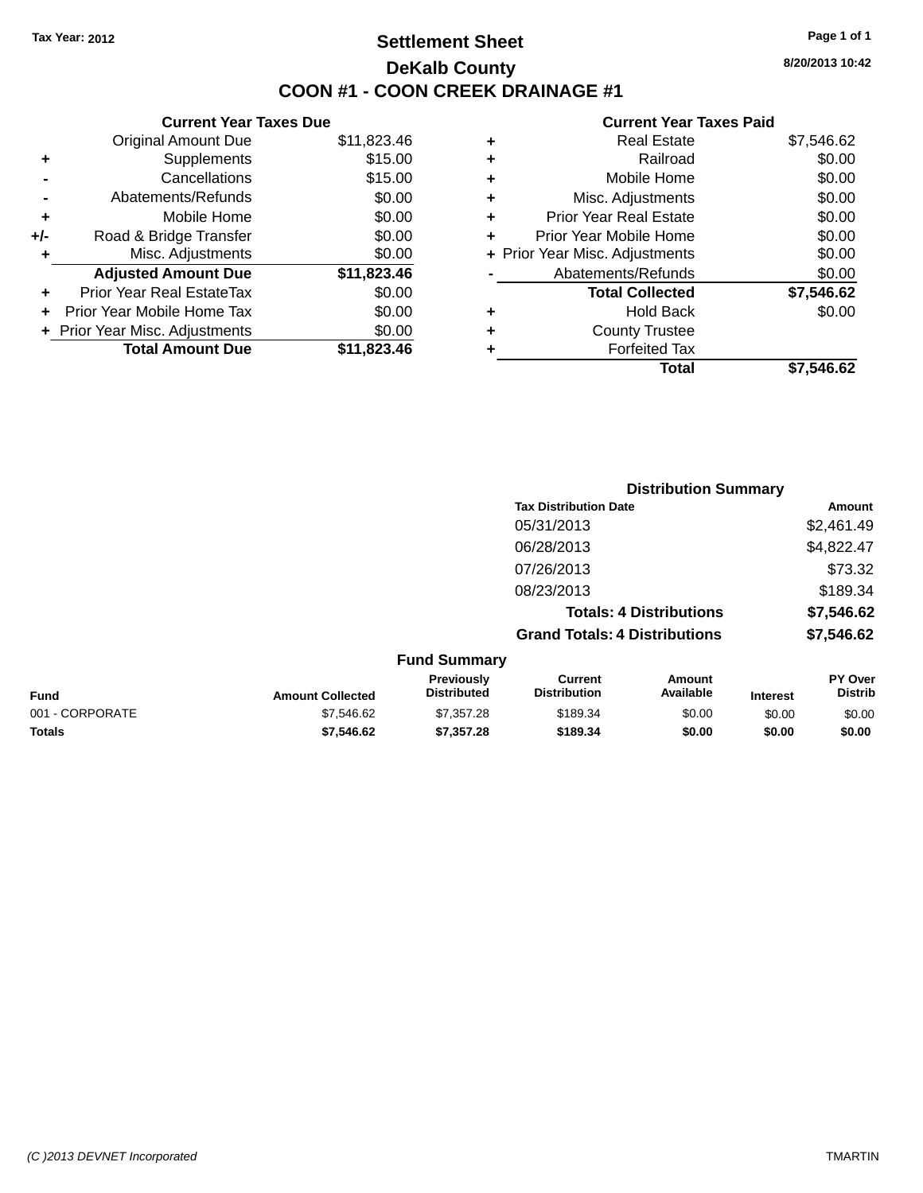Tax Year: 2012

# Settlement Sheet

## DeKalb County

## COON #1 - COON CREEK DRAINAGE #1

8/20/2013 10:42

### Current Year Taxes Due

| | | |
|---|---|---|
| | Original Amount Due | $11,823.46 |
| + | Supplements | $15.00 |
| - | Cancellations | $15.00 |
| - | Abatements/Refunds | $0.00 |
| + | Mobile Home | $0.00 |
| +/- | Road & Bridge Transfer | $0.00 |
| + | Misc. Adjustments | $0.00 |
| | **Adjusted Amount Due** | **$11,823.46** |
| + | Prior Year Real EstateTax | $0.00 |
| + | Prior Year Mobile Home Tax | $0.00 |
| + | Prior Year Misc. Adjustments | $0.00 |
| | **Total Amount Due** | **$11,823.46** |

### Current Year Taxes Paid

| | | |
|---|---|---|
| + | Real Estate | $7,546.62 |
| + | Railroad | $0.00 |
| + | Mobile Home | $0.00 |
| + | Misc. Adjustments | $0.00 |
| + | Prior Year Real Estate | $0.00 |
| + | Prior Year Mobile Home | $0.00 |
| + | Prior Year Misc. Adjustments | $0.00 |
| - | Abatements/Refunds | $0.00 |
| | **Total Collected** | **$7,546.62** |
| + | Hold Back | $0.00 |
| + | County Trustee | |
| + | Forfeited Tax | |
| | **Total** | **$7,546.62** |

### Distribution Summary

| Tax Distribution Date | Amount |
|---|---|
| 05/31/2013 | $2,461.49 |
| 06/28/2013 | $4,822.47 |
| 07/26/2013 | $73.32 |
| 08/23/2013 | $189.34 |
| **Totals: 4 Distributions** | **$7,546.62** |
| **Grand Totals: 4 Distributions** | **$7,546.62** |

### Fund Summary

| Fund | Amount Collected | Previously Distributed | Current Distribution | Amount Available | Interest | PY Over Distrib |
|---|---|---|---|---|---|---|
| 001 - CORPORATE | $7,546.62 | $7,357.28 | $189.34 | $0.00 | $0.00 | $0.00 |
| **Totals** | **$7,546.62** | **$7,357.28** | **$189.34** | **$0.00** | **$0.00** | **$0.00** |

(C )2013 DEVNET Incorporated

TMARTIN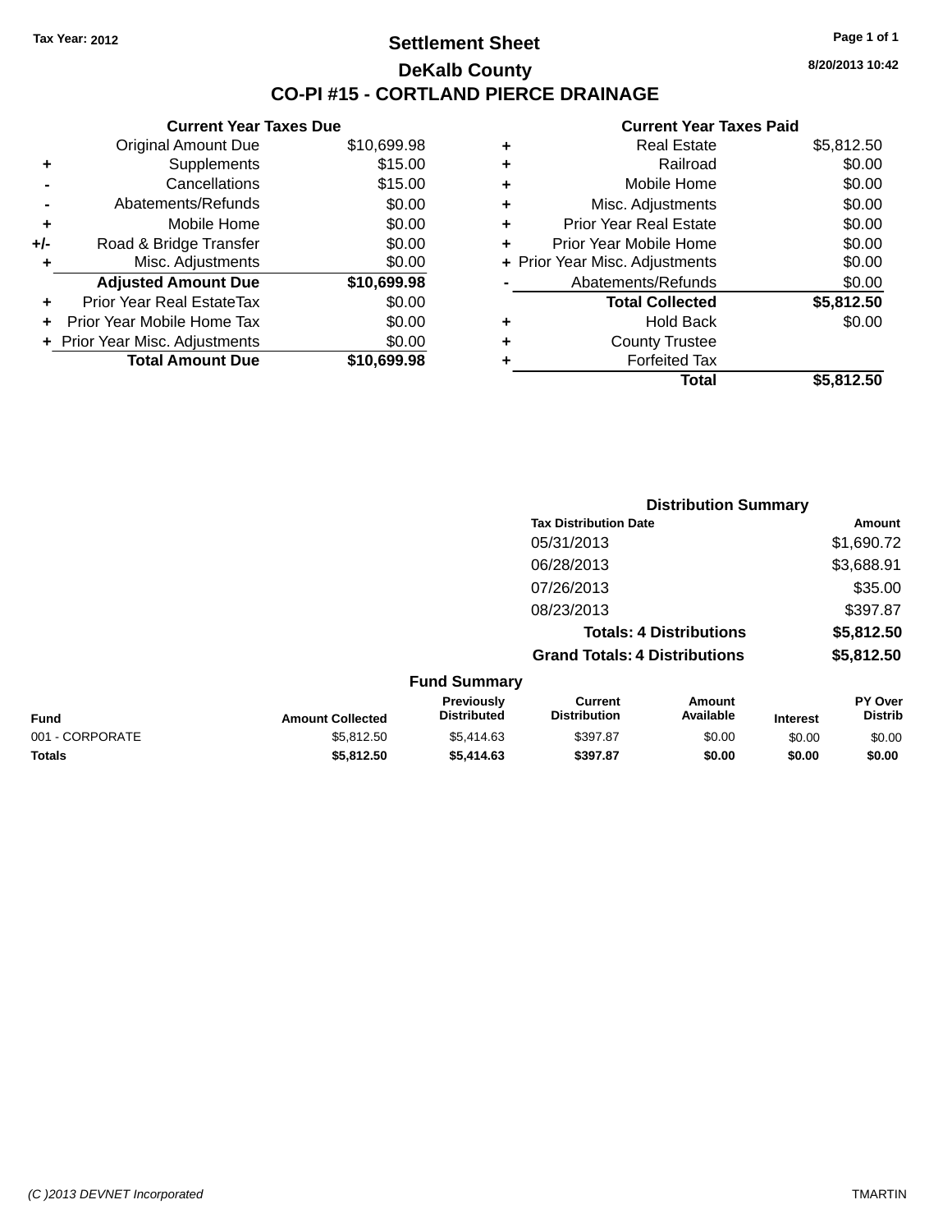**Tax Year: 2012**

# Settlement Sheet

## DeKalb County

## CO-PI #15 - CORTLAND PIERCE DRAINAGE

8/20/2013 10:42

**Current Year Taxes Due**

| | | |
|---|---|---|
| | Original Amount Due | $10,699.98 |
| + | Supplements | $15.00 |
| - | Cancellations | $15.00 |
| - | Abatements/Refunds | $0.00 |
| + | Mobile Home | $0.00 |
| +/- | Road & Bridge Transfer | $0.00 |
| + | Misc. Adjustments | $0.00 |
| | **Adjusted Amount Due** | **$10,699.98** |
| + | Prior Year Real EstateTax | $0.00 |
| + | Prior Year Mobile Home Tax | $0.00 |
| + | Prior Year Misc. Adjustments | $0.00 |
| | **Total Amount Due** | **$10,699.98** |

**Current Year Taxes Paid**

| | | |
|---|---|---|
| + | Real Estate | $5,812.50 |
| + | Railroad | $0.00 |
| + | Mobile Home | $0.00 |
| + | Misc. Adjustments | $0.00 |
| + | Prior Year Real Estate | $0.00 |
| + | Prior Year Mobile Home | $0.00 |
| + | Prior Year Misc. Adjustments | $0.00 |
| - | Abatements/Refunds | $0.00 |
| | **Total Collected** | **$5,812.50** |
| + | Hold Back | $0.00 |
| + | County Trustee | |
| + | Forfeited Tax | |
| | **Total** | **$5,812.50** |

**Distribution Summary**

| Tax Distribution Date | Amount |
|---|---|
| 05/31/2013 | $1,690.72 |
| 06/28/2013 | $3,688.91 |
| 07/26/2013 | $35.00 |
| 08/23/2013 | $397.87 |
| **Totals: 4 Distributions** | **$5,812.50** |
| **Grand Totals: 4 Distributions** | **$5,812.50** |

**Fund Summary**

| Fund | Amount Collected | Previously Distributed | Current Distribution | Amount Available | Interest | PY Over Distrib |
|---|---|---|---|---|---|---|
| 001 - CORPORATE | $5,812.50 | $5,414.63 | $397.87 | $0.00 | $0.00 | $0.00 |
| **Totals** | **$5,812.50** | **$5,414.63** | **$397.87** | **$0.00** | **$0.00** | **$0.00** |

(C )2013 DEVNET Incorporated TMARTIN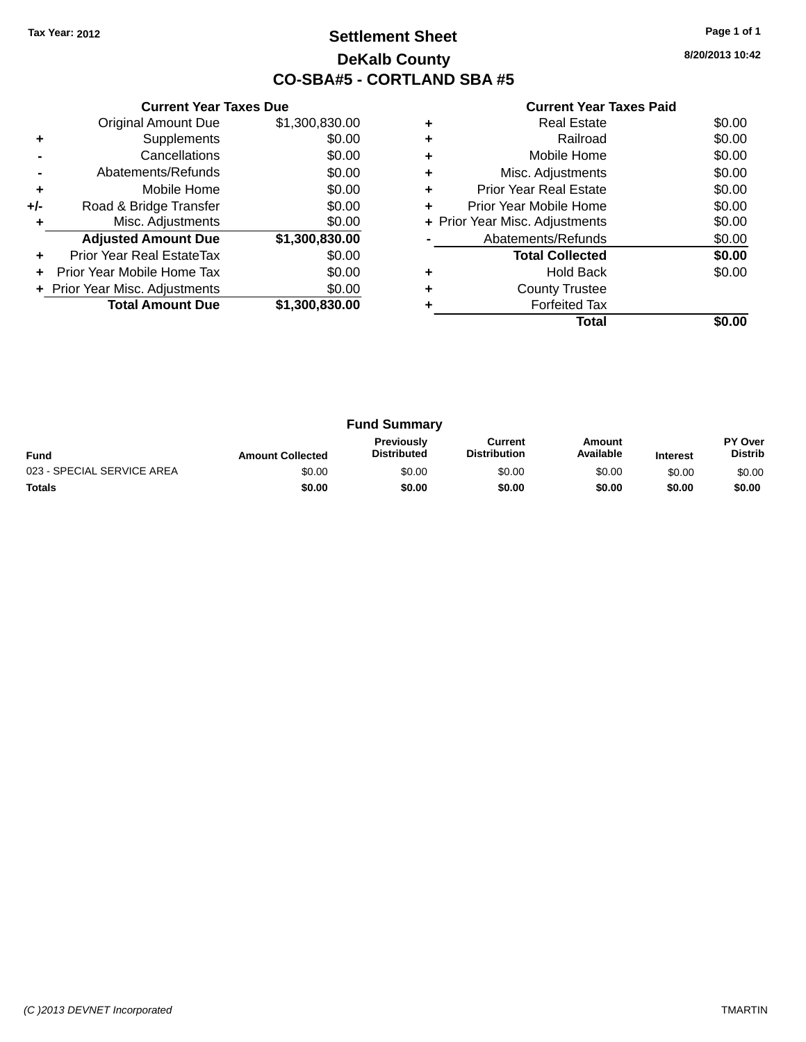Tax Year: 2012

# Settlement Sheet

## DeKalb County

## CO-SBA#5 - CORTLAND SBA #5

8/20/2013 10:42

### Current Year Taxes Due

| | | |
|---|---|---|
| | Original Amount Due | $1,300,830.00 |
| + | Supplements | $0.00 |
| - | Cancellations | $0.00 |
| - | Abatements/Refunds | $0.00 |
| + | Mobile Home | $0.00 |
| +/- | Road & Bridge Transfer | $0.00 |
| + | Misc. Adjustments | $0.00 |
| | **Adjusted Amount Due** | **$1,300,830.00** |
| + | Prior Year Real EstateTax | $0.00 |
| + | Prior Year Mobile Home Tax | $0.00 |
| + | Prior Year Misc. Adjustments | $0.00 |
| | **Total Amount Due** | **$1,300,830.00** |

### Current Year Taxes Paid

| | | |
|---|---|---|
| + | Real Estate | $0.00 |
| + | Railroad | $0.00 |
| + | Mobile Home | $0.00 |
| + | Misc. Adjustments | $0.00 |
| + | Prior Year Real Estate | $0.00 |
| + | Prior Year Mobile Home | $0.00 |
| + | Prior Year Misc. Adjustments | $0.00 |
| - | Abatements/Refunds | $0.00 |
| | **Total Collected** | **$0.00** |
| + | Hold Back | $0.00 |
| + | County Trustee | |
| + | Forfeited Tax | |
| | **Total** | **$0.00** |

### Fund Summary

| Fund | Amount Collected | Previously Distributed | Current Distribution | Amount Available | Interest | PY Over Distrib |
|---|---|---|---|---|---|---|
| 023 - SPECIAL SERVICE AREA | $0.00 | $0.00 | $0.00 | $0.00 | $0.00 | $0.00 |
| **Totals** | **$0.00** | **$0.00** | **$0.00** | **$0.00** | **$0.00** | **$0.00** |

(C )2013 DEVNET Incorporated TMARTIN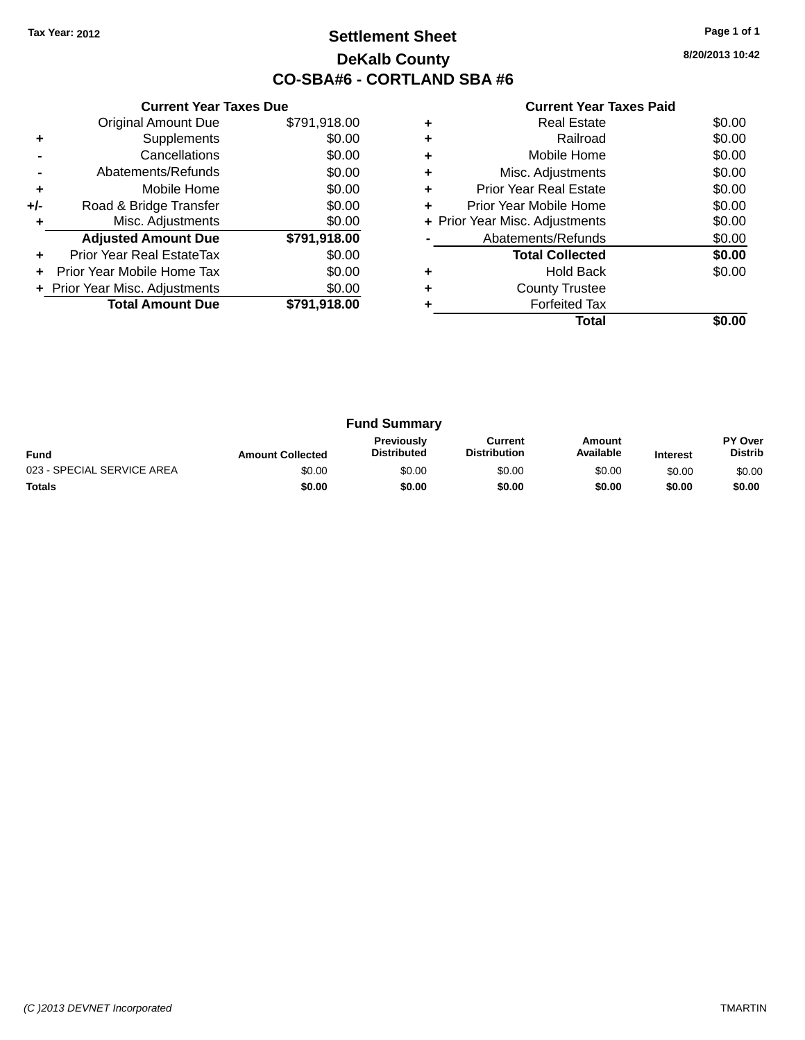Tax Year: 2012

# Settlement Sheet

## DeKalb County

## CO-SBA#6 - CORTLAND SBA #6

8/20/2013 10:42

### Current Year Taxes Due

| | | |
|---|---|---|
| | Original Amount Due | $791,918.00 |
| + | Supplements | $0.00 |
| - | Cancellations | $0.00 |
| - | Abatements/Refunds | $0.00 |
| + | Mobile Home | $0.00 |
| +/- | Road & Bridge Transfer | $0.00 |
| + | Misc. Adjustments | $0.00 |
| | **Adjusted Amount Due** | **$791,918.00** |
| + | Prior Year Real EstateTax | $0.00 |
| + | Prior Year Mobile Home Tax | $0.00 |
| + | Prior Year Misc. Adjustments | $0.00 |
| | **Total Amount Due** | **$791,918.00** |

### Current Year Taxes Paid

| | | |
|---|---|---|
| + | Real Estate | $0.00 |
| + | Railroad | $0.00 |
| + | Mobile Home | $0.00 |
| + | Misc. Adjustments | $0.00 |
| + | Prior Year Real Estate | $0.00 |
| + | Prior Year Mobile Home | $0.00 |
| + | Prior Year Misc. Adjustments | $0.00 |
| - | Abatements/Refunds | $0.00 |
| | **Total Collected** | **$0.00** |
| + | Hold Back | $0.00 |
| + | County Trustee | |
| + | Forfeited Tax | |
| | **Total** | **$0.00** |

### Fund Summary

| Fund | Amount Collected | Previously Distributed | Current Distribution | Amount Available | Interest | PY Over Distrib |
|---|---|---|---|---|---|---|
| 023 - SPECIAL SERVICE AREA | $0.00 | $0.00 | $0.00 | $0.00 | $0.00 | $0.00 |
| **Totals** | **$0.00** | **$0.00** | **$0.00** | **$0.00** | **$0.00** | **$0.00** |

(C )2013 DEVNET Incorporated TMARTIN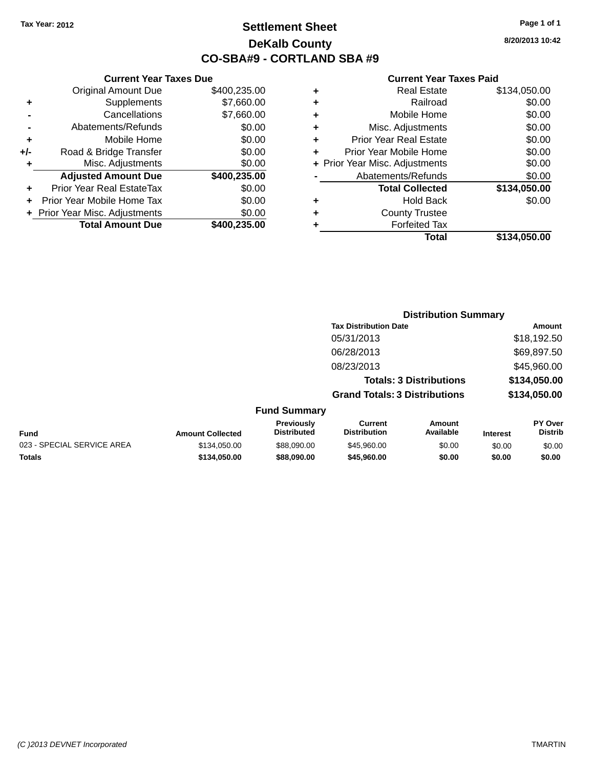Tax Year: 2012

# Settlement Sheet

## DeKalb County

## CO-SBA#9 - CORTLAND SBA #9

8/20/2013 10:42

### Current Year Taxes Due

| | | |
|---|---|---|
| | Original Amount Due | $400,235.00 |
| + | Supplements | $7,660.00 |
| - | Cancellations | $7,660.00 |
| - | Abatements/Refunds | $0.00 |
| + | Mobile Home | $0.00 |
| +/- | Road & Bridge Transfer | $0.00 |
| + | Misc. Adjustments | $0.00 |
| | **Adjusted Amount Due** | **$400,235.00** |
| + | Prior Year Real EstateTax | $0.00 |
| + | Prior Year Mobile Home Tax | $0.00 |
| + | Prior Year Misc. Adjustments | $0.00 |
| | **Total Amount Due** | **$400,235.00** |

### Current Year Taxes Paid

| | | |
|---|---|---|
| + | Real Estate | $134,050.00 |
| + | Railroad | $0.00 |
| + | Mobile Home | $0.00 |
| + | Misc. Adjustments | $0.00 |
| + | Prior Year Real Estate | $0.00 |
| + | Prior Year Mobile Home | $0.00 |
| + | Prior Year Misc. Adjustments | $0.00 |
| - | Abatements/Refunds | $0.00 |
| | **Total Collected** | **$134,050.00** |
| + | Hold Back | $0.00 |
| + | County Trustee | |
| + | Forfeited Tax | |
| | **Total** | **$134,050.00** |

### Distribution Summary

| Tax Distribution Date | Amount |
|---|---|
| 05/31/2013 | $18,192.50 |
| 06/28/2013 | $69,897.50 |
| 08/23/2013 | $45,960.00 |
| **Totals: 3 Distributions** | **$134,050.00** |
| **Grand Totals: 3 Distributions** | **$134,050.00** |

### Fund Summary

| Fund | Amount Collected | Previously Distributed | Current Distribution | Amount Available | Interest | PY Over Distrib |
|---|---|---|---|---|---|---|
| 023 - SPECIAL SERVICE AREA | $134,050.00 | $88,090.00 | $45,960.00 | $0.00 | $0.00 | $0.00 |
| **Totals** | **$134,050.00** | **$88,090.00** | **$45,960.00** | **$0.00** | **$0.00** | **$0.00** |

(C )2013 DEVNET Incorporated TMARTIN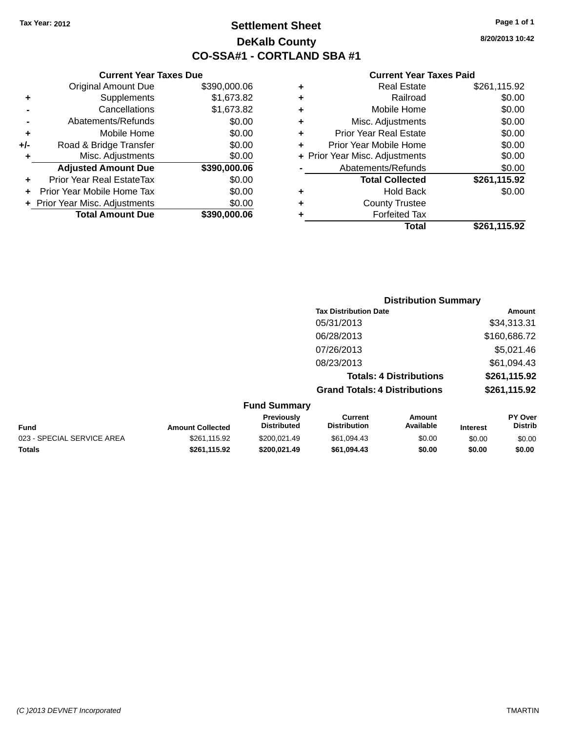Tax Year: 2012

# Settlement Sheet

## DeKalb County

## CO-SSA#1 - CORTLAND SBA #1

8/20/2013 10:42

### Current Year Taxes Due

| | | |
|---|---|---|
| | Original Amount Due | $390,000.06 |
| + | Supplements | $1,673.82 |
| - | Cancellations | $1,673.82 |
| - | Abatements/Refunds | $0.00 |
| + | Mobile Home | $0.00 |
| +/- | Road & Bridge Transfer | $0.00 |
| + | Misc. Adjustments | $0.00 |
| | **Adjusted Amount Due** | **$390,000.06** |
| + | Prior Year Real EstateTax | $0.00 |
| + | Prior Year Mobile Home Tax | $0.00 |
| + | Prior Year Misc. Adjustments | $0.00 |
| | **Total Amount Due** | **$390,000.06** |

### Current Year Taxes Paid

| | | |
|---|---|---|
| + | Real Estate | $261,115.92 |
| + | Railroad | $0.00 |
| + | Mobile Home | $0.00 |
| + | Misc. Adjustments | $0.00 |
| + | Prior Year Real Estate | $0.00 |
| + | Prior Year Mobile Home | $0.00 |
| + | Prior Year Misc. Adjustments | $0.00 |
| - | Abatements/Refunds | $0.00 |
| | **Total Collected** | **$261,115.92** |
| + | Hold Back | $0.00 |
| + | County Trustee | |
| + | Forfeited Tax | |
| | **Total** | **$261,115.92** |

### Distribution Summary

| Tax Distribution Date | Amount |
|---|---|
| 05/31/2013 | $34,313.31 |
| 06/28/2013 | $160,686.72 |
| 07/26/2013 | $5,021.46 |
| 08/23/2013 | $61,094.43 |
| **Totals: 4 Distributions** | **$261,115.92** |
| **Grand Totals: 4 Distributions** | **$261,115.92** |

### Fund Summary

| Fund | Amount Collected | Previously Distributed | Current Distribution | Amount Available | Interest | PY Over Distrib |
|---|---|---|---|---|---|---|
| 023 - SPECIAL SERVICE AREA | $261,115.92 | $200,021.49 | $61,094.43 | $0.00 | $0.00 | $0.00 |
| **Totals** | **$261,115.92** | **$200,021.49** | **$61,094.43** | **$0.00** | **$0.00** | **$0.00** |

(C )2013 DEVNET Incorporated TMARTIN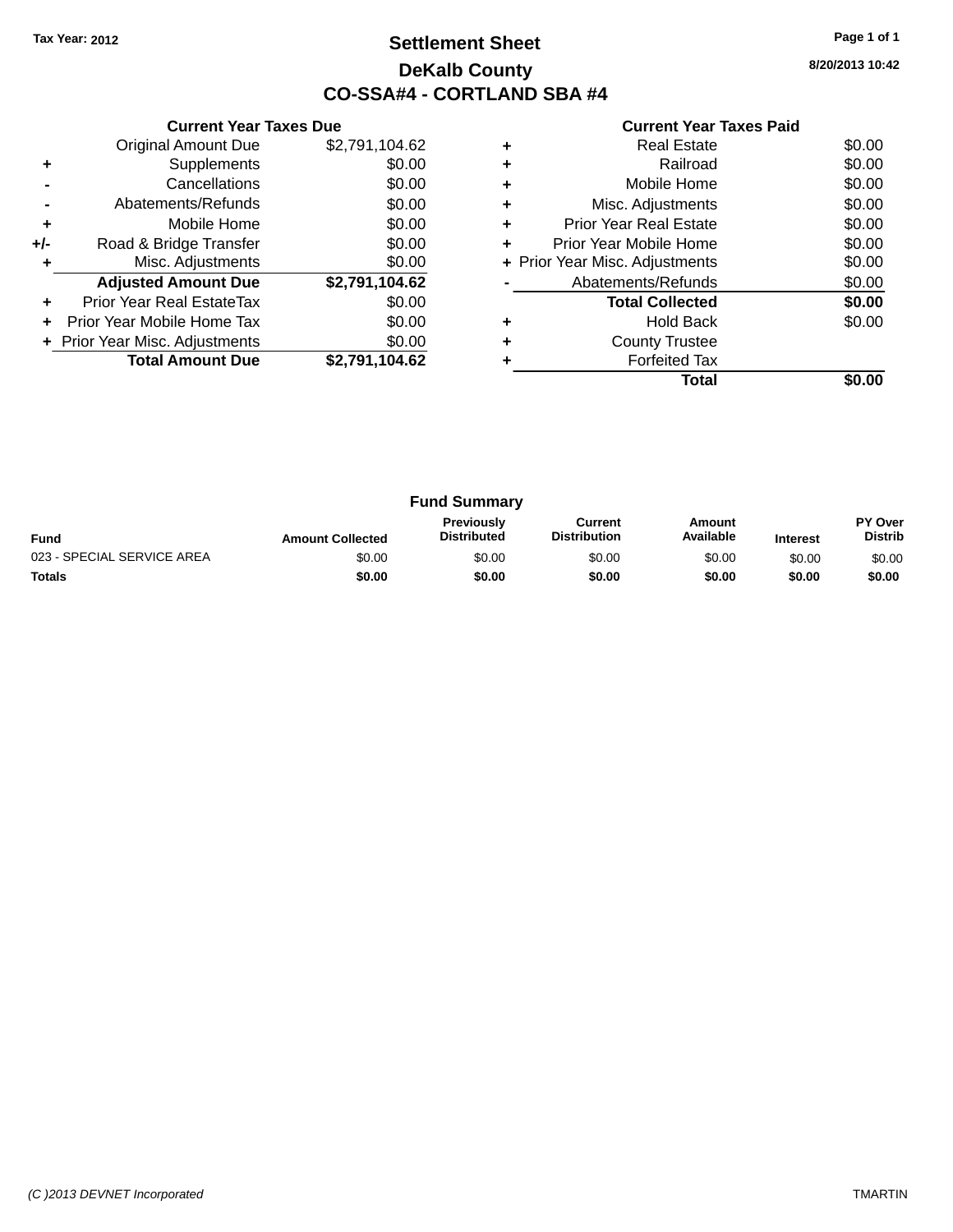Tax Year: 2012

# Settlement Sheet

## DeKalb County

## CO-SSA#4 - CORTLAND SBA #4

8/20/2013 10:42

### Current Year Taxes Due

| | | |
|---|---|---|
| | Original Amount Due | $2,791,104.62 |
| + | Supplements | $0.00 |
| - | Cancellations | $0.00 |
| - | Abatements/Refunds | $0.00 |
| + | Mobile Home | $0.00 |
| +/- | Road & Bridge Transfer | $0.00 |
| + | Misc. Adjustments | $0.00 |
| | **Adjusted Amount Due** | **$2,791,104.62** |
| + | Prior Year Real EstateTax | $0.00 |
| + | Prior Year Mobile Home Tax | $0.00 |
| + | Prior Year Misc. Adjustments | $0.00 |
| | **Total Amount Due** | **$2,791,104.62** |

### Current Year Taxes Paid

| | | |
|---|---|---|
| + | Real Estate | $0.00 |
| + | Railroad | $0.00 |
| + | Mobile Home | $0.00 |
| + | Misc. Adjustments | $0.00 |
| + | Prior Year Real Estate | $0.00 |
| + | Prior Year Mobile Home | $0.00 |
| + | Prior Year Misc. Adjustments | $0.00 |
| - | Abatements/Refunds | $0.00 |
| | **Total Collected** | **$0.00** |
| + | Hold Back | $0.00 |
| + | County Trustee | |
| + | Forfeited Tax | |
| | **Total** | **$0.00** |

### Fund Summary

| Fund | Amount Collected | Previously Distributed | Current Distribution | Amount Available | Interest | PY Over Distrib |
|---|---|---|---|---|---|---|
| 023 - SPECIAL SERVICE AREA | $0.00 | $0.00 | $0.00 | $0.00 | $0.00 | $0.00 |
| **Totals** | **$0.00** | **$0.00** | **$0.00** | **$0.00** | **$0.00** | **$0.00** |

(C )2013 DEVNET Incorporated TMARTIN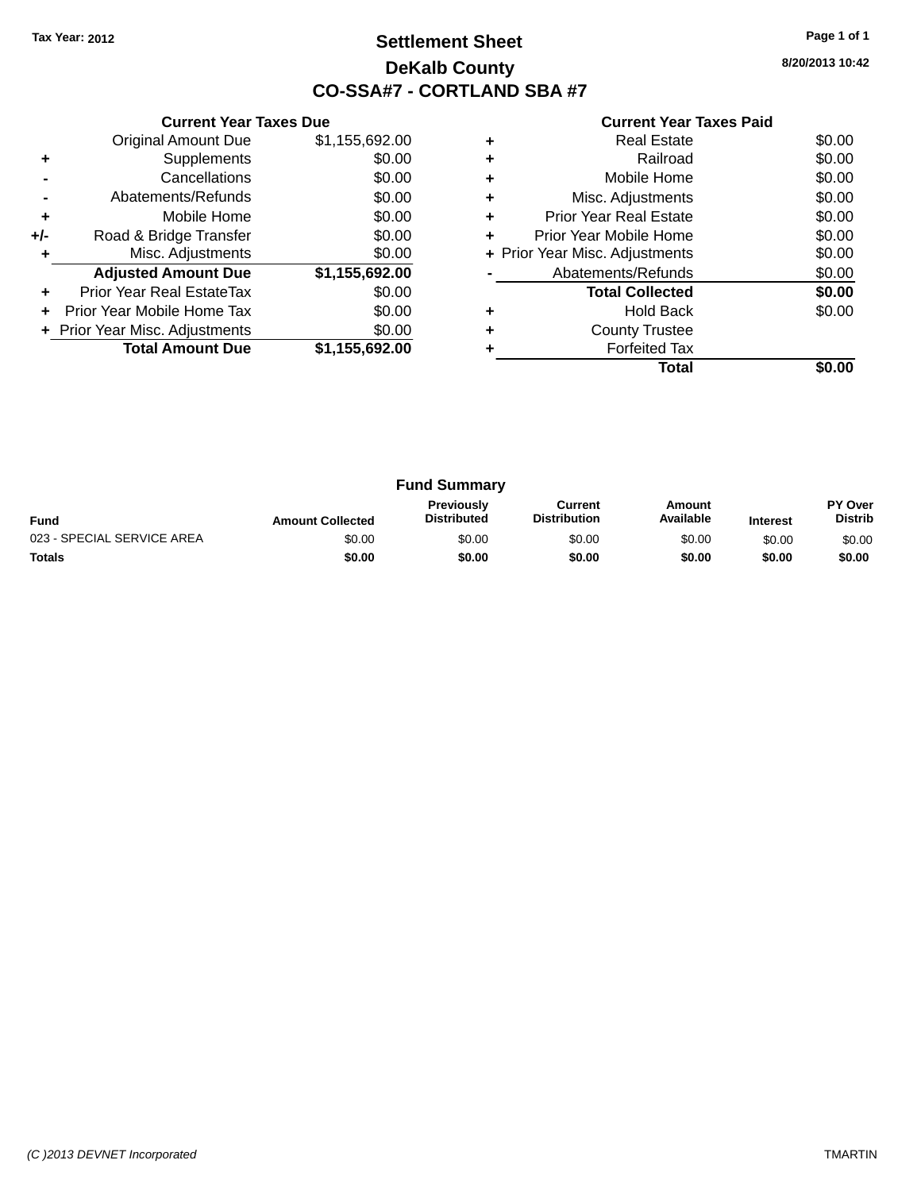Tax Year: 2012

# Settlement Sheet

## DeKalb County

## CO-SSA#7 - CORTLAND SBA #7

8/20/2013 10:42

### Current Year Taxes Due

| | | |
|---|---|---|
| | Original Amount Due | $1,155,692.00 |
| + | Supplements | $0.00 |
| - | Cancellations | $0.00 |
| - | Abatements/Refunds | $0.00 |
| + | Mobile Home | $0.00 |
| +/- | Road & Bridge Transfer | $0.00 |
| + | Misc. Adjustments | $0.00 |
| | **Adjusted Amount Due** | **$1,155,692.00** |
| + | Prior Year Real EstateTax | $0.00 |
| + | Prior Year Mobile Home Tax | $0.00 |
| + | Prior Year Misc. Adjustments | $0.00 |
| | **Total Amount Due** | **$1,155,692.00** |

### Current Year Taxes Paid

| | | |
|---|---|---|
| + | Real Estate | $0.00 |
| + | Railroad | $0.00 |
| + | Mobile Home | $0.00 |
| + | Misc. Adjustments | $0.00 |
| + | Prior Year Real Estate | $0.00 |
| + | Prior Year Mobile Home | $0.00 |
| + | Prior Year Misc. Adjustments | $0.00 |
| - | Abatements/Refunds | $0.00 |
| | **Total Collected** | **$0.00** |
| + | Hold Back | $0.00 |
| + | County Trustee | |
| + | Forfeited Tax | |
| | **Total** | **$0.00** |

### Fund Summary

| Fund | Amount Collected | Previously Distributed | Current Distribution | Amount Available | Interest | PY Over Distrib |
|---|---|---|---|---|---|---|
| 023 - SPECIAL SERVICE AREA | $0.00 | $0.00 | $0.00 | $0.00 | $0.00 | $0.00 |
| **Totals** | **$0.00** | **$0.00** | **$0.00** | **$0.00** | **$0.00** | **$0.00** |

(C )2013 DEVNET Incorporated TMARTIN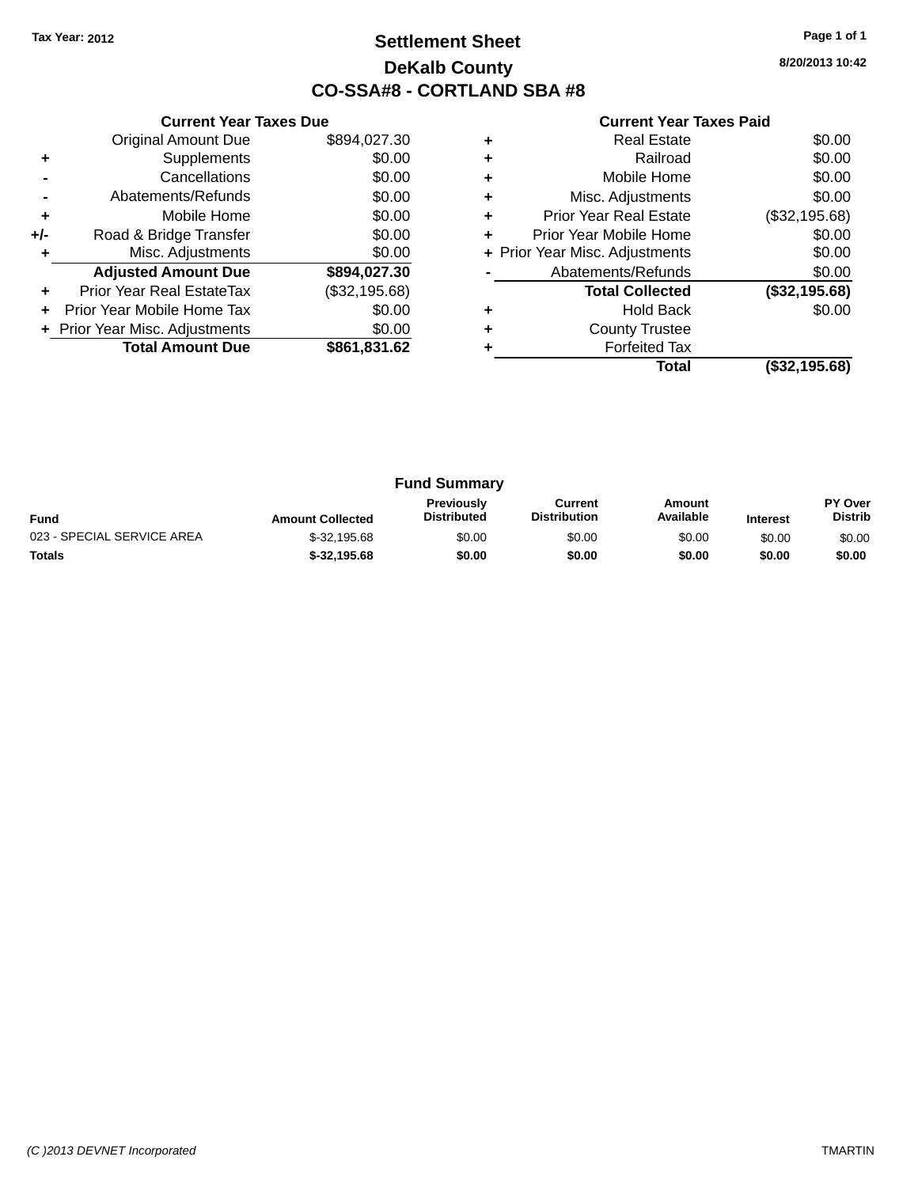Tax Year: 2012

# Settlement Sheet

## DeKalb County

## CO-SSA#8 - CORTLAND SBA #8

8/20/2013 10:42

### Current Year Taxes Due

| | | |
|---|---|---|
| | Original Amount Due | $894,027.30 |
| + | Supplements | $0.00 |
| - | Cancellations | $0.00 |
| - | Abatements/Refunds | $0.00 |
| + | Mobile Home | $0.00 |
| +/- | Road & Bridge Transfer | $0.00 |
| + | Misc. Adjustments | $0.00 |
| | **Adjusted Amount Due** | **$894,027.30** |
| + | Prior Year Real EstateTax | ($32,195.68) |
| + | Prior Year Mobile Home Tax | $0.00 |
| + | Prior Year Misc. Adjustments | $0.00 |
| | **Total Amount Due** | **$861,831.62** |

### Current Year Taxes Paid

| | | |
|---|---|---|
| + | Real Estate | $0.00 |
| + | Railroad | $0.00 |
| + | Mobile Home | $0.00 |
| + | Misc. Adjustments | $0.00 |
| + | Prior Year Real Estate | ($32,195.68) |
| + | Prior Year Mobile Home | $0.00 |
| + | Prior Year Misc. Adjustments | $0.00 |
| - | Abatements/Refunds | $0.00 |
| | **Total Collected** | **($32,195.68)** |
| + | Hold Back | $0.00 |
| + | County Trustee | |
| + | Forfeited Tax | |
| | **Total** | **($32,195.68)** |

### Fund Summary

| Fund | Amount Collected | Previously Distributed | Current Distribution | Amount Available | Interest | PY Over Distrib |
|---|---|---|---|---|---|---|
| 023 - SPECIAL SERVICE AREA | $-32,195.68 | $0.00 | $0.00 | $0.00 | $0.00 | $0.00 |
| **Totals** | **$-32,195.68** | **$0.00** | **$0.00** | **$0.00** | **$0.00** | **$0.00** |

(C )2013 DEVNET Incorporated TMARTIN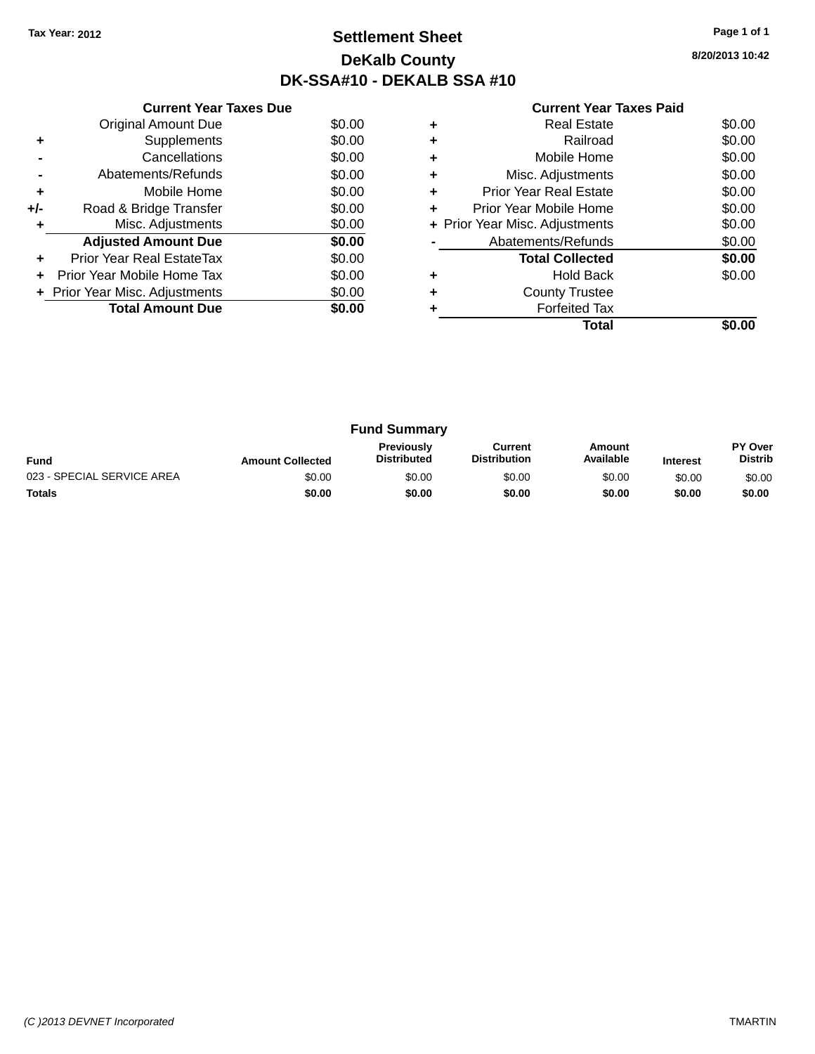Tax Year: 2012

# Settlement Sheet

## DeKalb County

## DK-SSA#10 - DEKALB SSA #10

8/20/2013 10:42

### Current Year Taxes Due

| | | |
|---|---|---|
| | Original Amount Due | $0.00 |
| + | Supplements | $0.00 |
| - | Cancellations | $0.00 |
| - | Abatements/Refunds | $0.00 |
| + | Mobile Home | $0.00 |
| +/- | Road & Bridge Transfer | $0.00 |
| + | Misc. Adjustments | $0.00 |
| | **Adjusted Amount Due** | **$0.00** |
| + | Prior Year Real EstateTax | $0.00 |
| + | Prior Year Mobile Home Tax | $0.00 |
| + | Prior Year Misc. Adjustments | $0.00 |
| | **Total Amount Due** | **$0.00** |

### Current Year Taxes Paid

| | | |
|---|---|---|
| + | Real Estate | $0.00 |
| + | Railroad | $0.00 |
| + | Mobile Home | $0.00 |
| + | Misc. Adjustments | $0.00 |
| + | Prior Year Real Estate | $0.00 |
| + | Prior Year Mobile Home | $0.00 |
| + | Prior Year Misc. Adjustments | $0.00 |
| - | Abatements/Refunds | $0.00 |
| | **Total Collected** | **$0.00** |
| + | Hold Back | $0.00 |
| + | County Trustee | |
| + | Forfeited Tax | |
| | **Total** | **$0.00** |

### Fund Summary

| Fund | Amount Collected | Previously Distributed | Current Distribution | Amount Available | Interest | PY Over Distrib |
|---|---|---|---|---|---|---|
| 023 - SPECIAL SERVICE AREA | $0.00 | $0.00 | $0.00 | $0.00 | $0.00 | $0.00 |
| **Totals** | **$0.00** | **$0.00** | **$0.00** | **$0.00** | **$0.00** | **$0.00** |

(C )2013 DEVNET Incorporated TMARTIN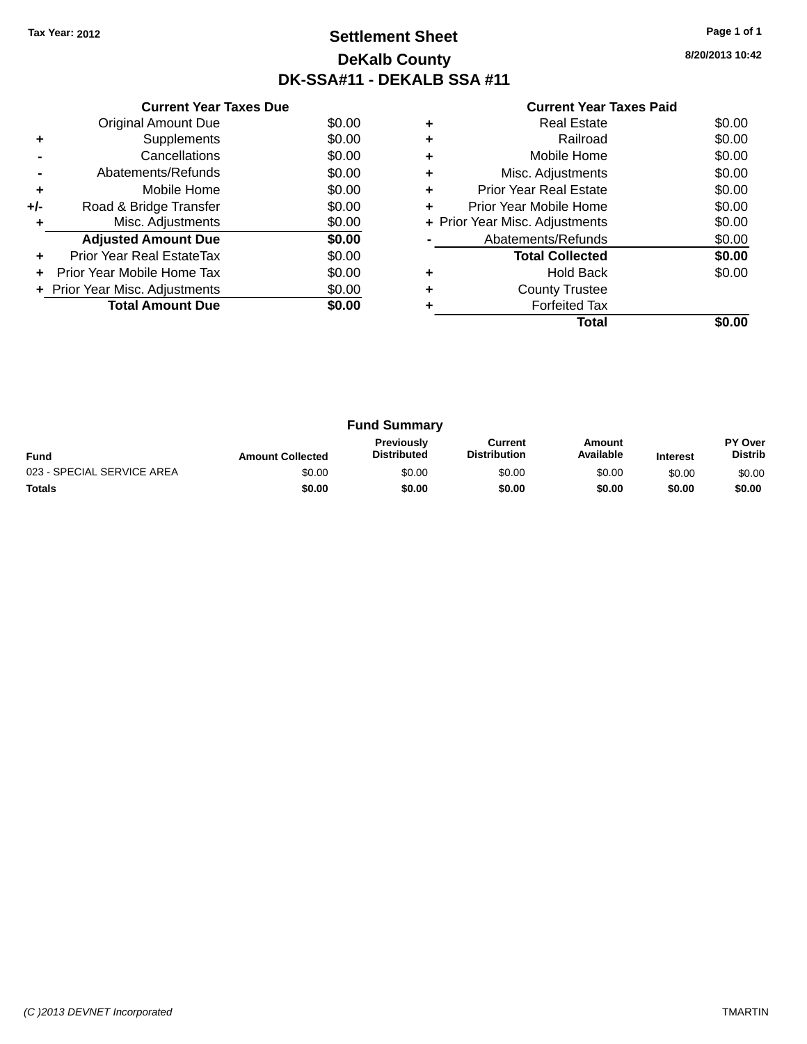Tax Year: 2012

# Settlement Sheet

## DeKalb County

## DK-SSA#11 - DEKALB SSA #11

8/20/2013 10:42

### Current Year Taxes Due

| | | |
|---|---|---|
| | Original Amount Due | $0.00 |
| + | Supplements | $0.00 |
| - | Cancellations | $0.00 |
| - | Abatements/Refunds | $0.00 |
| + | Mobile Home | $0.00 |
| +/- | Road & Bridge Transfer | $0.00 |
| + | Misc. Adjustments | $0.00 |
| | **Adjusted Amount Due** | **$0.00** |
| + | Prior Year Real EstateTax | $0.00 |
| + | Prior Year Mobile Home Tax | $0.00 |
| + | Prior Year Misc. Adjustments | $0.00 |
| | **Total Amount Due** | **$0.00** |

### Current Year Taxes Paid

| | | |
|---|---|---|
| + | Real Estate | $0.00 |
| + | Railroad | $0.00 |
| + | Mobile Home | $0.00 |
| + | Misc. Adjustments | $0.00 |
| + | Prior Year Real Estate | $0.00 |
| + | Prior Year Mobile Home | $0.00 |
| + | Prior Year Misc. Adjustments | $0.00 |
| - | Abatements/Refunds | $0.00 |
| | **Total Collected** | **$0.00** |
| + | Hold Back | $0.00 |
| + | County Trustee | |
| + | Forfeited Tax | |
| | **Total** | **$0.00** |

### Fund Summary

| Fund | Amount Collected | Previously Distributed | Current Distribution | Amount Available | Interest | PY Over Distrib |
|---|---|---|---|---|---|---|
| 023 - SPECIAL SERVICE AREA | $0.00 | $0.00 | $0.00 | $0.00 | $0.00 | $0.00 |
| **Totals** | **$0.00** | **$0.00** | **$0.00** | **$0.00** | **$0.00** | **$0.00** |

(C )2013 DEVNET Incorporated TMARTIN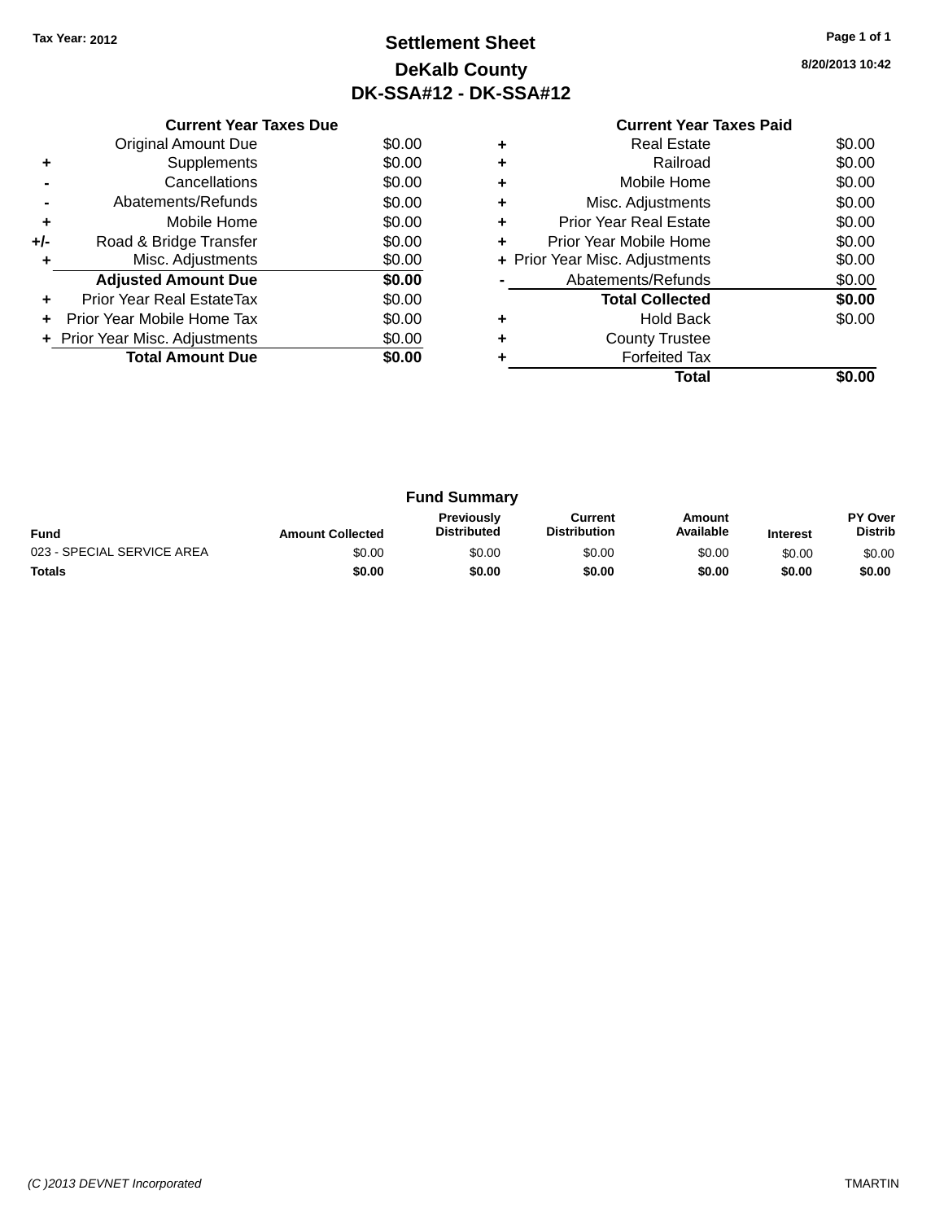Tax Year: 2012

# Settlement Sheet
## DeKalb County
## DK-SSA#12 - DK-SSA#12

8/20/2013 10:42

| | Current Year Taxes Due | |
|---|---|---|
| | Original Amount Due | $0.00 |
| + | Supplements | $0.00 |
| - | Cancellations | $0.00 |
| - | Abatements/Refunds | $0.00 |
| + | Mobile Home | $0.00 |
| +/- | Road & Bridge Transfer | $0.00 |
| + | Misc. Adjustments | $0.00 |
| | **Adjusted Amount Due** | **$0.00** |
| + | Prior Year Real EstateTax | $0.00 |
| + | Prior Year Mobile Home Tax | $0.00 |
| + | Prior Year Misc. Adjustments | $0.00 |
| | **Total Amount Due** | **$0.00** |

| | Current Year Taxes Paid | |
|---|---|---|
| + | Real Estate | $0.00 |
| + | Railroad | $0.00 |
| + | Mobile Home | $0.00 |
| + | Misc. Adjustments | $0.00 |
| + | Prior Year Real Estate | $0.00 |
| + | Prior Year Mobile Home | $0.00 |
| + | Prior Year Misc. Adjustments | $0.00 |
| - | Abatements/Refunds | $0.00 |
| | **Total Collected** | **$0.00** |
| + | Hold Back | $0.00 |
| + | County Trustee | |
| + | Forfeited Tax | |
| | **Total** | **$0.00** |

### Fund Summary

| Fund | Amount Collected | Previously Distributed | Current Distribution | Amount Available | Interest | PY Over Distrib |
|---|---|---|---|---|---|---|
| 023 - SPECIAL SERVICE AREA | $0.00 | $0.00 | $0.00 | $0.00 | $0.00 | $0.00 |
| **Totals** | **$0.00** | **$0.00** | **$0.00** | **$0.00** | **$0.00** | **$0.00** |

(C )2013 DEVNET Incorporated TMARTIN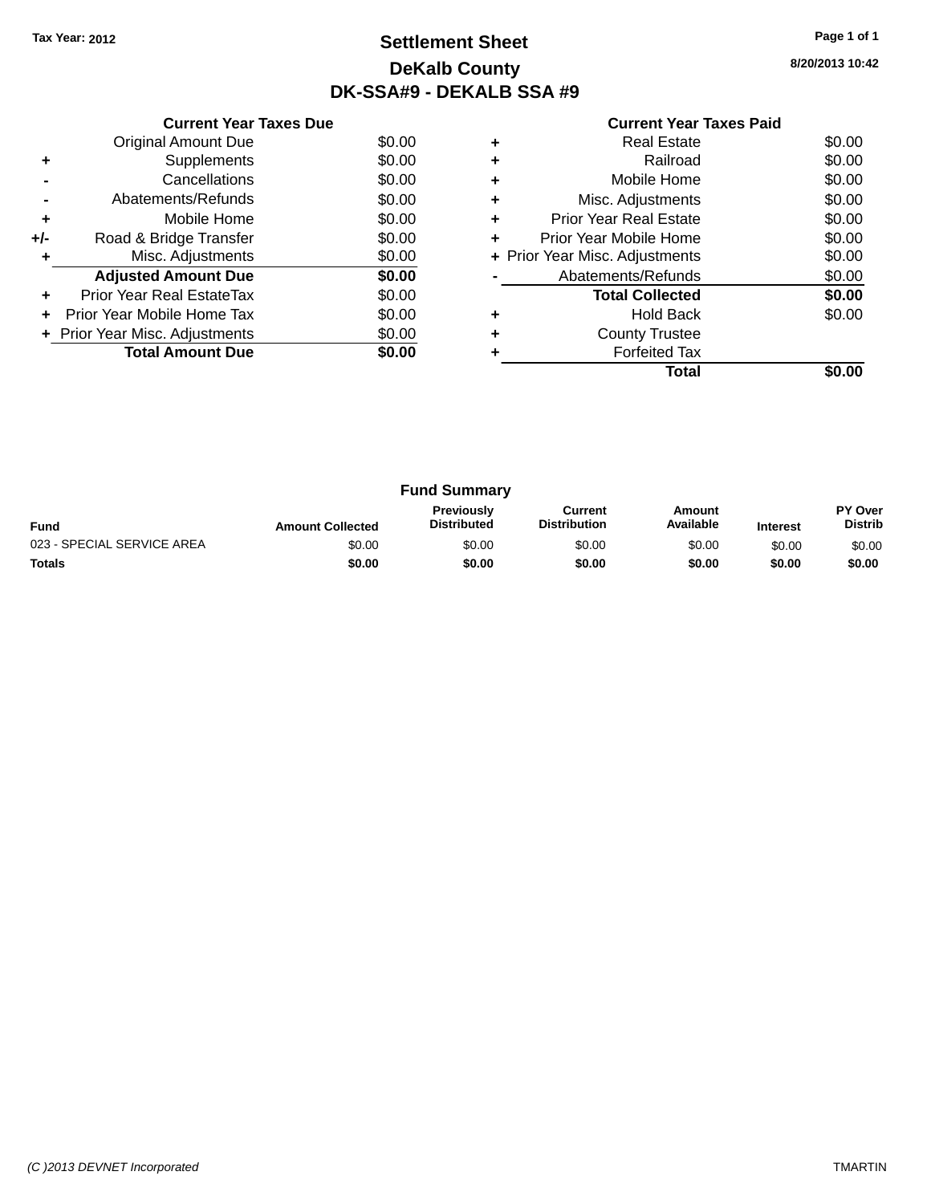Tax Year: 2012

# Settlement Sheet

## DeKalb County

## DK-SSA#9 - DEKALB SSA #9

8/20/2013 10:42

### Current Year Taxes Due

| | | |
|---|---|---|
| | Original Amount Due | $0.00 |
| + | Supplements | $0.00 |
| - | Cancellations | $0.00 |
| - | Abatements/Refunds | $0.00 |
| + | Mobile Home | $0.00 |
| +/- | Road & Bridge Transfer | $0.00 |
| + | Misc. Adjustments | $0.00 |
| | **Adjusted Amount Due** | **$0.00** |
| + | Prior Year Real EstateTax | $0.00 |
| + | Prior Year Mobile Home Tax | $0.00 |
| + | Prior Year Misc. Adjustments | $0.00 |
| | **Total Amount Due** | **$0.00** |

### Current Year Taxes Paid

| | | |
|---|---|---|
| + | Real Estate | $0.00 |
| + | Railroad | $0.00 |
| + | Mobile Home | $0.00 |
| + | Misc. Adjustments | $0.00 |
| + | Prior Year Real Estate | $0.00 |
| + | Prior Year Mobile Home | $0.00 |
| + | Prior Year Misc. Adjustments | $0.00 |
| - | Abatements/Refunds | $0.00 |
| | **Total Collected** | **$0.00** |
| + | Hold Back | $0.00 |
| + | County Trustee | |
| + | Forfeited Tax | |
| | **Total** | **$0.00** |

### Fund Summary

| Fund | Amount Collected | Previously Distributed | Current Distribution | Amount Available | Interest | PY Over Distrib |
|---|---|---|---|---|---|---|
| 023 - SPECIAL SERVICE AREA | $0.00 | $0.00 | $0.00 | $0.00 | $0.00 | $0.00 |
| **Totals** | **$0.00** | **$0.00** | **$0.00** | **$0.00** | **$0.00** | **$0.00** |

(C )2013 DEVNET Incorporated

TMARTIN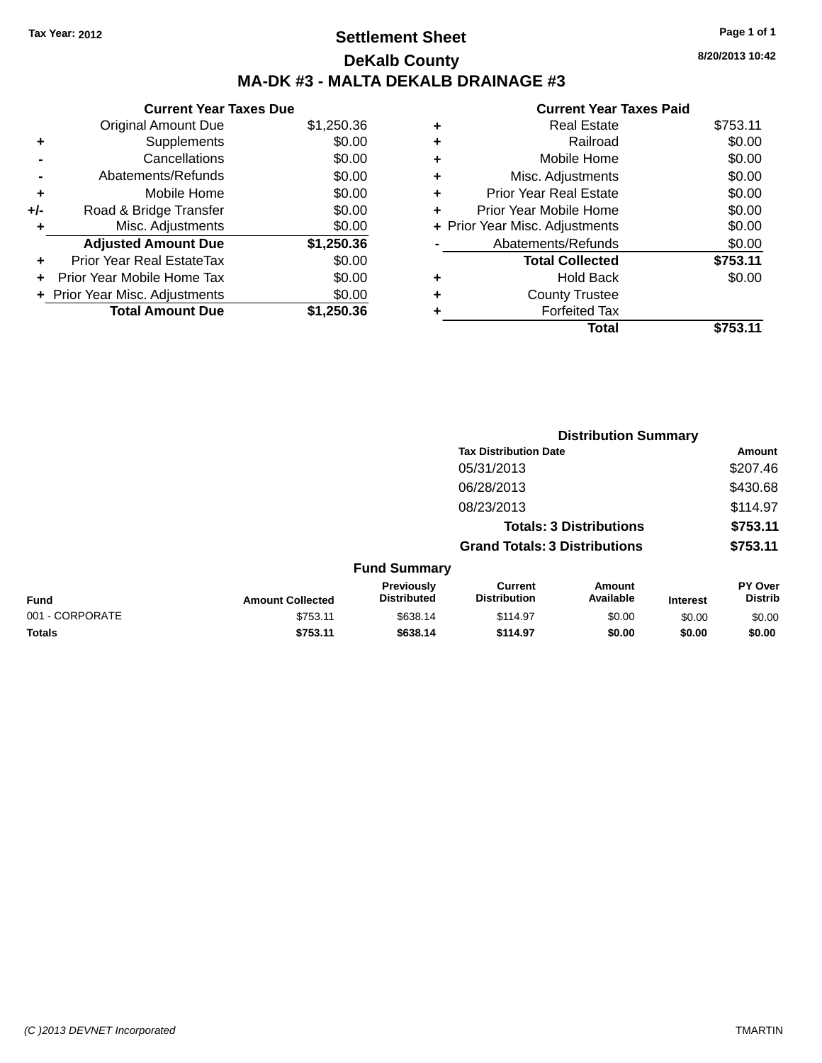**Tax Year: 2012**

# Settlement Sheet

## DeKalb County

## MA-DK #3 - MALTA DEKALB DRAINAGE #3

8/20/2013 10:42

### Current Year Taxes Due

| | | |
|---|---|---|
| | Original Amount Due | $1,250.36 |
| + | Supplements | $0.00 |
| - | Cancellations | $0.00 |
| - | Abatements/Refunds | $0.00 |
| + | Mobile Home | $0.00 |
| +/- | Road & Bridge Transfer | $0.00 |
| + | Misc. Adjustments | $0.00 |
| | **Adjusted Amount Due** | **$1,250.36** |
| + | Prior Year Real EstateTax | $0.00 |
| + | Prior Year Mobile Home Tax | $0.00 |
| + | Prior Year Misc. Adjustments | $0.00 |
| | **Total Amount Due** | **$1,250.36** |

### Current Year Taxes Paid

| | | |
|---|---|---|
| + | Real Estate | $753.11 |
| + | Railroad | $0.00 |
| + | Mobile Home | $0.00 |
| + | Misc. Adjustments | $0.00 |
| + | Prior Year Real Estate | $0.00 |
| + | Prior Year Mobile Home | $0.00 |
| + | Prior Year Misc. Adjustments | $0.00 |
| - | Abatements/Refunds | $0.00 |
| | **Total Collected** | **$753.11** |
| + | Hold Back | $0.00 |
| + | County Trustee | |
| + | Forfeited Tax | |
| | **Total** | **$753.11** |

### Distribution Summary

| Tax Distribution Date | Amount |
|---|---|
| 05/31/2013 | $207.46 |
| 06/28/2013 | $430.68 |
| 08/23/2013 | $114.97 |
| **Totals: 3 Distributions** | **$753.11** |
| **Grand Totals: 3 Distributions** | **$753.11** |

### Fund Summary

| Fund | Amount Collected | Previously Distributed | Current Distribution | Amount Available | Interest | PY Over Distrib |
|---|---|---|---|---|---|---|
| 001 - CORPORATE | $753.11 | $638.14 | $114.97 | $0.00 | $0.00 | $0.00 |
| **Totals** | **$753.11** | **$638.14** | **$114.97** | **$0.00** | **$0.00** | **$0.00** |

(C )2013 DEVNET Incorporated — TMARTIN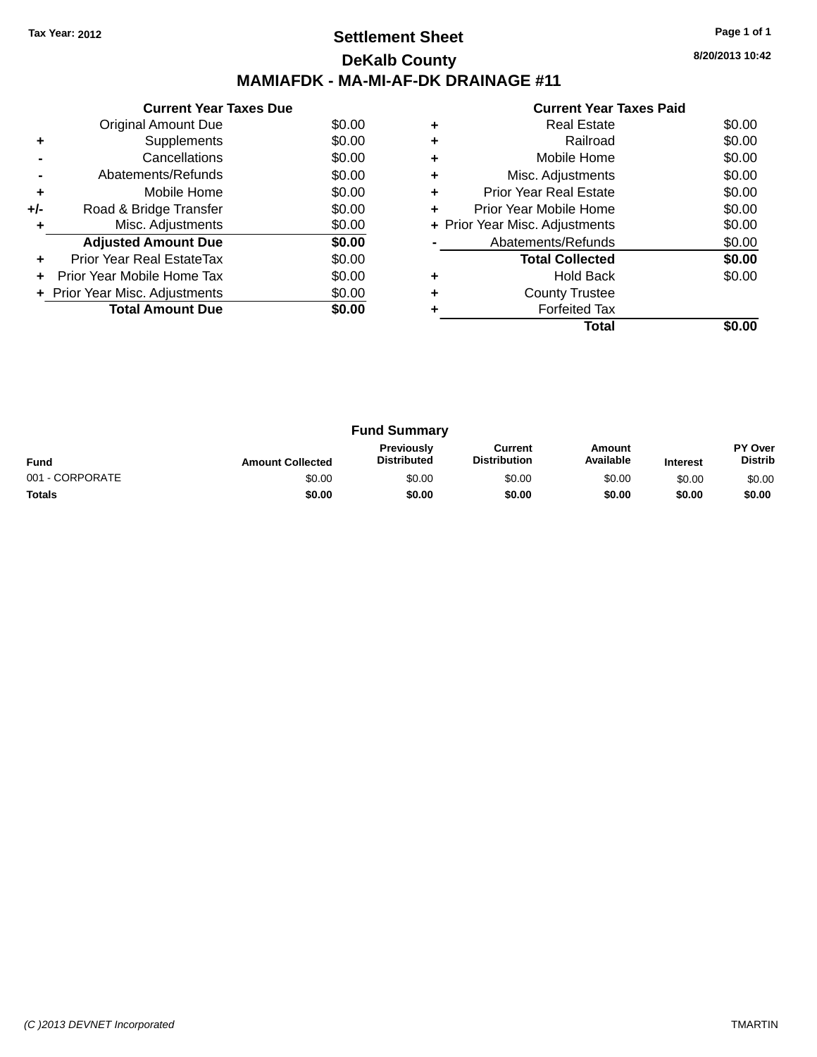Tax Year: 2012

# Settlement Sheet

## DeKalb County

## MAMIAFDK - MA-MI-AF-DK DRAINAGE #11

8/20/2013 10:42

**Current Year Taxes Due**

| | | |
|---|---|---|
| | Original Amount Due | $0.00 |
| + | Supplements | $0.00 |
| - | Cancellations | $0.00 |
| - | Abatements/Refunds | $0.00 |
| + | Mobile Home | $0.00 |
| +/- | Road & Bridge Transfer | $0.00 |
| + | Misc. Adjustments | $0.00 |
| | **Adjusted Amount Due** | **$0.00** |
| + | Prior Year Real EstateTax | $0.00 |
| + | Prior Year Mobile Home Tax | $0.00 |
| + | Prior Year Misc. Adjustments | $0.00 |
| | **Total Amount Due** | **$0.00** |

**Current Year Taxes Paid**

| | | |
|---|---|---|
| + | Real Estate | $0.00 |
| + | Railroad | $0.00 |
| + | Mobile Home | $0.00 |
| + | Misc. Adjustments | $0.00 |
| + | Prior Year Real Estate | $0.00 |
| + | Prior Year Mobile Home | $0.00 |
| + | Prior Year Misc. Adjustments | $0.00 |
| - | Abatements/Refunds | $0.00 |
| | **Total Collected** | **$0.00** |
| + | Hold Back | $0.00 |
| + | County Trustee | |
| + | Forfeited Tax | |
| | **Total** | **$0.00** |

**Fund Summary**

| Fund | Amount Collected | Previously Distributed | Current Distribution | Amount Available | Interest | PY Over Distrib |
|---|---|---|---|---|---|---|
| 001 - CORPORATE | $0.00 | $0.00 | $0.00 | $0.00 | $0.00 | $0.00 |
| **Totals** | **$0.00** | **$0.00** | **$0.00** | **$0.00** | **$0.00** | **$0.00** |

(C )2013 DEVNET Incorporated

TMARTIN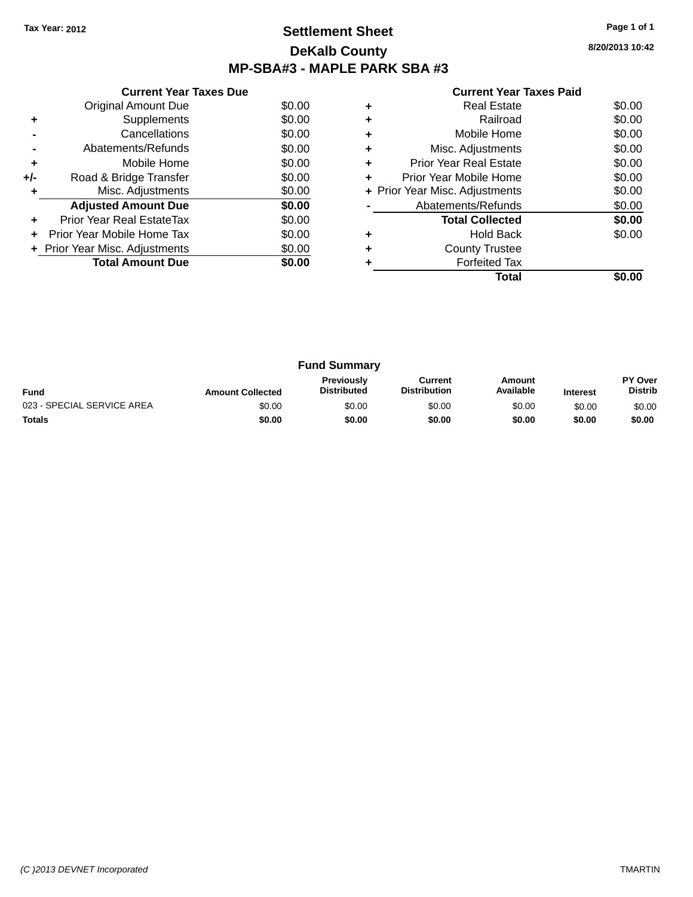Tax Year: 2012

# Settlement Sheet

## DeKalb County

## MP-SBA#3 - MAPLE PARK SBA #3

8/20/2013 10:42

### Current Year Taxes Due

| | | |
|---|---|---|
| | Original Amount Due | $0.00 |
| + | Supplements | $0.00 |
| - | Cancellations | $0.00 |
| - | Abatements/Refunds | $0.00 |
| + | Mobile Home | $0.00 |
| +/- | Road & Bridge Transfer | $0.00 |
| + | Misc. Adjustments | $0.00 |
| | **Adjusted Amount Due** | **$0.00** |
| + | Prior Year Real EstateTax | $0.00 |
| + | Prior Year Mobile Home Tax | $0.00 |
| + | Prior Year Misc. Adjustments | $0.00 |
| | **Total Amount Due** | **$0.00** |

### Current Year Taxes Paid

| | | |
|---|---|---|
| + | Real Estate | $0.00 |
| + | Railroad | $0.00 |
| + | Mobile Home | $0.00 |
| + | Misc. Adjustments | $0.00 |
| + | Prior Year Real Estate | $0.00 |
| + | Prior Year Mobile Home | $0.00 |
| + | Prior Year Misc. Adjustments | $0.00 |
| - | Abatements/Refunds | $0.00 |
| | **Total Collected** | **$0.00** |
| + | Hold Back | $0.00 |
| + | County Trustee | |
| + | Forfeited Tax | |
| | **Total** | **$0.00** |

### Fund Summary

| Fund | Amount Collected | Previously Distributed | Current Distribution | Amount Available | Interest | PY Over Distrib |
|---|---|---|---|---|---|---|
| 023 - SPECIAL SERVICE AREA | $0.00 | $0.00 | $0.00 | $0.00 | $0.00 | $0.00 |
| **Totals** | **$0.00** | **$0.00** | **$0.00** | **$0.00** | **$0.00** | **$0.00** |

(C )2013 DEVNET Incorporated

TMARTIN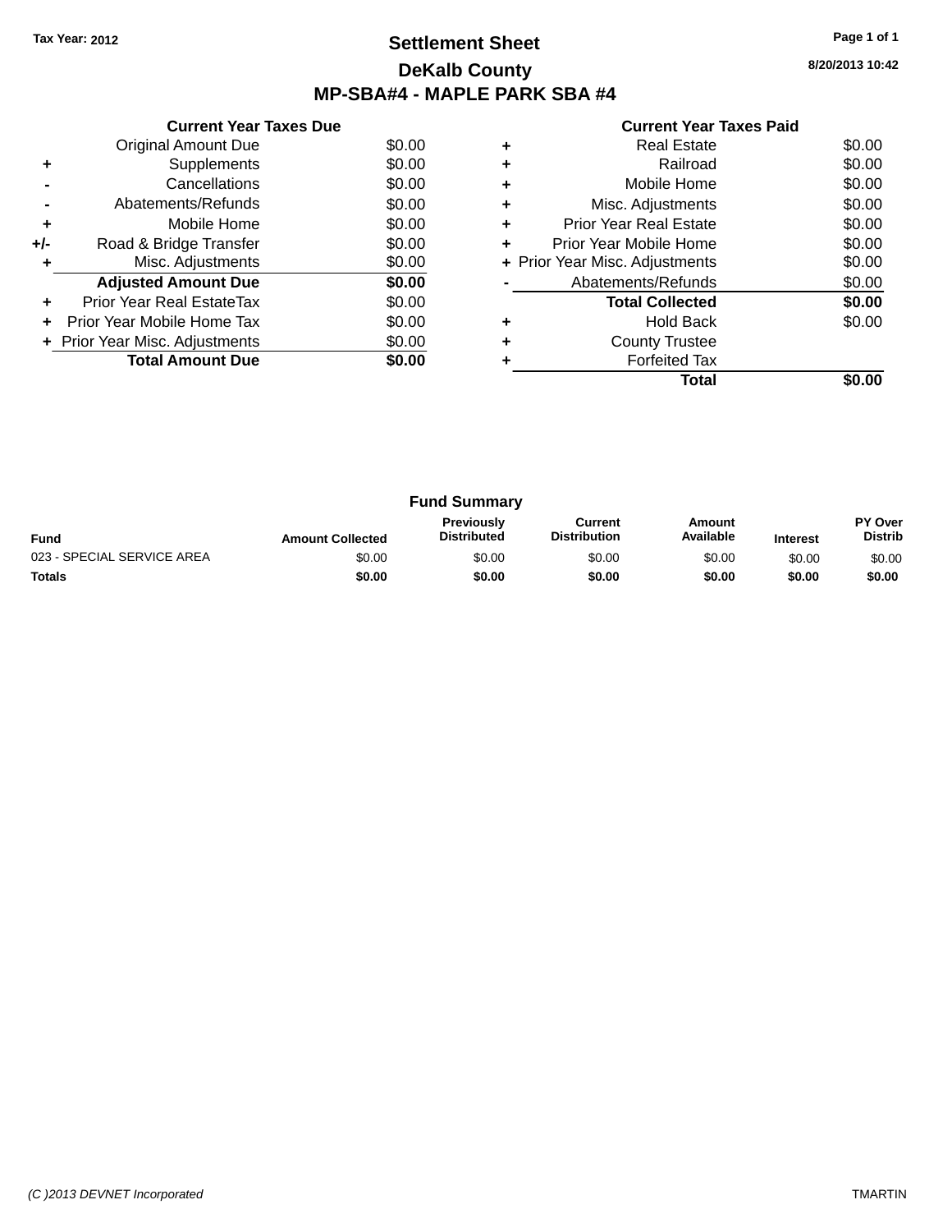Tax Year: 2012

# Settlement Sheet

## DeKalb County

## MP-SBA#4 - MAPLE PARK SBA #4

8/20/2013 10:42

| | Current Year Taxes Due | |
|---|---|---|
| | Original Amount Due | $0.00 |
| + | Supplements | $0.00 |
| - | Cancellations | $0.00 |
| - | Abatements/Refunds | $0.00 |
| + | Mobile Home | $0.00 |
| +/- | Road & Bridge Transfer | $0.00 |
| + | Misc. Adjustments | $0.00 |
| | **Adjusted Amount Due** | **$0.00** |
| + | Prior Year Real EstateTax | $0.00 |
| + | Prior Year Mobile Home Tax | $0.00 |
| + | Prior Year Misc. Adjustments | $0.00 |
| | **Total Amount Due** | **$0.00** |

| | Current Year Taxes Paid | |
|---|---|---|
| + | Real Estate | $0.00 |
| + | Railroad | $0.00 |
| + | Mobile Home | $0.00 |
| + | Misc. Adjustments | $0.00 |
| + | Prior Year Real Estate | $0.00 |
| + | Prior Year Mobile Home | $0.00 |
| + | Prior Year Misc. Adjustments | $0.00 |
| - | Abatements/Refunds | $0.00 |
| | **Total Collected** | **$0.00** |
| + | Hold Back | $0.00 |
| + | County Trustee | |
| + | Forfeited Tax | |
| | **Total** | **$0.00** |

### Fund Summary

| Fund | Amount Collected | Previously Distributed | Current Distribution | Amount Available | Interest | PY Over Distrib |
|---|---|---|---|---|---|---|
| 023 - SPECIAL SERVICE AREA | $0.00 | $0.00 | $0.00 | $0.00 | $0.00 | $0.00 |
| **Totals** | **$0.00** | **$0.00** | **$0.00** | **$0.00** | **$0.00** | **$0.00** |

(C )2013 DEVNET Incorporated    TMARTIN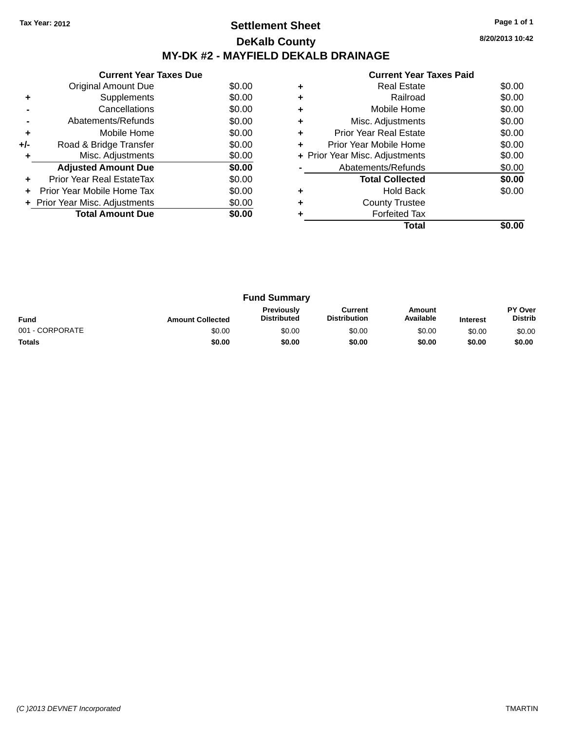Tax Year: 2012

# Settlement Sheet

## DeKalb County

## MY-DK #2 - MAYFIELD DEKALB DRAINAGE

8/20/2013 10:42

### Current Year Taxes Due

| | | |
|---|---|---|
| | Original Amount Due | $0.00 |
| + | Supplements | $0.00 |
| - | Cancellations | $0.00 |
| - | Abatements/Refunds | $0.00 |
| + | Mobile Home | $0.00 |
| +/- | Road & Bridge Transfer | $0.00 |
| + | Misc. Adjustments | $0.00 |
| | **Adjusted Amount Due** | **$0.00** |
| + | Prior Year Real EstateTax | $0.00 |
| + | Prior Year Mobile Home Tax | $0.00 |
| + | Prior Year Misc. Adjustments | $0.00 |
| | **Total Amount Due** | **$0.00** |

### Current Year Taxes Paid

| | | |
|---|---|---|
| + | Real Estate | $0.00 |
| + | Railroad | $0.00 |
| + | Mobile Home | $0.00 |
| + | Misc. Adjustments | $0.00 |
| + | Prior Year Real Estate | $0.00 |
| + | Prior Year Mobile Home | $0.00 |
| + | Prior Year Misc. Adjustments | $0.00 |
| - | Abatements/Refunds | $0.00 |
| | **Total Collected** | **$0.00** |
| + | Hold Back | $0.00 |
| + | County Trustee | |
| + | Forfeited Tax | |
| | **Total** | **$0.00** |

### Fund Summary

| Fund | Amount Collected | Previously Distributed | Current Distribution | Amount Available | Interest | PY Over Distrib |
|---|---|---|---|---|---|---|
| 001 - CORPORATE | $0.00 | $0.00 | $0.00 | $0.00 | $0.00 | $0.00 |
| **Totals** | **$0.00** | **$0.00** | **$0.00** | **$0.00** | **$0.00** | **$0.00** |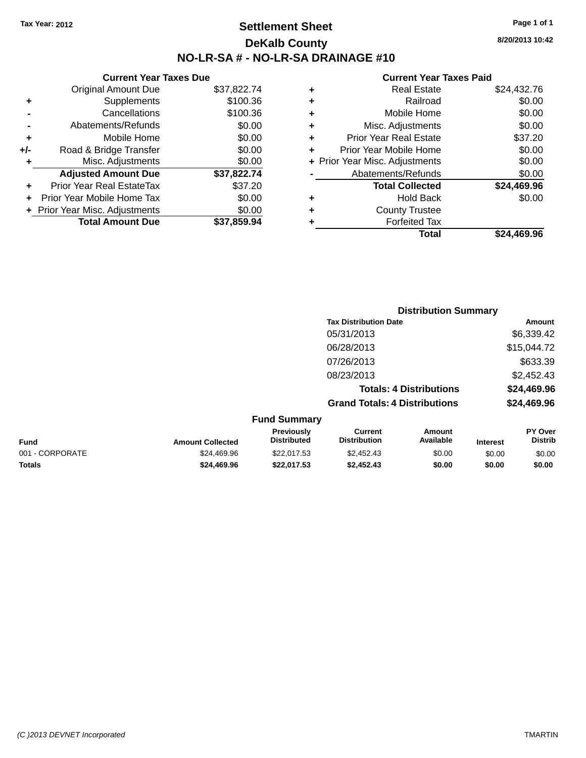Tax Year: 2012

# Settlement Sheet

## DeKalb County

## NO-LR-SA # - NO-LR-SA DRAINAGE #10

8/20/2013 10:42

### Current Year Taxes Due

| | | |
|---|---|---|
| | Original Amount Due | $37,822.74 |
| + | Supplements | $100.36 |
| - | Cancellations | $100.36 |
| - | Abatements/Refunds | $0.00 |
| + | Mobile Home | $0.00 |
| +/- | Road & Bridge Transfer | $0.00 |
| + | Misc. Adjustments | $0.00 |
| | **Adjusted Amount Due** | **$37,822.74** |
| + | Prior Year Real EstateTax | $37.20 |
| + | Prior Year Mobile Home Tax | $0.00 |
| + | Prior Year Misc. Adjustments | $0.00 |
| | **Total Amount Due** | **$37,859.94** |

### Current Year Taxes Paid

| | | |
|---|---|---|
| + | Real Estate | $24,432.76 |
| + | Railroad | $0.00 |
| + | Mobile Home | $0.00 |
| + | Misc. Adjustments | $0.00 |
| + | Prior Year Real Estate | $37.20 |
| + | Prior Year Mobile Home | $0.00 |
| + | Prior Year Misc. Adjustments | $0.00 |
| - | Abatements/Refunds | $0.00 |
| | **Total Collected** | **$24,469.96** |
| + | Hold Back | $0.00 |
| + | County Trustee | |
| + | Forfeited Tax | |
| | **Total** | **$24,469.96** |

### Distribution Summary

| Tax Distribution Date | Amount |
|---|---|
| 05/31/2013 | $6,339.42 |
| 06/28/2013 | $15,044.72 |
| 07/26/2013 | $633.39 |
| 08/23/2013 | $2,452.43 |
| **Totals: 4 Distributions** | **$24,469.96** |
| **Grand Totals: 4 Distributions** | **$24,469.96** |

### Fund Summary

| Fund | Amount Collected | Previously Distributed | Current Distribution | Amount Available | Interest | PY Over Distrib |
|---|---|---|---|---|---|---|
| 001 - CORPORATE | $24,469.96 | $22,017.53 | $2,452.43 | $0.00 | $0.00 | $0.00 |
| **Totals** | **$24,469.96** | **$22,017.53** | **$2,452.43** | **$0.00** | **$0.00** | **$0.00** |

(C )2013 DEVNET Incorporated TMARTIN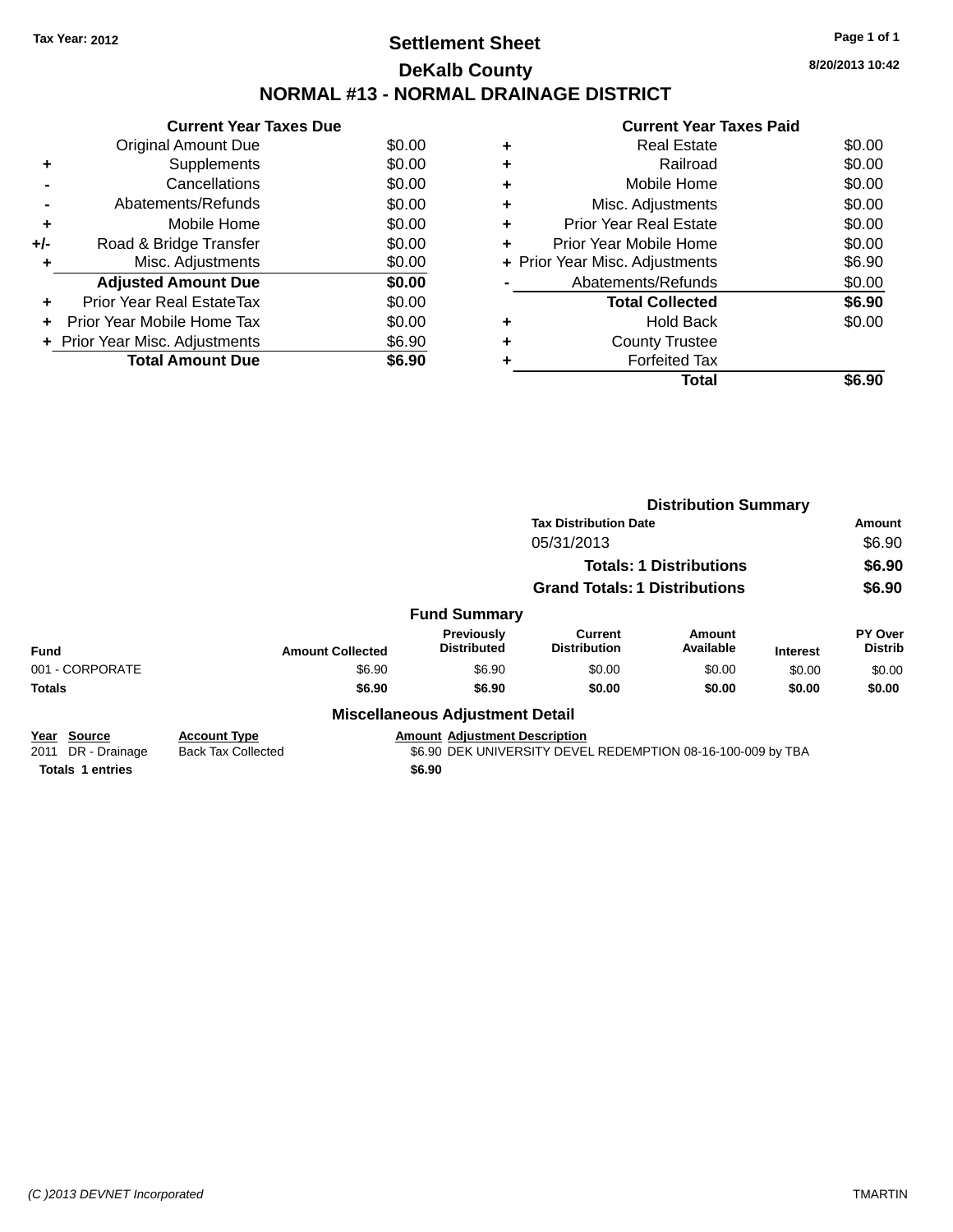Tax Year: 2012

# Settlement Sheet

## DeKalb County

## NORMAL #13 - NORMAL DRAINAGE DISTRICT

8/20/2013 10:42

### Current Year Taxes Due

| | | |
|---|---|---|
| | Original Amount Due | $0.00 |
| + | Supplements | $0.00 |
| - | Cancellations | $0.00 |
| - | Abatements/Refunds | $0.00 |
| + | Mobile Home | $0.00 |
| +/- | Road & Bridge Transfer | $0.00 |
| + | Misc. Adjustments | $0.00 |
| | **Adjusted Amount Due** | **$0.00** |
| + | Prior Year Real EstateTax | $0.00 |
| + | Prior Year Mobile Home Tax | $0.00 |
| + | Prior Year Misc. Adjustments | $6.90 |
| | **Total Amount Due** | **$6.90** |

### Current Year Taxes Paid

| | | |
|---|---|---|
| + | Real Estate | $0.00 |
| + | Railroad | $0.00 |
| + | Mobile Home | $0.00 |
| + | Misc. Adjustments | $0.00 |
| + | Prior Year Real Estate | $0.00 |
| + | Prior Year Mobile Home | $0.00 |
| + | Prior Year Misc. Adjustments | $6.90 |
| - | Abatements/Refunds | $0.00 |
| | **Total Collected** | **$6.90** |
| + | Hold Back | $0.00 |
| + | County Trustee | |
| + | Forfeited Tax | |
| | **Total** | **$6.90** |

### Distribution Summary

| Tax Distribution Date | Amount |
|---|---|
| 05/31/2013 | $6.90 |
| **Totals: 1 Distributions** | **$6.90** |
| **Grand Totals: 1 Distributions** | **$6.90** |

### Fund Summary

| Fund | Amount Collected | Previously Distributed | Current Distribution | Amount Available | Interest | PY Over Distrib |
|---|---|---|---|---|---|---|
| 001 - CORPORATE | $6.90 | $6.90 | $0.00 | $0.00 | $0.00 | $0.00 |
| **Totals** | **$6.90** | **$6.90** | **$0.00** | **$0.00** | **$0.00** | **$0.00** |

### Miscellaneous Adjustment Detail

| Year | Source | Account Type | Amount | Adjustment Description |
|---|---|---|---|---|
| 2011 | DR - Drainage | Back Tax Collected | $6.90 | DEK UNIVERSITY DEVEL REDEMPTION 08-16-100-009 by TBA |
| **Totals 1 entries** | | | **$6.90** | |

(C )2013 DEVNET Incorporated TMARTIN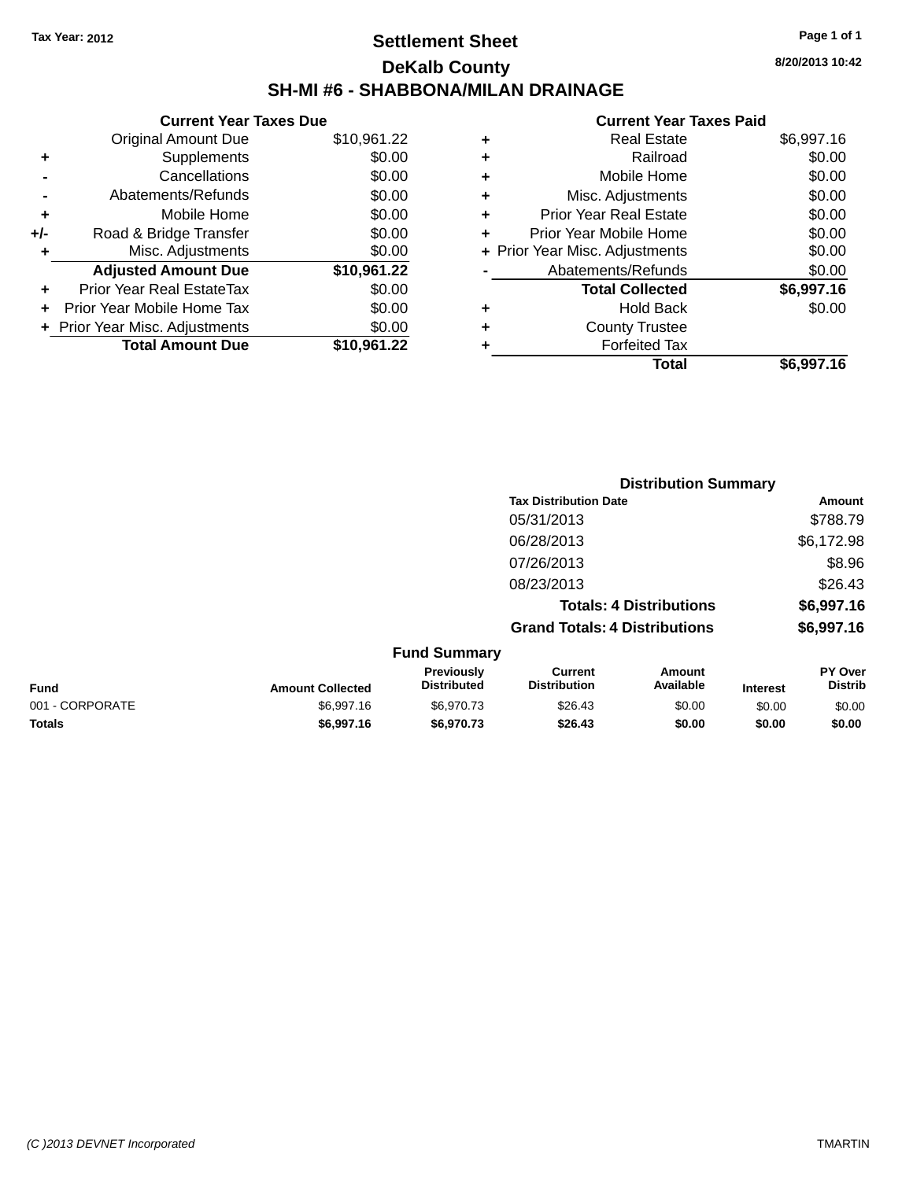Tax Year: 2012

# Settlement Sheet

## DeKalb County

## SH-MI #6 - SHABBONA/MILAN DRAINAGE

8/20/2013 10:42

| | Current Year Taxes Due | |
|---|---|---|
| | Original Amount Due | $10,961.22 |
| + | Supplements | $0.00 |
| - | Cancellations | $0.00 |
| - | Abatements/Refunds | $0.00 |
| + | Mobile Home | $0.00 |
| +/- | Road & Bridge Transfer | $0.00 |
| + | Misc. Adjustments | $0.00 |
| | **Adjusted Amount Due** | **$10,961.22** |
| + | Prior Year Real EstateTax | $0.00 |
| + | Prior Year Mobile Home Tax | $0.00 |
| + | Prior Year Misc. Adjustments | $0.00 |
| | **Total Amount Due** | **$10,961.22** |

| | Current Year Taxes Paid | |
|---|---|---|
| + | Real Estate | $6,997.16 |
| + | Railroad | $0.00 |
| + | Mobile Home | $0.00 |
| + | Misc. Adjustments | $0.00 |
| + | Prior Year Real Estate | $0.00 |
| + | Prior Year Mobile Home | $0.00 |
| + | Prior Year Misc. Adjustments | $0.00 |
| - | Abatements/Refunds | $0.00 |
| | **Total Collected** | **$6,997.16** |
| + | Hold Back | $0.00 |
| + | County Trustee | |
| + | Forfeited Tax | |
| | **Total** | **$6,997.16** |

### Distribution Summary

| Tax Distribution Date | Amount |
|---|---|
| 05/31/2013 | $788.79 |
| 06/28/2013 | $6,172.98 |
| 07/26/2013 | $8.96 |
| 08/23/2013 | $26.43 |
| **Totals: 4 Distributions** | **$6,997.16** |
| **Grand Totals: 4 Distributions** | **$6,997.16** |

### Fund Summary

| Fund | Amount Collected | Previously Distributed | Current Distribution | Amount Available | Interest | PY Over Distrib |
|---|---|---|---|---|---|---|
| 001 - CORPORATE | $6,997.16 | $6,970.73 | $26.43 | $0.00 | $0.00 | $0.00 |
| **Totals** | **$6,997.16** | **$6,970.73** | **$26.43** | **$0.00** | **$0.00** | **$0.00** |

(C )2013 DEVNET Incorporated TMARTIN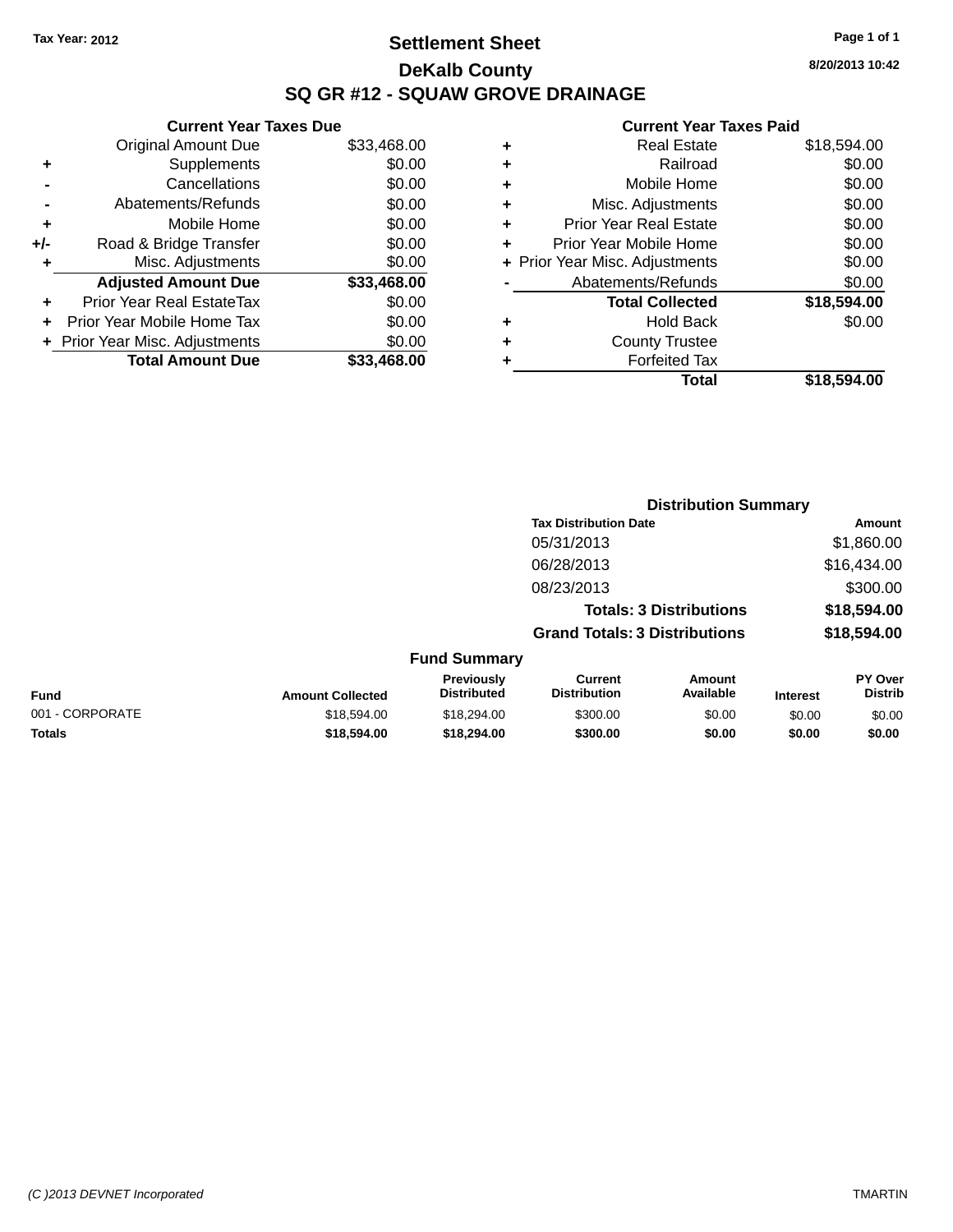Tax Year: 2012

# Settlement Sheet

## DeKalb County

## SQ GR #12 - SQUAW GROVE DRAINAGE

8/20/2013 10:42

### Current Year Taxes Due

| | | |
|---|---|---|
| | Original Amount Due | $33,468.00 |
| + | Supplements | $0.00 |
| - | Cancellations | $0.00 |
| - | Abatements/Refunds | $0.00 |
| + | Mobile Home | $0.00 |
| +/- | Road & Bridge Transfer | $0.00 |
| + | Misc. Adjustments | $0.00 |
| | **Adjusted Amount Due** | **$33,468.00** |
| + | Prior Year Real EstateTax | $0.00 |
| + | Prior Year Mobile Home Tax | $0.00 |
| + | Prior Year Misc. Adjustments | $0.00 |
| | **Total Amount Due** | **$33,468.00** |

### Current Year Taxes Paid

| | | |
|---|---|---|
| + | Real Estate | $18,594.00 |
| + | Railroad | $0.00 |
| + | Mobile Home | $0.00 |
| + | Misc. Adjustments | $0.00 |
| + | Prior Year Real Estate | $0.00 |
| + | Prior Year Mobile Home | $0.00 |
| + | Prior Year Misc. Adjustments | $0.00 |
| - | Abatements/Refunds | $0.00 |
| | **Total Collected** | **$18,594.00** |
| + | Hold Back | $0.00 |
| + | County Trustee | |
| + | Forfeited Tax | |
| | **Total** | **$18,594.00** |

### Distribution Summary

| Tax Distribution Date | Amount |
|---|---|
| 05/31/2013 | $1,860.00 |
| 06/28/2013 | $16,434.00 |
| 08/23/2013 | $300.00 |
| **Totals: 3 Distributions** | **$18,594.00** |
| **Grand Totals: 3 Distributions** | **$18,594.00** |

### Fund Summary

| Fund | Amount Collected | Previously Distributed | Current Distribution | Amount Available | Interest | PY Over Distrib |
|---|---|---|---|---|---|---|
| 001 - CORPORATE | $18,594.00 | $18,294.00 | $300.00 | $0.00 | $0.00 | $0.00 |
| **Totals** | **$18,594.00** | **$18,294.00** | **$300.00** | **$0.00** | **$0.00** | **$0.00** |

(C )2013 DEVNET Incorporated

TMARTIN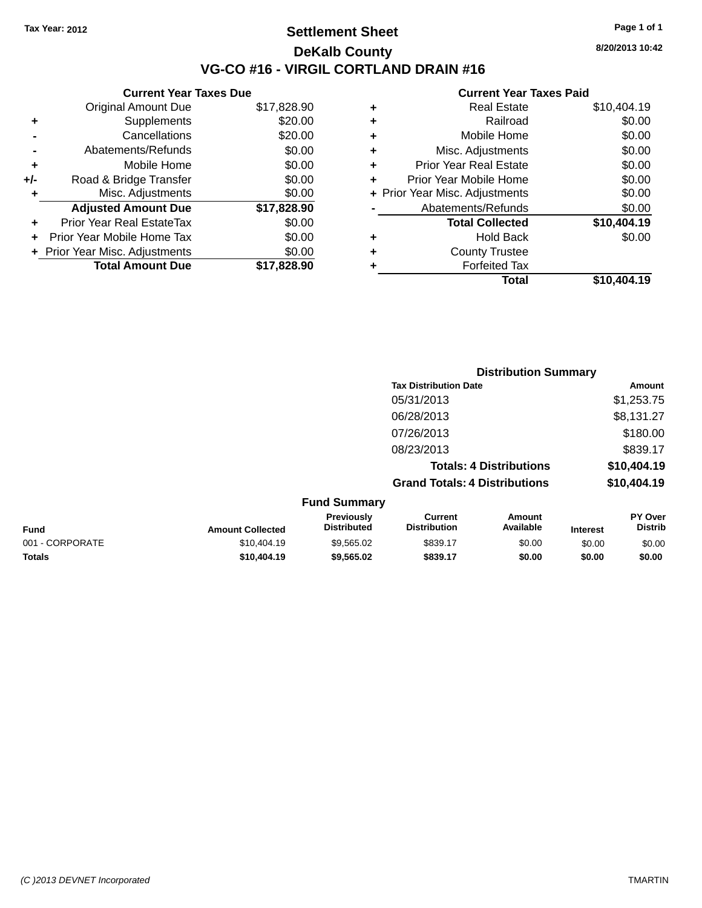Tax Year: 2012

# Settlement Sheet

## DeKalb County

## VG-CO #16 - VIRGIL CORTLAND DRAIN #16

8/20/2013 10:42

### Current Year Taxes Due

| | | |
|---|---|---|
| | Original Amount Due | $17,828.90 |
| + | Supplements | $20.00 |
| - | Cancellations | $20.00 |
| - | Abatements/Refunds | $0.00 |
| + | Mobile Home | $0.00 |
| +/- | Road & Bridge Transfer | $0.00 |
| + | Misc. Adjustments | $0.00 |
| | **Adjusted Amount Due** | **$17,828.90** |
| + | Prior Year Real EstateTax | $0.00 |
| + | Prior Year Mobile Home Tax | $0.00 |
| + | Prior Year Misc. Adjustments | $0.00 |
| | **Total Amount Due** | **$17,828.90** |

### Current Year Taxes Paid

| | | |
|---|---|---|
| + | Real Estate | $10,404.19 |
| + | Railroad | $0.00 |
| + | Mobile Home | $0.00 |
| + | Misc. Adjustments | $0.00 |
| + | Prior Year Real Estate | $0.00 |
| + | Prior Year Mobile Home | $0.00 |
| + | Prior Year Misc. Adjustments | $0.00 |
| - | Abatements/Refunds | $0.00 |
| | **Total Collected** | **$10,404.19** |
| + | Hold Back | $0.00 |
| + | County Trustee | |
| + | Forfeited Tax | |
| | **Total** | **$10,404.19** |

### Distribution Summary

| Tax Distribution Date | Amount |
|---|---|
| 05/31/2013 | $1,253.75 |
| 06/28/2013 | $8,131.27 |
| 07/26/2013 | $180.00 |
| 08/23/2013 | $839.17 |
| **Totals: 4 Distributions** | **$10,404.19** |
| **Grand Totals: 4 Distributions** | **$10,404.19** |

### Fund Summary

| Fund | Amount Collected | Previously Distributed | Current Distribution | Amount Available | Interest | PY Over Distrib |
|---|---|---|---|---|---|---|
| 001 - CORPORATE | $10,404.19 | $9,565.02 | $839.17 | $0.00 | $0.00 | $0.00 |
| **Totals** | **$10,404.19** | **$9,565.02** | **$839.17** | **$0.00** | **$0.00** | **$0.00** |

(C )2013 DEVNET Incorporated TMARTIN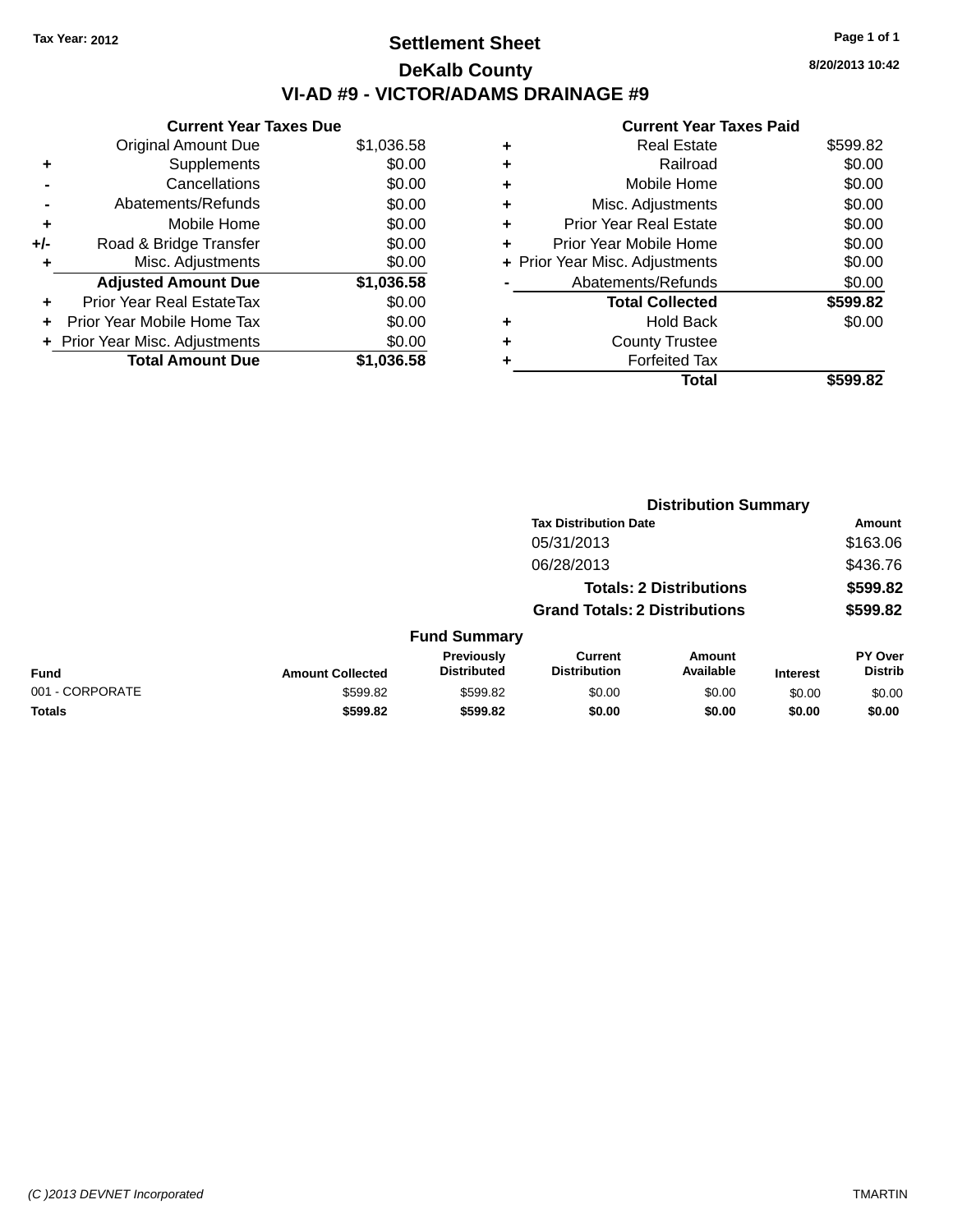Tax Year: 2012

# Settlement Sheet

## DeKalb County

## VI-AD #9 - VICTOR/ADAMS DRAINAGE #9

8/20/2013 10:42

### Current Year Taxes Due

| | | |
|---|---|---|
| | Original Amount Due | $1,036.58 |
| + | Supplements | $0.00 |
| - | Cancellations | $0.00 |
| - | Abatements/Refunds | $0.00 |
| + | Mobile Home | $0.00 |
| +/- | Road & Bridge Transfer | $0.00 |
| + | Misc. Adjustments | $0.00 |
| | **Adjusted Amount Due** | **$1,036.58** |
| + | Prior Year Real EstateTax | $0.00 |
| + | Prior Year Mobile Home Tax | $0.00 |
| + | Prior Year Misc. Adjustments | $0.00 |
| | **Total Amount Due** | **$1,036.58** |

### Current Year Taxes Paid

| | | |
|---|---|---|
| + | Real Estate | $599.82 |
| + | Railroad | $0.00 |
| + | Mobile Home | $0.00 |
| + | Misc. Adjustments | $0.00 |
| + | Prior Year Real Estate | $0.00 |
| + | Prior Year Mobile Home | $0.00 |
| + | Prior Year Misc. Adjustments | $0.00 |
| - | Abatements/Refunds | $0.00 |
| | **Total Collected** | **$599.82** |
| + | Hold Back | $0.00 |
| + | County Trustee | |
| + | Forfeited Tax | |
| | **Total** | **$599.82** |

### Distribution Summary

| Tax Distribution Date | Amount |
|---|---|
| 05/31/2013 | $163.06 |
| 06/28/2013 | $436.76 |
| **Totals: 2 Distributions** | **$599.82** |
| **Grand Totals: 2 Distributions** | **$599.82** |

### Fund Summary

| Fund | Amount Collected | Previously Distributed | Current Distribution | Amount Available | Interest | PY Over Distrib |
|---|---|---|---|---|---|---|
| 001 - CORPORATE | $599.82 | $599.82 | $0.00 | $0.00 | $0.00 | $0.00 |
| **Totals** | **$599.82** | **$599.82** | **$0.00** | **$0.00** | **$0.00** | **$0.00** |

(C )2013 DEVNET Incorporated TMARTIN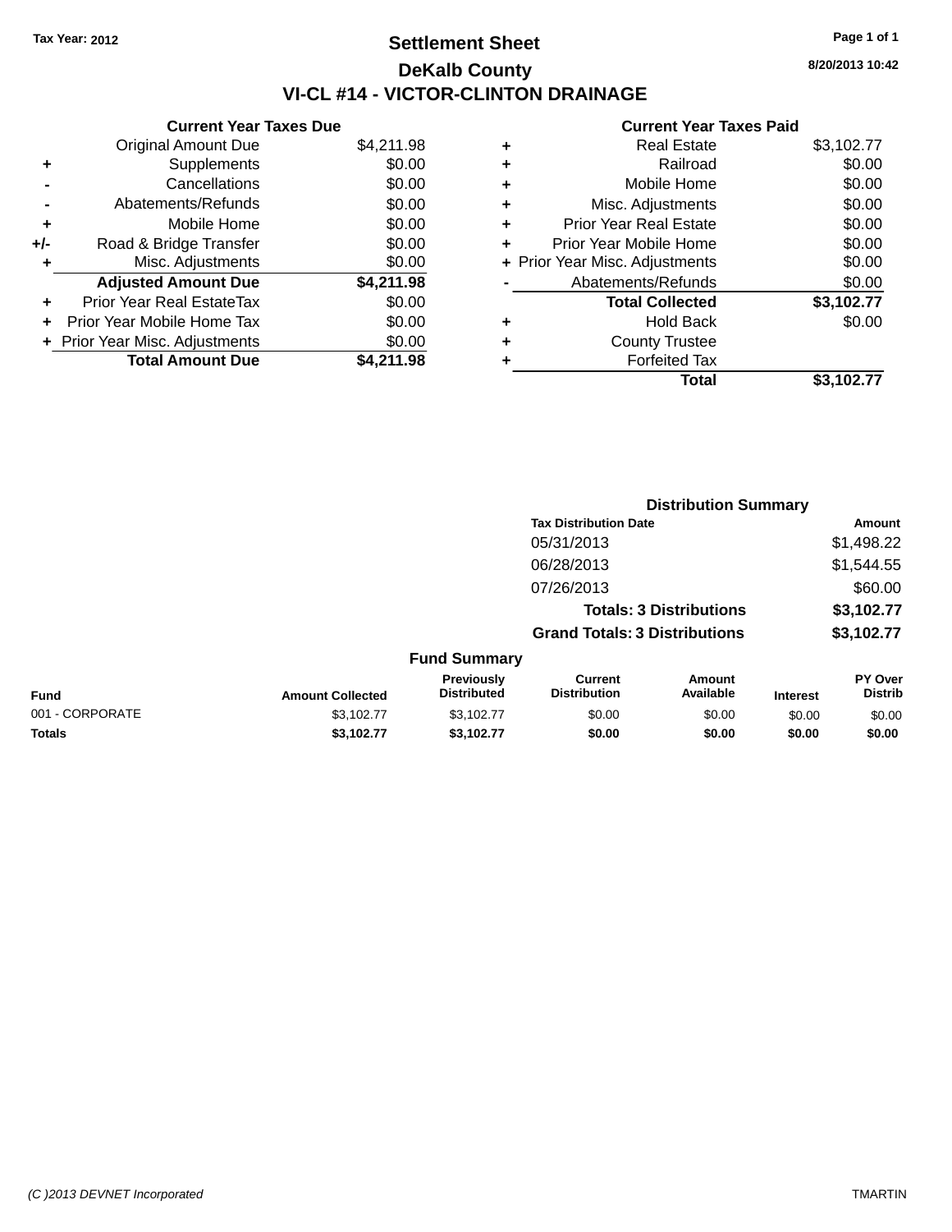Tax Year: 2012

# Settlement Sheet

## DeKalb County

## VI-CL #14 - VICTOR-CLINTON DRAINAGE

8/20/2013 10:42

| | Current Year Taxes Due | |
|---|---|---|
| | Original Amount Due | $4,211.98 |
| + | Supplements | $0.00 |
| - | Cancellations | $0.00 |
| - | Abatements/Refunds | $0.00 |
| + | Mobile Home | $0.00 |
| +/- | Road & Bridge Transfer | $0.00 |
| + | Misc. Adjustments | $0.00 |
| | **Adjusted Amount Due** | **$4,211.98** |
| + | Prior Year Real EstateTax | $0.00 |
| + | Prior Year Mobile Home Tax | $0.00 |
| + | Prior Year Misc. Adjustments | $0.00 |
| | **Total Amount Due** | **$4,211.98** |

| | Current Year Taxes Paid | |
|---|---|---|
| + | Real Estate | $3,102.77 |
| + | Railroad | $0.00 |
| + | Mobile Home | $0.00 |
| + | Misc. Adjustments | $0.00 |
| + | Prior Year Real Estate | $0.00 |
| + | Prior Year Mobile Home | $0.00 |
| + | Prior Year Misc. Adjustments | $0.00 |
| - | Abatements/Refunds | $0.00 |
| | **Total Collected** | **$3,102.77** |
| + | Hold Back | $0.00 |
| + | County Trustee | |
| + | Forfeited Tax | |
| | **Total** | **$3,102.77** |

### Distribution Summary

| Tax Distribution Date | Amount |
|---|---|
| 05/31/2013 | $1,498.22 |
| 06/28/2013 | $1,544.55 |
| 07/26/2013 | $60.00 |
| **Totals: 3 Distributions** | **$3,102.77** |
| **Grand Totals: 3 Distributions** | **$3,102.77** |

### Fund Summary

| Fund | Amount Collected | Previously Distributed | Current Distribution | Amount Available | Interest | PY Over Distrib |
|---|---|---|---|---|---|---|
| 001 - CORPORATE | $3,102.77 | $3,102.77 | $0.00 | $0.00 | $0.00 | $0.00 |
| **Totals** | **$3,102.77** | **$3,102.77** | **$0.00** | **$0.00** | **$0.00** | **$0.00** |

(C )2013 DEVNET Incorporated

TMARTIN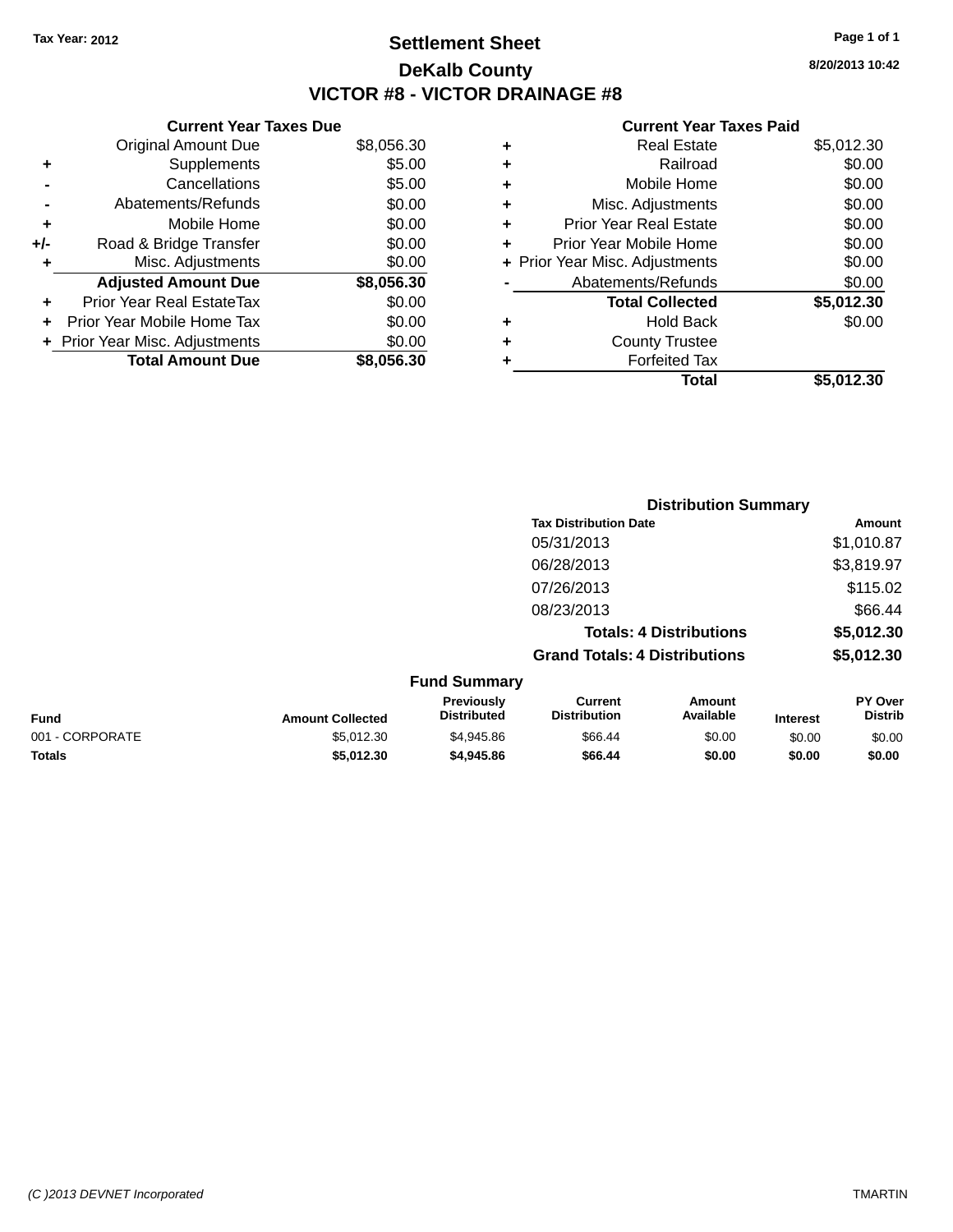Tax Year: 2012

# Settlement Sheet

## DeKalb County

## VICTOR #8 - VICTOR DRAINAGE #8

8/20/2013 10:42

### Current Year Taxes Due

| | | |
|---|---|---|
| | Original Amount Due | $8,056.30 |
| + | Supplements | $5.00 |
| - | Cancellations | $5.00 |
| - | Abatements/Refunds | $0.00 |
| + | Mobile Home | $0.00 |
| +/- | Road & Bridge Transfer | $0.00 |
| + | Misc. Adjustments | $0.00 |
| | **Adjusted Amount Due** | **$8,056.30** |
| + | Prior Year Real EstateTax | $0.00 |
| + | Prior Year Mobile Home Tax | $0.00 |
| + | Prior Year Misc. Adjustments | $0.00 |
| | **Total Amount Due** | **$8,056.30** |

### Current Year Taxes Paid

| | | |
|---|---|---|
| + | Real Estate | $5,012.30 |
| + | Railroad | $0.00 |
| + | Mobile Home | $0.00 |
| + | Misc. Adjustments | $0.00 |
| + | Prior Year Real Estate | $0.00 |
| + | Prior Year Mobile Home | $0.00 |
| + | Prior Year Misc. Adjustments | $0.00 |
| - | Abatements/Refunds | $0.00 |
| | **Total Collected** | **$5,012.30** |
| + | Hold Back | $0.00 |
| + | County Trustee | |
| + | Forfeited Tax | |
| | **Total** | **$5,012.30** |

### Distribution Summary

| Tax Distribution Date | Amount |
|---|---|
| 05/31/2013 | $1,010.87 |
| 06/28/2013 | $3,819.97 |
| 07/26/2013 | $115.02 |
| 08/23/2013 | $66.44 |
| **Totals: 4 Distributions** | **$5,012.30** |
| **Grand Totals: 4 Distributions** | **$5,012.30** |

### Fund Summary

| Fund | Amount Collected | Previously Distributed | Current Distribution | Amount Available | Interest | PY Over Distrib |
|---|---|---|---|---|---|---|
| 001 - CORPORATE | $5,012.30 | $4,945.86 | $66.44 | $0.00 | $0.00 | $0.00 |
| **Totals** | **$5,012.30** | **$4,945.86** | **$66.44** | **$0.00** | **$0.00** | **$0.00** |

(C )2013 DEVNET Incorporated TMARTIN